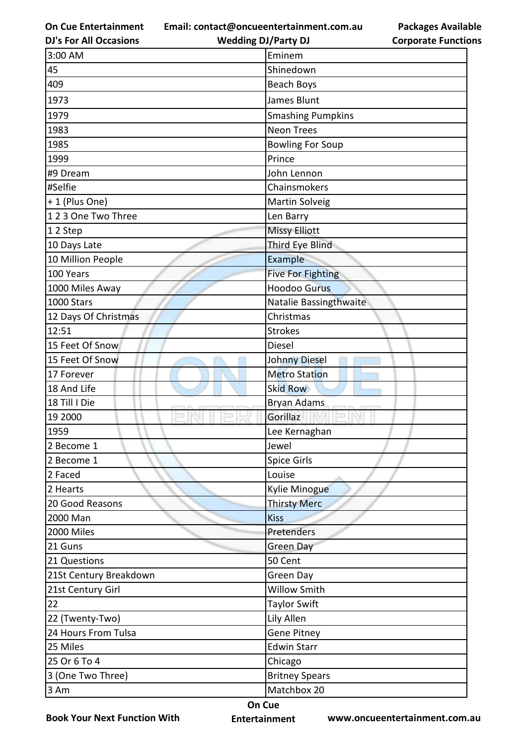| 3:00 AM | Eminem |
|---|---|
| 45 | Shinedown |
| 409 | Beach Boys |
| 1973 | James Blunt |
| 1979 | Smashing Pumpkins |
| 1983 | Neon Trees |
| 1985 | Bowling For Soup |
| 1999 | Prince |
| #9 Dream | John Lennon |
| #Selfie | Chainsmokers |
| + 1 (Plus One) | Martin Solveig |
| 1 2 3 One Two Three | Len Barry |
| 1 2 Step | Missy Elliott |
| 10 Days Late | Third Eye Blind |
| 10 Million People | Example |
| 100 Years | Five For Fighting |
| 1000 Miles Away | Hoodoo Gurus |
| 1000 Stars | Natalie Bassingthwaite |
| 12 Days Of Christmas | Christmas |
| 12:51 | Strokes |
| 15 Feet Of Snow | Diesel |
| 15 Feet Of Snow | Johnny Diesel |
| 17 Forever | Metro Station |
| 18 And Life | Skid Row |
| 18 Till I Die | Bryan Adams |
| 19 2000 | Gorillaz |
| 1959 | Lee Kernaghan |
| 2 Become 1 | Jewel |
| 2 Become 1 | Spice Girls |
| 2 Faced | Louise |
| 2 Hearts | Kylie Minogue |
| 20 Good Reasons | Thirsty Merc |
| 2000 Man | Kiss |
| 2000 Miles | Pretenders |
| 21 Guns | Green Day |
| 21 Questions | 50 Cent |
| 21St Century Breakdown | Green Day |
| 21st Century Girl | Willow Smith |
| 22 | Taylor Swift |
| 22 (Twenty-Two) | Lily Allen |
| 24 Hours From Tulsa | Gene Pitney |
| 25 Miles | Edwin Starr |
| 25 Or 6 To 4 | Chicago |
| 3 (One Two Three) | Britney Spears |
| 3 Am | Matchbox 20 |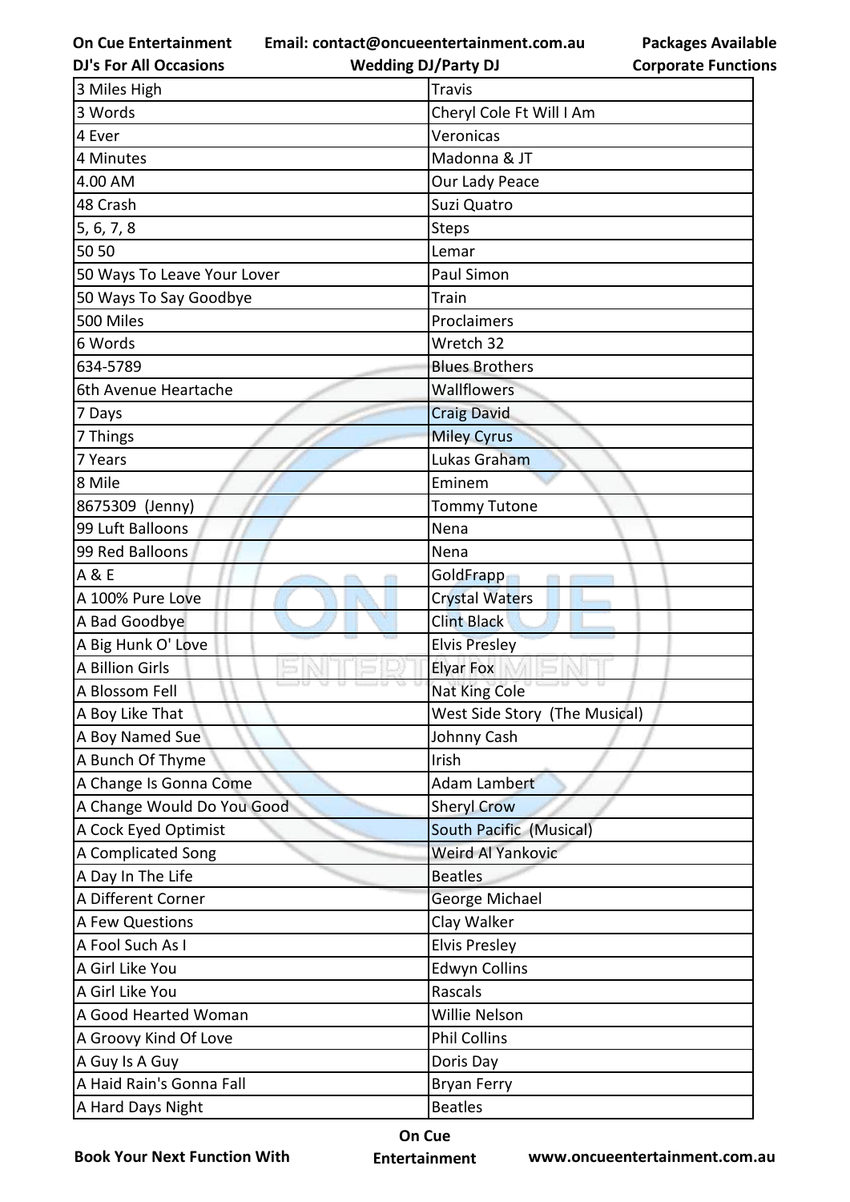| 3 Miles High | Travis |
|---|---|
| 3 Words | Cheryl Cole Ft Will I Am |
| 4 Ever | Veronicas |
| 4 Minutes | Madonna & JT |
| 4.00 AM | Our Lady Peace |
| 48 Crash | Suzi Quatro |
| 5, 6, 7, 8 | Steps |
| 50 50 | Lemar |
| 50 Ways To Leave Your Lover | Paul Simon |
| 50 Ways To Say Goodbye | Train |
| 500 Miles | Proclaimers |
| 6 Words | Wretch 32 |
| 634-5789 | Blues Brothers |
| 6th Avenue Heartache | Wallflowers |
| 7 Days | Craig David |
| 7 Things | Miley Cyrus |
| 7 Years | Lukas Graham |
| 8 Mile | Eminem |
| 8675309 (Jenny) | Tommy Tutone |
| 99 Luft Balloons | Nena |
| 99 Red Balloons | Nena |
| A & E | GoldFrapp |
| A 100% Pure Love | Crystal Waters |
| A Bad Goodbye | Clint Black |
| A Big Hunk O' Love | Elvis Presley |
| A Billion Girls | Elyar Fox |
| A Blossom Fell | Nat King Cole |
| A Boy Like That | West Side Story (The Musical) |
| A Boy Named Sue | Johnny Cash |
| A Bunch Of Thyme | Irish |
| A Change Is Gonna Come | Adam Lambert |
| A Change Would Do You Good | Sheryl Crow |
| A Cock Eyed Optimist | South Pacific (Musical) |
| A Complicated Song | Weird Al Yankovic |
| A Day In The Life | Beatles |
| A Different Corner | George Michael |
| A Few Questions | Clay Walker |
| A Fool Such As I | Elvis Presley |
| A Girl Like You | Edwyn Collins |
| A Girl Like You | Rascals |
| A Good Hearted Woman | Willie Nelson |
| A Groovy Kind Of Love | Phil Collins |
| A Guy Is A Guy | Doris Day |
| A Haid Rain's Gonna Fall | Bryan Ferry |
| A Hard Days Night | Beatles |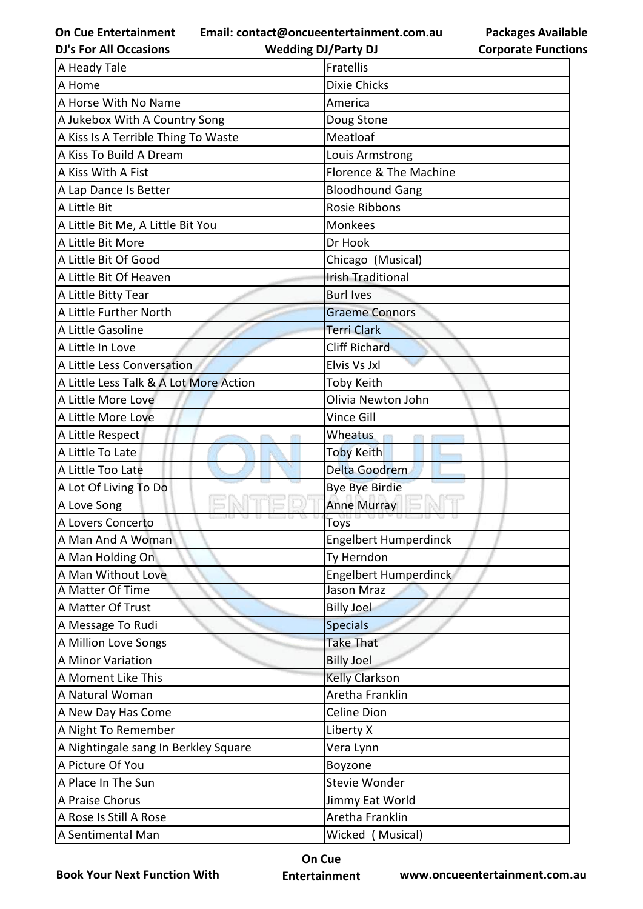| A Heady Tale | Fratellis |
|---|---|
| A Home | Dixie Chicks |
| A Horse With No Name | America |
| A Jukebox With A Country Song | Doug Stone |
| A Kiss Is A Terrible Thing To Waste | Meatloaf |
| A Kiss To Build A Dream | Louis Armstrong |
| A Kiss With A Fist | Florence & The Machine |
| A Lap Dance Is Better | Bloodhound Gang |
| A Little Bit | Rosie Ribbons |
| A Little Bit Me, A Little Bit You | Monkees |
| A Little Bit More | Dr Hook |
| A Little Bit Of Good | Chicago (Musical) |
| A Little Bit Of Heaven | Irish Traditional |
| A Little Bitty Tear | Burl Ives |
| A Little Further North | Graeme Connors |
| A Little Gasoline | Terri Clark |
| A Little In Love | Cliff Richard |
| A Little Less Conversation | Elvis Vs Jxl |
| A Little Less Talk & A Lot More Action | Toby Keith |
| A Little More Love | Olivia Newton John |
| A Little More Love | Vince Gill |
| A Little Respect | Wheatus |
| A Little To Late | Toby Keith |
| A Little Too Late | Delta Goodrem |
| A Lot Of Living To Do | Bye Bye Birdie |
| A Love Song | Anne Murray |
| A Lovers Concerto | Toys |
| A Man And A Woman | Engelbert Humperdinck |
| A Man Holding On | Ty Herndon |
| A Man Without Love | Engelbert Humperdinck |
| A Matter Of Time | Jason Mraz |
| A Matter Of Trust | Billy Joel |
| A Message To Rudi | Specials |
| A Million Love Songs | Take That |
| A Minor Variation | Billy Joel |
| A Moment Like This | Kelly Clarkson |
| A Natural Woman | Aretha Franklin |
| A New Day Has Come | Celine Dion |
| A Night To Remember | Liberty X |
| A Nightingale sang In Berkley Square | Vera Lynn |
| A Picture Of You | Boyzone |
| A Place In The Sun | Stevie Wonder |
| A Praise Chorus | Jimmy Eat World |
| A Rose Is Still A Rose | Aretha Franklin |
| A Sentimental Man | Wicked ( Musical) |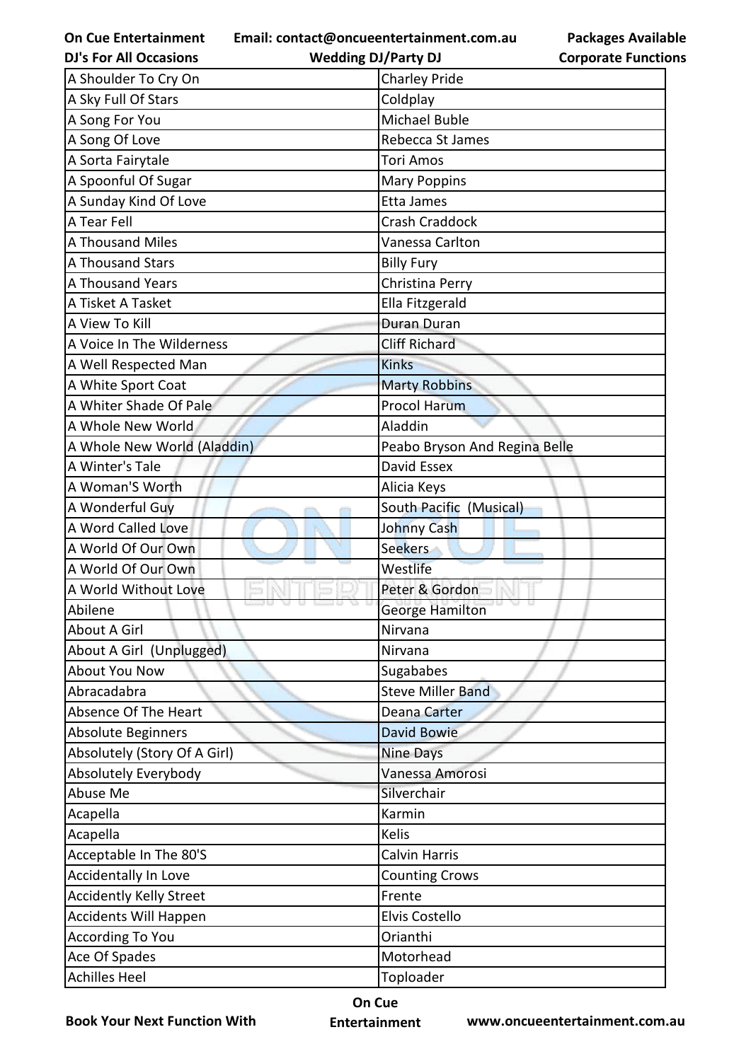| A Shoulder To Cry On | Charley Pride |
|---|---|
| A Sky Full Of Stars | Coldplay |
| A Song For You | Michael Buble |
| A Song Of Love | Rebecca St James |
| A Sorta Fairytale | Tori Amos |
| A Spoonful Of Sugar | Mary Poppins |
| A Sunday Kind Of Love | Etta James |
| A Tear Fell | Crash Craddock |
| A Thousand Miles | Vanessa Carlton |
| A Thousand Stars | Billy Fury |
| A Thousand Years | Christina Perry |
| A Tisket A Tasket | Ella Fitzgerald |
| A View To Kill | Duran Duran |
| A Voice In The Wilderness | Cliff Richard |
| A Well Respected Man | Kinks |
| A White Sport Coat | Marty Robbins |
| A Whiter Shade Of Pale | Procol Harum |
| A Whole New World | Aladdin |
| A Whole New World (Aladdin) | Peabo Bryson And Regina Belle |
| A Winter's Tale | David Essex |
| A Woman'S Worth | Alicia Keys |
| A Wonderful Guy | South Pacific (Musical) |
| A Word Called Love | Johnny Cash |
| A World Of Our Own | Seekers |
| A World Of Our Own | Westlife |
| A World Without Love | Peter & Gordon |
| Abilene | George Hamilton |
| About A Girl | Nirvana |
| About A Girl (Unplugged) | Nirvana |
| About You Now | Sugababes |
| Abracadabra | Steve Miller Band |
| Absence Of The Heart | Deana Carter |
| Absolute Beginners | David Bowie |
| Absolutely (Story Of A Girl) | Nine Days |
| Absolutely Everybody | Vanessa Amorosi |
| Abuse Me | Silverchair |
| Acapella | Karmin |
| Acapella | Kelis |
| Acceptable In The 80'S | Calvin Harris |
| Accidentally In Love | Counting Crows |
| Accidently Kelly Street | Frente |
| Accidents Will Happen | Elvis Costello |
| According To You | Orianthi |
| Ace Of Spades | Motorhead |
| Achilles Heel | Toploader |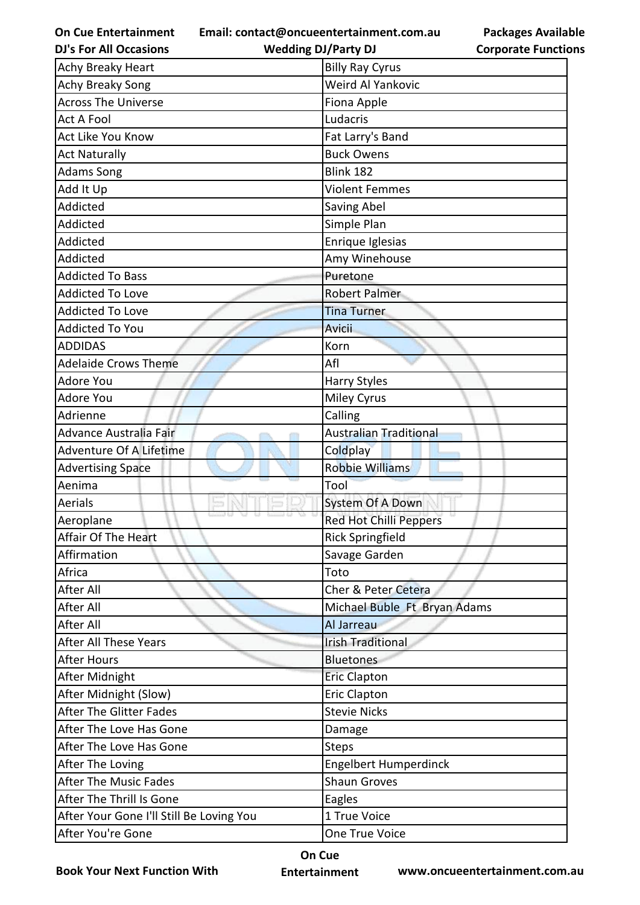| Achy Breaky Heart | Billy Ray Cyrus |
|---|---|
| Achy Breaky Song | Weird Al Yankovic |
| Across The Universe | Fiona Apple |
| Act A Fool | Ludacris |
| Act Like You Know | Fat Larry's Band |
| Act Naturally | Buck Owens |
| Adams Song | Blink 182 |
| Add It Up | Violent Femmes |
| Addicted | Saving Abel |
| Addicted | Simple Plan |
| Addicted | Enrique Iglesias |
| Addicted | Amy Winehouse |
| Addicted To Bass | Puretone |
| Addicted To Love | Robert Palmer |
| Addicted To Love | Tina Turner |
| Addicted To You | Avicii |
| ADDIDAS | Korn |
| Adelaide Crows Theme | Afl |
| Adore You | Harry Styles |
| Adore You | Miley Cyrus |
| Adrienne | Calling |
| Advance Australia Fair | Australian Traditional |
| Adventure Of A Lifetime | Coldplay |
| Advertising Space | Robbie Williams |
| Aenima | Tool |
| Aerials | System Of A Down |
| Aeroplane | Red Hot Chilli Peppers |
| Affair Of The Heart | Rick Springfield |
| Affirmation | Savage Garden |
| Africa | Toto |
| After All | Cher & Peter Cetera |
| After All | Michael Buble Ft Bryan Adams |
| After All | Al Jarreau |
| After All These Years | Irish Traditional |
| After Hours | Bluetones |
| After Midnight | Eric Clapton |
| After Midnight (Slow) | Eric Clapton |
| After The Glitter Fades | Stevie Nicks |
| After The Love Has Gone | Damage |
| After The Love Has Gone | Steps |
| After The Loving | Engelbert Humperdinck |
| After The Music Fades | Shaun Groves |
| After The Thrill Is Gone | Eagles |
| After Your Gone I'll Still Be Loving You | 1 True Voice |
| After You're Gone | One True Voice |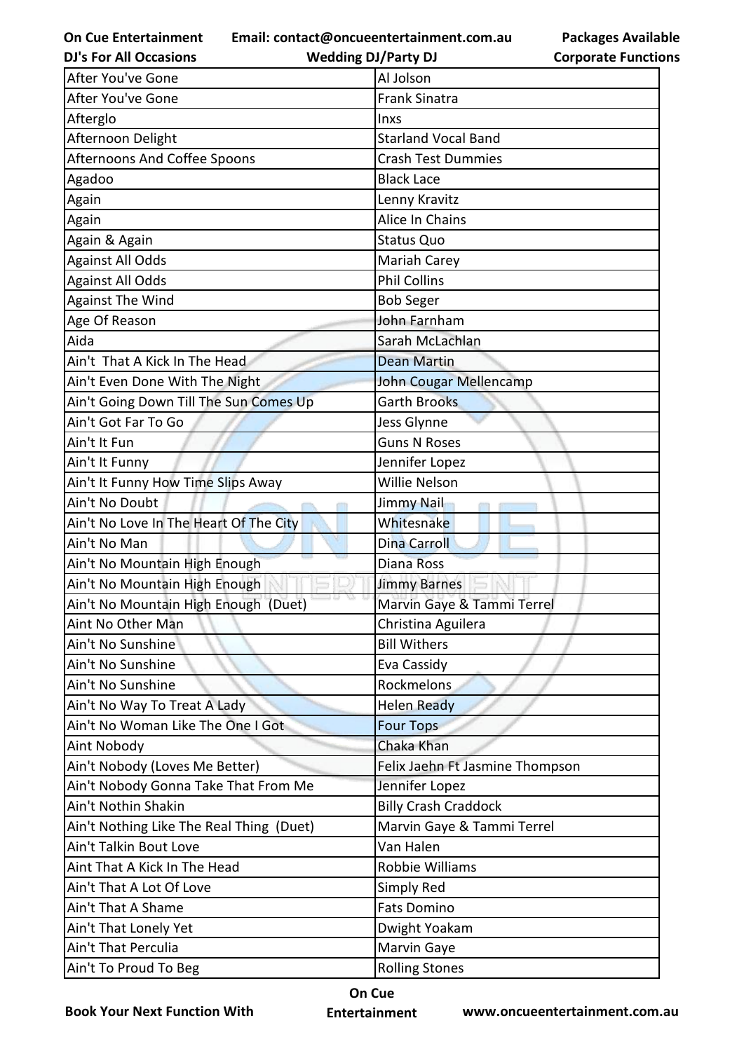| After You've Gone | Al Jolson |
|---|---|
| After You've Gone | Frank Sinatra |
| Afterglo | Inxs |
| Afternoon Delight | Starland Vocal Band |
| Afternoons And Coffee Spoons | Crash Test Dummies |
| Agadoo | Black Lace |
| Again | Lenny Kravitz |
| Again | Alice In Chains |
| Again & Again | Status Quo |
| Against All Odds | Mariah Carey |
| Against All Odds | Phil Collins |
| Against The Wind | Bob Seger |
| Age Of Reason | John Farnham |
| Aida | Sarah McLachlan |
| Ain't  That A Kick In The Head | Dean Martin |
| Ain't Even Done With The Night | John Cougar Mellencamp |
| Ain't Going Down Till The Sun Comes Up | Garth Brooks |
| Ain't Got Far To Go | Jess Glynne |
| Ain't It Fun | Guns N Roses |
| Ain't It Funny | Jennifer Lopez |
| Ain't It Funny How Time Slips Away | Willie Nelson |
| Ain't No Doubt | Jimmy Nail |
| Ain't No Love In The Heart Of The City | Whitesnake |
| Ain't No Man | Dina Carroll |
| Ain't No Mountain High Enough | Diana Ross |
| Ain't No Mountain High Enough | Jimmy Barnes |
| Ain't No Mountain High Enough  (Duet) | Marvin Gaye & Tammi Terrel |
| Aint No Other Man | Christina Aguilera |
| Ain't No Sunshine | Bill Withers |
| Ain't No Sunshine | Eva Cassidy |
| Ain't No Sunshine | Rockmelons |
| Ain't No Way To Treat A Lady | Helen Ready |
| Ain't No Woman Like The One I Got | Four Tops |
| Aint Nobody | Chaka Khan |
| Ain't Nobody (Loves Me Better) | Felix Jaehn Ft Jasmine Thompson |
| Ain't Nobody Gonna Take That From Me | Jennifer Lopez |
| Ain't Nothin Shakin | Billy Crash Craddock |
| Ain't Nothing Like The Real Thing  (Duet) | Marvin Gaye & Tammi Terrel |
| Ain't Talkin Bout Love | Van Halen |
| Aint That A Kick In The Head | Robbie Williams |
| Ain't That A Lot Of Love | Simply Red |
| Ain't That A Shame | Fats Domino |
| Ain't That Lonely Yet | Dwight Yoakam |
| Ain't That Perculia | Marvin Gaye |
| Ain't To Proud To Beg | Rolling Stones |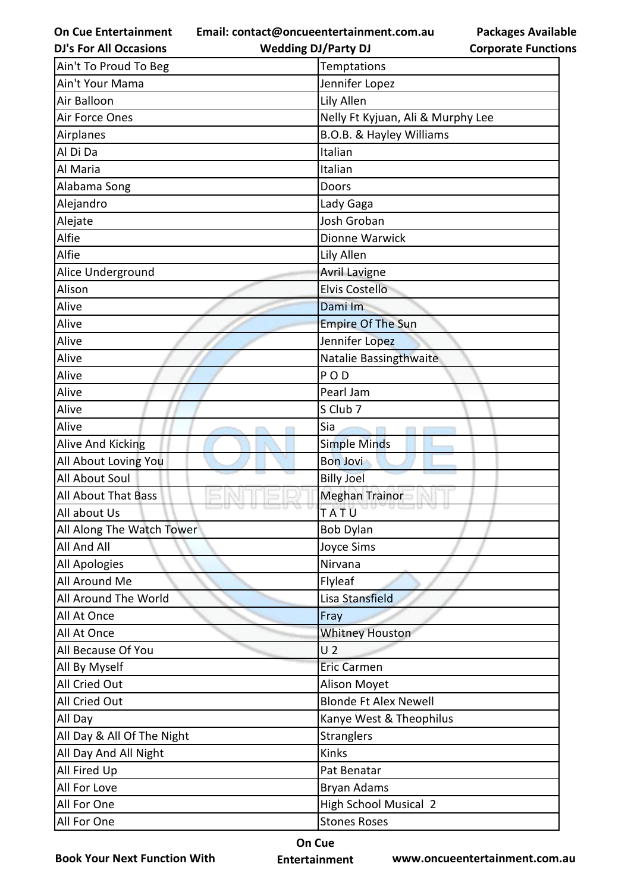| Ain't To Proud To Beg | Temptations |
|---|---|
| Ain't Your Mama | Jennifer Lopez |
| Air Balloon | Lily Allen |
| Air Force Ones | Nelly Ft Kyjuan, Ali & Murphy Lee |
| Airplanes | B.O.B. & Hayley Williams |
| Al Di Da | Italian |
| Al Maria | Italian |
| Alabama Song | Doors |
| Alejandro | Lady Gaga |
| Alejate | Josh Groban |
| Alfie | Dionne Warwick |
| Alfie | Lily Allen |
| Alice Underground | Avril Lavigne |
| Alison | Elvis Costello |
| Alive | Dami Im |
| Alive | Empire Of The Sun |
| Alive | Jennifer Lopez |
| Alive | Natalie Bassingthwaite |
| Alive | P O D |
| Alive | Pearl Jam |
| Alive | S Club 7 |
| Alive | Sia |
| Alive And Kicking | Simple Minds |
| All About Loving You | Bon Jovi |
| All About Soul | Billy Joel |
| All About That Bass | Meghan Trainor |
| All about Us | T A T U |
| All Along The Watch Tower | Bob Dylan |
| All And All | Joyce Sims |
| All Apologies | Nirvana |
| All Around Me | Flyleaf |
| All Around The World | Lisa Stansfield |
| All At Once | Fray |
| All At Once | Whitney Houston |
| All Because Of You | U 2 |
| All By Myself | Eric Carmen |
| All Cried Out | Alison Moyet |
| All Cried Out | Blonde Ft Alex Newell |
| All Day | Kanye West & Theophilus |
| All Day & All Of The Night | Stranglers |
| All Day And All Night | Kinks |
| All Fired Up | Pat Benatar |
| All For Love | Bryan Adams |
| All For One | High School Musical 2 |
| All For One | Stones Roses |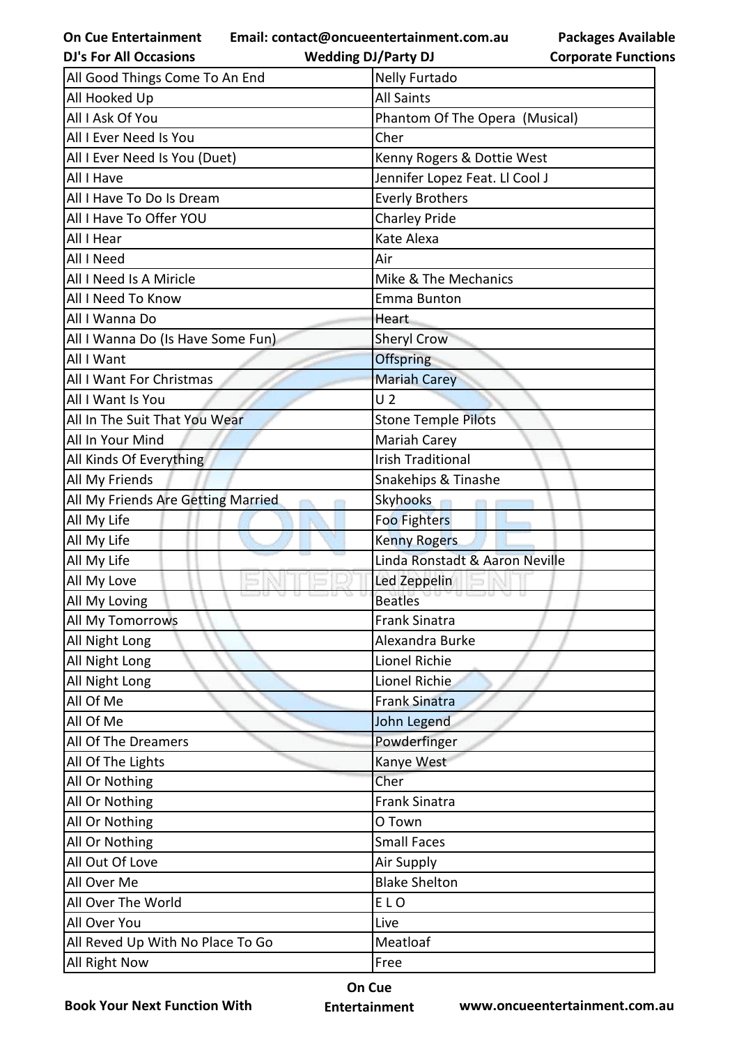| All Good Things Come To An End | Nelly Furtado |
|---|---|
| All Hooked Up | All Saints |
| All I Ask Of You | Phantom Of The Opera (Musical) |
| All I Ever Need Is You | Cher |
| All I Ever Need Is You (Duet) | Kenny Rogers & Dottie West |
| All I Have | Jennifer Lopez Feat. Ll Cool J |
| All I Have To Do Is Dream | Everly Brothers |
| All I Have To Offer YOU | Charley Pride |
| All I Hear | Kate Alexa |
| All I Need | Air |
| All I Need Is A Miricle | Mike & The Mechanics |
| All I Need To Know | Emma Bunton |
| All I Wanna Do | Heart |
| All I Wanna Do (Is Have Some Fun) | Sheryl Crow |
| All I Want | Offspring |
| All I Want For Christmas | Mariah Carey |
| All I Want Is You | U 2 |
| All In The Suit That You Wear | Stone Temple Pilots |
| All In Your Mind | Mariah Carey |
| All Kinds Of Everything | Irish Traditional |
| All My Friends | Snakehips & Tinashe |
| All My Friends Are Getting Married | Skyhooks |
| All My Life | Foo Fighters |
| All My Life | Kenny Rogers |
| All My Life | Linda Ronstadt & Aaron Neville |
| All My Love | Led Zeppelin |
| All My Loving | Beatles |
| All My Tomorrows | Frank Sinatra |
| All Night Long | Alexandra Burke |
| All Night Long | Lionel Richie |
| All Night Long | Lionel Richie |
| All Of Me | Frank Sinatra |
| All Of Me | John Legend |
| All Of The Dreamers | Powderfinger |
| All Of The Lights | Kanye West |
| All Or Nothing | Cher |
| All Or Nothing | Frank Sinatra |
| All Or Nothing | O Town |
| All Or Nothing | Small Faces |
| All Out Of Love | Air Supply |
| All Over Me | Blake Shelton |
| All Over The World | E L O |
| All Over You | Live |
| All Reved Up With No Place To Go | Meatloaf |
| All Right Now | Free |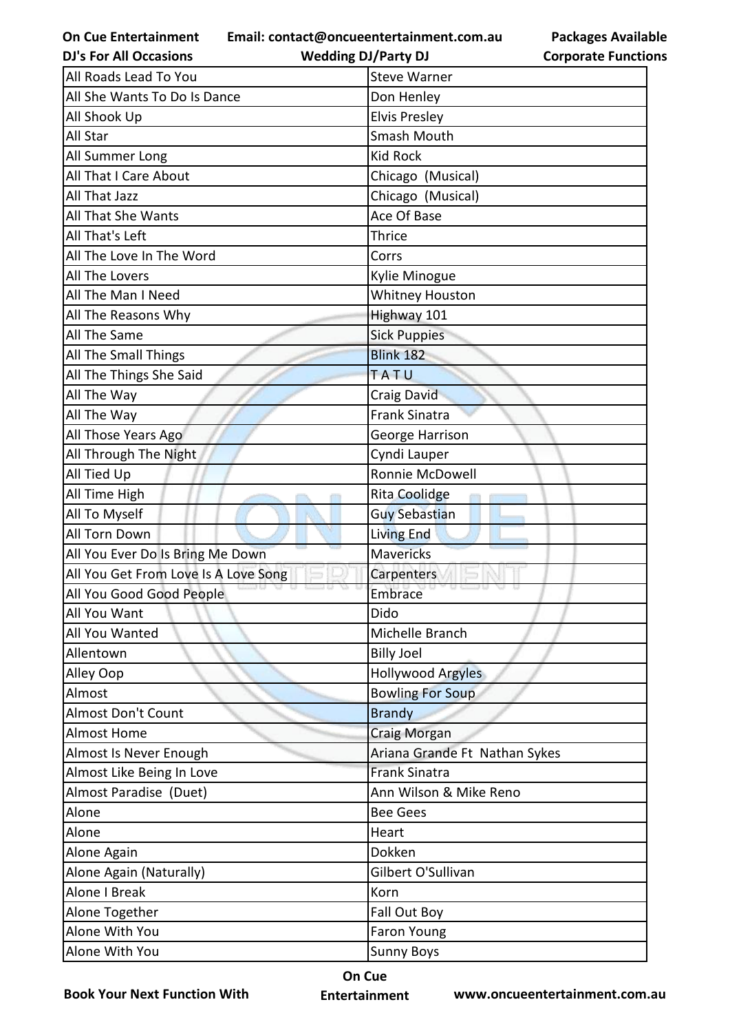| All Roads Lead To You | Steve Warner |
|---|---|
| All She Wants To Do Is Dance | Don Henley |
| All Shook Up | Elvis Presley |
| All Star | Smash Mouth |
| All Summer Long | Kid Rock |
| All That I Care About | Chicago (Musical) |
| All That Jazz | Chicago (Musical) |
| All That She Wants | Ace Of Base |
| All That's Left | Thrice |
| All The Love In The Word | Corrs |
| All The Lovers | Kylie Minogue |
| All The Man I Need | Whitney Houston |
| All The Reasons Why | Highway 101 |
| All The Same | Sick Puppies |
| All The Small Things | Blink 182 |
| All The Things She Said | T A T U |
| All The Way | Craig David |
| All The Way | Frank Sinatra |
| All Those Years Ago | George Harrison |
| All Through The Night | Cyndi Lauper |
| All Tied Up | Ronnie McDowell |
| All Time High | Rita Coolidge |
| All To Myself | Guy Sebastian |
| All Torn Down | Living End |
| All You Ever Do Is Bring Me Down | Mavericks |
| All You Get From Love Is A Love Song | Carpenters |
| All You Good Good People | Embrace |
| All You Want | Dido |
| All You Wanted | Michelle Branch |
| Allentown | Billy Joel |
| Alley Oop | Hollywood Argyles |
| Almost | Bowling For Soup |
| Almost Don't Count | Brandy |
| Almost Home | Craig Morgan |
| Almost Is Never Enough | Ariana Grande Ft Nathan Sykes |
| Almost Like Being In Love | Frank Sinatra |
| Almost Paradise (Duet) | Ann Wilson & Mike Reno |
| Alone | Bee Gees |
| Alone | Heart |
| Alone Again | Dokken |
| Alone Again (Naturally) | Gilbert O'Sullivan |
| Alone I Break | Korn |
| Alone Together | Fall Out Boy |
| Alone With You | Faron Young |
| Alone With You | Sunny Boys |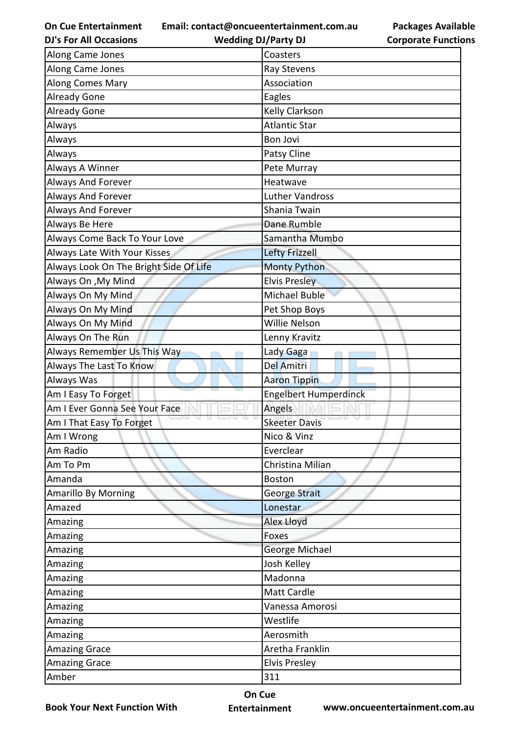| Along Came Jones | Coasters |
|---|---|
| Along Came Jones | Ray Stevens |
| Along Comes Mary | Association |
| Already Gone | Eagles |
| Already Gone | Kelly Clarkson |
| Always | Atlantic Star |
| Always | Bon Jovi |
| Always | Patsy Cline |
| Always A Winner | Pete Murray |
| Always And Forever | Heatwave |
| Always And Forever | Luther Vandross |
| Always And Forever | Shania Twain |
| Always Be Here | Dane Rumble |
| Always Come Back To Your Love | Samantha Mumbo |
| Always Late With Your Kisses | Lefty Frizzell |
| Always Look On The Bright Side Of Life | Monty Python |
| Always On ,My Mind | Elvis Presley |
| Always On My Mind | Michael Buble |
| Always On My Mind | Pet Shop Boys |
| Always On My Mind | Willie Nelson |
| Always On The Run | Lenny Kravitz |
| Always Remember Us This Way | Lady Gaga |
| Always The Last To Know | Del Amitri |
| Always Was | Aaron Tippin |
| Am I Easy To Forget | Engelbert Humperdinck |
| Am I Ever Gonna See Your Face | Angels |
| Am I That Easy To Forget | Skeeter Davis |
| Am I Wrong | Nico & Vinz |
| Am Radio | Everclear |
| Am To Pm | Christina Milian |
| Amanda | Boston |
| Amarillo By Morning | George Strait |
| Amazed | Lonestar |
| Amazing | Alex Lloyd |
| Amazing | Foxes |
| Amazing | George Michael |
| Amazing | Josh Kelley |
| Amazing | Madonna |
| Amazing | Matt Cardle |
| Amazing | Vanessa Amorosi |
| Amazing | Westlife |
| Amazing | Aerosmith |
| Amazing Grace | Aretha Franklin |
| Amazing Grace | Elvis Presley |
| Amber | 311 |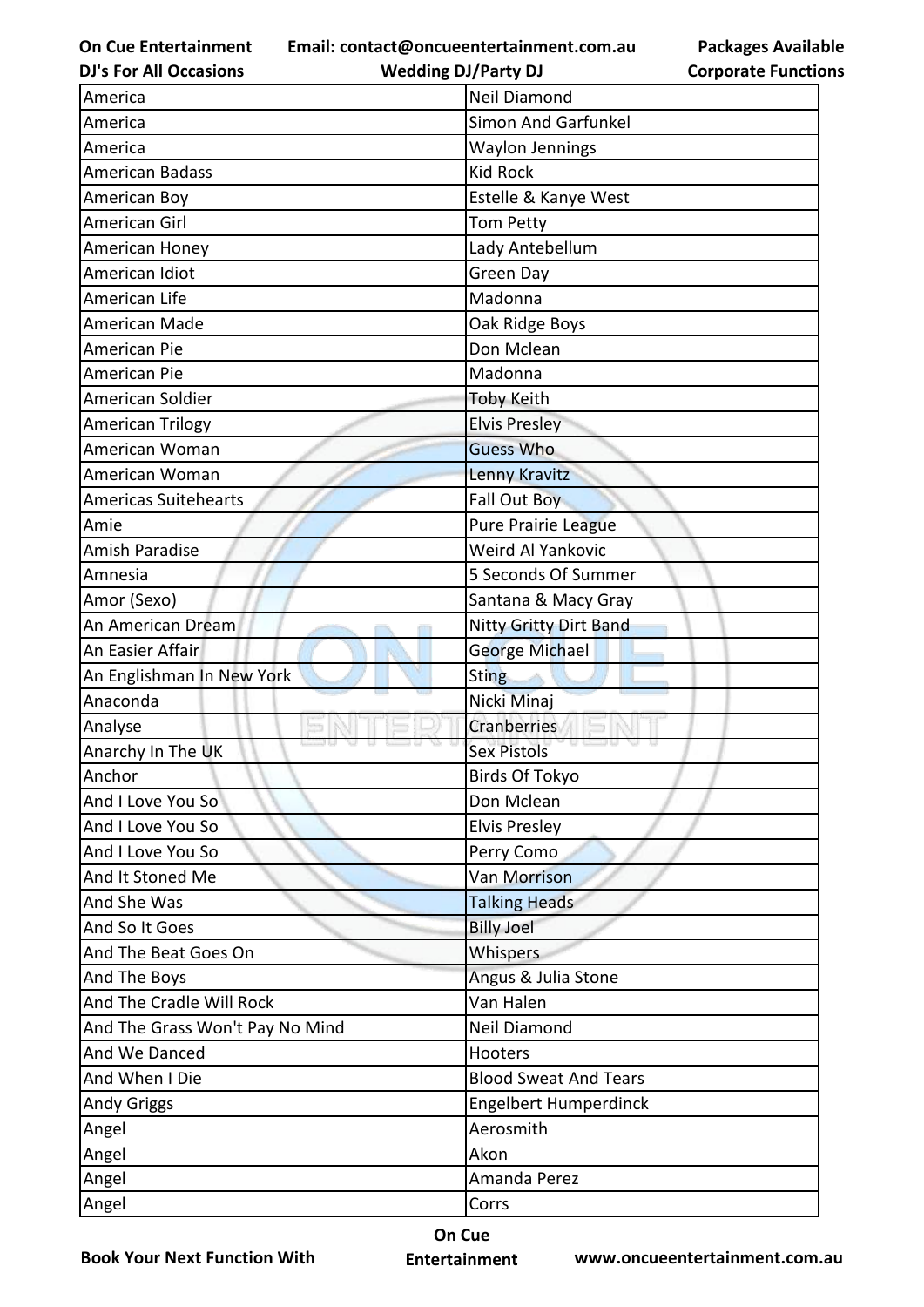| America | Neil Diamond |
|---|---|
| America | Simon And Garfunkel |
| America | Waylon Jennings |
| American Badass | Kid Rock |
| American Boy | Estelle & Kanye West |
| American Girl | Tom Petty |
| American Honey | Lady Antebellum |
| American Idiot | Green Day |
| American Life | Madonna |
| American Made | Oak Ridge Boys |
| American Pie | Don Mclean |
| American Pie | Madonna |
| American Soldier | Toby Keith |
| American Trilogy | Elvis Presley |
| American Woman | Guess Who |
| American Woman | Lenny Kravitz |
| Americas Suitehearts | Fall Out Boy |
| Amie | Pure Prairie League |
| Amish Paradise | Weird Al Yankovic |
| Amnesia | 5 Seconds Of Summer |
| Amor (Sexo) | Santana & Macy Gray |
| An American Dream | Nitty Gritty Dirt Band |
| An Easier Affair | George Michael |
| An Englishman In New York | Sting |
| Anaconda | Nicki Minaj |
| Analyse | Cranberries |
| Anarchy In The UK | Sex Pistols |
| Anchor | Birds Of Tokyo |
| And I Love You So | Don Mclean |
| And I Love You So | Elvis Presley |
| And I Love You So | Perry Como |
| And It Stoned Me | Van Morrison |
| And She Was | Talking Heads |
| And So It Goes | Billy Joel |
| And The Beat Goes On | Whispers |
| And The Boys | Angus & Julia Stone |
| And The Cradle Will Rock | Van Halen |
| And The Grass Won't Pay No Mind | Neil Diamond |
| And We Danced | Hooters |
| And When I Die | Blood Sweat And Tears |
| Andy Griggs | Engelbert Humperdinck |
| Angel | Aerosmith |
| Angel | Akon |
| Angel | Amanda Perez |
| Angel | Corrs |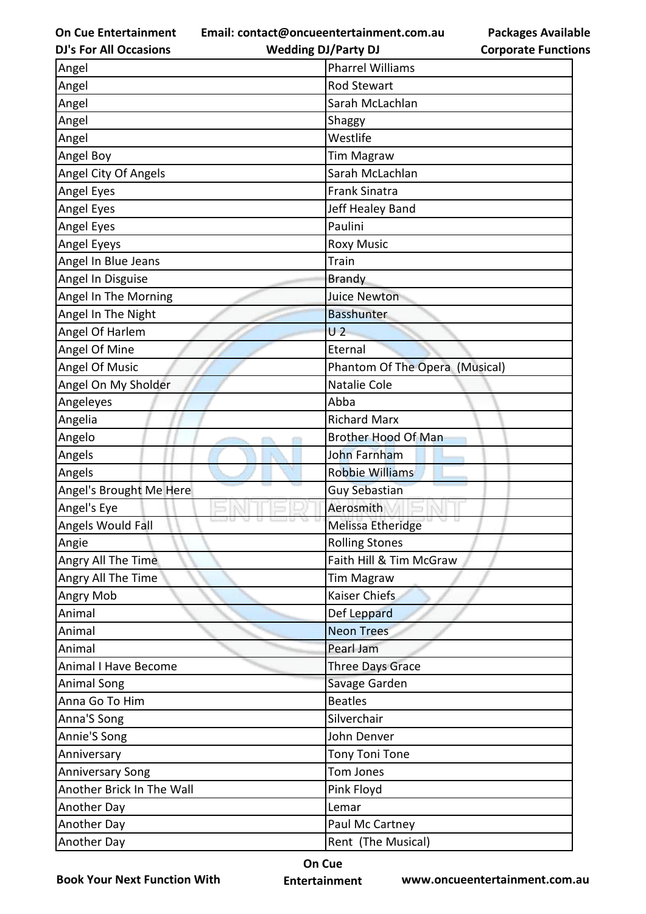| Angel | Pharrel Williams |
|---|---|
| Angel | Rod Stewart |
| Angel | Sarah McLachlan |
| Angel | Shaggy |
| Angel | Westlife |
| Angel Boy | Tim Magraw |
| Angel City Of Angels | Sarah McLachlan |
| Angel Eyes | Frank Sinatra |
| Angel Eyes | Jeff Healey Band |
| Angel Eyes | Paulini |
| Angel Eyeys | Roxy Music |
| Angel In Blue Jeans | Train |
| Angel In Disguise | Brandy |
| Angel In The Morning | Juice Newton |
| Angel In The Night | Basshunter |
| Angel Of Harlem | U 2 |
| Angel Of Mine | Eternal |
| Angel Of Music | Phantom Of The Opera (Musical) |
| Angel On My Sholder | Natalie Cole |
| Angeleyes | Abba |
| Angelia | Richard Marx |
| Angelo | Brother Hood Of Man |
| Angels | John Farnham |
| Angels | Robbie Williams |
| Angel's Brought Me Here | Guy Sebastian |
| Angel's Eye | Aerosmith |
| Angels Would Fall | Melissa Etheridge |
| Angie | Rolling Stones |
| Angry All The Time | Faith Hill & Tim McGraw |
| Angry All The Time | Tim Magraw |
| Angry Mob | Kaiser Chiefs |
| Animal | Def Leppard |
| Animal | Neon Trees |
| Animal | Pearl Jam |
| Animal I Have Become | Three Days Grace |
| Animal Song | Savage Garden |
| Anna Go To Him | Beatles |
| Anna'S Song | Silverchair |
| Annie'S Song | John Denver |
| Anniversary | Tony Toni Tone |
| Anniversary Song | Tom Jones |
| Another Brick In The Wall | Pink Floyd |
| Another Day | Lemar |
| Another Day | Paul Mc Cartney |
| Another Day | Rent (The Musical) |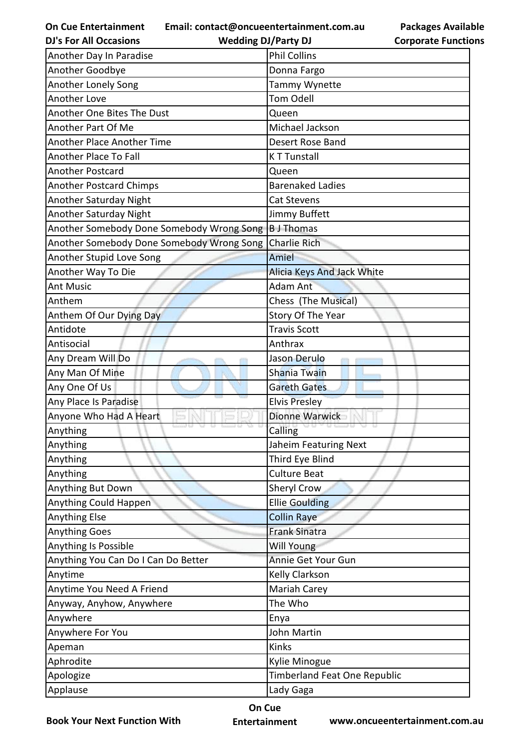| Another Day In Paradise | Phil Collins |
| --- | --- |
| Another Goodbye | Donna Fargo |
| Another Lonely Song | Tammy Wynette |
| Another Love | Tom Odell |
| Another One Bites The Dust | Queen |
| Another Part Of Me | Michael Jackson |
| Another Place Another Time | Desert Rose Band |
| Another Place To Fall | K T Tunstall |
| Another Postcard | Queen |
| Another Postcard Chimps | Barenaked Ladies |
| Another Saturday Night | Cat Stevens |
| Another Saturday Night | Jimmy Buffett |
| Another Somebody Done Somebody Wrong Song | B J Thomas |
| Another Somebody Done Somebody Wrong Song | Charlie Rich |
| Another Stupid Love Song | Amiel |
| Another Way To Die | Alicia Keys And Jack White |
| Ant Music | Adam Ant |
| Anthem | Chess  (The Musical) |
| Anthem Of Our Dying Day | Story Of The Year |
| Antidote | Travis Scott |
| Antisocial | Anthrax |
| Any Dream Will Do | Jason Derulo |
| Any Man Of Mine | Shania Twain |
| Any One Of Us | Gareth Gates |
| Any Place Is Paradise | Elvis Presley |
| Anyone Who Had A Heart | Dionne Warwick |
| Anything | Calling |
| Anything | Jaheim Featuring Next |
| Anything | Third Eye Blind |
| Anything | Culture Beat |
| Anything But Down | Sheryl Crow |
| Anything Could Happen | Ellie Goulding |
| Anything Else | Collin Raye |
| Anything Goes | Frank Sinatra |
| Anything Is Possible | Will Young |
| Anything You Can Do I Can Do Better | Annie Get Your Gun |
| Anytime | Kelly Clarkson |
| Anytime You Need A Friend | Mariah Carey |
| Anyway, Anyhow, Anywhere | The Who |
| Anywhere | Enya |
| Anywhere For You | John Martin |
| Apeman | Kinks |
| Aphrodite | Kylie Minogue |
| Apologize | Timberland Feat One Republic |
| Applause | Lady Gaga |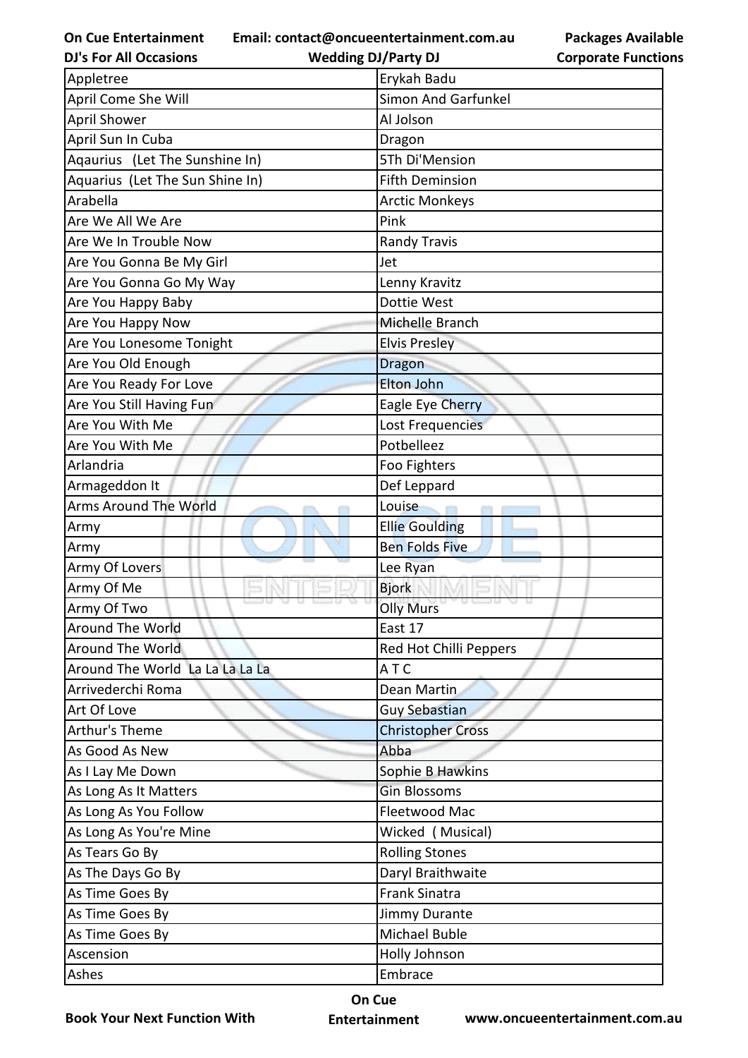| Appletree | Erykah Badu |
|---|---|
| April Come She Will | Simon And Garfunkel |
| April Shower | Al Jolson |
| April Sun In Cuba | Dragon |
| Aqaurius (Let The Sunshine In) | 5Th Di'Mension |
| Aquarius (Let The Sun Shine In) | Fifth Deminsion |
| Arabella | Arctic Monkeys |
| Are We All We Are | Pink |
| Are We In Trouble Now | Randy Travis |
| Are You Gonna Be My Girl | Jet |
| Are You Gonna Go My Way | Lenny Kravitz |
| Are You Happy Baby | Dottie West |
| Are You Happy Now | Michelle Branch |
| Are You Lonesome Tonight | Elvis Presley |
| Are You Old Enough | Dragon |
| Are You Ready For Love | Elton John |
| Are You Still Having Fun | Eagle Eye Cherry |
| Are You With Me | Lost Frequencies |
| Are You With Me | Potbelleez |
| Arlandria | Foo Fighters |
| Armageddon It | Def Leppard |
| Arms Around The World | Louise |
| Army | Ellie Goulding |
| Army | Ben Folds Five |
| Army Of Lovers | Lee Ryan |
| Army Of Me | Bjork |
| Army Of Two | Olly Murs |
| Around The World | East 17 |
| Around The World | Red Hot Chilli Peppers |
| Around The World La La La La La | A T C |
| Arrivederchi Roma | Dean Martin |
| Art Of Love | Guy Sebastian |
| Arthur's Theme | Christopher Cross |
| As Good As New | Abba |
| As I Lay Me Down | Sophie B Hawkins |
| As Long As It Matters | Gin Blossoms |
| As Long As You Follow | Fleetwood Mac |
| As Long As You're Mine | Wicked ( Musical) |
| As Tears Go By | Rolling Stones |
| As The Days Go By | Daryl Braithwaite |
| As Time Goes By | Frank Sinatra |
| As Time Goes By | Jimmy Durante |
| As Time Goes By | Michael Buble |
| Ascension | Holly Johnson |
| Ashes | Embrace |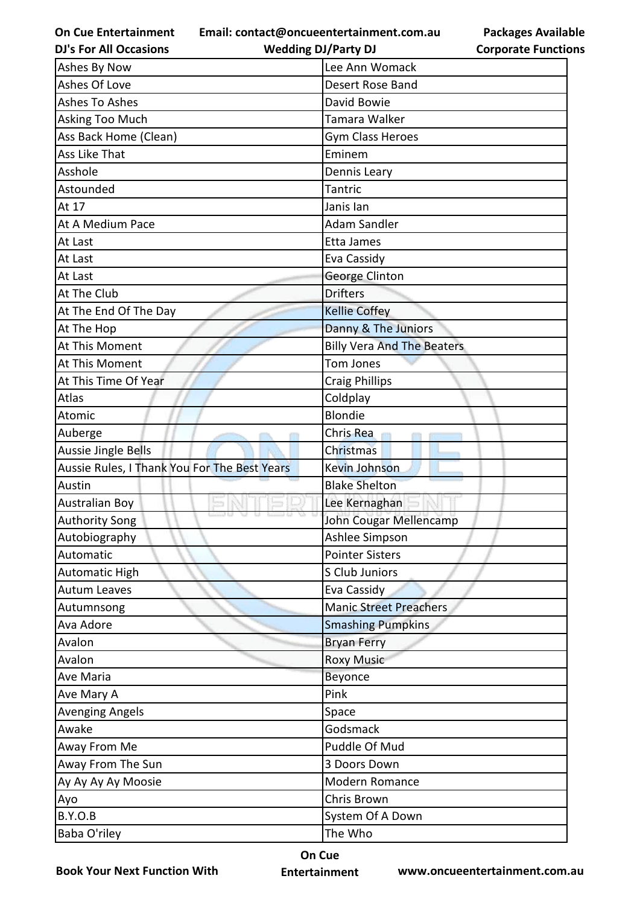| Ashes By Now | Lee Ann Womack |
|---|---|
| Ashes Of Love | Desert Rose Band |
| Ashes To Ashes | David Bowie |
| Asking Too Much | Tamara Walker |
| Ass Back Home (Clean) | Gym Class Heroes |
| Ass Like That | Eminem |
| Asshole | Dennis Leary |
| Astounded | Tantric |
| At 17 | Janis Ian |
| At A Medium Pace | Adam Sandler |
| At Last | Etta James |
| At Last | Eva Cassidy |
| At Last | George Clinton |
| At The Club | Drifters |
| At The End Of The Day | Kellie Coffey |
| At The Hop | Danny & The Juniors |
| At This Moment | Billy Vera And The Beaters |
| At This Moment | Tom Jones |
| At This Time Of Year | Craig Phillips |
| Atlas | Coldplay |
| Atomic | Blondie |
| Auberge | Chris Rea |
| Aussie Jingle Bells | Christmas |
| Aussie Rules, I Thank You For The Best Years | Kevin Johnson |
| Austin | Blake Shelton |
| Australian Boy | Lee Kernaghan |
| Authority Song | John Cougar Mellencamp |
| Autobiography | Ashlee Simpson |
| Automatic | Pointer Sisters |
| Automatic High | S Club Juniors |
| Autum Leaves | Eva Cassidy |
| Autumnsong | Manic Street Preachers |
| Ava Adore | Smashing Pumpkins |
| Avalon | Bryan Ferry |
| Avalon | Roxy Music |
| Ave Maria | Beyonce |
| Ave Mary A | Pink |
| Avenging Angels | Space |
| Awake | Godsmack |
| Away From Me | Puddle Of Mud |
| Away From The Sun | 3 Doors Down |
| Ay Ay Ay Ay Moosie | Modern Romance |
| Ayo | Chris Brown |
| B.Y.O.B | System Of A Down |
| Baba O'riley | The Who |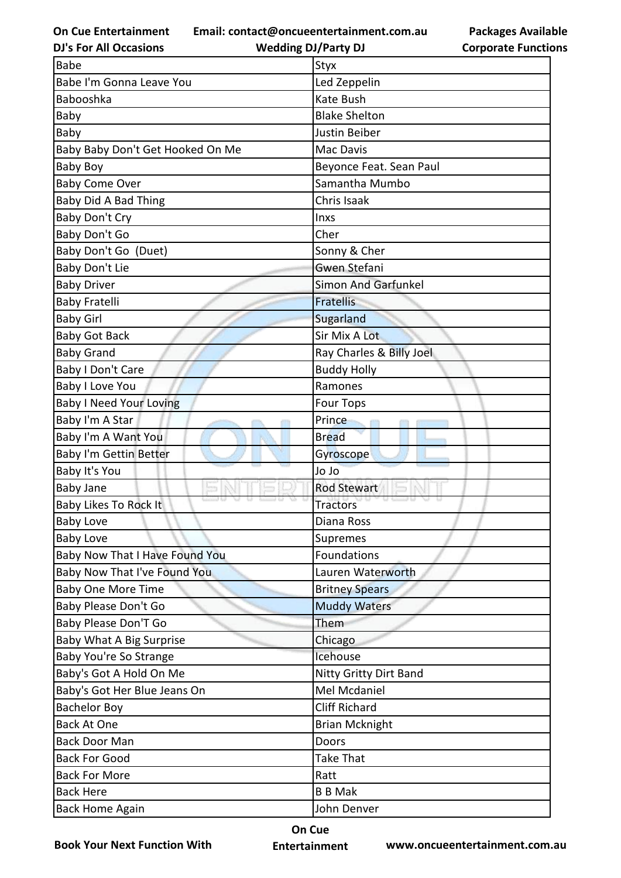| Babe | Styx |
|---|---|
| Babe I'm Gonna Leave You | Led Zeppelin |
| Babooshka | Kate Bush |
| Baby | Blake Shelton |
| Baby | Justin Beiber |
| Baby Baby Don't Get Hooked On Me | Mac Davis |
| Baby Boy | Beyonce Feat. Sean Paul |
| Baby Come Over | Samantha Mumbo |
| Baby Did A Bad Thing | Chris Isaak |
| Baby Don't Cry | Inxs |
| Baby Don't Go | Cher |
| Baby Don't Go  (Duet) | Sonny & Cher |
| Baby Don't Lie | Gwen Stefani |
| Baby Driver | Simon And Garfunkel |
| Baby Fratelli | Fratellis |
| Baby Girl | Sugarland |
| Baby Got Back | Sir Mix A Lot |
| Baby Grand | Ray Charles & Billy Joel |
| Baby I Don't Care | Buddy Holly |
| Baby I Love You | Ramones |
| Baby I Need Your Loving | Four Tops |
| Baby I'm A Star | Prince |
| Baby I'm A Want You | Bread |
| Baby I'm Gettin Better | Gyroscope |
| Baby It's You | Jo Jo |
| Baby Jane | Rod Stewart |
| Baby Likes To Rock It | Tractors |
| Baby Love | Diana Ross |
| Baby Love | Supremes |
| Baby Now That I Have Found You | Foundations |
| Baby Now That I've Found You | Lauren Waterworth |
| Baby One More Time | Britney Spears |
| Baby Please Don't Go | Muddy Waters |
| Baby Please Don'T Go | Them |
| Baby What A Big Surprise | Chicago |
| Baby You're So Strange | Icehouse |
| Baby's Got A Hold On Me | Nitty Gritty Dirt Band |
| Baby's Got Her Blue Jeans On | Mel Mcdaniel |
| Bachelor Boy | Cliff Richard |
| Back At One | Brian Mcknight |
| Back Door Man | Doors |
| Back For Good | Take That |
| Back For More | Ratt |
| Back Here | B B Mak |
| Back Home Again | John Denver |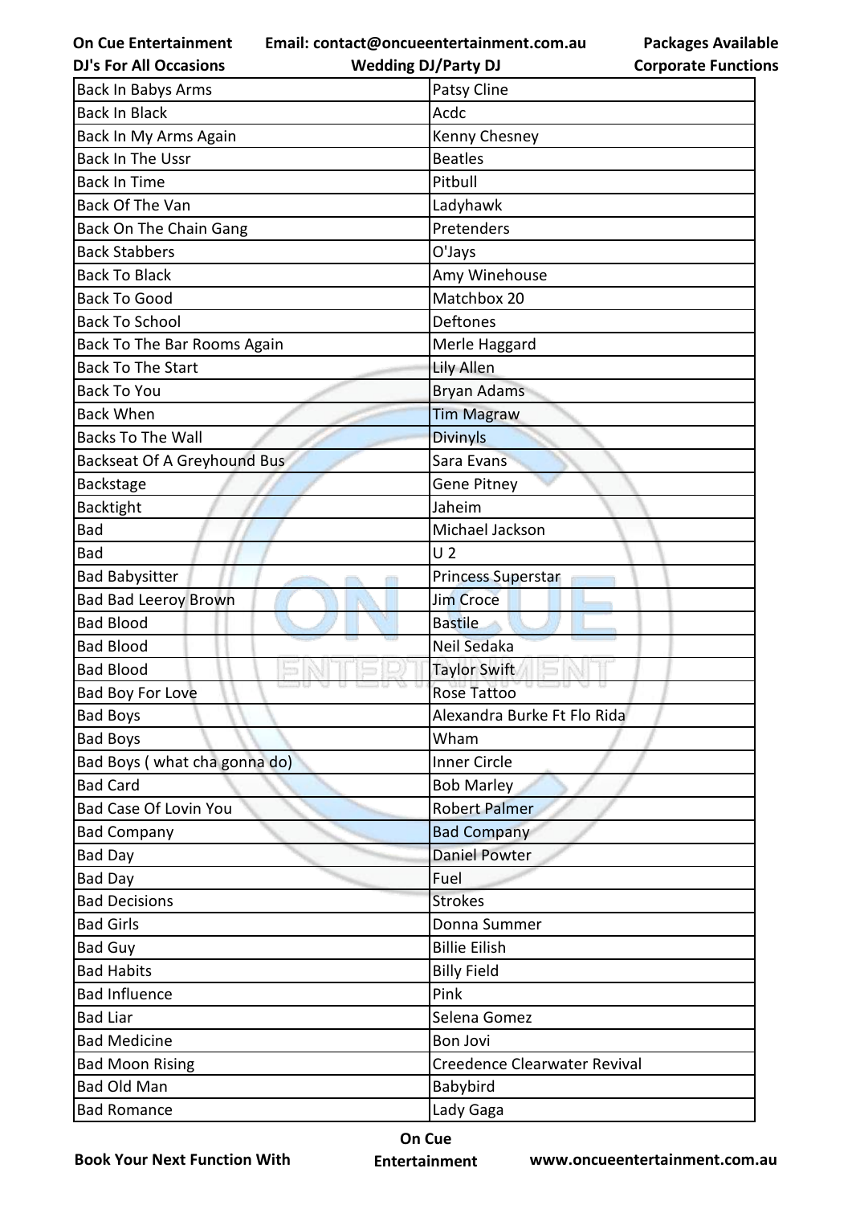| Back In Babys Arms | Patsy Cline |
| --- | --- |
| Back In Black | Acdc |
| Back In My Arms Again | Kenny Chesney |
| Back In The Ussr | Beatles |
| Back In Time | Pitbull |
| Back Of The Van | Ladyhawk |
| Back On The Chain Gang | Pretenders |
| Back Stabbers | O'Jays |
| Back To Black | Amy Winehouse |
| Back To Good | Matchbox 20 |
| Back To School | Deftones |
| Back To The Bar Rooms Again | Merle Haggard |
| Back To The Start | Lily Allen |
| Back To You | Bryan Adams |
| Back When | Tim Magraw |
| Backs To The Wall | Divinyls |
| Backseat Of A Greyhound Bus | Sara Evans |
| Backstage | Gene Pitney |
| Backtight | Jaheim |
| Bad | Michael Jackson |
| Bad | U 2 |
| Bad Babysitter | Princess Superstar |
| Bad Bad Leeroy Brown | Jim Croce |
| Bad Blood | Bastile |
| Bad Blood | Neil Sedaka |
| Bad Blood | Taylor Swift |
| Bad Boy For Love | Rose Tattoo |
| Bad Boys | Alexandra Burke Ft Flo Rida |
| Bad Boys | Wham |
| Bad Boys ( what cha gonna do) | Inner Circle |
| Bad Card | Bob Marley |
| Bad Case Of Lovin You | Robert Palmer |
| Bad Company | Bad Company |
| Bad Day | Daniel Powter |
| Bad Day | Fuel |
| Bad Decisions | Strokes |
| Bad Girls | Donna Summer |
| Bad Guy | Billie Eilish |
| Bad Habits | Billy Field |
| Bad Influence | Pink |
| Bad Liar | Selena Gomez |
| Bad Medicine | Bon Jovi |
| Bad Moon Rising | Creedence Clearwater Revival |
| Bad Old Man | Babybird |
| Bad Romance | Lady Gaga |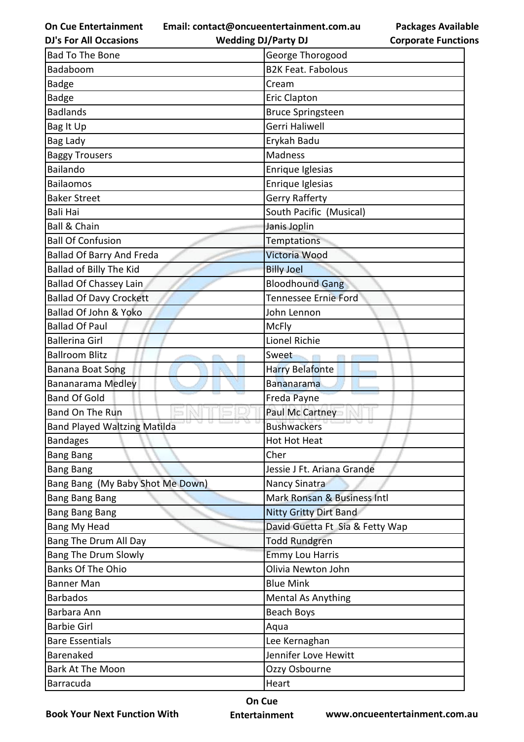| Bad To The Bone | George Thorogood |
|---|---|
| Badaboom | B2K Feat. Fabolous |
| Badge | Cream |
| Badge | Eric Clapton |
| Badlands | Bruce Springsteen |
| Bag It Up | Gerri Haliwell |
| Bag Lady | Erykah Badu |
| Baggy Trousers | Madness |
| Bailando | Enrique Iglesias |
| Bailaomos | Enrique Iglesias |
| Baker Street | Gerry Rafferty |
| Bali Hai | South Pacific  (Musical) |
| Ball & Chain | Janis Joplin |
| Ball Of Confusion | Temptations |
| Ballad Of Barry And Freda | Victoria Wood |
| Ballad of Billy The Kid | Billy Joel |
| Ballad Of Chassey Lain | Bloodhound Gang |
| Ballad Of Davy Crockett | Tennessee Ernie Ford |
| Ballad Of John & Yoko | John Lennon |
| Ballad Of Paul | McFly |
| Ballerina Girl | Lionel Richie |
| Ballroom Blitz | Sweet |
| Banana Boat Song | Harry Belafonte |
| Bananarama Medley | Bananarama |
| Band Of Gold | Freda Payne |
| Band On The Run | Paul Mc Cartney |
| Band Played Waltzing Matilda | Bushwackers |
| Bandages | Hot Hot Heat |
| Bang Bang | Cher |
| Bang Bang | Jessie J Ft. Ariana Grande |
| Bang Bang  (My Baby Shot Me Down) | Nancy Sinatra |
| Bang Bang Bang | Mark Ronsan & Business Intl |
| Bang Bang Bang | Nitty Gritty Dirt Band |
| Bang My Head | David Guetta Ft  Sia & Fetty Wap |
| Bang The Drum All Day | Todd Rundgren |
| Bang The Drum Slowly | Emmy Lou Harris |
| Banks Of The Ohio | Olivia Newton John |
| Banner Man | Blue Mink |
| Barbados | Mental As Anything |
| Barbara Ann | Beach Boys |
| Barbie Girl | Aqua |
| Bare Essentials | Lee Kernaghan |
| Barenaked | Jennifer Love Hewitt |
| Bark At The Moon | Ozzy Osbourne |
| Barracuda | Heart |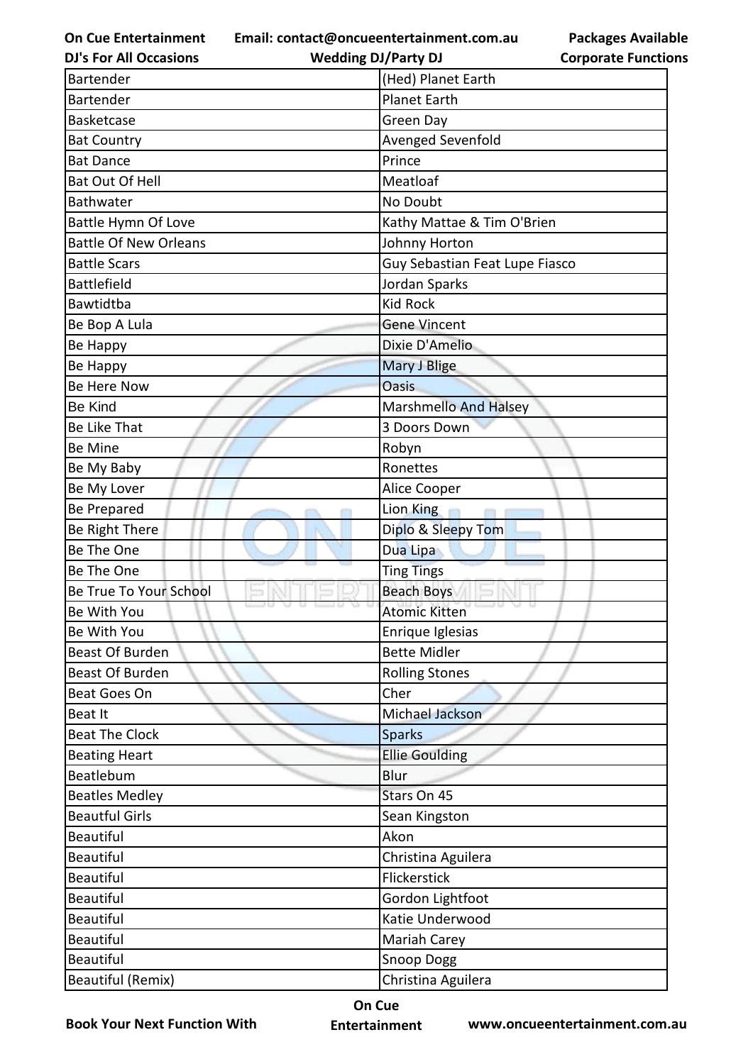| Bartender | (Hed) Planet Earth |
|---|---|
| Bartender | Planet Earth |
| Basketcase | Green Day |
| Bat Country | Avenged Sevenfold |
| Bat Dance | Prince |
| Bat Out Of Hell | Meatloaf |
| Bathwater | No Doubt |
| Battle Hymn Of Love | Kathy Mattae & Tim O'Brien |
| Battle Of New Orleans | Johnny Horton |
| Battle Scars | Guy Sebastian Feat Lupe Fiasco |
| Battlefield | Jordan Sparks |
| Bawtidtba | Kid Rock |
| Be Bop A Lula | Gene Vincent |
| Be Happy | Dixie D'Amelio |
| Be Happy | Mary J Blige |
| Be Here Now | Oasis |
| Be Kind | Marshmello And Halsey |
| Be Like That | 3 Doors Down |
| Be Mine | Robyn |
| Be My Baby | Ronettes |
| Be My Lover | Alice Cooper |
| Be Prepared | Lion King |
| Be Right There | Diplo & Sleepy Tom |
| Be The One | Dua Lipa |
| Be The One | Ting Tings |
| Be True To Your School | Beach Boys |
| Be With You | Atomic Kitten |
| Be With You | Enrique Iglesias |
| Beast Of Burden | Bette Midler |
| Beast Of Burden | Rolling Stones |
| Beat Goes On | Cher |
| Beat It | Michael Jackson |
| Beat The Clock | Sparks |
| Beating Heart | Ellie Goulding |
| Beatlebum | Blur |
| Beatles Medley | Stars On 45 |
| Beautful Girls | Sean Kingston |
| Beautiful | Akon |
| Beautiful | Christina Aguilera |
| Beautiful | Flickerstick |
| Beautiful | Gordon Lightfoot |
| Beautiful | Katie Underwood |
| Beautiful | Mariah Carey |
| Beautiful | Snoop Dogg |
| Beautiful (Remix) | Christina Aguilera |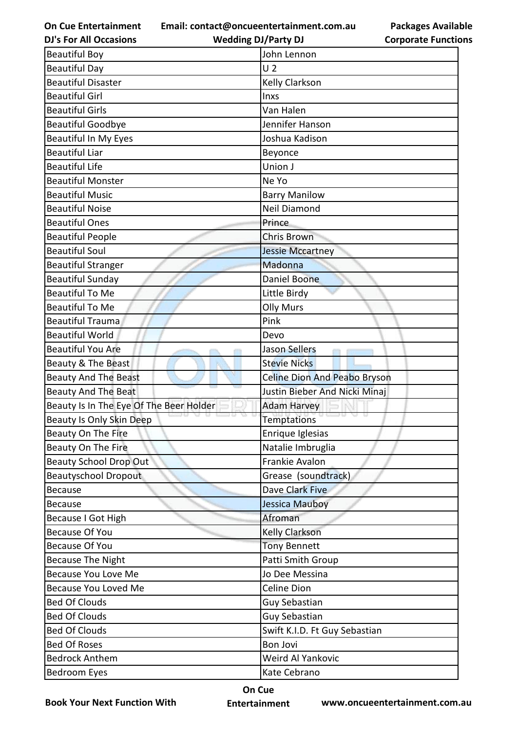| Beautiful Boy | John Lennon |
|---|---|
| Beautiful Day | U 2 |
| Beautiful Disaster | Kelly Clarkson |
| Beautiful Girl | Inxs |
| Beautiful Girls | Van Halen |
| Beautiful Goodbye | Jennifer Hanson |
| Beautiful In My Eyes | Joshua Kadison |
| Beautiful Liar | Beyonce |
| Beautiful Life | Union J |
| Beautiful Monster | Ne Yo |
| Beautiful Music | Barry Manilow |
| Beautiful Noise | Neil Diamond |
| Beautiful Ones | Prince |
| Beautiful People | Chris Brown |
| Beautiful Soul | Jessie Mccartney |
| Beautiful Stranger | Madonna |
| Beautiful Sunday | Daniel Boone |
| Beautiful To Me | Little Birdy |
| Beautiful To Me | Olly Murs |
| Beautiful Trauma | Pink |
| Beautiful World | Devo |
| Beautiful You Are | Jason Sellers |
| Beauty & The Beast | Stevie Nicks |
| Beauty And The Beast | Celine Dion And Peabo Bryson |
| Beauty And The Beat | Justin Bieber And Nicki Minaj |
| Beauty Is In The Eye Of The Beer Holder | Adam Harvey |
| Beauty Is Only Skin Deep | Temptations |
| Beauty On The Fire | Enrique Iglesias |
| Beauty On The Fire | Natalie Imbruglia |
| Beauty School Drop Out | Frankie Avalon |
| Beautyschool Dropout | Grease (soundtrack) |
| Because | Dave Clark Five |
| Because | Jessica Mauboy |
| Because I Got High | Afroman |
| Because Of You | Kelly Clarkson |
| Because Of You | Tony Bennett |
| Because The Night | Patti Smith Group |
| Because You Love Me | Jo Dee Messina |
| Because You Loved Me | Celine Dion |
| Bed Of Clouds | Guy Sebastian |
| Bed Of Clouds | Guy Sebastian |
| Bed Of Clouds | Swift K.I.D. Ft Guy Sebastian |
| Bed Of Roses | Bon Jovi |
| Bedrock Anthem | Weird Al Yankovic |
| Bedroom Eyes | Kate Cebrano |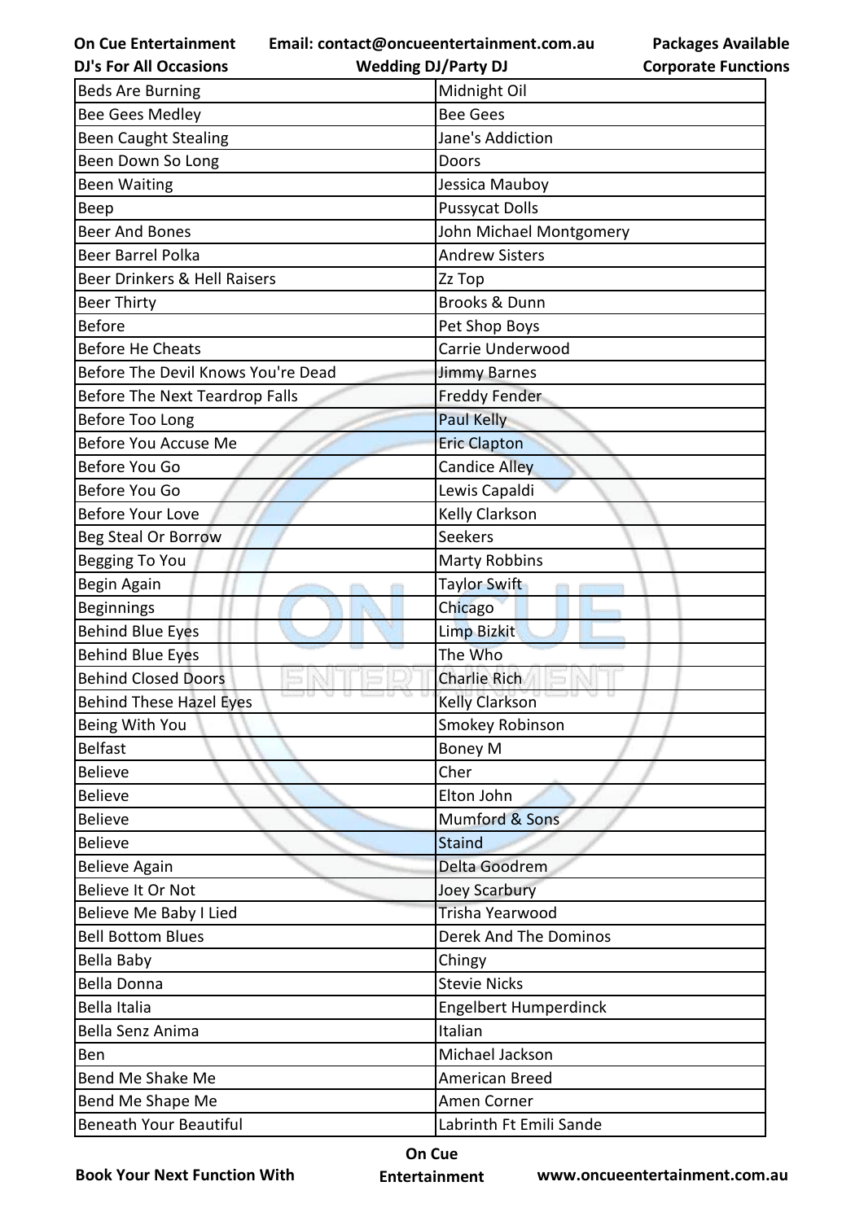| Beds Are Burning | Midnight Oil |
|---|---|
| Bee Gees Medley | Bee Gees |
| Been Caught Stealing | Jane's Addiction |
| Been Down So Long | Doors |
| Been Waiting | Jessica Mauboy |
| Beep | Pussycat Dolls |
| Beer And Bones | John Michael Montgomery |
| Beer Barrel Polka | Andrew Sisters |
| Beer Drinkers & Hell Raisers | Zz Top |
| Beer Thirty | Brooks & Dunn |
| Before | Pet Shop Boys |
| Before He Cheats | Carrie Underwood |
| Before The Devil Knows You're Dead | Jimmy Barnes |
| Before The Next Teardrop Falls | Freddy Fender |
| Before Too Long | Paul Kelly |
| Before You Accuse Me | Eric Clapton |
| Before You Go | Candice Alley |
| Before You Go | Lewis Capaldi |
| Before Your Love | Kelly Clarkson |
| Beg Steal Or Borrow | Seekers |
| Begging To You | Marty Robbins |
| Begin Again | Taylor Swift |
| Beginnings | Chicago |
| Behind Blue Eyes | Limp Bizkit |
| Behind Blue Eyes | The Who |
| Behind Closed Doors | Charlie Rich |
| Behind These Hazel Eyes | Kelly Clarkson |
| Being With You | Smokey Robinson |
| Belfast | Boney M |
| Believe | Cher |
| Believe | Elton John |
| Believe | Mumford & Sons |
| Believe | Staind |
| Believe Again | Delta Goodrem |
| Believe It Or Not | Joey Scarbury |
| Believe Me Baby I Lied | Trisha Yearwood |
| Bell Bottom Blues | Derek And The Dominos |
| Bella Baby | Chingy |
| Bella Donna | Stevie Nicks |
| Bella Italia | Engelbert Humperdinck |
| Bella Senz Anima | Italian |
| Ben | Michael Jackson |
| Bend Me Shake Me | American Breed |
| Bend Me Shape Me | Amen Corner |
| Beneath Your Beautiful | Labrinth Ft Emili Sande |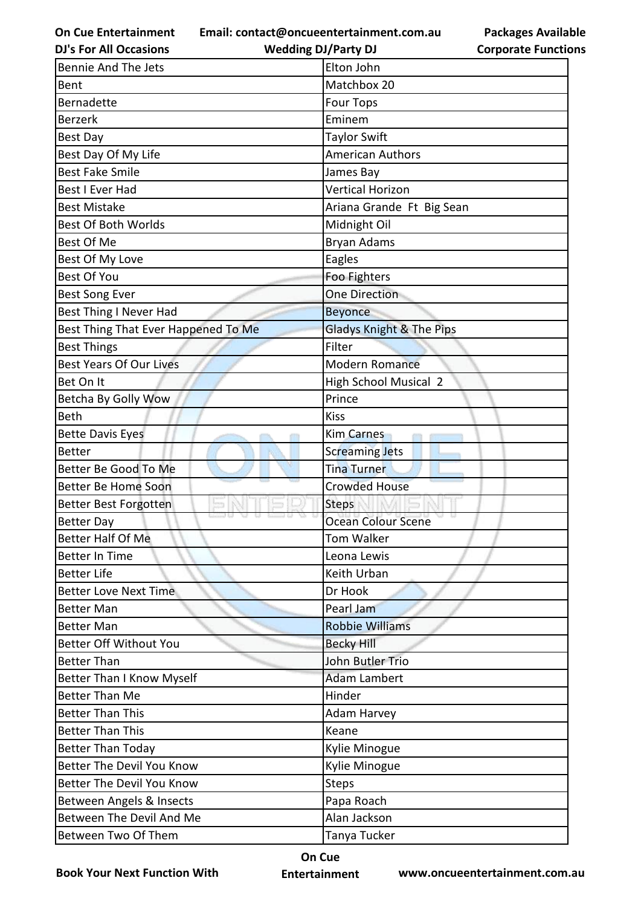| Bennie And The Jets | Elton John |
|---|---|
| Bent | Matchbox 20 |
| Bernadette | Four Tops |
| Berzerk | Eminem |
| Best Day | Taylor Swift |
| Best Day Of My Life | American Authors |
| Best Fake Smile | James Bay |
| Best I Ever Had | Vertical Horizon |
| Best Mistake | Ariana Grande Ft Big Sean |
| Best Of Both Worlds | Midnight Oil |
| Best Of Me | Bryan Adams |
| Best Of My Love | Eagles |
| Best Of You | Foo Fighters |
| Best Song Ever | One Direction |
| Best Thing I Never Had | Beyonce |
| Best Thing That Ever Happened To Me | Gladys Knight & The Pips |
| Best Things | Filter |
| Best Years Of Our Lives | Modern Romance |
| Bet On It | High School Musical 2 |
| Betcha By Golly Wow | Prince |
| Beth | Kiss |
| Bette Davis Eyes | Kim Carnes |
| Better | Screaming Jets |
| Better Be Good To Me | Tina Turner |
| Better Be Home Soon | Crowded House |
| Better Best Forgotten | Steps |
| Better Day | Ocean Colour Scene |
| Better Half Of Me | Tom Walker |
| Better In Time | Leona Lewis |
| Better Life | Keith Urban |
| Better Love Next Time | Dr Hook |
| Better Man | Pearl Jam |
| Better Man | Robbie Williams |
| Better Off Without You | Becky Hill |
| Better Than | John Butler Trio |
| Better Than I Know Myself | Adam Lambert |
| Better Than Me | Hinder |
| Better Than This | Adam Harvey |
| Better Than This | Keane |
| Better Than Today | Kylie Minogue |
| Better The Devil You Know | Kylie Minogue |
| Better The Devil You Know | Steps |
| Between Angels & Insects | Papa Roach |
| Between The Devil And Me | Alan Jackson |
| Between Two Of Them | Tanya Tucker |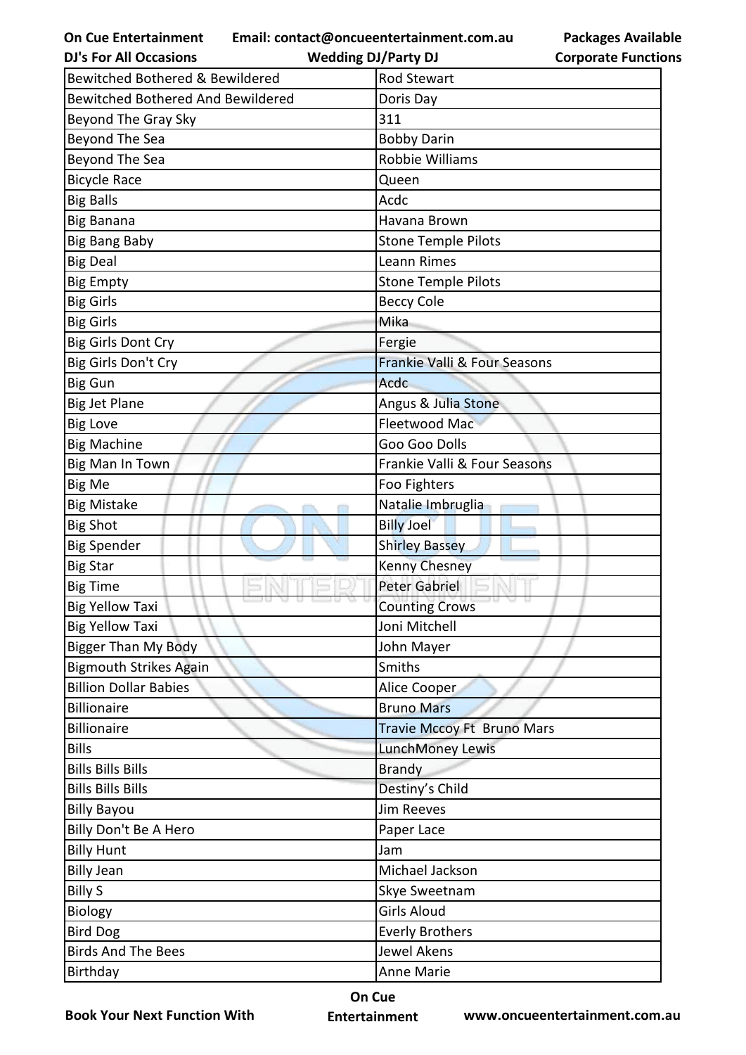| Bewitched Bothered & Bewildered | Rod Stewart |
|---|---|
| Bewitched Bothered And Bewildered | Doris Day |
| Beyond The Gray Sky | 311 |
| Beyond The Sea | Bobby Darin |
| Beyond The Sea | Robbie Williams |
| Bicycle Race | Queen |
| Big Balls | Acdc |
| Big Banana | Havana Brown |
| Big Bang Baby | Stone Temple Pilots |
| Big Deal | Leann Rimes |
| Big Empty | Stone Temple Pilots |
| Big Girls | Beccy Cole |
| Big Girls | Mika |
| Big Girls Dont Cry | Fergie |
| Big Girls Don't Cry | Frankie Valli & Four Seasons |
| Big Gun | Acdc |
| Big Jet Plane | Angus & Julia Stone |
| Big Love | Fleetwood Mac |
| Big Machine | Goo Goo Dolls |
| Big Man In Town | Frankie Valli & Four Seasons |
| Big Me | Foo Fighters |
| Big Mistake | Natalie Imbruglia |
| Big Shot | Billy Joel |
| Big Spender | Shirley Bassey |
| Big Star | Kenny Chesney |
| Big Time | Peter Gabriel |
| Big Yellow Taxi | Counting Crows |
| Big Yellow Taxi | Joni Mitchell |
| Bigger Than My Body | John Mayer |
| Bigmouth Strikes Again | Smiths |
| Billion Dollar Babies | Alice Cooper |
| Billionaire | Bruno Mars |
| Billionaire | Travie Mccoy Ft Bruno Mars |
| Bills | LunchMoney Lewis |
| Bills Bills Bills | Brandy |
| Bills Bills Bills | Destiny's Child |
| Billy Bayou | Jim Reeves |
| Billy Don't Be A Hero | Paper Lace |
| Billy Hunt | Jam |
| Billy Jean | Michael Jackson |
| Billy S | Skye Sweetnam |
| Biology | Girls Aloud |
| Bird Dog | Everly Brothers |
| Birds And The Bees | Jewel Akens |
| Birthday | Anne Marie |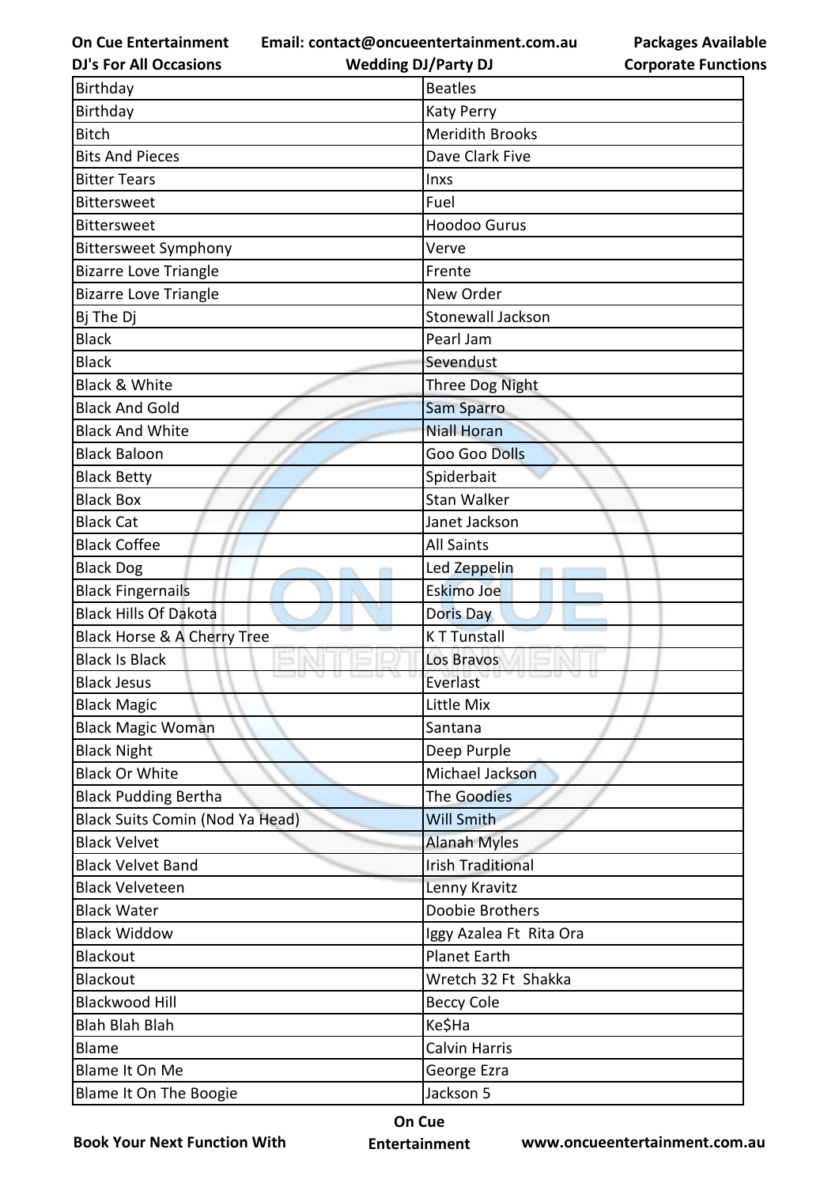| Birthday | Beatles |
|---|---|
| Birthday | Katy Perry |
| Bitch | Meridith Brooks |
| Bits And Pieces | Dave Clark Five |
| Bitter Tears | Inxs |
| Bittersweet | Fuel |
| Bittersweet | Hoodoo Gurus |
| Bittersweet Symphony | Verve |
| Bizarre Love Triangle | Frente |
| Bizarre Love Triangle | New Order |
| Bj The Dj | Stonewall Jackson |
| Black | Pearl Jam |
| Black | Sevendust |
| Black & White | Three Dog Night |
| Black And Gold | Sam Sparro |
| Black And White | Niall Horan |
| Black Baloon | Goo Goo Dolls |
| Black Betty | Spiderbait |
| Black Box | Stan Walker |
| Black Cat | Janet Jackson |
| Black Coffee | All Saints |
| Black Dog | Led Zeppelin |
| Black Fingernails | Eskimo Joe |
| Black Hills Of Dakota | Doris Day |
| Black Horse & A Cherry Tree | K T Tunstall |
| Black Is Black | Los Bravos |
| Black Jesus | Everlast |
| Black Magic | Little Mix |
| Black Magic Woman | Santana |
| Black Night | Deep Purple |
| Black Or White | Michael Jackson |
| Black Pudding Bertha | The Goodies |
| Black Suits Comin (Nod Ya Head) | Will Smith |
| Black Velvet | Alanah Myles |
| Black Velvet Band | Irish Traditional |
| Black Velveteen | Lenny Kravitz |
| Black Water | Doobie Brothers |
| Black Widow | Iggy Azalea Ft Rita Ora |
| Blackout | Planet Earth |
| Blackout | Wretch 32 Ft Shakka |
| Blackwood Hill | Beccy Cole |
| Blah Blah Blah | Ke$Ha |
| Blame | Calvin Harris |
| Blame It On Me | George Ezra |
| Blame It On The Boogie | Jackson 5 |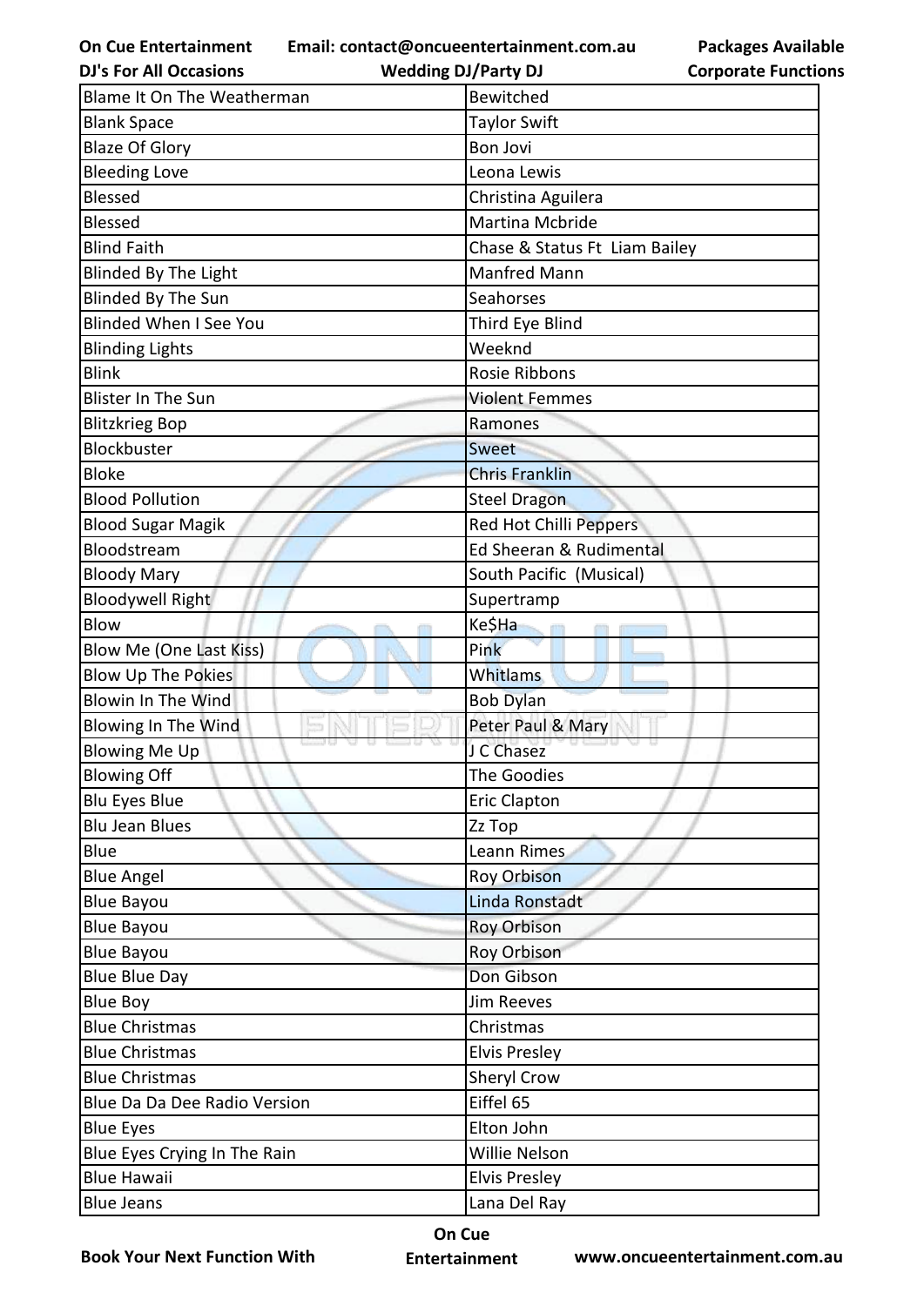| Blame It On The Weatherman | Bewitched |
|---|---|
| Blank Space | Taylor Swift |
| Blaze Of Glory | Bon Jovi |
| Bleeding Love | Leona Lewis |
| Blessed | Christina Aguilera |
| Blessed | Martina Mcbride |
| Blind Faith | Chase & Status Ft  Liam Bailey |
| Blinded By The Light | Manfred Mann |
| Blinded By The Sun | Seahorses |
| Blinded When I See You | Third Eye Blind |
| Blinding Lights | Weeknd |
| Blink | Rosie Ribbons |
| Blister In The Sun | Violent Femmes |
| Blitzkrieg Bop | Ramones |
| Blockbuster | Sweet |
| Bloke | Chris Franklin |
| Blood Pollution | Steel Dragon |
| Blood Sugar Magik | Red Hot Chilli Peppers |
| Bloodstream | Ed Sheeran & Rudimental |
| Bloody Mary | South Pacific  (Musical) |
| Bloodywell Right | Supertramp |
| Blow | Ke$Ha |
| Blow Me (One Last Kiss) | Pink |
| Blow Up The Pokies | Whitlams |
| Blowin In The Wind | Bob Dylan |
| Blowing In The Wind | Peter Paul & Mary |
| Blowing Me Up | J C Chasez |
| Blowing Off | The Goodies |
| Blu Eyes Blue | Eric Clapton |
| Blu Jean Blues | Zz Top |
| Blue | Leann Rimes |
| Blue Angel | Roy Orbison |
| Blue Bayou | Linda Ronstadt |
| Blue Bayou | Roy Orbison |
| Blue Bayou | Roy Orbison |
| Blue Blue Day | Don Gibson |
| Blue Boy | Jim Reeves |
| Blue Christmas | Christmas |
| Blue Christmas | Elvis Presley |
| Blue Christmas | Sheryl Crow |
| Blue Da Da Dee Radio Version | Eiffel 65 |
| Blue Eyes | Elton John |
| Blue Eyes Crying In The Rain | Willie Nelson |
| Blue Hawaii | Elvis Presley |
| Blue Jeans | Lana Del Ray |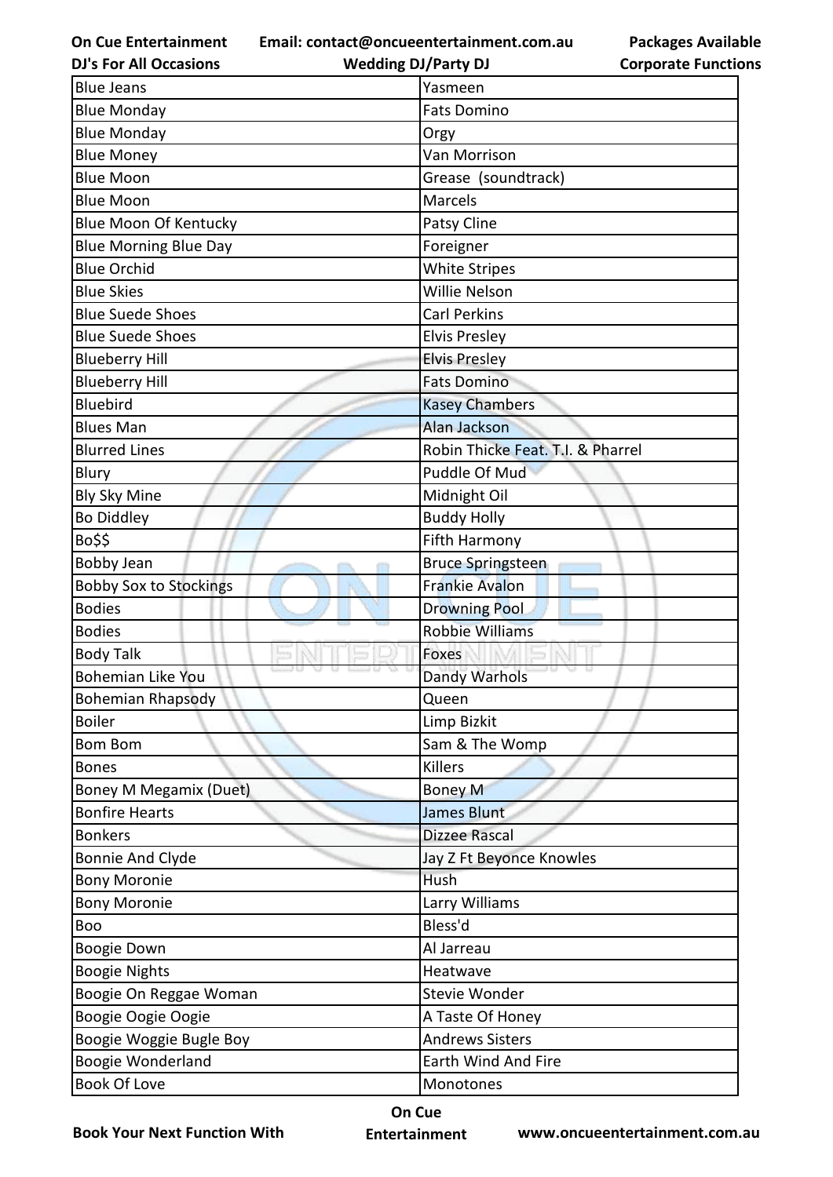| Blue Jeans | Yasmeen |
|---|---|
| Blue Monday | Fats Domino |
| Blue Monday | Orgy |
| Blue Money | Van Morrison |
| Blue Moon | Grease (soundtrack) |
| Blue Moon | Marcels |
| Blue Moon Of Kentucky | Patsy Cline |
| Blue Morning Blue Day | Foreigner |
| Blue Orchid | White Stripes |
| Blue Skies | Willie Nelson |
| Blue Suede Shoes | Carl Perkins |
| Blue Suede Shoes | Elvis Presley |
| Blueberry Hill | Elvis Presley |
| Blueberry Hill | Fats Domino |
| Bluebird | Kasey Chambers |
| Blues Man | Alan Jackson |
| Blurred Lines | Robin Thicke Feat. T.I. & Pharrel |
| Blury | Puddle Of Mud |
| Bly Sky Mine | Midnight Oil |
| Bo Diddley | Buddy Holly |
| Bo$$ | Fifth Harmony |
| Bobby Jean | Bruce Springsteen |
| Bobby Sox to Stockings | Frankie Avalon |
| Bodies | Drowning Pool |
| Bodies | Robbie Williams |
| Body Talk | Foxes |
| Bohemian Like You | Dandy Warhols |
| Bohemian Rhapsody | Queen |
| Boiler | Limp Bizkit |
| Bom Bom | Sam & The Womp |
| Bones | Killers |
| Boney M Megamix (Duet) | Boney M |
| Bonfire Hearts | James Blunt |
| Bonkers | Dizzee Rascal |
| Bonnie And Clyde | Jay Z Ft Beyonce Knowles |
| Bony Moronie | Hush |
| Bony Moronie | Larry Williams |
| Boo | Bless'd |
| Boogie Down | Al Jarreau |
| Boogie Nights | Heatwave |
| Boogie On Reggae Woman | Stevie Wonder |
| Boogie Oogie Oogie | A Taste Of Honey |
| Boogie Woggie Bugle Boy | Andrews Sisters |
| Boogie Wonderland | Earth Wind And Fire |
| Book Of Love | Monotones |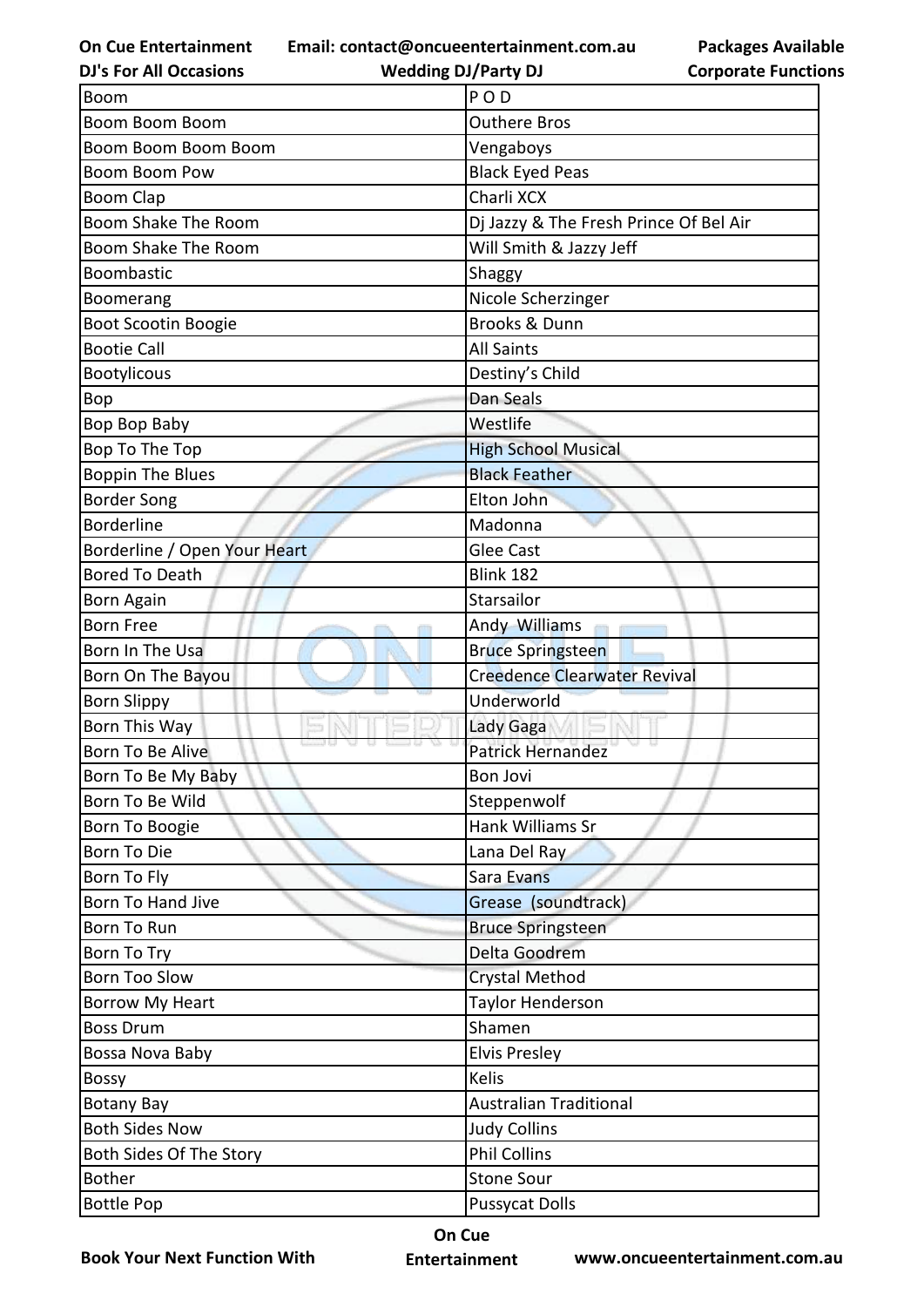| Boom | P O D |
|---|---|
| Boom Boom Boom | Outhere Bros |
| Boom Boom Boom Boom | Vengaboys |
| Boom Boom Pow | Black Eyed Peas |
| Boom Clap | Charli XCX |
| Boom Shake The Room | Dj Jazzy & The Fresh Prince Of Bel Air |
| Boom Shake The Room | Will Smith & Jazzy Jeff |
| Boombastic | Shaggy |
| Boomerang | Nicole Scherzinger |
| Boot Scootin Boogie | Brooks & Dunn |
| Bootie Call | All Saints |
| Bootylicous | Destiny's Child |
| Bop | Dan Seals |
| Bop Bop Baby | Westlife |
| Bop To The Top | High School Musical |
| Boppin The Blues | Black Feather |
| Border Song | Elton John |
| Borderline | Madonna |
| Borderline / Open Your Heart | Glee Cast |
| Bored To Death | Blink 182 |
| Born Again | Starsailor |
| Born Free | Andy Williams |
| Born In The Usa | Bruce Springsteen |
| Born On The Bayou | Creedence Clearwater Revival |
| Born Slippy | Underworld |
| Born This Way | Lady Gaga |
| Born To Be Alive | Patrick Hernandez |
| Born To Be My Baby | Bon Jovi |
| Born To Be Wild | Steppenwolf |
| Born To Boogie | Hank Williams Sr |
| Born To Die | Lana Del Ray |
| Born To Fly | Sara Evans |
| Born To Hand Jive | Grease (soundtrack) |
| Born To Run | Bruce Springsteen |
| Born To Try | Delta Goodrem |
| Born Too Slow | Crystal Method |
| Borrow My Heart | Taylor Henderson |
| Boss Drum | Shamen |
| Bossa Nova Baby | Elvis Presley |
| Bossy | Kelis |
| Botany Bay | Australian Traditional |
| Both Sides Now | Judy Collins |
| Both Sides Of The Story | Phil Collins |
| Bother | Stone Sour |
| Bottle Pop | Pussycat Dolls |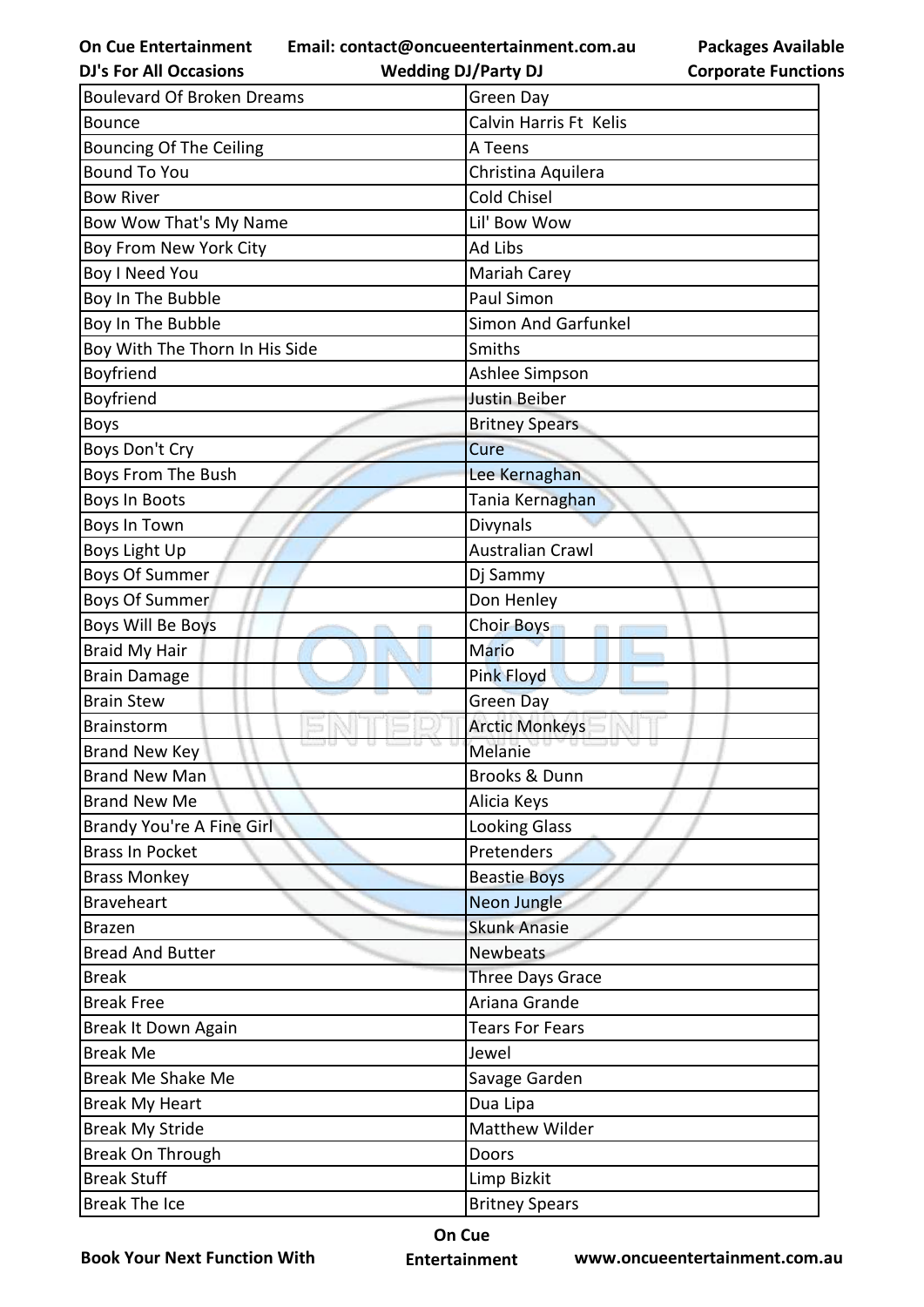| Boulevard Of Broken Dreams | Green Day |
|---|---|
| Bounce | Calvin Harris Ft Kelis |
| Bouncing Of The Ceiling | A Teens |
| Bound To You | Christina Aquilera |
| Bow River | Cold Chisel |
| Bow Wow That's My Name | Lil' Bow Wow |
| Boy From New York City | Ad Libs |
| Boy I Need You | Mariah Carey |
| Boy In The Bubble | Paul Simon |
| Boy In The Bubble | Simon And Garfunkel |
| Boy With The Thorn In His Side | Smiths |
| Boyfriend | Ashlee Simpson |
| Boyfriend | Justin Beiber |
| Boys | Britney Spears |
| Boys Don't Cry | Cure |
| Boys From The Bush | Lee Kernaghan |
| Boys In Boots | Tania Kernaghan |
| Boys In Town | Divynals |
| Boys Light Up | Australian Crawl |
| Boys Of Summer | Dj Sammy |
| Boys Of Summer | Don Henley |
| Boys Will Be Boys | Choir Boys |
| Braid My Hair | Mario |
| Brain Damage | Pink Floyd |
| Brain Stew | Green Day |
| Brainstorm | Arctic Monkeys |
| Brand New Key | Melanie |
| Brand New Man | Brooks & Dunn |
| Brand New Me | Alicia Keys |
| Brandy You're A Fine Girl | Looking Glass |
| Brass In Pocket | Pretenders |
| Brass Monkey | Beastie Boys |
| Braveheart | Neon Jungle |
| Brazen | Skunk Anasie |
| Bread And Butter | Newbeats |
| Break | Three Days Grace |
| Break Free | Ariana Grande |
| Break It Down Again | Tears For Fears |
| Break Me | Jewel |
| Break Me Shake Me | Savage Garden |
| Break My Heart | Dua Lipa |
| Break My Stride | Matthew Wilder |
| Break On Through | Doors |
| Break Stuff | Limp Bizkit |
| Break The Ice | Britney Spears |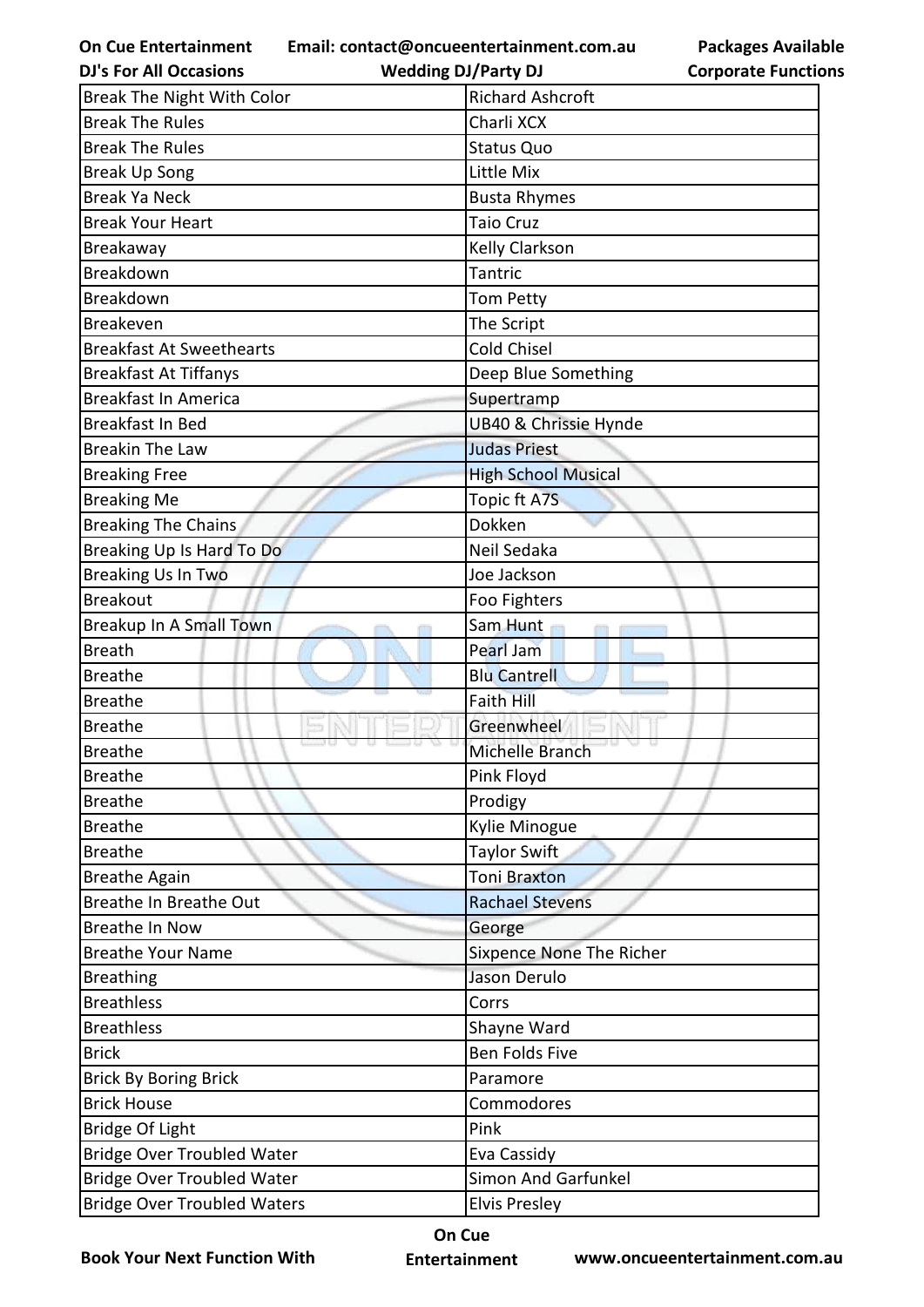| Break The Night With Color | Richard Ashcroft |
|---|---|
| Break The Rules | Charli XCX |
| Break The Rules | Status Quo |
| Break Up Song | Little Mix |
| Break Ya Neck | Busta Rhymes |
| Break Your Heart | Taio Cruz |
| Breakaway | Kelly Clarkson |
| Breakdown | Tantric |
| Breakdown | Tom Petty |
| Breakeven | The Script |
| Breakfast At Sweethearts | Cold Chisel |
| Breakfast At Tiffanys | Deep Blue Something |
| Breakfast In America | Supertramp |
| Breakfast In Bed | UB40 & Chrissie Hynde |
| Breakin The Law | Judas Priest |
| Breaking Free | High School Musical |
| Breaking Me | Topic ft A7S |
| Breaking The Chains | Dokken |
| Breaking Up Is Hard To Do | Neil Sedaka |
| Breaking Us In Two | Joe Jackson |
| Breakout | Foo Fighters |
| Breakup In A Small Town | Sam Hunt |
| Breath | Pearl Jam |
| Breathe | Blu Cantrell |
| Breathe | Faith Hill |
| Breathe | Greenwheel |
| Breathe | Michelle Branch |
| Breathe | Pink Floyd |
| Breathe | Prodigy |
| Breathe | Kylie Minogue |
| Breathe | Taylor Swift |
| Breathe Again | Toni Braxton |
| Breathe In Breathe Out | Rachael Stevens |
| Breathe In Now | George |
| Breathe Your Name | Sixpence None The Richer |
| Breathing | Jason Derulo |
| Breathless | Corrs |
| Breathless | Shayne Ward |
| Brick | Ben Folds Five |
| Brick By Boring Brick | Paramore |
| Brick House | Commodores |
| Bridge Of Light | Pink |
| Bridge Over Troubled Water | Eva Cassidy |
| Bridge Over Troubled Water | Simon And Garfunkel |
| Bridge Over Troubled Waters | Elvis Presley |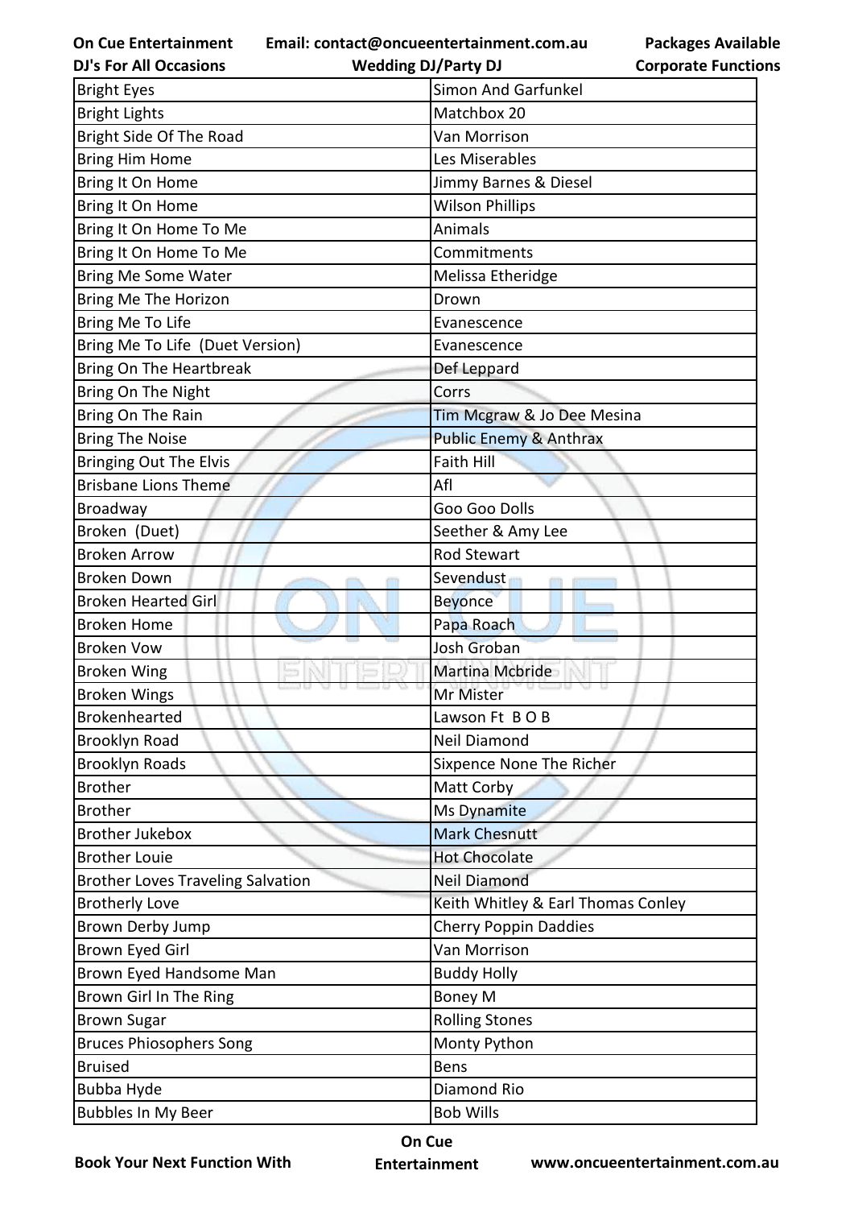| Bright Eyes | Simon And Garfunkel |
|---|---|
| Bright Lights | Matchbox 20 |
| Bright Side Of The Road | Van Morrison |
| Bring Him Home | Les Miserables |
| Bring It On Home | Jimmy Barnes & Diesel |
| Bring It On Home | Wilson Phillips |
| Bring It On Home To Me | Animals |
| Bring It On Home To Me | Commitments |
| Bring Me Some Water | Melissa Etheridge |
| Bring Me The Horizon | Drown |
| Bring Me To Life | Evanescence |
| Bring Me To Life  (Duet Version) | Evanescence |
| Bring On The Heartbreak | Def Leppard |
| Bring On The Night | Corrs |
| Bring On The Rain | Tim Mcgraw & Jo Dee Mesina |
| Bring The Noise | Public Enemy & Anthrax |
| Bringing Out The Elvis | Faith Hill |
| Brisbane Lions Theme | Afl |
| Broadway | Goo Goo Dolls |
| Broken  (Duet) | Seether & Amy Lee |
| Broken Arrow | Rod Stewart |
| Broken Down | Sevendust |
| Broken Hearted Girl | Beyonce |
| Broken Home | Papa Roach |
| Broken Vow | Josh Groban |
| Broken Wing | Martina Mcbride |
| Broken Wings | Mr Mister |
| Brokenhearted | Lawson Ft  B O B |
| Brooklyn Road | Neil Diamond |
| Brooklyn Roads | Sixpence None The Richer |
| Brother | Matt Corby |
| Brother | Ms Dynamite |
| Brother Jukebox | Mark Chesnutt |
| Brother Louie | Hot Chocolate |
| Brother Loves Traveling Salvation | Neil Diamond |
| Brotherly Love | Keith Whitley & Earl Thomas Conley |
| Brown Derby Jump | Cherry Poppin Daddies |
| Brown Eyed Girl | Van Morrison |
| Brown Eyed Handsome Man | Buddy Holly |
| Brown Girl In The Ring | Boney M |
| Brown Sugar | Rolling Stones |
| Bruces Phiosophers Song | Monty Python |
| Bruised | Bens |
| Bubba Hyde | Diamond Rio |
| Bubbles In My Beer | Bob Wills |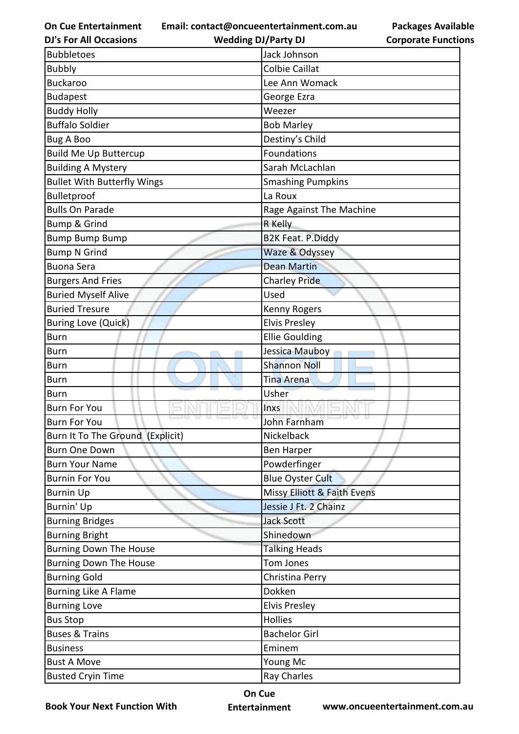| Bubbletoes | Jack Johnson |
|---|---|
| Bubbly | Colbie Caillat |
| Buckaroo | Lee Ann Womack |
| Budapest | George Ezra |
| Buddy Holly | Weezer |
| Buffalo Soldier | Bob Marley |
| Bug A Boo | Destiny's Child |
| Build Me Up Buttercup | Foundations |
| Building A Mystery | Sarah McLachlan |
| Bullet With Butterfly Wings | Smashing Pumpkins |
| Bulletproof | La Roux |
| Bulls On Parade | Rage Against The Machine |
| Bump & Grind | R Kelly |
| Bump Bump Bump | B2K Feat. P.Diddy |
| Bump N Grind | Waze & Odyssey |
| Buona Sera | Dean Martin |
| Burgers And Fries | Charley Pride |
| Buried Myself Alive | Used |
| Buried Tresure | Kenny Rogers |
| Buring Love (Quick) | Elvis Presley |
| Burn | Ellie Goulding |
| Burn | Jessica Mauboy |
| Burn | Shannon Noll |
| Burn | Tina Arena |
| Burn | Usher |
| Burn For You | Inxs |
| Burn For You | John Farnham |
| Burn It To The Ground (Explicit) | Nickelback |
| Burn One Down | Ben Harper |
| Burn Your Name | Powderfinger |
| Burnin For You | Blue Oyster Cult |
| Burnin Up | Missy Elliott & Faith Evens |
| Burnin' Up | Jessie J Ft. 2 Chainz |
| Burning Bridges | Jack Scott |
| Burning Bright | Shinedown |
| Burning Down The House | Talking Heads |
| Burning Down The House | Tom Jones |
| Burning Gold | Christina Perry |
| Burning Like A Flame | Dokken |
| Burning Love | Elvis Presley |
| Bus Stop | Hollies |
| Buses & Trains | Bachelor Girl |
| Business | Eminem |
| Bust A Move | Young Mc |
| Busted Cryin Time | Ray Charles |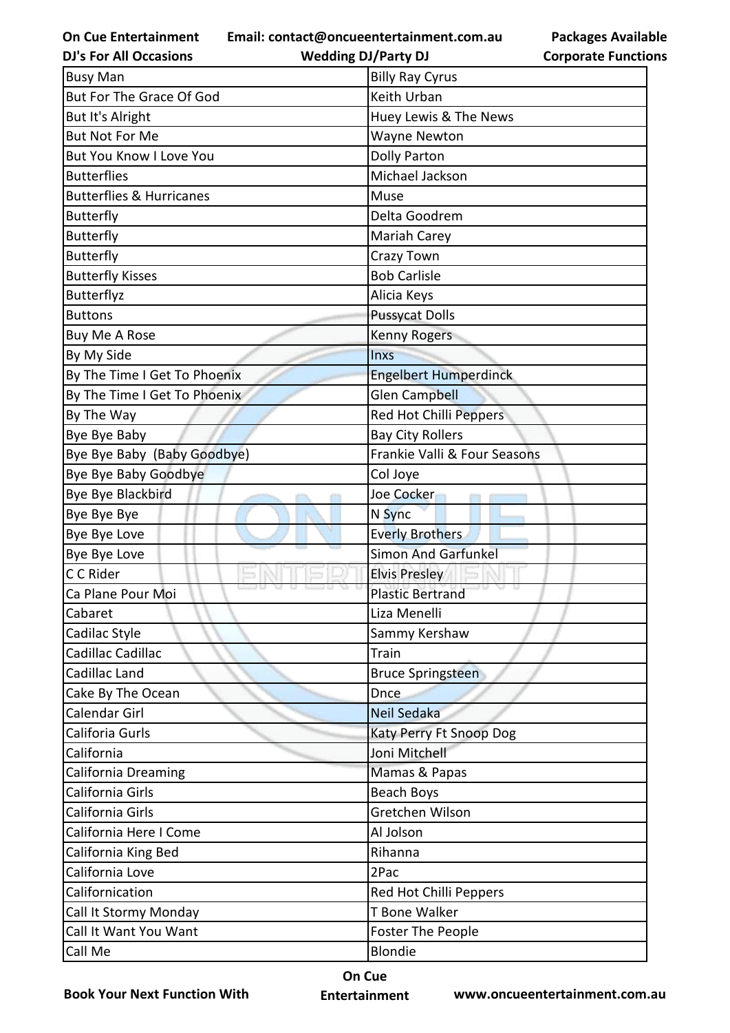| Busy Man | Billy Ray Cyrus |
|---|---|
| But For The Grace Of God | Keith Urban |
| But It's Alright | Huey Lewis & The News |
| But Not For Me | Wayne Newton |
| But You Know I Love You | Dolly Parton |
| Butterflies | Michael Jackson |
| Butterflies & Hurricanes | Muse |
| Butterfly | Delta Goodrem |
| Butterfly | Mariah Carey |
| Butterfly | Crazy Town |
| Butterfly Kisses | Bob Carlisle |
| Butterflyz | Alicia Keys |
| Buttons | Pussycat Dolls |
| Buy Me A Rose | Kenny Rogers |
| By My Side | Inxs |
| By The Time I Get To Phoenix | Engelbert Humperdinck |
| By The Time I Get To Phoenix | Glen Campbell |
| By The Way | Red Hot Chilli Peppers |
| Bye Bye Baby | Bay City Rollers |
| Bye Bye Baby  (Baby Goodbye) | Frankie Valli & Four Seasons |
| Bye Bye Baby Goodbye | Col Joye |
| Bye Bye Blackbird | Joe Cocker |
| Bye Bye Bye | N Sync |
| Bye Bye Love | Everly Brothers |
| Bye Bye Love | Simon And Garfunkel |
| C C Rider | Elvis Presley |
| Ca Plane Pour Moi | Plastic Bertrand |
| Cabaret | Liza Menelli |
| Cadilac Style | Sammy Kershaw |
| Cadillac Cadillac | Train |
| Cadillac Land | Bruce Springsteen |
| Cake By The Ocean | Dnce |
| Calendar Girl | Neil Sedaka |
| Califoria Gurls | Katy Perry Ft Snoop Dog |
| California | Joni Mitchell |
| California Dreaming | Mamas & Papas |
| California Girls | Beach Boys |
| California Girls | Gretchen Wilson |
| California Here I Come | Al Jolson |
| California King Bed | Rihanna |
| California Love | 2Pac |
| Californication | Red Hot Chilli Peppers |
| Call It Stormy Monday | T Bone Walker |
| Call It Want You Want | Foster The People |
| Call Me | Blondie |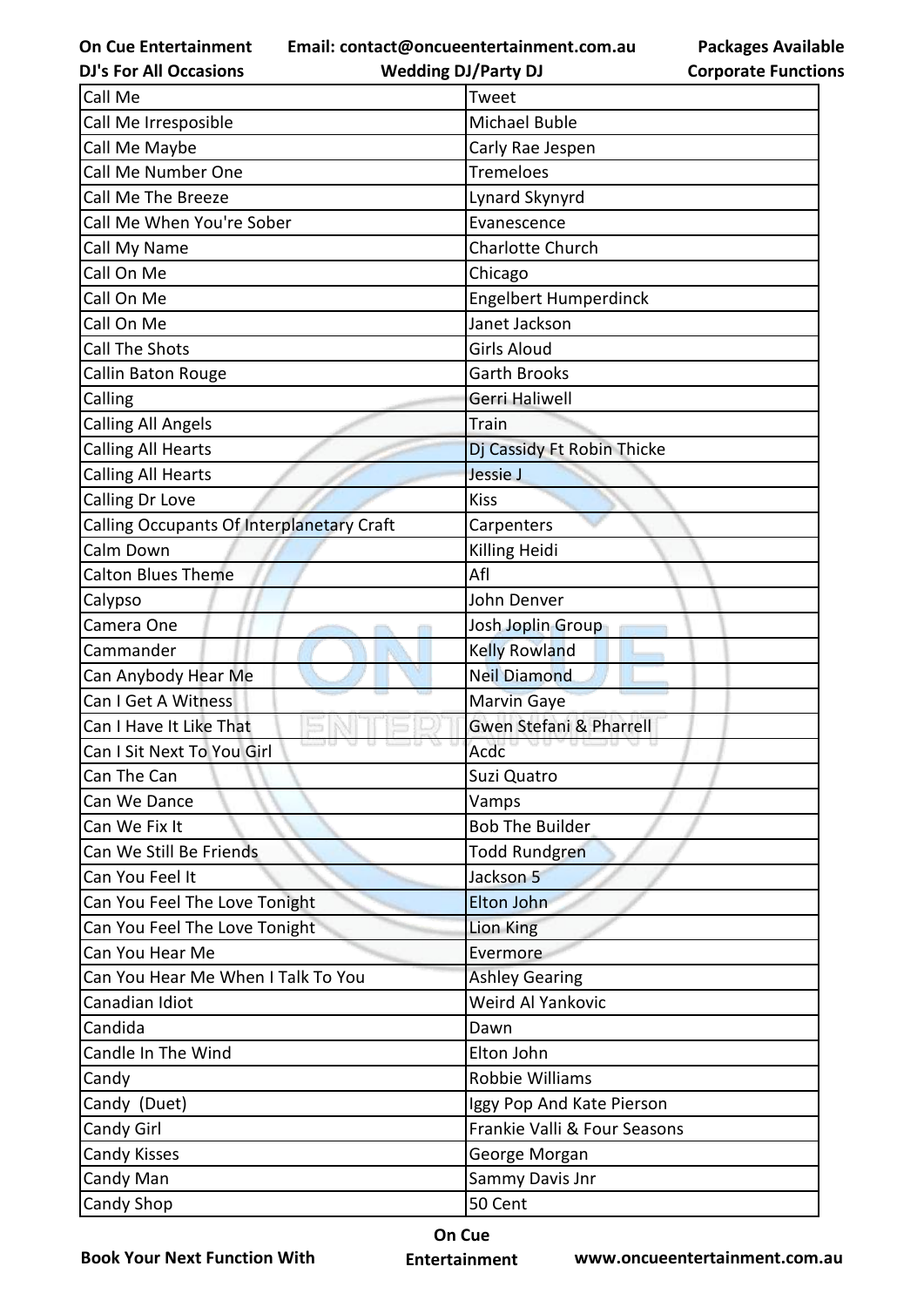| Call Me | Tweet |
|---|---|
| Call Me Irresponsible | Michael Buble |
| Call Me Maybe | Carly Rae Jespen |
| Call Me Number One | Tremeloes |
| Call Me The Breeze | Lynard Skynyrd |
| Call Me When You're Sober | Evanescence |
| Call My Name | Charlotte Church |
| Call On Me | Chicago |
| Call On Me | Engelbert Humperdinck |
| Call On Me | Janet Jackson |
| Call The Shots | Girls Aloud |
| Callin Baton Rouge | Garth Brooks |
| Calling | Gerri Haliwell |
| Calling All Angels | Train |
| Calling All Hearts | Dj Cassidy Ft Robin Thicke |
| Calling All Hearts | Jessie J |
| Calling Dr Love | Kiss |
| Calling Occupants Of Interplanetary Craft | Carpenters |
| Calm Down | Killing Heidi |
| Calton Blues Theme | Afl |
| Calypso | John Denver |
| Camera One | Josh Joplin Group |
| Cammander | Kelly Rowland |
| Can Anybody Hear Me | Neil Diamond |
| Can I Get A Witness | Marvin Gaye |
| Can I Have It Like That | Gwen Stefani & Pharrell |
| Can I Sit Next To You Girl | Acdc |
| Can The Can | Suzi Quatro |
| Can We Dance | Vamps |
| Can We Fix It | Bob The Builder |
| Can We Still Be Friends | Todd Rundgren |
| Can You Feel It | Jackson 5 |
| Can You Feel The Love Tonight | Elton John |
| Can You Feel The Love Tonight | Lion King |
| Can You Hear Me | Evermore |
| Can You Hear Me When I Talk To You | Ashley Gearing |
| Canadian Idiot | Weird Al Yankovic |
| Candida | Dawn |
| Candle In The Wind | Elton John |
| Candy | Robbie Williams |
| Candy (Duet) | Iggy Pop And Kate Pierson |
| Candy Girl | Frankie Valli & Four Seasons |
| Candy Kisses | George Morgan |
| Candy Man | Sammy Davis Jnr |
| Candy Shop | 50 Cent |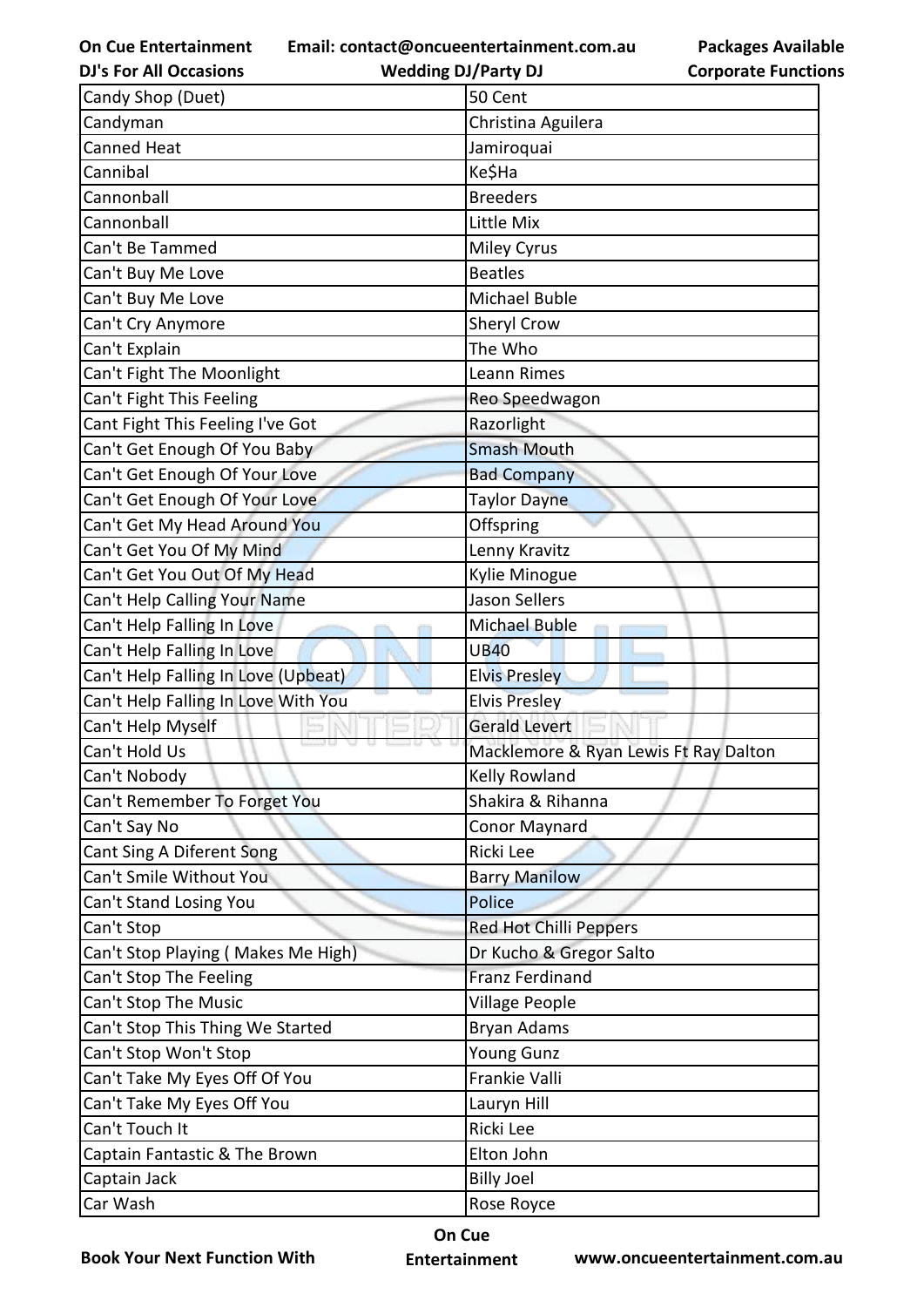| Candy Shop (Duet) | 50 Cent |
|---|---|
| Candyman | Christina Aguilera |
| Canned Heat | Jamiroquai |
| Cannibal | Ke$Ha |
| Cannonball | Breeders |
| Cannonball | Little Mix |
| Can't Be Tammed | Miley Cyrus |
| Can't Buy Me Love | Beatles |
| Can't Buy Me Love | Michael Buble |
| Can't Cry Anymore | Sheryl Crow |
| Can't Explain | The Who |
| Can't Fight The Moonlight | Leann Rimes |
| Can't Fight This Feeling | Reo Speedwagon |
| Cant Fight This Feeling I've Got | Razorlight |
| Can't Get Enough Of You Baby | Smash Mouth |
| Can't Get Enough Of Your Love | Bad Company |
| Can't Get Enough Of Your Love | Taylor Dayne |
| Can't Get My Head Around You | Offspring |
| Can't Get You Of My Mind | Lenny Kravitz |
| Can't Get You Out Of My Head | Kylie Minogue |
| Can't Help Calling Your Name | Jason Sellers |
| Can't Help Falling In Love | Michael Buble |
| Can't Help Falling In Love | UB40 |
| Can't Help Falling In Love (Upbeat) | Elvis Presley |
| Can't Help Falling In Love With You | Elvis Presley |
| Can't Help Myself | Gerald Levert |
| Can't Hold Us | Macklemore & Ryan Lewis Ft Ray Dalton |
| Can't Nobody | Kelly Rowland |
| Can't Remember To Forget You | Shakira & Rihanna |
| Can't Say No | Conor Maynard |
| Cant Sing A Diferent Song | Ricki Lee |
| Can't Smile Without You | Barry Manilow |
| Can't Stand Losing You | Police |
| Can't Stop | Red Hot Chilli Peppers |
| Can't Stop Playing ( Makes Me High) | Dr Kucho & Gregor Salto |
| Can't Stop The Feeling | Franz Ferdinand |
| Can't Stop The Music | Village People |
| Can't Stop This Thing We Started | Bryan Adams |
| Can't Stop Won't Stop | Young Gunz |
| Can't Take My Eyes Off Of You | Frankie Valli |
| Can't Take My Eyes Off You | Lauryn Hill |
| Can't Touch It | Ricki Lee |
| Captain Fantastic & The Brown | Elton John |
| Captain Jack | Billy Joel |
| Car Wash | Rose Royce |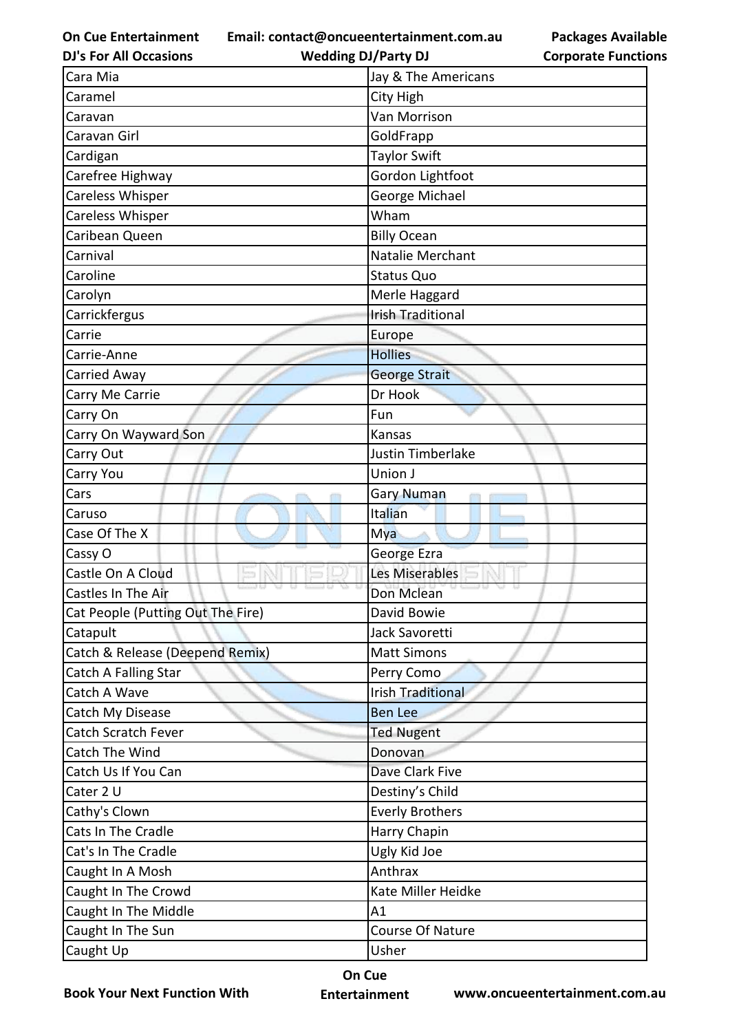| Cara Mia | Jay & The Americans |
|---|---|
| Caramel | City High |
| Caravan | Van Morrison |
| Caravan Girl | GoldFrapp |
| Cardigan | Taylor Swift |
| Carefree Highway | Gordon Lightfoot |
| Careless Whisper | George Michael |
| Careless Whisper | Wham |
| Caribean Queen | Billy Ocean |
| Carnival | Natalie Merchant |
| Caroline | Status Quo |
| Carolyn | Merle Haggard |
| Carrickfergus | Irish Traditional |
| Carrie | Europe |
| Carrie-Anne | Hollies |
| Carried Away | George Strait |
| Carry Me Carrie | Dr Hook |
| Carry On | Fun |
| Carry On Wayward Son | Kansas |
| Carry Out | Justin Timberlake |
| Carry You | Union J |
| Cars | Gary Numan |
| Caruso | Italian |
| Case Of The X | Mya |
| Cassy O | George Ezra |
| Castle On A Cloud | Les Miserables |
| Castles In The Air | Don Mclean |
| Cat People (Putting Out The Fire) | David Bowie |
| Catapult | Jack Savoretti |
| Catch & Release (Deepend Remix) | Matt Simons |
| Catch A Falling Star | Perry Como |
| Catch A Wave | Irish Traditional |
| Catch My Disease | Ben Lee |
| Catch Scratch Fever | Ted Nugent |
| Catch The Wind | Donovan |
| Catch Us If You Can | Dave Clark Five |
| Cater 2 U | Destiny's Child |
| Cathy's Clown | Everly Brothers |
| Cats In The Cradle | Harry Chapin |
| Cat's In The Cradle | Ugly Kid Joe |
| Caught In A Mosh | Anthrax |
| Caught In The Crowd | Kate Miller Heidke |
| Caught In The Middle | A1 |
| Caught In The Sun | Course Of Nature |
| Caught Up | Usher |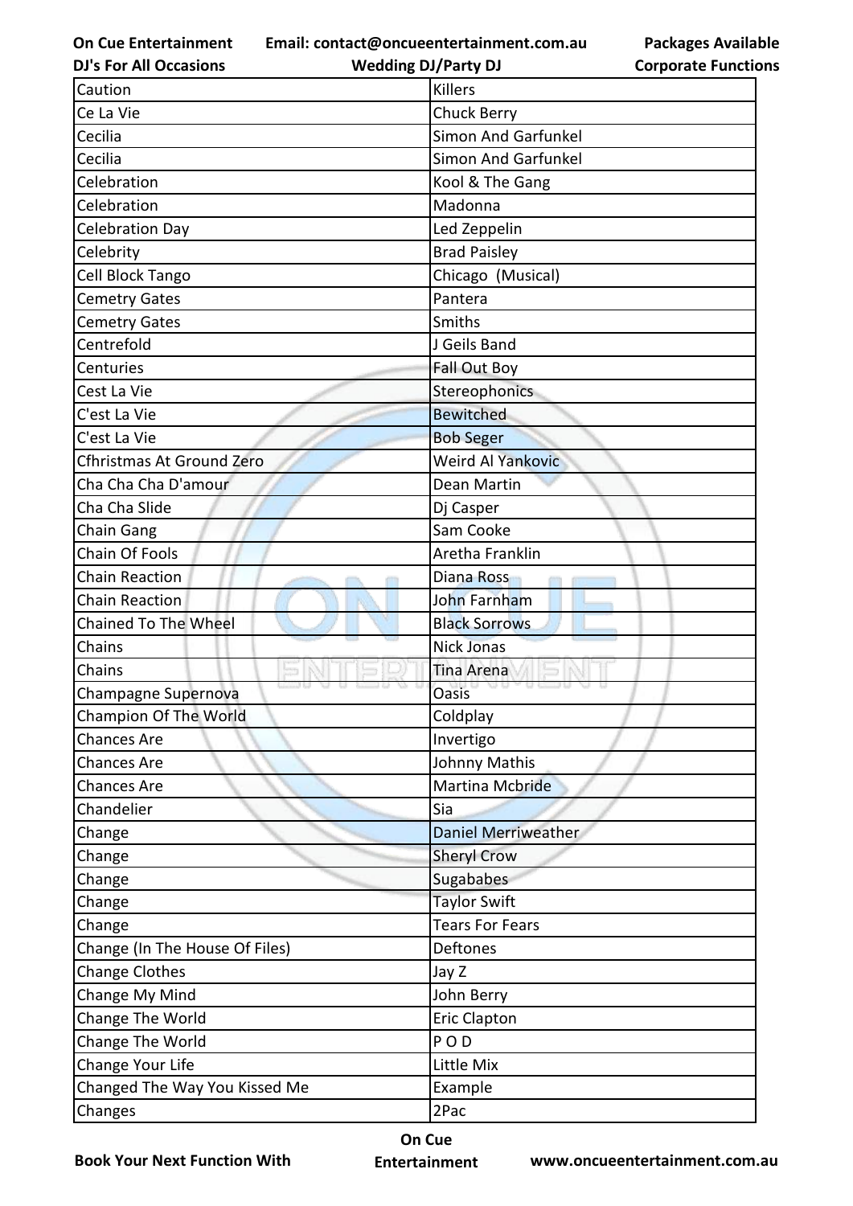| Caution | Killers |
| --- | --- |
| Ce La Vie | Chuck Berry |
| Cecilia | Simon And Garfunkel |
| Cecilia | Simon And Garfunkel |
| Celebration | Kool & The Gang |
| Celebration | Madonna |
| Celebration Day | Led Zeppelin |
| Celebrity | Brad Paisley |
| Cell Block Tango | Chicago (Musical) |
| Cemetry Gates | Pantera |
| Cemetry Gates | Smiths |
| Centrefold | J Geils Band |
| Centuries | Fall Out Boy |
| Cest La Vie | Stereophonics |
| C'est La Vie | Bewitched |
| C'est La Vie | Bob Seger |
| Cfhristmas At Ground Zero | Weird Al Yankovic |
| Cha Cha Cha D'amour | Dean Martin |
| Cha Cha Slide | Dj Casper |
| Chain Gang | Sam Cooke |
| Chain Of Fools | Aretha Franklin |
| Chain Reaction | Diana Ross |
| Chain Reaction | John Farnham |
| Chained To The Wheel | Black Sorrows |
| Chains | Nick Jonas |
| Chains | Tina Arena |
| Champagne Supernova | Oasis |
| Champion Of The World | Coldplay |
| Chances Are | Invertigo |
| Chances Are | Johnny Mathis |
| Chances Are | Martina Mcbride |
| Chandelier | Sia |
| Change | Daniel Merriweather |
| Change | Sheryl Crow |
| Change | Sugababes |
| Change | Taylor Swift |
| Change | Tears For Fears |
| Change (In The House Of Files) | Deftones |
| Change Clothes | Jay Z |
| Change My Mind | John Berry |
| Change The World | Eric Clapton |
| Change The World | P O D |
| Change Your Life | Little Mix |
| Changed The Way You Kissed Me | Example |
| Changes | 2Pac |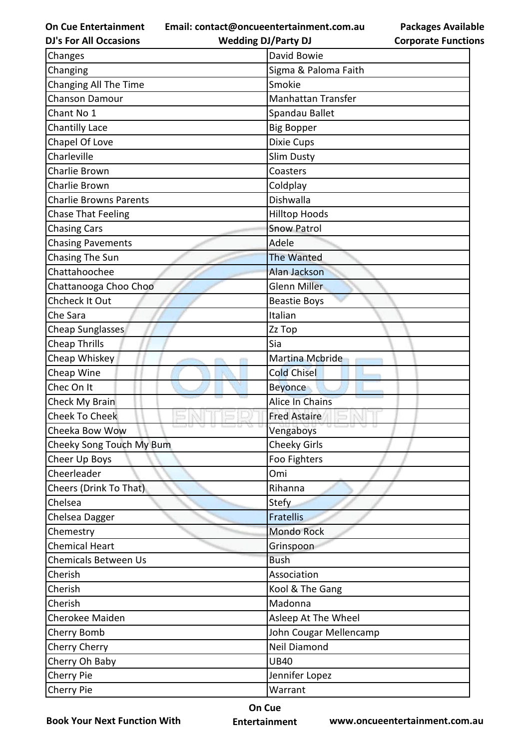| Changes | David Bowie |
|---|---|
| Changing | Sigma & Paloma Faith |
| Changing All The Time | Smokie |
| Chanson Damour | Manhattan Transfer |
| Chant No 1 | Spandau Ballet |
| Chantilly Lace | Big Bopper |
| Chapel Of Love | Dixie Cups |
| Charleville | Slim Dusty |
| Charlie Brown | Coasters |
| Charlie Brown | Coldplay |
| Charlie Browns Parents | Dishwalla |
| Chase That Feeling | Hilltop Hoods |
| Chasing Cars | Snow Patrol |
| Chasing Pavements | Adele |
| Chasing The Sun | The Wanted |
| Chattahoochee | Alan Jackson |
| Chattanooga Choo Choo | Glenn Miller |
| Chcheck It Out | Beastie Boys |
| Che Sara | Italian |
| Cheap Sunglasses | Zz Top |
| Cheap Thrills | Sia |
| Cheap Whiskey | Martina Mcbride |
| Cheap Wine | Cold Chisel |
| Chec On It | Beyonce |
| Check My Brain | Alice In Chains |
| Cheek To Cheek | Fred Astaire |
| Cheeka Bow Wow | Vengaboys |
| Cheeky Song Touch My Bum | Cheeky Girls |
| Cheer Up Boys | Foo Fighters |
| Cheerleader | Omi |
| Cheers (Drink To That) | Rihanna |
| Chelsea | Stefy |
| Chelsea Dagger | Fratellis |
| Chemestry | Mondo Rock |
| Chemical Heart | Grinspoon |
| Chemicals Between Us | Bush |
| Cherish | Association |
| Cherish | Kool & The Gang |
| Cherish | Madonna |
| Cherokee Maiden | Asleep At The Wheel |
| Cherry Bomb | John Cougar Mellencamp |
| Cherry Cherry | Neil Diamond |
| Cherry Oh Baby | UB40 |
| Cherry Pie | Jennifer Lopez |
| Cherry Pie | Warrant |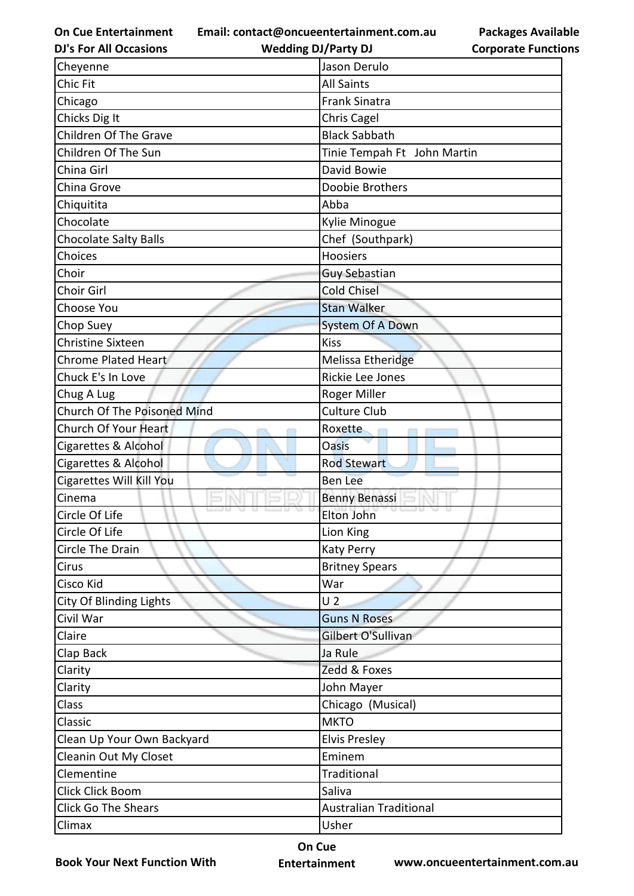| Cheyenne | Jason Derulo |
|---|---|
| Chic Fit | All Saints |
| Chicago | Frank Sinatra |
| Chicks Dig It | Chris Cagel |
| Children Of The Grave | Black Sabbath |
| Children Of The Sun | Tinie Tempah Ft  John Martin |
| China Girl | David Bowie |
| China Grove | Doobie Brothers |
| Chiquitita | Abba |
| Chocolate | Kylie Minogue |
| Chocolate Salty Balls | Chef  (Southpark) |
| Choices | Hoosiers |
| Choir | Guy Sebastian |
| Choir Girl | Cold Chisel |
| Choose You | Stan Walker |
| Chop Suey | System Of A Down |
| Christine Sixteen | Kiss |
| Chrome Plated Heart | Melissa Etheridge |
| Chuck E's In Love | Rickie Lee Jones |
| Chug A Lug | Roger Miller |
| Church Of The Poisoned Mind | Culture Club |
| Church Of Your Heart | Roxette |
| Cigarettes & Alcohol | Oasis |
| Cigarettes & Alcohol | Rod Stewart |
| Cigarettes Will Kill You | Ben Lee |
| Cinema | Benny Benassi |
| Circle Of Life | Elton John |
| Circle Of Life | Lion King |
| Circle The Drain | Katy Perry |
| Cirus | Britney Spears |
| Cisco Kid | War |
| City Of Blinding Lights | U 2 |
| Civil War | Guns N Roses |
| Claire | Gilbert O'Sullivan |
| Clap Back | Ja Rule |
| Clarity | Zedd & Foxes |
| Clarity | John Mayer |
| Class | Chicago  (Musical) |
| Classic | MKTO |
| Clean Up Your Own Backyard | Elvis Presley |
| Cleanin Out My Closet | Eminem |
| Clementine | Traditional |
| Click Click Boom | Saliva |
| Click Go The Shears | Australian Traditional |
| Climax | Usher |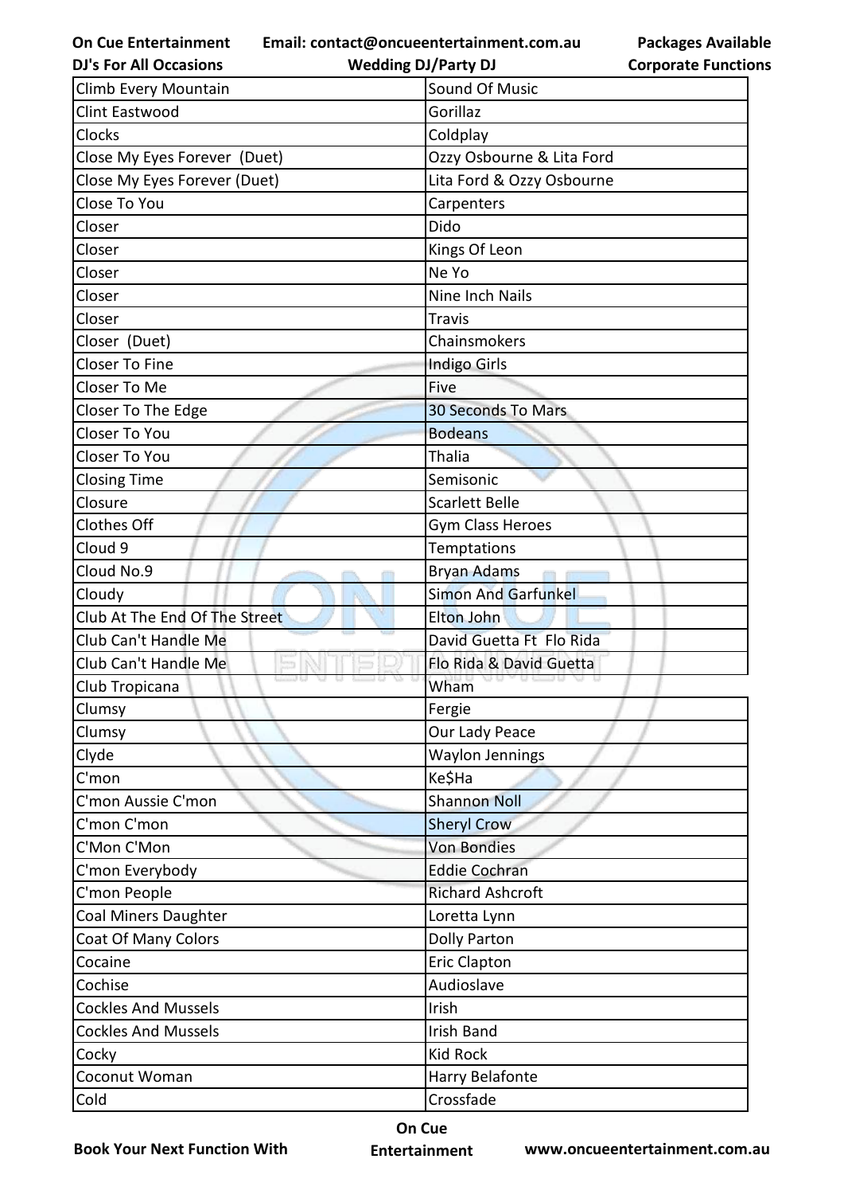| Climb Every Mountain | Sound Of Music |
|---|---|
| Clint Eastwood | Gorillaz |
| Clocks | Coldplay |
| Close My Eyes Forever  (Duet) | Ozzy Osbourne & Lita Ford |
| Close My Eyes Forever (Duet) | Lita Ford & Ozzy Osbourne |
| Close To You | Carpenters |
| Closer | Dido |
| Closer | Kings Of Leon |
| Closer | Ne Yo |
| Closer | Nine Inch Nails |
| Closer | Travis |
| Closer  (Duet) | Chainsmokers |
| Closer To Fine | Indigo Girls |
| Closer To Me | Five |
| Closer To The Edge | 30 Seconds To Mars |
| Closer To You | Bodeans |
| Closer To You | Thalia |
| Closing Time | Semisonic |
| Closure | Scarlett Belle |
| Clothes Off | Gym Class Heroes |
| Cloud 9 | Temptations |
| Cloud No.9 | Bryan Adams |
| Cloudy | Simon And Garfunkel |
| Club At The End Of The Street | Elton John |
| Club Can't Handle Me | David Guetta Ft  Flo Rida |
| Club Can't Handle Me | Flo Rida & David Guetta |
| Club Tropicana | Wham |
| Clumsy | Fergie |
| Clumsy | Our Lady Peace |
| Clyde | Waylon Jennings |
| C'mon | Ke$Ha |
| C'mon Aussie C'mon | Shannon Noll |
| C'mon C'mon | Sheryl Crow |
| C'Mon C'Mon | Von Bondies |
| C'mon Everybody | Eddie Cochran |
| C'mon People | Richard Ashcroft |
| Coal Miners Daughter | Loretta Lynn |
| Coat Of Many Colors | Dolly Parton |
| Cocaine | Eric Clapton |
| Cochise | Audioslave |
| Cockles And Mussels | Irish |
| Cockles And Mussels | Irish Band |
| Cocky | Kid Rock |
| Coconut Woman | Harry Belafonte |
| Cold | Crossfade |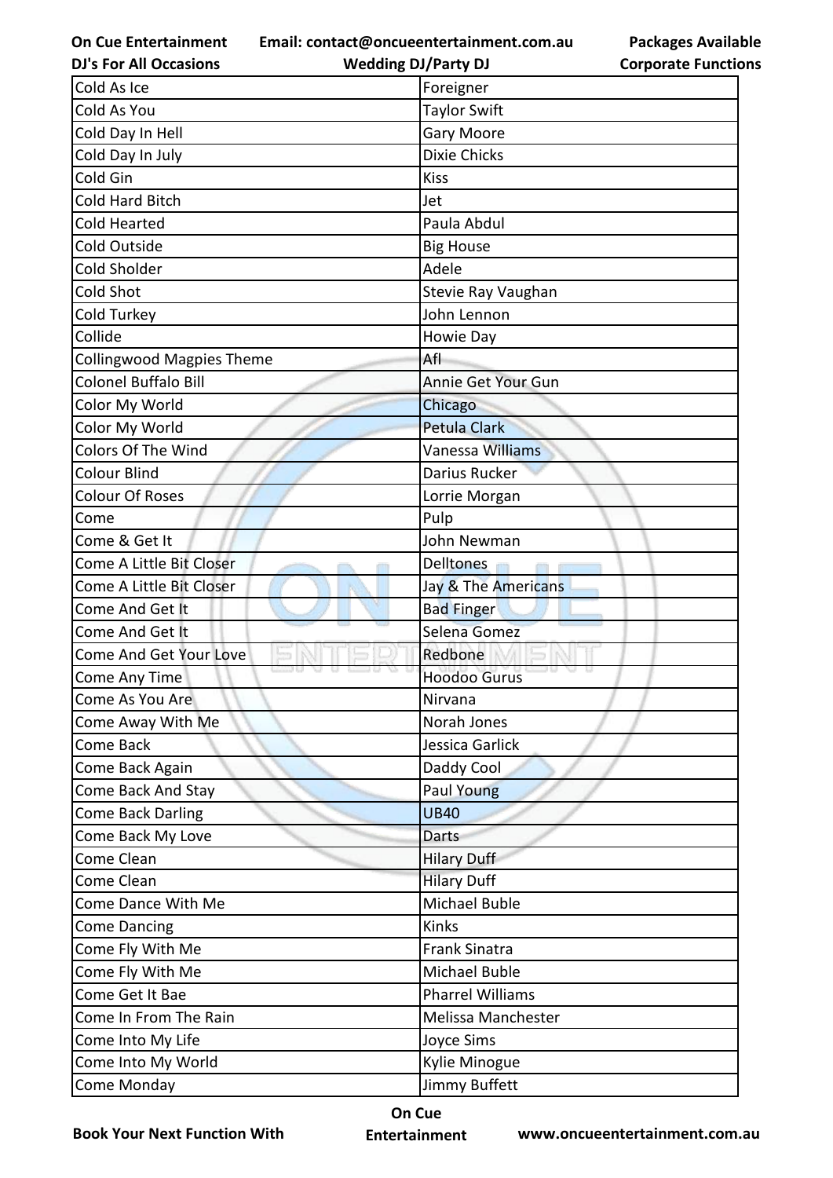| Cold As Ice | Foreigner |
|---|---|
| Cold As You | Taylor Swift |
| Cold Day In Hell | Gary Moore |
| Cold Day In July | Dixie Chicks |
| Cold Gin | Kiss |
| Cold Hard Bitch | Jet |
| Cold Hearted | Paula Abdul |
| Cold Outside | Big House |
| Cold Sholder | Adele |
| Cold Shot | Stevie Ray Vaughan |
| Cold Turkey | John Lennon |
| Collide | Howie Day |
| Collingwood Magpies Theme | Afl |
| Colonel Buffalo Bill | Annie Get Your Gun |
| Color My World | Chicago |
| Color My World | Petula Clark |
| Colors Of The Wind | Vanessa Williams |
| Colour Blind | Darius Rucker |
| Colour Of Roses | Lorrie Morgan |
| Come | Pulp |
| Come & Get It | John Newman |
| Come A Little Bit Closer | Delltones |
| Come A Little Bit Closer | Jay & The Americans |
| Come And Get It | Bad Finger |
| Come And Get It | Selena Gomez |
| Come And Get Your Love | Redbone |
| Come Any Time | Hoodoo Gurus |
| Come As You Are | Nirvana |
| Come Away With Me | Norah Jones |
| Come Back | Jessica Garlick |
| Come Back Again | Daddy Cool |
| Come Back And Stay | Paul Young |
| Come Back Darling | UB40 |
| Come Back My Love | Darts |
| Come Clean | Hilary Duff |
| Come Clean | Hilary Duff |
| Come Dance With Me | Michael Buble |
| Come Dancing | Kinks |
| Come Fly With Me | Frank Sinatra |
| Come Fly With Me | Michael Buble |
| Come Get It Bae | Pharrel Williams |
| Come In From The Rain | Melissa Manchester |
| Come Into My Life | Joyce Sims |
| Come Into My World | Kylie Minogue |
| Come Monday | Jimmy Buffett |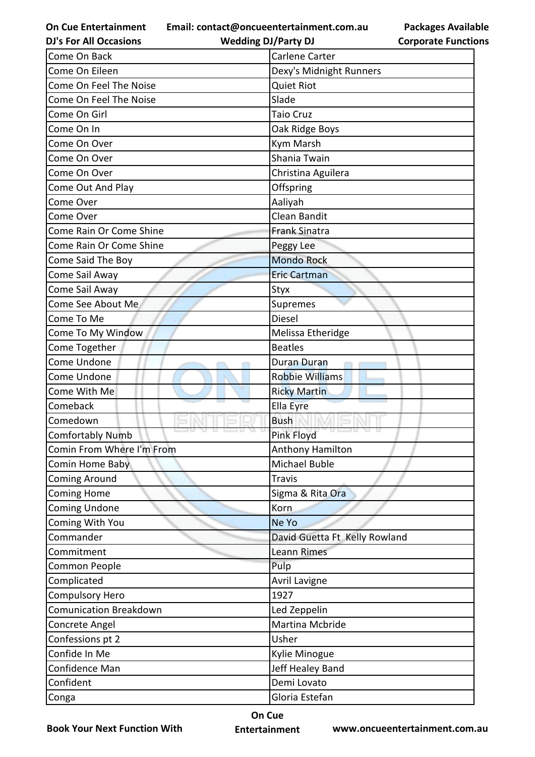| Come On Back | Carlene Carter |
|---|---|
| Come On Eileen | Dexy's Midnight Runners |
| Come On Feel The Noise | Quiet Riot |
| Come On Feel The Noise | Slade |
| Come On Girl | Taio Cruz |
| Come On In | Oak Ridge Boys |
| Come On Over | Kym Marsh |
| Come On Over | Shania Twain |
| Come On Over | Christina Aguilera |
| Come Out And Play | Offspring |
| Come Over | Aaliyah |
| Come Over | Clean Bandit |
| Come Rain Or Come Shine | Frank Sinatra |
| Come Rain Or Come Shine | Peggy Lee |
| Come Said The Boy | Mondo Rock |
| Come Sail Away | Eric Cartman |
| Come Sail Away | Styx |
| Come See About Me | Supremes |
| Come To Me | Diesel |
| Come To My Window | Melissa Etheridge |
| Come Together | Beatles |
| Come Undone | Duran Duran |
| Come Undone | Robbie Williams |
| Come With Me | Ricky Martin |
| Comeback | Ella Eyre |
| Comedown | Bush |
| Comfortably Numb | Pink Floyd |
| Comin From Where I'm From | Anthony Hamilton |
| Comin Home Baby | Michael Buble |
| Coming Around | Travis |
| Coming Home | Sigma & Rita Ora |
| Coming Undone | Korn |
| Coming With You | Ne Yo |
| Commander | David Guetta Ft Kelly Rowland |
| Commitment | Leann Rimes |
| Common People | Pulp |
| Complicated | Avril Lavigne |
| Compulsory Hero | 1927 |
| Comunication Breakdown | Led Zeppelin |
| Concrete Angel | Martina Mcbride |
| Confessions pt 2 | Usher |
| Confide In Me | Kylie Minogue |
| Confidence Man | Jeff Healey Band |
| Confident | Demi Lovato |
| Conga | Gloria Estefan |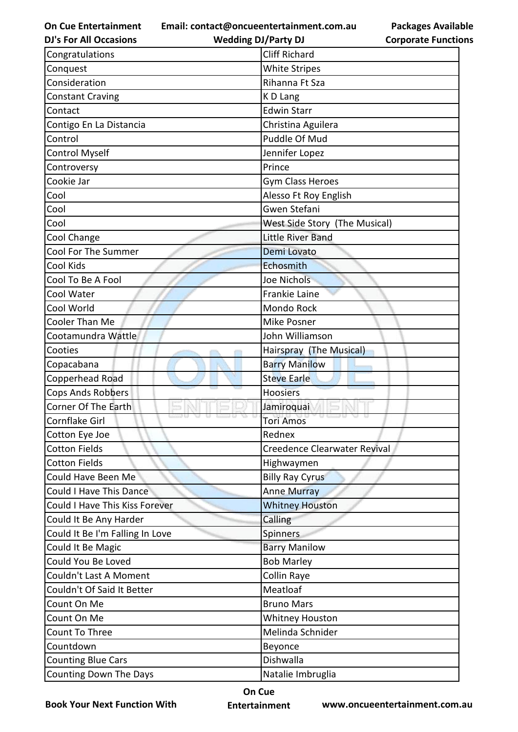| Congratulations | Cliff Richard |
|---|---|
| Conquest | White Stripes |
| Consideration | Rihanna Ft Sza |
| Constant Craving | K D Lang |
| Contact | Edwin Starr |
| Contigo En La Distancia | Christina Aguilera |
| Control | Puddle Of Mud |
| Control Myself | Jennifer Lopez |
| Controversy | Prince |
| Cookie Jar | Gym Class Heroes |
| Cool | Alesso Ft Roy English |
| Cool | Gwen Stefani |
| Cool | West Side Story (The Musical) |
| Cool Change | Little River Band |
| Cool For The Summer | Demi Lovato |
| Cool Kids | Echosmith |
| Cool To Be A Fool | Joe Nichols |
| Cool Water | Frankie Laine |
| Cool World | Mondo Rock |
| Cooler Than Me | Mike Posner |
| Cootamundra Wattle | John Williamson |
| Cooties | Hairspray (The Musical) |
| Copacabana | Barry Manilow |
| Copperhead Road | Steve Earle |
| Cops Ands Robbers | Hoosiers |
| Corner Of The Earth | Jamiroquai |
| Cornflake Girl | Tori Amos |
| Cotton Eye Joe | Rednex |
| Cotton Fields | Creedence Clearwater Revival |
| Cotton Fields | Highwaymen |
| Could Have Been Me | Billy Ray Cyrus |
| Could I Have This Dance | Anne Murray |
| Could I Have This Kiss Forever | Whitney Houston |
| Could It Be Any Harder | Calling |
| Could It Be I'm Falling In Love | Spinners |
| Could It Be Magic | Barry Manilow |
| Could You Be Loved | Bob Marley |
| Couldn't Last A Moment | Collin Raye |
| Couldn't Of Said It Better | Meatloaf |
| Count On Me | Bruno Mars |
| Count On Me | Whitney Houston |
| Count To Three | Melinda Schnider |
| Countdown | Beyonce |
| Counting Blue Cars | Dishwalla |
| Counting Down The Days | Natalie Imbruglia |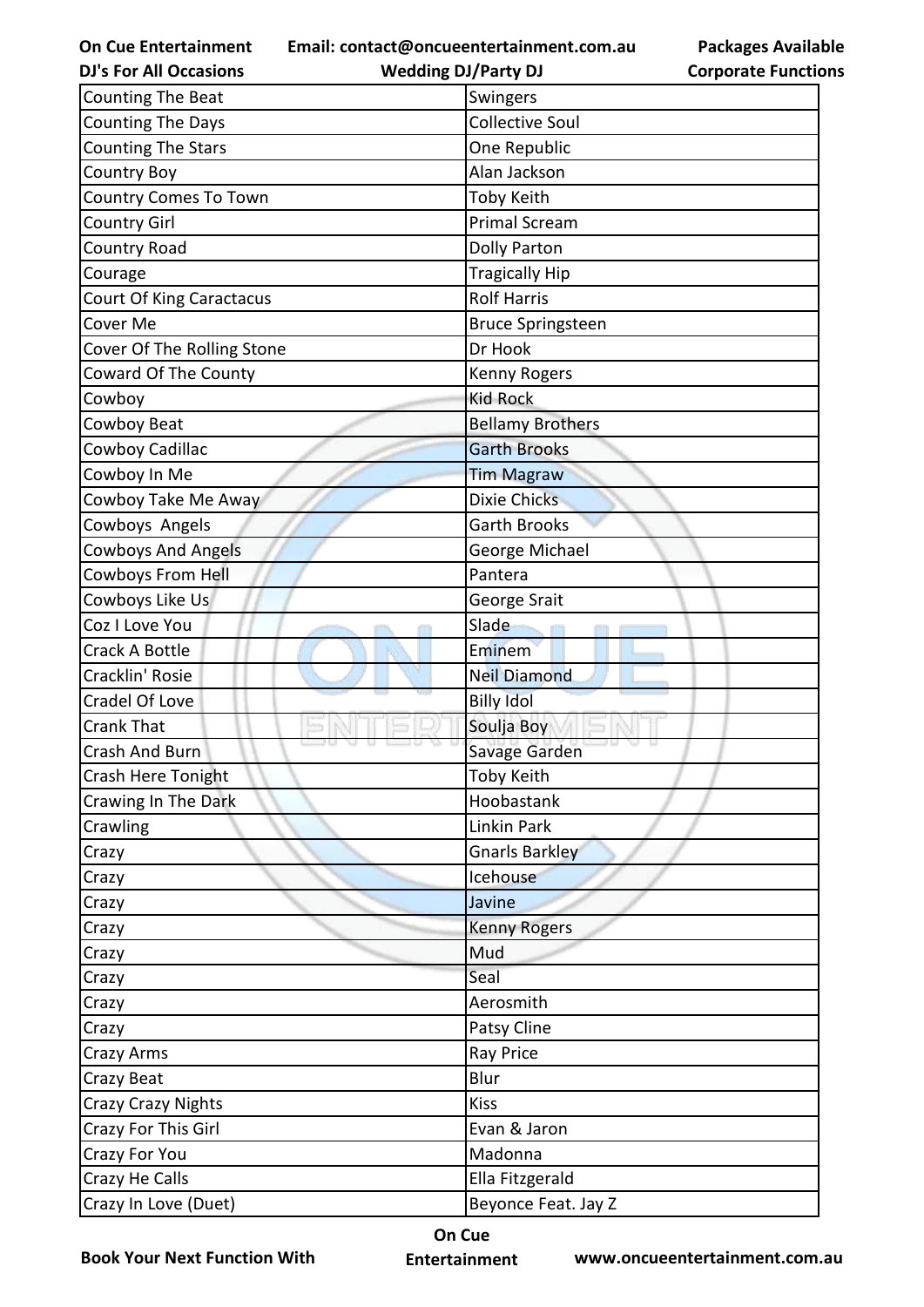| Counting The Beat | Swingers |
|---|---|
| Counting The Days | Collective Soul |
| Counting The Stars | One Republic |
| Country Boy | Alan Jackson |
| Country Comes To Town | Toby Keith |
| Country Girl | Primal Scream |
| Country Road | Dolly Parton |
| Courage | Tragically Hip |
| Court Of King Caractacus | Rolf Harris |
| Cover Me | Bruce Springsteen |
| Cover Of The Rolling Stone | Dr Hook |
| Coward Of The County | Kenny Rogers |
| Cowboy | Kid Rock |
| Cowboy Beat | Bellamy Brothers |
| Cowboy Cadillac | Garth Brooks |
| Cowboy In Me | Tim Magraw |
| Cowboy Take Me Away | Dixie Chicks |
| Cowboys  Angels | Garth Brooks |
| Cowboys And Angels | George Michael |
| Cowboys From Hell | Pantera |
| Cowboys Like Us | George Srait |
| Coz I Love You | Slade |
| Crack A Bottle | Eminem |
| Cracklin' Rosie | Neil Diamond |
| Cradel Of Love | Billy Idol |
| Crank That | Soulja Boy |
| Crash And Burn | Savage Garden |
| Crash Here Tonight | Toby Keith |
| Crawing In The Dark | Hoobastank |
| Crawling | Linkin Park |
| Crazy | Gnarls Barkley |
| Crazy | Icehouse |
| Crazy | Javine |
| Crazy | Kenny Rogers |
| Crazy | Mud |
| Crazy | Seal |
| Crazy | Aerosmith |
| Crazy | Patsy Cline |
| Crazy Arms | Ray Price |
| Crazy Beat | Blur |
| Crazy Crazy Nights | Kiss |
| Crazy For This Girl | Evan & Jaron |
| Crazy For You | Madonna |
| Crazy He Calls | Ella Fitzgerald |
| Crazy In Love (Duet) | Beyonce Feat. Jay Z |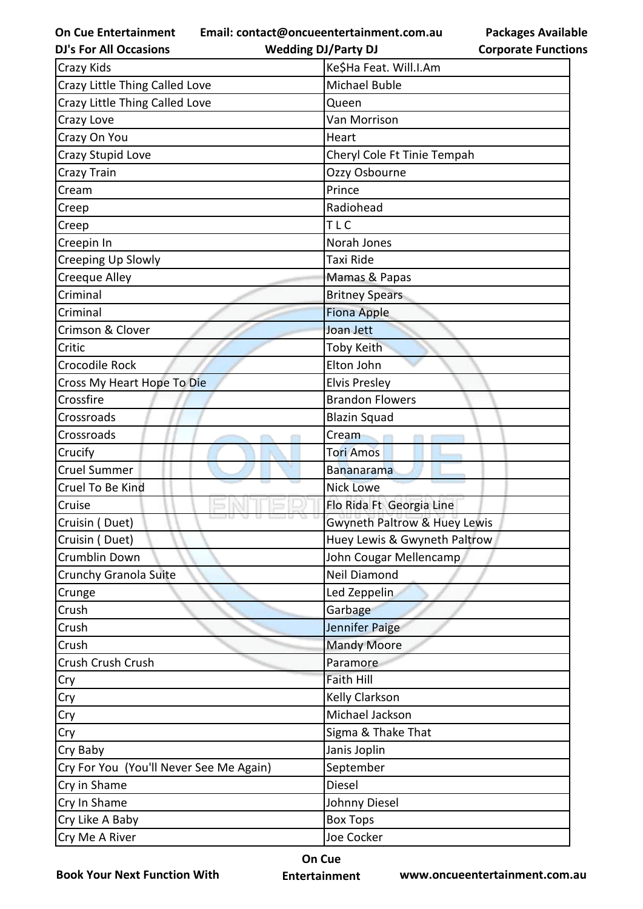| Crazy Kids | Ke$Ha Feat. Will.I.Am |
|---|---|
| Crazy Little Thing Called Love | Michael Buble |
| Crazy Little Thing Called Love | Queen |
| Crazy Love | Van Morrison |
| Crazy On You | Heart |
| Crazy Stupid Love | Cheryl Cole Ft Tinie Tempah |
| Crazy Train | Ozzy Osbourne |
| Cream | Prince |
| Creep | Radiohead |
| Creep | T L C |
| Creepin In | Norah Jones |
| Creeping Up Slowly | Taxi Ride |
| Creeque Alley | Mamas & Papas |
| Criminal | Britney Spears |
| Criminal | Fiona Apple |
| Crimson & Clover | Joan Jett |
| Critic | Toby Keith |
| Crocodile Rock | Elton John |
| Cross My Heart Hope To Die | Elvis Presley |
| Crossfire | Brandon Flowers |
| Crossroads | Blazin Squad |
| Crossroads | Cream |
| Crucify | Tori Amos |
| Cruel Summer | Bananarama |
| Cruel To Be Kind | Nick Lowe |
| Cruise | Flo Rida Ft  Georgia Line |
| Cruisin ( Duet) | Gwyneth Paltrow & Huey Lewis |
| Cruisin ( Duet) | Huey Lewis & Gwyneth Paltrow |
| Crumblin Down | John Cougar Mellencamp |
| Crunchy Granola Suite | Neil Diamond |
| Crunge | Led Zeppelin |
| Crush | Garbage |
| Crush | Jennifer Paige |
| Crush | Mandy Moore |
| Crush Crush Crush | Paramore |
| Cry | Faith Hill |
| Cry | Kelly Clarkson |
| Cry | Michael Jackson |
| Cry | Sigma & Thake That |
| Cry Baby | Janis Joplin |
| Cry For You  (You'll Never See Me Again) | September |
| Cry in Shame | Diesel |
| Cry In Shame | Johnny Diesel |
| Cry Like A Baby | Box Tops |
| Cry Me A River | Joe Cocker |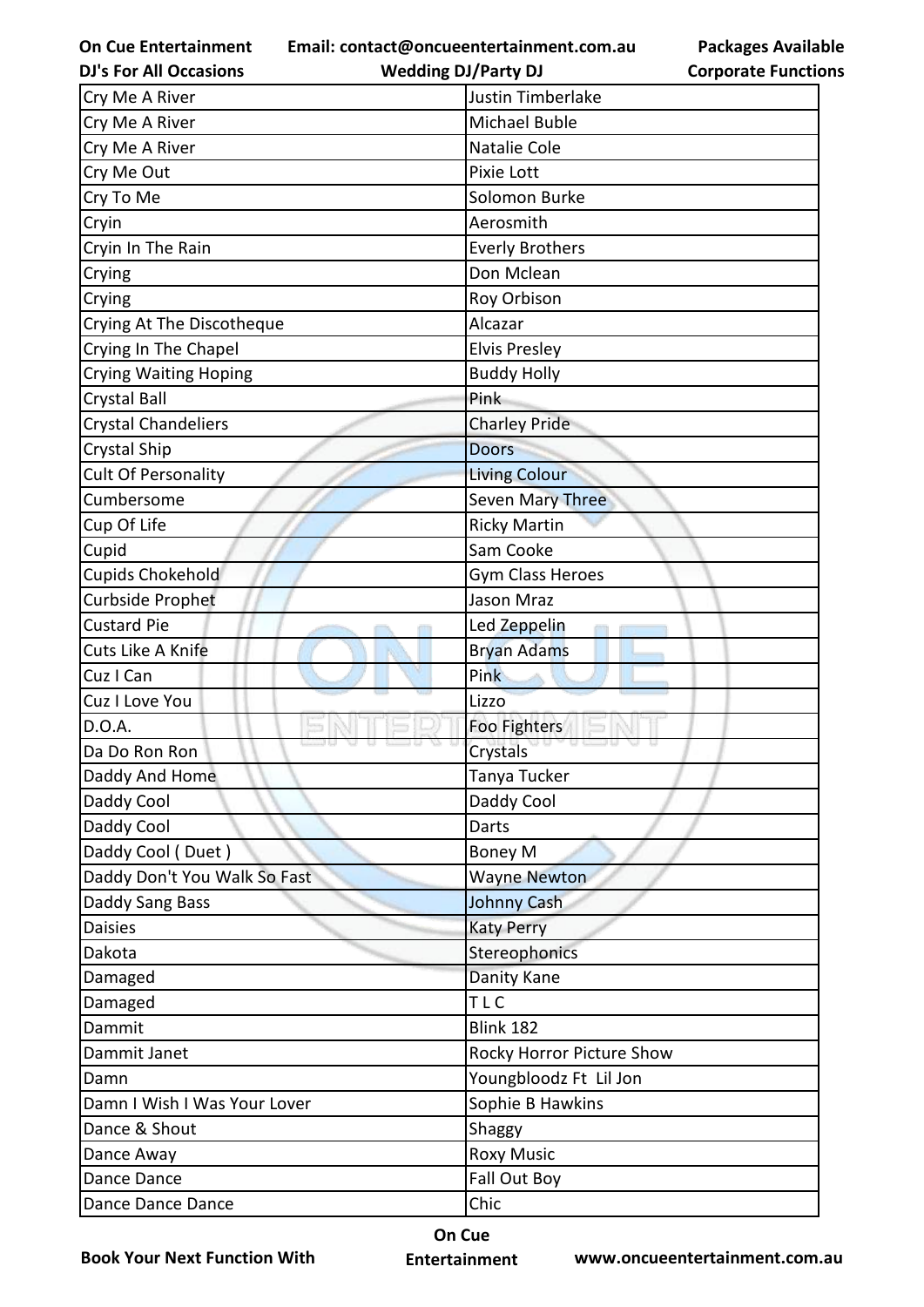| Cry Me A River | Justin Timberlake |
|---|---|
| Cry Me A River | Michael Buble |
| Cry Me A River | Natalie Cole |
| Cry Me Out | Pixie Lott |
| Cry To Me | Solomon Burke |
| Cryin | Aerosmith |
| Cryin In The Rain | Everly Brothers |
| Crying | Don Mclean |
| Crying | Roy Orbison |
| Crying At The Discotheque | Alcazar |
| Crying In The Chapel | Elvis Presley |
| Crying Waiting Hoping | Buddy Holly |
| Crystal Ball | Pink |
| Crystal Chandeliers | Charley Pride |
| Crystal Ship | Doors |
| Cult Of Personality | Living Colour |
| Cumbersome | Seven Mary Three |
| Cup Of Life | Ricky Martin |
| Cupid | Sam Cooke |
| Cupids Chokehold | Gym Class Heroes |
| Curbside Prophet | Jason Mraz |
| Custard Pie | Led Zeppelin |
| Cuts Like A Knife | Bryan Adams |
| Cuz I Can | Pink |
| Cuz I Love You | Lizzo |
| D.O.A. | Foo Fighters |
| Da Do Ron Ron | Crystals |
| Daddy And Home | Tanya Tucker |
| Daddy Cool | Daddy Cool |
| Daddy Cool | Darts |
| Daddy Cool ( Duet ) | Boney M |
| Daddy Don't You Walk So Fast | Wayne Newton |
| Daddy Sang Bass | Johnny Cash |
| Daisies | Katy Perry |
| Dakota | Stereophonics |
| Damaged | Danity Kane |
| Damaged | T L C |
| Dammit | Blink 182 |
| Dammit Janet | Rocky Horror Picture Show |
| Damn | Youngbloodz Ft Lil Jon |
| Damn I Wish I Was Your Lover | Sophie B Hawkins |
| Dance & Shout | Shaggy |
| Dance Away | Roxy Music |
| Dance Dance | Fall Out Boy |
| Dance Dance Dance | Chic |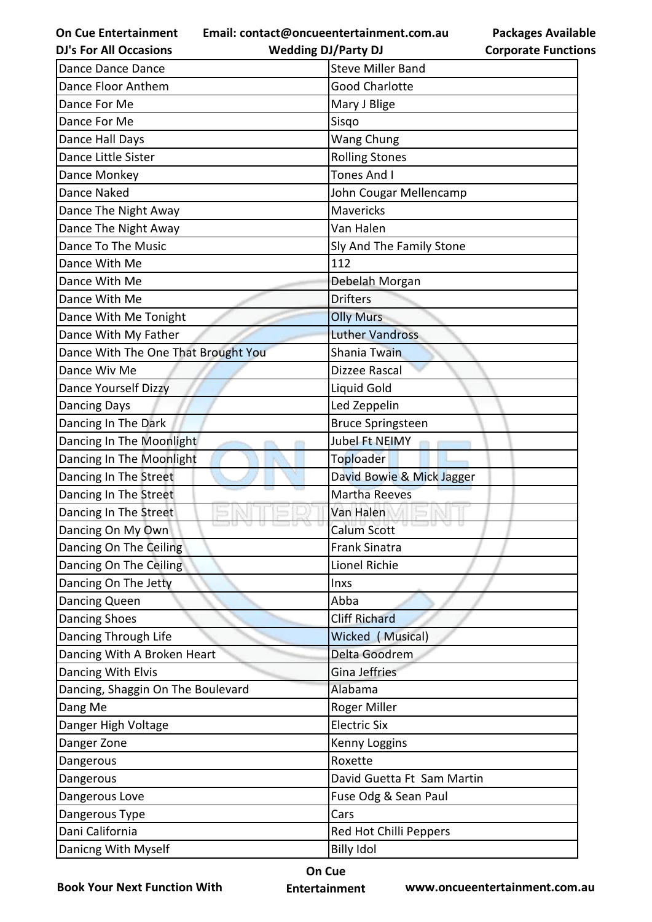| Dance Dance Dance | Steve Miller Band |
|---|---|
| Dance Floor Anthem | Good Charlotte |
| Dance For Me | Mary J Blige |
| Dance For Me | Sisqo |
| Dance Hall Days | Wang Chung |
| Dance Little Sister | Rolling Stones |
| Dance Monkey | Tones And I |
| Dance Naked | John Cougar Mellencamp |
| Dance The Night Away | Mavericks |
| Dance The Night Away | Van Halen |
| Dance To The Music | Sly And The Family Stone |
| Dance With Me | 112 |
| Dance With Me | Debelah Morgan |
| Dance With Me | Drifters |
| Dance With Me Tonight | Olly Murs |
| Dance With My Father | Luther Vandross |
| Dance With The One That Brought You | Shania Twain |
| Dance Wiv Me | Dizzee Rascal |
| Dance Yourself Dizzy | Liquid Gold |
| Dancing Days | Led Zeppelin |
| Dancing In The Dark | Bruce Springsteen |
| Dancing In The Moonlight | Jubel Ft NEIMY |
| Dancing In The Moonlight | Toploader |
| Dancing In The Street | David Bowie & Mick Jagger |
| Dancing In The Street | Martha Reeves |
| Dancing In The Street | Van Halen |
| Dancing On My Own | Calum Scott |
| Dancing On The Ceiling | Frank Sinatra |
| Dancing On The Ceiling | Lionel Richie |
| Dancing On The Jetty | Inxs |
| Dancing Queen | Abba |
| Dancing Shoes | Cliff Richard |
| Dancing Through Life | Wicked ( Musical) |
| Dancing With A Broken Heart | Delta Goodrem |
| Dancing With Elvis | Gina Jeffries |
| Dancing, Shaggin On The Boulevard | Alabama |
| Dang Me | Roger Miller |
| Danger High Voltage | Electric Six |
| Danger Zone | Kenny Loggins |
| Dangerous | Roxette |
| Dangerous | David Guetta Ft Sam Martin |
| Dangerous Love | Fuse Odg & Sean Paul |
| Dangerous Type | Cars |
| Dani California | Red Hot Chilli Peppers |
| Danicng With Myself | Billy Idol |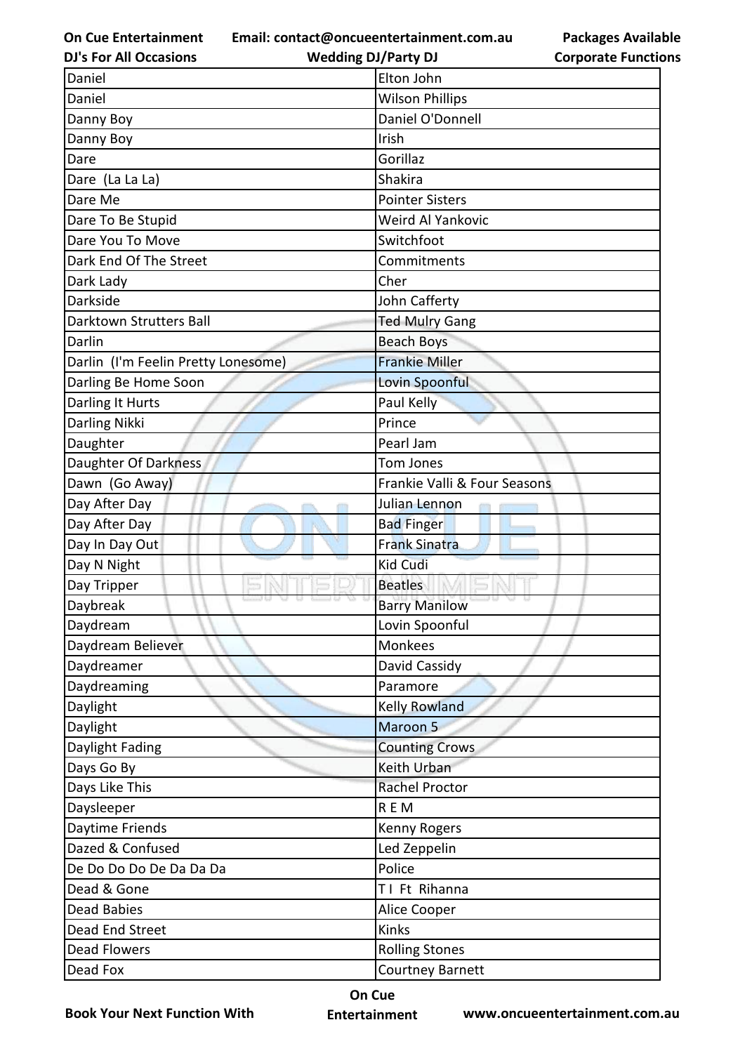| Daniel | Elton John |
|---|---|
| Daniel | Wilson Phillips |
| Danny Boy | Daniel O'Donnell |
| Danny Boy | Irish |
| Dare | Gorillaz |
| Dare (La La La) | Shakira |
| Dare Me | Pointer Sisters |
| Dare To Be Stupid | Weird Al Yankovic |
| Dare You To Move | Switchfoot |
| Dark End Of The Street | Commitments |
| Dark Lady | Cher |
| Darkside | John Cafferty |
| Darktown Strutters Ball | Ted Mulry Gang |
| Darlin | Beach Boys |
| Darlin (I'm Feelin Pretty Lonesome) | Frankie Miller |
| Darling Be Home Soon | Lovin Spoonful |
| Darling It Hurts | Paul Kelly |
| Darling Nikki | Prince |
| Daughter | Pearl Jam |
| Daughter Of Darkness | Tom Jones |
| Dawn (Go Away) | Frankie Valli & Four Seasons |
| Day After Day | Julian Lennon |
| Day After Day | Bad Finger |
| Day In Day Out | Frank Sinatra |
| Day N Night | Kid Cudi |
| Day Tripper | Beatles |
| Daybreak | Barry Manilow |
| Daydream | Lovin Spoonful |
| Daydream Believer | Monkees |
| Daydreamer | David Cassidy |
| Daydreaming | Paramore |
| Daylight | Kelly Rowland |
| Daylight | Maroon 5 |
| Daylight Fading | Counting Crows |
| Days Go By | Keith Urban |
| Days Like This | Rachel Proctor |
| Daysleeper | R E M |
| Daytime Friends | Kenny Rogers |
| Dazed & Confused | Led Zeppelin |
| De Do Do Do De Da Da Da | Police |
| Dead & Gone | T I Ft Rihanna |
| Dead Babies | Alice Cooper |
| Dead End Street | Kinks |
| Dead Flowers | Rolling Stones |
| Dead Fox | Courtney Barnett |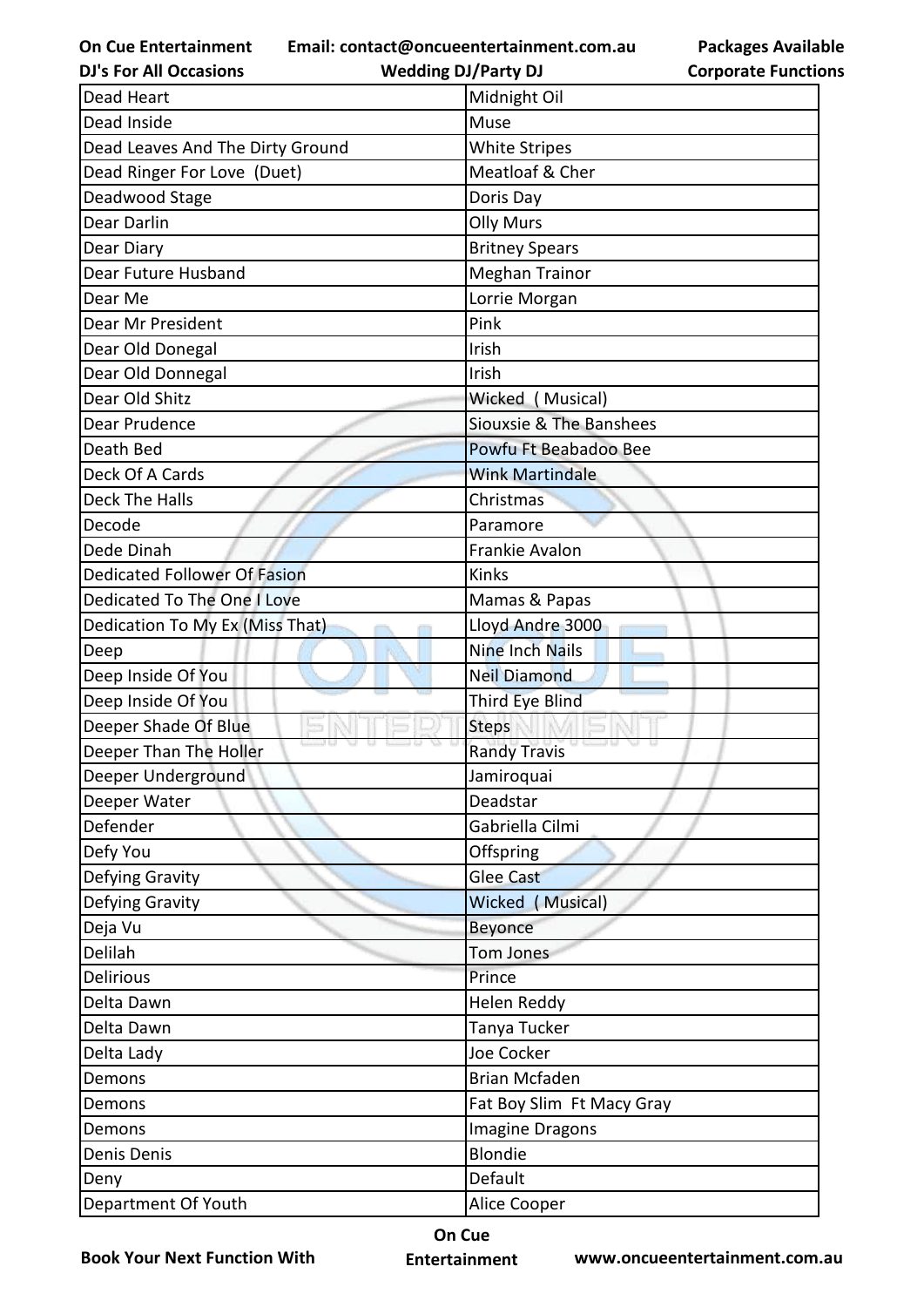| Dead Heart | Midnight Oil |
|---|---|
| Dead Inside | Muse |
| Dead Leaves And The Dirty Ground | White Stripes |
| Dead Ringer For Love (Duet) | Meatloaf & Cher |
| Deadwood Stage | Doris Day |
| Dear Darlin | Olly Murs |
| Dear Diary | Britney Spears |
| Dear Future Husband | Meghan Trainor |
| Dear Me | Lorrie Morgan |
| Dear Mr President | Pink |
| Dear Old Donegal | Irish |
| Dear Old Donnegal | Irish |
| Dear Old Shitz | Wicked ( Musical) |
| Dear Prudence | Siouxsie & The Banshees |
| Death Bed | Powfu Ft Beabadoo Bee |
| Deck Of A Cards | Wink Martindale |
| Deck The Halls | Christmas |
| Decode | Paramore |
| Dede Dinah | Frankie Avalon |
| Dedicated Follower Of Fasion | Kinks |
| Dedicated To The One I Love | Mamas & Papas |
| Dedication To My Ex (Miss That) | Lloyd Andre 3000 |
| Deep | Nine Inch Nails |
| Deep Inside Of You | Neil Diamond |
| Deep Inside Of You | Third Eye Blind |
| Deeper Shade Of Blue | Steps |
| Deeper Than The Holler | Randy Travis |
| Deeper Underground | Jamiroquai |
| Deeper Water | Deadstar |
| Defender | Gabriella Cilmi |
| Defy You | Offspring |
| Defying Gravity | Glee Cast |
| Defying Gravity | Wicked ( Musical) |
| Deja Vu | Beyonce |
| Delilah | Tom Jones |
| Delirious | Prince |
| Delta Dawn | Helen Reddy |
| Delta Dawn | Tanya Tucker |
| Delta Lady | Joe Cocker |
| Demons | Brian Mcfaden |
| Demons | Fat Boy Slim Ft Macy Gray |
| Demons | Imagine Dragons |
| Denis Denis | Blondie |
| Deny | Default |
| Department Of Youth | Alice Cooper |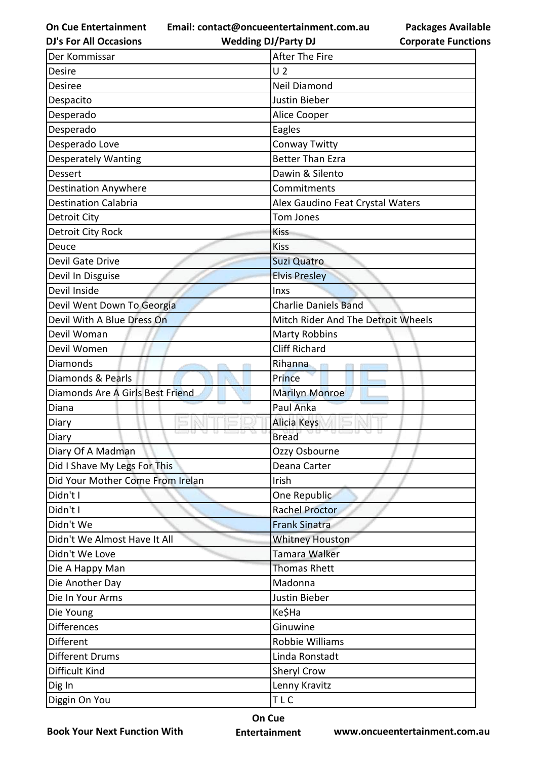| Der Kommissar | After The Fire |
|---|---|
| Desire | U 2 |
| Desiree | Neil Diamond |
| Despacito | Justin Bieber |
| Desperado | Alice Cooper |
| Desperado | Eagles |
| Desperado Love | Conway Twitty |
| Desperately Wanting | Better Than Ezra |
| Dessert | Dawin & Silento |
| Destination Anywhere | Commitments |
| Destination Calabria | Alex Gaudino Feat Crystal Waters |
| Detroit City | Tom Jones |
| Detroit City Rock | Kiss |
| Deuce | Kiss |
| Devil Gate Drive | Suzi Quatro |
| Devil In Disguise | Elvis Presley |
| Devil Inside | Inxs |
| Devil Went Down To Georgia | Charlie Daniels Band |
| Devil With A Blue Dress On | Mitch Rider And The Detroit Wheels |
| Devil Woman | Marty Robbins |
| Devil Women | Cliff Richard |
| Diamonds | Rihanna |
| Diamonds & Pearls | Prince |
| Diamonds Are A Girls Best Friend | Marilyn Monroe |
| Diana | Paul Anka |
| Diary | Alicia Keys |
| Diary | Bread |
| Diary Of A Madman | Ozzy Osbourne |
| Did I Shave My Legs For This | Deana Carter |
| Did Your Mother Come From Irelan | Irish |
| Didn't I | One Republic |
| Didn't I | Rachel Proctor |
| Didn't We | Frank Sinatra |
| Didn't We Almost Have It All | Whitney Houston |
| Didn't We Love | Tamara Walker |
| Die A Happy Man | Thomas Rhett |
| Die Another Day | Madonna |
| Die In Your Arms | Justin Bieber |
| Die Young | Ke$Ha |
| Differences | Ginuwine |
| Different | Robbie Williams |
| Different Drums | Linda Ronstadt |
| Difficult Kind | Sheryl Crow |
| Dig In | Lenny Kravitz |
| Diggin On You | T L C |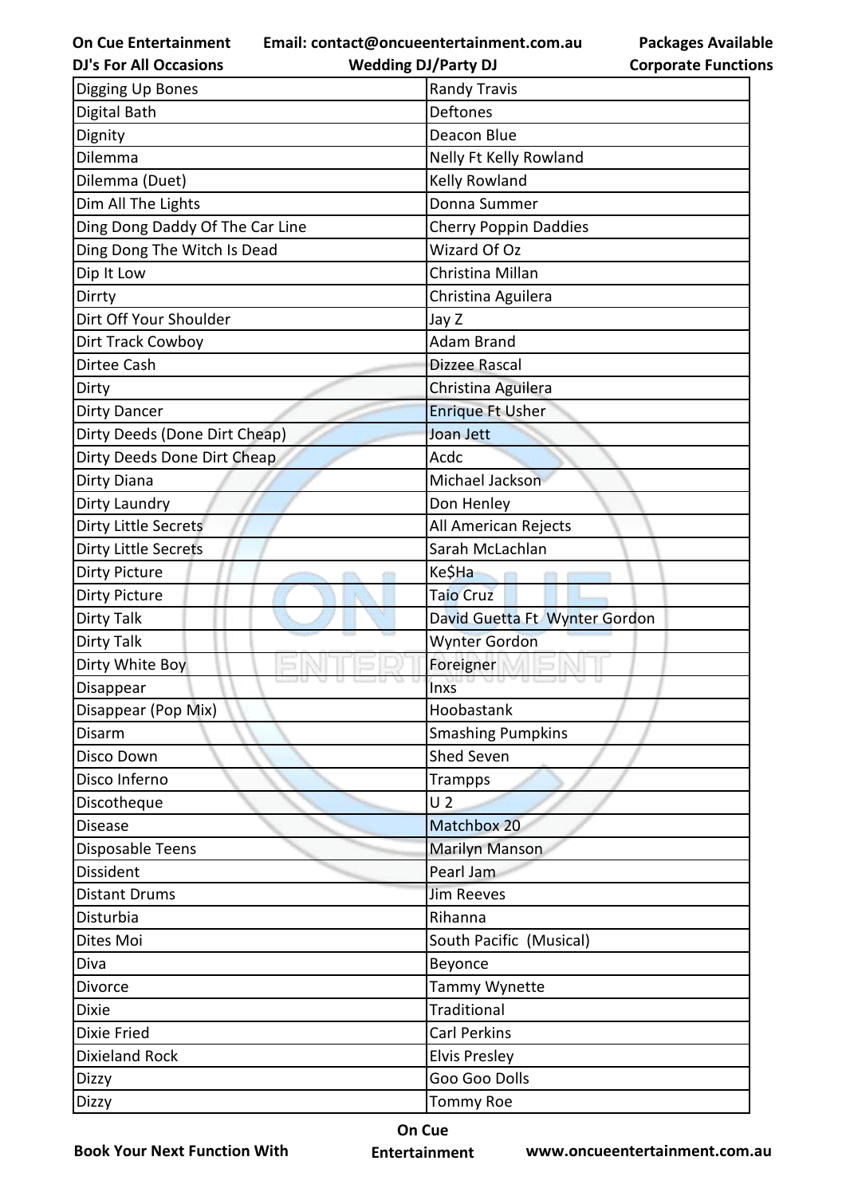| Digging Up Bones | Randy Travis |
|---|---|
| Digital Bath | Deftones |
| Dignity | Deacon Blue |
| Dilemma | Nelly Ft Kelly Rowland |
| Dilemma (Duet) | Kelly Rowland |
| Dim All The Lights | Donna Summer |
| Ding Dong Daddy Of The Car Line | Cherry Poppin Daddies |
| Ding Dong The Witch Is Dead | Wizard Of Oz |
| Dip It Low | Christina Millan |
| Dirrty | Christina Aguilera |
| Dirt Off Your Shoulder | Jay Z |
| Dirt Track Cowboy | Adam Brand |
| Dirtee Cash | Dizzee Rascal |
| Dirty | Christina Aguilera |
| Dirty Dancer | Enrique Ft Usher |
| Dirty Deeds (Done Dirt Cheap) | Joan Jett |
| Dirty Deeds Done Dirt Cheap | Acdc |
| Dirty Diana | Michael Jackson |
| Dirty Laundry | Don Henley |
| Dirty Little Secrets | All American Rejects |
| Dirty Little Secrets | Sarah McLachlan |
| Dirty Picture | Ke$Ha |
| Dirty Picture | Taio Cruz |
| Dirty Talk | David Guetta Ft Wynter Gordon |
| Dirty Talk | Wynter Gordon |
| Dirty White Boy | Foreigner |
| Disappear | Inxs |
| Disappear (Pop Mix) | Hoobastank |
| Disarm | Smashing Pumpkins |
| Disco Down | Shed Seven |
| Disco Inferno | Trampps |
| Discotheque | U 2 |
| Disease | Matchbox 20 |
| Disposable Teens | Marilyn Manson |
| Dissident | Pearl Jam |
| Distant Drums | Jim Reeves |
| Disturbia | Rihanna |
| Dites Moi | South Pacific (Musical) |
| Diva | Beyonce |
| Divorce | Tammy Wynette |
| Dixie | Traditional |
| Dixie Fried | Carl Perkins |
| Dixieland Rock | Elvis Presley |
| Dizzy | Goo Goo Dolls |
| Dizzy | Tommy Roe |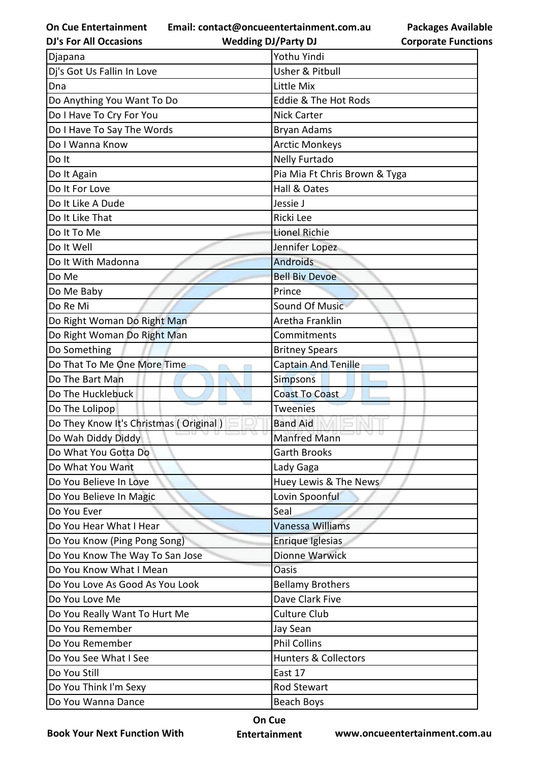| Djapana | Yothu Yindi |
|---|---|
| Dj's Got Us Fallin In Love | Usher & Pitbull |
| Dna | Little Mix |
| Do Anything You Want To Do | Eddie & The Hot Rods |
| Do I Have To Cry For You | Nick Carter |
| Do I Have To Say The Words | Bryan Adams |
| Do I Wanna Know | Arctic Monkeys |
| Do It | Nelly Furtado |
| Do It Again | Pia Mia Ft Chris Brown & Tyga |
| Do It For Love | Hall & Oates |
| Do It Like A Dude | Jessie J |
| Do It Like That | Ricki Lee |
| Do It To Me | Lionel Richie |
| Do It Well | Jennifer Lopez |
| Do It With Madonna | Androids |
| Do Me | Bell Biv Devoe |
| Do Me Baby | Prince |
| Do Re Mi | Sound Of Music |
| Do Right Woman Do Right Man | Aretha Franklin |
| Do Right Woman Do Right Man | Commitments |
| Do Something | Britney Spears |
| Do That To Me One More Time | Captain And Tenille |
| Do The Bart Man | Simpsons |
| Do The Hucklebuck | Coast To Coast |
| Do The Lolipop | Tweenies |
| Do They Know It's Christmas ( Original ) | Band Aid |
| Do Wah Diddy Diddy | Manfred Mann |
| Do What You Gotta Do | Garth Brooks |
| Do What You Want | Lady Gaga |
| Do You Believe In Love | Huey Lewis & The News |
| Do You Believe In Magic | Lovin Spoonful |
| Do You Ever | Seal |
| Do You Hear What I Hear | Vanessa Williams |
| Do You Know (Ping Pong Song) | Enrique Iglesias |
| Do You Know The Way To San Jose | Dionne Warwick |
| Do You Know What I Mean | Oasis |
| Do You Love As Good As You Look | Bellamy Brothers |
| Do You Love Me | Dave Clark Five |
| Do You Really Want To Hurt Me | Culture Club |
| Do You Remember | Jay Sean |
| Do You Remember | Phil Collins |
| Do You See What I See | Hunters & Collectors |
| Do You Still | East 17 |
| Do You Think I'm Sexy | Rod Stewart |
| Do You Wanna Dance | Beach Boys |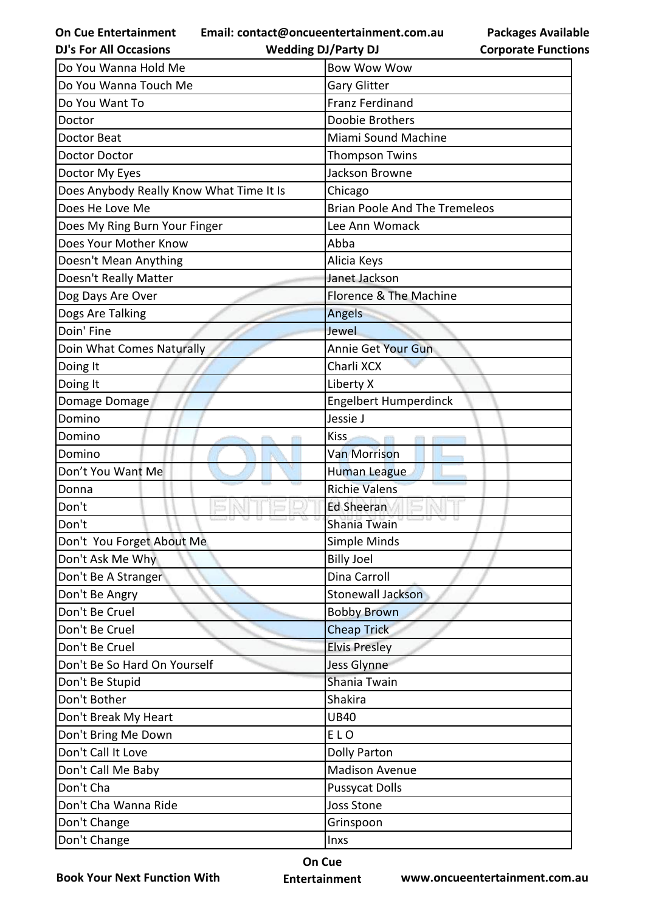| Do You Wanna Hold Me | Bow Wow Wow |
|---|---|
| Do You Wanna Touch Me | Gary Glitter |
| Do You Want To | Franz Ferdinand |
| Doctor | Doobie Brothers |
| Doctor Beat | Miami Sound Machine |
| Doctor Doctor | Thompson Twins |
| Doctor My Eyes | Jackson Browne |
| Does Anybody Really Know What Time It Is | Chicago |
| Does He Love Me | Brian Poole And The Tremeleos |
| Does My Ring Burn Your Finger | Lee Ann Womack |
| Does Your Mother Know | Abba |
| Doesn't Mean Anything | Alicia Keys |
| Doesn't Really Matter | Janet Jackson |
| Dog Days Are Over | Florence & The Machine |
| Dogs Are Talking | Angels |
| Doin' Fine | Jewel |
| Doin What Comes Naturally | Annie Get Your Gun |
| Doing It | Charli XCX |
| Doing It | Liberty X |
| Domage Domage | Engelbert Humperdinck |
| Domino | Jessie J |
| Domino | Kiss |
| Domino | Van Morrison |
| Don’t You Want Me | Human League |
| Donna | Richie Valens |
| Don't | Ed Sheeran |
| Don't | Shania Twain |
| Don't You Forget About Me | Simple Minds |
| Don't Ask Me Why | Billy Joel |
| Don't Be A Stranger | Dina Carroll |
| Don't Be Angry | Stonewall Jackson |
| Don't Be Cruel | Bobby Brown |
| Don't Be Cruel | Cheap Trick |
| Don't Be Cruel | Elvis Presley |
| Don't Be So Hard On Yourself | Jess Glynne |
| Don't Be Stupid | Shania Twain |
| Don't Bother | Shakira |
| Don't Break My Heart | UB40 |
| Don't Bring Me Down | E L O |
| Don't Call It Love | Dolly Parton |
| Don't Call Me Baby | Madison Avenue |
| Don't Cha | Pussycat Dolls |
| Don't Cha Wanna Ride | Joss Stone |
| Don't Change | Grinspoon |
| Don't Change | Inxs |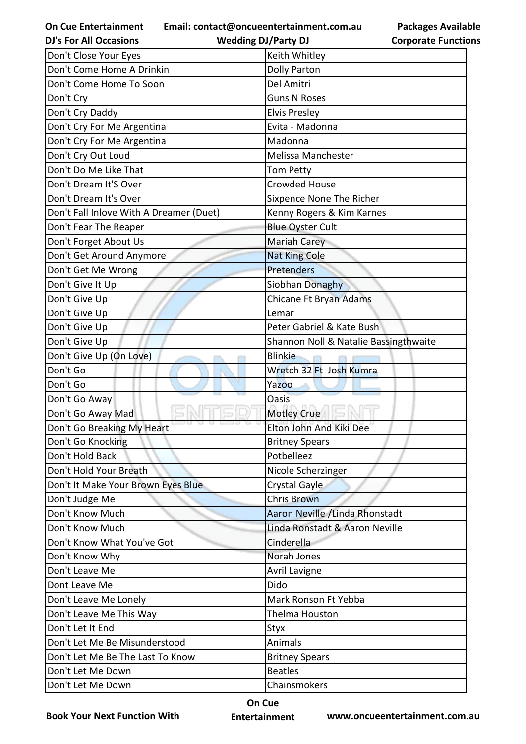| Don't Close Your Eyes | Keith Whitley |
|---|---|
| Don't Come Home A Drinkin | Dolly Parton |
| Don't Come Home To Soon | Del Amitri |
| Don't Cry | Guns N Roses |
| Don't Cry Daddy | Elvis Presley |
| Don't Cry For Me Argentina | Evita - Madonna |
| Don't Cry For Me Argentina | Madonna |
| Don't Cry Out Loud | Melissa Manchester |
| Don't Do Me Like That | Tom Petty |
| Don't Dream It'S Over | Crowded House |
| Don't Dream It's Over | Sixpence None The Richer |
| Don't Fall Inlove With A Dreamer (Duet) | Kenny Rogers & Kim Karnes |
| Don't Fear The Reaper | Blue Oyster Cult |
| Don't Forget About Us | Mariah Carey |
| Don't Get Around Anymore | Nat King Cole |
| Don't Get Me Wrong | Pretenders |
| Don't Give It Up | Siobhan Donaghy |
| Don't Give Up | Chicane Ft Bryan Adams |
| Don't Give Up | Lemar |
| Don't Give Up | Peter Gabriel & Kate Bush |
| Don't Give Up | Shannon Noll & Natalie Bassingthwaite |
| Don't Give Up (On Love) | Blinkie |
| Don't Go | Wretch 32 Ft Josh Kumra |
| Don't Go | Yazoo |
| Don't Go Away | Oasis |
| Don't Go Away Mad | Motley Crue |
| Don't Go Breaking My Heart | Elton John And Kiki Dee |
| Don't Go Knocking | Britney Spears |
| Don't Hold Back | Potbelleez |
| Don't Hold Your Breath | Nicole Scherzinger |
| Don't It Make Your Brown Eyes Blue | Crystal Gayle |
| Don't Judge Me | Chris Brown |
| Don't Know Much | Aaron Neville /Linda Rhonstadt |
| Don't Know Much | Linda Ronstadt & Aaron Neville |
| Don't Know What You've Got | Cinderella |
| Don't Know Why | Norah Jones |
| Don't Leave Me | Avril Lavigne |
| Dont Leave Me | Dido |
| Don't Leave Me Lonely | Mark Ronson Ft Yebba |
| Don't Leave Me This Way | Thelma Houston |
| Don't Let It End | Styx |
| Don't Let Me Be Misunderstood | Animals |
| Don't Let Me Be The Last To Know | Britney Spears |
| Don't Let Me Down | Beatles |
| Don't Let Me Down | Chainsmokers |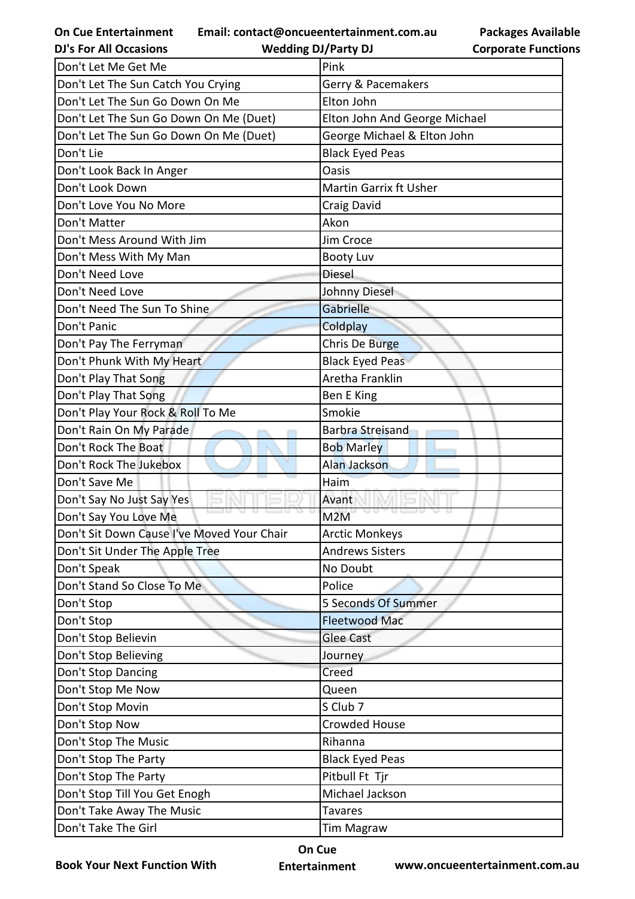| Don't Let Me Get Me | Pink |
|---|---|
| Don't Let The Sun Catch You Crying | Gerry & Pacemakers |
| Don't Let The Sun Go Down On Me | Elton John |
| Don't Let The Sun Go Down On Me (Duet) | Elton John And George Michael |
| Don't Let The Sun Go Down On Me (Duet) | George Michael & Elton John |
| Don't Lie | Black Eyed Peas |
| Don't Look Back In Anger | Oasis |
| Don't Look Down | Martin Garrix ft Usher |
| Don't Love You No More | Craig David |
| Don't Matter | Akon |
| Don't Mess Around With Jim | Jim Croce |
| Don't Mess With My Man | Booty Luv |
| Don't Need Love | Diesel |
| Don't Need Love | Johnny Diesel |
| Don't Need The Sun To Shine | Gabrielle |
| Don't Panic | Coldplay |
| Don't Pay The Ferryman | Chris De Burge |
| Don't Phunk With My Heart | Black Eyed Peas |
| Don't Play That Song | Aretha Franklin |
| Don't Play That Song | Ben E King |
| Don't Play Your Rock & Roll To Me | Smokie |
| Don't Rain On My Parade | Barbra Streisand |
| Don't Rock The Boat | Bob Marley |
| Don't Rock The Jukebox | Alan Jackson |
| Don't Save Me | Haim |
| Don't Say No Just Say Yes | Avant |
| Don't Say You Love Me | M2M |
| Don't Sit Down Cause I've Moved Your Chair | Arctic Monkeys |
| Don't Sit Under The Apple Tree | Andrews Sisters |
| Don't Speak | No Doubt |
| Don't Stand So Close To Me | Police |
| Don't Stop | 5 Seconds Of Summer |
| Don't Stop | Fleetwood Mac |
| Don't Stop Believin | Glee Cast |
| Don't Stop Believing | Journey |
| Don't Stop Dancing | Creed |
| Don't Stop Me Now | Queen |
| Don't Stop Movin | S Club 7 |
| Don't Stop Now | Crowded House |
| Don't Stop The Music | Rihanna |
| Don't Stop The Party | Black Eyed Peas |
| Don't Stop The Party | Pitbull Ft Tjr |
| Don't Stop Till You Get Enogh | Michael Jackson |
| Don't Take Away The Music | Tavares |
| Don't Take The Girl | Tim Magraw |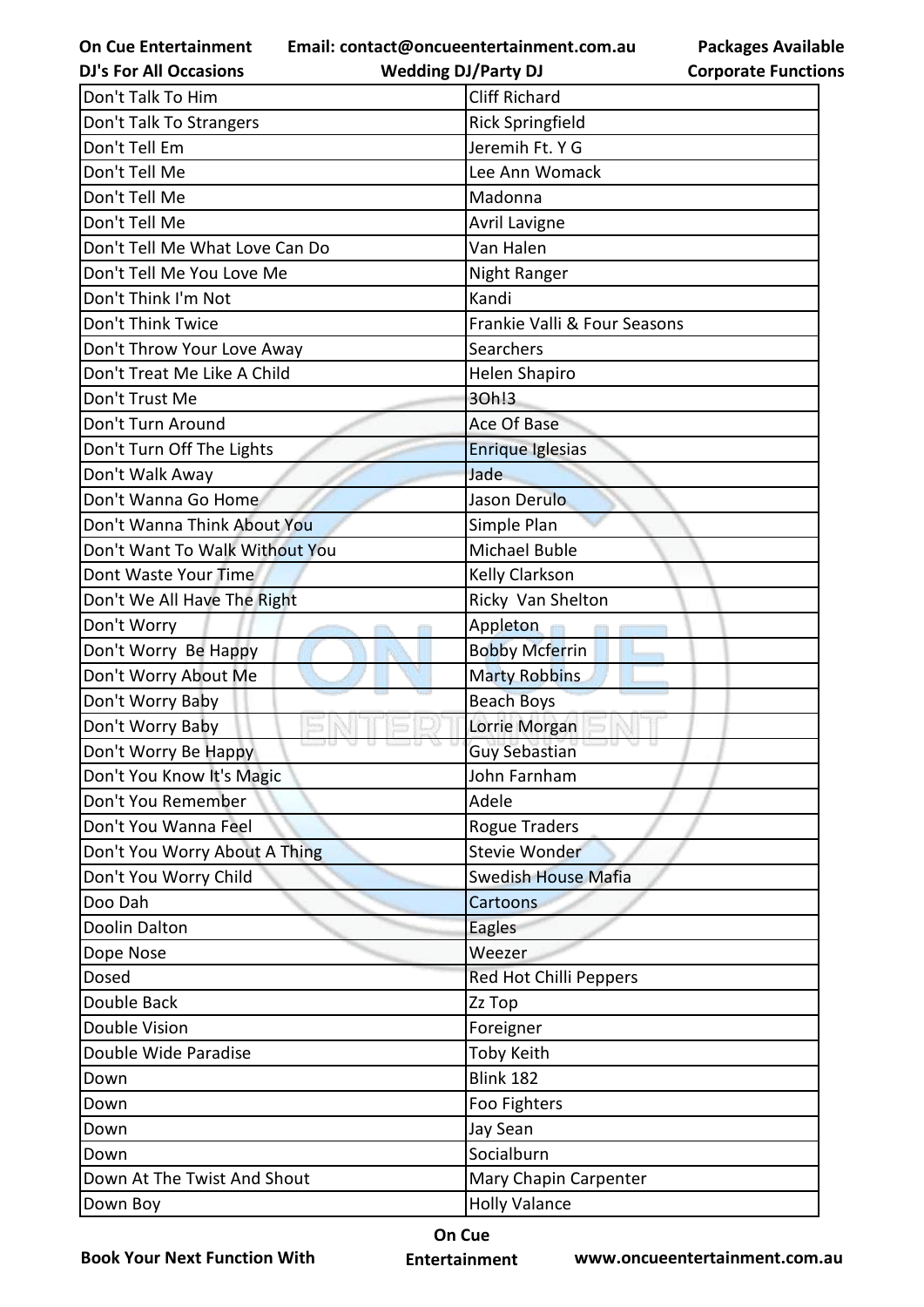| Don't Talk To Him | Cliff Richard |
|---|---|
| Don't Talk To Strangers | Rick Springfield |
| Don't Tell Em | Jeremih Ft. Y G |
| Don't Tell Me | Lee Ann Womack |
| Don't Tell Me | Madonna |
| Don't Tell Me | Avril Lavigne |
| Don't Tell Me What Love Can Do | Van Halen |
| Don't Tell Me You Love Me | Night Ranger |
| Don't Think I'm Not | Kandi |
| Don't Think Twice | Frankie Valli & Four Seasons |
| Don't Throw Your Love Away | Searchers |
| Don't Treat Me Like A Child | Helen Shapiro |
| Don't Trust Me | 3Oh!3 |
| Don't Turn Around | Ace Of Base |
| Don't Turn Off The Lights | Enrique Iglesias |
| Don't Walk Away | Jade |
| Don't Wanna Go Home | Jason Derulo |
| Don't Wanna Think About You | Simple Plan |
| Don't Want To Walk Without You | Michael Buble |
| Dont Waste Your Time | Kelly Clarkson |
| Don't We All Have The Right | Ricky  Van Shelton |
| Don't Worry | Appleton |
| Don't Worry  Be Happy | Bobby Mcferrin |
| Don't Worry About Me | Marty Robbins |
| Don't Worry Baby | Beach Boys |
| Don't Worry Baby | Lorrie Morgan |
| Don't Worry Be Happy | Guy Sebastian |
| Don't You Know It's Magic | John Farnham |
| Don't You Remember | Adele |
| Don't You Wanna Feel | Rogue Traders |
| Don't You Worry About A Thing | Stevie Wonder |
| Don't You Worry Child | Swedish House Mafia |
| Doo Dah | Cartoons |
| Doolin Dalton | Eagles |
| Dope Nose | Weezer |
| Dosed | Red Hot Chilli Peppers |
| Double Back | Zz Top |
| Double Vision | Foreigner |
| Double Wide Paradise | Toby Keith |
| Down | Blink 182 |
| Down | Foo Fighters |
| Down | Jay Sean |
| Down | Socialburn |
| Down At The Twist And Shout | Mary Chapin Carpenter |
| Down Boy | Holly Valance |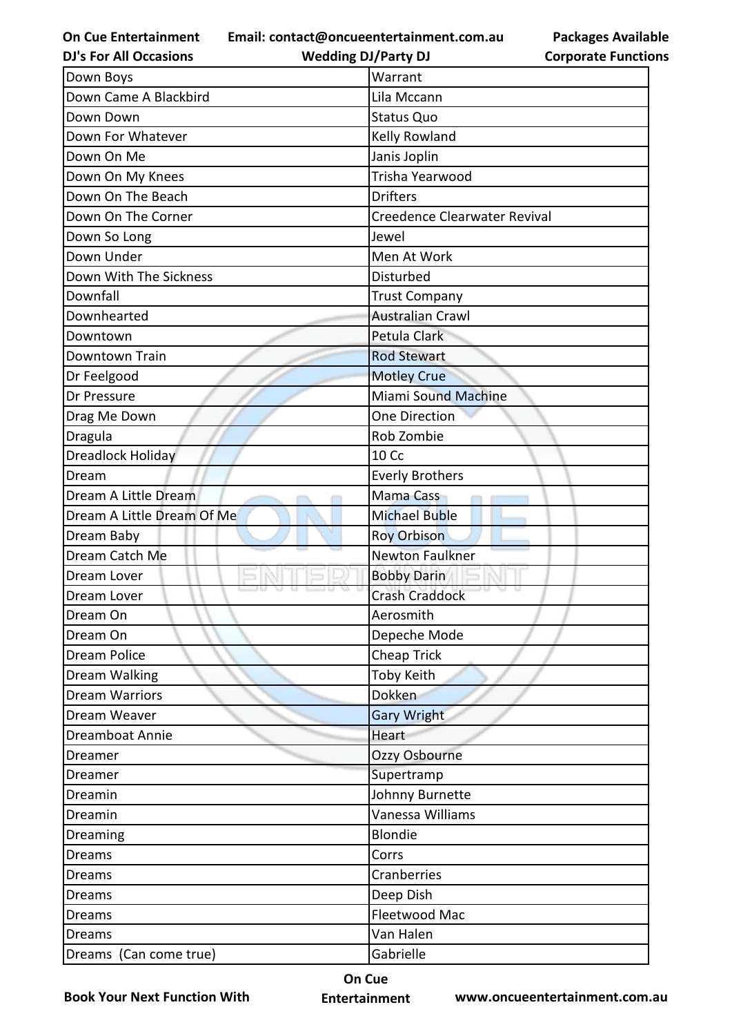| Down Boys | Warrant |
|---|---|
| Down Came A Blackbird | Lila Mccann |
| Down Down | Status Quo |
| Down For Whatever | Kelly Rowland |
| Down On Me | Janis Joplin |
| Down On My Knees | Trisha Yearwood |
| Down On The Beach | Drifters |
| Down On The Corner | Creedence Clearwater Revival |
| Down So Long | Jewel |
| Down Under | Men At Work |
| Down With The Sickness | Disturbed |
| Downfall | Trust Company |
| Downhearted | Australian Crawl |
| Downtown | Petula Clark |
| Downtown Train | Rod Stewart |
| Dr Feelgood | Motley Crue |
| Dr Pressure | Miami Sound Machine |
| Drag Me Down | One Direction |
| Dragula | Rob Zombie |
| Dreadlock Holiday | 10 Cc |
| Dream | Everly Brothers |
| Dream A Little Dream | Mama Cass |
| Dream A Little Dream Of Me | Michael Buble |
| Dream Baby | Roy Orbison |
| Dream Catch Me | Newton Faulkner |
| Dream Lover | Bobby Darin |
| Dream Lover | Crash Craddock |
| Dream On | Aerosmith |
| Dream On | Depeche Mode |
| Dream Police | Cheap Trick |
| Dream Walking | Toby Keith |
| Dream Warriors | Dokken |
| Dream Weaver | Gary Wright |
| Dreamboat Annie | Heart |
| Dreamer | Ozzy Osbourne |
| Dreamer | Supertramp |
| Dreamin | Johnny Burnette |
| Dreamin | Vanessa Williams |
| Dreaming | Blondie |
| Dreams | Corrs |
| Dreams | Cranberries |
| Dreams | Deep Dish |
| Dreams | Fleetwood Mac |
| Dreams | Van Halen |
| Dreams (Can come true) | Gabrielle |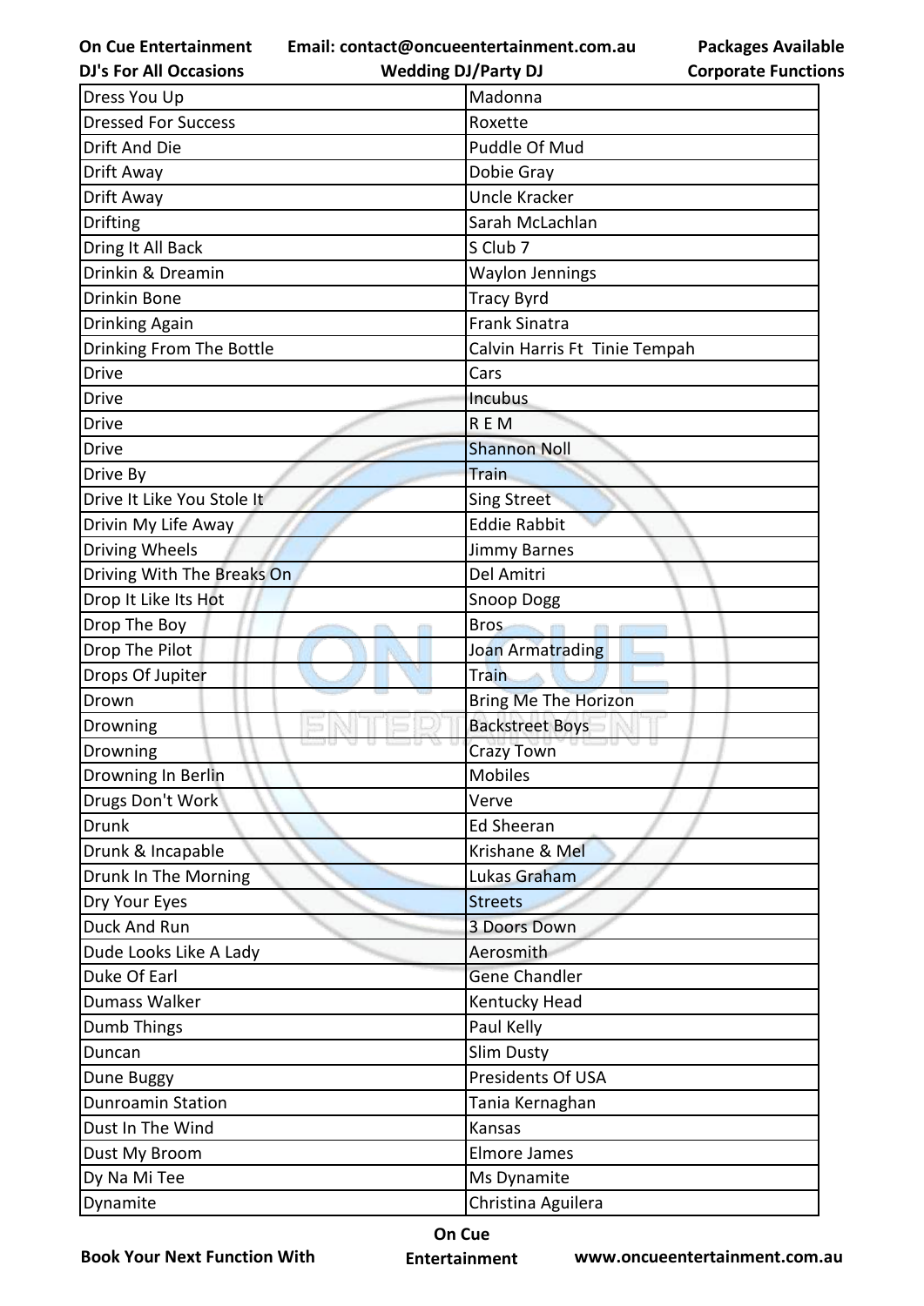| Dress You Up | Madonna |
|---|---|
| Dressed For Success | Roxette |
| Drift And Die | Puddle Of Mud |
| Drift Away | Dobie Gray |
| Drift Away | Uncle Kracker |
| Drifting | Sarah McLachlan |
| Dring It All Back | S Club 7 |
| Drinkin & Dreamin | Waylon Jennings |
| Drinkin Bone | Tracy Byrd |
| Drinking Again | Frank Sinatra |
| Drinking From The Bottle | Calvin Harris Ft Tinie Tempah |
| Drive | Cars |
| Drive | Incubus |
| Drive | R E M |
| Drive | Shannon Noll |
| Drive By | Train |
| Drive It Like You Stole It | Sing Street |
| Drivin My Life Away | Eddie Rabbit |
| Driving Wheels | Jimmy Barnes |
| Driving With The Breaks On | Del Amitri |
| Drop It Like Its Hot | Snoop Dogg |
| Drop The Boy | Bros |
| Drop The Pilot | Joan Armatrading |
| Drops Of Jupiter | Train |
| Drown | Bring Me The Horizon |
| Drowning | Backstreet Boys |
| Drowning | Crazy Town |
| Drowning In Berlin | Mobiles |
| Drugs Don't Work | Verve |
| Drunk | Ed Sheeran |
| Drunk & Incapable | Krishane & Mel |
| Drunk In The Morning | Lukas Graham |
| Dry Your Eyes | Streets |
| Duck And Run | 3 Doors Down |
| Dude Looks Like A Lady | Aerosmith |
| Duke Of Earl | Gene Chandler |
| Dumass Walker | Kentucky Head |
| Dumb Things | Paul Kelly |
| Duncan | Slim Dusty |
| Dune Buggy | Presidents Of USA |
| Dunroamin Station | Tania Kernaghan |
| Dust In The Wind | Kansas |
| Dust My Broom | Elmore James |
| Dy Na Mi Tee | Ms Dynamite |
| Dynamite | Christina Aguilera |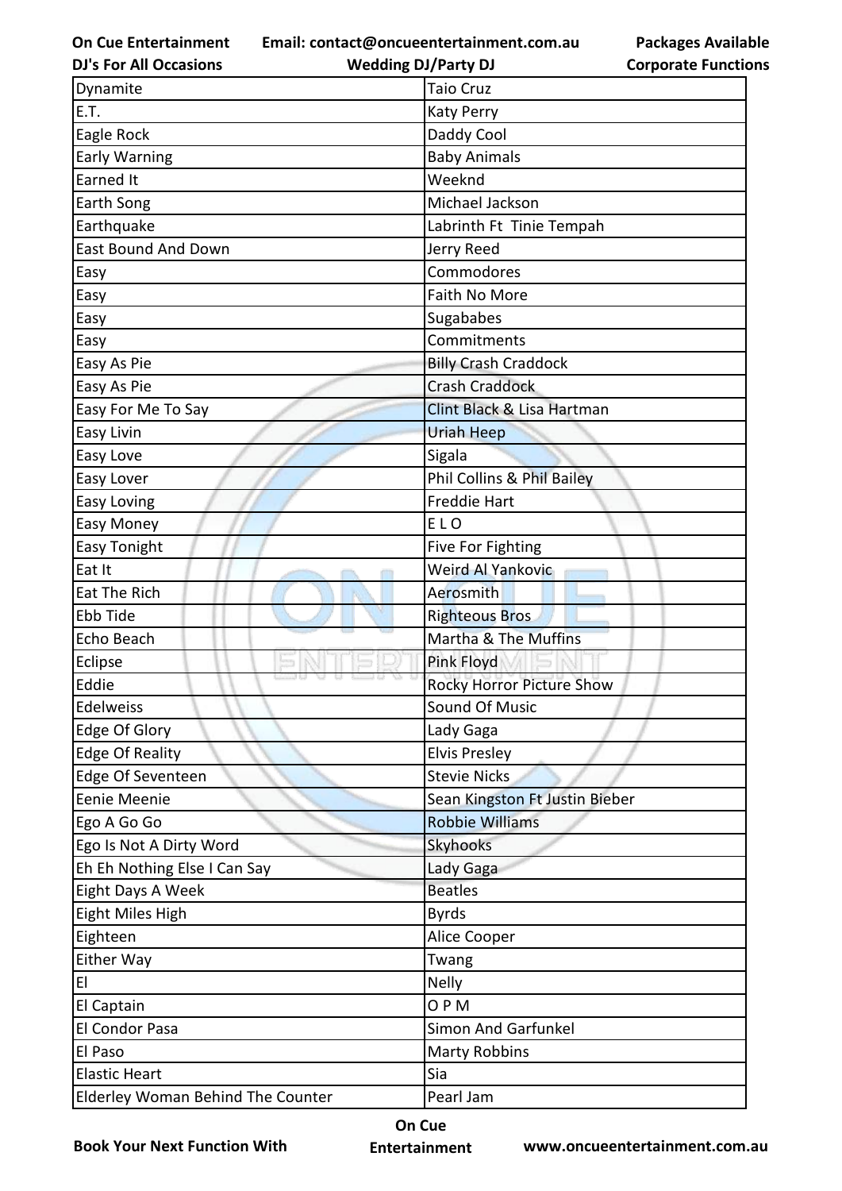| Dynamite | Taio Cruz |
|---|---|
| E.T. | Katy Perry |
| Eagle Rock | Daddy Cool |
| Early Warning | Baby Animals |
| Earned It | Weeknd |
| Earth Song | Michael Jackson |
| Earthquake | Labrinth Ft  Tinie Tempah |
| East Bound And Down | Jerry Reed |
| Easy | Commodores |
| Easy | Faith No More |
| Easy | Sugababes |
| Easy | Commitments |
| Easy As Pie | Billy Crash Craddock |
| Easy As Pie | Crash Craddock |
| Easy For Me To Say | Clint Black & Lisa Hartman |
| Easy Livin | Uriah Heep |
| Easy Love | Sigala |
| Easy Lover | Phil Collins & Phil Bailey |
| Easy Loving | Freddie Hart |
| Easy Money | E L O |
| Easy Tonight | Five For Fighting |
| Eat It | Weird Al Yankovic |
| Eat The Rich | Aerosmith |
| Ebb Tide | Righteous Bros |
| Echo Beach | Martha & The Muffins |
| Eclipse | Pink Floyd |
| Eddie | Rocky Horror Picture Show |
| Edelweiss | Sound Of Music |
| Edge Of Glory | Lady Gaga |
| Edge Of Reality | Elvis Presley |
| Edge Of Seventeen | Stevie Nicks |
| Eenie Meenie | Sean Kingston Ft Justin Bieber |
| Ego A Go Go | Robbie Williams |
| Ego Is Not A Dirty Word | Skyhooks |
| Eh Eh Nothing Else I Can Say | Lady Gaga |
| Eight Days A Week | Beatles |
| Eight Miles High | Byrds |
| Eighteen | Alice Cooper |
| Either Way | Twang |
| El | Nelly |
| El Captain | O P M |
| El Condor Pasa | Simon And Garfunkel |
| El Paso | Marty Robbins |
| Elastic Heart | Sia |
| Elderley Woman Behind The Counter | Pearl Jam |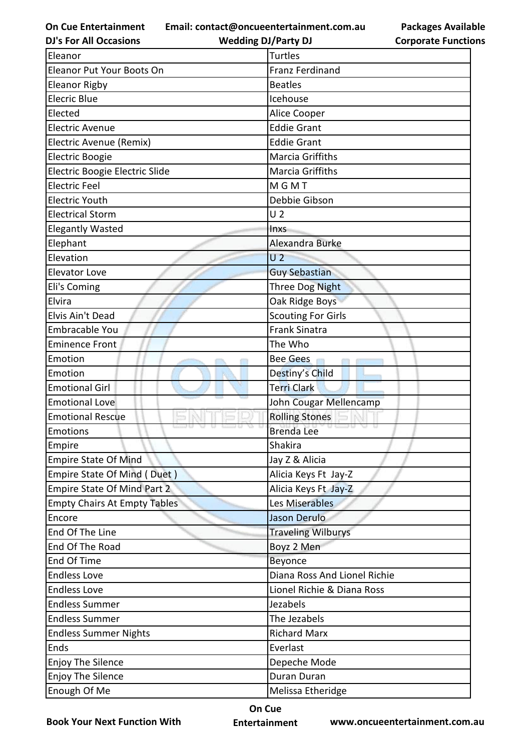| Eleanor | Turtles |
|---|---|
| Eleanor Put Your Boots On | Franz Ferdinand |
| Eleanor Rigby | Beatles |
| Elecric Blue | Icehouse |
| Elected | Alice Cooper |
| Electric Avenue | Eddie Grant |
| Electric Avenue (Remix) | Eddie Grant |
| Electric Boogie | Marcia Griffiths |
| Electric Boogie Electric Slide | Marcia Griffiths |
| Electric Feel | M G M T |
| Electric Youth | Debbie Gibson |
| Electrical Storm | U 2 |
| Elegantly Wasted | Inxs |
| Elephant | Alexandra Burke |
| Elevation | U 2 |
| Elevator Love | Guy Sebastian |
| Eli's Coming | Three Dog Night |
| Elvira | Oak Ridge Boys |
| Elvis Ain't Dead | Scouting For Girls |
| Embracable You | Frank Sinatra |
| Eminence Front | The Who |
| Emotion | Bee Gees |
| Emotion | Destiny's Child |
| Emotional Girl | Terri Clark |
| Emotional Love | John Cougar Mellencamp |
| Emotional Rescue | Rolling Stones |
| Emotions | Brenda Lee |
| Empire | Shakira |
| Empire State Of Mind | Jay Z & Alicia |
| Empire State Of Mind ( Duet ) | Alicia Keys Ft Jay-Z |
| Empire State Of Mind Part 2 | Alicia Keys Ft Jay-Z |
| Empty Chairs At Empty Tables | Les Miserables |
| Encore | Jason Derulo |
| End Of The Line | Traveling Wilburys |
| End Of The Road | Boyz 2 Men |
| End Of Time | Beyonce |
| Endless Love | Diana Ross And Lionel Richie |
| Endless Love | Lionel Richie & Diana Ross |
| Endless Summer | Jezabels |
| Endless Summer | The Jezabels |
| Endless Summer Nights | Richard Marx |
| Ends | Everlast |
| Enjoy The Silence | Depeche Mode |
| Enjoy The Silence | Duran Duran |
| Enough Of Me | Melissa Etheridge |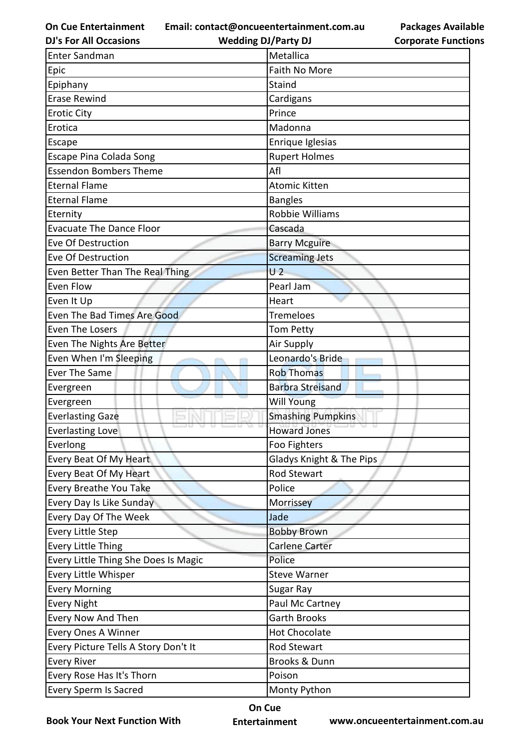| Enter Sandman | Metallica |
|---|---|
| Epic | Faith No More |
| Epiphany | Staind |
| Erase Rewind | Cardigans |
| Erotic City | Prince |
| Erotica | Madonna |
| Escape | Enrique Iglesias |
| Escape Pina Colada Song | Rupert Holmes |
| Essendon Bombers Theme | Afl |
| Eternal Flame | Atomic Kitten |
| Eternal Flame | Bangles |
| Eternity | Robbie Williams |
| Evacuate The Dance Floor | Cascada |
| Eve Of Destruction | Barry Mcguire |
| Eve Of Destruction | Screaming Jets |
| Even Better Than The Real Thing | U 2 |
| Even Flow | Pearl Jam |
| Even It Up | Heart |
| Even The Bad Times Are Good | Tremeloes |
| Even The Losers | Tom Petty |
| Even The Nights Are Better | Air Supply |
| Even When I'm Sleeping | Leonardo's Bride |
| Ever The Same | Rob Thomas |
| Evergreen | Barbra Streisand |
| Evergreen | Will Young |
| Everlasting Gaze | Smashing Pumpkins |
| Everlasting Love | Howard Jones |
| Everlong | Foo Fighters |
| Every Beat Of My Heart | Gladys Knight & The Pips |
| Every Beat Of My Heart | Rod Stewart |
| Every Breathe You Take | Police |
| Every Day Is Like Sunday | Morrissey |
| Every Day Of The Week | Jade |
| Every Little Step | Bobby Brown |
| Every Little Thing | Carlene Carter |
| Every Little Thing She Does Is Magic | Police |
| Every Little Whisper | Steve Warner |
| Every Morning | Sugar Ray |
| Every Night | Paul Mc Cartney |
| Every Now And Then | Garth Brooks |
| Every Ones A Winner | Hot Chocolate |
| Every Picture Tells A Story Don't It | Rod Stewart |
| Every River | Brooks & Dunn |
| Every Rose Has It's Thorn | Poison |
| Every Sperm Is Sacred | Monty Python |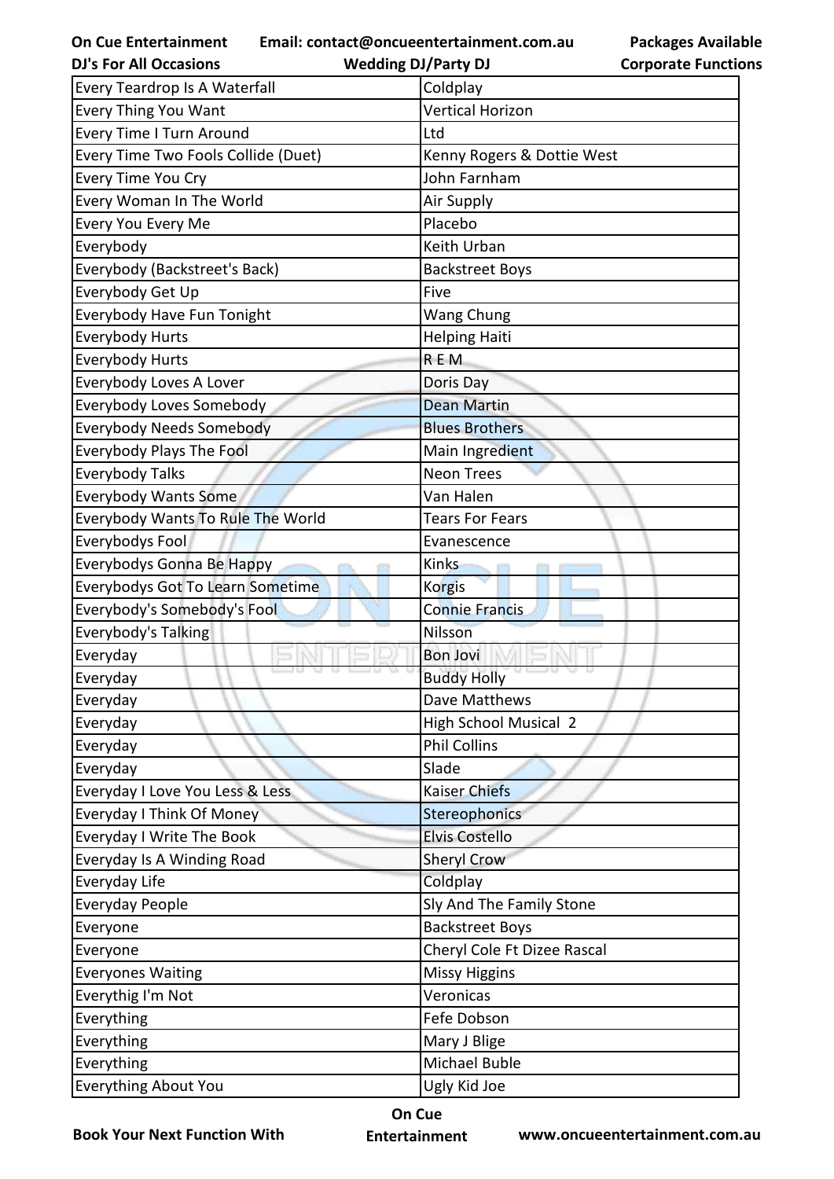| Every Teardrop Is A Waterfall | Coldplay |
|---|---|
| Every Thing You Want | Vertical Horizon |
| Every Time I Turn Around | Ltd |
| Every Time Two Fools Collide (Duet) | Kenny Rogers & Dottie West |
| Every Time You Cry | John Farnham |
| Every Woman In The World | Air Supply |
| Every You Every Me | Placebo |
| Everybody | Keith Urban |
| Everybody (Backstreet's Back) | Backstreet Boys |
| Everybody Get Up | Five |
| Everybody Have Fun Tonight | Wang Chung |
| Everybody Hurts | Helping Haiti |
| Everybody Hurts | R E M |
| Everybody Loves A Lover | Doris Day |
| Everybody Loves Somebody | Dean Martin |
| Everybody Needs Somebody | Blues Brothers |
| Everybody Plays The Fool | Main Ingredient |
| Everybody Talks | Neon Trees |
| Everybody Wants Some | Van Halen |
| Everybody Wants To Rule The World | Tears For Fears |
| Everybodys Fool | Evanescence |
| Everybodys Gonna Be Happy | Kinks |
| Everybodys Got To Learn Sometime | Korgis |
| Everybody's Somebody's Fool | Connie Francis |
| Everybody's Talking | Nilsson |
| Everyday | Bon Jovi |
| Everyday | Buddy Holly |
| Everyday | Dave Matthews |
| Everyday | High School Musical 2 |
| Everyday | Phil Collins |
| Everyday | Slade |
| Everyday I Love You Less & Less | Kaiser Chiefs |
| Everyday I Think Of Money | Stereophonics |
| Everyday I Write The Book | Elvis Costello |
| Everyday Is A Winding Road | Sheryl Crow |
| Everyday Life | Coldplay |
| Everyday People | Sly And The Family Stone |
| Everyone | Backstreet Boys |
| Everyone | Cheryl Cole Ft Dizee Rascal |
| Everyones Waiting | Missy Higgins |
| Everythig I'm Not | Veronicas |
| Everything | Fefe Dobson |
| Everything | Mary J Blige |
| Everything | Michael Buble |
| Everything About You | Ugly Kid Joe |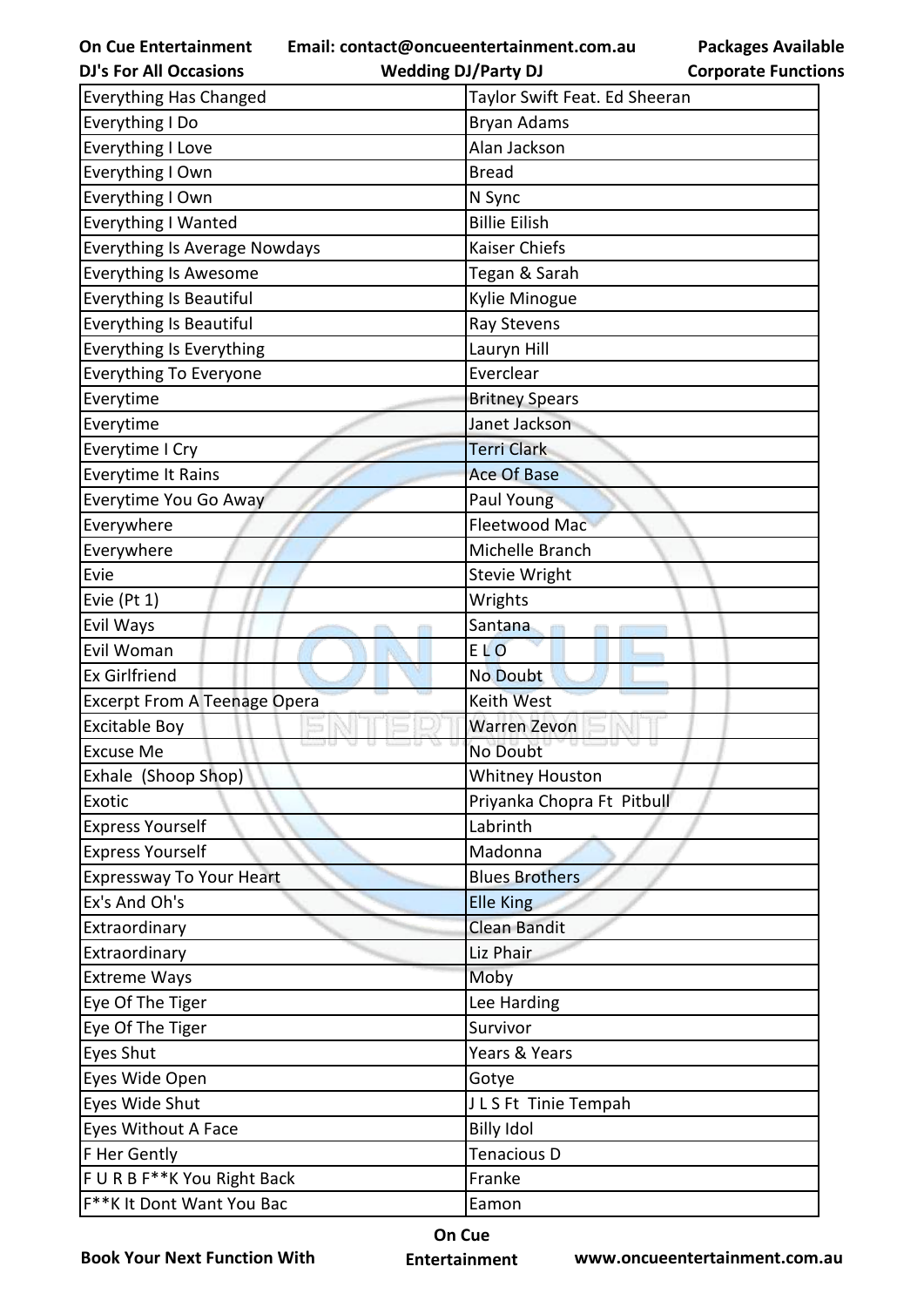| Everything Has Changed | Taylor Swift Feat. Ed Sheeran |
|---|---|
| Everything I Do | Bryan Adams |
| Everything I Love | Alan Jackson |
| Everything I Own | Bread |
| Everything I Own | N Sync |
| Everything I Wanted | Billie Eilish |
| Everything Is Average Nowdays | Kaiser Chiefs |
| Everything Is Awesome | Tegan & Sarah |
| Everything Is Beautiful | Kylie Minogue |
| Everything Is Beautiful | Ray Stevens |
| Everything Is Everything | Lauryn Hill |
| Everything To Everyone | Everclear |
| Everytime | Britney Spears |
| Everytime | Janet Jackson |
| Everytime I Cry | Terri Clark |
| Everytime It Rains | Ace Of Base |
| Everytime You Go Away | Paul Young |
| Everywhere | Fleetwood Mac |
| Everywhere | Michelle Branch |
| Evie | Stevie Wright |
| Evie (Pt 1) | Wrights |
| Evil Ways | Santana |
| Evil Woman | E L O |
| Ex Girlfriend | No Doubt |
| Excerpt From A Teenage Opera | Keith West |
| Excitable Boy | Warren Zevon |
| Excuse Me | No Doubt |
| Exhale (Shoop Shop) | Whitney Houston |
| Exotic | Priyanka Chopra Ft Pitbull |
| Express Yourself | Labrinth |
| Express Yourself | Madonna |
| Expressway To Your Heart | Blues Brothers |
| Ex's And Oh's | Elle King |
| Extraordinary | Clean Bandit |
| Extraordinary | Liz Phair |
| Extreme Ways | Moby |
| Eye Of The Tiger | Lee Harding |
| Eye Of The Tiger | Survivor |
| Eyes Shut | Years & Years |
| Eyes Wide Open | Gotye |
| Eyes Wide Shut | J L S Ft Tinie Tempah |
| Eyes Without A Face | Billy Idol |
| F Her Gently | Tenacious D |
| F U R B F**K You Right Back | Franke |
| F**K It Dont Want You Bac | Eamon |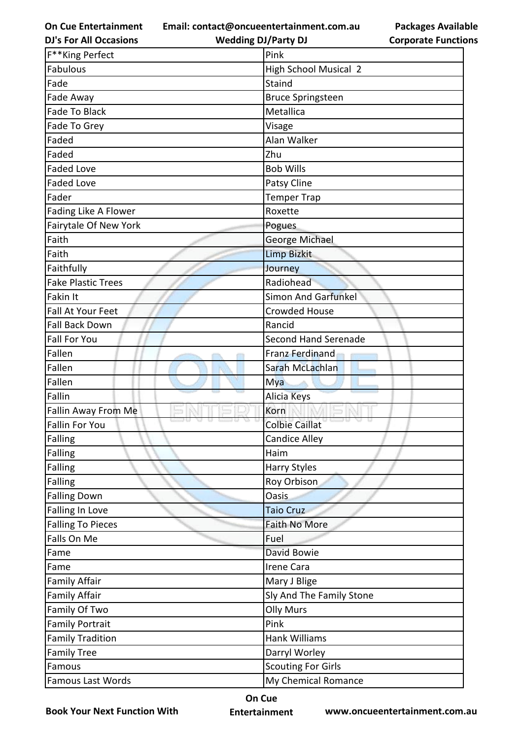| F**King Perfect | Pink |
|---|---|
| Fabulous | High School Musical 2 |
| Fade | Staind |
| Fade Away | Bruce Springsteen |
| Fade To Black | Metallica |
| Fade To Grey | Visage |
| Faded | Alan Walker |
| Faded | Zhu |
| Faded Love | Bob Wills |
| Faded Love | Patsy Cline |
| Fader | Temper Trap |
| Fading Like A Flower | Roxette |
| Fairytale Of New York | Pogues |
| Faith | George Michael |
| Faith | Limp Bizkit |
| Faithfully | Journey |
| Fake Plastic Trees | Radiohead |
| Fakin It | Simon And Garfunkel |
| Fall At Your Feet | Crowded House |
| Fall Back Down | Rancid |
| Fall For You | Second Hand Serenade |
| Fallen | Franz Ferdinand |
| Fallen | Sarah McLachlan |
| Fallen | Mya |
| Fallin | Alicia Keys |
| Fallin Away From Me | Korn |
| Fallin For You | Colbie Caillat |
| Falling | Candice Alley |
| Falling | Haim |
| Falling | Harry Styles |
| Falling | Roy Orbison |
| Falling Down | Oasis |
| Falling In Love | Taio Cruz |
| Falling To Pieces | Faith No More |
| Falls On Me | Fuel |
| Fame | David Bowie |
| Fame | Irene Cara |
| Family Affair | Mary J Blige |
| Family Affair | Sly And The Family Stone |
| Family Of Two | Olly Murs |
| Family Portrait | Pink |
| Family Tradition | Hank Williams |
| Family Tree | Darryl Worley |
| Famous | Scouting For Girls |
| Famous Last Words | My Chemical Romance |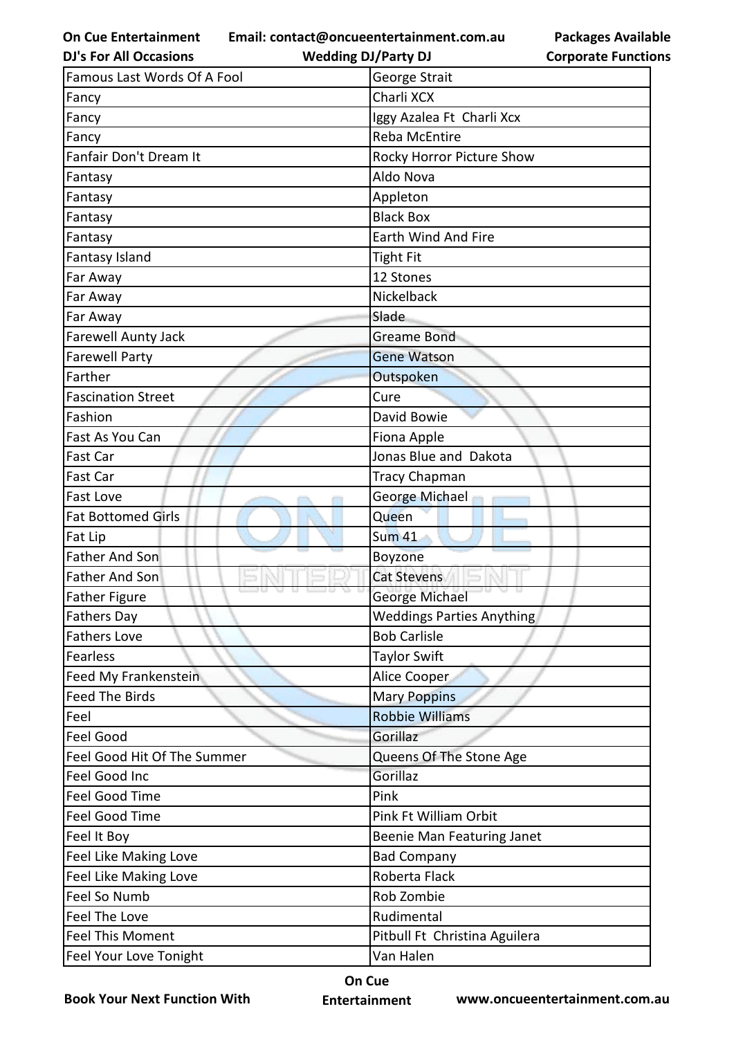| Famous Last Words Of A Fool | George Strait |
|---|---|
| Fancy | Charli XCX |
| Fancy | Iggy Azalea Ft  Charli Xcx |
| Fancy | Reba McEntire |
| Fanfair Don't Dream It | Rocky Horror Picture Show |
| Fantasy | Aldo Nova |
| Fantasy | Appleton |
| Fantasy | Black Box |
| Fantasy | Earth Wind And Fire |
| Fantasy Island | Tight Fit |
| Far Away | 12 Stones |
| Far Away | Nickelback |
| Far Away | Slade |
| Farewell Aunty Jack | Greame Bond |
| Farewell Party | Gene Watson |
| Farther | Outspoken |
| Fascination Street | Cure |
| Fashion | David Bowie |
| Fast As You Can | Fiona Apple |
| Fast Car | Jonas Blue and  Dakota |
| Fast Car | Tracy Chapman |
| Fast Love | George Michael |
| Fat Bottomed Girls | Queen |
| Fat Lip | Sum 41 |
| Father And Son | Boyzone |
| Father And Son | Cat Stevens |
| Father Figure | George Michael |
| Fathers Day | Weddings Parties Anything |
| Fathers Love | Bob Carlisle |
| Fearless | Taylor Swift |
| Feed My Frankenstein | Alice Cooper |
| Feed The Birds | Mary Poppins |
| Feel | Robbie Williams |
| Feel Good | Gorillaz |
| Feel Good Hit Of The Summer | Queens Of The Stone Age |
| Feel Good Inc | Gorillaz |
| Feel Good Time | Pink |
| Feel Good Time | Pink Ft William Orbit |
| Feel It Boy | Beenie Man Featuring Janet |
| Feel Like Making Love | Bad Company |
| Feel Like Making Love | Roberta Flack |
| Feel So Numb | Rob Zombie |
| Feel The Love | Rudimental |
| Feel This Moment | Pitbull Ft  Christina Aguilera |
| Feel Your Love Tonight | Van Halen |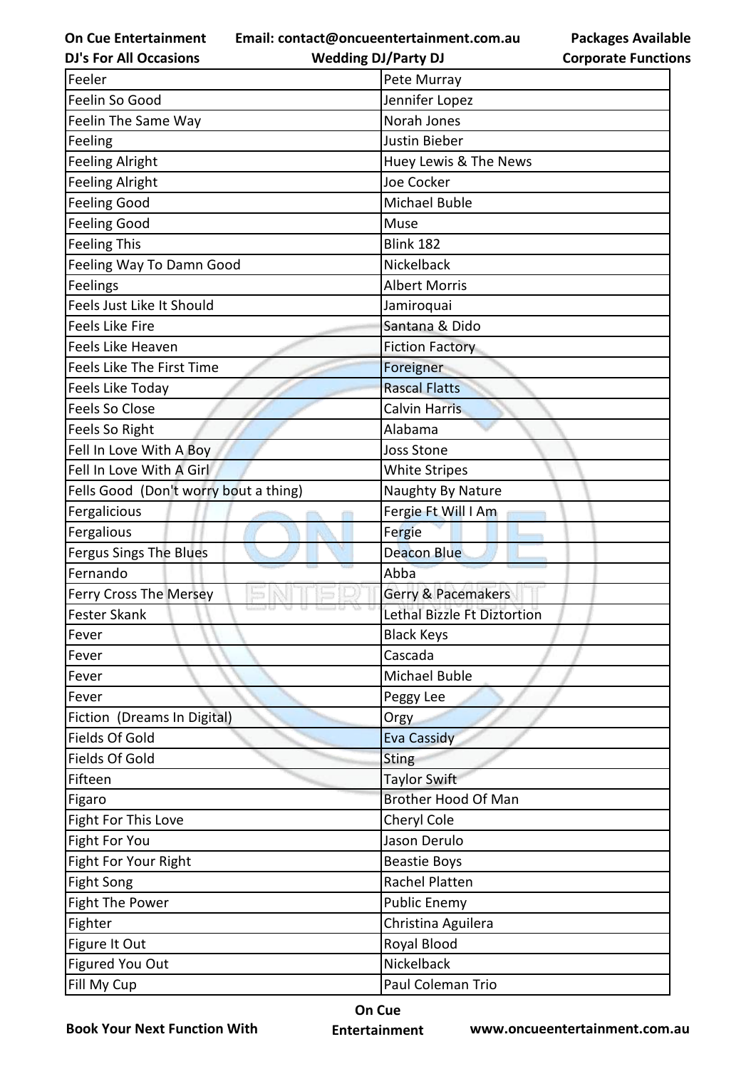| Feeler | Pete Murray |
|---|---|
| Feelin So Good | Jennifer Lopez |
| Feelin The Same Way | Norah Jones |
| Feeling | Justin Bieber |
| Feeling Alright | Huey Lewis & The News |
| Feeling Alright | Joe Cocker |
| Feeling Good | Michael Buble |
| Feeling Good | Muse |
| Feeling This | Blink 182 |
| Feeling Way To Damn Good | Nickelback |
| Feelings | Albert Morris |
| Feels Just Like It Should | Jamiroquai |
| Feels Like Fire | Santana & Dido |
| Feels Like Heaven | Fiction Factory |
| Feels Like The First Time | Foreigner |
| Feels Like Today | Rascal Flatts |
| Feels So Close | Calvin Harris |
| Feels So Right | Alabama |
| Fell In Love With A Boy | Joss Stone |
| Fell In Love With A Girl | White Stripes |
| Fells Good (Don't worry bout a thing) | Naughty By Nature |
| Fergalicious | Fergie Ft Will I Am |
| Fergalious | Fergie |
| Fergus Sings The Blues | Deacon Blue |
| Fernando | Abba |
| Ferry Cross The Mersey | Gerry & Pacemakers |
| Fester Skank | Lethal Bizzle Ft Diztortion |
| Fever | Black Keys |
| Fever | Cascada |
| Fever | Michael Buble |
| Fever | Peggy Lee |
| Fiction (Dreams In Digital) | Orgy |
| Fields Of Gold | Eva Cassidy |
| Fields Of Gold | Sting |
| Fifteen | Taylor Swift |
| Figaro | Brother Hood Of Man |
| Fight For This Love | Cheryl Cole |
| Fight For You | Jason Derulo |
| Fight For Your Right | Beastie Boys |
| Fight Song | Rachel Platten |
| Fight The Power | Public Enemy |
| Fighter | Christina Aguilera |
| Figure It Out | Royal Blood |
| Figured You Out | Nickelback |
| Fill My Cup | Paul Coleman Trio |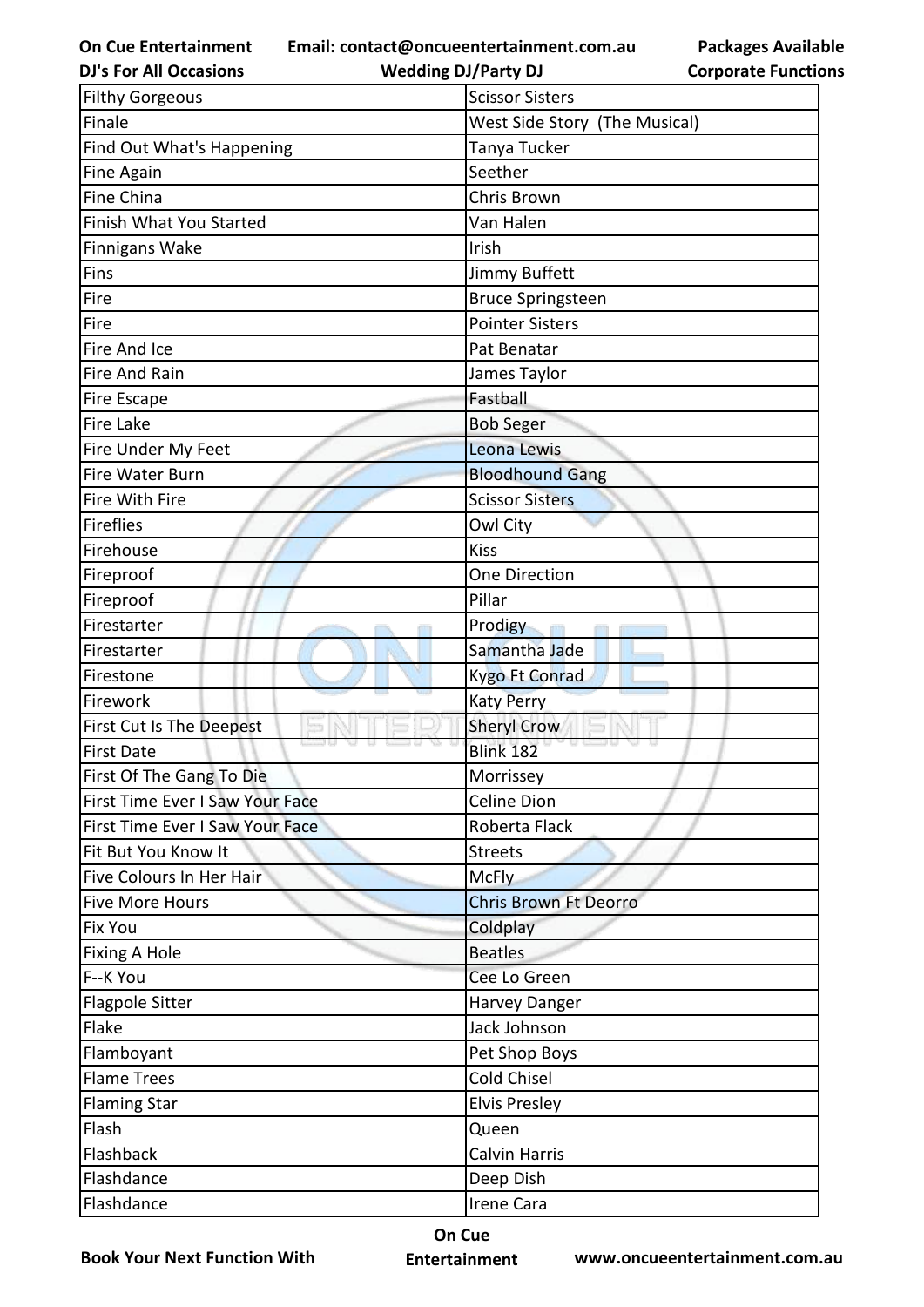| Filthy Gorgeous | Scissor Sisters |
|---|---|
| Finale | West Side Story (The Musical) |
| Find Out What's Happening | Tanya Tucker |
| Fine Again | Seether |
| Fine China | Chris Brown |
| Finish What You Started | Van Halen |
| Finnigans Wake | Irish |
| Fins | Jimmy Buffett |
| Fire | Bruce Springsteen |
| Fire | Pointer Sisters |
| Fire And Ice | Pat Benatar |
| Fire And Rain | James Taylor |
| Fire Escape | Fastball |
| Fire Lake | Bob Seger |
| Fire Under My Feet | Leona Lewis |
| Fire Water Burn | Bloodhound Gang |
| Fire With Fire | Scissor Sisters |
| Fireflies | Owl City |
| Firehouse | Kiss |
| Fireproof | One Direction |
| Fireproof | Pillar |
| Firestarter | Prodigy |
| Firestarter | Samantha Jade |
| Firestone | Kygo Ft Conrad |
| Firework | Katy Perry |
| First Cut Is The Deepest | Sheryl Crow |
| First Date | Blink 182 |
| First Of The Gang To Die | Morrissey |
| First Time Ever I Saw Your Face | Celine Dion |
| First Time Ever I Saw Your Face | Roberta Flack |
| Fit But You Know It | Streets |
| Five Colours In Her Hair | McFly |
| Five More Hours | Chris Brown Ft Deorro |
| Fix You | Coldplay |
| Fixing A Hole | Beatles |
| F--K You | Cee Lo Green |
| Flagpole Sitter | Harvey Danger |
| Flake | Jack Johnson |
| Flamboyant | Pet Shop Boys |
| Flame Trees | Cold Chisel |
| Flaming Star | Elvis Presley |
| Flash | Queen |
| Flashback | Calvin Harris |
| Flashdance | Deep Dish |
| Flashdance | Irene Cara |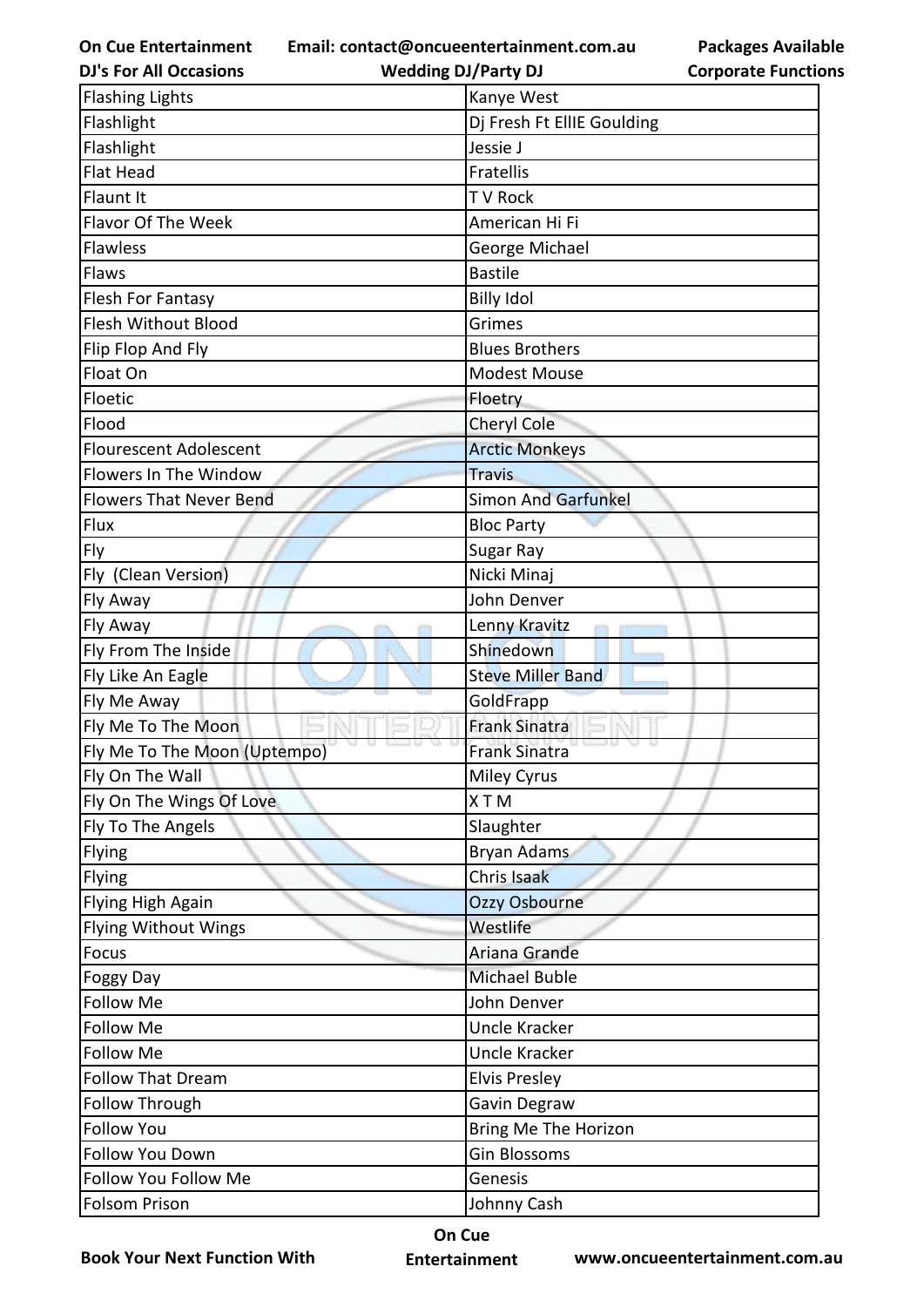| Flashing Lights | Kanye West |
|---|---|
| Flashlight | Dj Fresh Ft EllIE Goulding |
| Flashlight | Jessie J |
| Flat Head | Fratellis |
| Flaunt It | T V Rock |
| Flavor Of The Week | American Hi Fi |
| Flawless | George Michael |
| Flaws | Bastile |
| Flesh For Fantasy | Billy Idol |
| Flesh Without Blood | Grimes |
| Flip Flop And Fly | Blues Brothers |
| Float On | Modest Mouse |
| Floetic | Floetry |
| Flood | Cheryl Cole |
| Flourescent Adolescent | Arctic Monkeys |
| Flowers In The Window | Travis |
| Flowers That Never Bend | Simon And Garfunkel |
| Flux | Bloc Party |
| Fly | Sugar Ray |
| Fly  (Clean Version) | Nicki Minaj |
| Fly Away | John Denver |
| Fly Away | Lenny Kravitz |
| Fly From The Inside | Shinedown |
| Fly Like An Eagle | Steve Miller Band |
| Fly Me Away | GoldFrapp |
| Fly Me To The Moon | Frank Sinatra |
| Fly Me To The Moon (Uptempo) | Frank Sinatra |
| Fly On The Wall | Miley Cyrus |
| Fly On The Wings Of Love | X T M |
| Fly To The Angels | Slaughter |
| Flying | Bryan Adams |
| Flying | Chris Isaak |
| Flying High Again | Ozzy Osbourne |
| Flying Without Wings | Westlife |
| Focus | Ariana Grande |
| Foggy Day | Michael Buble |
| Follow Me | John Denver |
| Follow Me | Uncle Kracker |
| Follow Me | Uncle Kracker |
| Follow That Dream | Elvis Presley |
| Follow Through | Gavin Degraw |
| Follow You | Bring Me The Horizon |
| Follow You Down | Gin Blossoms |
| Follow You Follow Me | Genesis |
| Folsom Prison | Johnny Cash |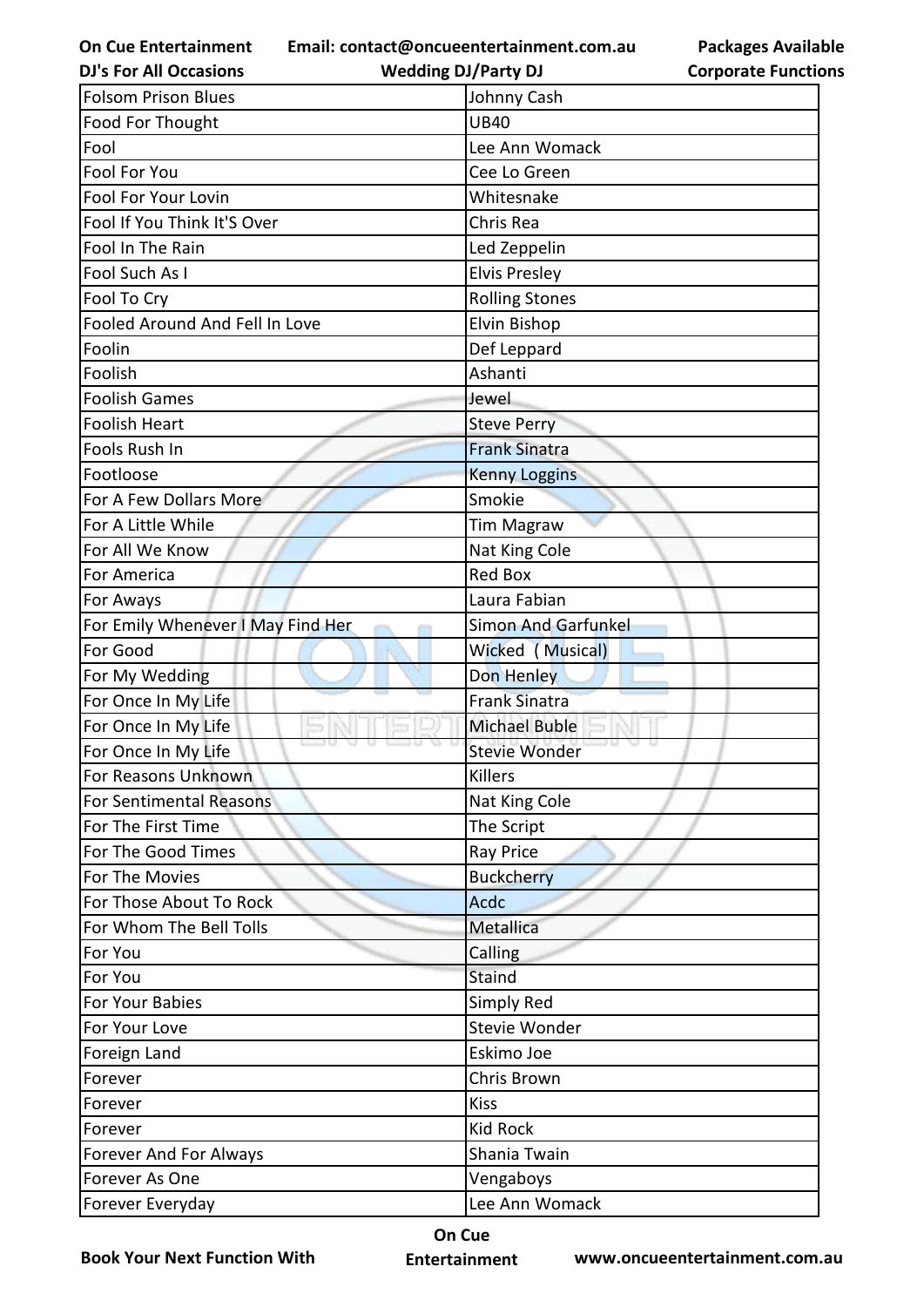| Folsom Prison Blues | Johnny Cash |
|---|---|
| Food For Thought | UB40 |
| Fool | Lee Ann Womack |
| Fool For You | Cee Lo Green |
| Fool For Your Lovin | Whitesnake |
| Fool If You Think It'S Over | Chris Rea |
| Fool In The Rain | Led Zeppelin |
| Fool Such As I | Elvis Presley |
| Fool To Cry | Rolling Stones |
| Fooled Around And Fell In Love | Elvin Bishop |
| Foolin | Def Leppard |
| Foolish | Ashanti |
| Foolish Games | Jewel |
| Foolish Heart | Steve Perry |
| Fools Rush In | Frank Sinatra |
| Footloose | Kenny Loggins |
| For A Few Dollars More | Smokie |
| For A Little While | Tim Magraw |
| For All We Know | Nat King Cole |
| For America | Red Box |
| For Aways | Laura Fabian |
| For Emily Whenever I May Find Her | Simon And Garfunkel |
| For Good | Wicked ( Musical) |
| For My Wedding | Don Henley |
| For Once In My Life | Frank Sinatra |
| For Once In My Life | Michael Buble |
| For Once In My Life | Stevie Wonder |
| For Reasons Unknown | Killers |
| For Sentimental Reasons | Nat King Cole |
| For The First Time | The Script |
| For The Good Times | Ray Price |
| For The Movies | Buckcherry |
| For Those About To Rock | Acdc |
| For Whom The Bell Tolls | Metallica |
| For You | Calling |
| For You | Staind |
| For Your Babies | Simply Red |
| For Your Love | Stevie Wonder |
| Foreign Land | Eskimo Joe |
| Forever | Chris Brown |
| Forever | Kiss |
| Forever | Kid Rock |
| Forever And For Always | Shania Twain |
| Forever As One | Vengaboys |
| Forever Everyday | Lee Ann Womack |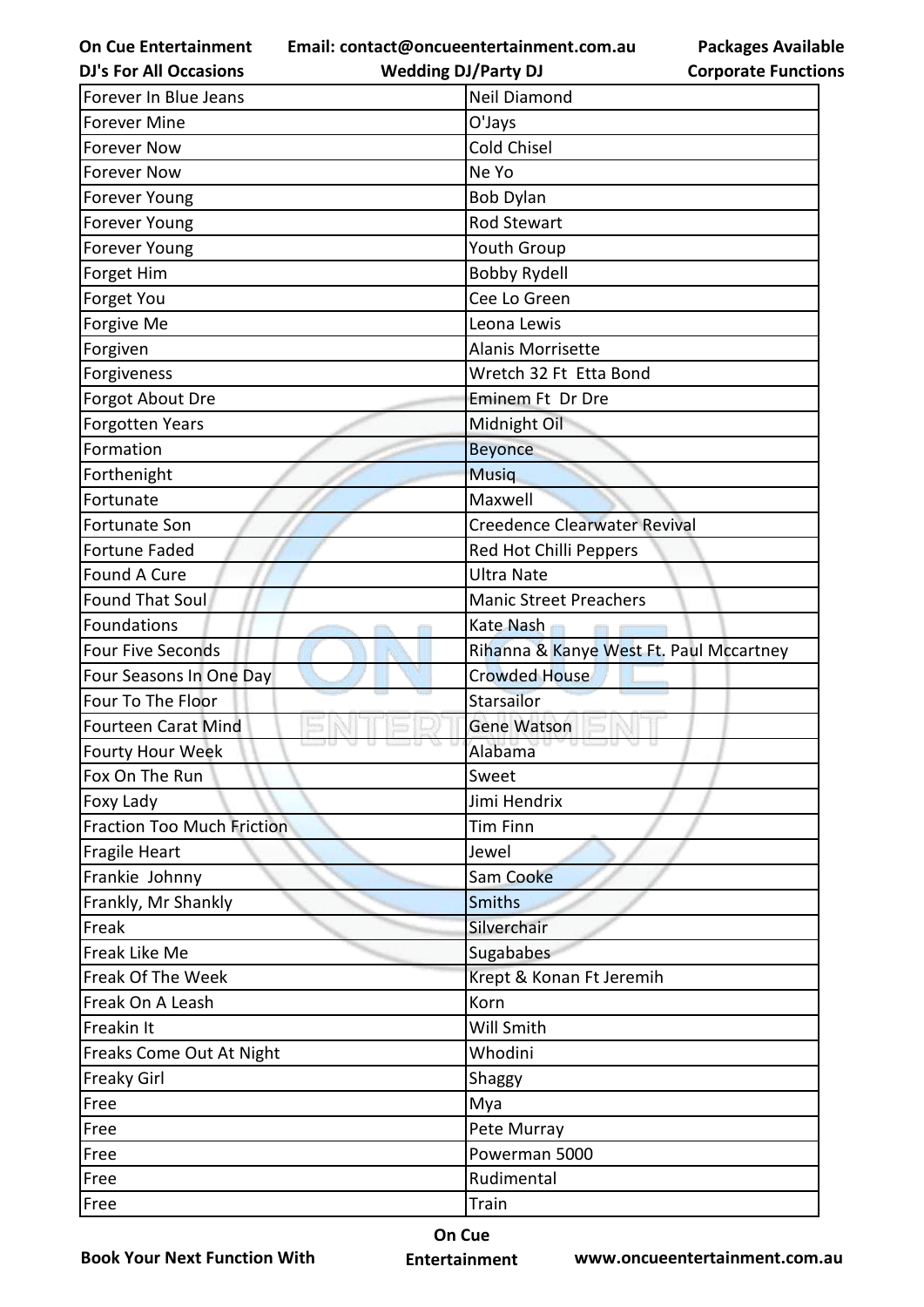| Forever In Blue Jeans | Neil Diamond |
|---|---|
| Forever Mine | O'Jays |
| Forever Now | Cold Chisel |
| Forever Now | Ne Yo |
| Forever Young | Bob Dylan |
| Forever Young | Rod Stewart |
| Forever Young | Youth Group |
| Forget Him | Bobby Rydell |
| Forget You | Cee Lo Green |
| Forgive Me | Leona Lewis |
| Forgiven | Alanis Morrisette |
| Forgiveness | Wretch 32 Ft  Etta Bond |
| Forgot About Dre | Eminem Ft  Dr Dre |
| Forgotten Years | Midnight Oil |
| Formation | Beyonce |
| Forthenight | Musiq |
| Fortunate | Maxwell |
| Fortunate Son | Creedence Clearwater Revival |
| Fortune Faded | Red Hot Chilli Peppers |
| Found A Cure | Ultra Nate |
| Found That Soul | Manic Street Preachers |
| Foundations | Kate Nash |
| Four Five Seconds | Rihanna & Kanye West Ft. Paul Mccartney |
| Four Seasons In One Day | Crowded House |
| Four To The Floor | Starsailor |
| Fourteen Carat Mind | Gene Watson |
| Fourty Hour Week | Alabama |
| Fox On The Run | Sweet |
| Foxy Lady | Jimi Hendrix |
| Fraction Too Much Friction | Tim Finn |
| Fragile Heart | Jewel |
| Frankie  Johnny | Sam Cooke |
| Frankly, Mr Shankly | Smiths |
| Freak | Silverchair |
| Freak Like Me | Sugababes |
| Freak Of The Week | Krept & Konan Ft Jeremih |
| Freak On A Leash | Korn |
| Freakin It | Will Smith |
| Freaks Come Out At Night | Whodini |
| Freaky Girl | Shaggy |
| Free | Mya |
| Free | Pete Murray |
| Free | Powerman 5000 |
| Free | Rudimental |
| Free | Train |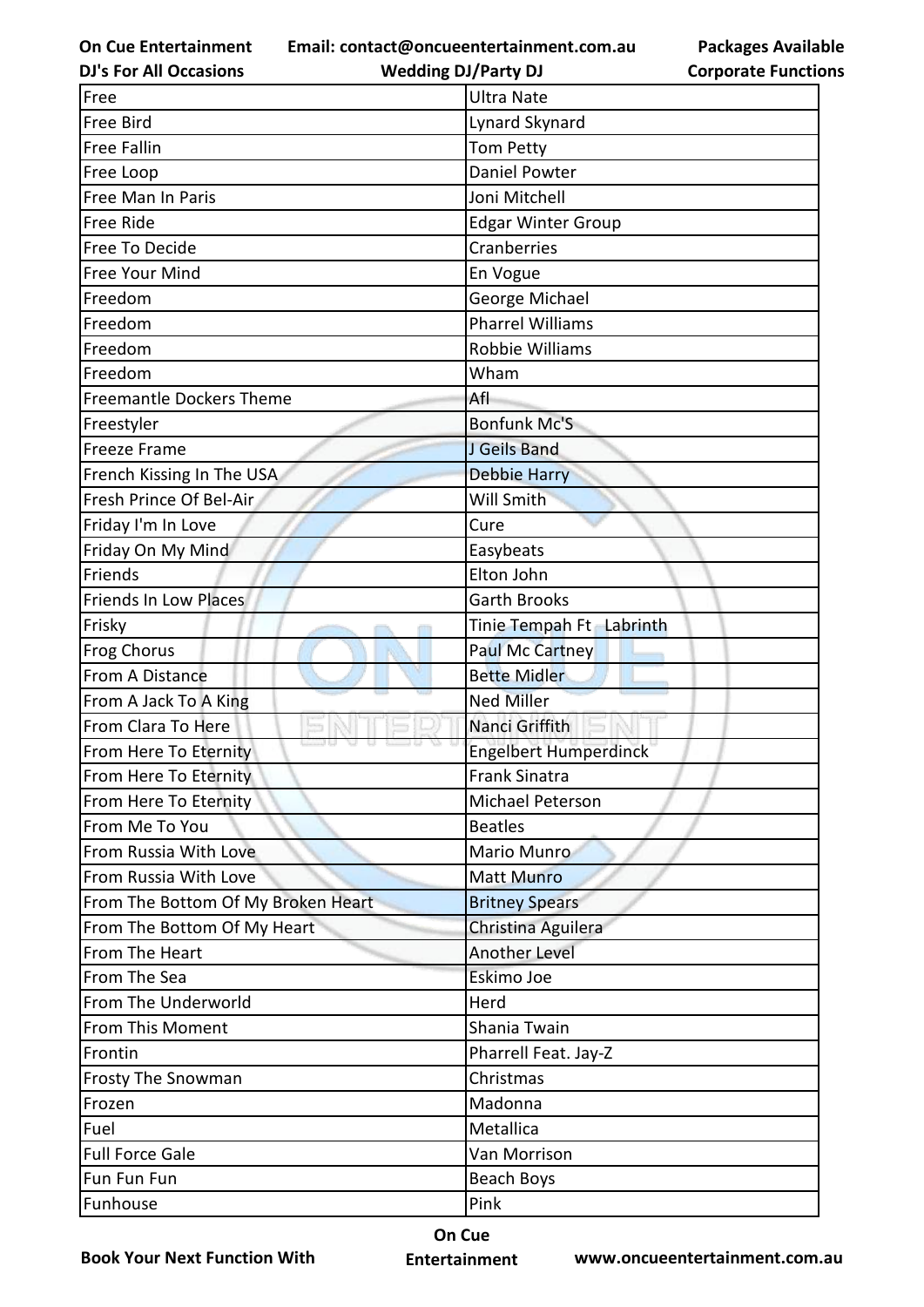| Free | Ultra Nate |
|---|---|
| Free Bird | Lynard Skynard |
| Free Fallin | Tom Petty |
| Free Loop | Daniel Powter |
| Free Man In Paris | Joni Mitchell |
| Free Ride | Edgar Winter Group |
| Free To Decide | Cranberries |
| Free Your Mind | En Vogue |
| Freedom | George Michael |
| Freedom | Pharrel Williams |
| Freedom | Robbie Williams |
| Freedom | Wham |
| Freemantle Dockers Theme | Afl |
| Freestyler | Bonfunk Mc'S |
| Freeze Frame | J Geils Band |
| French Kissing In The USA | Debbie Harry |
| Fresh Prince Of Bel-Air | Will Smith |
| Friday I'm In Love | Cure |
| Friday On My Mind | Easybeats |
| Friends | Elton John |
| Friends In Low Places | Garth Brooks |
| Frisky | Tinie Tempah Ft Labrinth |
| Frog Chorus | Paul Mc Cartney |
| From A Distance | Bette Midler |
| From A Jack To A King | Ned Miller |
| From Clara To Here | Nanci Griffith |
| From Here To Eternity | Engelbert Humperdinck |
| From Here To Eternity | Frank Sinatra |
| From Here To Eternity | Michael Peterson |
| From Me To You | Beatles |
| From Russia With Love | Mario Munro |
| From Russia With Love | Matt Munro |
| From The Bottom Of My Broken Heart | Britney Spears |
| From The Bottom Of My Heart | Christina Aguilera |
| From The Heart | Another Level |
| From The Sea | Eskimo Joe |
| From The Underworld | Herd |
| From This Moment | Shania Twain |
| Frontin | Pharrell Feat. Jay-Z |
| Frosty The Snowman | Christmas |
| Frozen | Madonna |
| Fuel | Metallica |
| Full Force Gale | Van Morrison |
| Fun Fun Fun | Beach Boys |
| Funhouse | Pink |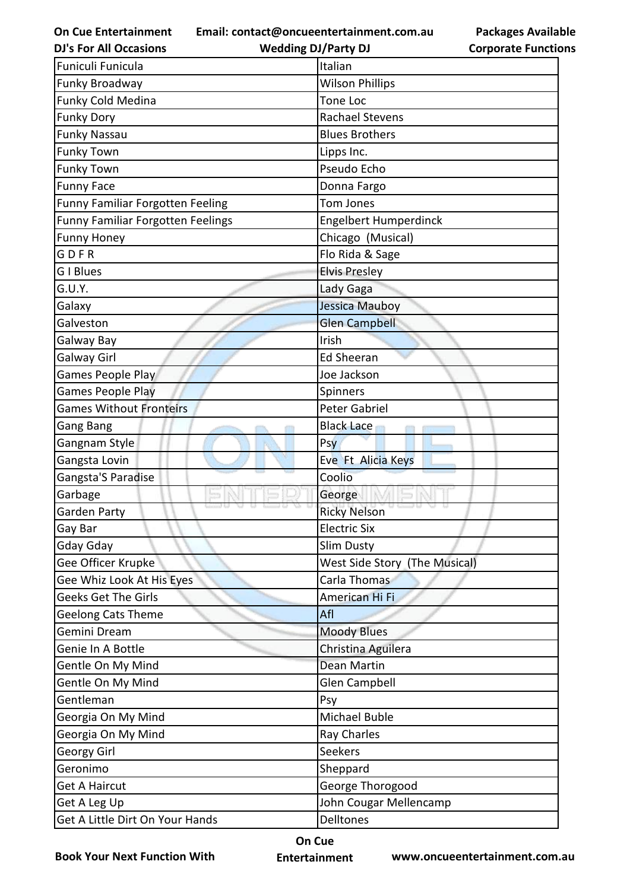| Funiculi Funicula | Italian |
|---|---|
| Funky Broadway | Wilson Phillips |
| Funky Cold Medina | Tone Loc |
| Funky Dory | Rachael Stevens |
| Funky Nassau | Blues Brothers |
| Funky Town | Lipps Inc. |
| Funky Town | Pseudo Echo |
| Funny Face | Donna Fargo |
| Funny Familiar Forgotten Feeling | Tom Jones |
| Funny Familiar Forgotten Feelings | Engelbert Humperdinck |
| Funny Honey | Chicago (Musical) |
| G D F R | Flo Rida & Sage |
| G I Blues | Elvis Presley |
| G.U.Y. | Lady Gaga |
| Galaxy | Jessica Mauboy |
| Galveston | Glen Campbell |
| Galway Bay | Irish |
| Galway Girl | Ed Sheeran |
| Games People Play | Joe Jackson |
| Games People Play | Spinners |
| Games Without Fronteirs | Peter Gabriel |
| Gang Bang | Black Lace |
| Gangnam Style | Psy |
| Gangsta Lovin | Eve Ft Alicia Keys |
| Gangsta'S Paradise | Coolio |
| Garbage | George |
| Garden Party | Ricky Nelson |
| Gay Bar | Electric Six |
| Gday Gday | Slim Dusty |
| Gee Officer Krupke | West Side Story (The Musical) |
| Gee Whiz Look At His Eyes | Carla Thomas |
| Geeks Get The Girls | American Hi Fi |
| Geelong Cats Theme | Afl |
| Gemini Dream | Moody Blues |
| Genie In A Bottle | Christina Aguilera |
| Gentle On My Mind | Dean Martin |
| Gentle On My Mind | Glen Campbell |
| Gentleman | Psy |
| Georgia On My Mind | Michael Buble |
| Georgia On My Mind | Ray Charles |
| Georgy Girl | Seekers |
| Geronimo | Sheppard |
| Get A Haircut | George Thorogood |
| Get A Leg Up | John Cougar Mellencamp |
| Get A Little Dirt On Your Hands | Delltones |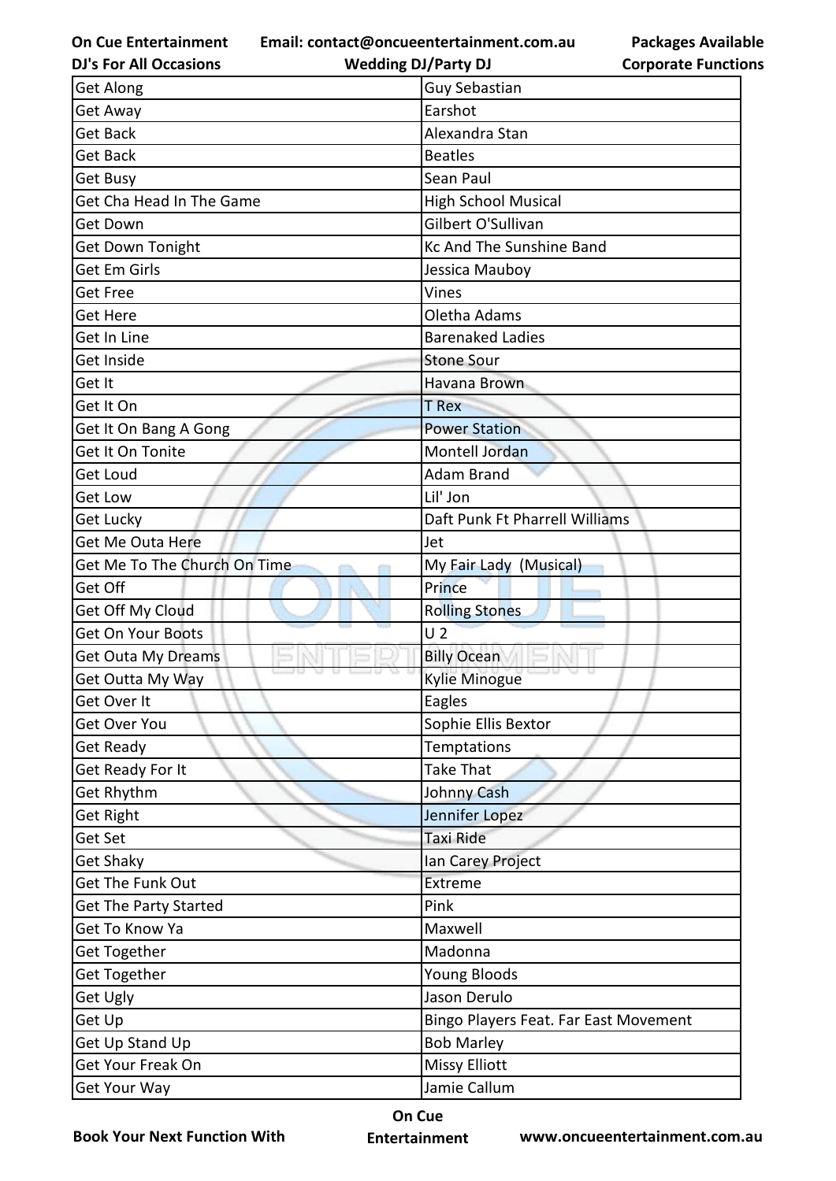| Get Along | Guy Sebastian |
|---|---|
| Get Away | Earshot |
| Get Back | Alexandra Stan |
| Get Back | Beatles |
| Get Busy | Sean Paul |
| Get Cha Head In The Game | High School Musical |
| Get Down | Gilbert O'Sullivan |
| Get Down Tonight | Kc And The Sunshine Band |
| Get Em Girls | Jessica Mauboy |
| Get Free | Vines |
| Get Here | Oletha Adams |
| Get In Line | Barenaked Ladies |
| Get Inside | Stone Sour |
| Get It | Havana Brown |
| Get It On | T Rex |
| Get It On Bang A Gong | Power Station |
| Get It On Tonite | Montell Jordan |
| Get Loud | Adam Brand |
| Get Low | Lil' Jon |
| Get Lucky | Daft Punk Ft Pharrell Williams |
| Get Me Outa Here | Jet |
| Get Me To The Church On Time | My Fair Lady (Musical) |
| Get Off | Prince |
| Get Off My Cloud | Rolling Stones |
| Get On Your Boots | U 2 |
| Get Outa My Dreams | Billy Ocean |
| Get Outta My Way | Kylie Minogue |
| Get Over It | Eagles |
| Get Over You | Sophie Ellis Bextor |
| Get Ready | Temptations |
| Get Ready For It | Take That |
| Get Rhythm | Johnny Cash |
| Get Right | Jennifer Lopez |
| Get Set | Taxi Ride |
| Get Shaky | Ian Carey Project |
| Get The Funk Out | Extreme |
| Get The Party Started | Pink |
| Get To Know Ya | Maxwell |
| Get Together | Madonna |
| Get Together | Young Bloods |
| Get Ugly | Jason Derulo |
| Get Up | Bingo Players Feat. Far East Movement |
| Get Up Stand Up | Bob Marley |
| Get Your Freak On | Missy Elliott |
| Get Your Way | Jamie Callum |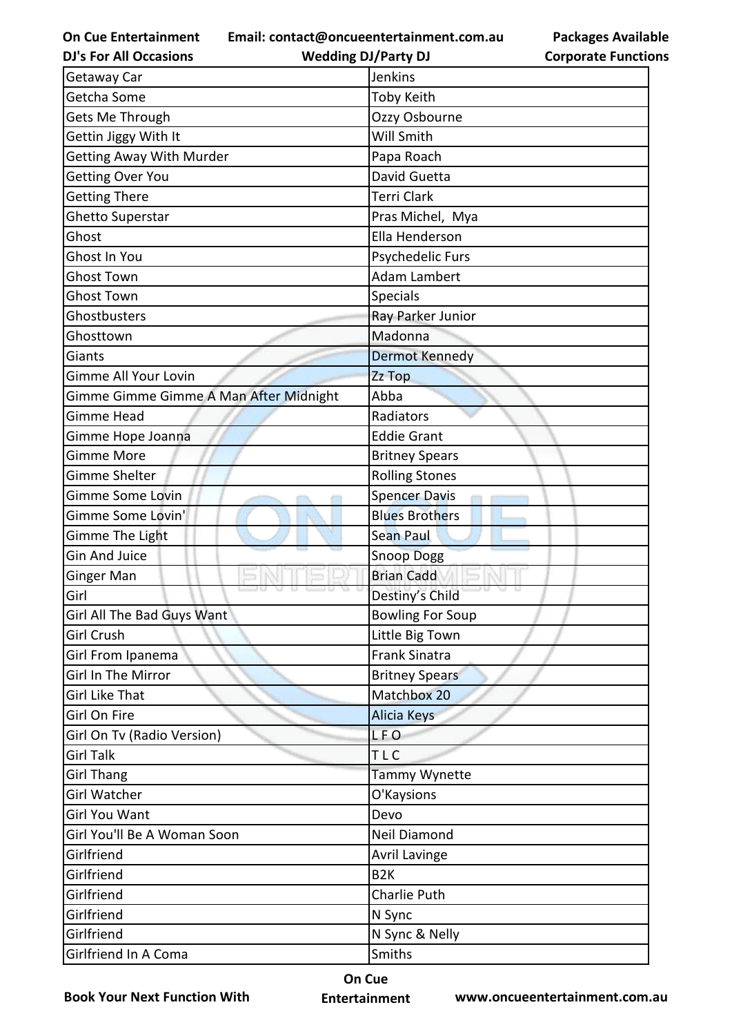| Getaway Car | Jenkins |
|---|---|
| Getcha Some | Toby Keith |
| Gets Me Through | Ozzy Osbourne |
| Gettin Jiggy With It | Will Smith |
| Getting Away With Murder | Papa Roach |
| Getting Over You | David Guetta |
| Getting There | Terri Clark |
| Ghetto Superstar | Pras Michel, Mya |
| Ghost | Ella Henderson |
| Ghost In You | Psychedelic Furs |
| Ghost Town | Adam Lambert |
| Ghost Town | Specials |
| Ghostbusters | Ray Parker Junior |
| Ghosttown | Madonna |
| Giants | Dermot Kennedy |
| Gimme All Your Lovin | Zz Top |
| Gimme Gimme Gimme A Man After Midnight | Abba |
| Gimme Head | Radiators |
| Gimme Hope Joanna | Eddie Grant |
| Gimme More | Britney Spears |
| Gimme Shelter | Rolling Stones |
| Gimme Some Lovin | Spencer Davis |
| Gimme Some Lovin' | Blues Brothers |
| Gimme The Light | Sean Paul |
| Gin And Juice | Snoop Dogg |
| Ginger Man | Brian Cadd |
| Girl | Destiny's Child |
| Girl All The Bad Guys Want | Bowling For Soup |
| Girl Crush | Little Big Town |
| Girl From Ipanema | Frank Sinatra |
| Girl In The Mirror | Britney Spears |
| Girl Like That | Matchbox 20 |
| Girl On Fire | Alicia Keys |
| Girl On Tv (Radio Version) | L F O |
| Girl Talk | T L C |
| Girl Thang | Tammy Wynette |
| Girl Watcher | O'Kaysions |
| Girl You Want | Devo |
| Girl You'll Be A Woman Soon | Neil Diamond |
| Girlfriend | Avril Lavinge |
| Girlfriend | B2K |
| Girlfriend | Charlie Puth |
| Girlfriend | N Sync |
| Girlfriend | N Sync & Nelly |
| Girlfriend In A Coma | Smiths |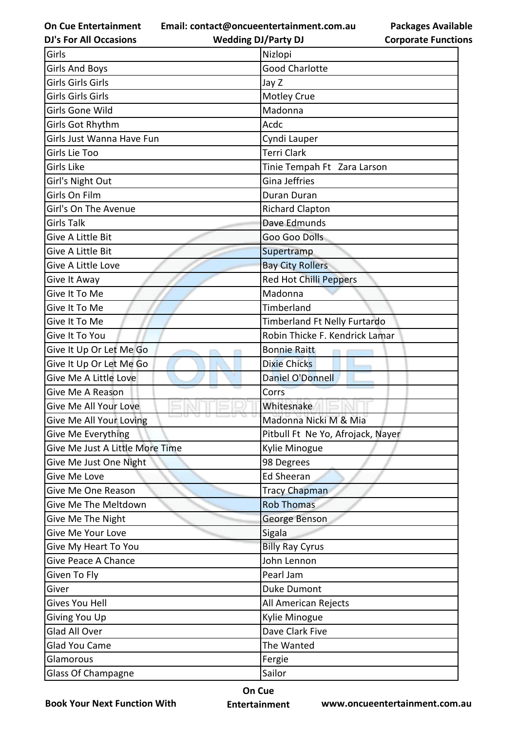| Girls | Nizlopi |
|---|---|
| Girls And Boys | Good Charlotte |
| Girls Girls Girls | Jay Z |
| Girls Girls Girls | Motley Crue |
| Girls Gone Wild | Madonna |
| Girls Got Rhythm | Acdc |
| Girls Just Wanna Have Fun | Cyndi Lauper |
| Girls Lie Too | Terri Clark |
| Girls Like | Tinie Tempah Ft  Zara Larson |
| Girl's Night Out | Gina Jeffries |
| Girls On Film | Duran Duran |
| Girl's On The Avenue | Richard Clapton |
| Girls Talk | Dave Edmunds |
| Give A Little Bit | Goo Goo Dolls |
| Give A Little Bit | Supertramp |
| Give A Little Love | Bay City Rollers |
| Give It Away | Red Hot Chilli Peppers |
| Give It To Me | Madonna |
| Give It To Me | Timberland |
| Give It To Me | Timberland Ft Nelly Furtardo |
| Give It To You | Robin Thicke F. Kendrick Lamar |
| Give It Up Or Let Me Go | Bonnie Raitt |
| Give It Up Or Let Me Go | Dixie Chicks |
| Give Me A Little Love | Daniel O'Donnell |
| Give Me A Reason | Corrs |
| Give Me All Your Love | Whitesnake |
| Give Me All Your Loving | Madonna Nicki M & Mia |
| Give Me Everything | Pitbull Ft  Ne Yo, Afrojack, Nayer |
| Give Me Just A Little More Time | Kylie Minogue |
| Give Me Just One Night | 98 Degrees |
| Give Me Love | Ed Sheeran |
| Give Me One Reason | Tracy Chapman |
| Give Me The Meltdown | Rob Thomas |
| Give Me The Night | George Benson |
| Give Me Your Love | Sigala |
| Give My Heart To You | Billy Ray Cyrus |
| Give Peace A Chance | John Lennon |
| Given To Fly | Pearl Jam |
| Giver | Duke Dumont |
| Gives You Hell | All American Rejects |
| Giving You Up | Kylie Minogue |
| Glad All Over | Dave Clark Five |
| Glad You Came | The Wanted |
| Glamorous | Fergie |
| Glass Of Champagne | Sailor |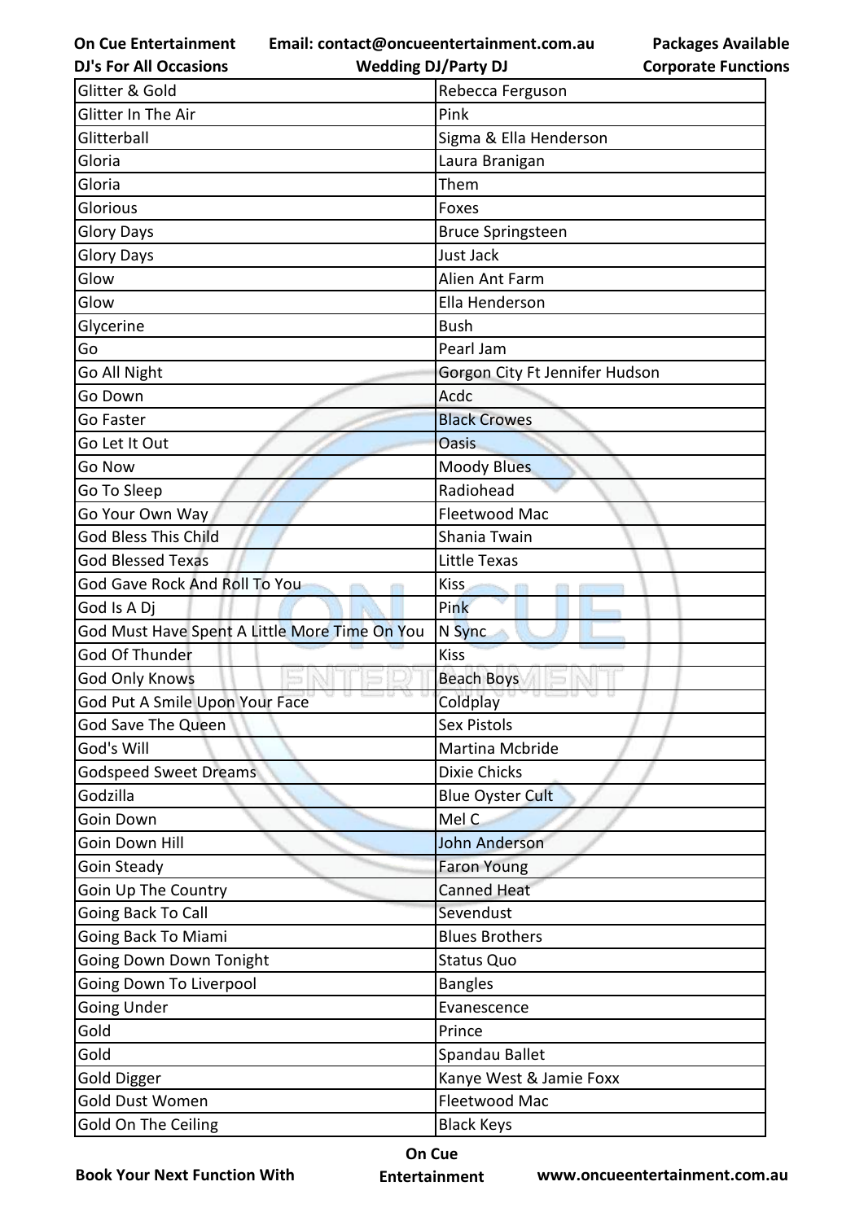| Glitter & Gold | Rebecca Ferguson |
|---|---|
| Glitter In The Air | Pink |
| Glitterball | Sigma & Ella Henderson |
| Gloria | Laura Branigan |
| Gloria | Them |
| Glorious | Foxes |
| Glory Days | Bruce Springsteen |
| Glory Days | Just Jack |
| Glow | Alien Ant Farm |
| Glow | Ella Henderson |
| Glycerine | Bush |
| Go | Pearl Jam |
| Go All Night | Gorgon City Ft Jennifer Hudson |
| Go Down | Acdc |
| Go Faster | Black Crowes |
| Go Let It Out | Oasis |
| Go Now | Moody Blues |
| Go To Sleep | Radiohead |
| Go Your Own Way | Fleetwood Mac |
| God Bless This Child | Shania Twain |
| God Blessed Texas | Little Texas |
| God Gave Rock And Roll To You | Kiss |
| God Is A Dj | Pink |
| God Must Have Spent A Little More Time On You | N Sync |
| God Of Thunder | Kiss |
| God Only Knows | Beach Boys |
| God Put A Smile Upon Your Face | Coldplay |
| God Save The Queen | Sex Pistols |
| God's Will | Martina Mcbride |
| Godspeed Sweet Dreams | Dixie Chicks |
| Godzilla | Blue Oyster Cult |
| Goin Down | Mel C |
| Goin Down Hill | John Anderson |
| Goin Steady | Faron Young |
| Goin Up The Country | Canned Heat |
| Going Back To Call | Sevendust |
| Going Back To Miami | Blues Brothers |
| Going Down Down Tonight | Status Quo |
| Going Down To Liverpool | Bangles |
| Going Under | Evanescence |
| Gold | Prince |
| Gold | Spandau Ballet |
| Gold Digger | Kanye West & Jamie Foxx |
| Gold Dust Women | Fleetwood Mac |
| Gold On The Ceiling | Black Keys |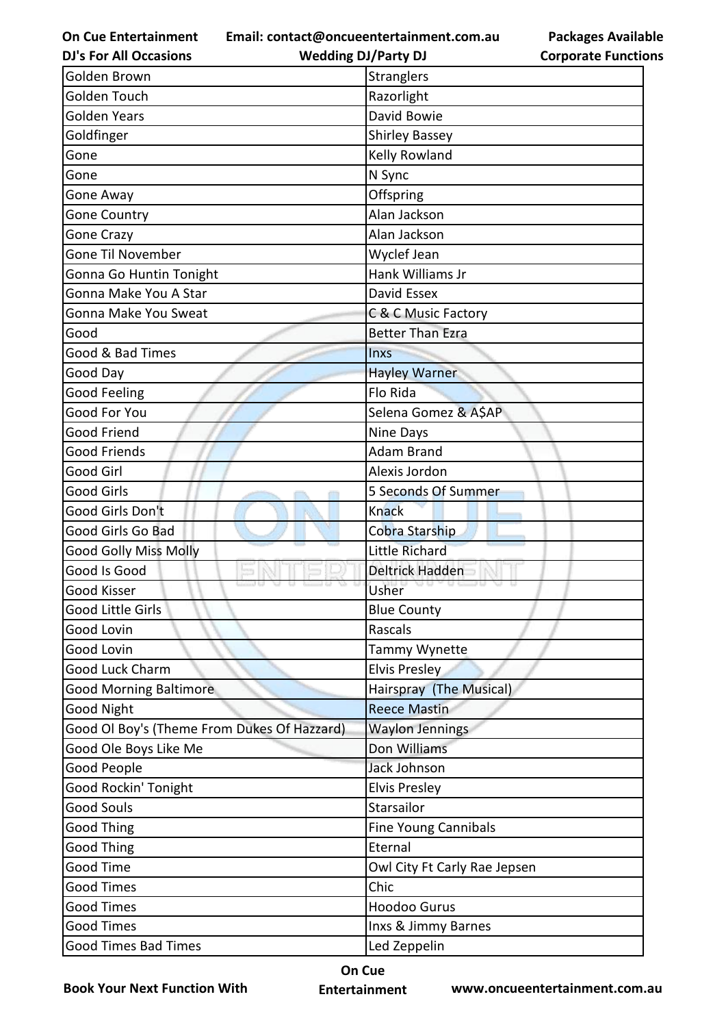| Golden Brown | Stranglers |
|---|---|
| Golden Touch | Razorlight |
| Golden Years | David Bowie |
| Goldfinger | Shirley Bassey |
| Gone | Kelly Rowland |
| Gone | N Sync |
| Gone Away | Offspring |
| Gone Country | Alan Jackson |
| Gone Crazy | Alan Jackson |
| Gone Til November | Wyclef Jean |
| Gonna Go Huntin Tonight | Hank Williams Jr |
| Gonna Make You A Star | David Essex |
| Gonna Make You Sweat | C & C Music Factory |
| Good | Better Than Ezra |
| Good & Bad Times | Inxs |
| Good Day | Hayley Warner |
| Good Feeling | Flo Rida |
| Good For You | Selena Gomez & A$AP |
| Good Friend | Nine Days |
| Good Friends | Adam Brand |
| Good Girl | Alexis Jordon |
| Good Girls | 5 Seconds Of Summer |
| Good Girls Don't | Knack |
| Good Girls Go Bad | Cobra Starship |
| Good Golly Miss Molly | Little Richard |
| Good Is Good | Deltrick Hadden |
| Good Kisser | Usher |
| Good Little Girls | Blue County |
| Good Lovin | Rascals |
| Good Lovin | Tammy Wynette |
| Good Luck Charm | Elvis Presley |
| Good Morning Baltimore | Hairspray (The Musical) |
| Good Night | Reece Mastin |
| Good Ol Boy's (Theme From Dukes Of Hazzard) | Waylon Jennings |
| Good Ole Boys Like Me | Don Williams |
| Good People | Jack Johnson |
| Good Rockin' Tonight | Elvis Presley |
| Good Souls | Starsailor |
| Good Thing | Fine Young Cannibals |
| Good Thing | Eternal |
| Good Time | Owl City Ft Carly Rae Jepsen |
| Good Times | Chic |
| Good Times | Hoodoo Gurus |
| Good Times | Inxs & Jimmy Barnes |
| Good Times Bad Times | Led Zeppelin |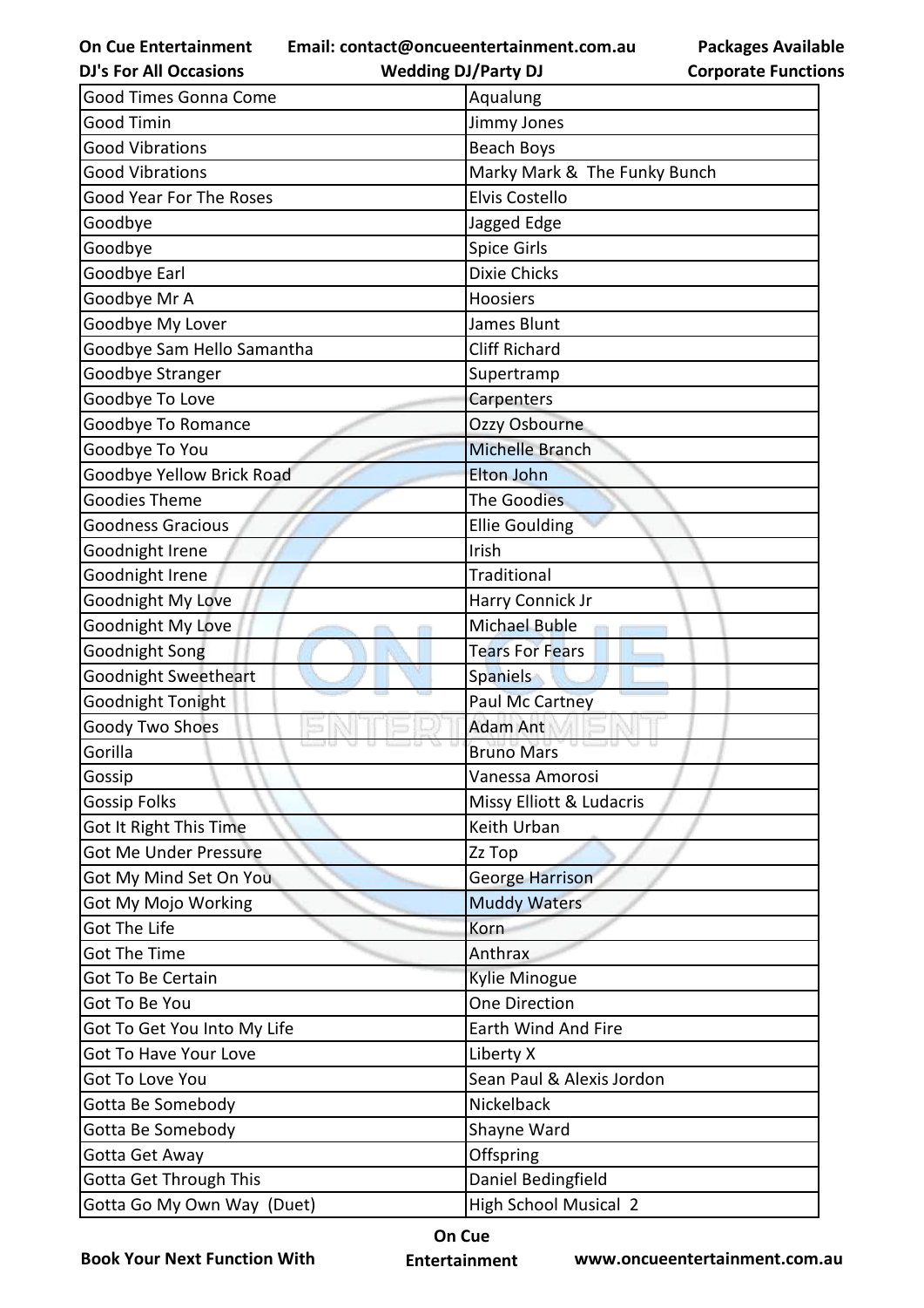| Good Times Gonna Come | Aqualung |
|---|---|
| Good Timin | Jimmy Jones |
| Good Vibrations | Beach Boys |
| Good Vibrations | Marky Mark &  The Funky Bunch |
| Good Year For The Roses | Elvis Costello |
| Goodbye | Jagged Edge |
| Goodbye | Spice Girls |
| Goodbye Earl | Dixie Chicks |
| Goodbye Mr A | Hoosiers |
| Goodbye My Lover | James Blunt |
| Goodbye Sam Hello Samantha | Cliff Richard |
| Goodbye Stranger | Supertramp |
| Goodbye To Love | Carpenters |
| Goodbye To Romance | Ozzy Osbourne |
| Goodbye To You | Michelle Branch |
| Goodbye Yellow Brick Road | Elton John |
| Goodies Theme | The Goodies |
| Goodness Gracious | Ellie Goulding |
| Goodnight Irene | Irish |
| Goodnight Irene | Traditional |
| Goodnight My Love | Harry Connick Jr |
| Goodnight My Love | Michael Buble |
| Goodnight Song | Tears For Fears |
| Goodnight Sweetheart | Spaniels |
| Goodnight Tonight | Paul Mc Cartney |
| Goody Two Shoes | Adam Ant |
| Gorilla | Bruno Mars |
| Gossip | Vanessa Amorosi |
| Gossip Folks | Missy Elliott & Ludacris |
| Got It Right This Time | Keith Urban |
| Got Me Under Pressure | Zz Top |
| Got My Mind Set On You | George Harrison |
| Got My Mojo Working | Muddy Waters |
| Got The Life | Korn |
| Got The Time | Anthrax |
| Got To Be Certain | Kylie Minogue |
| Got To Be You | One Direction |
| Got To Get You Into My Life | Earth Wind And Fire |
| Got To Have Your Love | Liberty X |
| Got To Love You | Sean Paul & Alexis Jordon |
| Gotta Be Somebody | Nickelback |
| Gotta Be Somebody | Shayne Ward |
| Gotta Get Away | Offspring |
| Gotta Get Through This | Daniel Bedingfield |
| Gotta Go My Own Way  (Duet) | High School Musical  2 |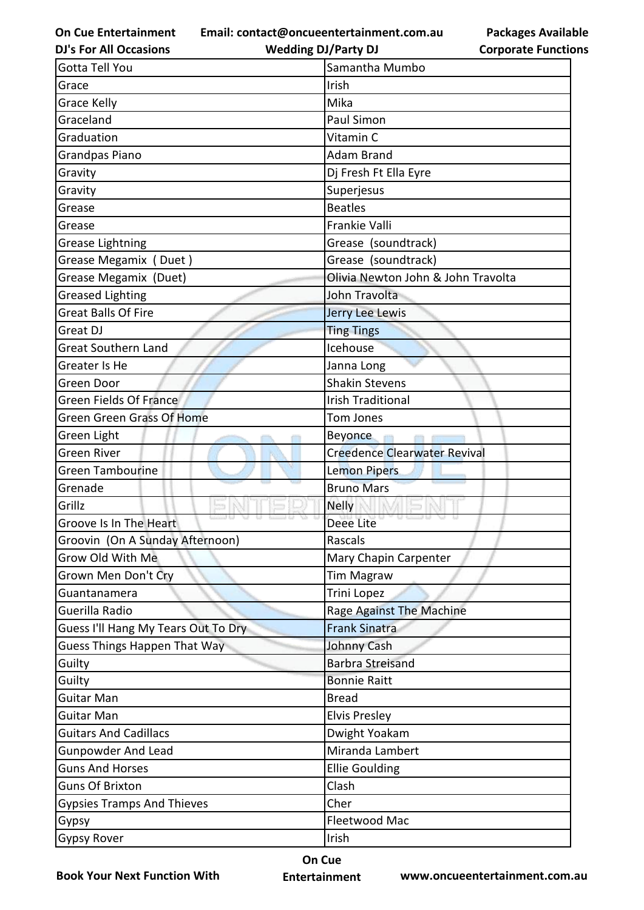| Gotta Tell You | Samantha Mumbo |
|---|---|
| Grace | Irish |
| Grace Kelly | Mika |
| Graceland | Paul Simon |
| Graduation | Vitamin C |
| Grandpas Piano | Adam Brand |
| Gravity | Dj Fresh Ft Ella Eyre |
| Gravity | Superjesus |
| Grease | Beatles |
| Grease | Frankie Valli |
| Grease Lightning | Grease (soundtrack) |
| Grease Megamix ( Duet ) | Grease (soundtrack) |
| Grease Megamix (Duet) | Olivia Newton John & John Travolta |
| Greased Lighting | John Travolta |
| Great Balls Of Fire | Jerry Lee Lewis |
| Great DJ | Ting Tings |
| Great Southern Land | Icehouse |
| Greater Is He | Janna Long |
| Green Door | Shakin Stevens |
| Green Fields Of France | Irish Traditional |
| Green Green Grass Of Home | Tom Jones |
| Green Light | Beyonce |
| Green River | Creedence Clearwater Revival |
| Green Tambourine | Lemon Pipers |
| Grenade | Bruno Mars |
| Grillz | Nelly |
| Groove Is In The Heart | Deee Lite |
| Groovin (On A Sunday Afternoon) | Rascals |
| Grow Old With Me | Mary Chapin Carpenter |
| Grown Men Don't Cry | Tim Magraw |
| Guantanamera | Trini Lopez |
| Guerilla Radio | Rage Against The Machine |
| Guess I'll Hang My Tears Out To Dry | Frank Sinatra |
| Guess Things Happen That Way | Johnny Cash |
| Guilty | Barbra Streisand |
| Guilty | Bonnie Raitt |
| Guitar Man | Bread |
| Guitar Man | Elvis Presley |
| Guitars And Cadillacs | Dwight Yoakam |
| Gunpowder And Lead | Miranda Lambert |
| Guns And Horses | Ellie Goulding |
| Guns Of Brixton | Clash |
| Gypsies Tramps And Thieves | Cher |
| Gypsy | Fleetwood Mac |
| Gypsy Rover | Irish |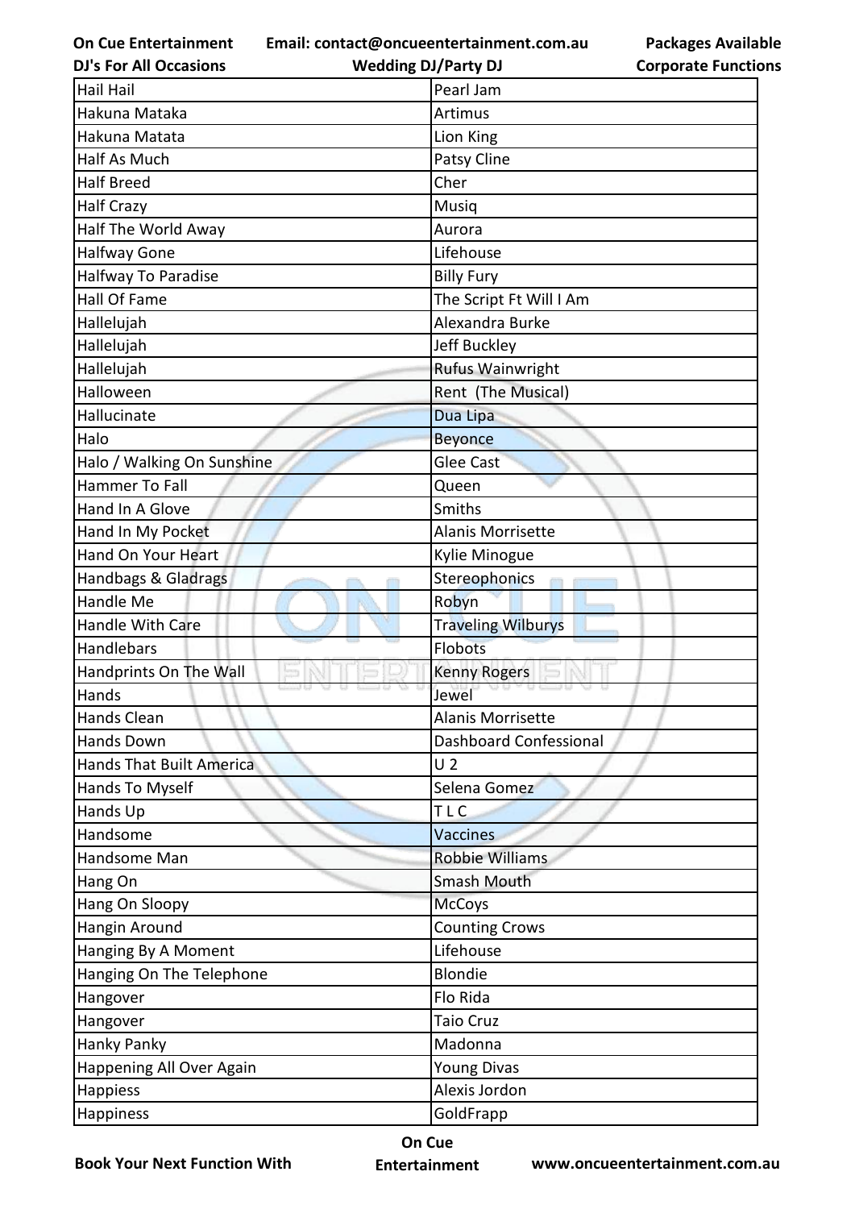| Hail Hail | Pearl Jam |
|---|---|
| Hakuna Mataka | Artimus |
| Hakuna Matata | Lion King |
| Half As Much | Patsy Cline |
| Half Breed | Cher |
| Half Crazy | Musiq |
| Half The World Away | Aurora |
| Halfway Gone | Lifehouse |
| Halfway To Paradise | Billy Fury |
| Hall Of Fame | The Script Ft Will I Am |
| Hallelujah | Alexandra Burke |
| Hallelujah | Jeff Buckley |
| Hallelujah | Rufus Wainwright |
| Halloween | Rent (The Musical) |
| Hallucinate | Dua Lipa |
| Halo | Beyonce |
| Halo / Walking On Sunshine | Glee Cast |
| Hammer To Fall | Queen |
| Hand In A Glove | Smiths |
| Hand In My Pocket | Alanis Morrisette |
| Hand On Your Heart | Kylie Minogue |
| Handbags & Gladrags | Stereophonics |
| Handle Me | Robyn |
| Handle With Care | Traveling Wilburys |
| Handlebars | Flobots |
| Handprints On The Wall | Kenny Rogers |
| Hands | Jewel |
| Hands Clean | Alanis Morrisette |
| Hands Down | Dashboard Confessional |
| Hands That Built America | U 2 |
| Hands To Myself | Selena Gomez |
| Hands Up | T L C |
| Handsome | Vaccines |
| Handsome Man | Robbie Williams |
| Hang On | Smash Mouth |
| Hang On Sloopy | McCoys |
| Hangin Around | Counting Crows |
| Hanging By A Moment | Lifehouse |
| Hanging On The Telephone | Blondie |
| Hangover | Flo Rida |
| Hangover | Taio Cruz |
| Hanky Panky | Madonna |
| Happening All Over Again | Young Divas |
| Happiess | Alexis Jordon |
| Happiness | GoldFrapp |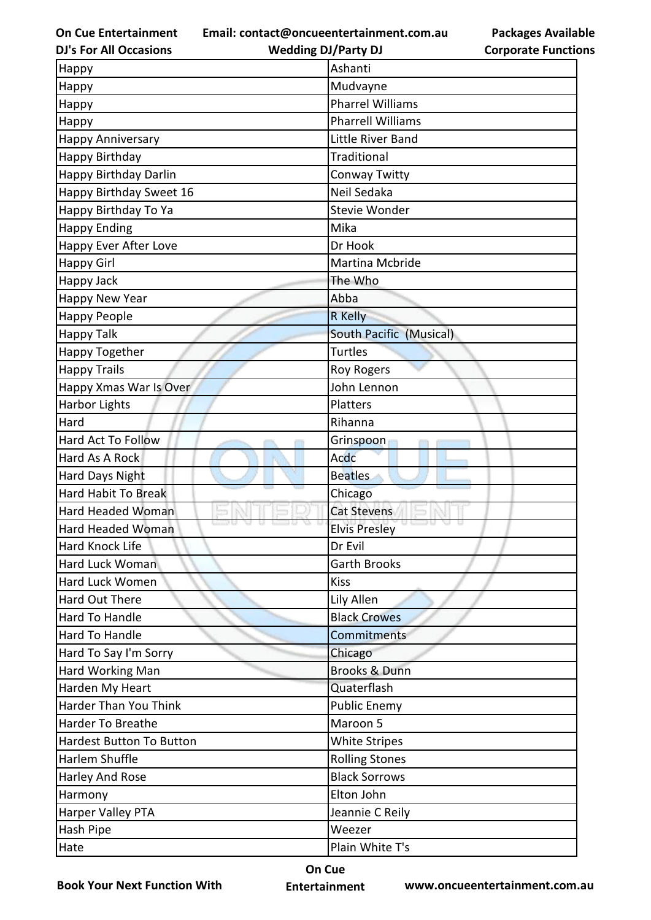| Happy | Ashanti |
|---|---|
| Happy | Mudvayne |
| Happy | Pharrel Williams |
| Happy | Pharrell Williams |
| Happy Anniversary | Little River Band |
| Happy Birthday | Traditional |
| Happy Birthday Darlin | Conway Twitty |
| Happy Birthday Sweet 16 | Neil Sedaka |
| Happy Birthday To Ya | Stevie Wonder |
| Happy Ending | Mika |
| Happy Ever After Love | Dr Hook |
| Happy Girl | Martina Mcbride |
| Happy Jack | The Who |
| Happy New Year | Abba |
| Happy People | R Kelly |
| Happy Talk | South Pacific (Musical) |
| Happy Together | Turtles |
| Happy Trails | Roy Rogers |
| Happy Xmas War Is Over | John Lennon |
| Harbor Lights | Platters |
| Hard | Rihanna |
| Hard Act To Follow | Grinspoon |
| Hard As A Rock | Acdc |
| Hard Days Night | Beatles |
| Hard Habit To Break | Chicago |
| Hard Headed Woman | Cat Stevens |
| Hard Headed Woman | Elvis Presley |
| Hard Knock Life | Dr Evil |
| Hard Luck Woman | Garth Brooks |
| Hard Luck Women | Kiss |
| Hard Out There | Lily Allen |
| Hard To Handle | Black Crowes |
| Hard To Handle | Commitments |
| Hard To Say I'm Sorry | Chicago |
| Hard Working Man | Brooks & Dunn |
| Harden My Heart | Quaterflash |
| Harder Than You Think | Public Enemy |
| Harder To Breathe | Maroon 5 |
| Hardest Button To Button | White Stripes |
| Harlem Shuffle | Rolling Stones |
| Harley And Rose | Black Sorrows |
| Harmony | Elton John |
| Harper Valley PTA | Jeannie C Reily |
| Hash Pipe | Weezer |
| Hate | Plain White T's |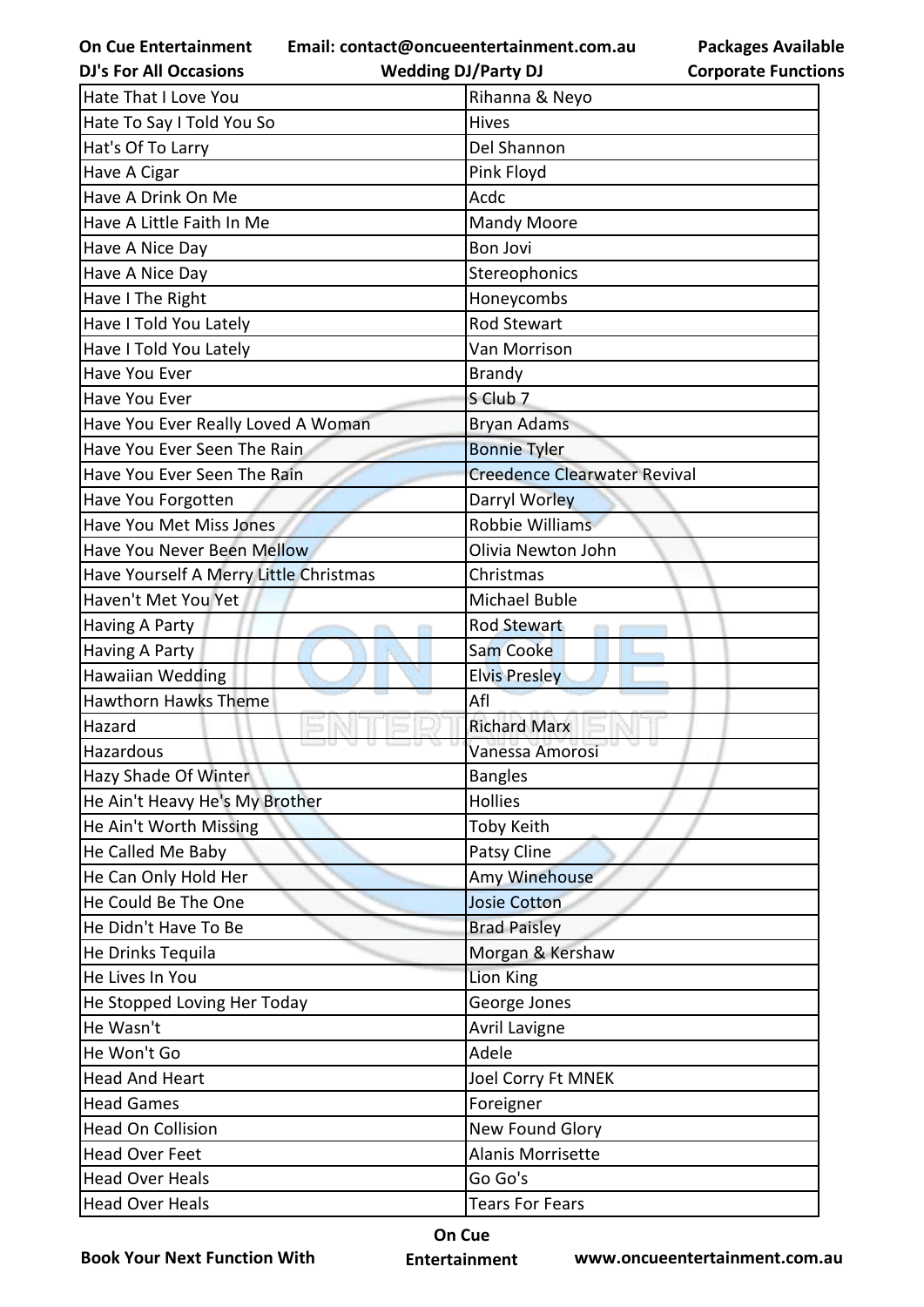| Hate That I Love You | Rihanna & Neyo |
|---|---|
| Hate To Say I Told You So | Hives |
| Hat's Of To Larry | Del Shannon |
| Have A Cigar | Pink Floyd |
| Have A Drink On Me | Acdc |
| Have A Little Faith In Me | Mandy Moore |
| Have A Nice Day | Bon Jovi |
| Have A Nice Day | Stereophonics |
| Have I The Right | Honeycombs |
| Have I Told You Lately | Rod Stewart |
| Have I Told You Lately | Van Morrison |
| Have You Ever | Brandy |
| Have You Ever | S Club 7 |
| Have You Ever Really Loved A Woman | Bryan Adams |
| Have You Ever Seen The Rain | Bonnie Tyler |
| Have You Ever Seen The Rain | Creedence Clearwater Revival |
| Have You Forgotten | Darryl Worley |
| Have You Met Miss Jones | Robbie Williams |
| Have You Never Been Mellow | Olivia Newton John |
| Have Yourself A Merry Little Christmas | Christmas |
| Haven't Met You Yet | Michael Buble |
| Having A Party | Rod Stewart |
| Having A Party | Sam Cooke |
| Hawaiian Wedding | Elvis Presley |
| Hawthorn Hawks Theme | Afl |
| Hazard | Richard Marx |
| Hazardous | Vanessa Amorosi |
| Hazy Shade Of Winter | Bangles |
| He Ain't Heavy He's My Brother | Hollies |
| He Ain't Worth Missing | Toby Keith |
| He Called Me Baby | Patsy Cline |
| He Can Only Hold Her | Amy Winehouse |
| He Could Be The One | Josie Cotton |
| He Didn't Have To Be | Brad Paisley |
| He Drinks Tequila | Morgan & Kershaw |
| He Lives In You | Lion King |
| He Stopped Loving Her Today | George Jones |
| He Wasn't | Avril Lavigne |
| He Won't Go | Adele |
| Head And Heart | Joel Corry Ft MNEK |
| Head Games | Foreigner |
| Head On Collision | New Found Glory |
| Head Over Feet | Alanis Morrisette |
| Head Over Heals | Go Go's |
| Head Over Heals | Tears For Fears |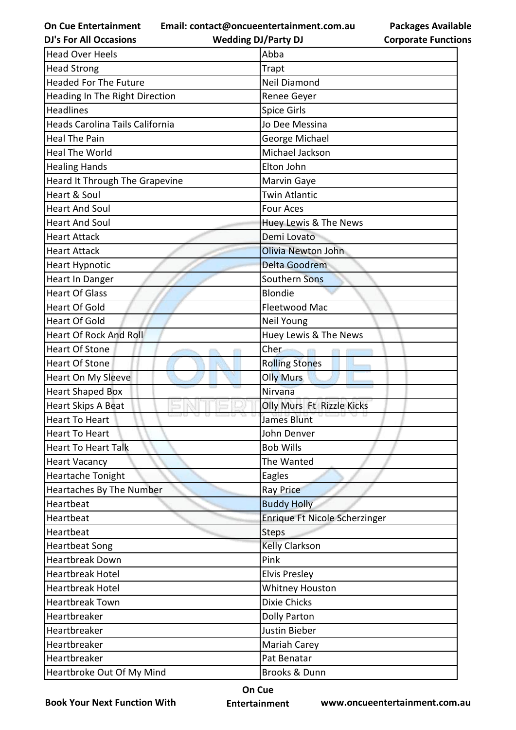| Head Over Heels | Abba |
|---|---|
| Head Strong | Trapt |
| Headed For The Future | Neil Diamond |
| Heading In The Right Direction | Renee Geyer |
| Headlines | Spice Girls |
| Heads Carolina Tails California | Jo Dee Messina |
| Heal The Pain | George Michael |
| Heal The World | Michael Jackson |
| Healing Hands | Elton John |
| Heard It Through The Grapevine | Marvin Gaye |
| Heart & Soul | Twin Atlantic |
| Heart And Soul | Four Aces |
| Heart And Soul | Huey Lewis & The News |
| Heart Attack | Demi Lovato |
| Heart Attack | Olivia Newton John |
| Heart Hypnotic | Delta Goodrem |
| Heart In Danger | Southern Sons |
| Heart Of Glass | Blondie |
| Heart Of Gold | Fleetwood Mac |
| Heart Of Gold | Neil Young |
| Heart Of Rock And Roll | Huey Lewis & The News |
| Heart Of Stone | Cher |
| Heart Of Stone | Rolling Stones |
| Heart On My Sleeve | Olly Murs |
| Heart Shaped Box | Nirvana |
| Heart Skips A Beat | Olly Murs Ft Rizzle Kicks |
| Heart To Heart | James Blunt |
| Heart To Heart | John Denver |
| Heart To Heart Talk | Bob Wills |
| Heart Vacancy | The Wanted |
| Heartache Tonight | Eagles |
| Heartaches By The Number | Ray Price |
| Heartbeat | Buddy Holly |
| Heartbeat | Enrique Ft Nicole Scherzinger |
| Heartbeat | Steps |
| Heartbeat Song | Kelly Clarkson |
| Heartbreak Down | Pink |
| Heartbreak Hotel | Elvis Presley |
| Heartbreak Hotel | Whitney Houston |
| Heartbreak Town | Dixie Chicks |
| Heartbreaker | Dolly Parton |
| Heartbreaker | Justin Bieber |
| Heartbreaker | Mariah Carey |
| Heartbreaker | Pat Benatar |
| Heartbroke Out Of My Mind | Brooks & Dunn |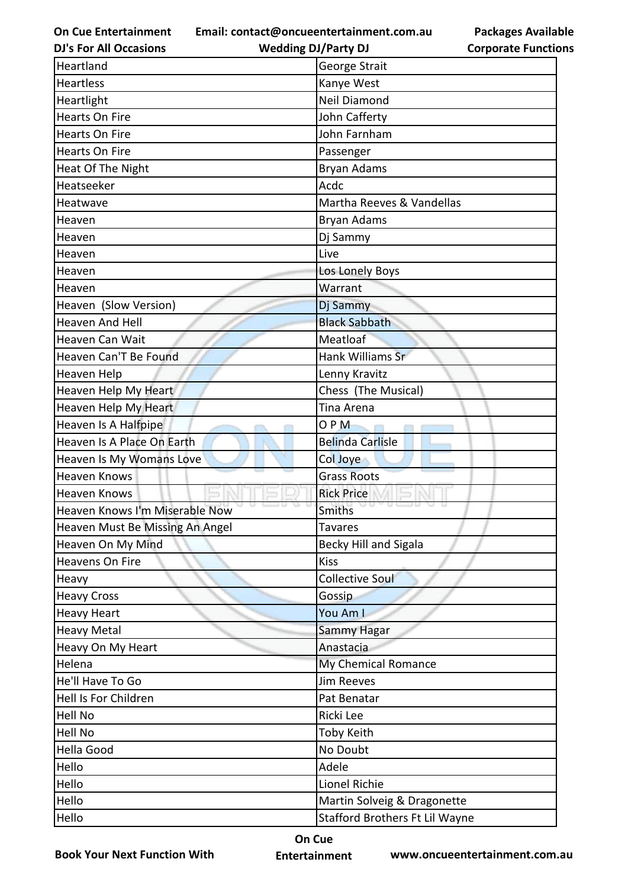| Heartland | George Strait |
|---|---|
| Heartless | Kanye West |
| Heartlight | Neil Diamond |
| Hearts On Fire | John Cafferty |
| Hearts On Fire | John Farnham |
| Hearts On Fire | Passenger |
| Heat Of The Night | Bryan Adams |
| Heatseeker | Acdc |
| Heatwave | Martha Reeves & Vandellas |
| Heaven | Bryan Adams |
| Heaven | Dj Sammy |
| Heaven | Live |
| Heaven | Los Lonely Boys |
| Heaven | Warrant |
| Heaven  (Slow Version) | Dj Sammy |
| Heaven And Hell | Black Sabbath |
| Heaven Can Wait | Meatloaf |
| Heaven Can'T Be Found | Hank Williams Sr |
| Heaven Help | Lenny Kravitz |
| Heaven Help My Heart | Chess  (The Musical) |
| Heaven Help My Heart | Tina Arena |
| Heaven Is A Halfpipe | O P M |
| Heaven Is A Place On Earth | Belinda Carlisle |
| Heaven Is My Womans Love | Col Joye |
| Heaven Knows | Grass Roots |
| Heaven Knows | Rick Price |
| Heaven Knows I'm Miserable Now | Smiths |
| Heaven Must Be Missing An Angel | Tavares |
| Heaven On My Mind | Becky Hill and Sigala |
| Heavens On Fire | Kiss |
| Heavy | Collective Soul |
| Heavy Cross | Gossip |
| Heavy Heart | You Am I |
| Heavy Metal | Sammy Hagar |
| Heavy On My Heart | Anastacia |
| Helena | My Chemical Romance |
| He'll Have To Go | Jim Reeves |
| Hell Is For Children | Pat Benatar |
| Hell No | Ricki Lee |
| Hell No | Toby Keith |
| Hella Good | No Doubt |
| Hello | Adele |
| Hello | Lionel Richie |
| Hello | Martin Solveig & Dragonette |
| Hello | Stafford Brothers Ft Lil Wayne |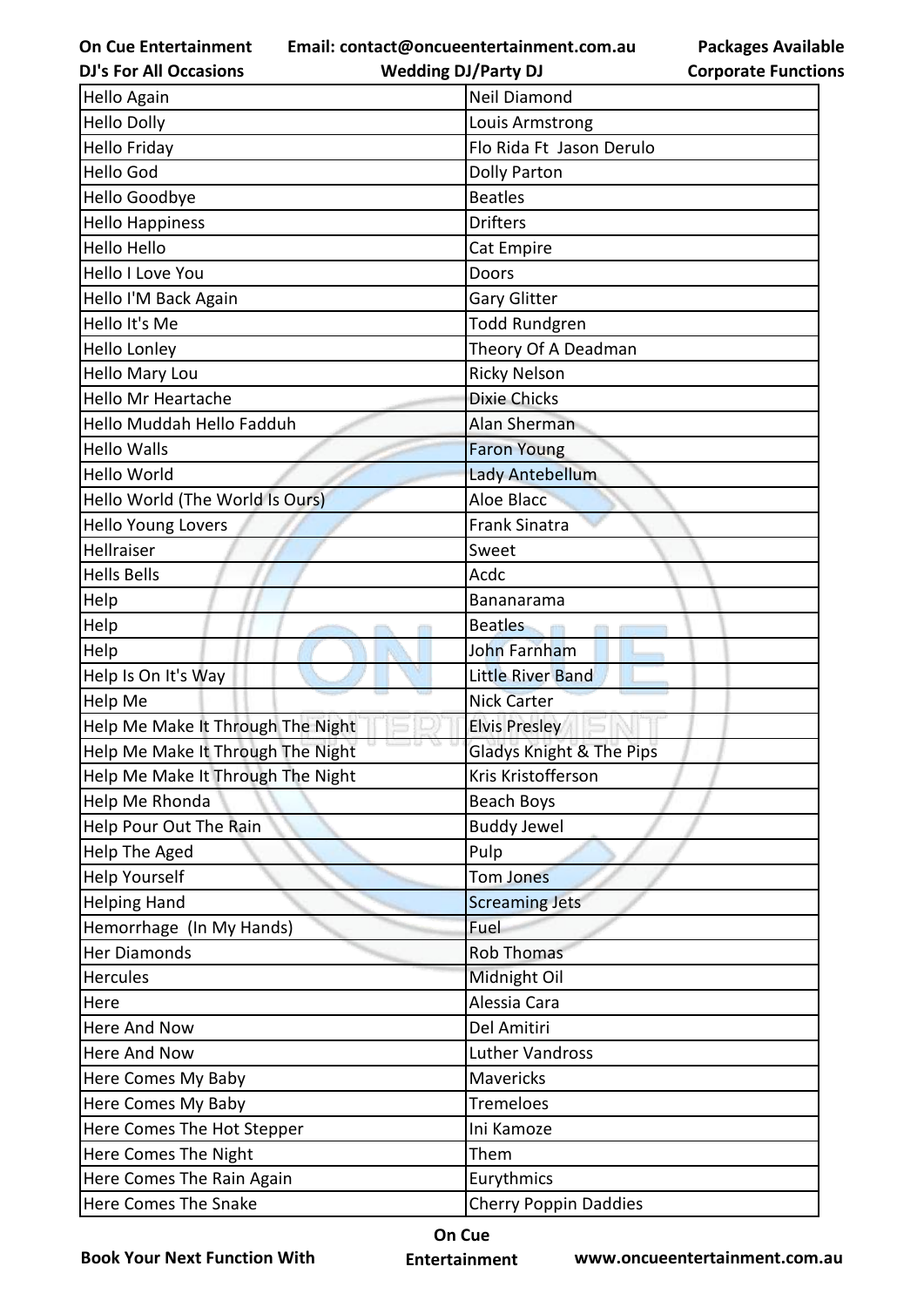| Hello Again | Neil Diamond |
|---|---|
| Hello Dolly | Louis Armstrong |
| Hello Friday | Flo Rida Ft Jason Derulo |
| Hello God | Dolly Parton |
| Hello Goodbye | Beatles |
| Hello Happiness | Drifters |
| Hello Hello | Cat Empire |
| Hello I Love You | Doors |
| Hello I'M Back Again | Gary Glitter |
| Hello It's Me | Todd Rundgren |
| Hello Lonley | Theory Of A Deadman |
| Hello Mary Lou | Ricky Nelson |
| Hello Mr Heartache | Dixie Chicks |
| Hello Muddah Hello Fadduh | Alan Sherman |
| Hello Walls | Faron Young |
| Hello World | Lady Antebellum |
| Hello World (The World Is Ours) | Aloe Blacc |
| Hello Young Lovers | Frank Sinatra |
| Hellraiser | Sweet |
| Hells Bells | Acdc |
| Help | Bananarama |
| Help | Beatles |
| Help | John Farnham |
| Help Is On It's Way | Little River Band |
| Help Me | Nick Carter |
| Help Me Make It Through The Night | Elvis Presley |
| Help Me Make It Through The Night | Gladys Knight & The Pips |
| Help Me Make It Through The Night | Kris Kristofferson |
| Help Me Rhonda | Beach Boys |
| Help Pour Out The Rain | Buddy Jewel |
| Help The Aged | Pulp |
| Help Yourself | Tom Jones |
| Helping Hand | Screaming Jets |
| Hemorrhage (In My Hands) | Fuel |
| Her Diamonds | Rob Thomas |
| Hercules | Midnight Oil |
| Here | Alessia Cara |
| Here And Now | Del Amitiri |
| Here And Now | Luther Vandross |
| Here Comes My Baby | Mavericks |
| Here Comes My Baby | Tremeloes |
| Here Comes The Hot Stepper | Ini Kamoze |
| Here Comes The Night | Them |
| Here Comes The Rain Again | Eurythmics |
| Here Comes The Snake | Cherry Poppin Daddies |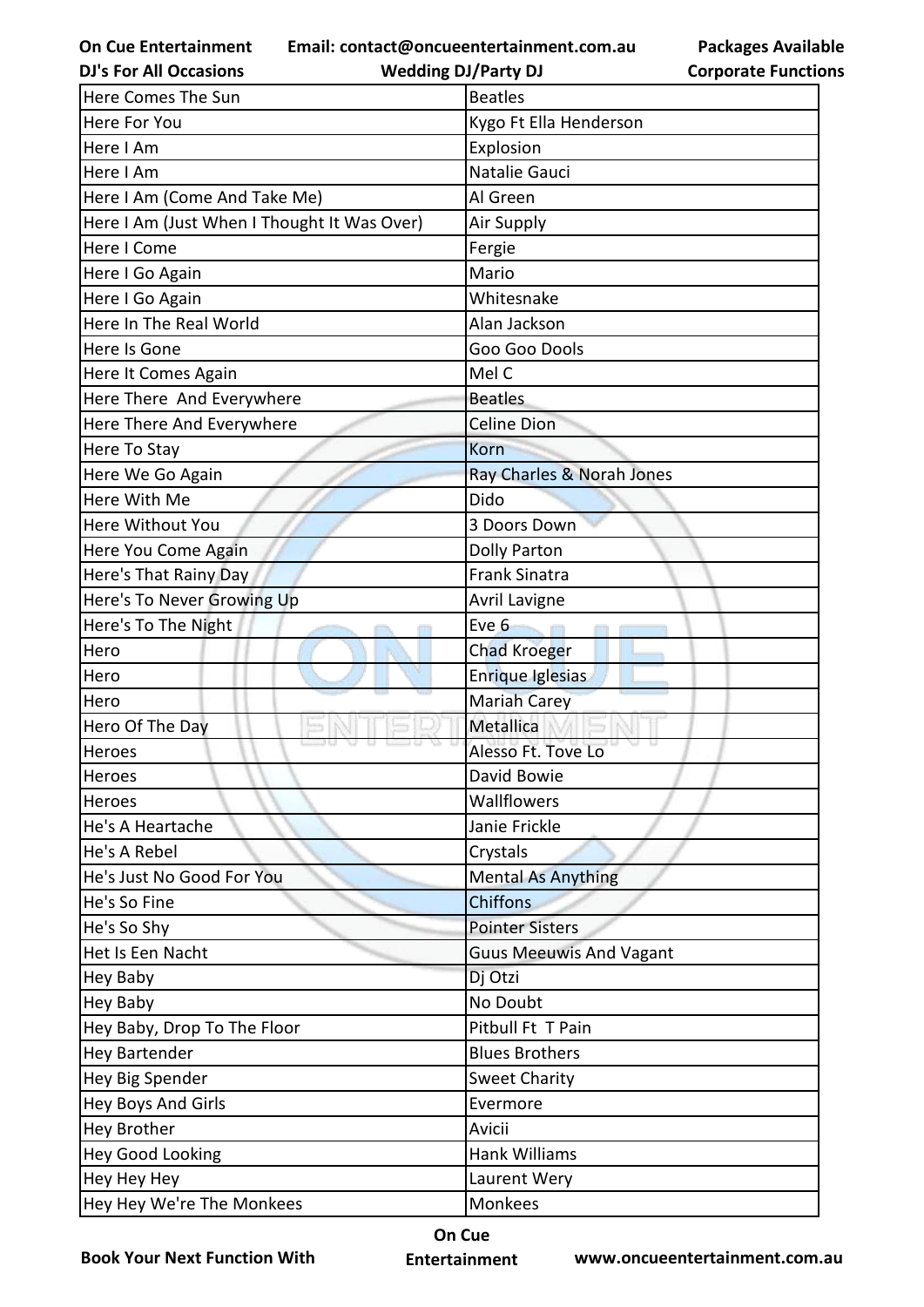| Here Comes The Sun | Beatles |
|---|---|
| Here For You | Kygo Ft Ella Henderson |
| Here I Am | Explosion |
| Here I Am | Natalie Gauci |
| Here I Am (Come And Take Me) | Al Green |
| Here I Am (Just When I Thought It Was Over) | Air Supply |
| Here I Come | Fergie |
| Here I Go Again | Mario |
| Here I Go Again | Whitesnake |
| Here In The Real World | Alan Jackson |
| Here Is Gone | Goo Goo Dools |
| Here It Comes Again | Mel C |
| Here There  And Everywhere | Beatles |
| Here There And Everywhere | Celine Dion |
| Here To Stay | Korn |
| Here We Go Again | Ray Charles & Norah Jones |
| Here With Me | Dido |
| Here Without You | 3 Doors Down |
| Here You Come Again | Dolly Parton |
| Here's That Rainy Day | Frank Sinatra |
| Here's To Never Growing Up | Avril Lavigne |
| Here's To The Night | Eve 6 |
| Hero | Chad Kroeger |
| Hero | Enrique Iglesias |
| Hero | Mariah Carey |
| Hero Of The Day | Metallica |
| Heroes | Alesso Ft. Tove Lo |
| Heroes | David Bowie |
| Heroes | Wallflowers |
| He's A Heartache | Janie Frickle |
| He's A Rebel | Crystals |
| He's Just No Good For You | Mental As Anything |
| He's So Fine | Chiffons |
| He's So Shy | Pointer Sisters |
| Het Is Een Nacht | Guus Meeuwis And Vagant |
| Hey Baby | Dj Otzi |
| Hey Baby | No Doubt |
| Hey Baby, Drop To The Floor | Pitbull Ft  T Pain |
| Hey Bartender | Blues Brothers |
| Hey Big Spender | Sweet Charity |
| Hey Boys And Girls | Evermore |
| Hey Brother | Avicii |
| Hey Good Looking | Hank Williams |
| Hey Hey Hey | Laurent Wery |
| Hey Hey We're The Monkees | Monkees |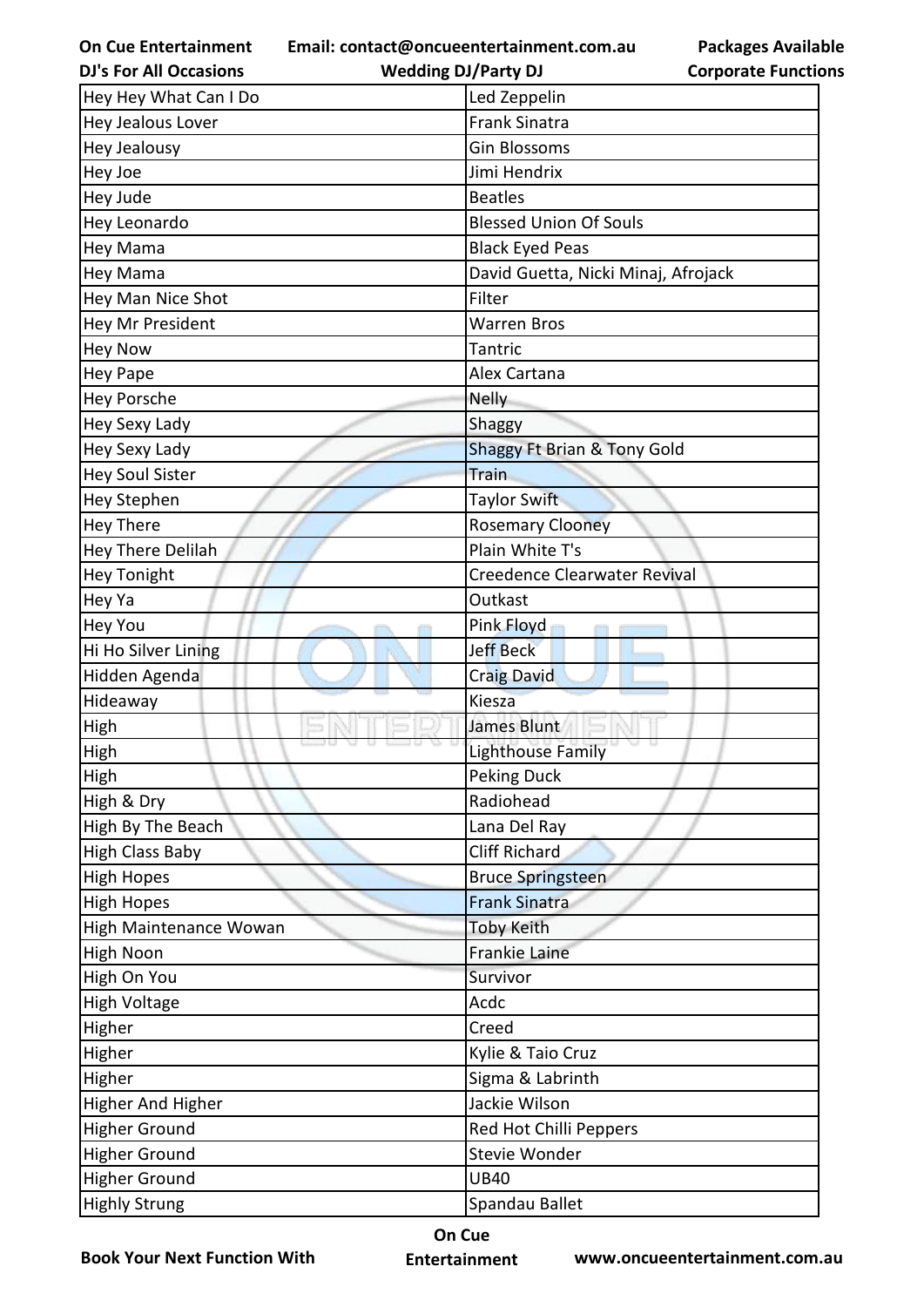| Hey Hey What Can I Do | Led Zeppelin |
|---|---|
| Hey Jealous Lover | Frank Sinatra |
| Hey Jealousy | Gin Blossoms |
| Hey Joe | Jimi Hendrix |
| Hey Jude | Beatles |
| Hey Leonardo | Blessed Union Of Souls |
| Hey Mama | Black Eyed Peas |
| Hey Mama | David Guetta, Nicki Minaj, Afrojack |
| Hey Man Nice Shot | Filter |
| Hey Mr President | Warren Bros |
| Hey Now | Tantric |
| Hey Pape | Alex Cartana |
| Hey Porsche | Nelly |
| Hey Sexy Lady | Shaggy |
| Hey Sexy Lady | Shaggy Ft Brian & Tony Gold |
| Hey Soul Sister | Train |
| Hey Stephen | Taylor Swift |
| Hey There | Rosemary Clooney |
| Hey There Delilah | Plain White T's |
| Hey Tonight | Creedence Clearwater Revival |
| Hey Ya | Outkast |
| Hey You | Pink Floyd |
| Hi Ho Silver Lining | Jeff Beck |
| Hidden Agenda | Craig David |
| Hideaway | Kiesza |
| High | James Blunt |
| High | Lighthouse Family |
| High | Peking Duck |
| High & Dry | Radiohead |
| High By The Beach | Lana Del Ray |
| High Class Baby | Cliff Richard |
| High Hopes | Bruce Springsteen |
| High Hopes | Frank Sinatra |
| High Maintenance Wowan | Toby Keith |
| High Noon | Frankie Laine |
| High On You | Survivor |
| High Voltage | Acdc |
| Higher | Creed |
| Higher | Kylie & Taio Cruz |
| Higher | Sigma & Labrinth |
| Higher And Higher | Jackie Wilson |
| Higher Ground | Red Hot Chilli Peppers |
| Higher Ground | Stevie Wonder |
| Higher Ground | UB40 |
| Highly Strung | Spandau Ballet |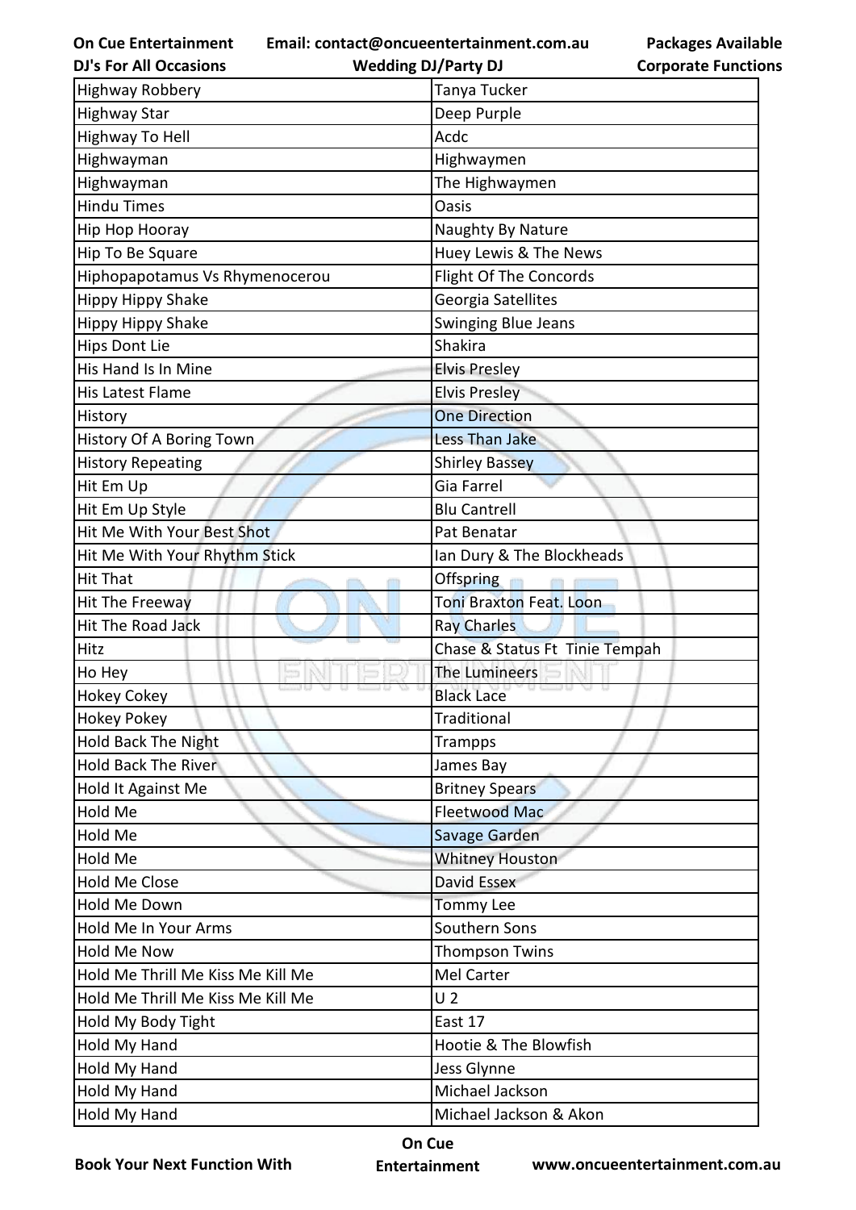| Highway Robbery | Tanya Tucker |
|---|---|
| Highway Star | Deep Purple |
| Highway To Hell | Acdc |
| Highwayman | Highwaymen |
| Highwayman | The Highwaymen |
| Hindu Times | Oasis |
| Hip Hop Hooray | Naughty By Nature |
| Hip To Be Square | Huey Lewis & The News |
| Hiphopapotamus Vs Rhymenocerou | Flight Of The Concords |
| Hippy Hippy Shake | Georgia Satellites |
| Hippy Hippy Shake | Swinging Blue Jeans |
| Hips Dont Lie | Shakira |
| His Hand Is In Mine | Elvis Presley |
| His Latest Flame | Elvis Presley |
| History | One Direction |
| History Of A Boring Town | Less Than Jake |
| History Repeating | Shirley Bassey |
| Hit Em Up | Gia Farrel |
| Hit Em Up Style | Blu Cantrell |
| Hit Me With Your Best Shot | Pat Benatar |
| Hit Me With Your Rhythm Stick | Ian Dury & The Blockheads |
| Hit That | Offspring |
| Hit The Freeway | Toni Braxton Feat. Loon |
| Hit The Road Jack | Ray Charles |
| Hitz | Chase & Status Ft Tinie Tempah |
| Ho Hey | The Lumineers |
| Hokey Cokey | Black Lace |
| Hokey Pokey | Traditional |
| Hold Back The Night | Trampps |
| Hold Back The River | James Bay |
| Hold It Against Me | Britney Spears |
| Hold Me | Fleetwood Mac |
| Hold Me | Savage Garden |
| Hold Me | Whitney Houston |
| Hold Me Close | David Essex |
| Hold Me Down | Tommy Lee |
| Hold Me In Your Arms | Southern Sons |
| Hold Me Now | Thompson Twins |
| Hold Me Thrill Me Kiss Me Kill Me | Mel Carter |
| Hold Me Thrill Me Kiss Me Kill Me | U 2 |
| Hold My Body Tight | East 17 |
| Hold My Hand | Hootie & The Blowfish |
| Hold My Hand | Jess Glynne |
| Hold My Hand | Michael Jackson |
| Hold My Hand | Michael Jackson & Akon |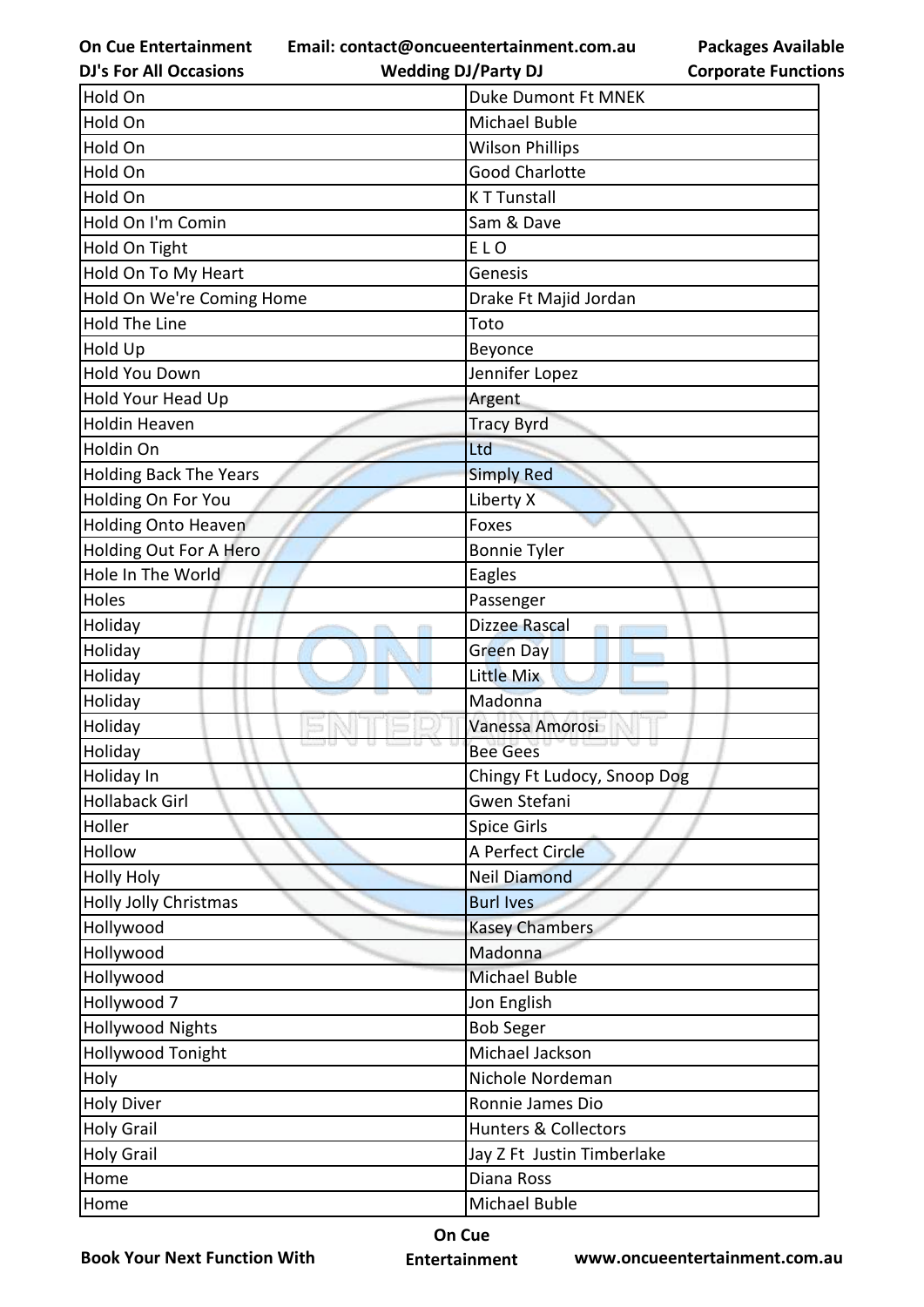| Hold On | Duke Dumont Ft MNEK |
|---|---|
| Hold On | Michael Buble |
| Hold On | Wilson Phillips |
| Hold On | Good Charlotte |
| Hold On | K T Tunstall |
| Hold On I'm Comin | Sam & Dave |
| Hold On Tight | E L O |
| Hold On To My Heart | Genesis |
| Hold On We're Coming Home | Drake Ft Majid Jordan |
| Hold The Line | Toto |
| Hold Up | Beyonce |
| Hold You Down | Jennifer Lopez |
| Hold Your Head Up | Argent |
| Holdin Heaven | Tracy Byrd |
| Holdin On | Ltd |
| Holding Back The Years | Simply Red |
| Holding On For You | Liberty X |
| Holding Onto Heaven | Foxes |
| Holding Out For A Hero | Bonnie Tyler |
| Hole In The World | Eagles |
| Holes | Passenger |
| Holiday | Dizzee Rascal |
| Holiday | Green Day |
| Holiday | Little Mix |
| Holiday | Madonna |
| Holiday | Vanessa Amorosi |
| Holiday | Bee Gees |
| Holiday In | Chingy Ft Ludocy, Snoop Dog |
| Hollaback Girl | Gwen Stefani |
| Holler | Spice Girls |
| Hollow | A Perfect Circle |
| Holly Holy | Neil Diamond |
| Holly Jolly Christmas | Burl Ives |
| Hollywood | Kasey Chambers |
| Hollywood | Madonna |
| Hollywood | Michael Buble |
| Hollywood 7 | Jon English |
| Hollywood Nights | Bob Seger |
| Hollywood Tonight | Michael Jackson |
| Holy | Nichole Nordeman |
| Holy Diver | Ronnie James Dio |
| Holy Grail | Hunters & Collectors |
| Holy Grail | Jay Z Ft Justin Timberlake |
| Home | Diana Ross |
| Home | Michael Buble |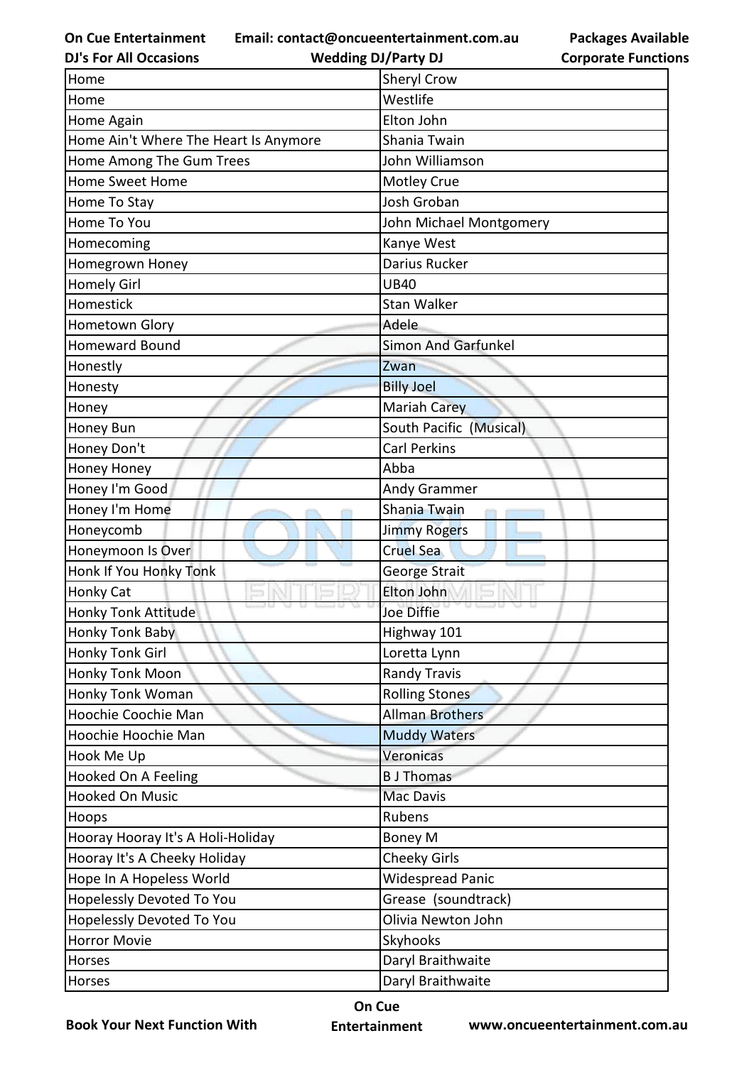| Home | Sheryl Crow |
|---|---|
| Home | Westlife |
| Home Again | Elton John |
| Home Ain't Where The Heart Is Anymore | Shania Twain |
| Home Among The Gum Trees | John Williamson |
| Home Sweet Home | Motley Crue |
| Home To Stay | Josh Groban |
| Home To You | John Michael Montgomery |
| Homecoming | Kanye West |
| Homegrown Honey | Darius Rucker |
| Homely Girl | UB40 |
| Homestick | Stan Walker |
| Hometown Glory | Adele |
| Homeward Bound | Simon And Garfunkel |
| Honestly | Zwan |
| Honesty | Billy Joel |
| Honey | Mariah Carey |
| Honey Bun | South Pacific (Musical) |
| Honey Don't | Carl Perkins |
| Honey Honey | Abba |
| Honey I'm Good | Andy Grammer |
| Honey I'm Home | Shania Twain |
| Honeycomb | Jimmy Rogers |
| Honeymoon Is Over | Cruel Sea |
| Honk If You Honky Tonk | George Strait |
| Honky Cat | Elton John |
| Honky Tonk Attitude | Joe Diffie |
| Honky Tonk Baby | Highway 101 |
| Honky Tonk Girl | Loretta Lynn |
| Honky Tonk Moon | Randy Travis |
| Honky Tonk Woman | Rolling Stones |
| Hoochie Coochie Man | Allman Brothers |
| Hoochie Hoochie Man | Muddy Waters |
| Hook Me Up | Veronicas |
| Hooked On A Feeling | B J Thomas |
| Hooked On Music | Mac Davis |
| Hoops | Rubens |
| Hooray Hooray It's A Holi-Holiday | Boney M |
| Hooray It's A Cheeky Holiday | Cheeky Girls |
| Hope In A Hopeless World | Widespread Panic |
| Hopelessly Devoted To You | Grease (soundtrack) |
| Hopelessly Devoted To You | Olivia Newton John |
| Horror Movie | Skyhooks |
| Horses | Daryl Braithwaite |
| Horses | Daryl Braithwaite |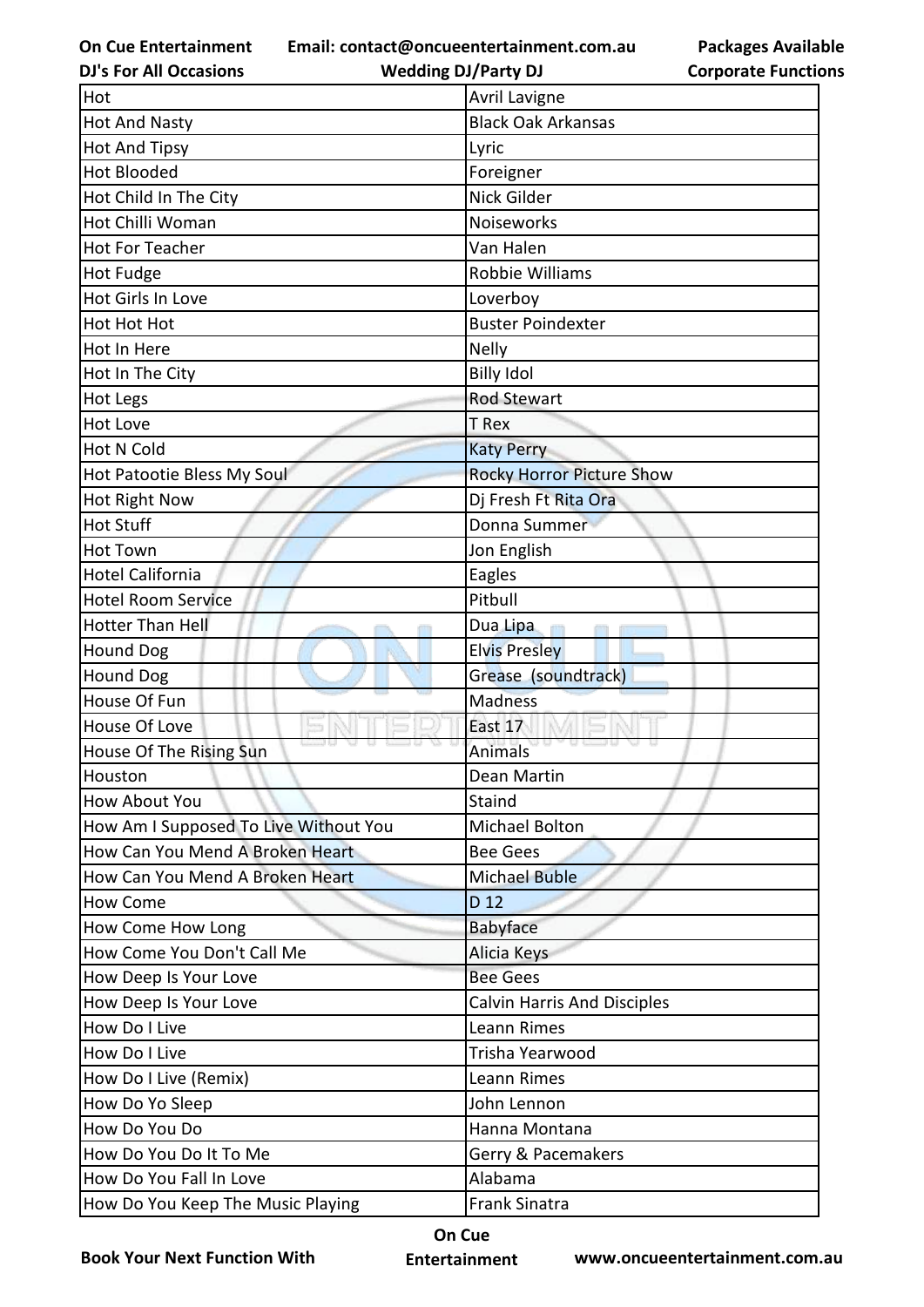| Hot | Avril Lavigne |
|---|---|
| Hot And Nasty | Black Oak Arkansas |
| Hot And Tipsy | Lyric |
| Hot Blooded | Foreigner |
| Hot Child In The City | Nick Gilder |
| Hot Chilli Woman | Noiseworks |
| Hot For Teacher | Van Halen |
| Hot Fudge | Robbie Williams |
| Hot Girls In Love | Loverboy |
| Hot Hot Hot | Buster Poindexter |
| Hot In Here | Nelly |
| Hot In The City | Billy Idol |
| Hot Legs | Rod Stewart |
| Hot Love | T Rex |
| Hot N Cold | Katy Perry |
| Hot Patootie Bless My Soul | Rocky Horror Picture Show |
| Hot Right Now | Dj Fresh Ft Rita Ora |
| Hot Stuff | Donna Summer |
| Hot Town | Jon English |
| Hotel California | Eagles |
| Hotel Room Service | Pitbull |
| Hotter Than Hell | Dua Lipa |
| Hound Dog | Elvis Presley |
| Hound Dog | Grease (soundtrack) |
| House Of Fun | Madness |
| House Of Love | East 17 |
| House Of The Rising Sun | Animals |
| Houston | Dean Martin |
| How About You | Staind |
| How Am I Supposed To Live Without You | Michael Bolton |
| How Can You Mend A Broken Heart | Bee Gees |
| How Can You Mend A Broken Heart | Michael Buble |
| How Come | D 12 |
| How Come How Long | Babyface |
| How Come You Don't Call Me | Alicia Keys |
| How Deep Is Your Love | Bee Gees |
| How Deep Is Your Love | Calvin Harris And Disciples |
| How Do I Live | Leann Rimes |
| How Do I Live | Trisha Yearwood |
| How Do I Live (Remix) | Leann Rimes |
| How Do Yo Sleep | John Lennon |
| How Do You Do | Hanna Montana |
| How Do You Do It To Me | Gerry & Pacemakers |
| How Do You Fall In Love | Alabama |
| How Do You Keep The Music Playing | Frank Sinatra |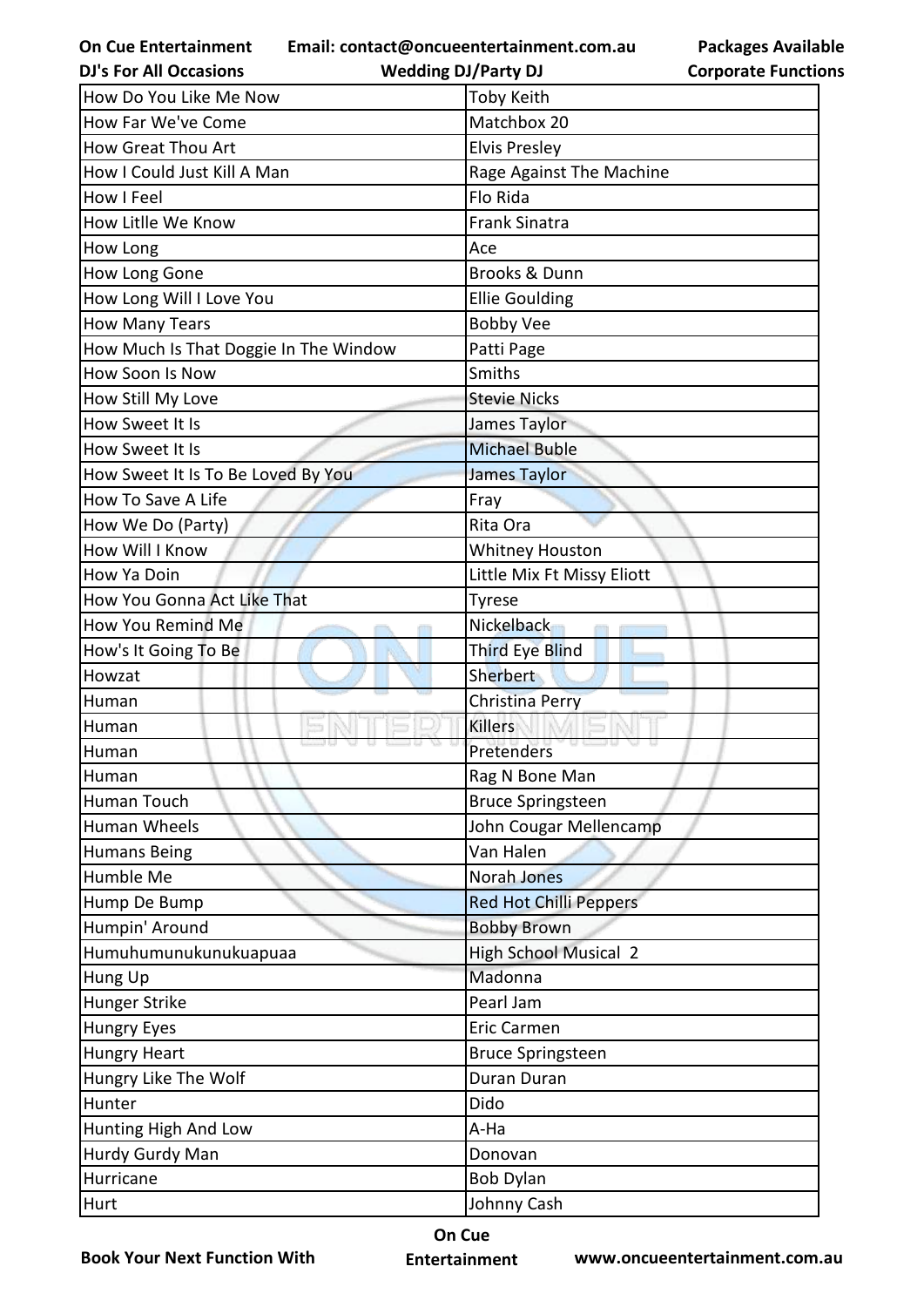| How Do You Like Me Now | Toby Keith |
|---|---|
| How Far We've Come | Matchbox 20 |
| How Great Thou Art | Elvis Presley |
| How I Could Just Kill A Man | Rage Against The Machine |
| How I Feel | Flo Rida |
| How Litlle We Know | Frank Sinatra |
| How Long | Ace |
| How Long Gone | Brooks & Dunn |
| How Long Will I Love You | Ellie Goulding |
| How Many Tears | Bobby Vee |
| How Much Is That Doggie In The Window | Patti Page |
| How Soon Is Now | Smiths |
| How Still My Love | Stevie Nicks |
| How Sweet It Is | James Taylor |
| How Sweet It Is | Michael Buble |
| How Sweet It Is To Be Loved By You | James Taylor |
| How To Save A Life | Fray |
| How We Do (Party) | Rita Ora |
| How Will I Know | Whitney Houston |
| How Ya Doin | Little Mix Ft Missy Eliott |
| How You Gonna Act Like That | Tyrese |
| How You Remind Me | Nickelback |
| How's It Going To Be | Third Eye Blind |
| Howzat | Sherbert |
| Human | Christina Perry |
| Human | Killers |
| Human | Pretenders |
| Human | Rag N Bone Man |
| Human Touch | Bruce Springsteen |
| Human Wheels | John Cougar Mellencamp |
| Humans Being | Van Halen |
| Humble Me | Norah Jones |
| Hump De Bump | Red Hot Chilli Peppers |
| Humpin' Around | Bobby Brown |
| Humuhumunukunukuapuaa | High School Musical 2 |
| Hung Up | Madonna |
| Hunger Strike | Pearl Jam |
| Hungry Eyes | Eric Carmen |
| Hungry Heart | Bruce Springsteen |
| Hungry Like The Wolf | Duran Duran |
| Hunter | Dido |
| Hunting High And Low | A-Ha |
| Hurdy Gurdy Man | Donovan |
| Hurricane | Bob Dylan |
| Hurt | Johnny Cash |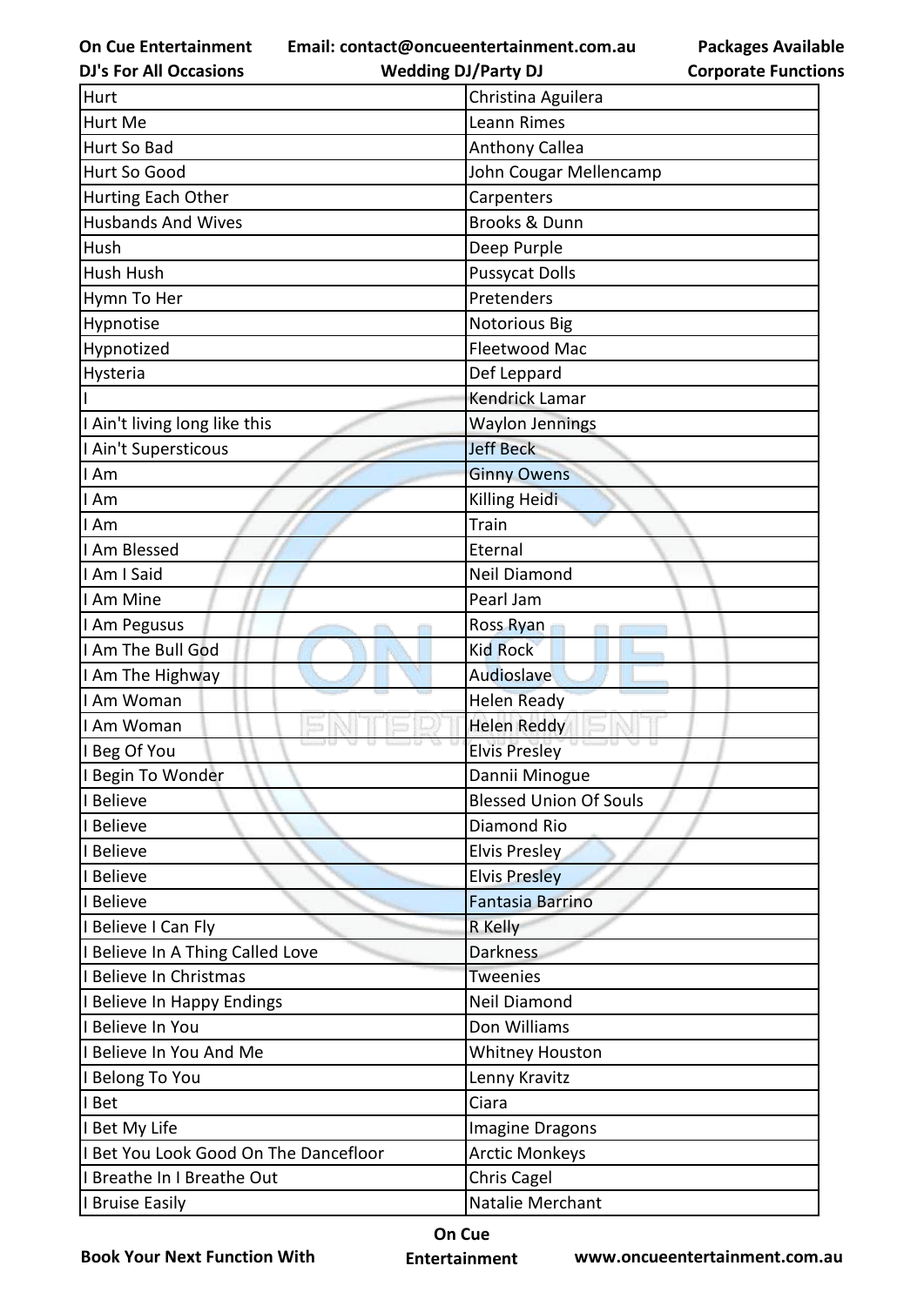| Hurt | Christina Aguilera |
|---|---|
| Hurt Me | Leann Rimes |
| Hurt So Bad | Anthony Callea |
| Hurt So Good | John Cougar Mellencamp |
| Hurting Each Other | Carpenters |
| Husbands And Wives | Brooks & Dunn |
| Hush | Deep Purple |
| Hush Hush | Pussycat Dolls |
| Hymn To Her | Pretenders |
| Hypnotise | Notorious Big |
| Hypnotized | Fleetwood Mac |
| Hysteria | Def Leppard |
| I | Kendrick Lamar |
| I Ain't living long like this | Waylon Jennings |
| I Ain't Supersticous | Jeff Beck |
| I Am | Ginny Owens |
| I Am | Killing Heidi |
| I Am | Train |
| I Am Blessed | Eternal |
| I Am I Said | Neil Diamond |
| I Am Mine | Pearl Jam |
| I Am Pegusus | Ross Ryan |
| I Am The Bull God | Kid Rock |
| I Am The Highway | Audioslave |
| I Am Woman | Helen Ready |
| I Am Woman | Helen Reddy |
| I Beg Of You | Elvis Presley |
| I Begin To Wonder | Dannii Minogue |
| I Believe | Blessed Union Of Souls |
| I Believe | Diamond Rio |
| I Believe | Elvis Presley |
| I Believe | Elvis Presley |
| I Believe | Fantasia Barrino |
| I Believe I Can Fly | R Kelly |
| I Believe In A Thing Called Love | Darkness |
| I Believe In Christmas | Tweenies |
| I Believe In Happy Endings | Neil Diamond |
| I Believe In You | Don Williams |
| I Believe In You And Me | Whitney Houston |
| I Belong To You | Lenny Kravitz |
| I Bet | Ciara |
| I Bet My Life | Imagine Dragons |
| I Bet You Look Good On The Dancefloor | Arctic Monkeys |
| I Breathe In I Breathe Out | Chris Cagel |
| I Bruise Easily | Natalie Merchant |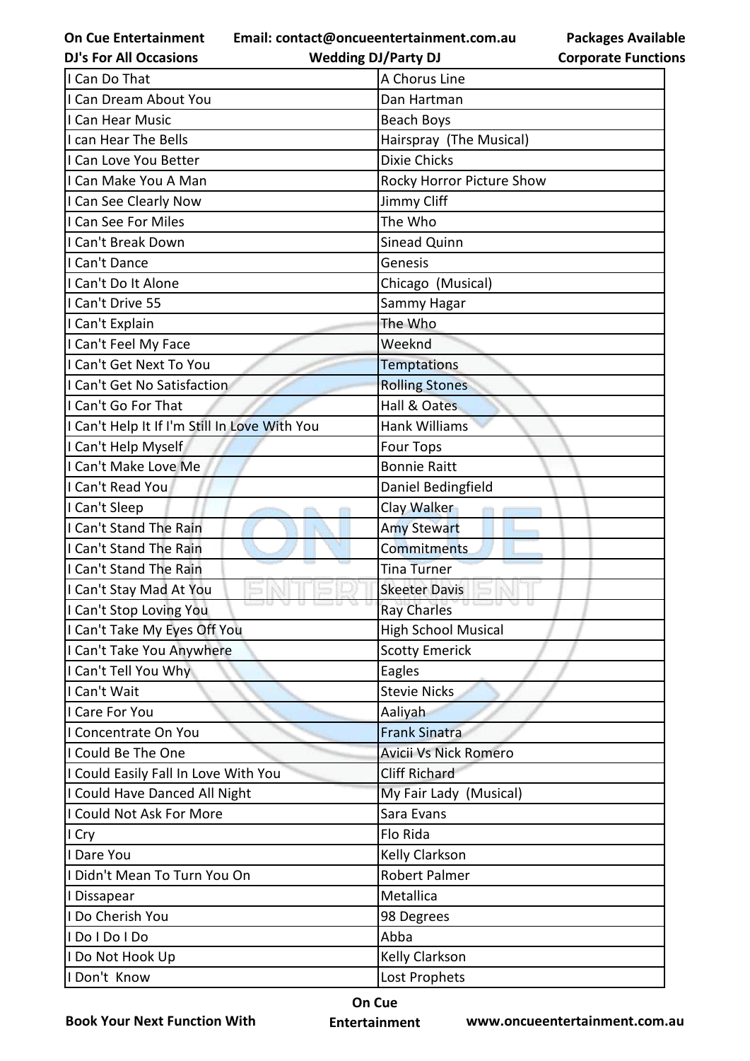| I Can Do That | A Chorus Line |
|---|---|
| I Can Dream About You | Dan Hartman |
| I Can Hear Music | Beach Boys |
| I can Hear The Bells | Hairspray  (The Musical) |
| I Can Love You Better | Dixie Chicks |
| I Can Make You A Man | Rocky Horror Picture Show |
| I Can See Clearly Now | Jimmy Cliff |
| I Can See For Miles | The Who |
| I Can't Break Down | Sinead Quinn |
| I Can't Dance | Genesis |
| I Can't Do It Alone | Chicago  (Musical) |
| I Can't Drive 55 | Sammy Hagar |
| I Can't Explain | The Who |
| I Can't Feel My Face | Weeknd |
| I Can't Get Next To You | Temptations |
| I Can't Get No Satisfaction | Rolling Stones |
| I Can't Go For That | Hall & Oates |
| I Can't Help It If I'm Still In Love With You | Hank Williams |
| I Can't Help Myself | Four Tops |
| I Can't Make Love Me | Bonnie Raitt |
| I Can't Read You | Daniel Bedingfield |
| I Can't Sleep | Clay Walker |
| I Can't Stand The Rain | Amy Stewart |
| I Can't Stand The Rain | Commitments |
| I Can't Stand The Rain | Tina Turner |
| I Can't Stay Mad At You | Skeeter Davis |
| I Can't Stop Loving You | Ray Charles |
| I Can't Take My Eyes Off You | High School Musical |
| I Can't Take You Anywhere | Scotty Emerick |
| I Can't Tell You Why | Eagles |
| I Can't Wait | Stevie Nicks |
| I Care For You | Aaliyah |
| I Concentrate On You | Frank Sinatra |
| I Could Be The One | Avicii Vs Nick Romero |
| I Could Easily Fall In Love With You | Cliff Richard |
| I Could Have Danced All Night | My Fair Lady  (Musical) |
| I Could Not Ask For More | Sara Evans |
| I Cry | Flo Rida |
| I Dare You | Kelly Clarkson |
| I Didn't Mean To Turn You On | Robert Palmer |
| I Dissapear | Metallica |
| I Do Cherish You | 98 Degrees |
| I Do I Do I Do | Abba |
| I Do Not Hook Up | Kelly Clarkson |
| I Don't  Know | Lost Prophets |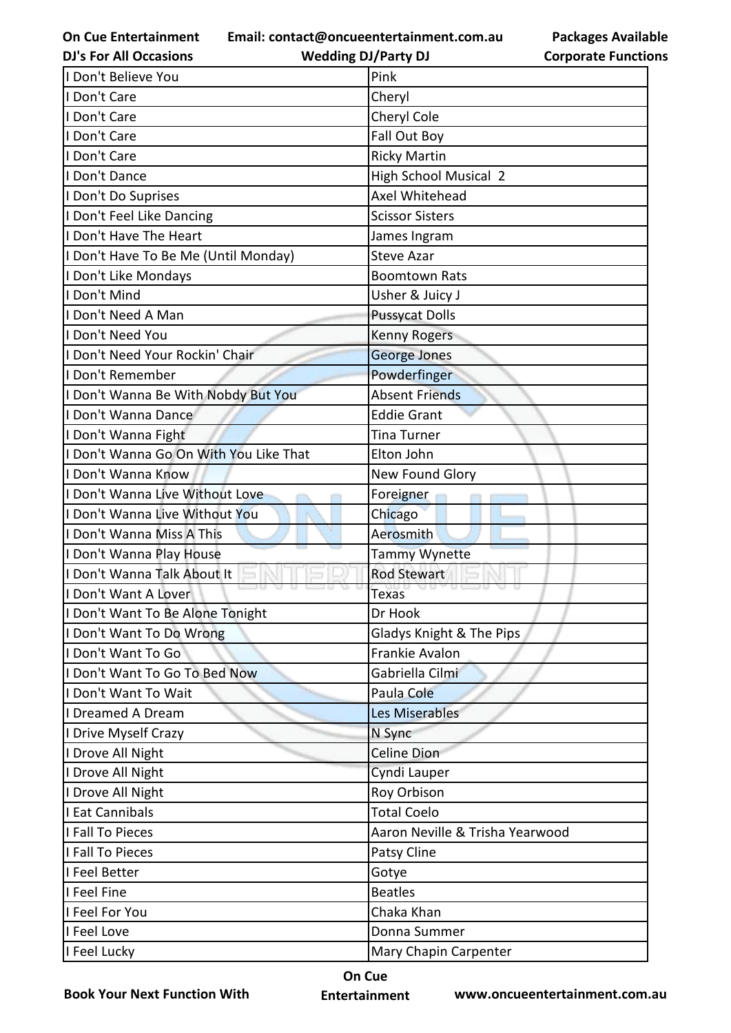| I Don't Believe You | Pink |
|---|---|
| I Don't Care | Cheryl |
| I Don't Care | Cheryl Cole |
| I Don't Care | Fall Out Boy |
| I Don't Care | Ricky Martin |
| I Don't Dance | High School Musical 2 |
| I Don't Do Suprises | Axel Whitehead |
| I Don't Feel Like Dancing | Scissor Sisters |
| I Don't Have The Heart | James Ingram |
| I Don't Have To Be Me (Until Monday) | Steve Azar |
| I Don't Like Mondays | Boomtown Rats |
| I Don't Mind | Usher & Juicy J |
| I Don't Need A Man | Pussycat Dolls |
| I Don't Need You | Kenny Rogers |
| I Don't Need Your Rockin' Chair | George Jones |
| I Don't Remember | Powderfinger |
| I Don't Wanna Be With Nobdy But You | Absent Friends |
| I Don't Wanna Dance | Eddie Grant |
| I Don't Wanna Fight | Tina Turner |
| I Don't Wanna Go On With You Like That | Elton John |
| I Don't Wanna Know | New Found Glory |
| I Don't Wanna Live Without Love | Foreigner |
| I Don't Wanna Live Without You | Chicago |
| I Don't Wanna Miss A This | Aerosmith |
| I Don't Wanna Play House | Tammy Wynette |
| I Don't Wanna Talk About It | Rod Stewart |
| I Don't Want A Lover | Texas |
| I Don't Want To Be Alone Tonight | Dr Hook |
| I Don't Want To Do Wrong | Gladys Knight & The Pips |
| I Don't Want To Go | Frankie Avalon |
| I Don't Want To Go To Bed Now | Gabriella Cilmi |
| I Don't Want To Wait | Paula Cole |
| I Dreamed A Dream | Les Miserables |
| I Drive Myself Crazy | N Sync |
| I Drove All Night | Celine Dion |
| I Drove All Night | Cyndi Lauper |
| I Drove All Night | Roy Orbison |
| I Eat Cannibals | Total Coelo |
| I Fall To Pieces | Aaron Neville & Trisha Yearwood |
| I Fall To Pieces | Patsy Cline |
| I Feel Better | Gotye |
| I Feel Fine | Beatles |
| I Feel For You | Chaka Khan |
| I Feel Love | Donna Summer |
| I Feel Lucky | Mary Chapin Carpenter |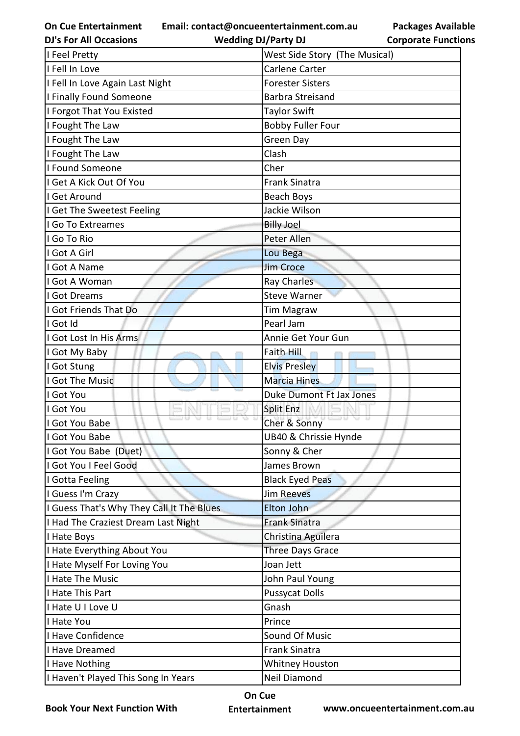| I Feel Pretty | West Side Story  (The Musical) |
|---|---|
| I Fell In Love | Carlene Carter |
| I Fell In Love Again Last Night | Forester Sisters |
| I Finally Found Someone | Barbra Streisand |
| I Forgot That You Existed | Taylor Swift |
| I Fought The Law | Bobby Fuller Four |
| I Fought The Law | Green Day |
| I Fought The Law | Clash |
| I Found Someone | Cher |
| I Get A Kick Out Of You | Frank Sinatra |
| I Get Around | Beach Boys |
| I Get The Sweetest Feeling | Jackie Wilson |
| I Go To Extreames | Billy Joel |
| I Go To Rio | Peter Allen |
| I Got A Girl | Lou Bega |
| I Got A Name | Jim Croce |
| I Got A Woman | Ray Charles |
| I Got Dreams | Steve Warner |
| I Got Friends That Do | Tim Magraw |
| I Got Id | Pearl Jam |
| I Got Lost In His Arms | Annie Get Your Gun |
| I Got My Baby | Faith Hill |
| I Got Stung | Elvis Presley |
| I Got The Music | Marcia Hines |
| I Got You | Duke Dumont Ft Jax Jones |
| I Got You | Split Enz |
| I Got You Babe | Cher & Sonny |
| I Got You Babe | UB40 & Chrissie Hynde |
| I Got You Babe  (Duet) | Sonny & Cher |
| I Got You I Feel Good | James Brown |
| I Gotta Feeling | Black Eyed Peas |
| I Guess I'm Crazy | Jim Reeves |
| I Guess That's Why They Call It The Blues | Elton John |
| I Had The Craziest Dream Last Night | Frank Sinatra |
| I Hate Boys | Christina Aguilera |
| I Hate Everything About You | Three Days Grace |
| I Hate Myself For Loving You | Joan Jett |
| I Hate The Music | John Paul Young |
| I Hate This Part | Pussycat Dolls |
| I Hate U I Love U | Gnash |
| I Hate You | Prince |
| I Have Confidence | Sound Of Music |
| I Have Dreamed | Frank Sinatra |
| I Have Nothing | Whitney Houston |
| I Haven't Played This Song In Years | Neil Diamond |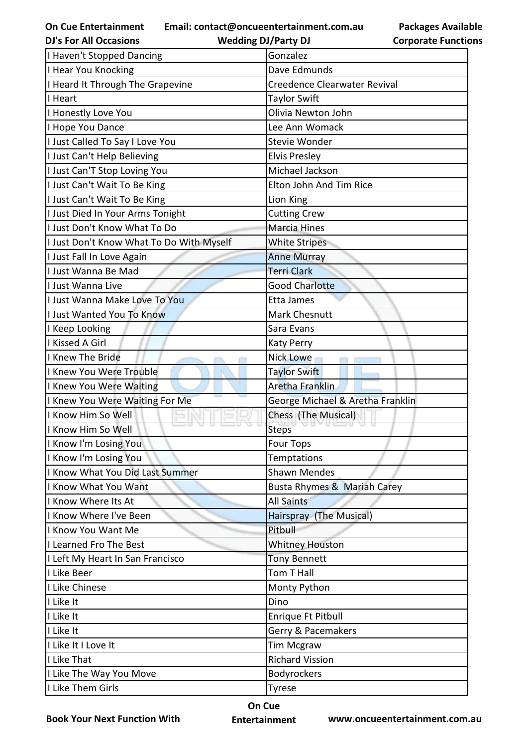| I Haven't Stopped Dancing | Gonzalez |
|---|---|
| I Hear You Knocking | Dave Edmunds |
| I Heard It Through The Grapevine | Creedence Clearwater Revival |
| I Heart | Taylor Swift |
| I Honestly Love You | Olivia Newton John |
| I Hope You Dance | Lee Ann Womack |
| I Just Called To Say I Love You | Stevie Wonder |
| I Just Can't Help Believing | Elvis Presley |
| I Just Can'T Stop Loving You | Michael Jackson |
| I Just Can't Wait To Be King | Elton John And Tim Rice |
| I Just Can't Wait To Be King | Lion King |
| I Just Died In Your Arms Tonight | Cutting Crew |
| I Just Don't Know What To Do | Marcia Hines |
| I Just Don't Know What To Do With Myself | White Stripes |
| I Just Fall In Love Again | Anne Murray |
| I Just Wanna Be Mad | Terri Clark |
| I Just Wanna Live | Good Charlotte |
| I Just Wanna Make Love To You | Etta James |
| I Just Wanted You To Know | Mark Chesnutt |
| I Keep Looking | Sara Evans |
| I Kissed A Girl | Katy Perry |
| I Knew The Bride | Nick Lowe |
| I Knew You Were Trouble | Taylor Swift |
| I Knew You Were Waiting | Aretha Franklin |
| I Knew You Were Waiting For Me | George Michael & Aretha Franklin |
| I Know Him So Well | Chess (The Musical) |
| I Know Him So Well | Steps |
| I Know I'm Losing You | Four Tops |
| I Know I'm Losing You | Temptations |
| I Know What You Did Last Summer | Shawn Mendes |
| I Know What You Want | Busta Rhymes & Mariah Carey |
| I Know Where Its At | All Saints |
| I Know Where I've Been | Hairspray (The Musical) |
| I Know You Want Me | Pitbull |
| I Learned Fro The Best | Whitney Houston |
| I Left My Heart In San Francisco | Tony Bennett |
| I Like Beer | Tom T Hall |
| I Like Chinese | Monty Python |
| I Like It | Dino |
| I Like It | Enrique Ft Pitbull |
| I Like It | Gerry & Pacemakers |
| I Like It I Love It | Tim Mcgraw |
| I Like That | Richard Vission |
| I Like The Way You Move | Bodyrockers |
| I Like Them Girls | Tyrese |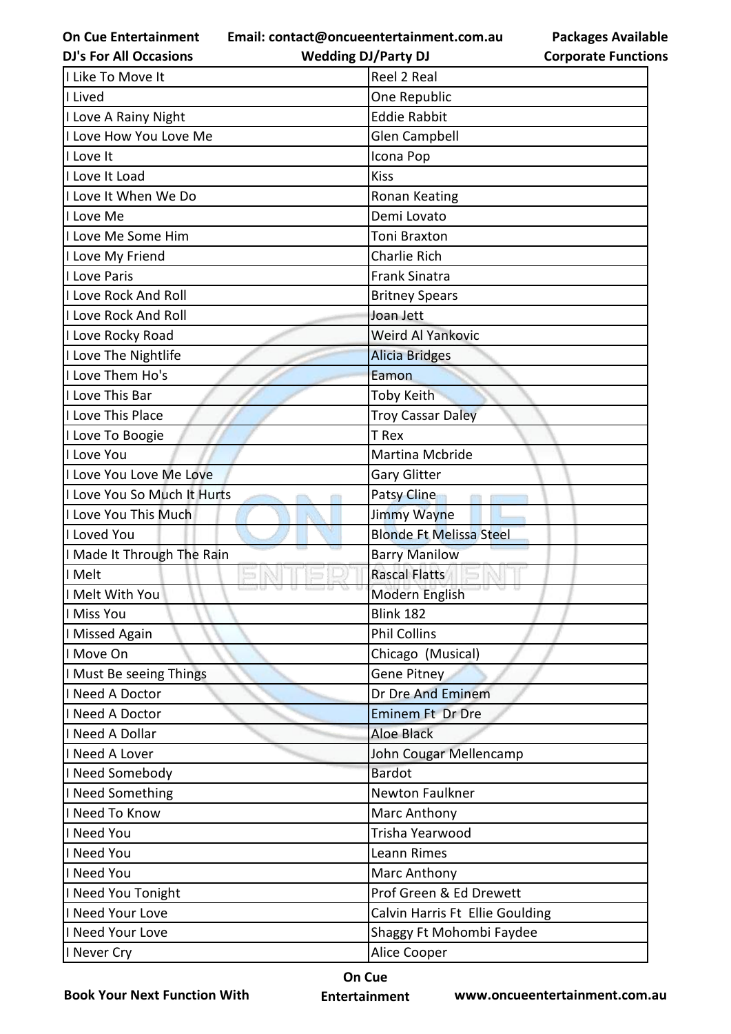| I Like To Move It | Reel 2 Real |
|---|---|
| I Lived | One Republic |
| I Love A Rainy Night | Eddie Rabbit |
| I Love How You Love Me | Glen Campbell |
| I Love It | Icona Pop |
| I Love It Load | Kiss |
| I Love It When We Do | Ronan Keating |
| I Love Me | Demi Lovato |
| I Love Me Some Him | Toni Braxton |
| I Love My Friend | Charlie Rich |
| I Love Paris | Frank Sinatra |
| I Love Rock And Roll | Britney Spears |
| I Love Rock And Roll | Joan Jett |
| I Love Rocky Road | Weird Al Yankovic |
| I Love The Nightlife | Alicia Bridges |
| I Love Them Ho's | Eamon |
| I Love This Bar | Toby Keith |
| I Love This Place | Troy Cassar Daley |
| I Love To Boogie | T Rex |
| I Love You | Martina Mcbride |
| I Love You Love Me Love | Gary Glitter |
| I Love You So Much It Hurts | Patsy Cline |
| I Love You This Much | Jimmy Wayne |
| I Loved You | Blonde Ft Melissa Steel |
| I Made It Through The Rain | Barry Manilow |
| I Melt | Rascal Flatts |
| I Melt With You | Modern English |
| I Miss You | Blink 182 |
| I Missed Again | Phil Collins |
| I Move On | Chicago (Musical) |
| I Must Be seeing Things | Gene Pitney |
| I Need A Doctor | Dr Dre And Eminem |
| I Need A Doctor | Eminem Ft Dr Dre |
| I Need A Dollar | Aloe Black |
| I Need A Lover | John Cougar Mellencamp |
| I Need Somebody | Bardot |
| I Need Something | Newton Faulkner |
| I Need To Know | Marc Anthony |
| I Need You | Trisha Yearwood |
| I Need You | Leann Rimes |
| I Need You | Marc Anthony |
| I Need You Tonight | Prof Green & Ed Drewett |
| I Need Your Love | Calvin Harris Ft Ellie Goulding |
| I Need Your Love | Shaggy Ft Mohombi Faydee |
| I Never Cry | Alice Cooper |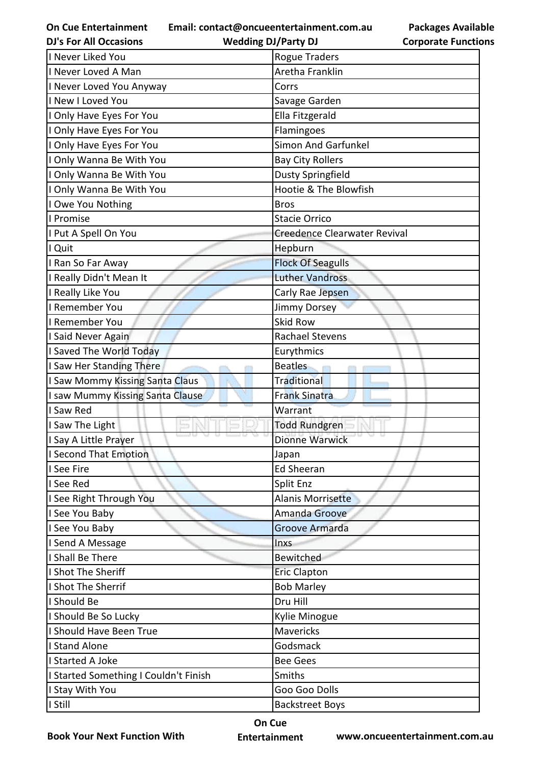| I Never Liked You | Rogue Traders |
|---|---|
| I Never Loved A Man | Aretha Franklin |
| I Never Loved You Anyway | Corrs |
| I New I Loved You | Savage Garden |
| I Only Have Eyes For You | Ella Fitzgerald |
| I Only Have Eyes For You | Flamingoes |
| I Only Have Eyes For You | Simon And Garfunkel |
| I Only Wanna Be With You | Bay City Rollers |
| I Only Wanna Be With You | Dusty Springfield |
| I Only Wanna Be With You | Hootie & The Blowfish |
| I Owe You Nothing | Bros |
| I Promise | Stacie Orrico |
| I Put A Spell On You | Creedence Clearwater Revival |
| I Quit | Hepburn |
| I Ran So Far Away | Flock Of Seagulls |
| I Really Didn't Mean It | Luther Vandross |
| I Really Like You | Carly Rae Jepsen |
| I Remember You | Jimmy Dorsey |
| I Remember You | Skid Row |
| I Said Never Again | Rachael Stevens |
| I Saved The World Today | Eurythmics |
| I Saw Her Standing There | Beatles |
| I Saw Mommy Kissing Santa Claus | Traditional |
| I saw Mummy Kissing Santa Clause | Frank Sinatra |
| I Saw Red | Warrant |
| I Saw The Light | Todd Rundgren |
| I Say A Little Prayer | Dionne Warwick |
| I Second That Emotion | Japan |
| I See Fire | Ed Sheeran |
| I See Red | Split Enz |
| I See Right Through You | Alanis Morrisette |
| I See You Baby | Amanda Groove |
| I See You Baby | Groove Armarda |
| I Send A Message | Inxs |
| I Shall Be There | Bewitched |
| I Shot The Sheriff | Eric Clapton |
| I Shot The Sherrif | Bob Marley |
| I Should Be | Dru Hill |
| I Should Be So Lucky | Kylie Minogue |
| I Should Have Been True | Mavericks |
| I Stand Alone | Godsmack |
| I Started A Joke | Bee Gees |
| I Started Something I Couldn't Finish | Smiths |
| I Stay With You | Goo Goo Dolls |
| I Still | Backstreet Boys |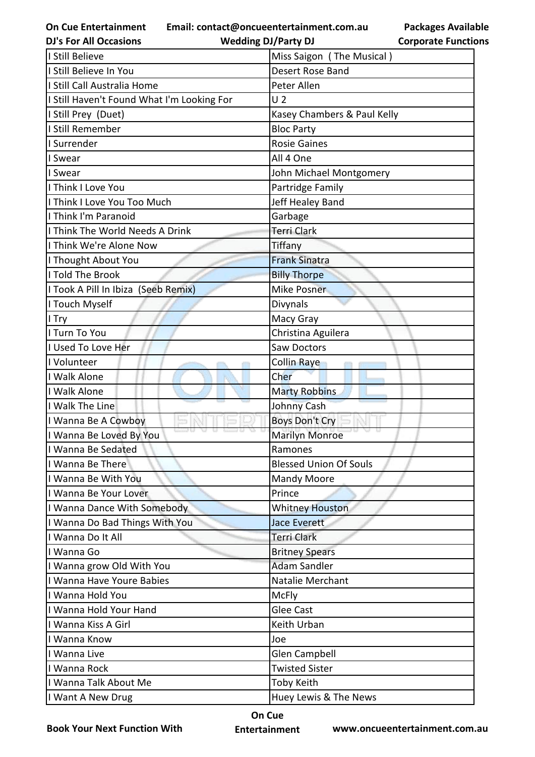| I Still Believe | Miss Saigon ( The Musical ) |
|---|---|
| I Still Believe In You | Desert Rose Band |
| I Still Call Australia Home | Peter Allen |
| I Still Haven't Found What I'm Looking For | U 2 |
| I Still Prey (Duet) | Kasey Chambers & Paul Kelly |
| I Still Remember | Bloc Party |
| I Surrender | Rosie Gaines |
| I Swear | All 4 One |
| I Swear | John Michael Montgomery |
| I Think I Love You | Partridge Family |
| I Think I Love You Too Much | Jeff Healey Band |
| I Think I'm Paranoid | Garbage |
| I Think The World Needs A Drink | Terri Clark |
| I Think We're Alone Now | Tiffany |
| I Thought About You | Frank Sinatra |
| I Told The Brook | Billy Thorpe |
| I Took A Pill In Ibiza (Seeb Remix) | Mike Posner |
| I Touch Myself | Divynals |
| I Try | Macy Gray |
| I Turn To You | Christina Aguilera |
| I Used To Love Her | Saw Doctors |
| I Volunteer | Collin Raye |
| I Walk Alone | Cher |
| I Walk Alone | Marty Robbins |
| I Walk The Line | Johnny Cash |
| I Wanna Be A Cowboy | Boys Don't Cry |
| I Wanna Be Loved By You | Marilyn Monroe |
| I Wanna Be Sedated | Ramones |
| I Wanna Be There | Blessed Union Of Souls |
| I Wanna Be With You | Mandy Moore |
| I Wanna Be Your Lover | Prince |
| I Wanna Dance With Somebody | Whitney Houston |
| I Wanna Do Bad Things With You | Jace Everett |
| I Wanna Do It All | Terri Clark |
| I Wanna Go | Britney Spears |
| I Wanna grow Old With You | Adam Sandler |
| I Wanna Have Youre Babies | Natalie Merchant |
| I Wanna Hold You | McFly |
| I Wanna Hold Your Hand | Glee Cast |
| I Wanna Kiss A Girl | Keith Urban |
| I Wanna Know | Joe |
| I Wanna Live | Glen Campbell |
| I Wanna Rock | Twisted Sister |
| I Wanna Talk About Me | Toby Keith |
| I Want A New Drug | Huey Lewis & The News |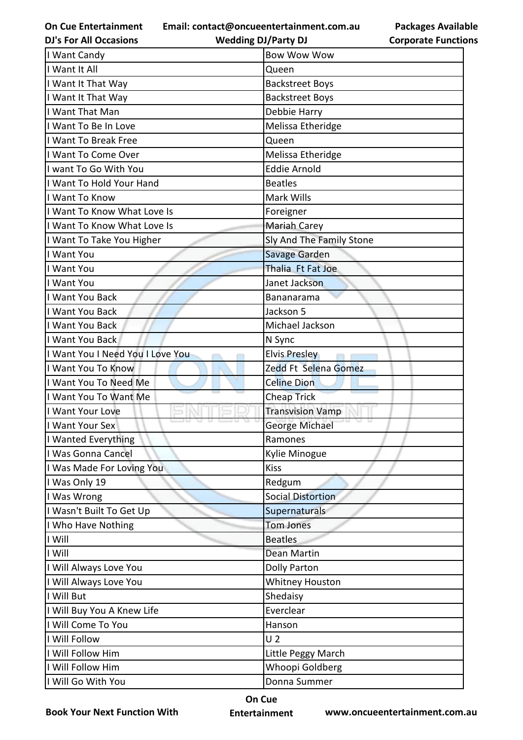| I Want Candy | Bow Wow Wow |
|---|---|
| I Want It All | Queen |
| I Want It That Way | Backstreet Boys |
| I Want It That Way | Backstreet Boys |
| I Want That Man | Debbie Harry |
| I Want To Be In Love | Melissa Etheridge |
| I Want To Break Free | Queen |
| I Want To Come Over | Melissa Etheridge |
| I want To Go With You | Eddie Arnold |
| I Want To Hold Your Hand | Beatles |
| I Want To Know | Mark Wills |
| I Want To Know What Love Is | Foreigner |
| I Want To Know What Love Is | Mariah Carey |
| I Want To Take You Higher | Sly And The Family Stone |
| I Want You | Savage Garden |
| I Want You | Thalia Ft Fat Joe |
| I Want You | Janet Jackson |
| I Want You Back | Bananarama |
| I Want You Back | Jackson 5 |
| I Want You Back | Michael Jackson |
| I Want You Back | N Sync |
| I Want You I Need You I Love You | Elvis Presley |
| I Want You To Know | Zedd Ft Selena Gomez |
| I Want You To Need Me | Celine Dion |
| I Want You To Want Me | Cheap Trick |
| I Want Your Love | Transvision Vamp |
| I Want Your Sex | George Michael |
| I Wanted Everything | Ramones |
| I Was Gonna Cancel | Kylie Minogue |
| I Was Made For Loving You | Kiss |
| I Was Only 19 | Redgum |
| I Was Wrong | Social Distortion |
| I Wasn't Built To Get Up | Supernaturals |
| I Who Have Nothing | Tom Jones |
| I Will | Beatles |
| I Will | Dean Martin |
| I Will Always Love You | Dolly Parton |
| I Will Always Love You | Whitney Houston |
| I Will But | Shedaisy |
| I Will Buy You A Knew Life | Everclear |
| I Will Come To You | Hanson |
| I Will Follow | U 2 |
| I Will Follow Him | Little Peggy March |
| I Will Follow Him | Whoopi Goldberg |
| I Will Go With You | Donna Summer |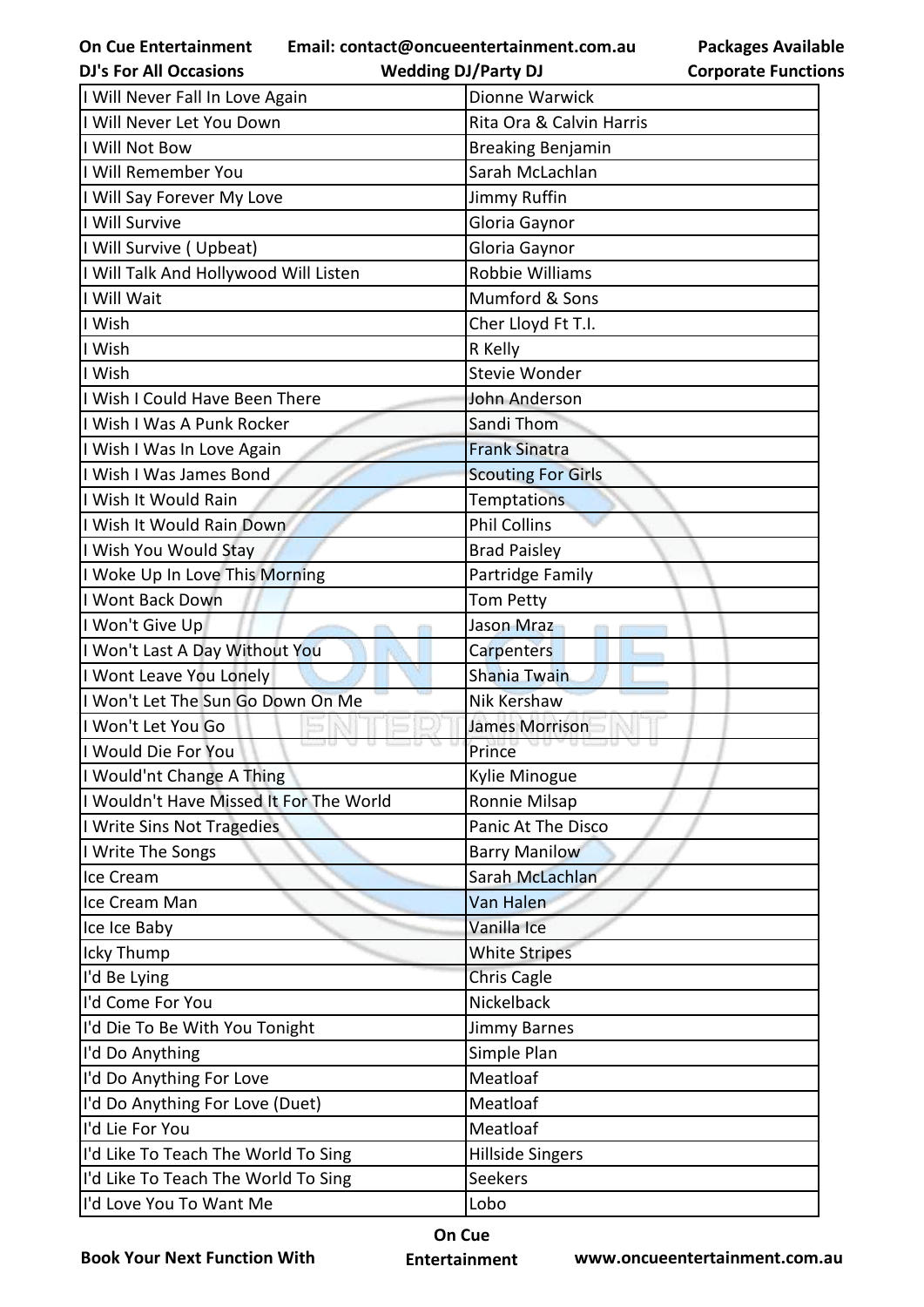| I Will Never Fall In Love Again | Dionne Warwick |
|---|---|
| I Will Never Let You Down | Rita Ora & Calvin Harris |
| I Will Not Bow | Breaking Benjamin |
| I Will Remember You | Sarah McLachlan |
| I Will Say Forever My Love | Jimmy Ruffin |
| I Will Survive | Gloria Gaynor |
| I Will Survive ( Upbeat) | Gloria Gaynor |
| I Will Talk And Hollywood Will Listen | Robbie Williams |
| I Will Wait | Mumford & Sons |
| I Wish | Cher Lloyd Ft T.I. |
| I Wish | R Kelly |
| I Wish | Stevie Wonder |
| I Wish I Could Have Been There | John Anderson |
| I Wish I Was A Punk Rocker | Sandi Thom |
| I Wish I Was In Love Again | Frank Sinatra |
| I Wish I Was James Bond | Scouting For Girls |
| I Wish It Would Rain | Temptations |
| I Wish It Would Rain Down | Phil Collins |
| I Wish You Would Stay | Brad Paisley |
| I Woke Up In Love This Morning | Partridge Family |
| I Wont Back Down | Tom Petty |
| I Won't Give Up | Jason Mraz |
| I Won't Last A Day Without You | Carpenters |
| I Wont Leave You Lonely | Shania Twain |
| I Won't Let The Sun Go Down On Me | Nik Kershaw |
| I Won't Let You Go | James Morrison |
| I Would Die For You | Prince |
| I Would'nt Change A Thing | Kylie Minogue |
| I Wouldn't Have Missed It For The World | Ronnie Milsap |
| I Write Sins Not Tragedies | Panic At The Disco |
| I Write The Songs | Barry Manilow |
| Ice Cream | Sarah McLachlan |
| Ice Cream Man | Van Halen |
| Ice Ice Baby | Vanilla Ice |
| Icky Thump | White Stripes |
| I'd Be Lying | Chris Cagle |
| I'd Come For You | Nickelback |
| I'd Die To Be With You Tonight | Jimmy Barnes |
| I'd Do Anything | Simple Plan |
| I'd Do Anything For Love | Meatloaf |
| I'd Do Anything For Love (Duet) | Meatloaf |
| I'd Lie For You | Meatloaf |
| I'd Like To Teach The World To Sing | Hillside Singers |
| I'd Like To Teach The World To Sing | Seekers |
| I'd Love You To Want Me | Lobo |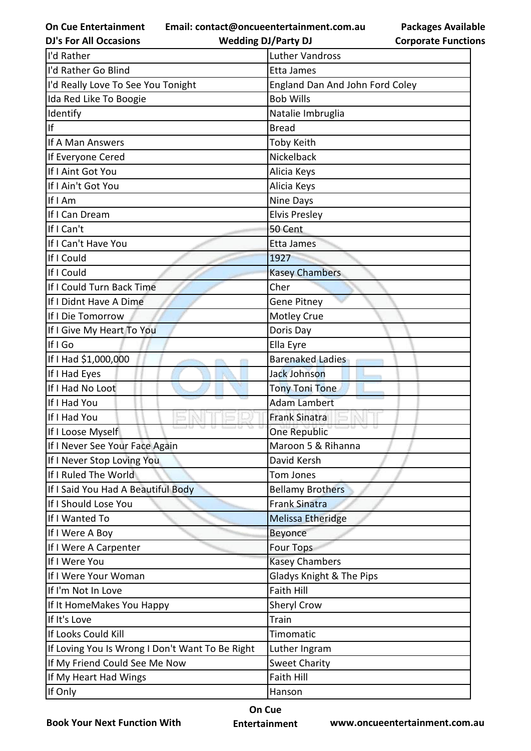| I'd Rather | Luther Vandross |
|---|---|
| I'd Rather Go Blind | Etta James |
| I'd Really Love To See You Tonight | England Dan And John Ford Coley |
| Ida Red Like To Boogie | Bob Wills |
| Identify | Natalie Imbruglia |
| If | Bread |
| If A Man Answers | Toby Keith |
| If Everyone Cered | Nickelback |
| If I Aint Got You | Alicia Keys |
| If I Ain't Got You | Alicia Keys |
| If I Am | Nine Days |
| If I Can Dream | Elvis Presley |
| If I Can't | 50 Cent |
| If I Can't Have You | Etta James |
| If I Could | 1927 |
| If I Could | Kasey Chambers |
| If I Could Turn Back Time | Cher |
| If I Didnt Have A Dime | Gene Pitney |
| If I Die Tomorrow | Motley Crue |
| If I Give My Heart To You | Doris Day |
| If I Go | Ella Eyre |
| If I Had $1,000,000 | Barenaked Ladies |
| If I Had Eyes | Jack Johnson |
| If I Had No Loot | Tony Toni Tone |
| If I Had You | Adam Lambert |
| If I Had You | Frank Sinatra |
| If I Loose Myself | One Republic |
| If I Never See Your Face Again | Maroon 5 & Rihanna |
| If I Never Stop Loving You | David Kersh |
| If I Ruled The World | Tom Jones |
| If I Said You Had A Beautiful Body | Bellamy Brothers |
| If I Should Lose You | Frank Sinatra |
| If I Wanted To | Melissa Etheridge |
| If I Were A Boy | Beyonce |
| If I Were A Carpenter | Four Tops |
| If I Were You | Kasey Chambers |
| If I Were Your Woman | Gladys Knight & The Pips |
| If I'm Not In Love | Faith Hill |
| If It HomeMakes You Happy | Sheryl Crow |
| If It's Love | Train |
| If Looks Could Kill | Timomatic |
| If Loving You Is Wrong I Don't Want To Be Right | Luther Ingram |
| If My Friend Could See Me Now | Sweet Charity |
| If My Heart Had Wings | Faith Hill |
| If Only | Hanson |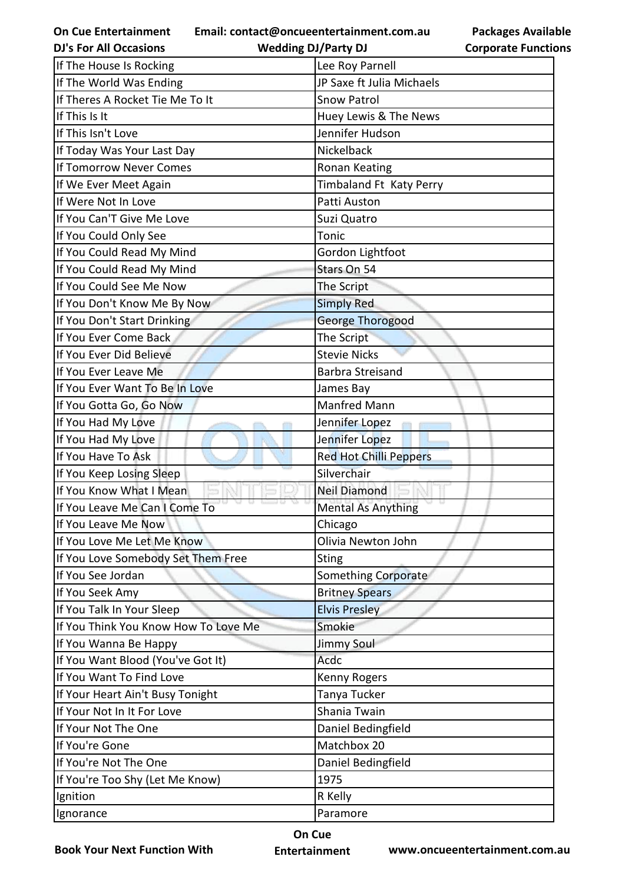| If The House Is Rocking | Lee Roy Parnell |
|---|---|
| If The World Was Ending | JP Saxe ft Julia Michaels |
| If Theres A Rocket Tie Me To It | Snow Patrol |
| If This Is It | Huey Lewis & The News |
| If This Isn't Love | Jennifer Hudson |
| If Today Was Your Last Day | Nickelback |
| If Tomorrow Never Comes | Ronan Keating |
| If We Ever Meet Again | Timbaland Ft  Katy Perry |
| If Were Not In Love | Patti Auston |
| If You Can'T Give Me Love | Suzi Quatro |
| If You Could Only See | Tonic |
| If You Could Read My Mind | Gordon Lightfoot |
| If You Could Read My Mind | Stars On 54 |
| If You Could See Me Now | The Script |
| If You Don't Know Me By Now | Simply Red |
| If You Don't Start Drinking | George Thorogood |
| If You Ever Come Back | The Script |
| If You Ever Did Believe | Stevie Nicks |
| If You Ever Leave Me | Barbra Streisand |
| If You Ever Want To Be In Love | James Bay |
| If You Gotta Go, Go Now | Manfred Mann |
| If You Had My Love | Jennifer Lopez |
| If You Had My Love | Jennifer Lopez |
| If You Have To Ask | Red Hot Chilli Peppers |
| If You Keep Losing Sleep | Silverchair |
| If You Know What I Mean | Neil Diamond |
| If You Leave Me Can I Come To | Mental As Anything |
| If You Leave Me Now | Chicago |
| If You Love Me Let Me Know | Olivia Newton John |
| If You Love Somebody Set Them Free | Sting |
| If You See Jordan | Something Corporate |
| If You Seek Amy | Britney Spears |
| If You Talk In Your Sleep | Elvis Presley |
| If You Think You Know How To Love Me | Smokie |
| If You Wanna Be Happy | Jimmy Soul |
| If You Want Blood (You've Got It) | Acdc |
| If You Want To Find Love | Kenny Rogers |
| If Your Heart Ain't Busy Tonight | Tanya Tucker |
| If Your Not In It For Love | Shania Twain |
| If Your Not The One | Daniel Bedingfield |
| If You're Gone | Matchbox 20 |
| If You're Not The One | Daniel Bedingfield |
| If You're Too Shy (Let Me Know) | 1975 |
| Ignition | R Kelly |
| Ignorance | Paramore |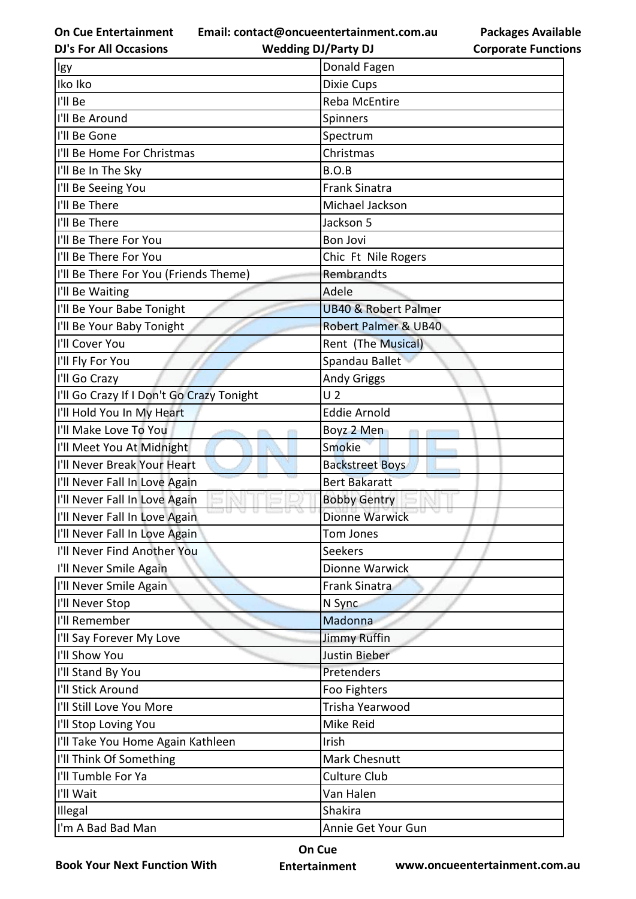| Igy | Donald Fagen |
|---|---|
| Iko Iko | Dixie Cups |
| I'll Be | Reba McEntire |
| I'll Be Around | Spinners |
| I'll Be Gone | Spectrum |
| I'll Be Home For Christmas | Christmas |
| I'll Be In The Sky | B.O.B |
| I'll Be Seeing You | Frank Sinatra |
| I'll Be There | Michael Jackson |
| I'll Be There | Jackson 5 |
| I'll Be There For You | Bon Jovi |
| I'll Be There For You | Chic Ft Nile Rogers |
| I'll Be There For You (Friends Theme) | Rembrandts |
| I'll Be Waiting | Adele |
| I'll Be Your Babe Tonight | UB40 & Robert Palmer |
| I'll Be Your Baby Tonight | Robert Palmer & UB40 |
| I'll Cover You | Rent (The Musical) |
| I'll Fly For You | Spandau Ballet |
| I'll Go Crazy | Andy Griggs |
| I'll Go Crazy If I Don't Go Crazy Tonight | U 2 |
| I'll Hold You In My Heart | Eddie Arnold |
| I'll Make Love To You | Boyz 2 Men |
| I'll Meet You At Midnight | Smokie |
| I'll Never Break Your Heart | Backstreet Boys |
| I'll Never Fall In Love Again | Bert Bakaratt |
| I'll Never Fall In Love Again | Bobby Gentry |
| I'll Never Fall In Love Again | Dionne Warwick |
| I'll Never Fall In Love Again | Tom Jones |
| I'll Never Find Another You | Seekers |
| I'll Never Smile Again | Dionne Warwick |
| I'll Never Smile Again | Frank Sinatra |
| I'll Never Stop | N Sync |
| I'll Remember | Madonna |
| I'll Say Forever My Love | Jimmy Ruffin |
| I'll Show You | Justin Bieber |
| I'll Stand By You | Pretenders |
| I'll Stick Around | Foo Fighters |
| I'll Still Love You More | Trisha Yearwood |
| I'll Stop Loving You | Mike Reid |
| I'll Take You Home Again Kathleen | Irish |
| I'll Think Of Something | Mark Chesnutt |
| I'll Tumble For Ya | Culture Club |
| I'll Wait | Van Halen |
| Illegal | Shakira |
| I'm A Bad Bad Man | Annie Get Your Gun |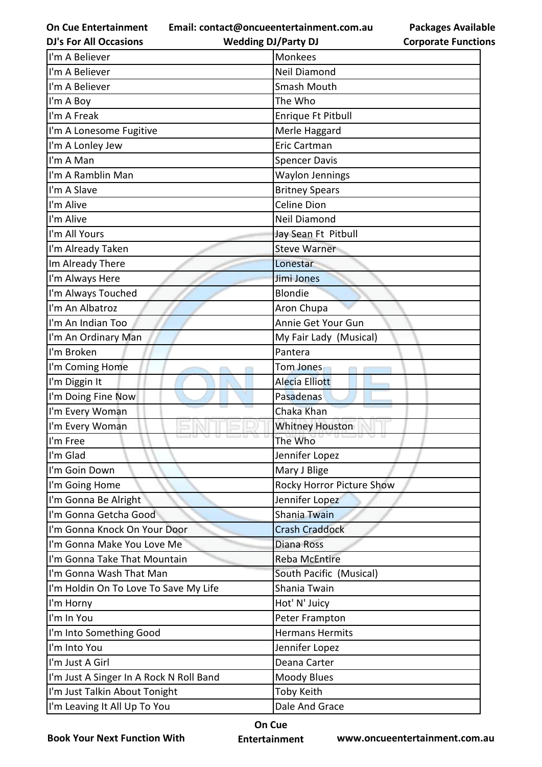| I'm A Believer | Monkees |
|---|---|
| I'm A Believer | Neil Diamond |
| I'm A Believer | Smash Mouth |
| I'm A Boy | The Who |
| I'm A Freak | Enrique Ft Pitbull |
| I'm A Lonesome Fugitive | Merle Haggard |
| I'm A Lonley Jew | Eric Cartman |
| I'm A Man | Spencer Davis |
| I'm A Ramblin Man | Waylon Jennings |
| I'm A Slave | Britney Spears |
| I'm Alive | Celine Dion |
| I'm Alive | Neil Diamond |
| I'm All Yours | Jay Sean Ft Pitbull |
| I'm Already Taken | Steve Warner |
| Im Already There | Lonestar |
| I'm Always Here | Jimi Jones |
| I'm Always Touched | Blondie |
| I'm An Albatroz | Aron Chupa |
| I'm An Indian Too | Annie Get Your Gun |
| I'm An Ordinary Man | My Fair Lady (Musical) |
| I'm Broken | Pantera |
| I'm Coming Home | Tom Jones |
| I'm Diggin It | Alecia Elliott |
| I'm Doing Fine Now | Pasadenas |
| I'm Every Woman | Chaka Khan |
| I'm Every Woman | Whitney Houston |
| I'm Free | The Who |
| I'm Glad | Jennifer Lopez |
| I'm Goin Down | Mary J Blige |
| I'm Going Home | Rocky Horror Picture Show |
| I'm Gonna Be Alright | Jennifer Lopez |
| I'm Gonna Getcha Good | Shania Twain |
| I'm Gonna Knock On Your Door | Crash Craddock |
| I'm Gonna Make You Love Me | Diana Ross |
| I'm Gonna Take That Mountain | Reba McEntire |
| I'm Gonna Wash That Man | South Pacific (Musical) |
| I'm Holdin On To Love To Save My Life | Shania Twain |
| I'm Horny | Hot' N' Juicy |
| I'm In You | Peter Frampton |
| I'm Into Something Good | Hermans Hermits |
| I'm Into You | Jennifer Lopez |
| I'm Just A Girl | Deana Carter |
| I'm Just A Singer In A Rock N Roll Band | Moody Blues |
| I'm Just Talkin About Tonight | Toby Keith |
| I'm Leaving It All Up To You | Dale And Grace |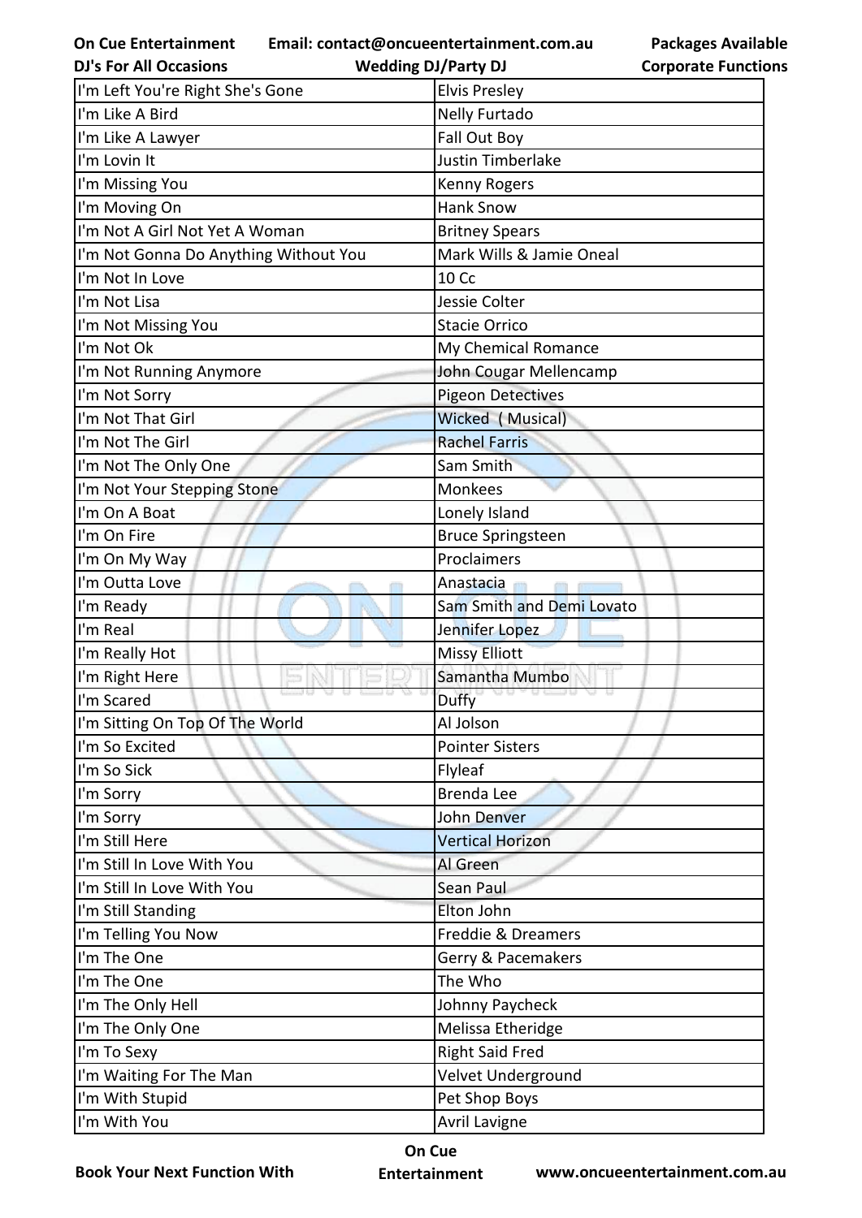| I'm Left You're Right She's Gone | Elvis Presley |
|---|---|
| I'm Like A Bird | Nelly Furtado |
| I'm Like A Lawyer | Fall Out Boy |
| I'm Lovin It | Justin Timberlake |
| I'm Missing You | Kenny Rogers |
| I'm Moving On | Hank Snow |
| I'm Not A Girl Not Yet A Woman | Britney Spears |
| I'm Not Gonna Do Anything Without You | Mark Wills & Jamie Oneal |
| I'm Not In Love | 10 Cc |
| I'm Not Lisa | Jessie Colter |
| I'm Not Missing You | Stacie Orrico |
| I'm Not Ok | My Chemical Romance |
| I'm Not Running Anymore | John Cougar Mellencamp |
| I'm Not Sorry | Pigeon Detectives |
| I'm Not That Girl | Wicked ( Musical) |
| I'm Not The Girl | Rachel Farris |
| I'm Not The Only One | Sam Smith |
| I'm Not Your Stepping Stone | Monkees |
| I'm On A Boat | Lonely Island |
| I'm On Fire | Bruce Springsteen |
| I'm On My Way | Proclaimers |
| I'm Outta Love | Anastacia |
| I'm Ready | Sam Smith and Demi Lovato |
| I'm Real | Jennifer Lopez |
| I'm Really Hot | Missy Elliott |
| I'm Right Here | Samantha Mumbo |
| I'm Scared | Duffy |
| I'm Sitting On Top Of The World | Al Jolson |
| I'm So Excited | Pointer Sisters |
| I'm So Sick | Flyleaf |
| I'm Sorry | Brenda Lee |
| I'm Sorry | John Denver |
| I'm Still Here | Vertical Horizon |
| I'm Still In Love With You | Al Green |
| I'm Still In Love With You | Sean Paul |
| I'm Still Standing | Elton John |
| I'm Telling You Now | Freddie & Dreamers |
| I'm The One | Gerry & Pacemakers |
| I'm The One | The Who |
| I'm The Only Hell | Johnny Paycheck |
| I'm The Only One | Melissa Etheridge |
| I'm To Sexy | Right Said Fred |
| I'm Waiting For The Man | Velvet Underground |
| I'm With Stupid | Pet Shop Boys |
| I'm With You | Avril Lavigne |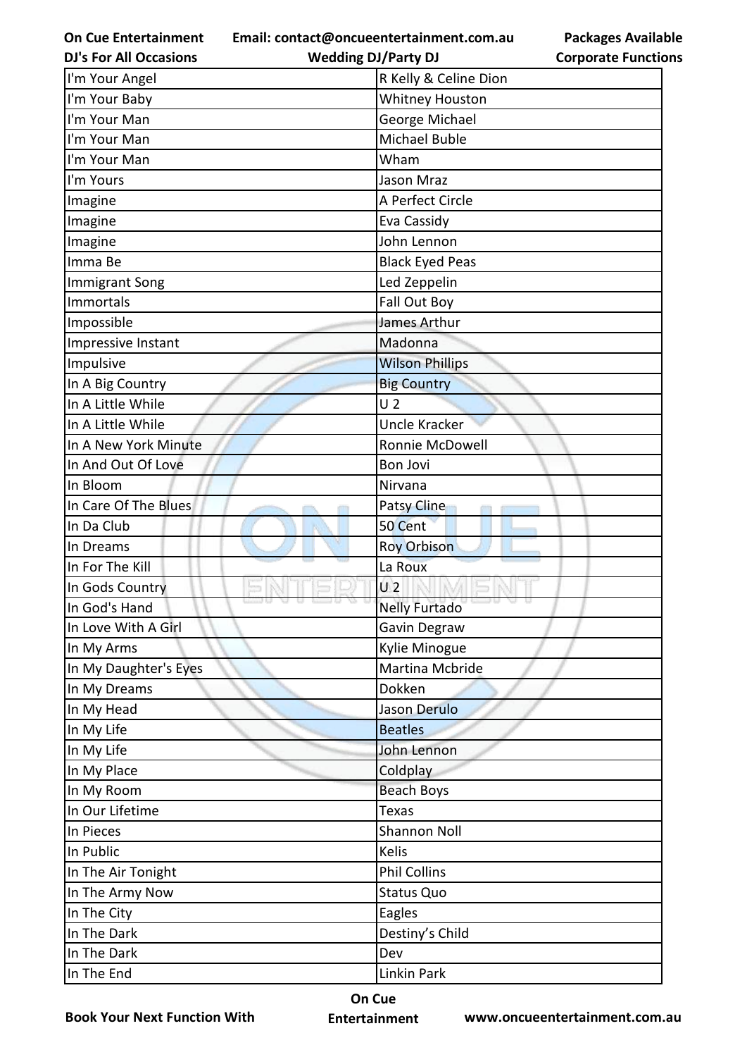| I'm Your Angel | R Kelly & Celine Dion |
|---|---|
| I'm Your Baby | Whitney Houston |
| I'm Your Man | George Michael |
| I'm Your Man | Michael Buble |
| I'm Your Man | Wham |
| I'm Yours | Jason Mraz |
| Imagine | A Perfect Circle |
| Imagine | Eva Cassidy |
| Imagine | John Lennon |
| Imma Be | Black Eyed Peas |
| Immigrant Song | Led Zeppelin |
| Immortals | Fall Out Boy |
| Impossible | James Arthur |
| Impressive Instant | Madonna |
| Impulsive | Wilson Phillips |
| In A Big Country | Big Country |
| In A Little While | U 2 |
| In A Little While | Uncle Kracker |
| In A New York Minute | Ronnie McDowell |
| In And Out Of Love | Bon Jovi |
| In Bloom | Nirvana |
| In Care Of The Blues | Patsy Cline |
| In Da Club | 50 Cent |
| In Dreams | Roy Orbison |
| In For The Kill | La Roux |
| In Gods Country | U 2 |
| In God's Hand | Nelly Furtado |
| In Love With A Girl | Gavin Degraw |
| In My Arms | Kylie Minogue |
| In My Daughter's Eyes | Martina Mcbride |
| In My Dreams | Dokken |
| In My Head | Jason Derulo |
| In My Life | Beatles |
| In My Life | John Lennon |
| In My Place | Coldplay |
| In My Room | Beach Boys |
| In Our Lifetime | Texas |
| In Pieces | Shannon Noll |
| In Public | Kelis |
| In The Air Tonight | Phil Collins |
| In The Army Now | Status Quo |
| In The City | Eagles |
| In The Dark | Destiny's Child |
| In The Dark | Dev |
| In The End | Linkin Park |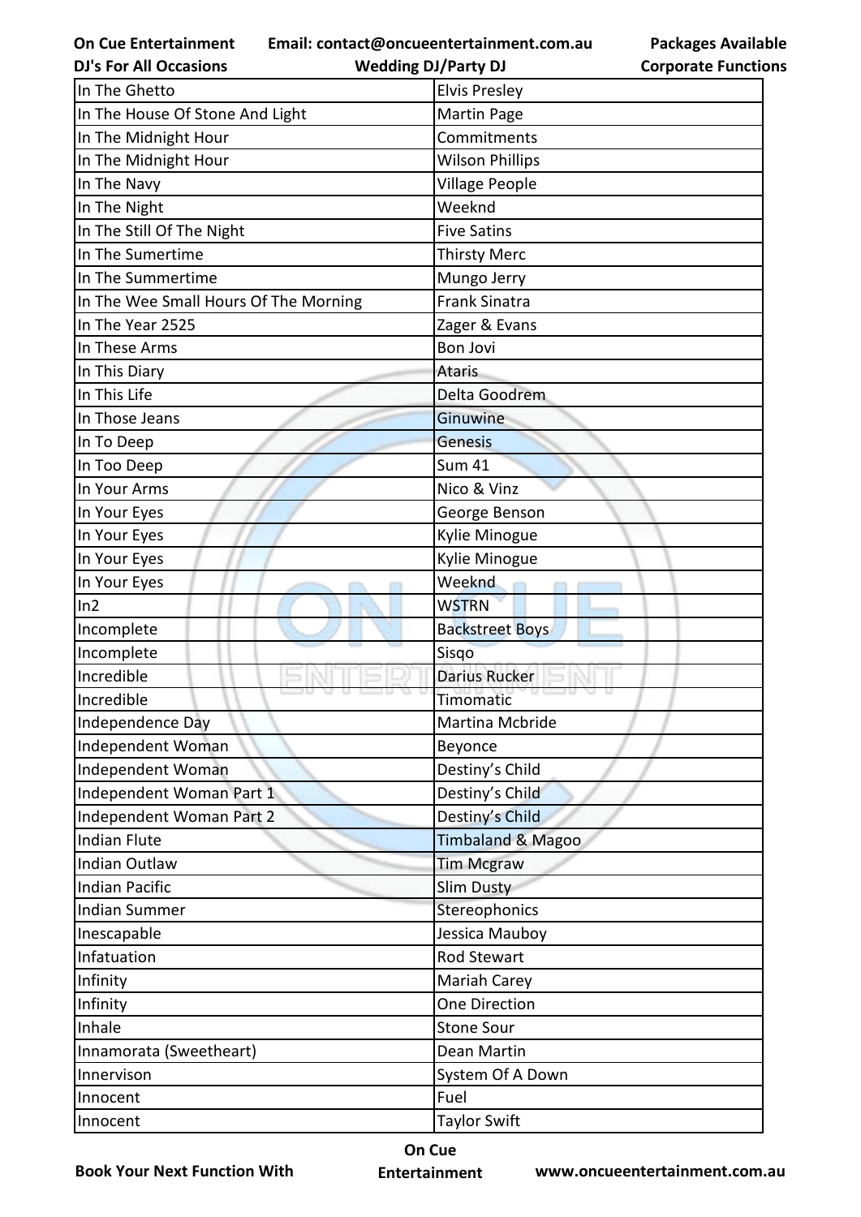| In The Ghetto | Elvis Presley |
|---|---|
| In The House Of Stone And Light | Martin Page |
| In The Midnight Hour | Commitments |
| In The Midnight Hour | Wilson Phillips |
| In The Navy | Village People |
| In The Night | Weeknd |
| In The Still Of The Night | Five Satins |
| In The Sumertime | Thirsty Merc |
| In The Summertime | Mungo Jerry |
| In The Wee Small Hours Of The Morning | Frank Sinatra |
| In The Year 2525 | Zager & Evans |
| In These Arms | Bon Jovi |
| In This Diary | Ataris |
| In This Life | Delta Goodrem |
| In Those Jeans | Ginuwine |
| In To Deep | Genesis |
| In Too Deep | Sum 41 |
| In Your Arms | Nico & Vinz |
| In Your Eyes | George Benson |
| In Your Eyes | Kylie Minogue |
| In Your Eyes | Kylie Minogue |
| In Your Eyes | Weeknd |
| In2 | WSTRN |
| Incomplete | Backstreet Boys |
| Incomplete | Sisqo |
| Incredible | Darius Rucker |
| Incredible | Timomatic |
| Independence Day | Martina Mcbride |
| Independent Woman | Beyonce |
| Independent Woman | Destiny's Child |
| Independent Woman Part 1 | Destiny's Child |
| Independent Woman Part 2 | Destiny's Child |
| Indian Flute | Timbaland & Magoo |
| Indian Outlaw | Tim Mcgraw |
| Indian Pacific | Slim Dusty |
| Indian Summer | Stereophonics |
| Inescapable | Jessica Mauboy |
| Infatuation | Rod Stewart |
| Infinity | Mariah Carey |
| Infinity | One Direction |
| Inhale | Stone Sour |
| Innamorata (Sweetheart) | Dean Martin |
| Innervison | System Of A Down |
| Innocent | Fuel |
| Innocent | Taylor Swift |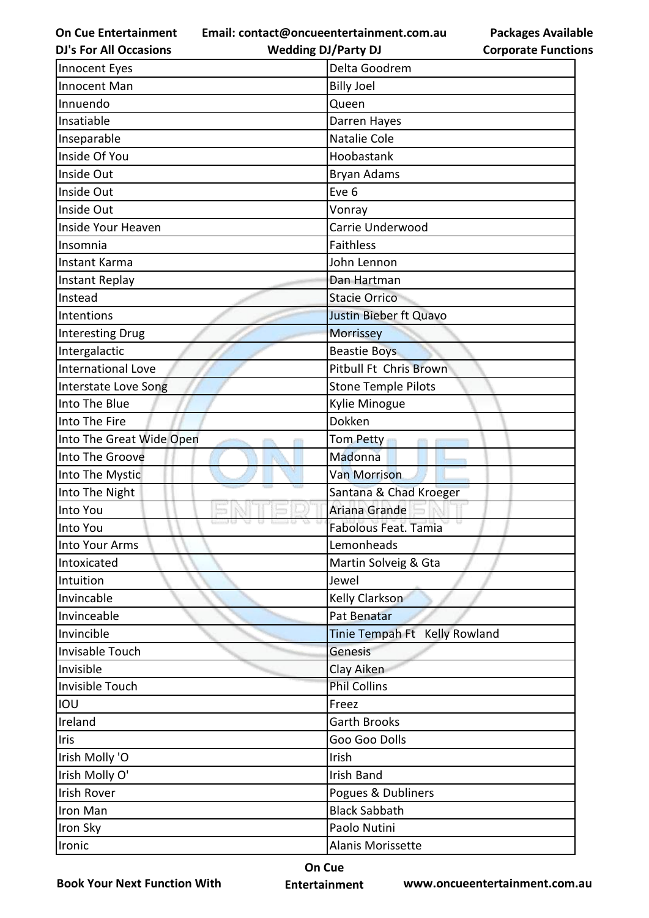| Innocent Eyes | Delta Goodrem |
|---|---|
| Innocent Man | Billy Joel |
| Innuendo | Queen |
| Insatiable | Darren Hayes |
| Inseparable | Natalie Cole |
| Inside Of You | Hoobastank |
| Inside Out | Bryan Adams |
| Inside Out | Eve 6 |
| Inside Out | Vonray |
| Inside Your Heaven | Carrie Underwood |
| Insomnia | Faithless |
| Instant Karma | John Lennon |
| Instant Replay | Dan Hartman |
| Instead | Stacie Orrico |
| Intentions | Justin Bieber ft Quavo |
| Interesting Drug | Morrissey |
| Intergalactic | Beastie Boys |
| International Love | Pitbull Ft  Chris Brown |
| Interstate Love Song | Stone Temple Pilots |
| Into The Blue | Kylie Minogue |
| Into The Fire | Dokken |
| Into The Great Wide Open | Tom Petty |
| Into The Groove | Madonna |
| Into The Mystic | Van Morrison |
| Into The Night | Santana & Chad Kroeger |
| Into You | Ariana Grande |
| Into You | Fabolous Feat. Tamia |
| Into Your Arms | Lemonheads |
| Intoxicated | Martin Solveig & Gta |
| Intuition | Jewel |
| Invincable | Kelly Clarkson |
| Invinceable | Pat Benatar |
| Invincible | Tinie Tempah Ft   Kelly Rowland |
| Invisable Touch | Genesis |
| Invisible | Clay Aiken |
| Invisible Touch | Phil Collins |
| IOU | Freez |
| Ireland | Garth Brooks |
| Iris | Goo Goo Dolls |
| Irish Molly 'O | Irish |
| Irish Molly O' | Irish Band |
| Irish Rover | Pogues & Dubliners |
| Iron Man | Black Sabbath |
| Iron Sky | Paolo Nutini |
| Ironic | Alanis Morissette |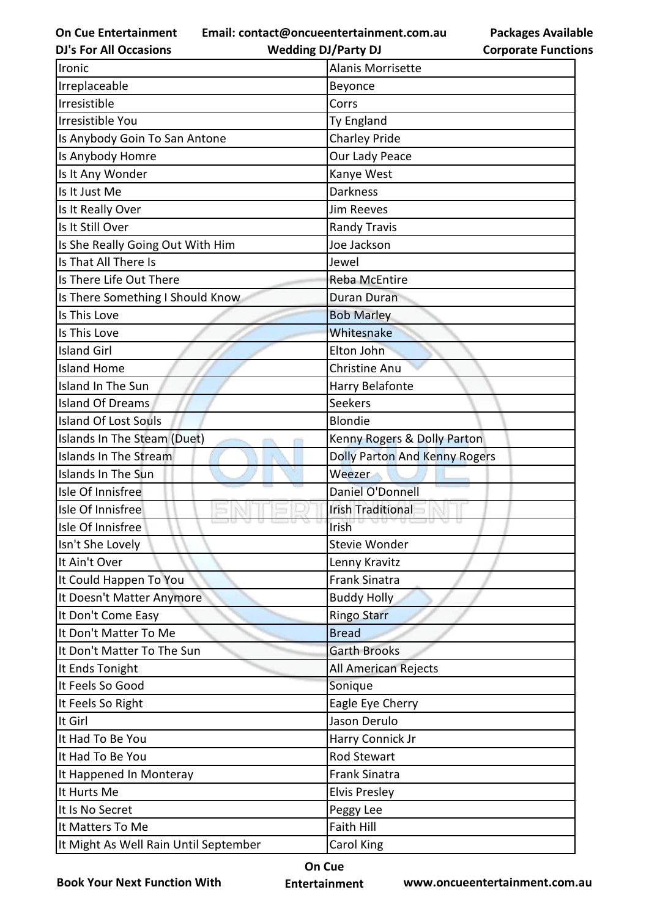| Ironic | Alanis Morrisette |
|---|---|
| Irreplaceable | Beyonce |
| Irresistible | Corrs |
| Irresistible You | Ty England |
| Is Anybody Goin To San Antone | Charley Pride |
| Is Anybody Homre | Our Lady Peace |
| Is It Any Wonder | Kanye West |
| Is It Just Me | Darkness |
| Is It Really Over | Jim Reeves |
| Is It Still Over | Randy Travis |
| Is She Really Going Out With Him | Joe Jackson |
| Is That All There Is | Jewel |
| Is There Life Out There | Reba McEntire |
| Is There Something I Should Know | Duran Duran |
| Is This Love | Bob Marley |
| Is This Love | Whitesnake |
| Island Girl | Elton John |
| Island Home | Christine Anu |
| Island In The Sun | Harry Belafonte |
| Island Of Dreams | Seekers |
| Island Of Lost Souls | Blondie |
| Islands In The Steam (Duet) | Kenny Rogers & Dolly Parton |
| Islands In The Stream | Dolly Parton And Kenny Rogers |
| Islands In The Sun | Weezer |
| Isle Of Innisfree | Daniel O'Donnell |
| Isle Of Innisfree | Irish Traditional |
| Isle Of Innisfree | Irish |
| Isn't She Lovely | Stevie Wonder |
| It Ain't Over | Lenny Kravitz |
| It Could Happen To You | Frank Sinatra |
| It Doesn't Matter Anymore | Buddy Holly |
| It Don't Come Easy | Ringo Starr |
| It Don't Matter To Me | Bread |
| It Don't Matter To The Sun | Garth Brooks |
| It Ends Tonight | All American Rejects |
| It Feels So Good | Sonique |
| It Feels So Right | Eagle Eye Cherry |
| It Girl | Jason Derulo |
| It Had To Be You | Harry Connick Jr |
| It Had To Be You | Rod Stewart |
| It Happened In Monteray | Frank Sinatra |
| It Hurts Me | Elvis Presley |
| It Is No Secret | Peggy Lee |
| It Matters To Me | Faith Hill |
| It Might As Well Rain Until September | Carol King |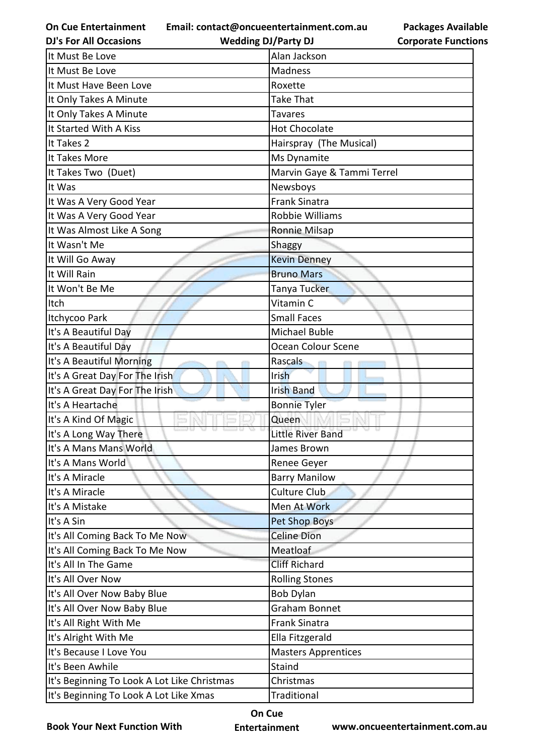| It Must Be Love | Alan Jackson |
|---|---|
| It Must Be Love | Madness |
| It Must Have Been Love | Roxette |
| It Only Takes A Minute | Take That |
| It Only Takes A Minute | Tavares |
| It Started With A Kiss | Hot Chocolate |
| It Takes 2 | Hairspray (The Musical) |
| It Takes More | Ms Dynamite |
| It Takes Two (Duet) | Marvin Gaye & Tammi Terrel |
| It Was | Newsboys |
| It Was A Very Good Year | Frank Sinatra |
| It Was A Very Good Year | Robbie Williams |
| It Was Almost Like A Song | Ronnie Milsap |
| It Wasn't Me | Shaggy |
| It Will Go Away | Kevin Denney |
| It Will Rain | Bruno Mars |
| It Won't Be Me | Tanya Tucker |
| Itch | Vitamin C |
| Itchycoo Park | Small Faces |
| It's A Beautiful Day | Michael Buble |
| It's A Beautiful Day | Ocean Colour Scene |
| It's A Beautiful Morning | Rascals |
| It's A Great Day For The Irish | Irish |
| It's A Great Day For The Irish | Irish Band |
| It's A Heartache | Bonnie Tyler |
| It's A Kind Of Magic | Queen |
| It's A Long Way There | Little River Band |
| It's A Mans Mans World | James Brown |
| It's A Mans World | Renee Geyer |
| It's A Miracle | Barry Manilow |
| It's A Miracle | Culture Club |
| It's A Mistake | Men At Work |
| It's A Sin | Pet Shop Boys |
| It's All Coming Back To Me Now | Celine Dion |
| It's All Coming Back To Me Now | Meatloaf |
| It's All In The Game | Cliff Richard |
| It's All Over Now | Rolling Stones |
| It's All Over Now Baby Blue | Bob Dylan |
| It's All Over Now Baby Blue | Graham Bonnet |
| It's All Right With Me | Frank Sinatra |
| It's Alright With Me | Ella Fitzgerald |
| It's Because I Love You | Masters Apprentices |
| It's Been Awhile | Staind |
| It's Beginning To Look A Lot Like Christmas | Christmas |
| It's Beginning To Look A Lot Like Xmas | Traditional |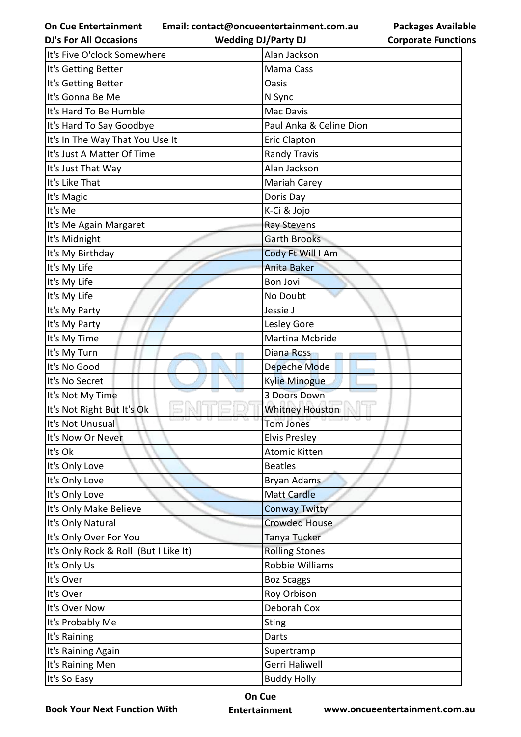| It's Five O'clock Somewhere | Alan Jackson |
|---|---|
| It's Getting Better | Mama Cass |
| It's Getting Better | Oasis |
| It's Gonna Be Me | N Sync |
| It's Hard To Be Humble | Mac Davis |
| It's Hard To Say Goodbye | Paul Anka & Celine Dion |
| It's In The Way That You Use It | Eric Clapton |
| It's Just A Matter Of Time | Randy Travis |
| It's Just That Way | Alan Jackson |
| It's Like That | Mariah Carey |
| It's Magic | Doris Day |
| It's Me | K-Ci & Jojo |
| It's Me Again Margaret | Ray Stevens |
| It's Midnight | Garth Brooks |
| It's My Birthday | Cody Ft Will I Am |
| It's My Life | Anita Baker |
| It's My Life | Bon Jovi |
| It's My Life | No Doubt |
| It's My Party | Jessie J |
| It's My Party | Lesley Gore |
| It's My Time | Martina Mcbride |
| It's My Turn | Diana Ross |
| It's No Good | Depeche Mode |
| It's No Secret | Kylie Minogue |
| It's Not My Time | 3 Doors Down |
| It's Not Right But It's Ok | Whitney Houston |
| It's Not Unusual | Tom Jones |
| It's Now Or Never | Elvis Presley |
| It's Ok | Atomic Kitten |
| It's Only Love | Beatles |
| It's Only Love | Bryan Adams |
| It's Only Love | Matt Cardle |
| It's Only Make Believe | Conway Twitty |
| It's Only Natural | Crowded House |
| It's Only Over For You | Tanya Tucker |
| It's Only Rock & Roll (But I Like It) | Rolling Stones |
| It's Only Us | Robbie Williams |
| It's Over | Boz Scaggs |
| It's Over | Roy Orbison |
| It's Over Now | Deborah Cox |
| It's Probably Me | Sting |
| It's Raining | Darts |
| It's Raining Again | Supertramp |
| It's Raining Men | Gerri Haliwell |
| It's So Easy | Buddy Holly |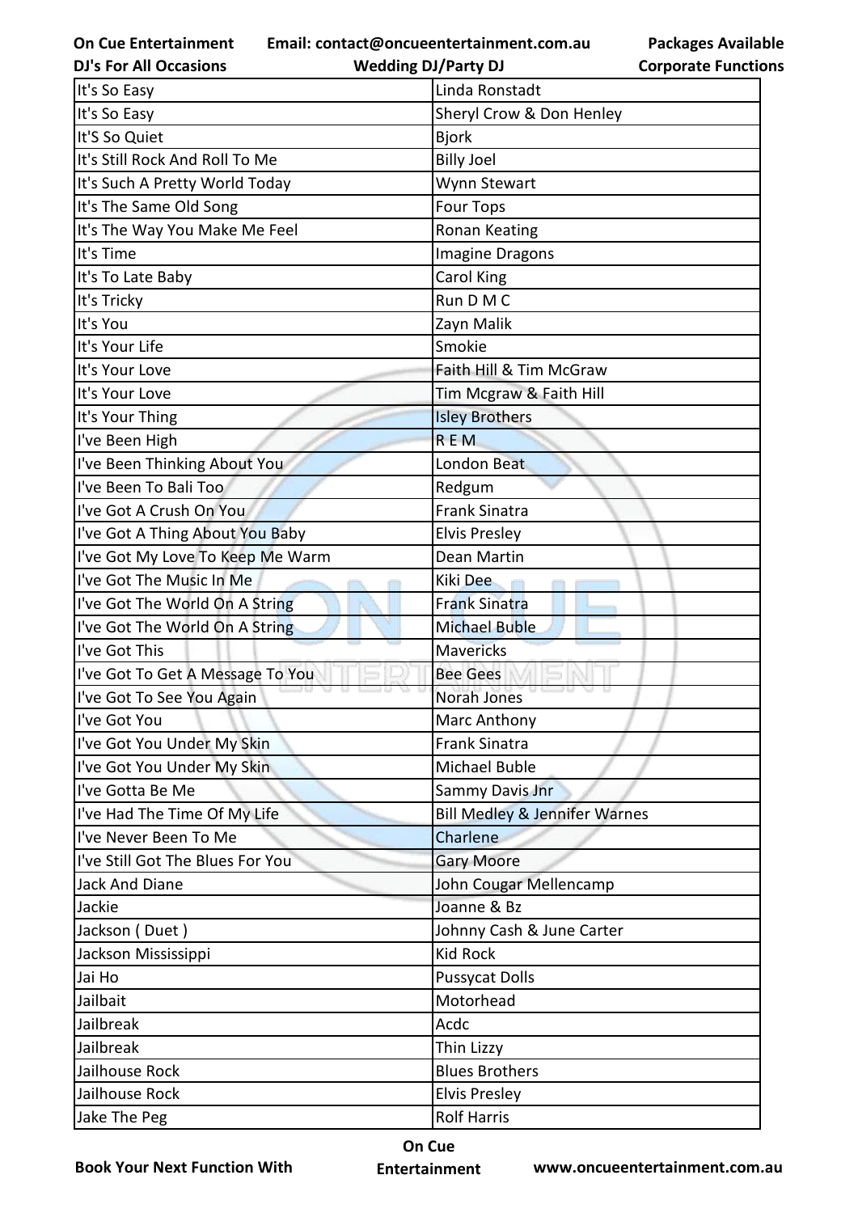| It's So Easy | Linda Ronstadt |
|---|---|
| It's So Easy | Sheryl Crow & Don Henley |
| It'S So Quiet | Bjork |
| It's Still Rock And Roll To Me | Billy Joel |
| It's Such A Pretty World Today | Wynn Stewart |
| It's The Same Old Song | Four Tops |
| It's The Way You Make Me Feel | Ronan Keating |
| It's Time | Imagine Dragons |
| It's To Late Baby | Carol King |
| It's Tricky | Run D M C |
| It's You | Zayn Malik |
| It's Your Life | Smokie |
| It's Your Love | Faith Hill & Tim McGraw |
| It's Your Love | Tim Mcgraw & Faith Hill |
| It's Your Thing | Isley Brothers |
| I've Been High | R E M |
| I've Been Thinking About You | London Beat |
| I've Been To Bali Too | Redgum |
| I've Got A Crush On You | Frank Sinatra |
| I've Got A Thing About You Baby | Elvis Presley |
| I've Got My Love To Keep Me Warm | Dean Martin |
| I've Got The Music In Me | Kiki Dee |
| I've Got The World On A String | Frank Sinatra |
| I've Got The World On A String | Michael Buble |
| I've Got This | Mavericks |
| I've Got To Get A Message To You | Bee Gees |
| I've Got To See You Again | Norah Jones |
| I've Got You | Marc Anthony |
| I've Got You Under My Skin | Frank Sinatra |
| I've Got You Under My Skin | Michael Buble |
| I've Gotta Be Me | Sammy Davis Jnr |
| I've Had The Time Of My Life | Bill Medley & Jennifer Warnes |
| I've Never Been To Me | Charlene |
| I've Still Got The Blues For You | Gary Moore |
| Jack And Diane | John Cougar Mellencamp |
| Jackie | Joanne & Bz |
| Jackson ( Duet ) | Johnny Cash & June Carter |
| Jackson Mississippi | Kid Rock |
| Jai Ho | Pussycat Dolls |
| Jailbait | Motorhead |
| Jailbreak | Acdc |
| Jailbreak | Thin Lizzy |
| Jailhouse Rock | Blues Brothers |
| Jailhouse Rock | Elvis Presley |
| Jake The Peg | Rolf Harris |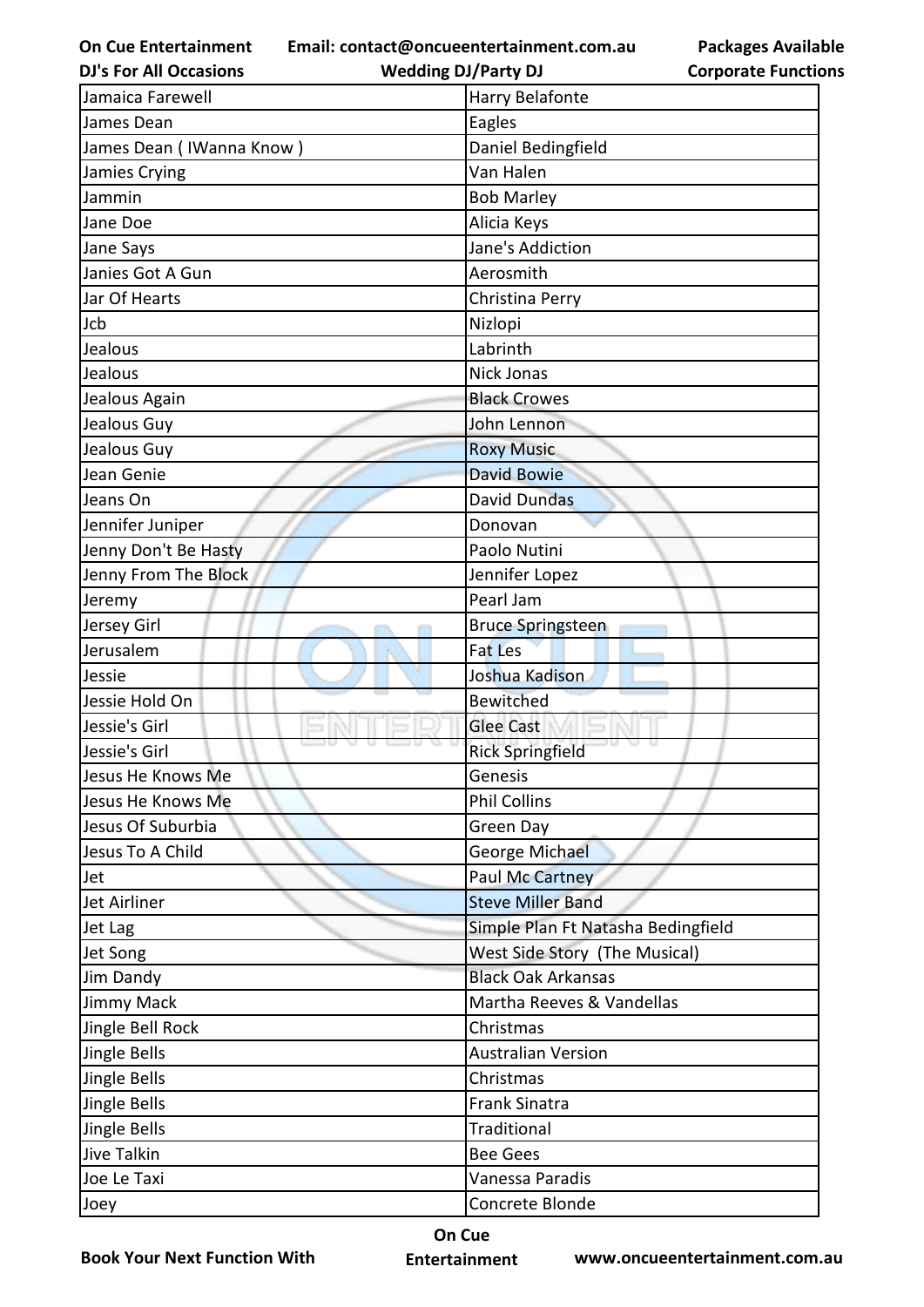| Jamaica Farewell | Harry Belafonte |
|---|---|
| James Dean | Eagles |
| James Dean ( IWanna Know ) | Daniel Bedingfield |
| Jamies Crying | Van Halen |
| Jammin | Bob Marley |
| Jane Doe | Alicia Keys |
| Jane Says | Jane's Addiction |
| Janies Got A Gun | Aerosmith |
| Jar Of Hearts | Christina Perry |
| Jcb | Nizlopi |
| Jealous | Labrinth |
| Jealous | Nick Jonas |
| Jealous Again | Black Crowes |
| Jealous Guy | John Lennon |
| Jealous Guy | Roxy Music |
| Jean Genie | David Bowie |
| Jeans On | David Dundas |
| Jennifer Juniper | Donovan |
| Jenny Don't Be Hasty | Paolo Nutini |
| Jenny From The Block | Jennifer Lopez |
| Jeremy | Pearl Jam |
| Jersey Girl | Bruce Springsteen |
| Jerusalem | Fat Les |
| Jessie | Joshua Kadison |
| Jessie Hold On | Bewitched |
| Jessie's Girl | Glee Cast |
| Jessie's Girl | Rick Springfield |
| Jesus He Knows Me | Genesis |
| Jesus He Knows Me | Phil Collins |
| Jesus Of Suburbia | Green Day |
| Jesus To A Child | George Michael |
| Jet | Paul Mc Cartney |
| Jet Airliner | Steve Miller Band |
| Jet Lag | Simple Plan Ft Natasha Bedingfield |
| Jet Song | West Side Story (The Musical) |
| Jim Dandy | Black Oak Arkansas |
| Jimmy Mack | Martha Reeves & Vandellas |
| Jingle Bell Rock | Christmas |
| Jingle Bells | Australian Version |
| Jingle Bells | Christmas |
| Jingle Bells | Frank Sinatra |
| Jingle Bells | Traditional |
| Jive Talkin | Bee Gees |
| Joe Le Taxi | Vanessa Paradis |
| Joey | Concrete Blonde |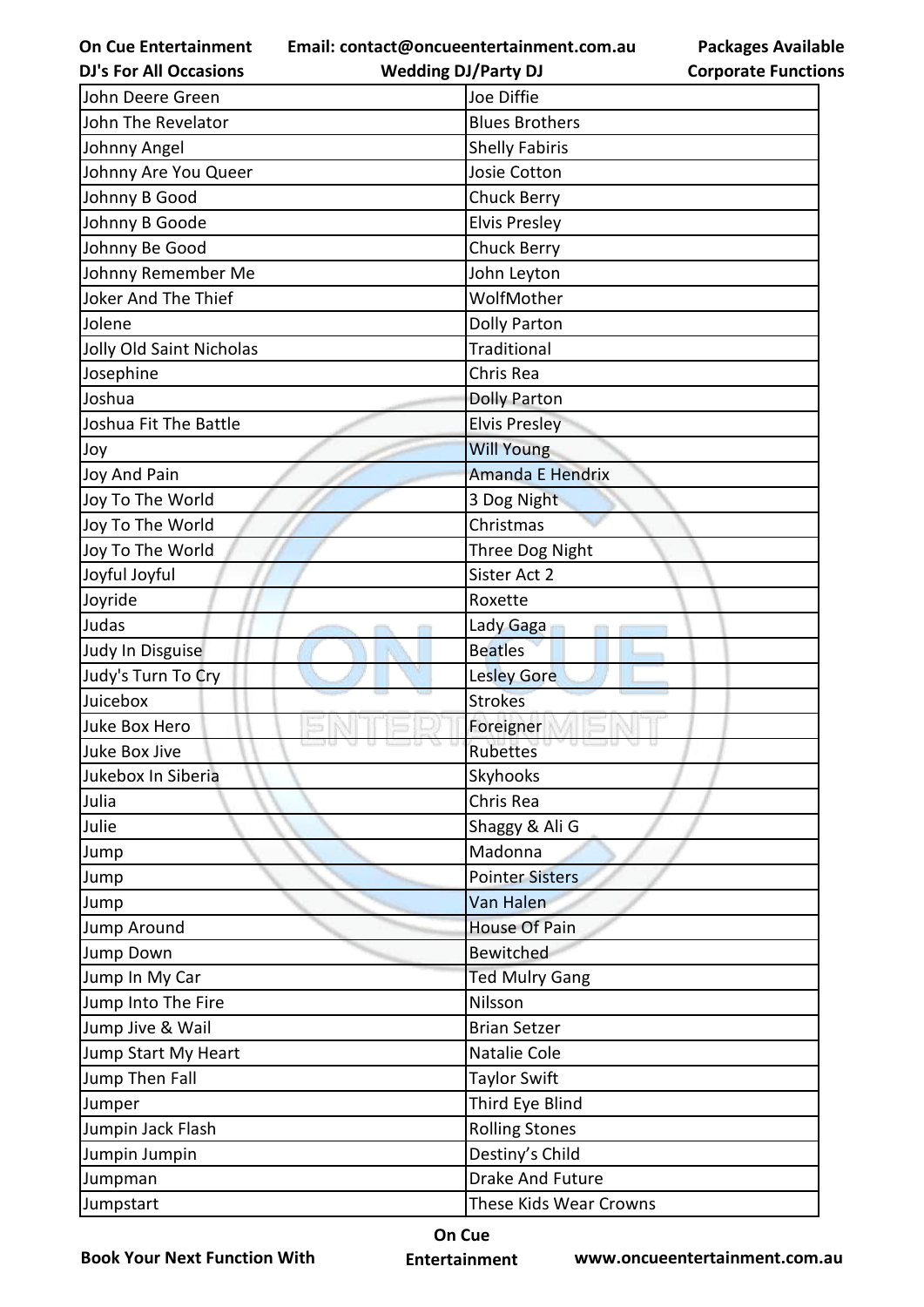| John Deere Green | Joe Diffie |
|---|---|
| John The Revelator | Blues Brothers |
| Johnny Angel | Shelly Fabiris |
| Johnny Are You Queer | Josie Cotton |
| Johnny B Good | Chuck Berry |
| Johnny B Goode | Elvis Presley |
| Johnny Be Good | Chuck Berry |
| Johnny Remember Me | John Leyton |
| Joker And The Thief | WolfMother |
| Jolene | Dolly Parton |
| Jolly Old Saint Nicholas | Traditional |
| Josephine | Chris Rea |
| Joshua | Dolly Parton |
| Joshua Fit The Battle | Elvis Presley |
| Joy | Will Young |
| Joy And Pain | Amanda E Hendrix |
| Joy To The World | 3 Dog Night |
| Joy To The World | Christmas |
| Joy To The World | Three Dog Night |
| Joyful Joyful | Sister Act 2 |
| Joyride | Roxette |
| Judas | Lady Gaga |
| Judy In Disguise | Beatles |
| Judy's Turn To Cry | Lesley Gore |
| Juicebox | Strokes |
| Juke Box Hero | Foreigner |
| Juke Box Jive | Rubettes |
| Jukebox In Siberia | Skyhooks |
| Julia | Chris Rea |
| Julie | Shaggy & Ali G |
| Jump | Madonna |
| Jump | Pointer Sisters |
| Jump | Van Halen |
| Jump Around | House Of Pain |
| Jump Down | Bewitched |
| Jump In My Car | Ted Mulry Gang |
| Jump Into The Fire | Nilsson |
| Jump Jive & Wail | Brian Setzer |
| Jump Start My Heart | Natalie Cole |
| Jump Then Fall | Taylor Swift |
| Jumper | Third Eye Blind |
| Jumpin Jack Flash | Rolling Stones |
| Jumpin Jumpin | Destiny's Child |
| Jumpman | Drake And Future |
| Jumpstart | These Kids Wear Crowns |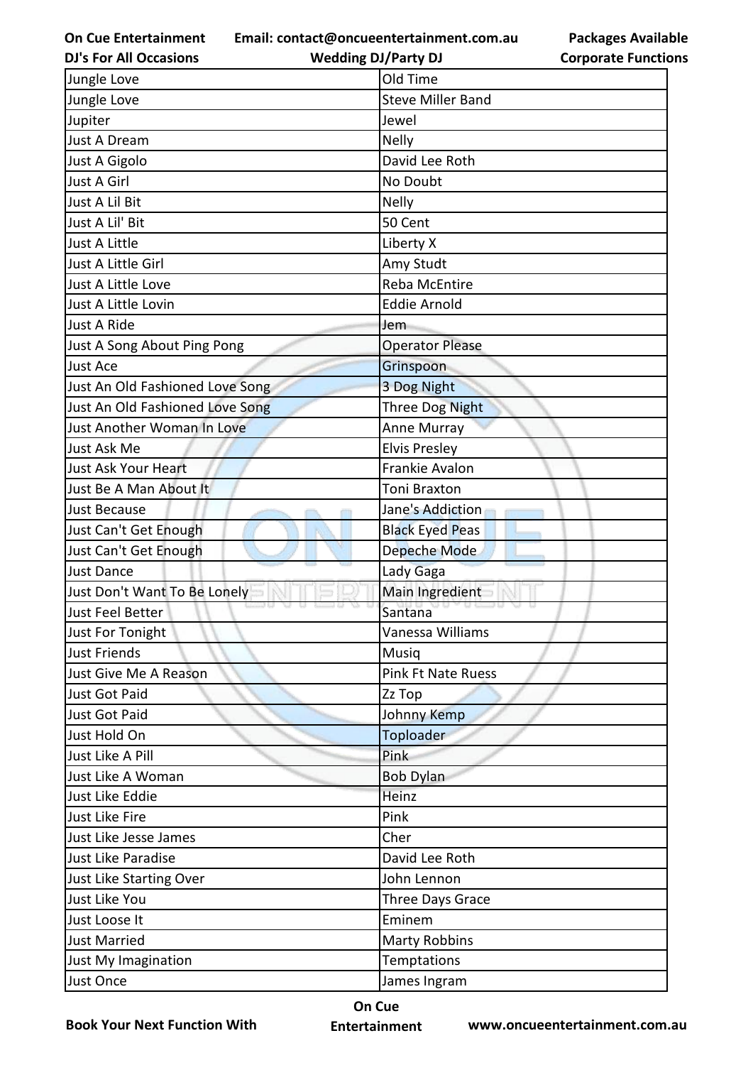| Jungle Love | Old Time |
|---|---|
| Jungle Love | Steve Miller Band |
| Jupiter | Jewel |
| Just A Dream | Nelly |
| Just A Gigolo | David Lee Roth |
| Just A Girl | No Doubt |
| Just A Lil Bit | Nelly |
| Just A Lil' Bit | 50 Cent |
| Just A Little | Liberty X |
| Just A Little Girl | Amy Studt |
| Just A Little Love | Reba McEntire |
| Just A Little Lovin | Eddie Arnold |
| Just A Ride | Jem |
| Just A Song About Ping Pong | Operator Please |
| Just Ace | Grinspoon |
| Just An Old Fashioned Love Song | 3 Dog Night |
| Just An Old Fashioned Love Song | Three Dog Night |
| Just Another Woman In Love | Anne Murray |
| Just Ask Me | Elvis Presley |
| Just Ask Your Heart | Frankie Avalon |
| Just Be A Man About It | Toni Braxton |
| Just Because | Jane's Addiction |
| Just Can't Get Enough | Black Eyed Peas |
| Just Can't Get Enough | Depeche Mode |
| Just Dance | Lady Gaga |
| Just Don't Want To Be Lonely | Main Ingredient |
| Just Feel Better | Santana |
| Just For Tonight | Vanessa Williams |
| Just Friends | Musiq |
| Just Give Me A Reason | Pink Ft Nate Ruess |
| Just Got Paid | Zz Top |
| Just Got Paid | Johnny Kemp |
| Just Hold On | Toploader |
| Just Like A Pill | Pink |
| Just Like A Woman | Bob Dylan |
| Just Like Eddie | Heinz |
| Just Like Fire | Pink |
| Just Like Jesse James | Cher |
| Just Like Paradise | David Lee Roth |
| Just Like Starting Over | John Lennon |
| Just Like You | Three Days Grace |
| Just Loose It | Eminem |
| Just Married | Marty Robbins |
| Just My Imagination | Temptations |
| Just Once | James Ingram |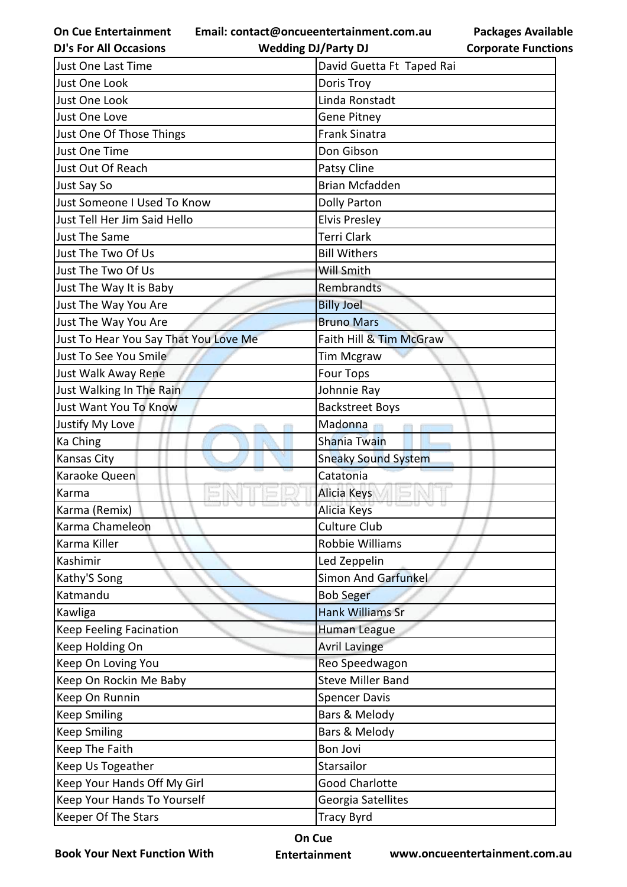| Just One Last Time | David Guetta Ft Taped Rai |
|---|---|
| Just One Look | Doris Troy |
| Just One Look | Linda Ronstadt |
| Just One Love | Gene Pitney |
| Just One Of Those Things | Frank Sinatra |
| Just One Time | Don Gibson |
| Just Out Of Reach | Patsy Cline |
| Just Say So | Brian Mcfadden |
| Just Someone I Used To Know | Dolly Parton |
| Just Tell Her Jim Said Hello | Elvis Presley |
| Just The Same | Terri Clark |
| Just The Two Of Us | Bill Withers |
| Just The Two Of Us | Will Smith |
| Just The Way It is Baby | Rembrandts |
| Just The Way You Are | Billy Joel |
| Just The Way You Are | Bruno Mars |
| Just To Hear You Say That You Love Me | Faith Hill & Tim McGraw |
| Just To See You Smile | Tim Mcgraw |
| Just Walk Away Rene | Four Tops |
| Just Walking In The Rain | Johnnie Ray |
| Just Want You To Know | Backstreet Boys |
| Justify My Love | Madonna |
| Ka Ching | Shania Twain |
| Kansas City | Sneaky Sound System |
| Karaoke Queen | Catatonia |
| Karma | Alicia Keys |
| Karma (Remix) | Alicia Keys |
| Karma Chameleon | Culture Club |
| Karma Killer | Robbie Williams |
| Kashimir | Led Zeppelin |
| Kathy'S Song | Simon And Garfunkel |
| Katmandu | Bob Seger |
| Kawliga | Hank Williams Sr |
| Keep Feeling Facination | Human League |
| Keep Holding On | Avril Lavinge |
| Keep On Loving You | Reo Speedwagon |
| Keep On Rockin Me Baby | Steve Miller Band |
| Keep On Runnin | Spencer Davis |
| Keep Smiling | Bars & Melody |
| Keep Smiling | Bars & Melody |
| Keep The Faith | Bon Jovi |
| Keep Us Togeather | Starsailor |
| Keep Your Hands Off My Girl | Good Charlotte |
| Keep Your Hands To Yourself | Georgia Satellites |
| Keeper Of The Stars | Tracy Byrd |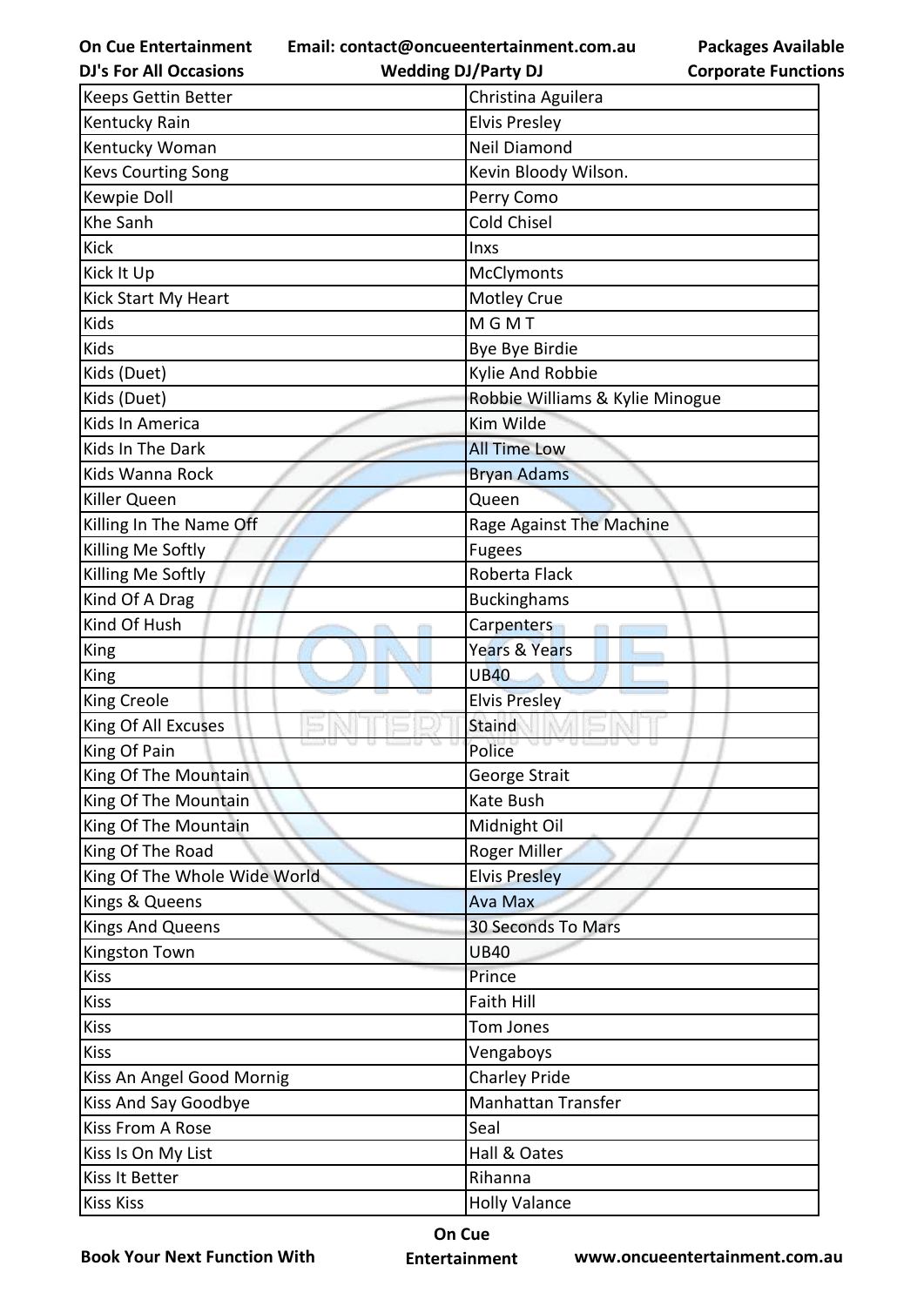| Keeps Gettin Better | Christina Aguilera |
|---|---|
| Kentucky Rain | Elvis Presley |
| Kentucky Woman | Neil Diamond |
| Kevs Courting Song | Kevin Bloody Wilson. |
| Kewpie Doll | Perry Como |
| Khe Sanh | Cold Chisel |
| Kick | Inxs |
| Kick It Up | McClymonts |
| Kick Start My Heart | Motley Crue |
| Kids | M G M T |
| Kids | Bye Bye Birdie |
| Kids (Duet) | Kylie And Robbie |
| Kids (Duet) | Robbie Williams & Kylie Minogue |
| Kids In America | Kim Wilde |
| Kids In The Dark | All Time Low |
| Kids Wanna Rock | Bryan Adams |
| Killer Queen | Queen |
| Killing In The Name Off | Rage Against The Machine |
| Killing Me Softly | Fugees |
| Killing Me Softly | Roberta Flack |
| Kind Of A Drag | Buckinghams |
| Kind Of Hush | Carpenters |
| King | Years & Years |
| King | UB40 |
| King Creole | Elvis Presley |
| King Of All Excuses | Staind |
| King Of Pain | Police |
| King Of The Mountain | George Strait |
| King Of The Mountain | Kate Bush |
| King Of The Mountain | Midnight Oil |
| King Of The Road | Roger Miller |
| King Of The Whole Wide World | Elvis Presley |
| Kings & Queens | Ava Max |
| Kings And Queens | 30 Seconds To Mars |
| Kingston Town | UB40 |
| Kiss | Prince |
| Kiss | Faith Hill |
| Kiss | Tom Jones |
| Kiss | Vengaboys |
| Kiss An Angel Good Mornig | Charley Pride |
| Kiss And Say Goodbye | Manhattan Transfer |
| Kiss From A Rose | Seal |
| Kiss Is On My List | Hall & Oates |
| Kiss It Better | Rihanna |
| Kiss Kiss | Holly Valance |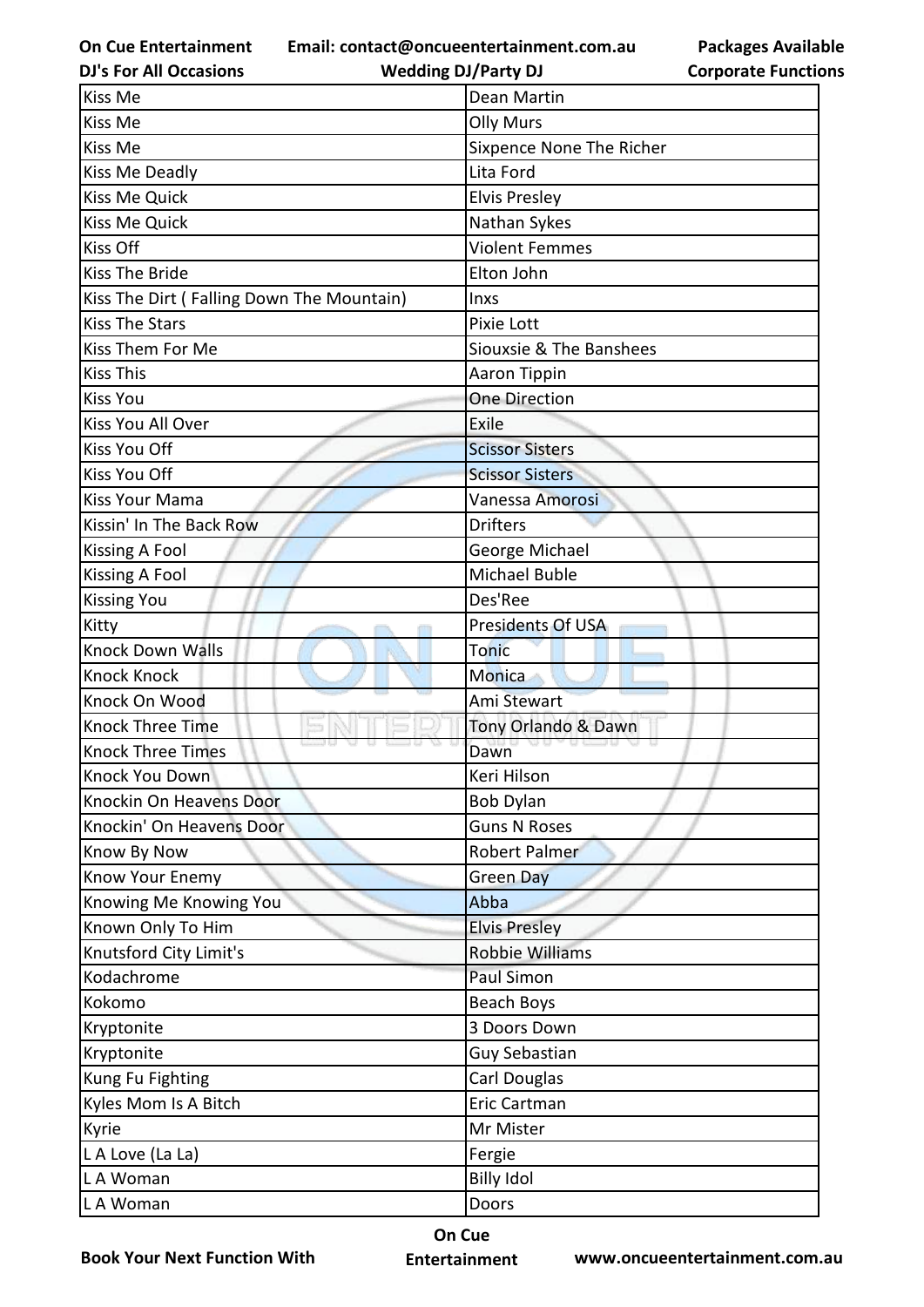| Kiss Me | Dean Martin |
|---|---|
| Kiss Me | Olly Murs |
| Kiss Me | Sixpence None The Richer |
| Kiss Me Deadly | Lita Ford |
| Kiss Me Quick | Elvis Presley |
| Kiss Me Quick | Nathan Sykes |
| Kiss Off | Violent Femmes |
| Kiss The Bride | Elton John |
| Kiss The Dirt ( Falling Down The Mountain) | Inxs |
| Kiss The Stars | Pixie Lott |
| Kiss Them For Me | Siouxsie & The Banshees |
| Kiss This | Aaron Tippin |
| Kiss You | One Direction |
| Kiss You All Over | Exile |
| Kiss You Off | Scissor Sisters |
| Kiss You Off | Scissor Sisters |
| Kiss Your Mama | Vanessa Amorosi |
| Kissin' In The Back Row | Drifters |
| Kissing A Fool | George Michael |
| Kissing A Fool | Michael Buble |
| Kissing You | Des'Ree |
| Kitty | Presidents Of USA |
| Knock Down Walls | Tonic |
| Knock Knock | Monica |
| Knock On Wood | Ami Stewart |
| Knock Three Time | Tony Orlando & Dawn |
| Knock Three Times | Dawn |
| Knock You Down | Keri Hilson |
| Knockin On Heavens Door | Bob Dylan |
| Knockin' On Heavens Door | Guns N Roses |
| Know By Now | Robert Palmer |
| Know Your Enemy | Green Day |
| Knowing Me Knowing You | Abba |
| Known Only To Him | Elvis Presley |
| Knutsford City Limit's | Robbie Williams |
| Kodachrome | Paul Simon |
| Kokomo | Beach Boys |
| Kryptonite | 3 Doors Down |
| Kryptonite | Guy Sebastian |
| Kung Fu Fighting | Carl Douglas |
| Kyles Mom Is A Bitch | Eric Cartman |
| Kyrie | Mr Mister |
| L A Love (La La) | Fergie |
| L A Woman | Billy Idol |
| L A Woman | Doors |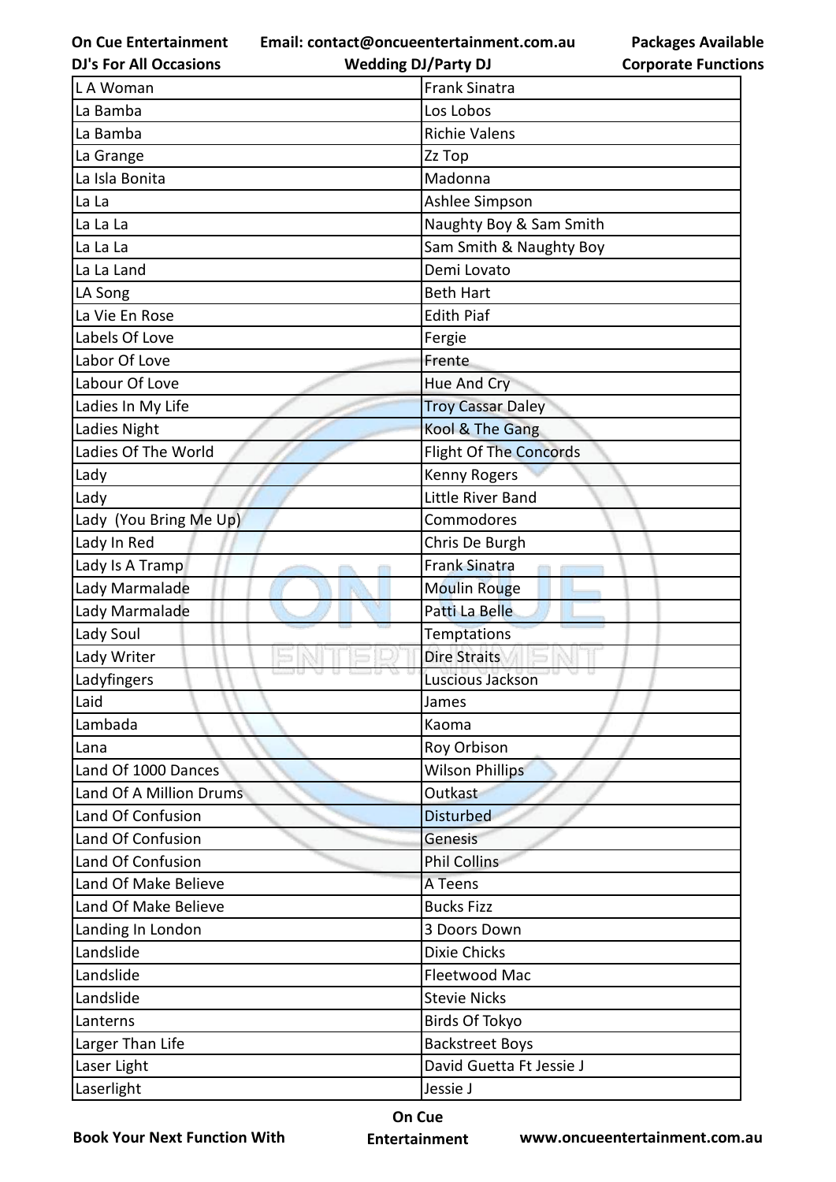| L A Woman | Frank Sinatra |
|---|---|
| La Bamba | Los Lobos |
| La Bamba | Richie Valens |
| La Grange | Zz Top |
| La Isla Bonita | Madonna |
| La La | Ashlee Simpson |
| La La La | Naughty Boy & Sam Smith |
| La La La | Sam Smith & Naughty Boy |
| La La Land | Demi Lovato |
| LA Song | Beth Hart |
| La Vie En Rose | Edith Piaf |
| Labels Of Love | Fergie |
| Labor Of Love | Frente |
| Labour Of Love | Hue And Cry |
| Ladies In My Life | Troy Cassar Daley |
| Ladies Night | Kool & The Gang |
| Ladies Of The World | Flight Of The Concords |
| Lady | Kenny Rogers |
| Lady | Little River Band |
| Lady (You Bring Me Up) | Commodores |
| Lady In Red | Chris De Burgh |
| Lady Is A Tramp | Frank Sinatra |
| Lady Marmalade | Moulin Rouge |
| Lady Marmalade | Patti La Belle |
| Lady Soul | Temptations |
| Lady Writer | Dire Straits |
| Ladyfingers | Luscious Jackson |
| Laid | James |
| Lambada | Kaoma |
| Lana | Roy Orbison |
| Land Of 1000 Dances | Wilson Phillips |
| Land Of A Million Drums | Outkast |
| Land Of Confusion | Disturbed |
| Land Of Confusion | Genesis |
| Land Of Confusion | Phil Collins |
| Land Of Make Believe | A Teens |
| Land Of Make Believe | Bucks Fizz |
| Landing In London | 3 Doors Down |
| Landslide | Dixie Chicks |
| Landslide | Fleetwood Mac |
| Landslide | Stevie Nicks |
| Lanterns | Birds Of Tokyo |
| Larger Than Life | Backstreet Boys |
| Laser Light | David Guetta Ft Jessie J |
| Laserlight | Jessie J |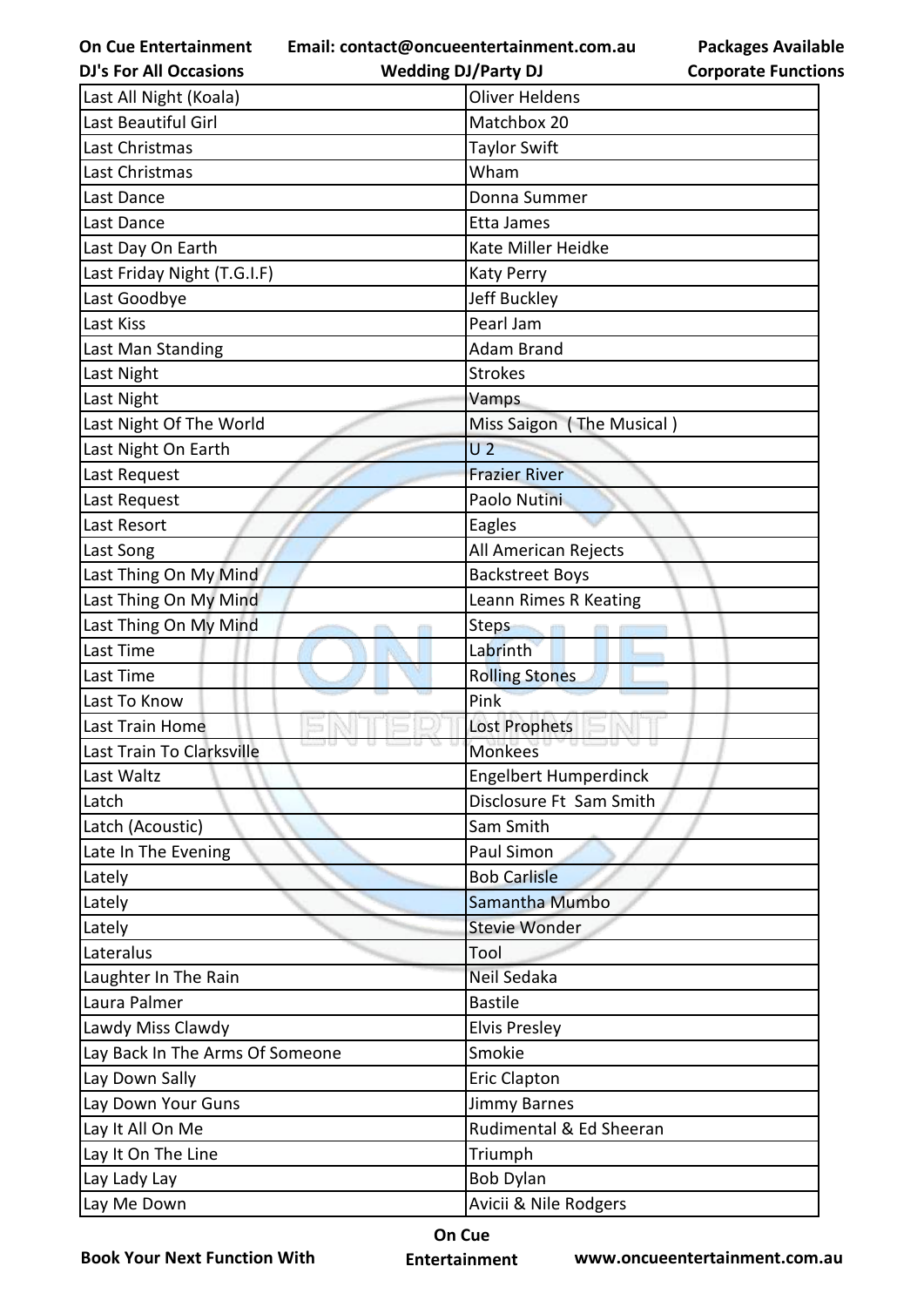| Last All Night (Koala) | Oliver Heldens |
|---|---|
| Last Beautiful Girl | Matchbox 20 |
| Last Christmas | Taylor Swift |
| Last Christmas | Wham |
| Last Dance | Donna Summer |
| Last Dance | Etta James |
| Last Day On Earth | Kate Miller Heidke |
| Last Friday Night (T.G.I.F) | Katy Perry |
| Last Goodbye | Jeff Buckley |
| Last Kiss | Pearl Jam |
| Last Man Standing | Adam Brand |
| Last Night | Strokes |
| Last Night | Vamps |
| Last Night Of The World | Miss Saigon ( The Musical ) |
| Last Night On Earth | U 2 |
| Last Request | Frazier River |
| Last Request | Paolo Nutini |
| Last Resort | Eagles |
| Last Song | All American Rejects |
| Last Thing On My Mind | Backstreet Boys |
| Last Thing On My Mind | Leann Rimes R Keating |
| Last Thing On My Mind | Steps |
| Last Time | Labrinth |
| Last Time | Rolling Stones |
| Last To Know | Pink |
| Last Train Home | Lost Prophets |
| Last Train To Clarksville | Monkees |
| Last Waltz | Engelbert Humperdinck |
| Latch | Disclosure Ft Sam Smith |
| Latch (Acoustic) | Sam Smith |
| Late In The Evening | Paul Simon |
| Lately | Bob Carlisle |
| Lately | Samantha Mumbo |
| Lately | Stevie Wonder |
| Lateralus | Tool |
| Laughter In The Rain | Neil Sedaka |
| Laura Palmer | Bastile |
| Lawdy Miss Clawdy | Elvis Presley |
| Lay Back In The Arms Of Someone | Smokie |
| Lay Down Sally | Eric Clapton |
| Lay Down Your Guns | Jimmy Barnes |
| Lay It All On Me | Rudimental & Ed Sheeran |
| Lay It On The Line | Triumph |
| Lay Lady Lay | Bob Dylan |
| Lay Me Down | Avicii & Nile Rodgers |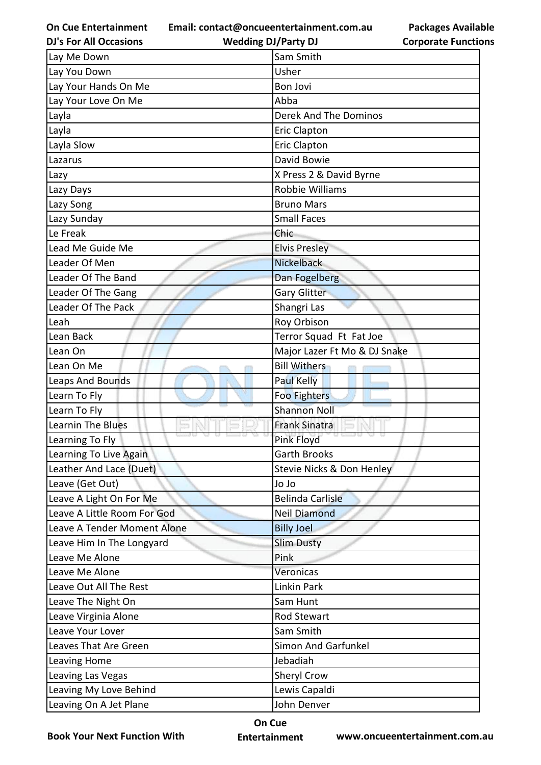| Lay Me Down | Sam Smith |
|---|---|
| Lay You Down | Usher |
| Lay Your Hands On Me | Bon Jovi |
| Lay Your Love On Me | Abba |
| Layla | Derek And The Dominos |
| Layla | Eric Clapton |
| Layla Slow | Eric Clapton |
| Lazarus | David Bowie |
| Lazy | X Press 2 & David Byrne |
| Lazy Days | Robbie Williams |
| Lazy Song | Bruno Mars |
| Lazy Sunday | Small Faces |
| Le Freak | Chic |
| Lead Me Guide Me | Elvis Presley |
| Leader Of Men | Nickelback |
| Leader Of The Band | Dan Fogelberg |
| Leader Of The Gang | Gary Glitter |
| Leader Of The Pack | Shangri Las |
| Leah | Roy Orbison |
| Lean Back | Terror Squad Ft Fat Joe |
| Lean On | Major Lazer Ft Mo & DJ Snake |
| Lean On Me | Bill Withers |
| Leaps And Bounds | Paul Kelly |
| Learn To Fly | Foo Fighters |
| Learn To Fly | Shannon Noll |
| Learnin The Blues | Frank Sinatra |
| Learning To Fly | Pink Floyd |
| Learning To Live Again | Garth Brooks |
| Leather And Lace (Duet) | Stevie Nicks & Don Henley |
| Leave (Get Out) | Jo Jo |
| Leave A Light On For Me | Belinda Carlisle |
| Leave A Little Room For God | Neil Diamond |
| Leave A Tender Moment Alone | Billy Joel |
| Leave Him In The Longyard | Slim Dusty |
| Leave Me Alone | Pink |
| Leave Me Alone | Veronicas |
| Leave Out All The Rest | Linkin Park |
| Leave The Night On | Sam Hunt |
| Leave Virginia Alone | Rod Stewart |
| Leave Your Lover | Sam Smith |
| Leaves That Are Green | Simon And Garfunkel |
| Leaving Home | Jebadiah |
| Leaving Las Vegas | Sheryl Crow |
| Leaving My Love Behind | Lewis Capaldi |
| Leaving On A Jet Plane | John Denver |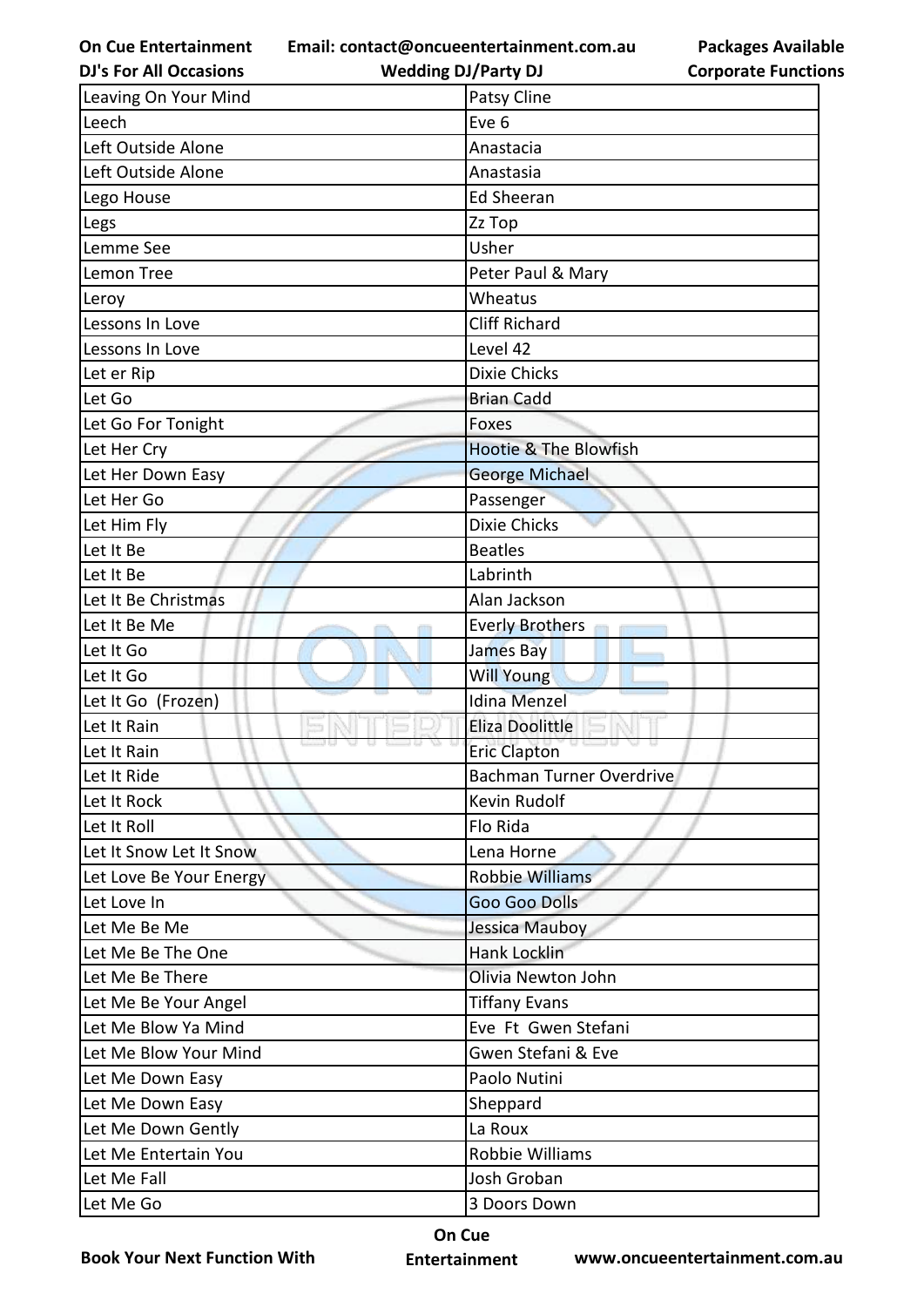| Leaving On Your Mind | Patsy Cline |
|---|---|
| Leech | Eve 6 |
| Left Outside Alone | Anastacia |
| Left Outside Alone | Anastasia |
| Lego House | Ed Sheeran |
| Legs | Zz Top |
| Lemme See | Usher |
| Lemon Tree | Peter Paul & Mary |
| Leroy | Wheatus |
| Lessons In Love | Cliff Richard |
| Lessons In Love | Level 42 |
| Let er Rip | Dixie Chicks |
| Let Go | Brian Cadd |
| Let Go For Tonight | Foxes |
| Let Her Cry | Hootie & The Blowfish |
| Let Her Down Easy | George Michael |
| Let Her Go | Passenger |
| Let Him Fly | Dixie Chicks |
| Let It Be | Beatles |
| Let It Be | Labrinth |
| Let It Be Christmas | Alan Jackson |
| Let It Be Me | Everly Brothers |
| Let It Go | James Bay |
| Let It Go | Will Young |
| Let It Go (Frozen) | Idina Menzel |
| Let It Rain | Eliza Doolittle |
| Let It Rain | Eric Clapton |
| Let It Ride | Bachman Turner Overdrive |
| Let It Rock | Kevin Rudolf |
| Let It Roll | Flo Rida |
| Let It Snow Let It Snow | Lena Horne |
| Let Love Be Your Energy | Robbie Williams |
| Let Love In | Goo Goo Dolls |
| Let Me Be Me | Jessica Mauboy |
| Let Me Be The One | Hank Locklin |
| Let Me Be There | Olivia Newton John |
| Let Me Be Your Angel | Tiffany Evans |
| Let Me Blow Ya Mind | Eve Ft Gwen Stefani |
| Let Me Blow Your Mind | Gwen Stefani & Eve |
| Let Me Down Easy | Paolo Nutini |
| Let Me Down Easy | Sheppard |
| Let Me Down Gently | La Roux |
| Let Me Entertain You | Robbie Williams |
| Let Me Fall | Josh Groban |
| Let Me Go | 3 Doors Down |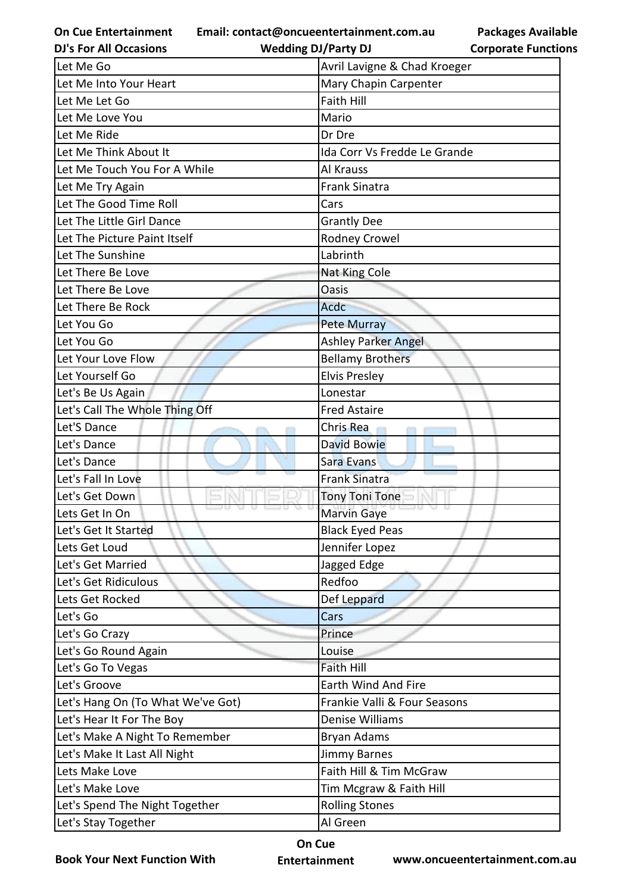| Let Me Go | Avril Lavigne & Chad Kroeger |
|---|---|
| Let Me Into Your Heart | Mary Chapin Carpenter |
| Let Me Let Go | Faith Hill |
| Let Me Love You | Mario |
| Let Me Ride | Dr Dre |
| Let Me Think About It | Ida Corr Vs Fredde Le Grande |
| Let Me Touch You For A While | Al Krauss |
| Let Me Try Again | Frank Sinatra |
| Let The Good Time Roll | Cars |
| Let The Little Girl Dance | Grantly Dee |
| Let The Picture Paint Itself | Rodney Crowel |
| Let The Sunshine | Labrinth |
| Let There Be Love | Nat King Cole |
| Let There Be Love | Oasis |
| Let There Be Rock | Acdc |
| Let You Go | Pete Murray |
| Let You Go | Ashley Parker Angel |
| Let Your Love Flow | Bellamy Brothers |
| Let Yourself Go | Elvis Presley |
| Let's Be Us Again | Lonestar |
| Let's Call The Whole Thing Off | Fred Astaire |
| Let'S Dance | Chris Rea |
| Let's Dance | David Bowie |
| Let's Dance | Sara Evans |
| Let's Fall In Love | Frank Sinatra |
| Let's Get Down | Tony Toni Tone |
| Lets Get In On | Marvin Gaye |
| Let's Get It Started | Black Eyed Peas |
| Lets Get Loud | Jennifer Lopez |
| Let's Get Married | Jagged Edge |
| Let's Get Ridiculous | Redfoo |
| Lets Get Rocked | Def Leppard |
| Let's Go | Cars |
| Let's Go Crazy | Prince |
| Let's Go Round Again | Louise |
| Let's Go To Vegas | Faith Hill |
| Let's Groove | Earth Wind And Fire |
| Let's Hang On (To What We've Got) | Frankie Valli & Four Seasons |
| Let's Hear It For The Boy | Denise Williams |
| Let's Make A Night To Remember | Bryan Adams |
| Let's Make It Last All Night | Jimmy Barnes |
| Lets Make Love | Faith Hill & Tim McGraw |
| Let's Make Love | Tim Mcgraw & Faith Hill |
| Let's Spend The Night Together | Rolling Stones |
| Let's Stay Together | Al Green |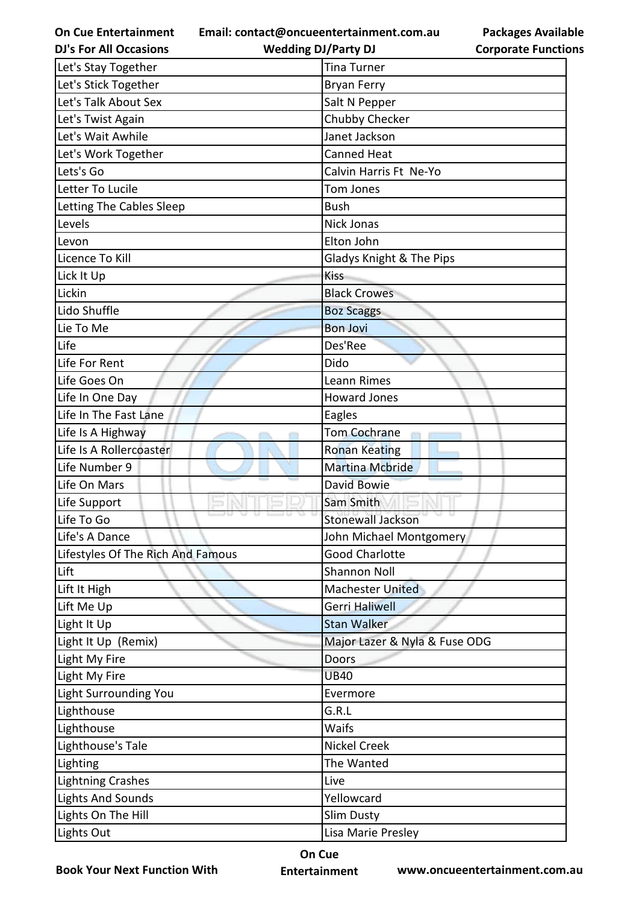| Let's Stay Together | Tina Turner |
|---|---|
| Let's Stick Together | Bryan Ferry |
| Let's Talk About Sex | Salt N Pepper |
| Let's Twist Again | Chubby Checker |
| Let's Wait Awhile | Janet Jackson |
| Let's Work Together | Canned Heat |
| Lets's Go | Calvin Harris Ft Ne-Yo |
| Letter To Lucile | Tom Jones |
| Letting The Cables Sleep | Bush |
| Levels | Nick Jonas |
| Levon | Elton John |
| Licence To Kill | Gladys Knight & The Pips |
| Lick It Up | Kiss |
| Lickin | Black Crowes |
| Lido Shuffle | Boz Scaggs |
| Lie To Me | Bon Jovi |
| Life | Des'Ree |
| Life For Rent | Dido |
| Life Goes On | Leann Rimes |
| Life In One Day | Howard Jones |
| Life In The Fast Lane | Eagles |
| Life Is A Highway | Tom Cochrane |
| Life Is A Rollercoaster | Ronan Keating |
| Life Number 9 | Martina Mcbride |
| Life On Mars | David Bowie |
| Life Support | Sam Smith |
| Life To Go | Stonewall Jackson |
| Life's A Dance | John Michael Montgomery |
| Lifestyles Of The Rich And Famous | Good Charlotte |
| Lift | Shannon Noll |
| Lift It High | Machester United |
| Lift Me Up | Gerri Haliwell |
| Light It Up | Stan Walker |
| Light It Up (Remix) | Major Lazer & Nyla & Fuse ODG |
| Light My Fire | Doors |
| Light My Fire | UB40 |
| Light Surrounding You | Evermore |
| Lighthouse | G.R.L |
| Lighthouse | Waifs |
| Lighthouse's Tale | Nickel Creek |
| Lighting | The Wanted |
| Lightning Crashes | Live |
| Lights And Sounds | Yellowcard |
| Lights On The Hill | Slim Dusty |
| Lights Out | Lisa Marie Presley |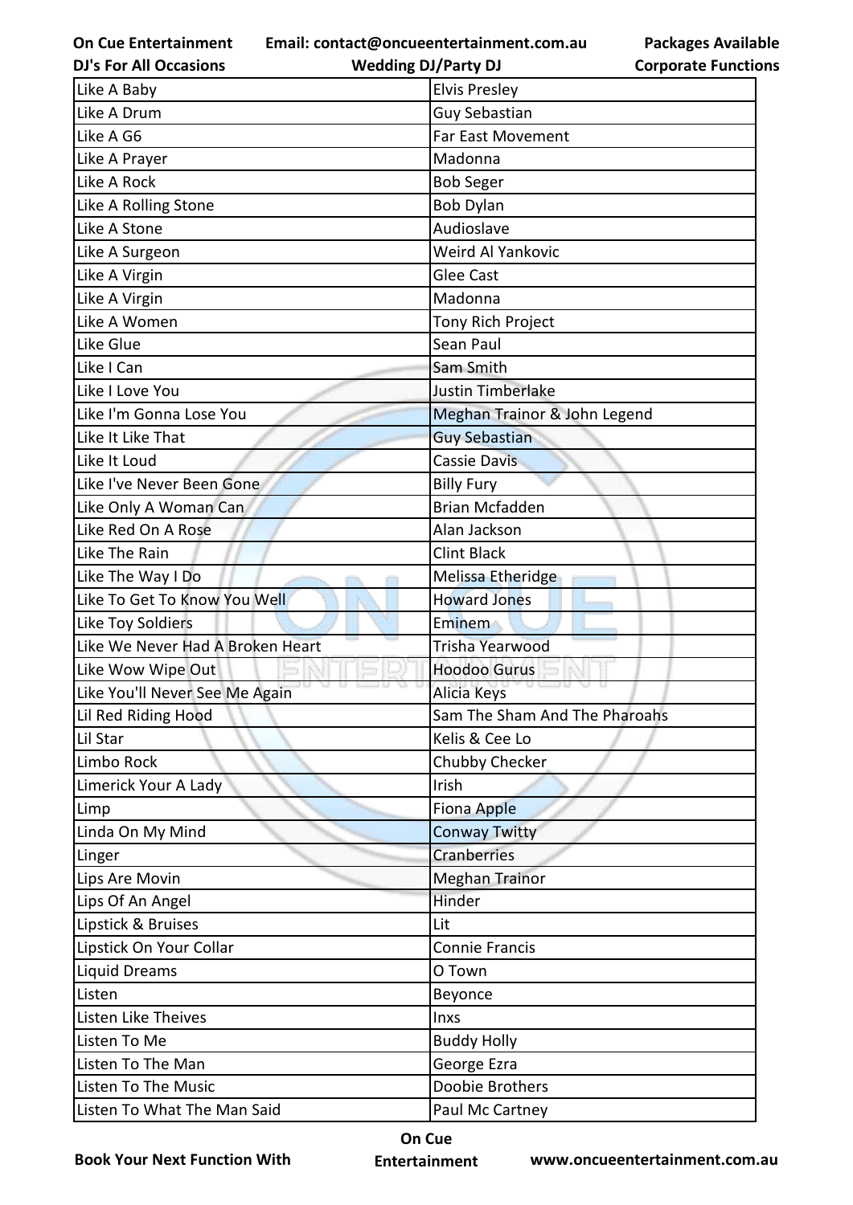| Like A Baby | Elvis Presley |
|---|---|
| Like A Drum | Guy Sebastian |
| Like A G6 | Far East Movement |
| Like A Prayer | Madonna |
| Like A Rock | Bob Seger |
| Like A Rolling Stone | Bob Dylan |
| Like A Stone | Audioslave |
| Like A Surgeon | Weird Al Yankovic |
| Like A Virgin | Glee Cast |
| Like A Virgin | Madonna |
| Like A Women | Tony Rich Project |
| Like Glue | Sean Paul |
| Like I Can | Sam Smith |
| Like I Love You | Justin Timberlake |
| Like I'm Gonna Lose You | Meghan Trainor & John Legend |
| Like It Like That | Guy Sebastian |
| Like It Loud | Cassie Davis |
| Like I've Never Been Gone | Billy Fury |
| Like Only A Woman Can | Brian Mcfadden |
| Like Red On A Rose | Alan Jackson |
| Like The Rain | Clint Black |
| Like The Way I Do | Melissa Etheridge |
| Like To Get To Know You Well | Howard Jones |
| Like Toy Soldiers | Eminem |
| Like We Never Had A Broken Heart | Trisha Yearwood |
| Like Wow Wipe Out | Hoodoo Gurus |
| Like You'll Never See Me Again | Alicia Keys |
| Lil Red Riding Hood | Sam The Sham And The Pharoahs |
| Lil Star | Kelis & Cee Lo |
| Limbo Rock | Chubby Checker |
| Limerick Your A Lady | Irish |
| Limp | Fiona Apple |
| Linda On My Mind | Conway Twitty |
| Linger | Cranberries |
| Lips Are Movin | Meghan Trainor |
| Lips Of An Angel | Hinder |
| Lipstick & Bruises | Lit |
| Lipstick On Your Collar | Connie Francis |
| Liquid Dreams | O Town |
| Listen | Beyonce |
| Listen Like Theives | Inxs |
| Listen To Me | Buddy Holly |
| Listen To The Man | George Ezra |
| Listen To The Music | Doobie Brothers |
| Listen To What The Man Said | Paul Mc Cartney |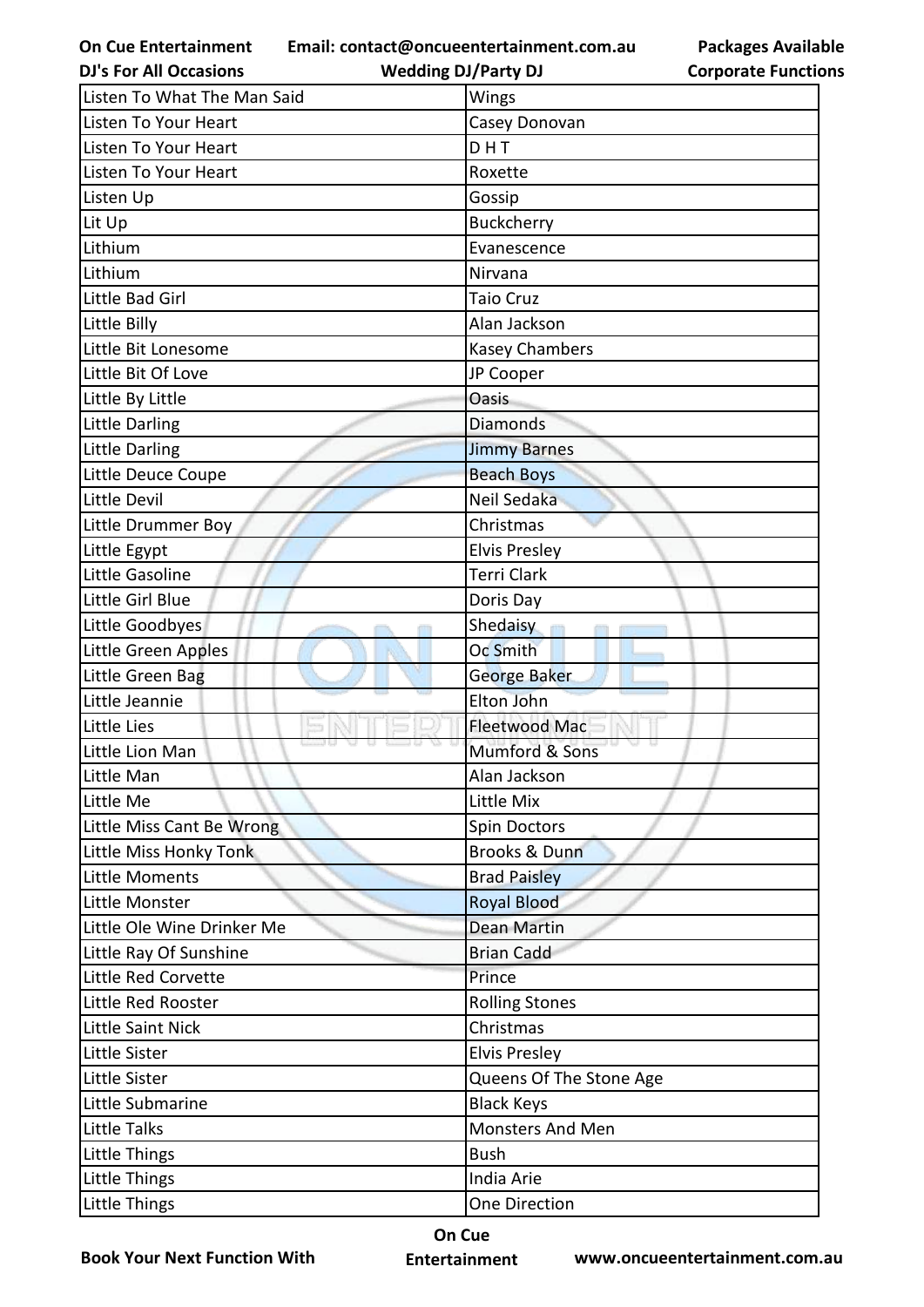| Listen To What The Man Said | Wings |
|---|---|
| Listen To Your Heart | Casey Donovan |
| Listen To Your Heart | D H T |
| Listen To Your Heart | Roxette |
| Listen Up | Gossip |
| Lit Up | Buckcherry |
| Lithium | Evanescence |
| Lithium | Nirvana |
| Little Bad Girl | Taio Cruz |
| Little Billy | Alan Jackson |
| Little Bit Lonesome | Kasey Chambers |
| Little Bit Of Love | JP Cooper |
| Little By Little | Oasis |
| Little Darling | Diamonds |
| Little Darling | Jimmy Barnes |
| Little Deuce Coupe | Beach Boys |
| Little Devil | Neil Sedaka |
| Little Drummer Boy | Christmas |
| Little Egypt | Elvis Presley |
| Little Gasoline | Terri Clark |
| Little Girl Blue | Doris Day |
| Little Goodbyes | Shedaisy |
| Little Green Apples | Oc Smith |
| Little Green Bag | George Baker |
| Little Jeannie | Elton John |
| Little Lies | Fleetwood Mac |
| Little Lion Man | Mumford & Sons |
| Little Man | Alan Jackson |
| Little Me | Little Mix |
| Little Miss Cant Be Wrong | Spin Doctors |
| Little Miss Honky Tonk | Brooks & Dunn |
| Little Moments | Brad Paisley |
| Little Monster | Royal Blood |
| Little Ole Wine Drinker Me | Dean Martin |
| Little Ray Of Sunshine | Brian Cadd |
| Little Red Corvette | Prince |
| Little Red Rooster | Rolling Stones |
| Little Saint Nick | Christmas |
| Little Sister | Elvis Presley |
| Little Sister | Queens Of The Stone Age |
| Little Submarine | Black Keys |
| Little Talks | Monsters And Men |
| Little Things | Bush |
| Little Things | India Arie |
| Little Things | One Direction |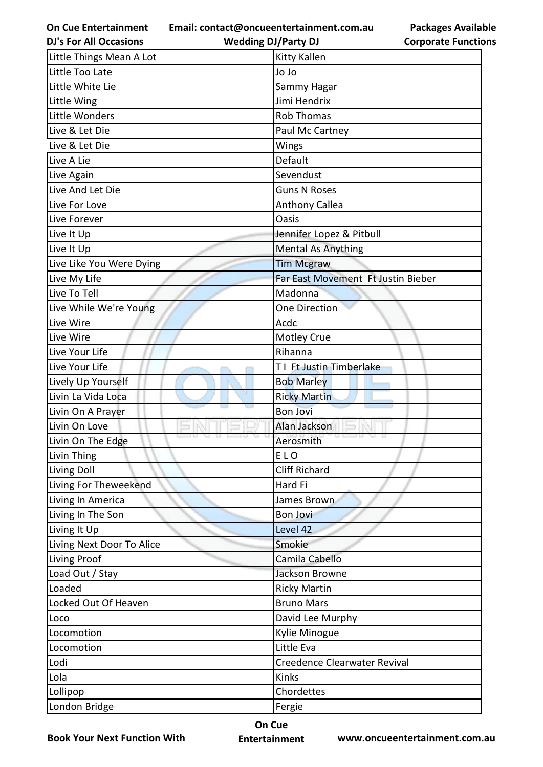| Little Things Mean A Lot | Kitty Kallen |
|---|---|
| Little Too Late | Jo Jo |
| Little White Lie | Sammy Hagar |
| Little Wing | Jimi Hendrix |
| Little Wonders | Rob Thomas |
| Live & Let Die | Paul Mc Cartney |
| Live & Let Die | Wings |
| Live A Lie | Default |
| Live Again | Sevendust |
| Live And Let Die | Guns N Roses |
| Live For Love | Anthony Callea |
| Live Forever | Oasis |
| Live It Up | Jennifer Lopez & Pitbull |
| Live It Up | Mental As Anything |
| Live Like You Were Dying | Tim Mcgraw |
| Live My Life | Far East Movement Ft Justin Bieber |
| Live To Tell | Madonna |
| Live While We're Young | One Direction |
| Live Wire | Acdc |
| Live Wire | Motley Crue |
| Live Your Life | Rihanna |
| Live Your Life | T I Ft Justin Timberlake |
| Lively Up Yourself | Bob Marley |
| Livin La Vida Loca | Ricky Martin |
| Livin On A Prayer | Bon Jovi |
| Livin On Love | Alan Jackson |
| Livin On The Edge | Aerosmith |
| Livin Thing | E L O |
| Living Doll | Cliff Richard |
| Living For Theweekend | Hard Fi |
| Living In America | James Brown |
| Living In The Son | Bon Jovi |
| Living It Up | Level 42 |
| Living Next Door To Alice | Smokie |
| Living Proof | Camila Cabello |
| Load Out / Stay | Jackson Browne |
| Loaded | Ricky Martin |
| Locked Out Of Heaven | Bruno Mars |
| Loco | David Lee Murphy |
| Locomotion | Kylie Minogue |
| Locomotion | Little Eva |
| Lodi | Creedence Clearwater Revival |
| Lola | Kinks |
| Lollipop | Chordettes |
| London Bridge | Fergie |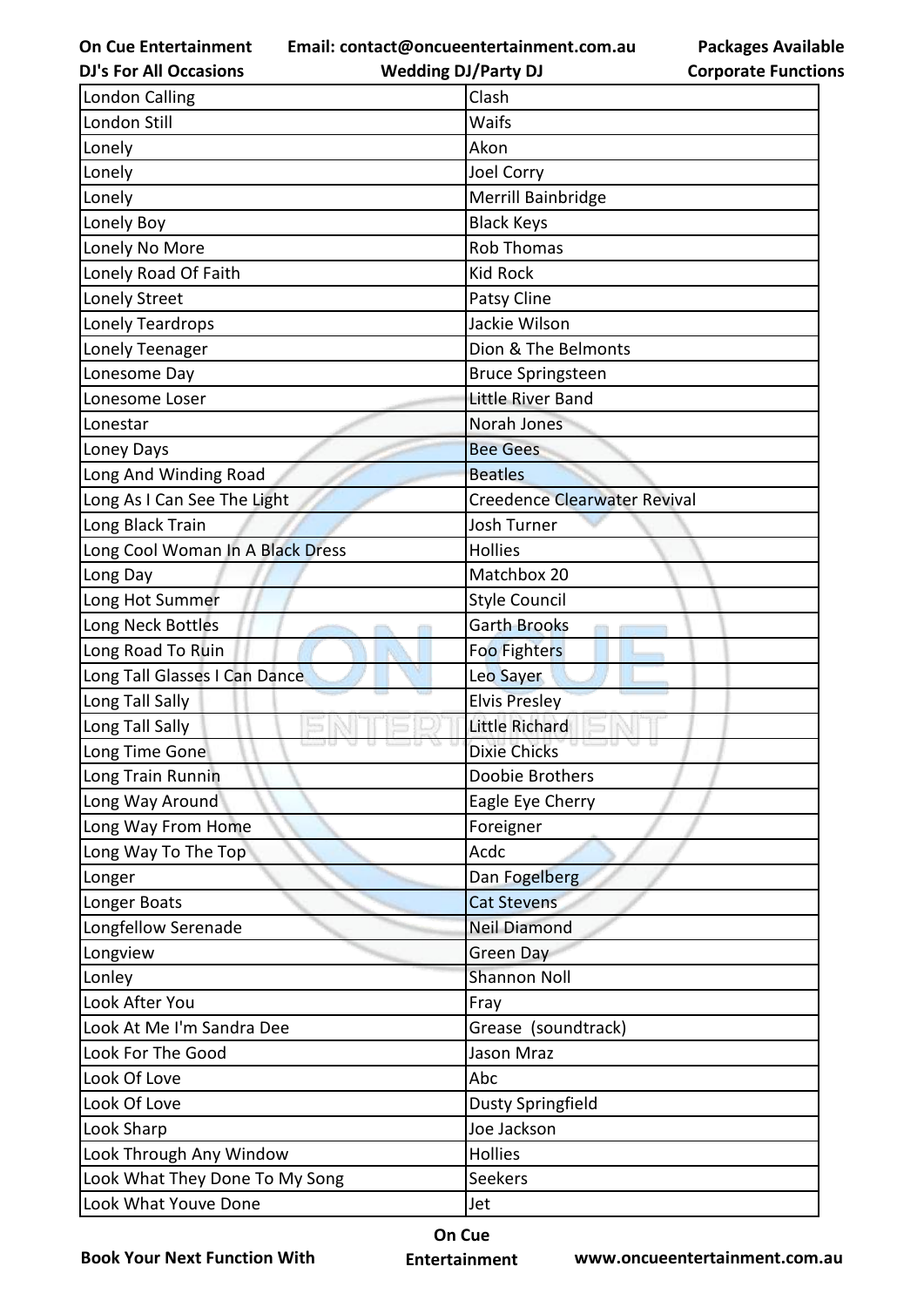| London Calling | Clash |
|---|---|
| London Still | Waifs |
| Lonely | Akon |
| Lonely | Joel Corry |
| Lonely | Merrill Bainbridge |
| Lonely Boy | Black Keys |
| Lonely No More | Rob Thomas |
| Lonely Road Of Faith | Kid Rock |
| Lonely Street | Patsy Cline |
| Lonely Teardrops | Jackie Wilson |
| Lonely Teenager | Dion & The Belmonts |
| Lonesome Day | Bruce Springsteen |
| Lonesome Loser | Little River Band |
| Lonestar | Norah Jones |
| Loney Days | Bee Gees |
| Long And Winding Road | Beatles |
| Long As I Can See The Light | Creedence Clearwater Revival |
| Long Black Train | Josh Turner |
| Long Cool Woman In A Black Dress | Hollies |
| Long Day | Matchbox 20 |
| Long Hot Summer | Style Council |
| Long Neck Bottles | Garth Brooks |
| Long Road To Ruin | Foo Fighters |
| Long Tall Glasses I Can Dance | Leo Sayer |
| Long Tall Sally | Elvis Presley |
| Long Tall Sally | Little Richard |
| Long Time Gone | Dixie Chicks |
| Long Train Runnin | Doobie Brothers |
| Long Way Around | Eagle Eye Cherry |
| Long Way From Home | Foreigner |
| Long Way To The Top | Acdc |
| Longer | Dan Fogelberg |
| Longer Boats | Cat Stevens |
| Longfellow Serenade | Neil Diamond |
| Longview | Green Day |
| Lonley | Shannon Noll |
| Look After You | Fray |
| Look At Me I'm Sandra Dee | Grease (soundtrack) |
| Look For The Good | Jason Mraz |
| Look Of Love | Abc |
| Look Of Love | Dusty Springfield |
| Look Sharp | Joe Jackson |
| Look Through Any Window | Hollies |
| Look What They Done To My Song | Seekers |
| Look What Youve Done | Jet |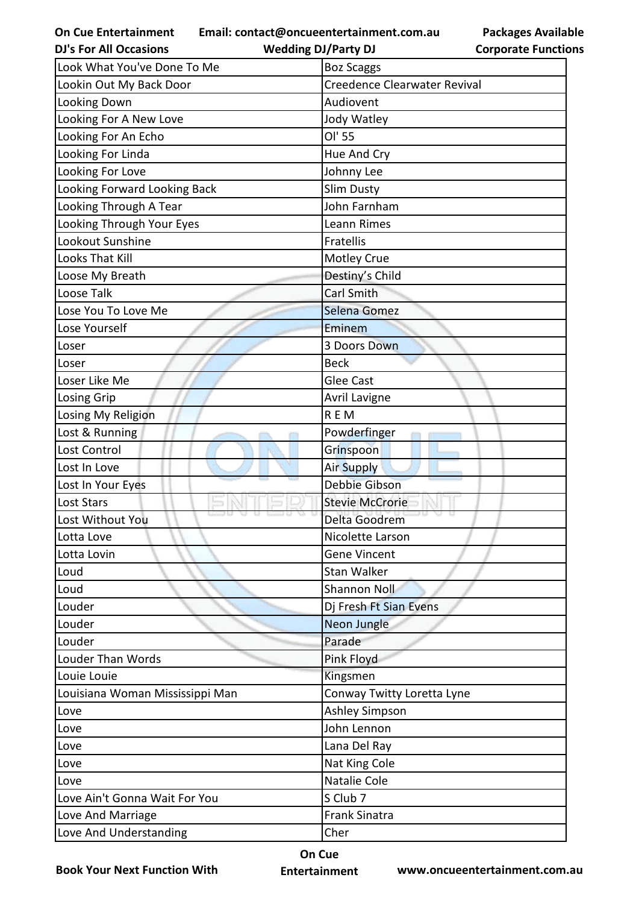| Look What You've Done To Me | Boz Scaggs |
|---|---|
| Lookin Out My Back Door | Creedence Clearwater Revival |
| Looking Down | Audiovent |
| Looking For A New Love | Jody Watley |
| Looking For An Echo | Ol' 55 |
| Looking For Linda | Hue And Cry |
| Looking For Love | Johnny Lee |
| Looking Forward Looking Back | Slim Dusty |
| Looking Through A Tear | John Farnham |
| Looking Through Your Eyes | Leann Rimes |
| Lookout Sunshine | Fratellis |
| Looks That Kill | Motley Crue |
| Loose My Breath | Destiny's Child |
| Loose Talk | Carl Smith |
| Lose You To Love Me | Selena Gomez |
| Lose Yourself | Eminem |
| Loser | 3 Doors Down |
| Loser | Beck |
| Loser Like Me | Glee Cast |
| Losing Grip | Avril Lavigne |
| Losing My Religion | R E M |
| Lost & Running | Powderfinger |
| Lost Control | Grinspoon |
| Lost In Love | Air Supply |
| Lost In Your Eyes | Debbie Gibson |
| Lost Stars | Stevie McCrorie |
| Lost Without You | Delta Goodrem |
| Lotta Love | Nicolette Larson |
| Lotta Lovin | Gene Vincent |
| Loud | Stan Walker |
| Loud | Shannon Noll |
| Louder | Dj Fresh Ft Sian Evens |
| Louder | Neon Jungle |
| Louder | Parade |
| Louder Than Words | Pink Floyd |
| Louie Louie | Kingsmen |
| Louisiana Woman Mississippi Man | Conway Twitty Loretta Lyne |
| Love | Ashley Simpson |
| Love | John Lennon |
| Love | Lana Del Ray |
| Love | Nat King Cole |
| Love | Natalie Cole |
| Love Ain't Gonna Wait For You | S Club 7 |
| Love And Marriage | Frank Sinatra |
| Love And Understanding | Cher |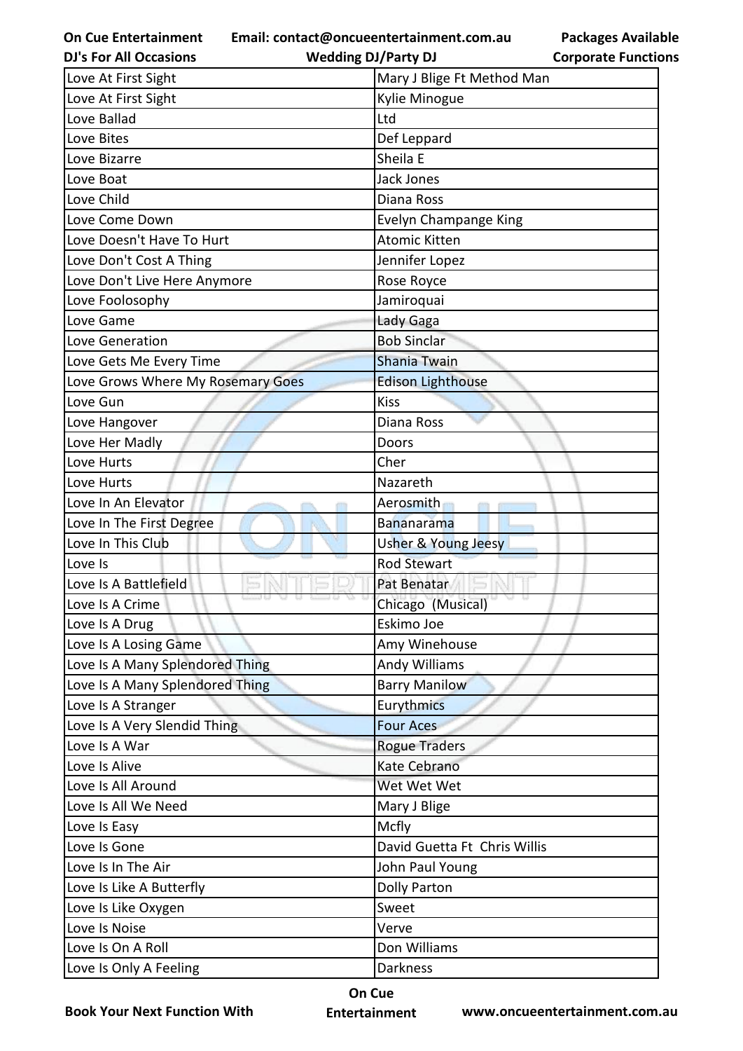| Love At First Sight | Mary J Blige Ft Method Man |
|---|---|
| Love At First Sight | Kylie Minogue |
| Love Ballad | Ltd |
| Love Bites | Def Leppard |
| Love Bizarre | Sheila E |
| Love Boat | Jack Jones |
| Love Child | Diana Ross |
| Love Come Down | Evelyn Champange King |
| Love Doesn't Have To Hurt | Atomic Kitten |
| Love Don't Cost A Thing | Jennifer Lopez |
| Love Don't Live Here Anymore | Rose Royce |
| Love Foolosophy | Jamiroquai |
| Love Game | Lady Gaga |
| Love Generation | Bob Sinclar |
| Love Gets Me Every Time | Shania Twain |
| Love Grows Where My Rosemary Goes | Edison Lighthouse |
| Love Gun | Kiss |
| Love Hangover | Diana Ross |
| Love Her Madly | Doors |
| Love Hurts | Cher |
| Love Hurts | Nazareth |
| Love In An Elevator | Aerosmith |
| Love In The First Degree | Bananarama |
| Love In This Club | Usher & Young Jeesy |
| Love Is | Rod Stewart |
| Love Is A Battlefield | Pat Benatar |
| Love Is A Crime | Chicago (Musical) |
| Love Is A Drug | Eskimo Joe |
| Love Is A Losing Game | Amy Winehouse |
| Love Is A Many Splendored Thing | Andy Williams |
| Love Is A Many Splendored Thing | Barry Manilow |
| Love Is A Stranger | Eurythmics |
| Love Is A Very Slendid Thing | Four Aces |
| Love Is A War | Rogue Traders |
| Love Is Alive | Kate Cebrano |
| Love Is All Around | Wet Wet Wet |
| Love Is All We Need | Mary J Blige |
| Love Is Easy | Mcfly |
| Love Is Gone | David Guetta Ft Chris Willis |
| Love Is In The Air | John Paul Young |
| Love Is Like A Butterfly | Dolly Parton |
| Love Is Like Oxygen | Sweet |
| Love Is Noise | Verve |
| Love Is On A Roll | Don Williams |
| Love Is Only A Feeling | Darkness |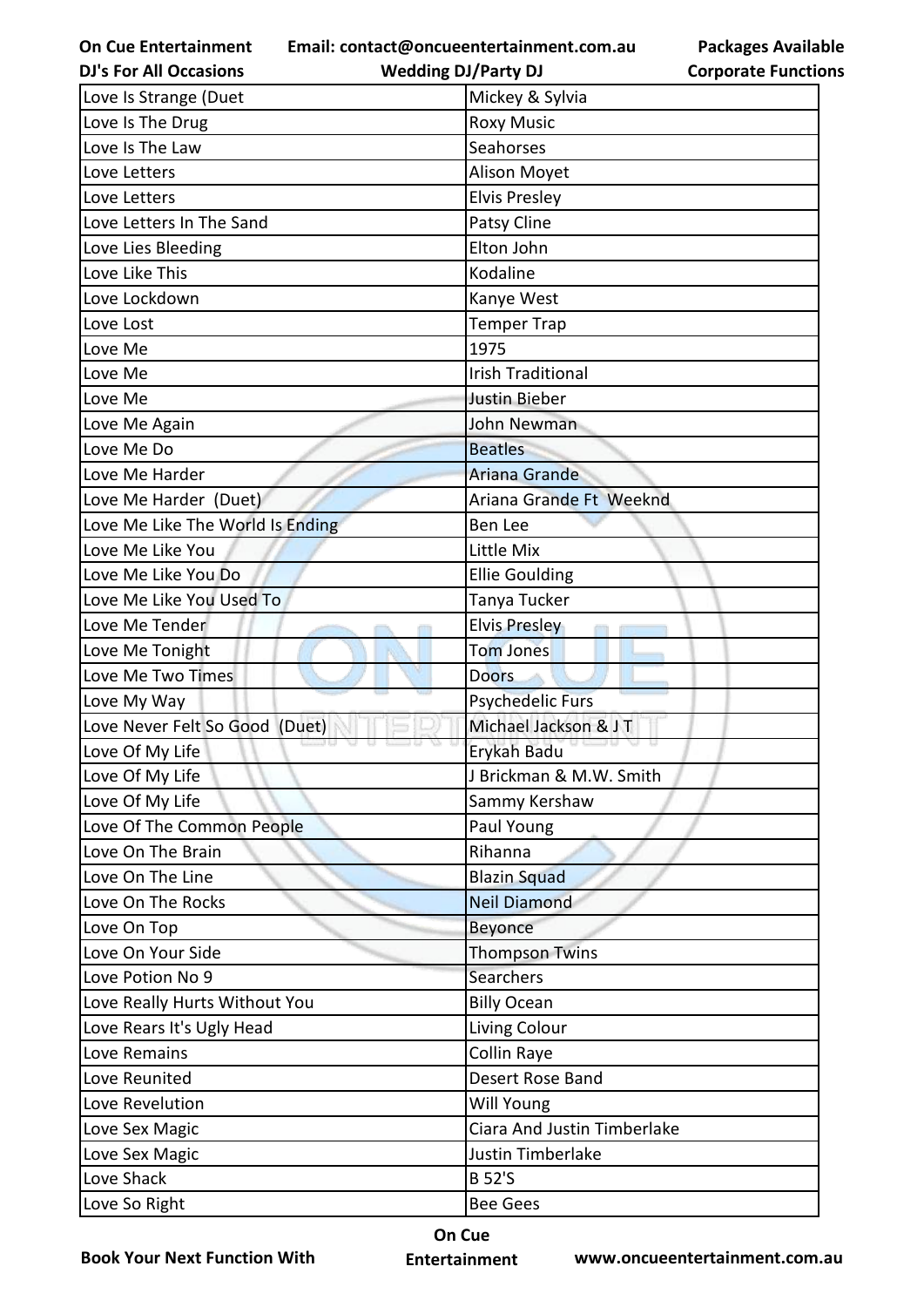| Love Is Strange (Duet | Mickey & Sylvia |
|---|---|
| Love Is The Drug | Roxy Music |
| Love Is The Law | Seahorses |
| Love Letters | Alison Moyet |
| Love Letters | Elvis Presley |
| Love Letters In The Sand | Patsy Cline |
| Love Lies Bleeding | Elton John |
| Love Like This | Kodaline |
| Love Lockdown | Kanye West |
| Love Lost | Temper Trap |
| Love Me | 1975 |
| Love Me | Irish Traditional |
| Love Me | Justin Bieber |
| Love Me Again | John Newman |
| Love Me Do | Beatles |
| Love Me Harder | Ariana Grande |
| Love Me Harder (Duet) | Ariana Grande Ft Weeknd |
| Love Me Like The World Is Ending | Ben Lee |
| Love Me Like You | Little Mix |
| Love Me Like You Do | Ellie Goulding |
| Love Me Like You Used To | Tanya Tucker |
| Love Me Tender | Elvis Presley |
| Love Me Tonight | Tom Jones |
| Love Me Two Times | Doors |
| Love My Way | Psychedelic Furs |
| Love Never Felt So Good (Duet) | Michael Jackson & J T |
| Love Of My Life | Erykah Badu |
| Love Of My Life | J Brickman & M.W. Smith |
| Love Of My Life | Sammy Kershaw |
| Love Of The Common People | Paul Young |
| Love On The Brain | Rihanna |
| Love On The Line | Blazin Squad |
| Love On The Rocks | Neil Diamond |
| Love On Top | Beyonce |
| Love On Your Side | Thompson Twins |
| Love Potion No 9 | Searchers |
| Love Really Hurts Without You | Billy Ocean |
| Love Rears It's Ugly Head | Living Colour |
| Love Remains | Collin Raye |
| Love Reunited | Desert Rose Band |
| Love Revelution | Will Young |
| Love Sex Magic | Ciara And Justin Timberlake |
| Love Sex Magic | Justin Timberlake |
| Love Shack | B 52'S |
| Love So Right | Bee Gees |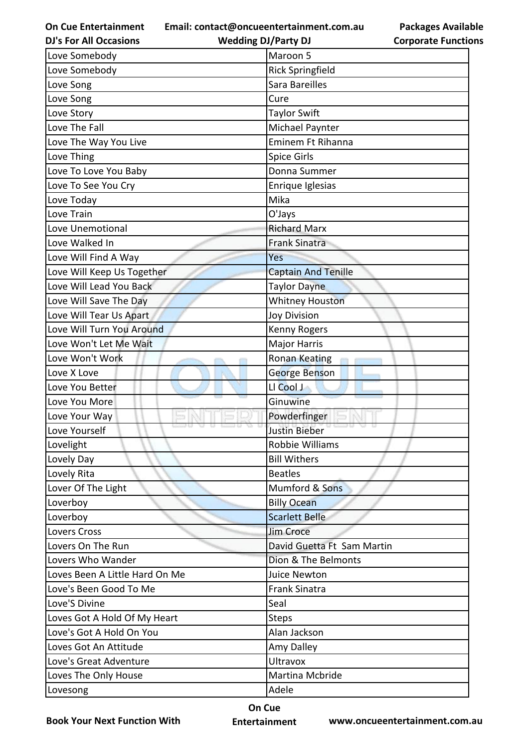| Love Somebody | Maroon 5 |
|---|---|
| Love Somebody | Rick Springfield |
| Love Song | Sara Bareilles |
| Love Song | Cure |
| Love Story | Taylor Swift |
| Love The Fall | Michael Paynter |
| Love The Way You Live | Eminem Ft Rihanna |
| Love Thing | Spice Girls |
| Love To Love You Baby | Donna Summer |
| Love To See You Cry | Enrique Iglesias |
| Love Today | Mika |
| Love Train | O'Jays |
| Love Unemotional | Richard Marx |
| Love Walked In | Frank Sinatra |
| Love Will Find A Way | Yes |
| Love Will Keep Us Together | Captain And Tenille |
| Love Will Lead You Back | Taylor Dayne |
| Love Will Save The Day | Whitney Houston |
| Love Will Tear Us Apart | Joy Division |
| Love Will Turn You Around | Kenny Rogers |
| Love Won't Let Me Wait | Major Harris |
| Love Won't Work | Ronan Keating |
| Love X Love | George Benson |
| Love You Better | Ll Cool J |
| Love You More | Ginuwine |
| Love Your Way | Powderfinger |
| Love Yourself | Justin Bieber |
| Lovelight | Robbie Williams |
| Lovely Day | Bill Withers |
| Lovely Rita | Beatles |
| Lover Of The Light | Mumford & Sons |
| Loverboy | Billy Ocean |
| Loverboy | Scarlett Belle |
| Lovers Cross | Jim Croce |
| Lovers On The Run | David Guetta Ft Sam Martin |
| Lovers Who Wander | Dion & The Belmonts |
| Loves Been A Little Hard On Me | Juice Newton |
| Love's Been Good To Me | Frank Sinatra |
| Love'S Divine | Seal |
| Loves Got A Hold Of My Heart | Steps |
| Love's Got A Hold On You | Alan Jackson |
| Loves Got An Attitude | Amy Dalley |
| Love's Great Adventure | Ultravox |
| Loves The Only House | Martina Mcbride |
| Lovesong | Adele |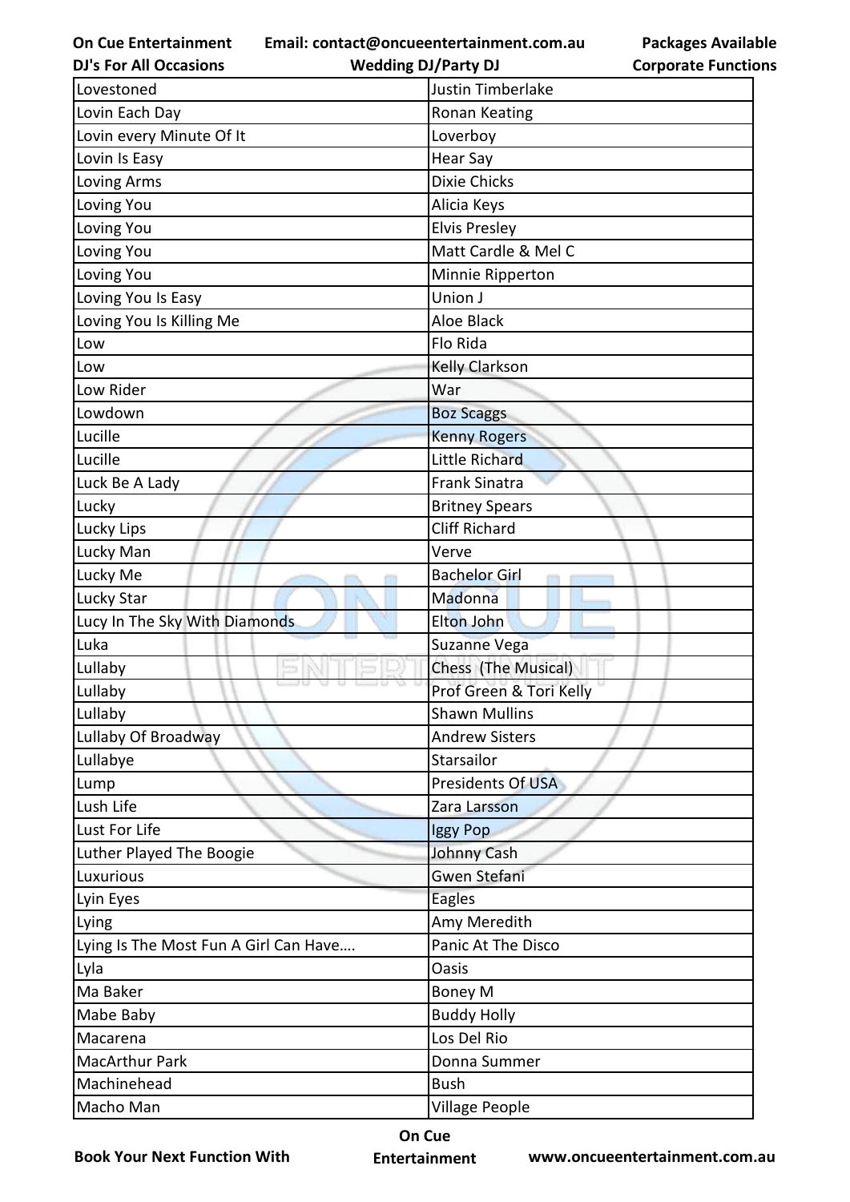| Lovestoned | Justin Timberlake |
|---|---|
| Lovin Each Day | Ronan Keating |
| Lovin every Minute Of It | Loverboy |
| Lovin Is Easy | Hear Say |
| Loving Arms | Dixie Chicks |
| Loving You | Alicia Keys |
| Loving You | Elvis Presley |
| Loving You | Matt Cardle & Mel C |
| Loving You | Minnie Ripperton |
| Loving You Is Easy | Union J |
| Loving You Is Killing Me | Aloe Black |
| Low | Flo Rida |
| Low | Kelly Clarkson |
| Low Rider | War |
| Lowdown | Boz Scaggs |
| Lucille | Kenny Rogers |
| Lucille | Little Richard |
| Luck Be A Lady | Frank Sinatra |
| Lucky | Britney Spears |
| Lucky Lips | Cliff Richard |
| Lucky Man | Verve |
| Lucky Me | Bachelor Girl |
| Lucky Star | Madonna |
| Lucy In The Sky With Diamonds | Elton John |
| Luka | Suzanne Vega |
| Lullaby | Chess (The Musical) |
| Lullaby | Prof Green & Tori Kelly |
| Lullaby | Shawn Mullins |
| Lullaby Of Broadway | Andrew Sisters |
| Lullabye | Starsailor |
| Lump | Presidents Of USA |
| Lush Life | Zara Larsson |
| Lust For Life | Iggy Pop |
| Luther Played The Boogie | Johnny Cash |
| Luxurious | Gwen Stefani |
| Lyin Eyes | Eagles |
| Lying | Amy Meredith |
| Lying Is The Most Fun A Girl Can Have…. | Panic At The Disco |
| Lyla | Oasis |
| Ma Baker | Boney M |
| Mabe Baby | Buddy Holly |
| Macarena | Los Del Rio |
| MacArthur Park | Donna Summer |
| Machinehead | Bush |
| Macho Man | Village People |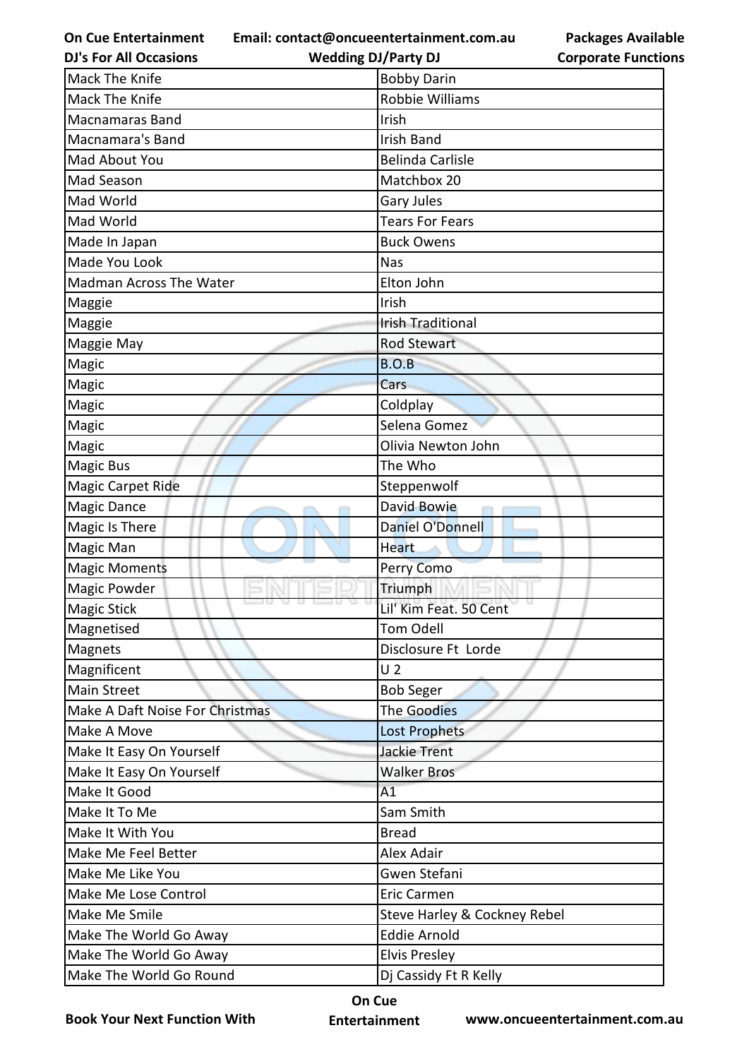| Mack The Knife | Bobby Darin |
|---|---|
| Mack The Knife | Robbie Williams |
| Macnamaras Band | Irish |
| Macnamara's Band | Irish Band |
| Mad About You | Belinda Carlisle |
| Mad Season | Matchbox 20 |
| Mad World | Gary Jules |
| Mad World | Tears For Fears |
| Made In Japan | Buck Owens |
| Made You Look | Nas |
| Madman Across The Water | Elton John |
| Maggie | Irish |
| Maggie | Irish Traditional |
| Maggie May | Rod Stewart |
| Magic | B.O.B |
| Magic | Cars |
| Magic | Coldplay |
| Magic | Selena Gomez |
| Magic | Olivia Newton John |
| Magic Bus | The Who |
| Magic Carpet Ride | Steppenwolf |
| Magic Dance | David Bowie |
| Magic Is There | Daniel O'Donnell |
| Magic Man | Heart |
| Magic Moments | Perry Como |
| Magic Powder | Triumph |
| Magic Stick | Lil' Kim Feat. 50 Cent |
| Magnetised | Tom Odell |
| Magnets | Disclosure Ft Lorde |
| Magnificent | U 2 |
| Main Street | Bob Seger |
| Make A Daft Noise For Christmas | The Goodies |
| Make A Move | Lost Prophets |
| Make It Easy On Yourself | Jackie Trent |
| Make It Easy On Yourself | Walker Bros |
| Make It Good | A1 |
| Make It To Me | Sam Smith |
| Make It With You | Bread |
| Make Me Feel Better | Alex Adair |
| Make Me Like You | Gwen Stefani |
| Make Me Lose Control | Eric Carmen |
| Make Me Smile | Steve Harley & Cockney Rebel |
| Make The World Go Away | Eddie Arnold |
| Make The World Go Away | Elvis Presley |
| Make The World Go Round | Dj Cassidy Ft R Kelly |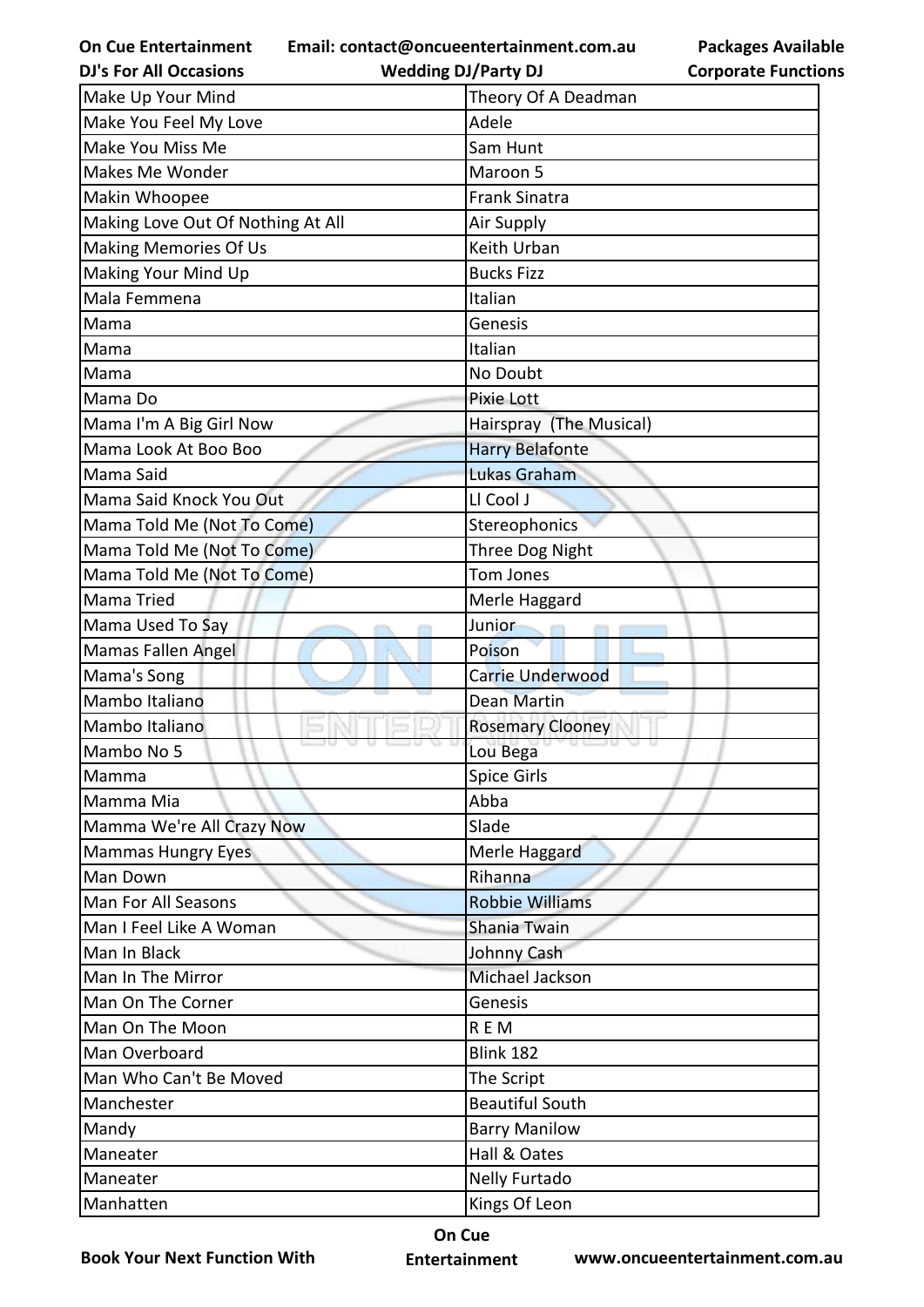| Make Up Your Mind | Theory Of A Deadman |
|---|---|
| Make You Feel My Love | Adele |
| Make You Miss Me | Sam Hunt |
| Makes Me Wonder | Maroon 5 |
| Makin Whoopee | Frank Sinatra |
| Making Love Out Of Nothing At All | Air Supply |
| Making Memories Of Us | Keith Urban |
| Making Your Mind Up | Bucks Fizz |
| Mala Femmena | Italian |
| Mama | Genesis |
| Mama | Italian |
| Mama | No Doubt |
| Mama Do | Pixie Lott |
| Mama I'm A Big Girl Now | Hairspray (The Musical) |
| Mama Look At Boo Boo | Harry Belafonte |
| Mama Said | Lukas Graham |
| Mama Said Knock You Out | Ll Cool J |
| Mama Told Me (Not To Come) | Stereophonics |
| Mama Told Me (Not To Come) | Three Dog Night |
| Mama Told Me (Not To Come) | Tom Jones |
| Mama Tried | Merle Haggard |
| Mama Used To Say | Junior |
| Mamas Fallen Angel | Poison |
| Mama's Song | Carrie Underwood |
| Mambo Italiano | Dean Martin |
| Mambo Italiano | Rosemary Clooney |
| Mambo No 5 | Lou Bega |
| Mamma | Spice Girls |
| Mamma Mia | Abba |
| Mamma We're All Crazy Now | Slade |
| Mammas Hungry Eyes | Merle Haggard |
| Man Down | Rihanna |
| Man For All Seasons | Robbie Williams |
| Man I Feel Like A Woman | Shania Twain |
| Man In Black | Johnny Cash |
| Man In The Mirror | Michael Jackson |
| Man On The Corner | Genesis |
| Man On The Moon | R E M |
| Man Overboard | Blink 182 |
| Man Who Can't Be Moved | The Script |
| Manchester | Beautiful South |
| Mandy | Barry Manilow |
| Maneater | Hall & Oates |
| Maneater | Nelly Furtado |
| Manhatten | Kings Of Leon |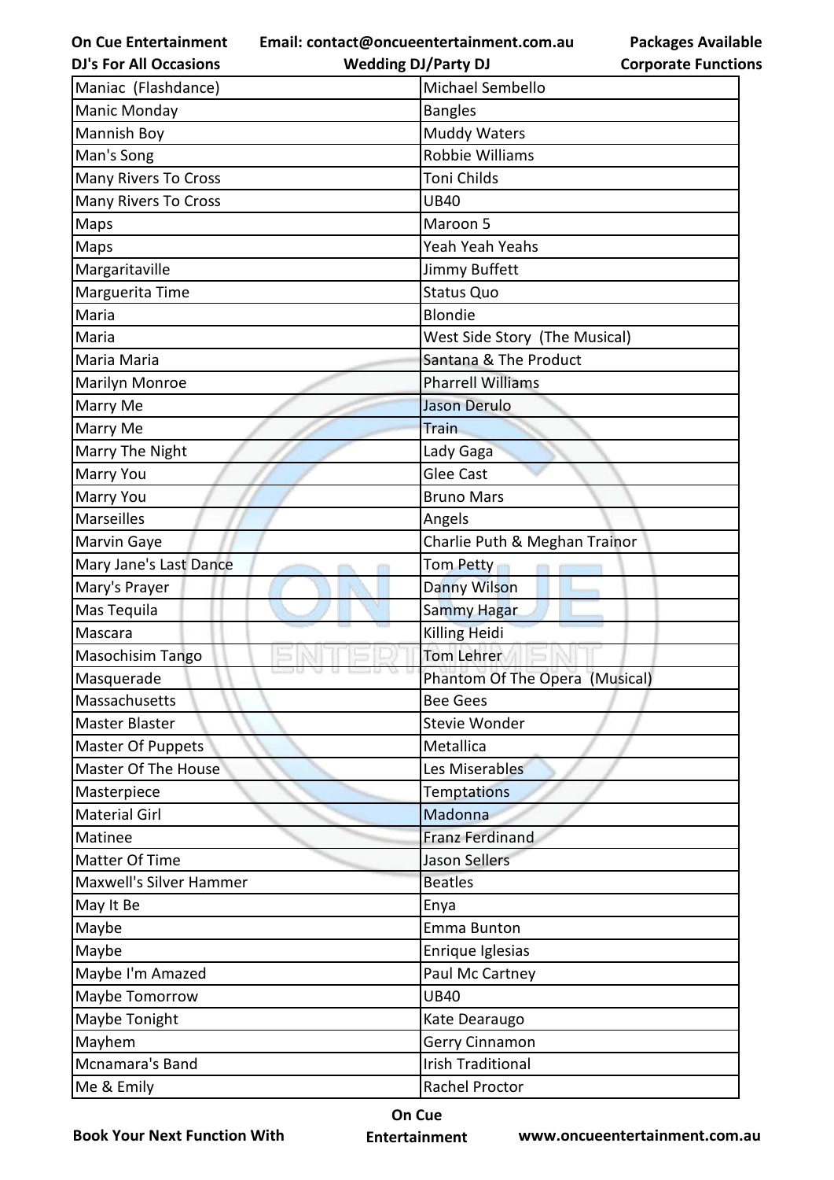| Maniac (Flashdance) | Michael Sembello |
|---|---|
| Manic Monday | Bangles |
| Mannish Boy | Muddy Waters |
| Man's Song | Robbie Williams |
| Many Rivers To Cross | Toni Childs |
| Many Rivers To Cross | UB40 |
| Maps | Maroon 5 |
| Maps | Yeah Yeah Yeahs |
| Margaritaville | Jimmy Buffett |
| Marguerita Time | Status Quo |
| Maria | Blondie |
| Maria | West Side Story (The Musical) |
| Maria Maria | Santana & The Product |
| Marilyn Monroe | Pharrell Williams |
| Marry Me | Jason Derulo |
| Marry Me | Train |
| Marry The Night | Lady Gaga |
| Marry You | Glee Cast |
| Marry You | Bruno Mars |
| Marseilles | Angels |
| Marvin Gaye | Charlie Puth & Meghan Trainor |
| Mary Jane's Last Dance | Tom Petty |
| Mary's Prayer | Danny Wilson |
| Mas Tequila | Sammy Hagar |
| Mascara | Killing Heidi |
| Masochisim Tango | Tom Lehrer |
| Masquerade | Phantom Of The Opera (Musical) |
| Massachusetts | Bee Gees |
| Master Blaster | Stevie Wonder |
| Master Of Puppets | Metallica |
| Master Of The House | Les Miserables |
| Masterpiece | Temptations |
| Material Girl | Madonna |
| Matinee | Franz Ferdinand |
| Matter Of Time | Jason Sellers |
| Maxwell's Silver Hammer | Beatles |
| May It Be | Enya |
| Maybe | Emma Bunton |
| Maybe | Enrique Iglesias |
| Maybe I'm Amazed | Paul Mc Cartney |
| Maybe Tomorrow | UB40 |
| Maybe Tonight | Kate Dearaugo |
| Mayhem | Gerry Cinnamon |
| Mcnamara's Band | Irish Traditional |
| Me & Emily | Rachel Proctor |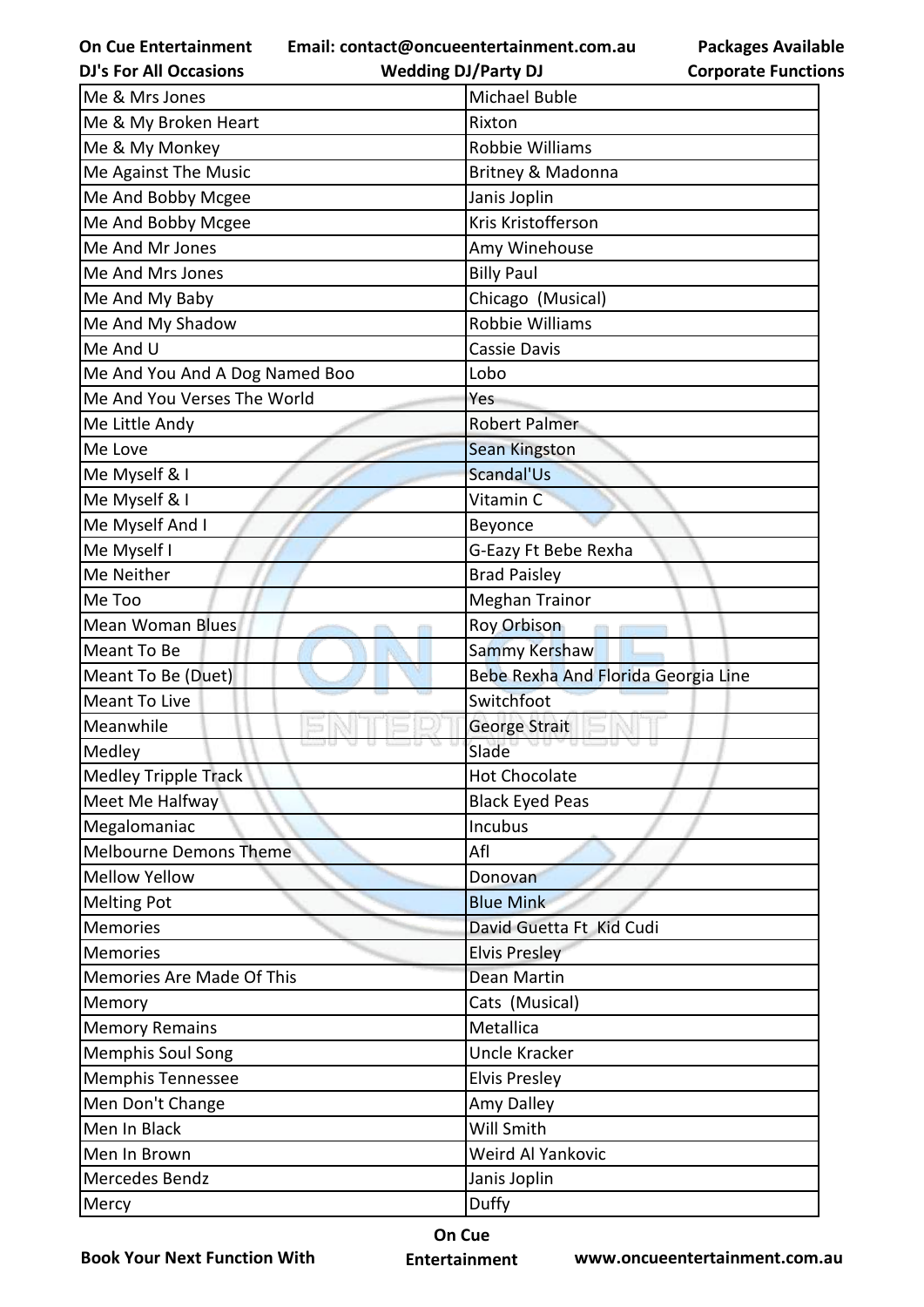| Me & Mrs Jones | Michael Buble |
|---|---|
| Me & My Broken Heart | Rixton |
| Me & My Monkey | Robbie Williams |
| Me Against The Music | Britney & Madonna |
| Me And Bobby Mcgee | Janis Joplin |
| Me And Bobby Mcgee | Kris Kristofferson |
| Me And Mr Jones | Amy Winehouse |
| Me And Mrs Jones | Billy Paul |
| Me And My Baby | Chicago  (Musical) |
| Me And My Shadow | Robbie Williams |
| Me And U | Cassie Davis |
| Me And You And A Dog Named Boo | Lobo |
| Me And You Verses The World | Yes |
| Me Little Andy | Robert Palmer |
| Me Love | Sean Kingston |
| Me Myself & I | Scandal'Us |
| Me Myself & I | Vitamin C |
| Me Myself And I | Beyonce |
| Me Myself I | G-Eazy Ft Bebe Rexha |
| Me Neither | Brad Paisley |
| Me Too | Meghan Trainor |
| Mean Woman Blues | Roy Orbison |
| Meant To Be | Sammy Kershaw |
| Meant To Be (Duet) | Bebe Rexha And Florida Georgia Line |
| Meant To Live | Switchfoot |
| Meanwhile | George Strait |
| Medley | Slade |
| Medley Tripple Track | Hot Chocolate |
| Meet Me Halfway | Black Eyed Peas |
| Megalomaniac | Incubus |
| Melbourne Demons Theme | Afl |
| Mellow Yellow | Donovan |
| Melting Pot | Blue Mink |
| Memories | David Guetta Ft  Kid Cudi |
| Memories | Elvis Presley |
| Memories Are Made Of This | Dean Martin |
| Memory | Cats  (Musical) |
| Memory Remains | Metallica |
| Memphis Soul Song | Uncle Kracker |
| Memphis Tennessee | Elvis Presley |
| Men Don't Change | Amy Dalley |
| Men In Black | Will Smith |
| Men In Brown | Weird Al Yankovic |
| Mercedes Bendz | Janis Joplin |
| Mercy | Duffy |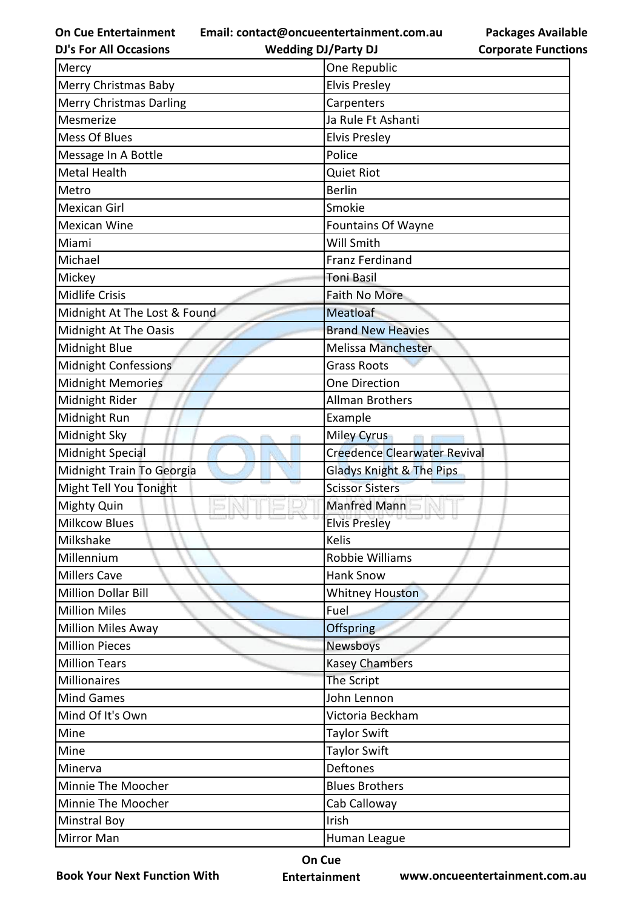| Mercy | One Republic |
|---|---|
| Merry Christmas Baby | Elvis Presley |
| Merry Christmas Darling | Carpenters |
| Mesmerize | Ja Rule Ft Ashanti |
| Mess Of Blues | Elvis Presley |
| Message In A Bottle | Police |
| Metal Health | Quiet Riot |
| Metro | Berlin |
| Mexican Girl | Smokie |
| Mexican Wine | Fountains Of Wayne |
| Miami | Will Smith |
| Michael | Franz Ferdinand |
| Mickey | Toni Basil |
| Midlife Crisis | Faith No More |
| Midnight At The Lost & Found | Meatloaf |
| Midnight At The Oasis | Brand New Heavies |
| Midnight Blue | Melissa Manchester |
| Midnight Confessions | Grass Roots |
| Midnight Memories | One Direction |
| Midnight Rider | Allman Brothers |
| Midnight Run | Example |
| Midnight Sky | Miley Cyrus |
| Midnight Special | Creedence Clearwater Revival |
| Midnight Train To Georgia | Gladys Knight & The Pips |
| Might Tell You Tonight | Scissor Sisters |
| Mighty Quin | Manfred Mann |
| Milkcow Blues | Elvis Presley |
| Milkshake | Kelis |
| Millennium | Robbie Williams |
| Millers Cave | Hank Snow |
| Million Dollar Bill | Whitney Houston |
| Million Miles | Fuel |
| Million Miles Away | Offspring |
| Million Pieces | Newsboys |
| Million Tears | Kasey Chambers |
| Millionaires | The Script |
| Mind Games | John Lennon |
| Mind Of It's Own | Victoria Beckham |
| Mine | Taylor Swift |
| Mine | Taylor Swift |
| Minerva | Deftones |
| Minnie The Moocher | Blues Brothers |
| Minnie The Moocher | Cab Calloway |
| Minstral Boy | Irish |
| Mirror Man | Human League |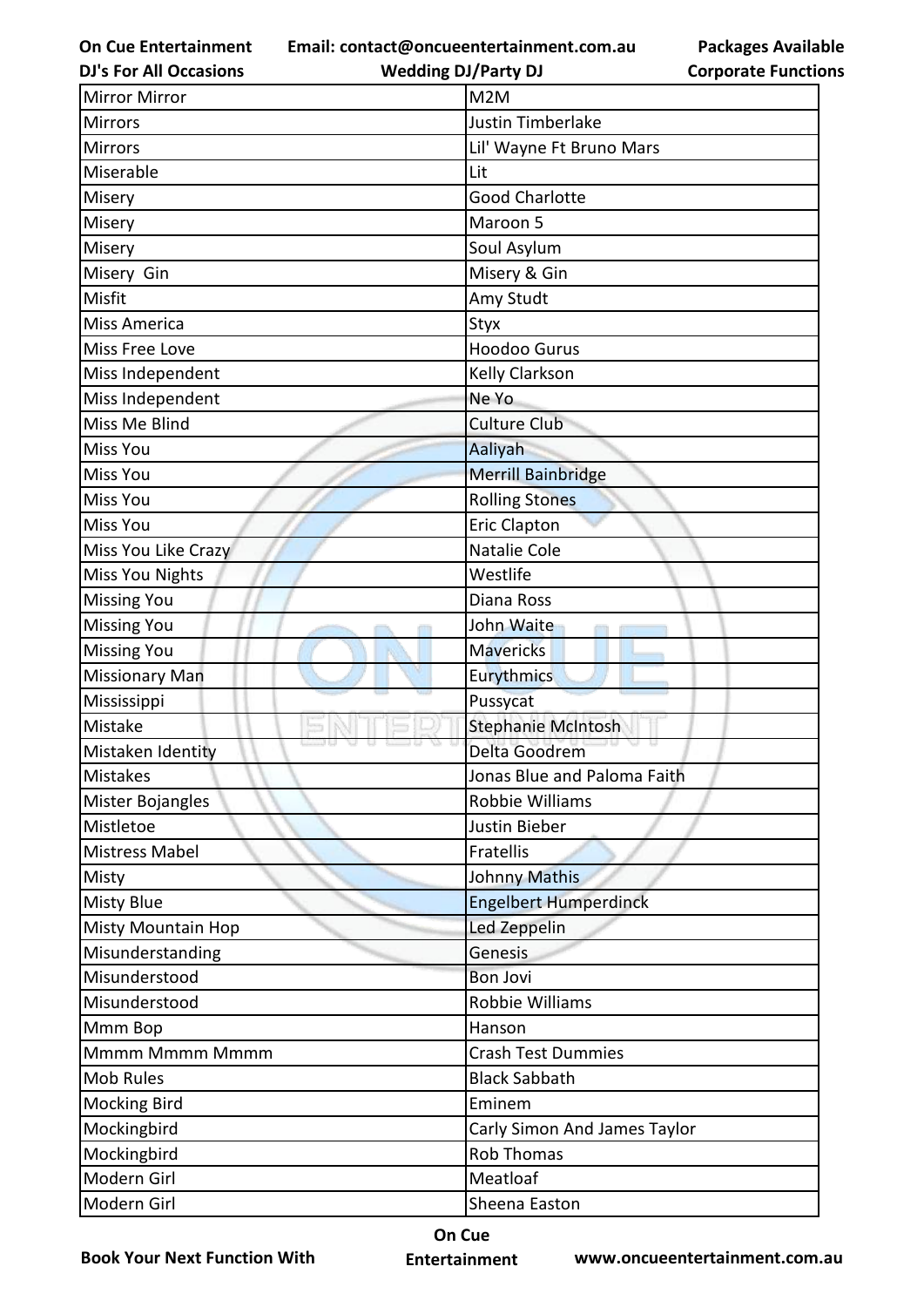| Mirror Mirror | M2M |
|---|---|
| Mirrors | Justin Timberlake |
| Mirrors | Lil' Wayne Ft Bruno Mars |
| Miserable | Lit |
| Misery | Good Charlotte |
| Misery | Maroon 5 |
| Misery | Soul Asylum |
| Misery  Gin | Misery & Gin |
| Misfit | Amy Studt |
| Miss America | Styx |
| Miss Free Love | Hoodoo Gurus |
| Miss Independent | Kelly Clarkson |
| Miss Independent | Ne Yo |
| Miss Me Blind | Culture Club |
| Miss You | Aaliyah |
| Miss You | Merrill Bainbridge |
| Miss You | Rolling Stones |
| Miss You | Eric Clapton |
| Miss You Like Crazy | Natalie Cole |
| Miss You Nights | Westlife |
| Missing You | Diana Ross |
| Missing You | John Waite |
| Missing You | Mavericks |
| Missionary Man | Eurythmics |
| Mississippi | Pussycat |
| Mistake | Stephanie McIntosh |
| Mistaken Identity | Delta Goodrem |
| Mistakes | Jonas Blue and Paloma Faith |
| Mister Bojangles | Robbie Williams |
| Mistletoe | Justin Bieber |
| Mistress Mabel | Fratellis |
| Misty | Johnny Mathis |
| Misty Blue | Engelbert Humperdinck |
| Misty Mountain Hop | Led Zeppelin |
| Misunderstanding | Genesis |
| Misunderstood | Bon Jovi |
| Misunderstood | Robbie Williams |
| Mmm Bop | Hanson |
| Mmmm Mmmm Mmmm | Crash Test Dummies |
| Mob Rules | Black Sabbath |
| Mocking Bird | Eminem |
| Mockingbird | Carly Simon And James Taylor |
| Mockingbird | Rob Thomas |
| Modern Girl | Meatloaf |
| Modern Girl | Sheena Easton |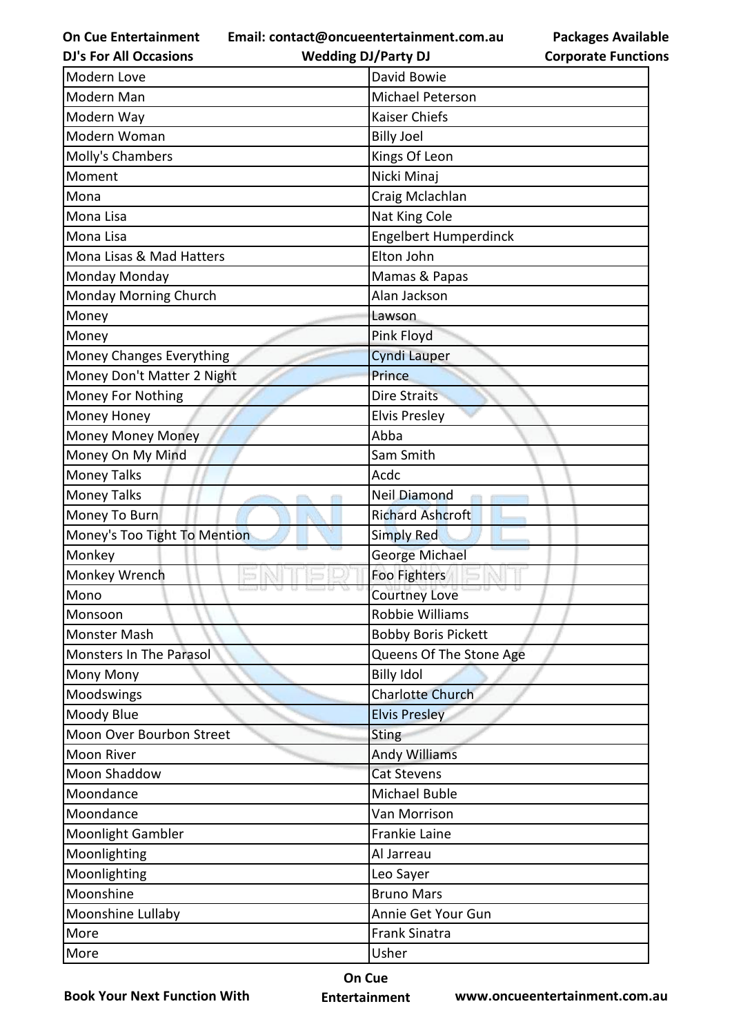| Modern Love | David Bowie |
|---|---|
| Modern Man | Michael Peterson |
| Modern Way | Kaiser Chiefs |
| Modern Woman | Billy Joel |
| Molly's Chambers | Kings Of Leon |
| Moment | Nicki Minaj |
| Mona | Craig Mclachlan |
| Mona Lisa | Nat King Cole |
| Mona Lisa | Engelbert Humperdinck |
| Mona Lisas & Mad Hatters | Elton John |
| Monday Monday | Mamas & Papas |
| Monday Morning Church | Alan Jackson |
| Money | Lawson |
| Money | Pink Floyd |
| Money Changes Everything | Cyndi Lauper |
| Money Don't Matter 2 Night | Prince |
| Money For Nothing | Dire Straits |
| Money Honey | Elvis Presley |
| Money Money Money | Abba |
| Money On My Mind | Sam Smith |
| Money Talks | Acdc |
| Money Talks | Neil Diamond |
| Money To Burn | Richard Ashcroft |
| Money's Too Tight To Mention | Simply Red |
| Monkey | George Michael |
| Monkey Wrench | Foo Fighters |
| Mono | Courtney Love |
| Monsoon | Robbie Williams |
| Monster Mash | Bobby Boris Pickett |
| Monsters In The Parasol | Queens Of The Stone Age |
| Mony Mony | Billy Idol |
| Moodswings | Charlotte Church |
| Moody Blue | Elvis Presley |
| Moon Over Bourbon Street | Sting |
| Moon River | Andy Williams |
| Moon Shaddow | Cat Stevens |
| Moondance | Michael Buble |
| Moondance | Van Morrison |
| Moonlight Gambler | Frankie Laine |
| Moonlighting | Al Jarreau |
| Moonlighting | Leo Sayer |
| Moonshine | Bruno Mars |
| Moonshine Lullaby | Annie Get Your Gun |
| More | Frank Sinatra |
| More | Usher |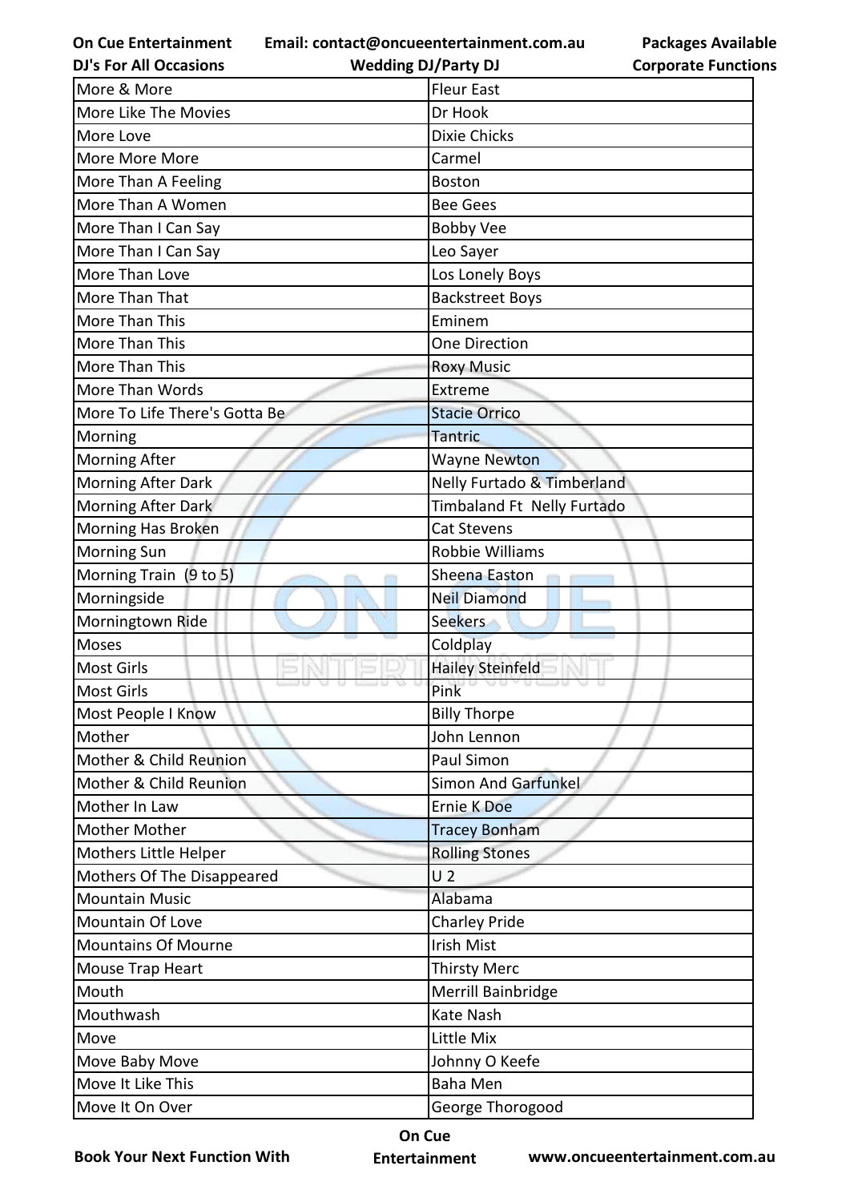| More & More | Fleur East |
|---|---|
| More Like The Movies | Dr Hook |
| More Love | Dixie Chicks |
| More More More | Carmel |
| More Than A Feeling | Boston |
| More Than A Women | Bee Gees |
| More Than I Can Say | Bobby Vee |
| More Than I Can Say | Leo Sayer |
| More Than Love | Los Lonely Boys |
| More Than That | Backstreet Boys |
| More Than This | Eminem |
| More Than This | One Direction |
| More Than This | Roxy Music |
| More Than Words | Extreme |
| More To Life There's Gotta Be | Stacie Orrico |
| Morning | Tantric |
| Morning After | Wayne Newton |
| Morning After Dark | Nelly Furtado & Timberland |
| Morning After Dark | Timbaland Ft Nelly Furtado |
| Morning Has Broken | Cat Stevens |
| Morning Sun | Robbie Williams |
| Morning Train (9 to 5) | Sheena Easton |
| Morningside | Neil Diamond |
| Morningtown Ride | Seekers |
| Moses | Coldplay |
| Most Girls | Hailey Steinfeld |
| Most Girls | Pink |
| Most People I Know | Billy Thorpe |
| Mother | John Lennon |
| Mother & Child Reunion | Paul Simon |
| Mother & Child Reunion | Simon And Garfunkel |
| Mother In Law | Ernie K Doe |
| Mother Mother | Tracey Bonham |
| Mothers Little Helper | Rolling Stones |
| Mothers Of The Disappeared | U 2 |
| Mountain Music | Alabama |
| Mountain Of Love | Charley Pride |
| Mountains Of Mourne | Irish Mist |
| Mouse Trap Heart | Thirsty Merc |
| Mouth | Merrill Bainbridge |
| Mouthwash | Kate Nash |
| Move | Little Mix |
| Move Baby Move | Johnny O Keefe |
| Move It Like This | Baha Men |
| Move It On Over | George Thorogood |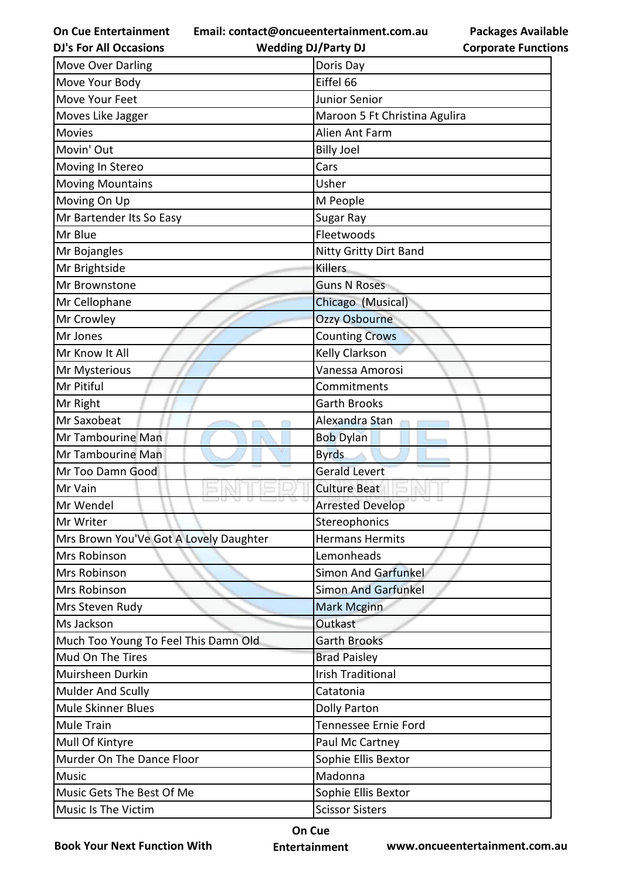| Move Over Darling | Doris Day |
|---|---|
| Move Your Body | Eiffel 66 |
| Move Your Feet | Junior Senior |
| Moves Like Jagger | Maroon 5 Ft Christina Agulira |
| Movies | Alien Ant Farm |
| Movin' Out | Billy Joel |
| Moving In Stereo | Cars |
| Moving Mountains | Usher |
| Moving On Up | M People |
| Mr Bartender Its So Easy | Sugar Ray |
| Mr Blue | Fleetwoods |
| Mr Bojangles | Nitty Gritty Dirt Band |
| Mr Brightside | Killers |
| Mr Brownstone | Guns N Roses |
| Mr Cellophane | Chicago (Musical) |
| Mr Crowley | Ozzy Osbourne |
| Mr Jones | Counting Crows |
| Mr Know It All | Kelly Clarkson |
| Mr Mysterious | Vanessa Amorosi |
| Mr Pitiful | Commitments |
| Mr Right | Garth Brooks |
| Mr Saxobeat | Alexandra Stan |
| Mr Tambourine Man | Bob Dylan |
| Mr Tambourine Man | Byrds |
| Mr Too Damn Good | Gerald Levert |
| Mr Vain | Culture Beat |
| Mr Wendel | Arrested Develop |
| Mr Writer | Stereophonics |
| Mrs Brown You'Ve Got A Lovely Daughter | Hermans Hermits |
| Mrs Robinson | Lemonheads |
| Mrs Robinson | Simon And Garfunkel |
| Mrs Robinson | Simon And Garfunkel |
| Mrs Steven Rudy | Mark Mcginn |
| Ms Jackson | Outkast |
| Much Too Young To Feel This Damn Old | Garth Brooks |
| Mud On The Tires | Brad Paisley |
| Muirsheen Durkin | Irish Traditional |
| Mulder And Scully | Catatonia |
| Mule Skinner Blues | Dolly Parton |
| Mule Train | Tennessee Ernie Ford |
| Mull Of Kintyre | Paul Mc Cartney |
| Murder On The Dance Floor | Sophie Ellis Bextor |
| Music | Madonna |
| Music Gets The Best Of Me | Sophie Ellis Bextor |
| Music Is The Victim | Scissor Sisters |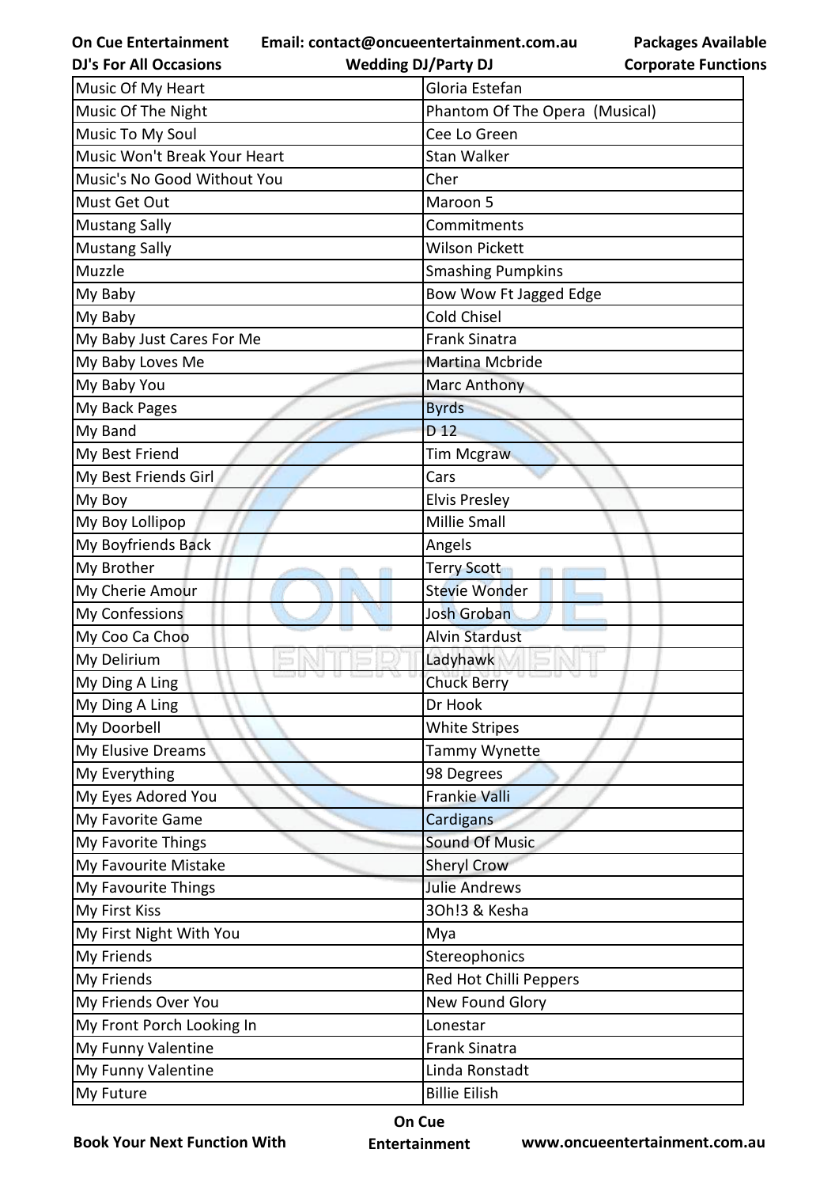| Music Of My Heart | Gloria Estefan |
| --- | --- |
| Music Of The Night | Phantom Of The Opera (Musical) |
| Music To My Soul | Cee Lo Green |
| Music Won't Break Your Heart | Stan Walker |
| Music's No Good Without You | Cher |
| Must Get Out | Maroon 5 |
| Mustang Sally | Commitments |
| Mustang Sally | Wilson Pickett |
| Muzzle | Smashing Pumpkins |
| My Baby | Bow Wow Ft Jagged Edge |
| My Baby | Cold Chisel |
| My Baby Just Cares For Me | Frank Sinatra |
| My Baby Loves Me | Martina Mcbride |
| My Baby You | Marc Anthony |
| My Back Pages | Byrds |
| My Band | D 12 |
| My Best Friend | Tim Mcgraw |
| My Best Friends Girl | Cars |
| My Boy | Elvis Presley |
| My Boy Lollipop | Millie Small |
| My Boyfriends Back | Angels |
| My Brother | Terry Scott |
| My Cherie Amour | Stevie Wonder |
| My Confessions | Josh Groban |
| My Coo Ca Choo | Alvin Stardust |
| My Delirium | Ladyhawk |
| My Ding A Ling | Chuck Berry |
| My Ding A Ling | Dr Hook |
| My Doorbell | White Stripes |
| My Elusive Dreams | Tammy Wynette |
| My Everything | 98 Degrees |
| My Eyes Adored You | Frankie Valli |
| My Favorite Game | Cardigans |
| My Favorite Things | Sound Of Music |
| My Favourite Mistake | Sheryl Crow |
| My Favourite Things | Julie Andrews |
| My First Kiss | 3Oh!3 & Kesha |
| My First Night With You | Mya |
| My Friends | Stereophonics |
| My Friends | Red Hot Chilli Peppers |
| My Friends Over You | New Found Glory |
| My Front Porch Looking In | Lonestar |
| My Funny Valentine | Frank Sinatra |
| My Funny Valentine | Linda Ronstadt |
| My Future | Billie Eilish |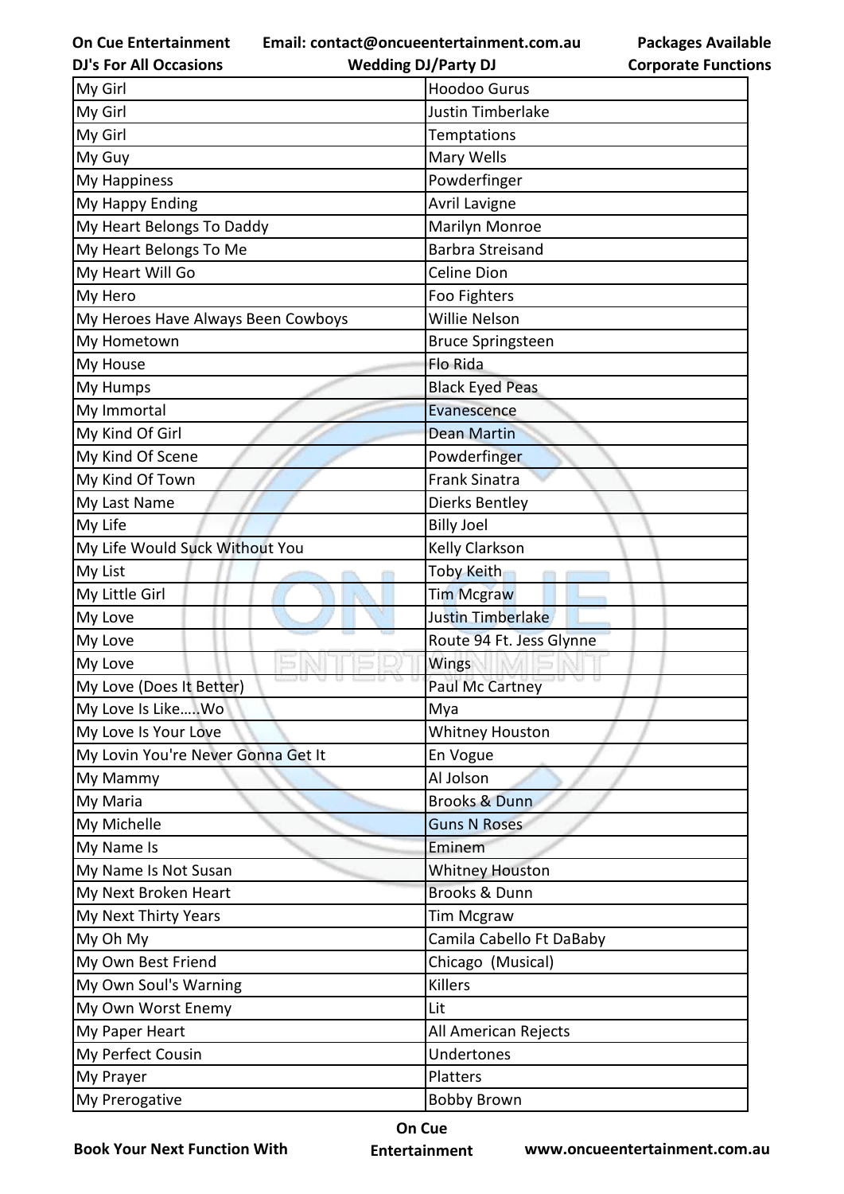| My Girl | Hoodoo Gurus |
|---|---|
| My Girl | Justin Timberlake |
| My Girl | Temptations |
| My Guy | Mary Wells |
| My Happiness | Powderfinger |
| My Happy Ending | Avril Lavigne |
| My Heart Belongs To Daddy | Marilyn Monroe |
| My Heart Belongs To Me | Barbra Streisand |
| My Heart Will Go | Celine Dion |
| My Hero | Foo Fighters |
| My Heroes Have Always Been Cowboys | Willie Nelson |
| My Hometown | Bruce Springsteen |
| My House | Flo Rida |
| My Humps | Black Eyed Peas |
| My Immortal | Evanescence |
| My Kind Of Girl | Dean Martin |
| My Kind Of Scene | Powderfinger |
| My Kind Of Town | Frank Sinatra |
| My Last Name | Dierks Bentley |
| My Life | Billy Joel |
| My Life Would Suck Without You | Kelly Clarkson |
| My List | Toby Keith |
| My Little Girl | Tim Mcgraw |
| My Love | Justin Timberlake |
| My Love | Route 94 Ft. Jess Glynne |
| My Love | Wings |
| My Love (Does It Better) | Paul Mc Cartney |
| My Love Is Like.....Wo | Mya |
| My Love Is Your Love | Whitney Houston |
| My Lovin You're Never Gonna Get It | En Vogue |
| My Mammy | Al Jolson |
| My Maria | Brooks & Dunn |
| My Michelle | Guns N Roses |
| My Name Is | Eminem |
| My Name Is Not Susan | Whitney Houston |
| My Next Broken Heart | Brooks & Dunn |
| My Next Thirty Years | Tim Mcgraw |
| My Oh My | Camila Cabello Ft DaBaby |
| My Own Best Friend | Chicago (Musical) |
| My Own Soul's Warning | Killers |
| My Own Worst Enemy | Lit |
| My Paper Heart | All American Rejects |
| My Perfect Cousin | Undertones |
| My Prayer | Platters |
| My Prerogative | Bobby Brown |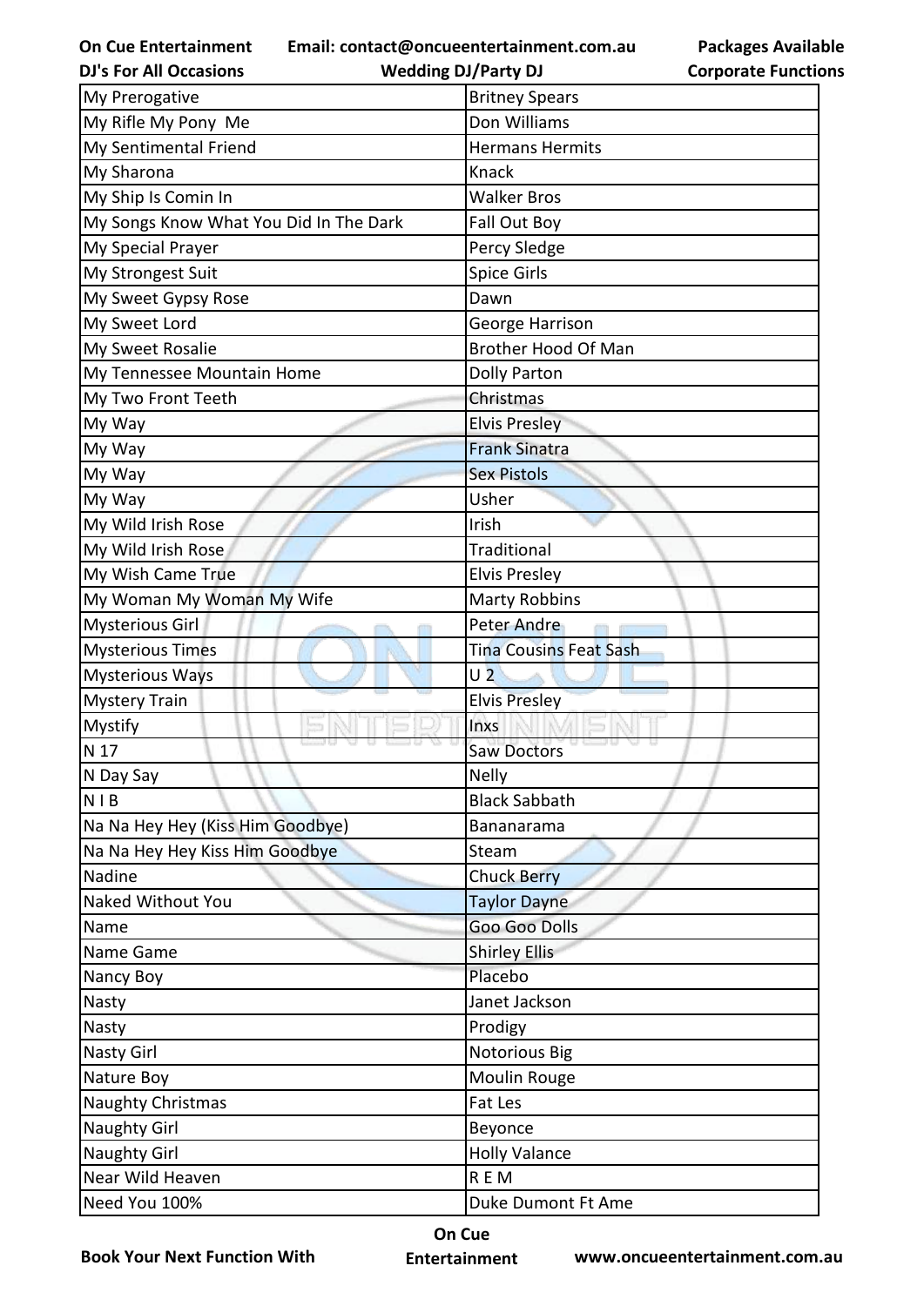| My Prerogative | Britney Spears |
|---|---|
| My Rifle My Pony  Me | Don Williams |
| My Sentimental Friend | Hermans Hermits |
| My Sharona | Knack |
| My Ship Is Comin In | Walker Bros |
| My Songs Know What You Did In The Dark | Fall Out Boy |
| My Special Prayer | Percy Sledge |
| My Strongest Suit | Spice Girls |
| My Sweet Gypsy Rose | Dawn |
| My Sweet Lord | George Harrison |
| My Sweet Rosalie | Brother Hood Of Man |
| My Tennessee Mountain Home | Dolly Parton |
| My Two Front Teeth | Christmas |
| My Way | Elvis Presley |
| My Way | Frank Sinatra |
| My Way | Sex Pistols |
| My Way | Usher |
| My Wild Irish Rose | Irish |
| My Wild Irish Rose | Traditional |
| My Wish Came True | Elvis Presley |
| My Woman My Woman My Wife | Marty Robbins |
| Mysterious Girl | Peter Andre |
| Mysterious Times | Tina Cousins Feat Sash |
| Mysterious Ways | U 2 |
| Mystery Train | Elvis Presley |
| Mystify | Inxs |
| N 17 | Saw Doctors |
| N Day Say | Nelly |
| N I B | Black Sabbath |
| Na Na Hey Hey (Kiss Him Goodbye) | Bananarama |
| Na Na Hey Hey Kiss Him Goodbye | Steam |
| Nadine | Chuck Berry |
| Naked Without You | Taylor Dayne |
| Name | Goo Goo Dolls |
| Name Game | Shirley Ellis |
| Nancy Boy | Placebo |
| Nasty | Janet Jackson |
| Nasty | Prodigy |
| Nasty Girl | Notorious Big |
| Nature Boy | Moulin Rouge |
| Naughty Christmas | Fat Les |
| Naughty Girl | Beyonce |
| Naughty Girl | Holly Valance |
| Near Wild Heaven | R E M |
| Need You 100% | Duke Dumont Ft Ame |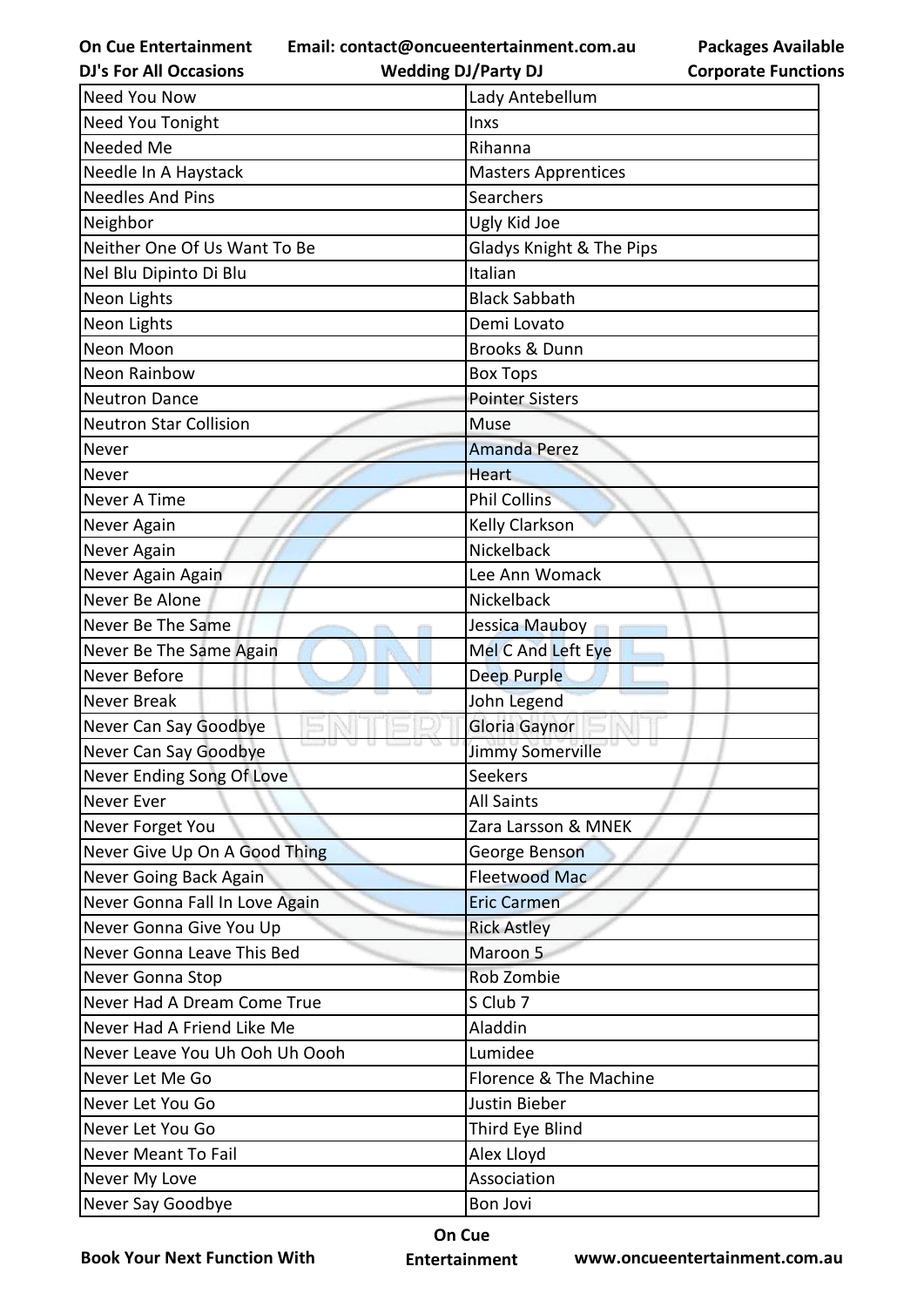| Need You Now | Lady Antebellum |
|---|---|
| Need You Tonight | Inxs |
| Needed Me | Rihanna |
| Needle In A Haystack | Masters Apprentices |
| Needles And Pins | Searchers |
| Neighbor | Ugly Kid Joe |
| Neither One Of Us Want To Be | Gladys Knight & The Pips |
| Nel Blu Dipinto Di Blu | Italian |
| Neon Lights | Black Sabbath |
| Neon Lights | Demi Lovato |
| Neon Moon | Brooks & Dunn |
| Neon Rainbow | Box Tops |
| Neutron Dance | Pointer Sisters |
| Neutron Star Collision | Muse |
| Never | Amanda Perez |
| Never | Heart |
| Never A Time | Phil Collins |
| Never Again | Kelly Clarkson |
| Never Again | Nickelback |
| Never Again Again | Lee Ann Womack |
| Never Be Alone | Nickelback |
| Never Be The Same | Jessica Mauboy |
| Never Be The Same Again | Mel C And Left Eye |
| Never Before | Deep Purple |
| Never Break | John Legend |
| Never Can Say Goodbye | Gloria Gaynor |
| Never Can Say Goodbye | Jimmy Somerville |
| Never Ending Song Of Love | Seekers |
| Never Ever | All Saints |
| Never Forget You | Zara Larsson & MNEK |
| Never Give Up On A Good Thing | George Benson |
| Never Going Back Again | Fleetwood Mac |
| Never Gonna Fall In Love Again | Eric Carmen |
| Never Gonna Give You Up | Rick Astley |
| Never Gonna Leave This Bed | Maroon 5 |
| Never Gonna Stop | Rob Zombie |
| Never Had A Dream Come True | S Club 7 |
| Never Had A Friend Like Me | Aladdin |
| Never Leave You Uh Ooh Uh Oooh | Lumidee |
| Never Let Me Go | Florence & The Machine |
| Never Let You Go | Justin Bieber |
| Never Let You Go | Third Eye Blind |
| Never Meant To Fail | Alex Lloyd |
| Never My Love | Association |
| Never Say Goodbye | Bon Jovi |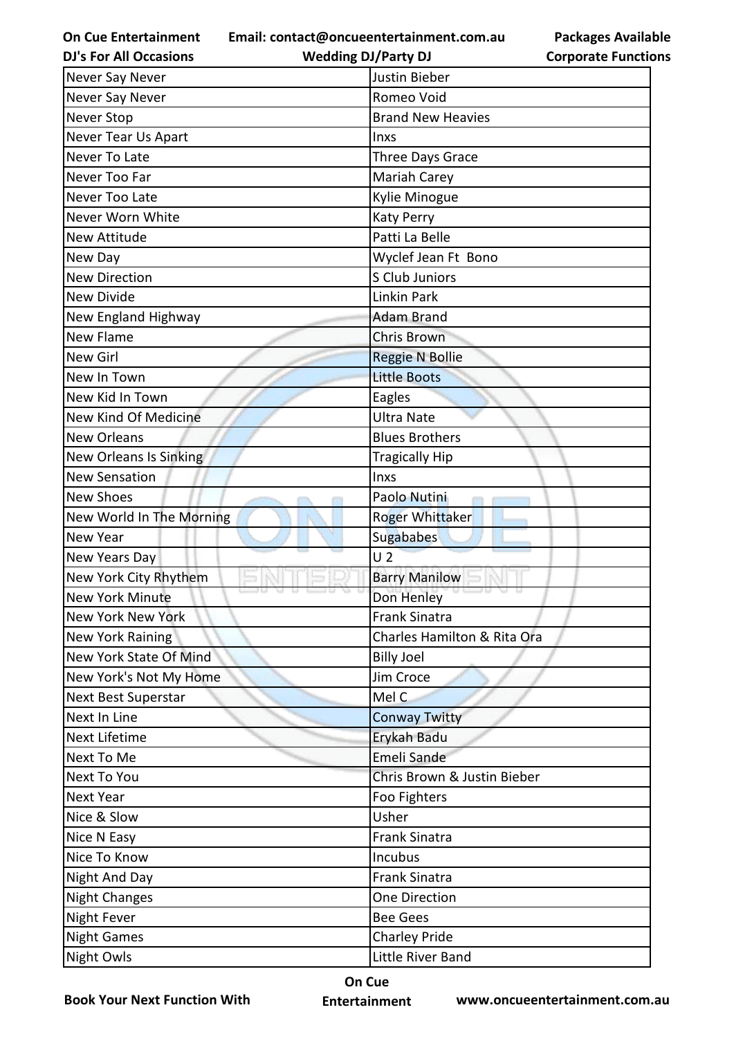| Never Say Never | Justin Bieber |
|---|---|
| Never Say Never | Romeo Void |
| Never Stop | Brand New Heavies |
| Never Tear Us Apart | Inxs |
| Never To Late | Three Days Grace |
| Never Too Far | Mariah Carey |
| Never Too Late | Kylie Minogue |
| Never Worn White | Katy Perry |
| New Attitude | Patti La Belle |
| New Day | Wyclef Jean Ft  Bono |
| New Direction | S Club Juniors |
| New Divide | Linkin Park |
| New England Highway | Adam Brand |
| New Flame | Chris Brown |
| New Girl | Reggie N Bollie |
| New In Town | Little Boots |
| New Kid In Town | Eagles |
| New Kind Of Medicine | Ultra Nate |
| New Orleans | Blues Brothers |
| New Orleans Is Sinking | Tragically Hip |
| New Sensation | Inxs |
| New Shoes | Paolo Nutini |
| New World In The Morning | Roger Whittaker |
| New Year | Sugababes |
| New Years Day | U 2 |
| New York City Rhythem | Barry Manilow |
| New York Minute | Don Henley |
| New York New York | Frank Sinatra |
| New York Raining | Charles Hamilton & Rita Ora |
| New York State Of Mind | Billy Joel |
| New York's Not My Home | Jim Croce |
| Next Best Superstar | Mel C |
| Next In Line | Conway Twitty |
| Next Lifetime | Erykah Badu |
| Next To Me | Emeli Sande |
| Next To You | Chris Brown & Justin Bieber |
| Next Year | Foo Fighters |
| Nice & Slow | Usher |
| Nice N Easy | Frank Sinatra |
| Nice To Know | Incubus |
| Night And Day | Frank Sinatra |
| Night Changes | One Direction |
| Night Fever | Bee Gees |
| Night Games | Charley Pride |
| Night Owls | Little River Band |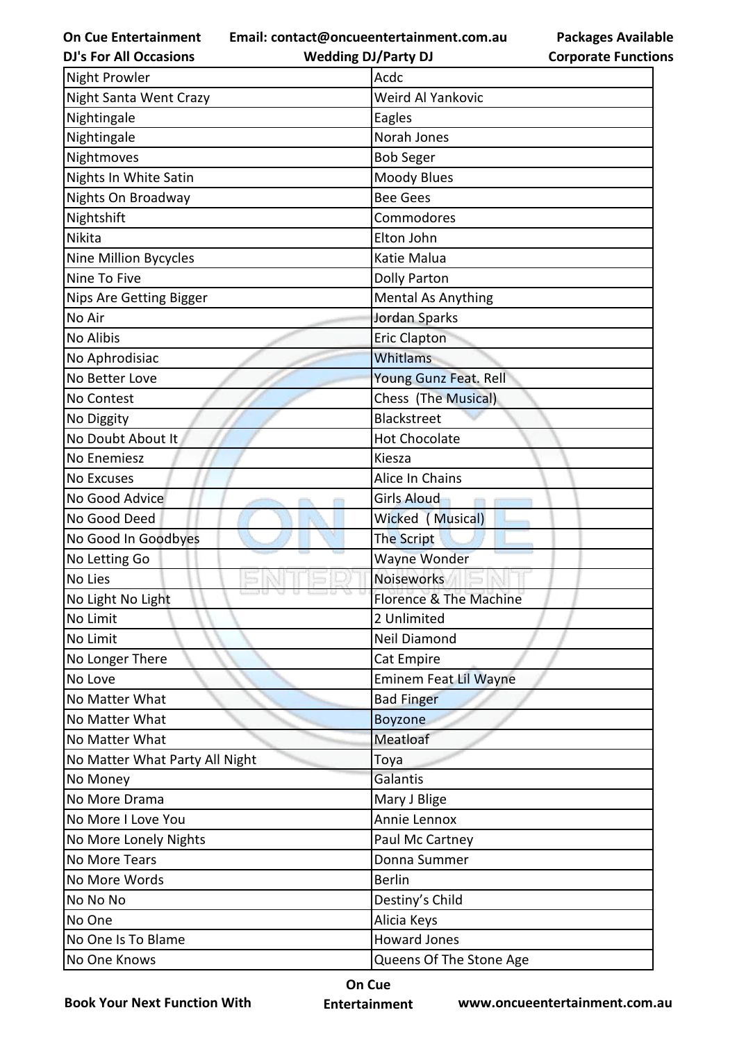| Night Prowler | Acdc |
|---|---|
| Night Santa Went Crazy | Weird Al Yankovic |
| Nightingale | Eagles |
| Nightingale | Norah Jones |
| Nightmoves | Bob Seger |
| Nights In White Satin | Moody Blues |
| Nights On Broadway | Bee Gees |
| Nightshift | Commodores |
| Nikita | Elton John |
| Nine Million Bycycles | Katie Malua |
| Nine To Five | Dolly Parton |
| Nips Are Getting Bigger | Mental As Anything |
| No Air | Jordan Sparks |
| No Alibis | Eric Clapton |
| No Aphrodisiac | Whitlams |
| No Better Love | Young Gunz Feat. Rell |
| No Contest | Chess (The Musical) |
| No Diggity | Blackstreet |
| No Doubt About It | Hot Chocolate |
| No Enemiesz | Kiesza |
| No Excuses | Alice In Chains |
| No Good Advice | Girls Aloud |
| No Good Deed | Wicked ( Musical) |
| No Good In Goodbyes | The Script |
| No Letting Go | Wayne Wonder |
| No Lies | Noiseworks |
| No Light No Light | Florence & The Machine |
| No Limit | 2 Unlimited |
| No Limit | Neil Diamond |
| No Longer There | Cat Empire |
| No Love | Eminem Feat Lil Wayne |
| No Matter What | Bad Finger |
| No Matter What | Boyzone |
| No Matter What | Meatloaf |
| No Matter What Party All Night | Toya |
| No Money | Galantis |
| No More Drama | Mary J Blige |
| No More I Love You | Annie Lennox |
| No More Lonely Nights | Paul Mc Cartney |
| No More Tears | Donna Summer |
| No More Words | Berlin |
| No No No | Destiny's Child |
| No One | Alicia Keys |
| No One Is To Blame | Howard Jones |
| No One Knows | Queens Of The Stone Age |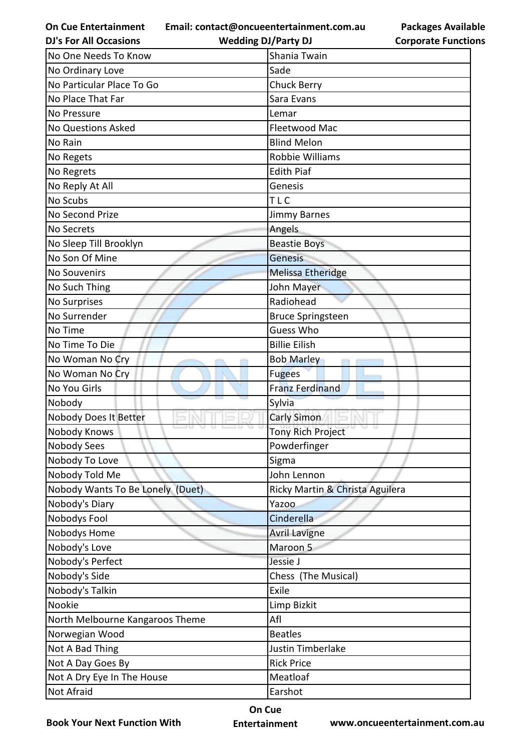| No One Needs To Know | Shania Twain |
|---|---|
| No Ordinary Love | Sade |
| No Particular Place To Go | Chuck Berry |
| No Place That Far | Sara Evans |
| No Pressure | Lemar |
| No Questions Asked | Fleetwood Mac |
| No Rain | Blind Melon |
| No Regets | Robbie Williams |
| No Regrets | Edith Piaf |
| No Reply At All | Genesis |
| No Scubs | T L C |
| No Second Prize | Jimmy Barnes |
| No Secrets | Angels |
| No Sleep Till Brooklyn | Beastie Boys |
| No Son Of Mine | Genesis |
| No Souvenirs | Melissa Etheridge |
| No Such Thing | John Mayer |
| No Surprises | Radiohead |
| No Surrender | Bruce Springsteen |
| No Time | Guess Who |
| No Time To Die | Billie Eilish |
| No Woman No Cry | Bob Marley |
| No Woman No Cry | Fugees |
| No You Girls | Franz Ferdinand |
| Nobody | Sylvia |
| Nobody Does It Better | Carly Simon |
| Nobody Knows | Tony Rich Project |
| Nobody Sees | Powderfinger |
| Nobody To Love | Sigma |
| Nobody Told Me | John Lennon |
| Nobody Wants To Be Lonely (Duet) | Ricky Martin & Christa Aguilera |
| Nobody's Diary | Yazoo |
| Nobodys Fool | Cinderella |
| Nobodys Home | Avril Lavigne |
| Nobody's Love | Maroon 5 |
| Nobody's Perfect | Jessie J |
| Nobody's Side | Chess (The Musical) |
| Nobody's Talkin | Exile |
| Nookie | Limp Bizkit |
| North Melbourne Kangaroos Theme | Afl |
| Norwegian Wood | Beatles |
| Not A Bad Thing | Justin Timberlake |
| Not A Day Goes By | Rick Price |
| Not A Dry Eye In The House | Meatloaf |
| Not Afraid | Earshot |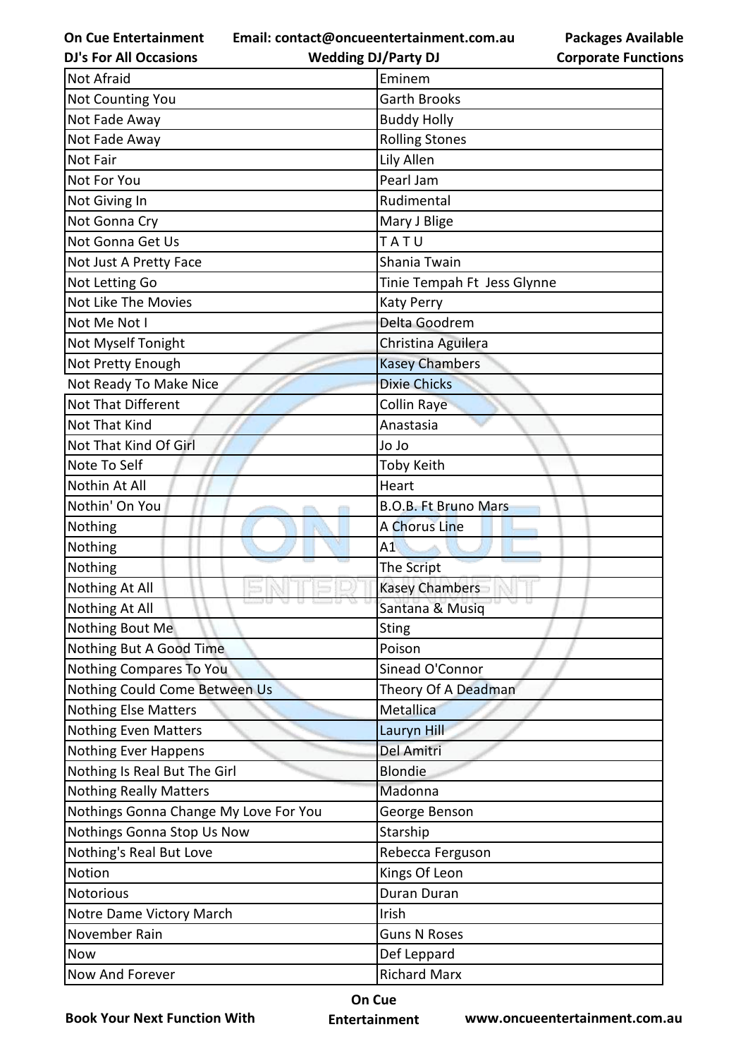| Not Afraid | Eminem |
|---|---|
| Not Counting You | Garth Brooks |
| Not Fade Away | Buddy Holly |
| Not Fade Away | Rolling Stones |
| Not Fair | Lily Allen |
| Not For You | Pearl Jam |
| Not Giving In | Rudimental |
| Not Gonna Cry | Mary J Blige |
| Not Gonna Get Us | T A T U |
| Not Just A Pretty Face | Shania Twain |
| Not Letting Go | Tinie Tempah Ft Jess Glynne |
| Not Like The Movies | Katy Perry |
| Not Me Not I | Delta Goodrem |
| Not Myself Tonight | Christina Aguilera |
| Not Pretty Enough | Kasey Chambers |
| Not Ready To Make Nice | Dixie Chicks |
| Not That Different | Collin Raye |
| Not That Kind | Anastasia |
| Not That Kind Of Girl | Jo Jo |
| Note To Self | Toby Keith |
| Nothin At All | Heart |
| Nothin' On You | B.O.B. Ft Bruno Mars |
| Nothing | A Chorus Line |
| Nothing | A1 |
| Nothing | The Script |
| Nothing At All | Kasey Chambers |
| Nothing At All | Santana & Musiq |
| Nothing Bout Me | Sting |
| Nothing But A Good Time | Poison |
| Nothing Compares To You | Sinead O'Connor |
| Nothing Could Come Between Us | Theory Of A Deadman |
| Nothing Else Matters | Metallica |
| Nothing Even Matters | Lauryn Hill |
| Nothing Ever Happens | Del Amitri |
| Nothing Is Real But The Girl | Blondie |
| Nothing Really Matters | Madonna |
| Nothings Gonna Change My Love For You | George Benson |
| Nothings Gonna Stop Us Now | Starship |
| Nothing's Real But Love | Rebecca Ferguson |
| Notion | Kings Of Leon |
| Notorious | Duran Duran |
| Notre Dame Victory March | Irish |
| November Rain | Guns N Roses |
| Now | Def Leppard |
| Now And Forever | Richard Marx |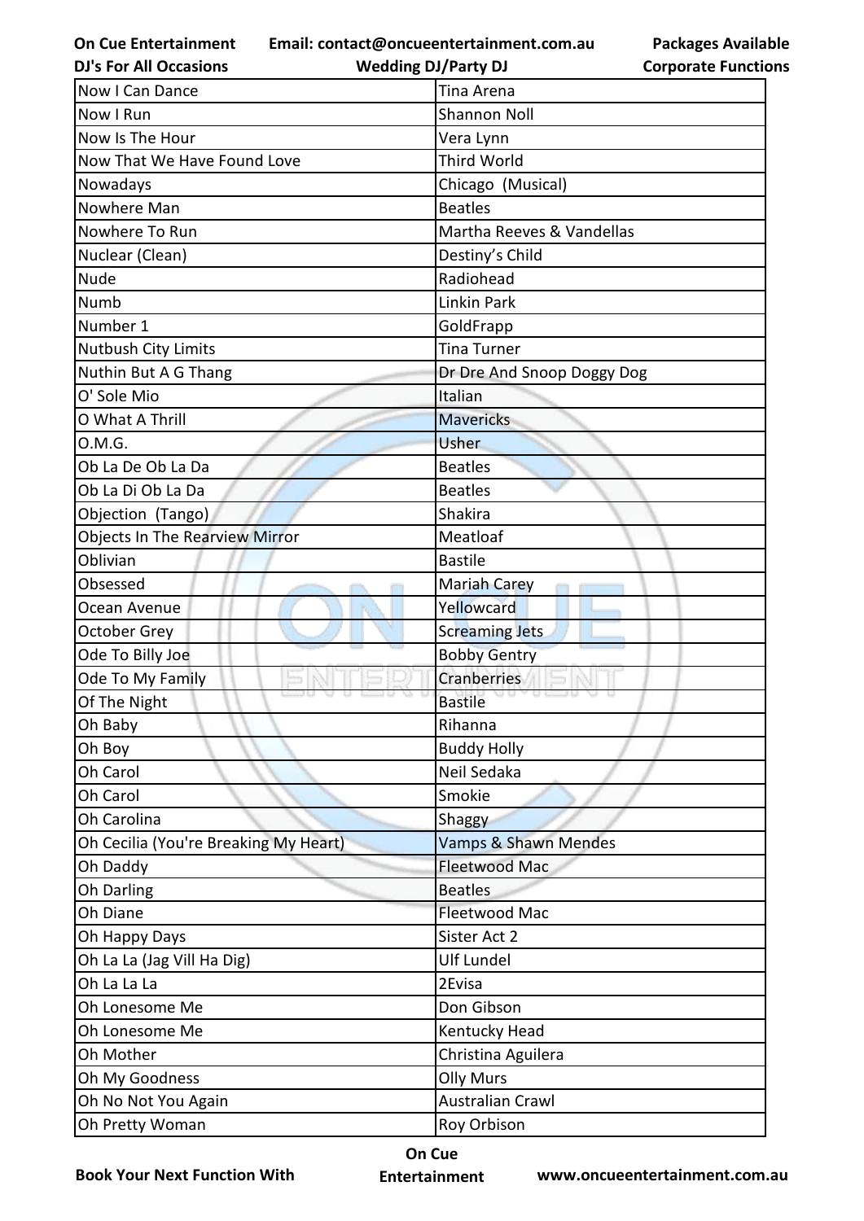| Now I Can Dance | Tina Arena |
|---|---|
| Now I Run | Shannon Noll |
| Now Is The Hour | Vera Lynn |
| Now That We Have Found Love | Third World |
| Nowadays | Chicago (Musical) |
| Nowhere Man | Beatles |
| Nowhere To Run | Martha Reeves & Vandellas |
| Nuclear (Clean) | Destiny's Child |
| Nude | Radiohead |
| Numb | Linkin Park |
| Number 1 | GoldFrapp |
| Nutbush City Limits | Tina Turner |
| Nuthin But A G Thang | Dr Dre And Snoop Doggy Dog |
| O' Sole Mio | Italian |
| O What A Thrill | Mavericks |
| O.M.G. | Usher |
| Ob La De Ob La Da | Beatles |
| Ob La Di Ob La Da | Beatles |
| Objection (Tango) | Shakira |
| Objects In The Rearview Mirror | Meatloaf |
| Oblivian | Bastile |
| Obsessed | Mariah Carey |
| Ocean Avenue | Yellowcard |
| October Grey | Screaming Jets |
| Ode To Billy Joe | Bobby Gentry |
| Ode To My Family | Cranberries |
| Of The Night | Bastile |
| Oh Baby | Rihanna |
| Oh Boy | Buddy Holly |
| Oh Carol | Neil Sedaka |
| Oh Carol | Smokie |
| Oh Carolina | Shaggy |
| Oh Cecilia (You're Breaking My Heart) | Vamps & Shawn Mendes |
| Oh Daddy | Fleetwood Mac |
| Oh Darling | Beatles |
| Oh Diane | Fleetwood Mac |
| Oh Happy Days | Sister Act 2 |
| Oh La La (Jag Vill Ha Dig) | Ulf Lundel |
| Oh La La La | 2Evisa |
| Oh Lonesome Me | Don Gibson |
| Oh Lonesome Me | Kentucky Head |
| Oh Mother | Christina Aguilera |
| Oh My Goodness | Olly Murs |
| Oh No Not You Again | Australian Crawl |
| Oh Pretty Woman | Roy Orbison |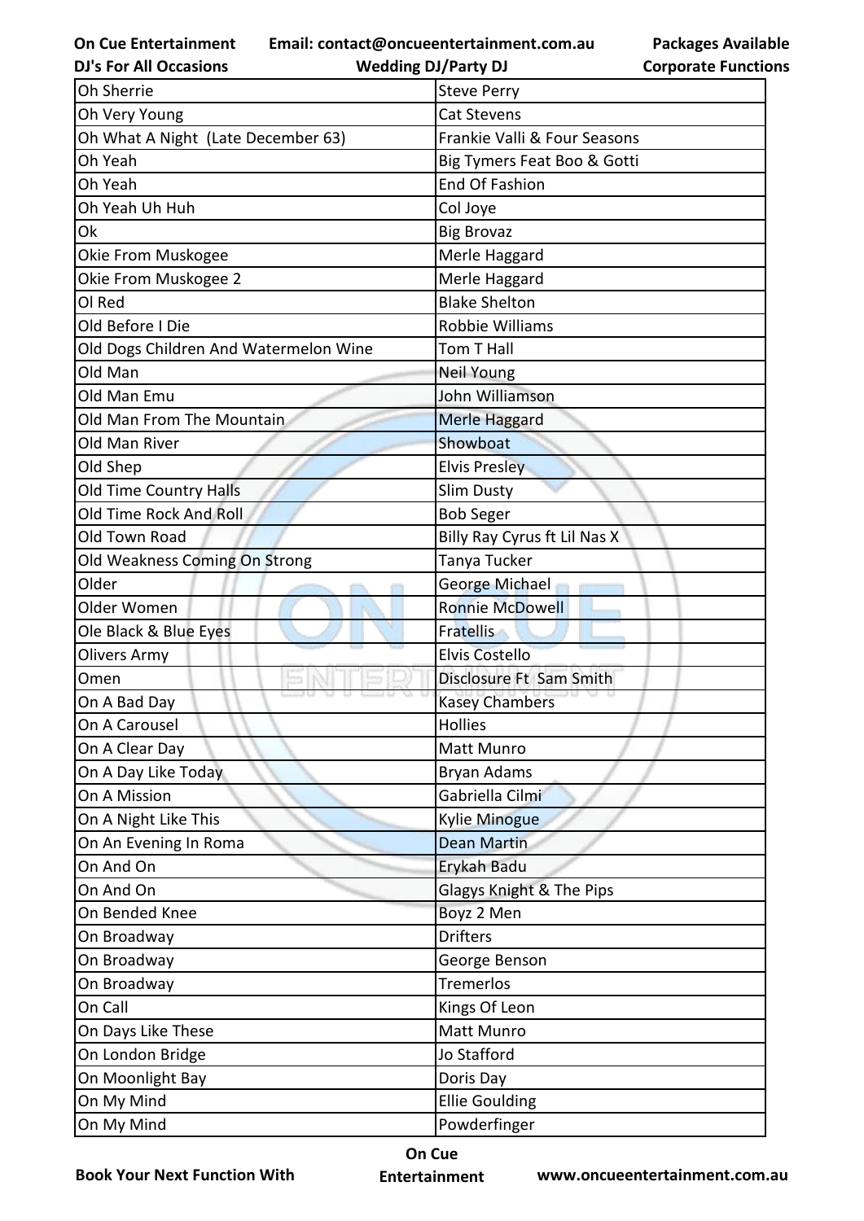| Oh Sherrie | Steve Perry |
|---|---|
| Oh Very Young | Cat Stevens |
| Oh What A Night (Late December 63) | Frankie Valli & Four Seasons |
| Oh Yeah | Big Tymers Feat Boo & Gotti |
| Oh Yeah | End Of Fashion |
| Oh Yeah Uh Huh | Col Joye |
| Ok | Big Brovaz |
| Okie From Muskogee | Merle Haggard |
| Okie From Muskogee 2 | Merle Haggard |
| Ol Red | Blake Shelton |
| Old Before I Die | Robbie Williams |
| Old Dogs Children And Watermelon Wine | Tom T Hall |
| Old Man | Neil Young |
| Old Man Emu | John Williamson |
| Old Man From The Mountain | Merle Haggard |
| Old Man River | Showboat |
| Old Shep | Elvis Presley |
| Old Time Country Halls | Slim Dusty |
| Old Time Rock And Roll | Bob Seger |
| Old Town Road | Billy Ray Cyrus ft Lil Nas X |
| Old Weakness Coming On Strong | Tanya Tucker |
| Older | George Michael |
| Older Women | Ronnie McDowell |
| Ole Black & Blue Eyes | Fratellis |
| Olivers Army | Elvis Costello |
| Omen | Disclosure Ft Sam Smith |
| On A Bad Day | Kasey Chambers |
| On A Carousel | Hollies |
| On A Clear Day | Matt Munro |
| On A Day Like Today | Bryan Adams |
| On A Mission | Gabriella Cilmi |
| On A Night Like This | Kylie Minogue |
| On An Evening In Roma | Dean Martin |
| On And On | Erykah Badu |
| On And On | Glagys Knight & The Pips |
| On Bended Knee | Boyz 2 Men |
| On Broadway | Drifters |
| On Broadway | George Benson |
| On Broadway | Tremerlos |
| On Call | Kings Of Leon |
| On Days Like These | Matt Munro |
| On London Bridge | Jo Stafford |
| On Moonlight Bay | Doris Day |
| On My Mind | Ellie Goulding |
| On My Mind | Powderfinger |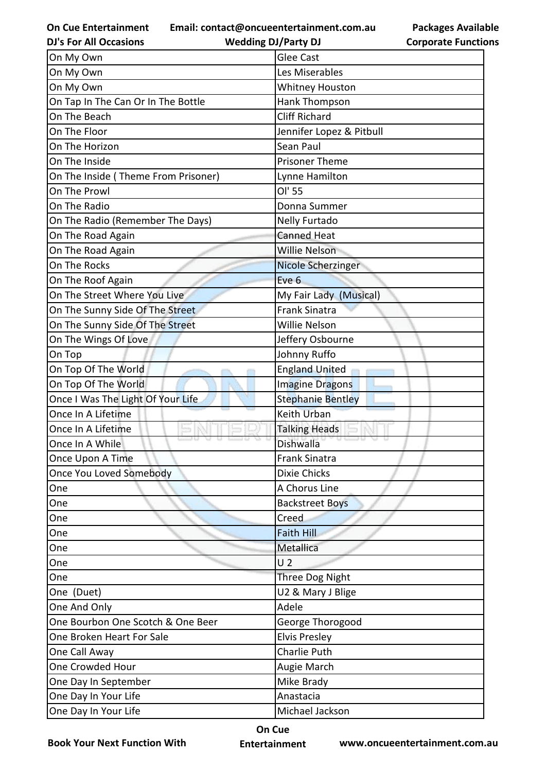| On My Own | Glee Cast |
|---|---|
| On My Own | Les Miserables |
| On My Own | Whitney Houston |
| On Tap In The Can Or In The Bottle | Hank Thompson |
| On The Beach | Cliff Richard |
| On The Floor | Jennifer Lopez & Pitbull |
| On The Horizon | Sean Paul |
| On The Inside | Prisoner Theme |
| On The Inside ( Theme From Prisoner) | Lynne Hamilton |
| On The Prowl | Ol' 55 |
| On The Radio | Donna Summer |
| On The Radio (Remember The Days) | Nelly Furtado |
| On The Road Again | Canned Heat |
| On The Road Again | Willie Nelson |
| On The Rocks | Nicole Scherzinger |
| On The Roof Again | Eve 6 |
| On The Street Where You Live | My Fair Lady  (Musical) |
| On The Sunny Side Of The Street | Frank Sinatra |
| On The Sunny Side Of The Street | Willie Nelson |
| On The Wings Of Love | Jeffery Osbourne |
| On Top | Johnny Ruffo |
| On Top Of The World | England United |
| On Top Of The World | Imagine Dragons |
| Once I Was The Light Of Your Life | Stephanie Bentley |
| Once In A Lifetime | Keith Urban |
| Once In A Lifetime | Talking Heads |
| Once In A While | Dishwalla |
| Once Upon A Time | Frank Sinatra |
| Once You Loved Somebody | Dixie Chicks |
| One | A Chorus Line |
| One | Backstreet Boys |
| One | Creed |
| One | Faith Hill |
| One | Metallica |
| One | U 2 |
| One | Three Dog Night |
| One  (Duet) | U2 & Mary J Blige |
| One And Only | Adele |
| One Bourbon One Scotch & One Beer | George Thorogood |
| One Broken Heart For Sale | Elvis Presley |
| One Call Away | Charlie Puth |
| One Crowded Hour | Augie March |
| One Day In September | Mike Brady |
| One Day In Your Life | Anastacia |
| One Day In Your Life | Michael Jackson |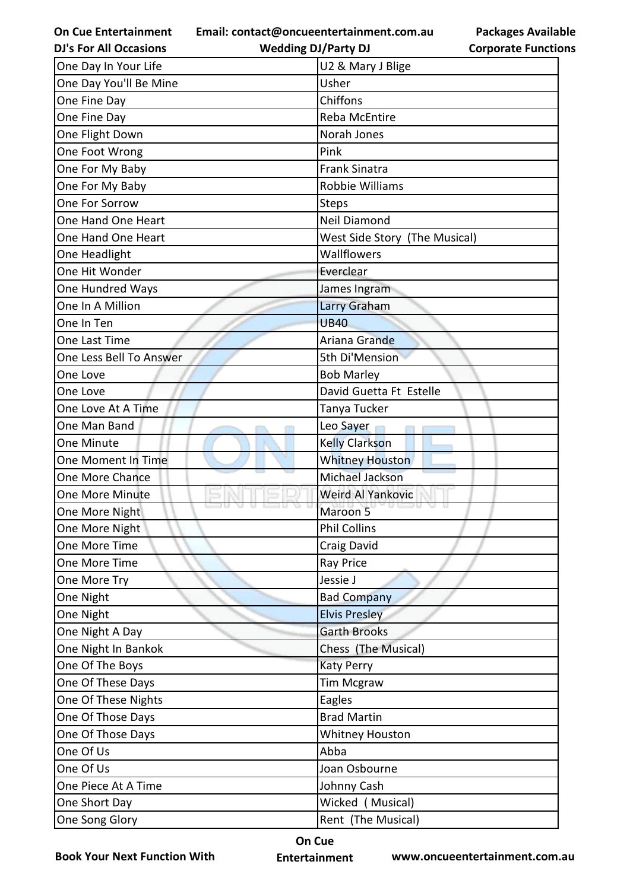| One Day In Your Life | U2 & Mary J Blige |
|---|---|
| One Day You'll Be Mine | Usher |
| One Fine Day | Chiffons |
| One Fine Day | Reba McEntire |
| One Flight Down | Norah Jones |
| One Foot Wrong | Pink |
| One For My Baby | Frank Sinatra |
| One For My Baby | Robbie Williams |
| One For Sorrow | Steps |
| One Hand One Heart | Neil Diamond |
| One Hand One Heart | West Side Story (The Musical) |
| One Headlight | Wallflowers |
| One Hit Wonder | Everclear |
| One Hundred Ways | James Ingram |
| One In A Million | Larry Graham |
| One In Ten | UB40 |
| One Last Time | Ariana Grande |
| One Less Bell To Answer | 5th Di'Mension |
| One Love | Bob Marley |
| One Love | David Guetta Ft Estelle |
| One Love At A Time | Tanya Tucker |
| One Man Band | Leo Sayer |
| One Minute | Kelly Clarkson |
| One Moment In Time | Whitney Houston |
| One More Chance | Michael Jackson |
| One More Minute | Weird Al Yankovic |
| One More Night | Maroon 5 |
| One More Night | Phil Collins |
| One More Time | Craig David |
| One More Time | Ray Price |
| One More Try | Jessie J |
| One Night | Bad Company |
| One Night | Elvis Presley |
| One Night A Day | Garth Brooks |
| One Night In Bankok | Chess (The Musical) |
| One Of The Boys | Katy Perry |
| One Of These Days | Tim Mcgraw |
| One Of These Nights | Eagles |
| One Of Those Days | Brad Martin |
| One Of Those Days | Whitney Houston |
| One Of Us | Abba |
| One Of Us | Joan Osbourne |
| One Piece At A Time | Johnny Cash |
| One Short Day | Wicked ( Musical) |
| One Song Glory | Rent (The Musical) |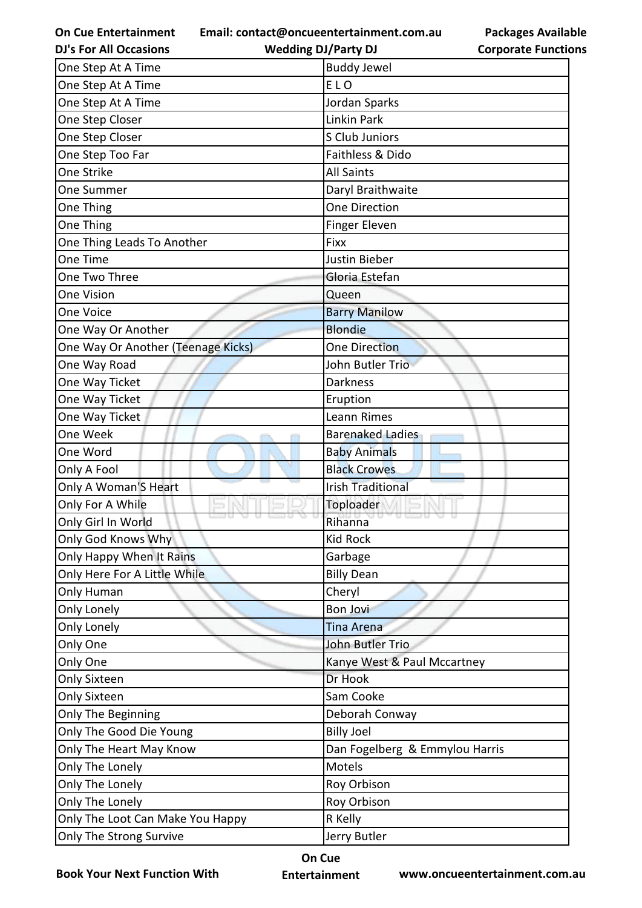| One Step At A Time | Buddy Jewel |
|---|---|
| One Step At A Time | E L O |
| One Step At A Time | Jordan Sparks |
| One Step Closer | Linkin Park |
| One Step Closer | S Club Juniors |
| One Step Too Far | Faithless & Dido |
| One Strike | All Saints |
| One Summer | Daryl Braithwaite |
| One Thing | One Direction |
| One Thing | Finger Eleven |
| One Thing Leads To Another | Fixx |
| One Time | Justin Bieber |
| One Two Three | Gloria Estefan |
| One Vision | Queen |
| One Voice | Barry Manilow |
| One Way Or Another | Blondie |
| One Way Or Another (Teenage Kicks) | One Direction |
| One Way Road | John Butler Trio |
| One Way Ticket | Darkness |
| One Way Ticket | Eruption |
| One Way Ticket | Leann Rimes |
| One Week | Barenaked Ladies |
| One Word | Baby Animals |
| Only A Fool | Black Crowes |
| Only A Woman'S Heart | Irish Traditional |
| Only For A While | Toploader |
| Only Girl In World | Rihanna |
| Only God Knows Why | Kid Rock |
| Only Happy When It Rains | Garbage |
| Only Here For A Little While | Billy Dean |
| Only Human | Cheryl |
| Only Lonely | Bon Jovi |
| Only Lonely | Tina Arena |
| Only One | John Butler Trio |
| Only One | Kanye West & Paul Mccartney |
| Only Sixteen | Dr Hook |
| Only Sixteen | Sam Cooke |
| Only The Beginning | Deborah Conway |
| Only The Good Die Young | Billy Joel |
| Only The Heart May Know | Dan Fogelberg & Emmylou Harris |
| Only The Lonely | Motels |
| Only The Lonely | Roy Orbison |
| Only The Lonely | Roy Orbison |
| Only The Loot Can Make You Happy | R Kelly |
| Only The Strong Survive | Jerry Butler |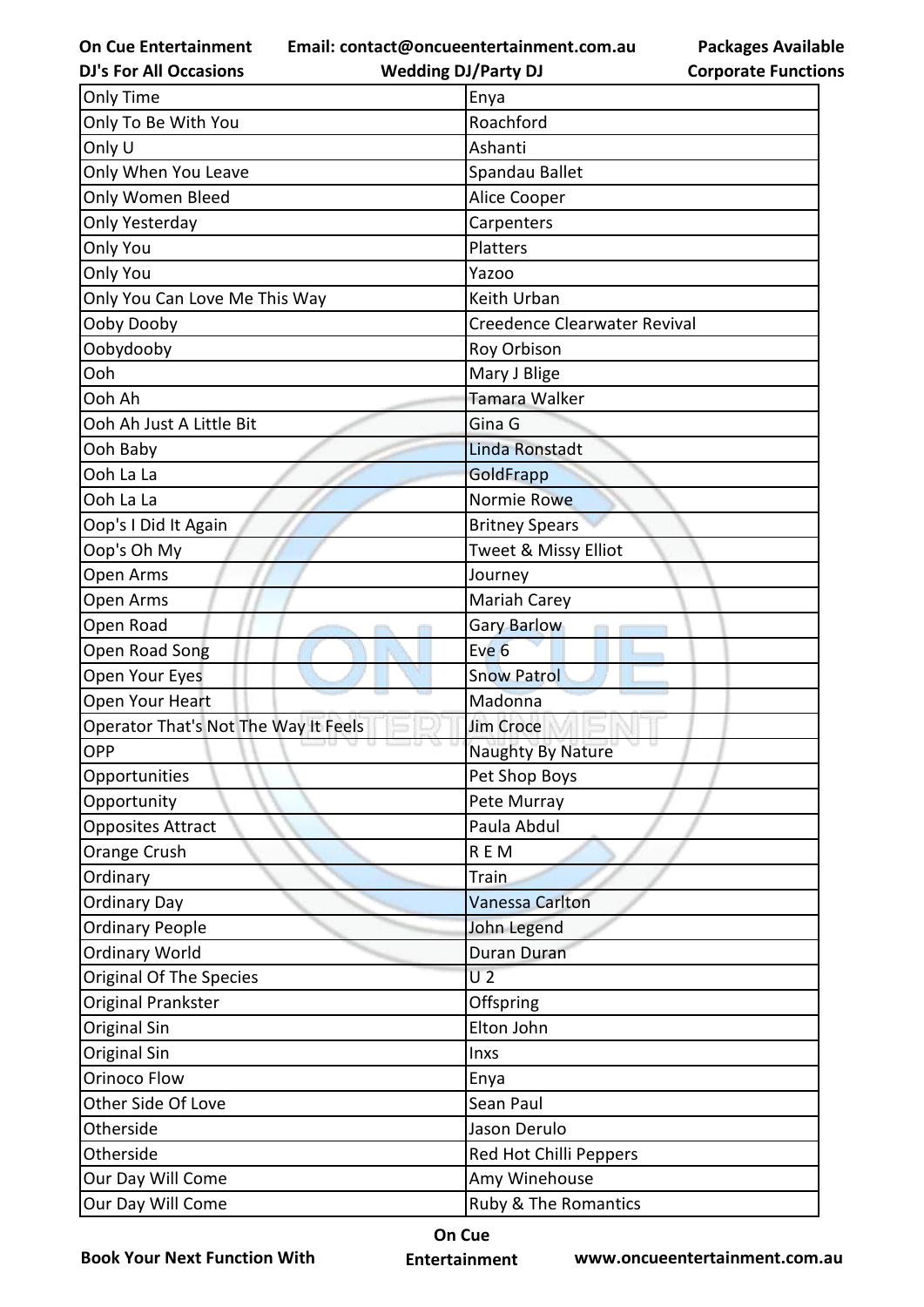| Only Time | Enya |
|---|---|
| Only To Be With You | Roachford |
| Only U | Ashanti |
| Only When You Leave | Spandau Ballet |
| Only Women Bleed | Alice Cooper |
| Only Yesterday | Carpenters |
| Only You | Platters |
| Only You | Yazoo |
| Only You Can Love Me This Way | Keith Urban |
| Ooby Dooby | Creedence Clearwater Revival |
| Oobydooby | Roy Orbison |
| Ooh | Mary J Blige |
| Ooh Ah | Tamara Walker |
| Ooh Ah Just A Little Bit | Gina G |
| Ooh Baby | Linda Ronstadt |
| Ooh La La | GoldFrapp |
| Ooh La La | Normie Rowe |
| Oop's I Did It Again | Britney Spears |
| Oop's Oh My | Tweet & Missy Elliot |
| Open Arms | Journey |
| Open Arms | Mariah Carey |
| Open Road | Gary Barlow |
| Open Road Song | Eve 6 |
| Open Your Eyes | Snow Patrol |
| Open Your Heart | Madonna |
| Operator That's Not The Way It Feels | Jim Croce |
| OPP | Naughty By Nature |
| Opportunities | Pet Shop Boys |
| Opportunity | Pete Murray |
| Opposites Attract | Paula Abdul |
| Orange Crush | R E M |
| Ordinary | Train |
| Ordinary Day | Vanessa Carlton |
| Ordinary People | John Legend |
| Ordinary World | Duran Duran |
| Original Of The Species | U 2 |
| Original Prankster | Offspring |
| Original Sin | Elton John |
| Original Sin | Inxs |
| Orinoco Flow | Enya |
| Other Side Of Love | Sean Paul |
| Otherside | Jason Derulo |
| Otherside | Red Hot Chilli Peppers |
| Our Day Will Come | Amy Winehouse |
| Our Day Will Come | Ruby & The Romantics |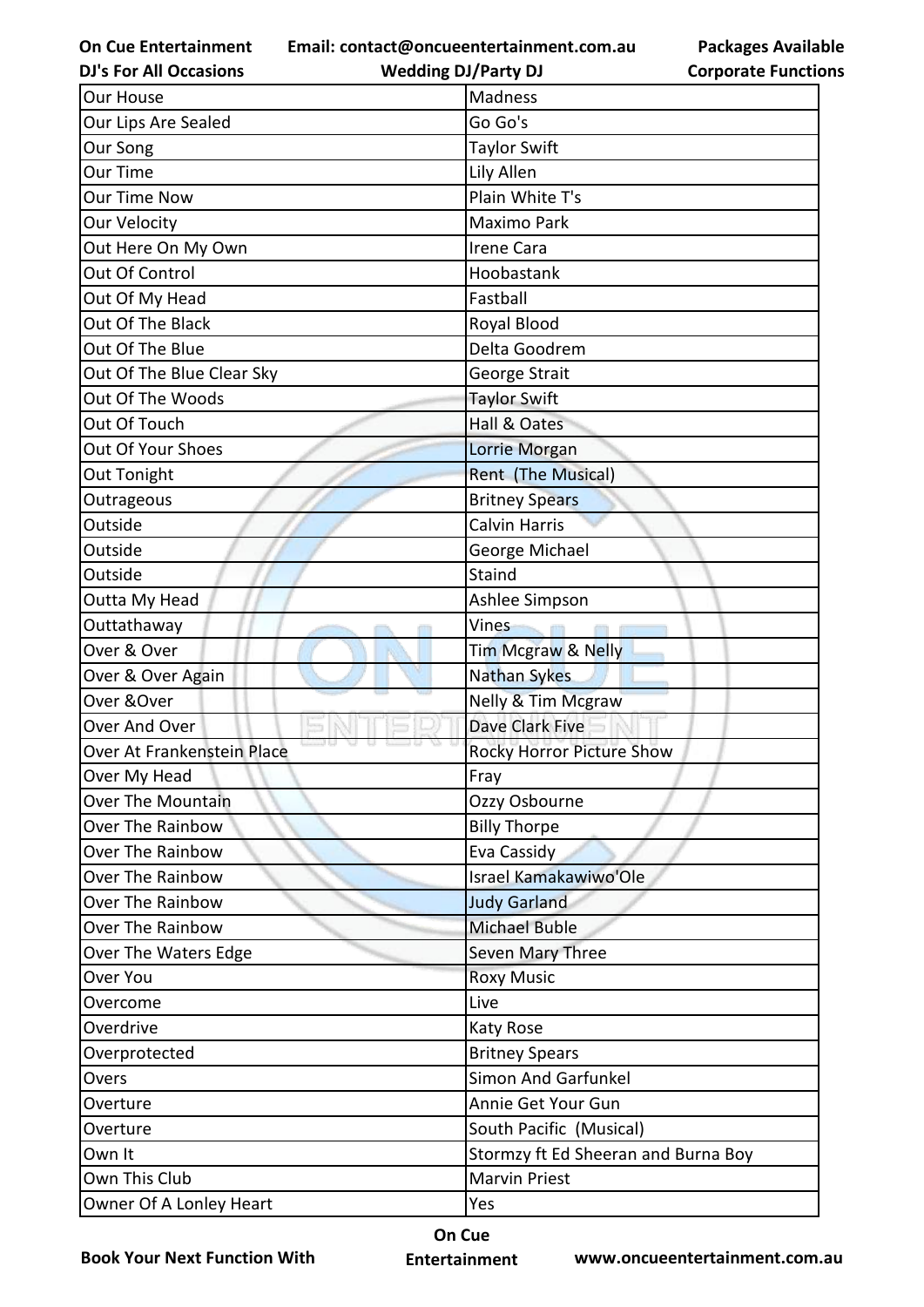| Our House | Madness |
|---|---|
| Our Lips Are Sealed | Go Go's |
| Our Song | Taylor Swift |
| Our Time | Lily Allen |
| Our Time Now | Plain White T's |
| Our Velocity | Maximo Park |
| Out Here On My Own | Irene Cara |
| Out Of Control | Hoobastank |
| Out Of My Head | Fastball |
| Out Of The Black | Royal Blood |
| Out Of The Blue | Delta Goodrem |
| Out Of The Blue Clear Sky | George Strait |
| Out Of The Woods | Taylor Swift |
| Out Of Touch | Hall & Oates |
| Out Of Your Shoes | Lorrie Morgan |
| Out Tonight | Rent (The Musical) |
| Outrageous | Britney Spears |
| Outside | Calvin Harris |
| Outside | George Michael |
| Outside | Staind |
| Outta My Head | Ashlee Simpson |
| Outtathaway | Vines |
| Over & Over | Tim Mcgraw & Nelly |
| Over & Over Again | Nathan Sykes |
| Over &Over | Nelly & Tim Mcgraw |
| Over And Over | Dave Clark Five |
| Over At Frankenstein Place | Rocky Horror Picture Show |
| Over My Head | Fray |
| Over The Mountain | Ozzy Osbourne |
| Over The Rainbow | Billy Thorpe |
| Over The Rainbow | Eva Cassidy |
| Over The Rainbow | Israel Kamakawiwo'Ole |
| Over The Rainbow | Judy Garland |
| Over The Rainbow | Michael Buble |
| Over The Waters Edge | Seven Mary Three |
| Over You | Roxy Music |
| Overcome | Live |
| Overdrive | Katy Rose |
| Overprotected | Britney Spears |
| Overs | Simon And Garfunkel |
| Overture | Annie Get Your Gun |
| Overture | South Pacific (Musical) |
| Own It | Stormzy ft Ed Sheeran and Burna Boy |
| Own This Club | Marvin Priest |
| Owner Of A Lonley Heart | Yes |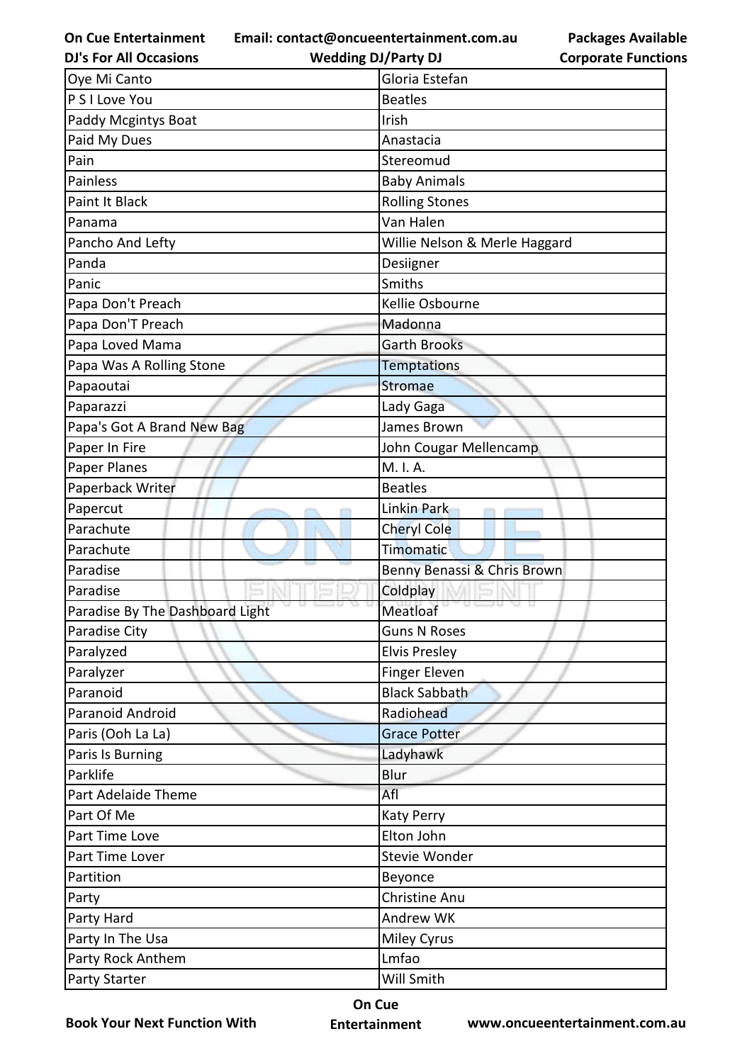| Oye Mi Canto | Gloria Estefan |
|---|---|
| P S I Love You | Beatles |
| Paddy Mcgintys Boat | Irish |
| Paid My Dues | Anastacia |
| Pain | Stereomud |
| Painless | Baby Animals |
| Paint It Black | Rolling Stones |
| Panama | Van Halen |
| Pancho And Lefty | Willie Nelson & Merle Haggard |
| Panda | Desiigner |
| Panic | Smiths |
| Papa Don't Preach | Kellie Osbourne |
| Papa Don'T Preach | Madonna |
| Papa Loved Mama | Garth Brooks |
| Papa Was A Rolling Stone | Temptations |
| Papaoutai | Stromae |
| Paparazzi | Lady Gaga |
| Papa's Got A Brand New Bag | James Brown |
| Paper In Fire | John Cougar Mellencamp |
| Paper Planes | M. I. A. |
| Paperback Writer | Beatles |
| Papercut | Linkin Park |
| Parachute | Cheryl Cole |
| Parachute | Timomatic |
| Paradise | Benny Benassi & Chris Brown |
| Paradise | Coldplay |
| Paradise By The Dashboard Light | Meatloaf |
| Paradise City | Guns N Roses |
| Paralyzed | Elvis Presley |
| Paralyzer | Finger Eleven |
| Paranoid | Black Sabbath |
| Paranoid Android | Radiohead |
| Paris (Ooh La La) | Grace Potter |
| Paris Is Burning | Ladyhawk |
| Parklife | Blur |
| Part Adelaide Theme | Afl |
| Part Of Me | Katy Perry |
| Part Time Love | Elton John |
| Part Time Lover | Stevie Wonder |
| Partition | Beyonce |
| Party | Christine Anu |
| Party Hard | Andrew WK |
| Party In The Usa | Miley Cyrus |
| Party Rock Anthem | Lmfao |
| Party Starter | Will Smith |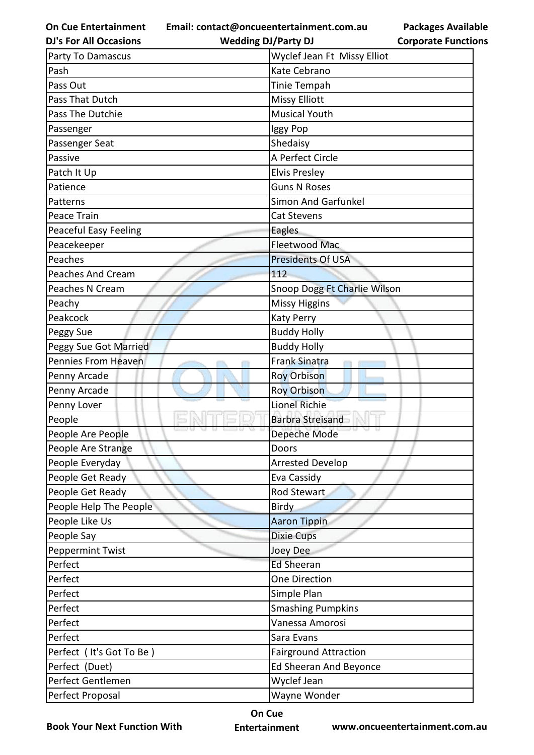| Party To Damascus | Wyclef Jean Ft  Missy Elliot |
|---|---|
| Pash | Kate Cebrano |
| Pass Out | Tinie Tempah |
| Pass That Dutch | Missy Elliott |
| Pass The Dutchie | Musical Youth |
| Passenger | Iggy Pop |
| Passenger Seat | Shedaisy |
| Passive | A Perfect Circle |
| Patch It Up | Elvis Presley |
| Patience | Guns N Roses |
| Patterns | Simon And Garfunkel |
| Peace Train | Cat Stevens |
| Peaceful Easy Feeling | Eagles |
| Peacekeeper | Fleetwood Mac |
| Peaches | Presidents Of USA |
| Peaches And Cream | 112 |
| Peaches N Cream | Snoop Dogg Ft Charlie Wilson |
| Peachy | Missy Higgins |
| Peakcock | Katy Perry |
| Peggy Sue | Buddy Holly |
| Peggy Sue Got Married | Buddy Holly |
| Pennies From Heaven | Frank Sinatra |
| Penny Arcade | Roy Orbison |
| Penny Arcade | Roy Orbison |
| Penny Lover | Lionel Richie |
| People | Barbra Streisand |
| People Are People | Depeche Mode |
| People Are Strange | Doors |
| People Everyday | Arrested Develop |
| People Get Ready | Eva Cassidy |
| People Get Ready | Rod Stewart |
| People Help The People | Birdy |
| People Like Us | Aaron Tippin |
| People Say | Dixie Cups |
| Peppermint Twist | Joey Dee |
| Perfect | Ed Sheeran |
| Perfect | One Direction |
| Perfect | Simple Plan |
| Perfect | Smashing Pumpkins |
| Perfect | Vanessa Amorosi |
| Perfect | Sara Evans |
| Perfect  ( It's Got To Be ) | Fairground Attraction |
| Perfect  (Duet) | Ed Sheeran And Beyonce |
| Perfect Gentlemen | Wyclef Jean |
| Perfect Proposal | Wayne Wonder |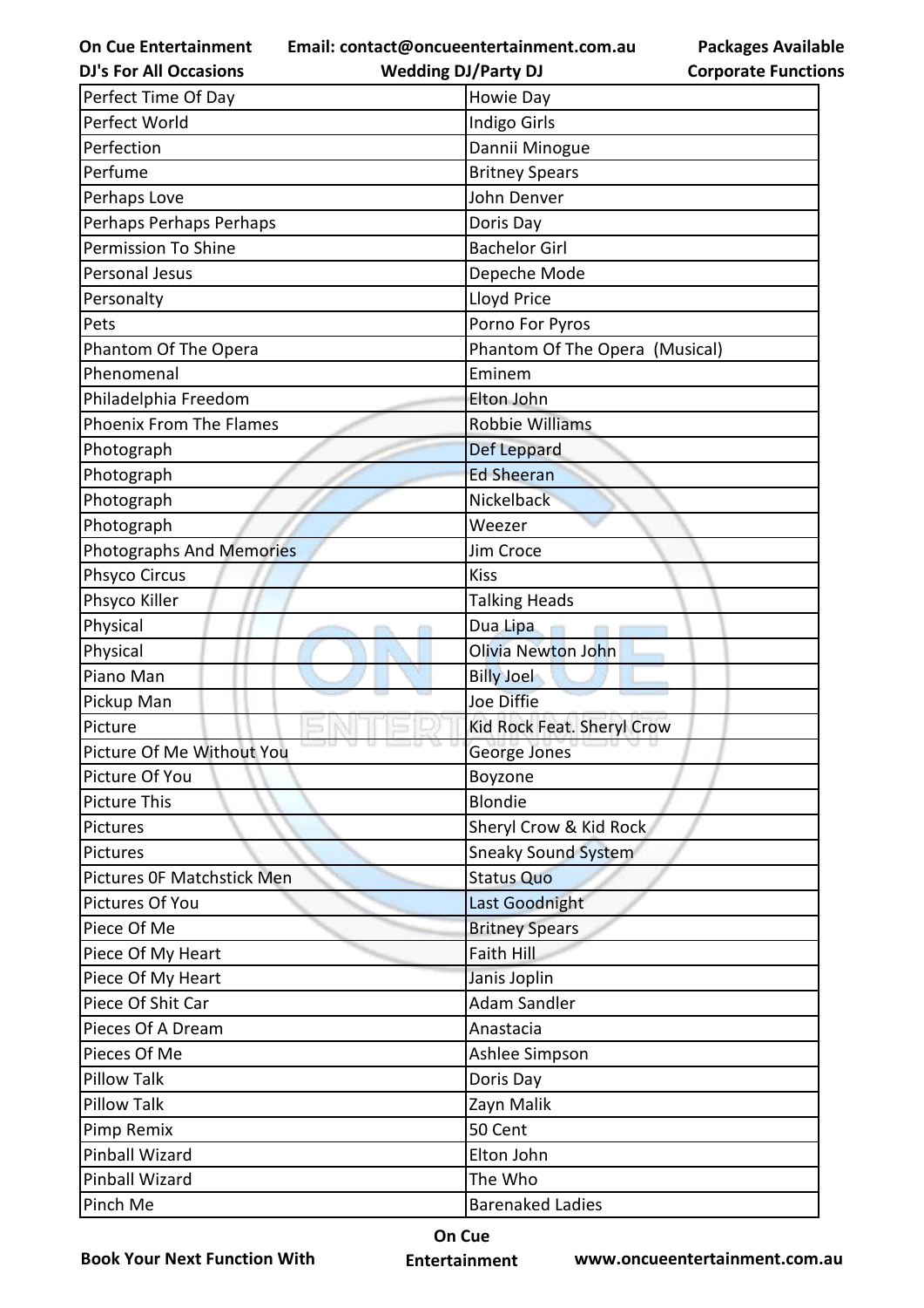| Perfect Time Of Day | Howie Day |
|---|---|
| Perfect World | Indigo Girls |
| Perfection | Dannii Minogue |
| Perfume | Britney Spears |
| Perhaps Love | John Denver |
| Perhaps Perhaps Perhaps | Doris Day |
| Permission To Shine | Bachelor Girl |
| Personal Jesus | Depeche Mode |
| Personalty | Lloyd Price |
| Pets | Porno For Pyros |
| Phantom Of The Opera | Phantom Of The Opera  (Musical) |
| Phenomenal | Eminem |
| Philadelphia Freedom | Elton John |
| Phoenix From The Flames | Robbie Williams |
| Photograph | Def Leppard |
| Photograph | Ed Sheeran |
| Photograph | Nickelback |
| Photograph | Weezer |
| Photographs And Memories | Jim Croce |
| Phsyco Circus | Kiss |
| Phsyco Killer | Talking Heads |
| Physical | Dua Lipa |
| Physical | Olivia Newton John |
| Piano Man | Billy Joel |
| Pickup Man | Joe Diffie |
| Picture | Kid Rock Feat. Sheryl Crow |
| Picture Of Me Without You | George Jones |
| Picture Of You | Boyzone |
| Picture This | Blondie |
| Pictures | Sheryl Crow & Kid Rock |
| Pictures | Sneaky Sound System |
| Pictures 0F Matchstick Men | Status Quo |
| Pictures Of You | Last Goodnight |
| Piece Of Me | Britney Spears |
| Piece Of My Heart | Faith Hill |
| Piece Of My Heart | Janis Joplin |
| Piece Of Shit Car | Adam Sandler |
| Pieces Of A Dream | Anastacia |
| Pieces Of Me | Ashlee Simpson |
| Pillow Talk | Doris Day |
| Pillow Talk | Zayn Malik |
| Pimp Remix | 50 Cent |
| Pinball Wizard | Elton John |
| Pinball Wizard | The Who |
| Pinch Me | Barenaked Ladies |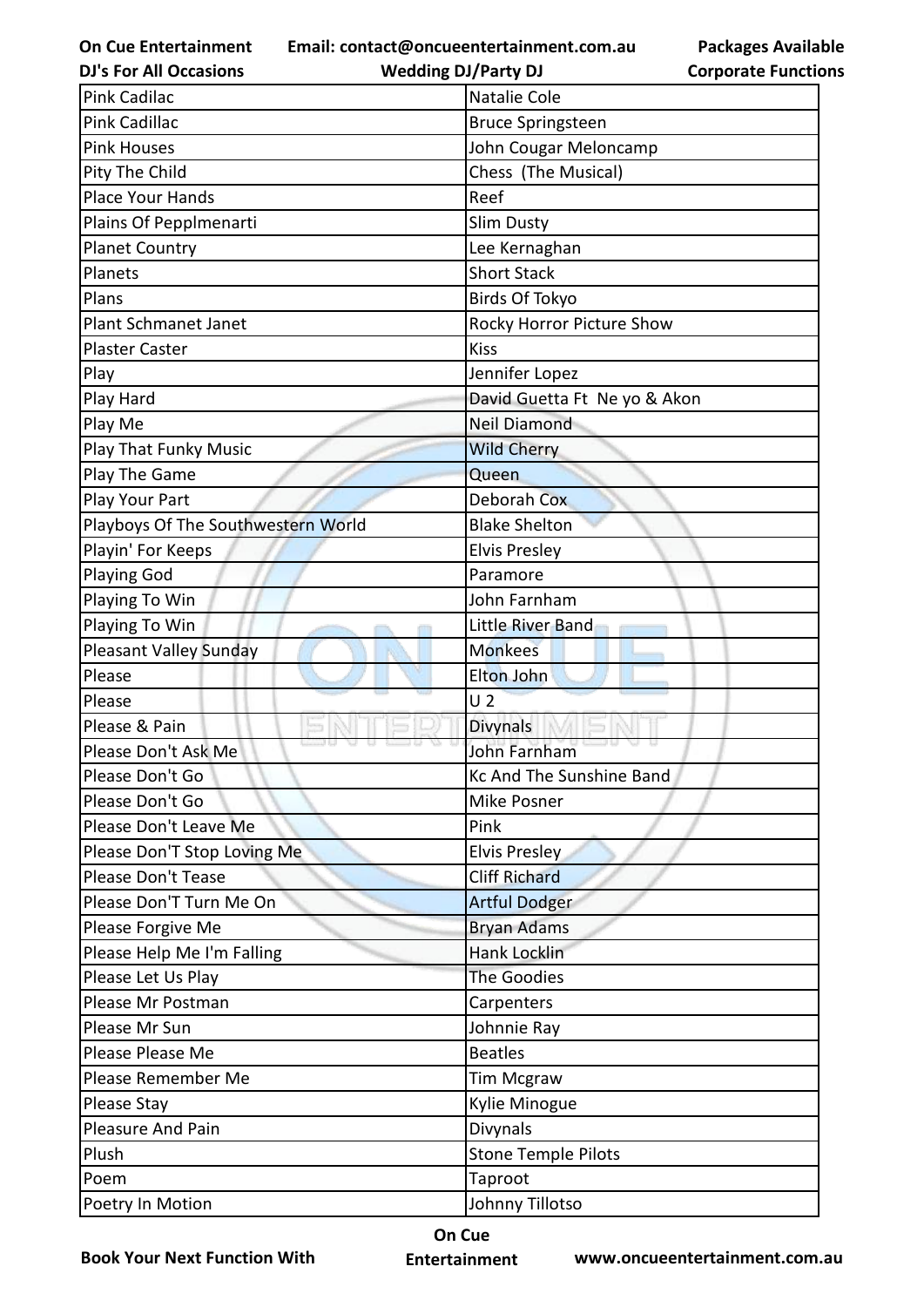| Pink Cadilac | Natalie Cole |
|---|---|
| Pink Cadillac | Bruce Springsteen |
| Pink Houses | John Cougar Meloncamp |
| Pity The Child | Chess (The Musical) |
| Place Your Hands | Reef |
| Plains Of Pepplmenarti | Slim Dusty |
| Planet Country | Lee Kernaghan |
| Planets | Short Stack |
| Plans | Birds Of Tokyo |
| Plant Schmanet Janet | Rocky Horror Picture Show |
| Plaster Caster | Kiss |
| Play | Jennifer Lopez |
| Play Hard | David Guetta Ft Ne yo & Akon |
| Play Me | Neil Diamond |
| Play That Funky Music | Wild Cherry |
| Play The Game | Queen |
| Play Your Part | Deborah Cox |
| Playboys Of The Southwestern World | Blake Shelton |
| Playin' For Keeps | Elvis Presley |
| Playing God | Paramore |
| Playing To Win | John Farnham |
| Playing To Win | Little River Band |
| Pleasant Valley Sunday | Monkees |
| Please | Elton John |
| Please | U 2 |
| Please & Pain | Divynals |
| Please Don't Ask Me | John Farnham |
| Please Don't Go | Kc And The Sunshine Band |
| Please Don't Go | Mike Posner |
| Please Don't Leave Me | Pink |
| Please Don'T Stop Loving Me | Elvis Presley |
| Please Don't Tease | Cliff Richard |
| Please Don'T Turn Me On | Artful Dodger |
| Please Forgive Me | Bryan Adams |
| Please Help Me I'm Falling | Hank Locklin |
| Please Let Us Play | The Goodies |
| Please Mr Postman | Carpenters |
| Please Mr Sun | Johnnie Ray |
| Please Please Me | Beatles |
| Please Remember Me | Tim Mcgraw |
| Please Stay | Kylie Minogue |
| Pleasure And Pain | Divynals |
| Plush | Stone Temple Pilots |
| Poem | Taproot |
| Poetry In Motion | Johnny Tillotso |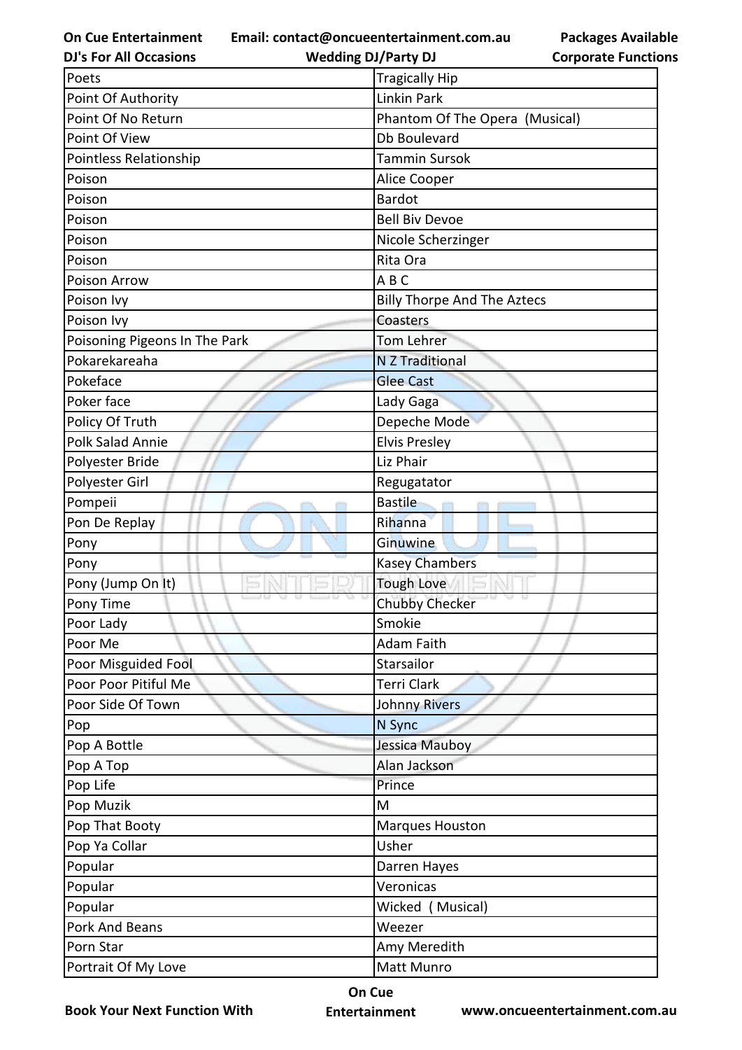| Poets | Tragically Hip |
|---|---|
| Point Of Authority | Linkin Park |
| Point Of No Return | Phantom Of The Opera (Musical) |
| Point Of View | Db Boulevard |
| Pointless Relationship | Tammin Sursok |
| Poison | Alice Cooper |
| Poison | Bardot |
| Poison | Bell Biv Devoe |
| Poison | Nicole Scherzinger |
| Poison | Rita Ora |
| Poison Arrow | A B C |
| Poison Ivy | Billy Thorpe And The Aztecs |
| Poison Ivy | Coasters |
| Poisoning Pigeons In The Park | Tom Lehrer |
| Pokarekareaha | N Z Traditional |
| Pokeface | Glee Cast |
| Poker face | Lady Gaga |
| Policy Of Truth | Depeche Mode |
| Polk Salad Annie | Elvis Presley |
| Polyester Bride | Liz Phair |
| Polyester Girl | Regugatator |
| Pompeii | Bastile |
| Pon De Replay | Rihanna |
| Pony | Ginuwine |
| Pony | Kasey Chambers |
| Pony (Jump On It) | Tough Love |
| Pony Time | Chubby Checker |
| Poor Lady | Smokie |
| Poor Me | Adam Faith |
| Poor Misguided Fool | Starsailor |
| Poor Poor Pitiful Me | Terri Clark |
| Poor Side Of Town | Johnny Rivers |
| Pop | N Sync |
| Pop A Bottle | Jessica Mauboy |
| Pop A Top | Alan Jackson |
| Pop Life | Prince |
| Pop Muzik | M |
| Pop That Booty | Marques Houston |
| Pop Ya Collar | Usher |
| Popular | Darren Hayes |
| Popular | Veronicas |
| Popular | Wicked ( Musical) |
| Pork And Beans | Weezer |
| Porn Star | Amy Meredith |
| Portrait Of My Love | Matt Munro |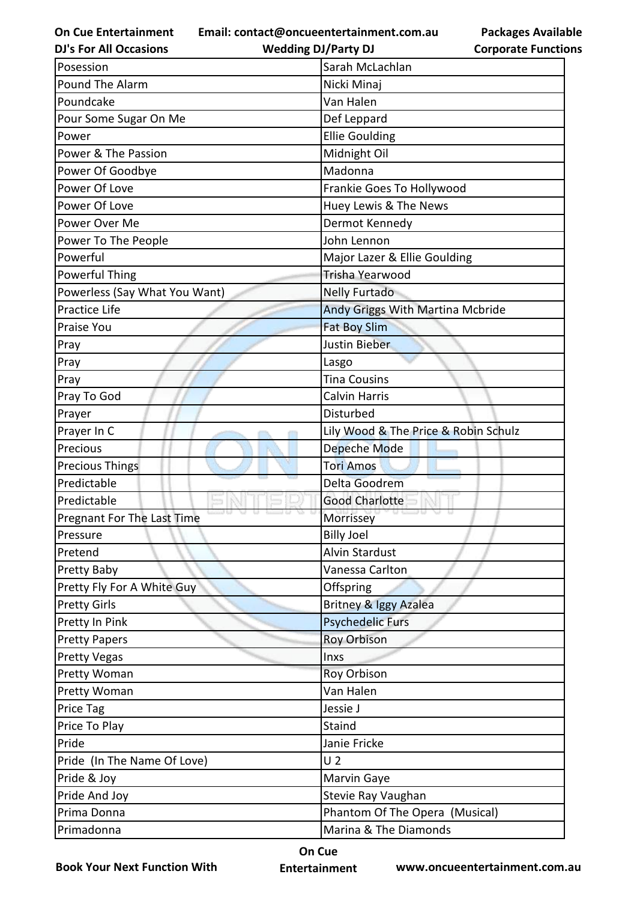| Posession | Sarah McLachlan |
|---|---|
| Pound The Alarm | Nicki Minaj |
| Poundcake | Van Halen |
| Pour Some Sugar On Me | Def Leppard |
| Power | Ellie Goulding |
| Power & The Passion | Midnight Oil |
| Power Of Goodbye | Madonna |
| Power Of Love | Frankie Goes To Hollywood |
| Power Of Love | Huey Lewis & The News |
| Power Over Me | Dermot Kennedy |
| Power To The People | John Lennon |
| Powerful | Major Lazer & Ellie Goulding |
| Powerful Thing | Trisha Yearwood |
| Powerless (Say What You Want) | Nelly Furtado |
| Practice Life | Andy Griggs With Martina Mcbride |
| Praise You | Fat Boy Slim |
| Pray | Justin Bieber |
| Pray | Lasgo |
| Pray | Tina Cousins |
| Pray To God | Calvin Harris |
| Prayer | Disturbed |
| Prayer In C | Lily Wood & The Price & Robin Schulz |
| Precious | Depeche Mode |
| Precious Things | Tori Amos |
| Predictable | Delta Goodrem |
| Predictable | Good Charlotte |
| Pregnant For The Last Time | Morrissey |
| Pressure | Billy Joel |
| Pretend | Alvin Stardust |
| Pretty Baby | Vanessa Carlton |
| Pretty Fly For A White Guy | Offspring |
| Pretty Girls | Britney & Iggy Azalea |
| Pretty In Pink | Psychedelic Furs |
| Pretty Papers | Roy Orbison |
| Pretty Vegas | Inxs |
| Pretty Woman | Roy Orbison |
| Pretty Woman | Van Halen |
| Price Tag | Jessie J |
| Price To Play | Staind |
| Pride | Janie Fricke |
| Pride (In The Name Of Love) | U 2 |
| Pride & Joy | Marvin Gaye |
| Pride And Joy | Stevie Ray Vaughan |
| Prima Donna | Phantom Of The Opera (Musical) |
| Primadonna | Marina & The Diamonds |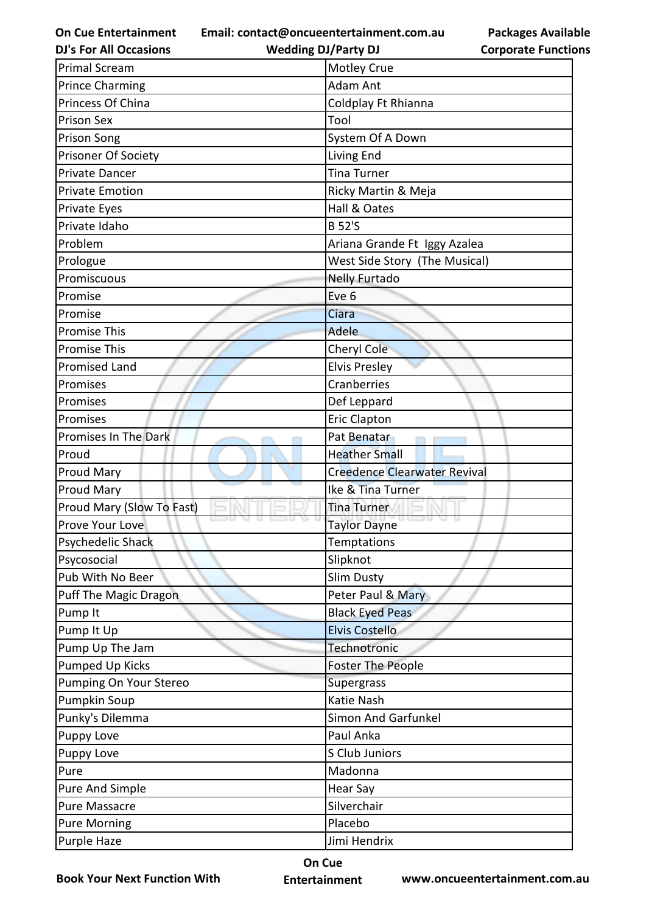| Primal Scream | Motley Crue |
|---|---|
| Prince Charming | Adam Ant |
| Princess Of China | Coldplay Ft Rhianna |
| Prison Sex | Tool |
| Prison Song | System Of A Down |
| Prisoner Of Society | Living End |
| Private Dancer | Tina Turner |
| Private Emotion | Ricky Martin & Meja |
| Private Eyes | Hall & Oates |
| Private Idaho | B 52'S |
| Problem | Ariana Grande Ft Iggy Azalea |
| Prologue | West Side Story (The Musical) |
| Promiscuous | Nelly Furtado |
| Promise | Eve 6 |
| Promise | Ciara |
| Promise This | Adele |
| Promise This | Cheryl Cole |
| Promised Land | Elvis Presley |
| Promises | Cranberries |
| Promises | Def Leppard |
| Promises | Eric Clapton |
| Promises In The Dark | Pat Benatar |
| Proud | Heather Small |
| Proud Mary | Creedence Clearwater Revival |
| Proud Mary | Ike & Tina Turner |
| Proud Mary (Slow To Fast) | Tina Turner |
| Prove Your Love | Taylor Dayne |
| Psychedelic Shack | Temptations |
| Psycosocial | Slipknot |
| Pub With No Beer | Slim Dusty |
| Puff The Magic Dragon | Peter Paul & Mary |
| Pump It | Black Eyed Peas |
| Pump It Up | Elvis Costello |
| Pump Up The Jam | Technotronic |
| Pumped Up Kicks | Foster The People |
| Pumping On Your Stereo | Supergrass |
| Pumpkin Soup | Katie Nash |
| Punky's Dilemma | Simon And Garfunkel |
| Puppy Love | Paul Anka |
| Puppy Love | S Club Juniors |
| Pure | Madonna |
| Pure And Simple | Hear Say |
| Pure Massacre | Silverchair |
| Pure Morning | Placebo |
| Purple Haze | Jimi Hendrix |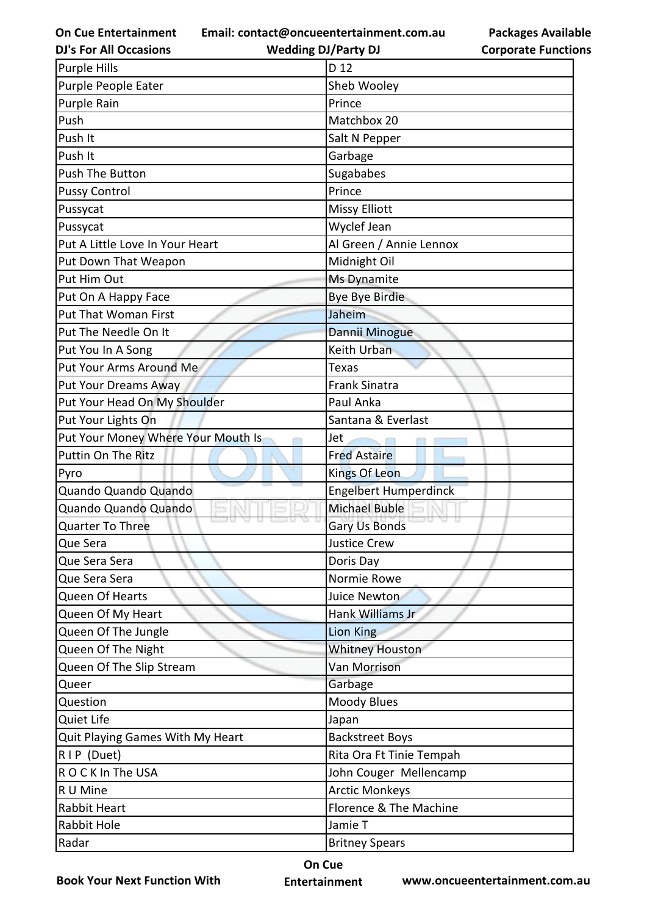| Purple Hills | D 12 |
|---|---|
| Purple People Eater | Sheb Wooley |
| Purple Rain | Prince |
| Push | Matchbox 20 |
| Push It | Salt N Pepper |
| Push It | Garbage |
| Push The Button | Sugababes |
| Pussy Control | Prince |
| Pussycat | Missy Elliott |
| Pussycat | Wyclef Jean |
| Put A Little Love In Your Heart | Al Green / Annie Lennox |
| Put Down That Weapon | Midnight Oil |
| Put Him Out | Ms Dynamite |
| Put On A Happy Face | Bye Bye Birdie |
| Put That Woman First | Jaheim |
| Put The Needle On It | Dannii Minogue |
| Put You In A Song | Keith Urban |
| Put Your Arms Around Me | Texas |
| Put Your Dreams Away | Frank Sinatra |
| Put Your Head On My Shoulder | Paul Anka |
| Put Your Lights On | Santana & Everlast |
| Put Your Money Where Your Mouth Is | Jet |
| Puttin On The Ritz | Fred Astaire |
| Pyro | Kings Of Leon |
| Quando Quando Quando | Engelbert Humperdinck |
| Quando Quando Quando | Michael Buble |
| Quarter To Three | Gary Us Bonds |
| Que Sera | Justice Crew |
| Que Sera Sera | Doris Day |
| Que Sera Sera | Normie Rowe |
| Queen Of Hearts | Juice Newton |
| Queen Of My Heart | Hank Williams Jr |
| Queen Of The Jungle | Lion King |
| Queen Of The Night | Whitney Houston |
| Queen Of The Slip Stream | Van Morrison |
| Queer | Garbage |
| Question | Moody Blues |
| Quiet Life | Japan |
| Quit Playing Games With My Heart | Backstreet Boys |
| R I P (Duet) | Rita Ora Ft Tinie Tempah |
| R O C K In The USA | John Couger Mellencamp |
| R U Mine | Arctic Monkeys |
| Rabbit Heart | Florence & The Machine |
| Rabbit Hole | Jamie T |
| Radar | Britney Spears |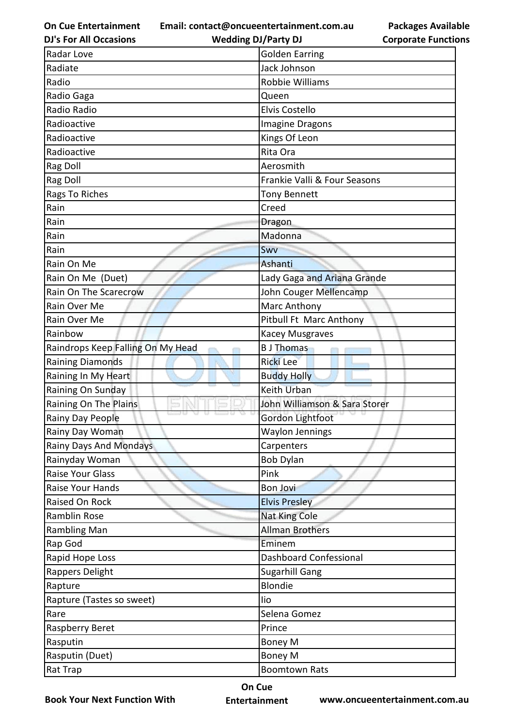| Radar Love | Golden Earring |
|---|---|
| Radiate | Jack Johnson |
| Radio | Robbie Williams |
| Radio Gaga | Queen |
| Radio Radio | Elvis Costello |
| Radioactive | Imagine Dragons |
| Radioactive | Kings Of Leon |
| Radioactive | Rita Ora |
| Rag Doll | Aerosmith |
| Rag Doll | Frankie Valli & Four Seasons |
| Rags To Riches | Tony Bennett |
| Rain | Creed |
| Rain | Dragon |
| Rain | Madonna |
| Rain | Swv |
| Rain On Me | Ashanti |
| Rain On Me (Duet) | Lady Gaga and Ariana Grande |
| Rain On The Scarecrow | John Couger Mellencamp |
| Rain Over Me | Marc Anthony |
| Rain Over Me | Pitbull Ft Marc Anthony |
| Rainbow | Kacey Musgraves |
| Raindrops Keep Falling On My Head | B J Thomas |
| Raining Diamonds | Ricki Lee |
| Raining In My Heart | Buddy Holly |
| Raining On Sunday | Keith Urban |
| Raining On The Plains | John Williamson & Sara Storer |
| Rainy Day People | Gordon Lightfoot |
| Rainy Day Woman | Waylon Jennings |
| Rainy Days And Mondays | Carpenters |
| Rainyday Woman | Bob Dylan |
| Raise Your Glass | Pink |
| Raise Your Hands | Bon Jovi |
| Raised On Rock | Elvis Presley |
| Ramblin Rose | Nat King Cole |
| Rambling Man | Allman Brothers |
| Rap God | Eminem |
| Rapid Hope Loss | Dashboard Confessional |
| Rappers Delight | Sugarhill Gang |
| Rapture | Blondie |
| Rapture (Tastes so sweet) | Iio |
| Rare | Selena Gomez |
| Raspberry Beret | Prince |
| Rasputin | Boney M |
| Rasputin (Duet) | Boney M |
| Rat Trap | Boomtown Rats |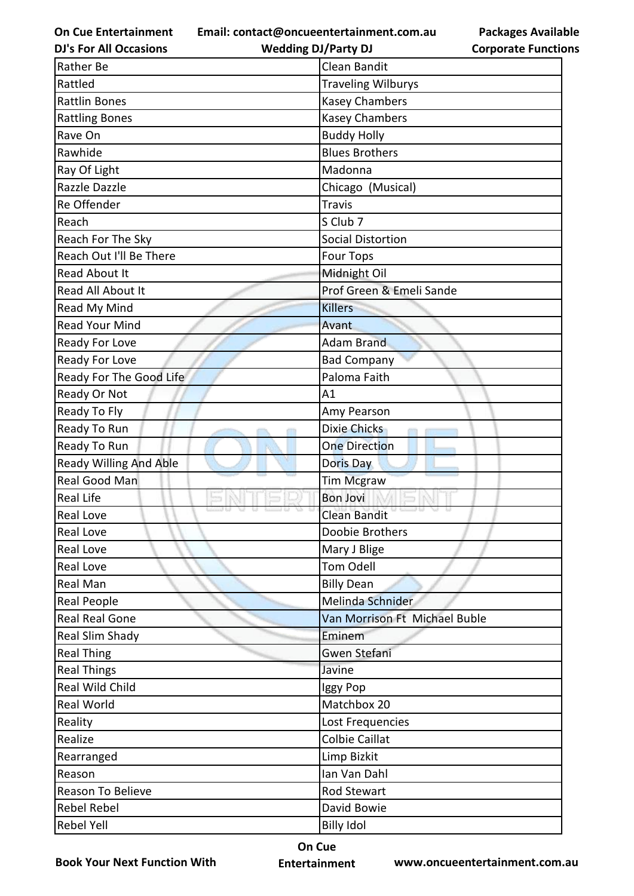| Rather Be | Clean Bandit |
|---|---|
| Rattled | Traveling Wilburys |
| Rattlin Bones | Kasey Chambers |
| Rattling Bones | Kasey Chambers |
| Rave On | Buddy Holly |
| Rawhide | Blues Brothers |
| Ray Of Light | Madonna |
| Razzle Dazzle | Chicago (Musical) |
| Re Offender | Travis |
| Reach | S Club 7 |
| Reach For The Sky | Social Distortion |
| Reach Out I'll Be There | Four Tops |
| Read About It | Midnight Oil |
| Read All About It | Prof Green & Emeli Sande |
| Read My Mind | Killers |
| Read Your Mind | Avant |
| Ready For Love | Adam Brand |
| Ready For Love | Bad Company |
| Ready For The Good Life | Paloma Faith |
| Ready Or Not | A1 |
| Ready To Fly | Amy Pearson |
| Ready To Run | Dixie Chicks |
| Ready To Run | One Direction |
| Ready Willing And Able | Doris Day |
| Real Good Man | Tim Mcgraw |
| Real Life | Bon Jovi |
| Real Love | Clean Bandit |
| Real Love | Doobie Brothers |
| Real Love | Mary J Blige |
| Real Love | Tom Odell |
| Real Man | Billy Dean |
| Real People | Melinda Schnider |
| Real Real Gone | Van Morrison Ft Michael Buble |
| Real Slim Shady | Eminem |
| Real Thing | Gwen Stefani |
| Real Things | Javine |
| Real Wild Child | Iggy Pop |
| Real World | Matchbox 20 |
| Reality | Lost Frequencies |
| Realize | Colbie Caillat |
| Rearranged | Limp Bizkit |
| Reason | Ian Van Dahl |
| Reason To Believe | Rod Stewart |
| Rebel Rebel | David Bowie |
| Rebel Yell | Billy Idol |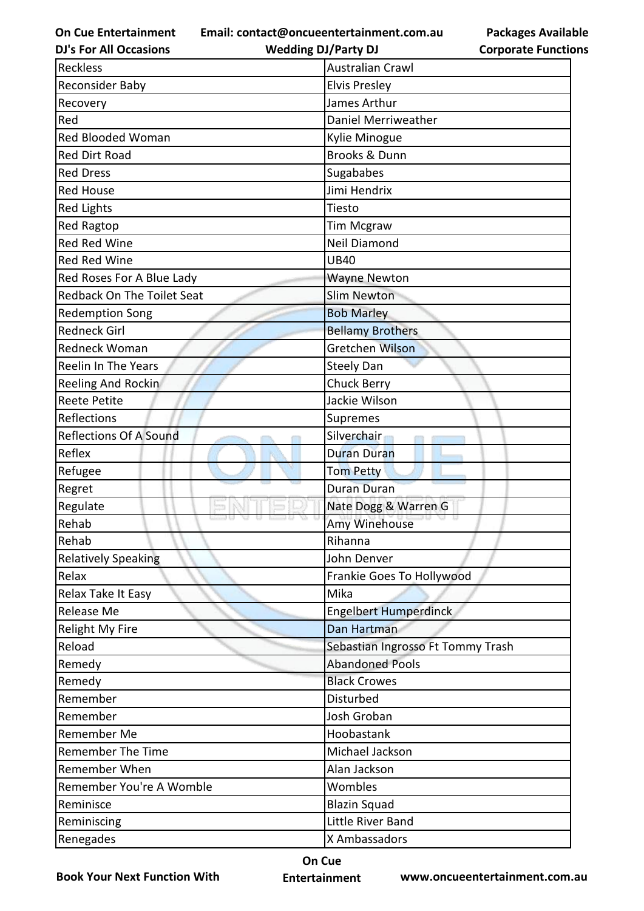| Reckless | Australian Crawl |
|---|---|
| Reconsider Baby | Elvis Presley |
| Recovery | James Arthur |
| Red | Daniel Merriweather |
| Red Blooded Woman | Kylie Minogue |
| Red Dirt Road | Brooks & Dunn |
| Red Dress | Sugababes |
| Red House | Jimi Hendrix |
| Red Lights | Tiesto |
| Red Ragtop | Tim Mcgraw |
| Red Red Wine | Neil Diamond |
| Red Red Wine | UB40 |
| Red Roses For A Blue Lady | Wayne Newton |
| Redback On The Toilet Seat | Slim Newton |
| Redemption Song | Bob Marley |
| Redneck Girl | Bellamy Brothers |
| Redneck Woman | Gretchen Wilson |
| Reelin In The Years | Steely Dan |
| Reeling And Rockin | Chuck Berry |
| Reete Petite | Jackie Wilson |
| Reflections | Supremes |
| Reflections Of A Sound | Silverchair |
| Reflex | Duran Duran |
| Refugee | Tom Petty |
| Regret | Duran Duran |
| Regulate | Nate Dogg & Warren G |
| Rehab | Amy Winehouse |
| Rehab | Rihanna |
| Relatively Speaking | John Denver |
| Relax | Frankie Goes To Hollywood |
| Relax Take It Easy | Mika |
| Release Me | Engelbert Humperdinck |
| Relight My Fire | Dan Hartman |
| Reload | Sebastian Ingrosso Ft Tommy Trash |
| Remedy | Abandoned Pools |
| Remedy | Black Crowes |
| Remember | Disturbed |
| Remember | Josh Groban |
| Remember Me | Hoobastank |
| Remember The Time | Michael Jackson |
| Remember When | Alan Jackson |
| Remember You're A Womble | Wombles |
| Reminisce | Blazin Squad |
| Reminiscing | Little River Band |
| Renegades | X Ambassadors |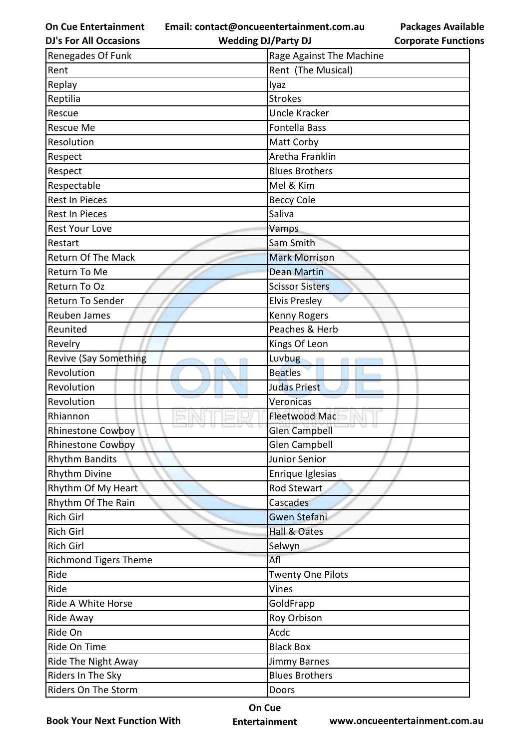| Renegades Of Funk | Rage Against The Machine |
|---|---|
| Rent | Rent  (The Musical) |
| Replay | Iyaz |
| Reptilia | Strokes |
| Rescue | Uncle Kracker |
| Rescue Me | Fontella Bass |
| Resolution | Matt Corby |
| Respect | Aretha Franklin |
| Respect | Blues Brothers |
| Respectable | Mel & Kim |
| Rest In Pieces | Beccy Cole |
| Rest In Pieces | Saliva |
| Rest Your Love | Vamps |
| Restart | Sam Smith |
| Return Of The Mack | Mark Morrison |
| Return To Me | Dean Martin |
| Return To Oz | Scissor Sisters |
| Return To Sender | Elvis Presley |
| Reuben James | Kenny Rogers |
| Reunited | Peaches & Herb |
| Revelry | Kings Of Leon |
| Revive (Say Something | Luvbug |
| Revolution | Beatles |
| Revolution | Judas Priest |
| Revolution | Veronicas |
| Rhiannon | Fleetwood Mac |
| Rhinestone Cowboy | Glen Campbell |
| Rhinestone Cowboy | Glen Campbell |
| Rhythm Bandits | Junior Senior |
| Rhythm Divine | Enrique Iglesias |
| Rhythm Of My Heart | Rod Stewart |
| Rhythm Of The Rain | Cascades |
| Rich Girl | Gwen Stefani |
| Rich Girl | Hall & Oates |
| Rich Girl | Selwyn |
| Richmond Tigers Theme | Afl |
| Ride | Twenty One Pilots |
| Ride | Vines |
| Ride A White Horse | GoldFrapp |
| Ride Away | Roy Orbison |
| Ride On | Acdc |
| Ride On Time | Black Box |
| Ride The Night Away | Jimmy Barnes |
| Riders In The Sky | Blues Brothers |
| Riders On The Storm | Doors |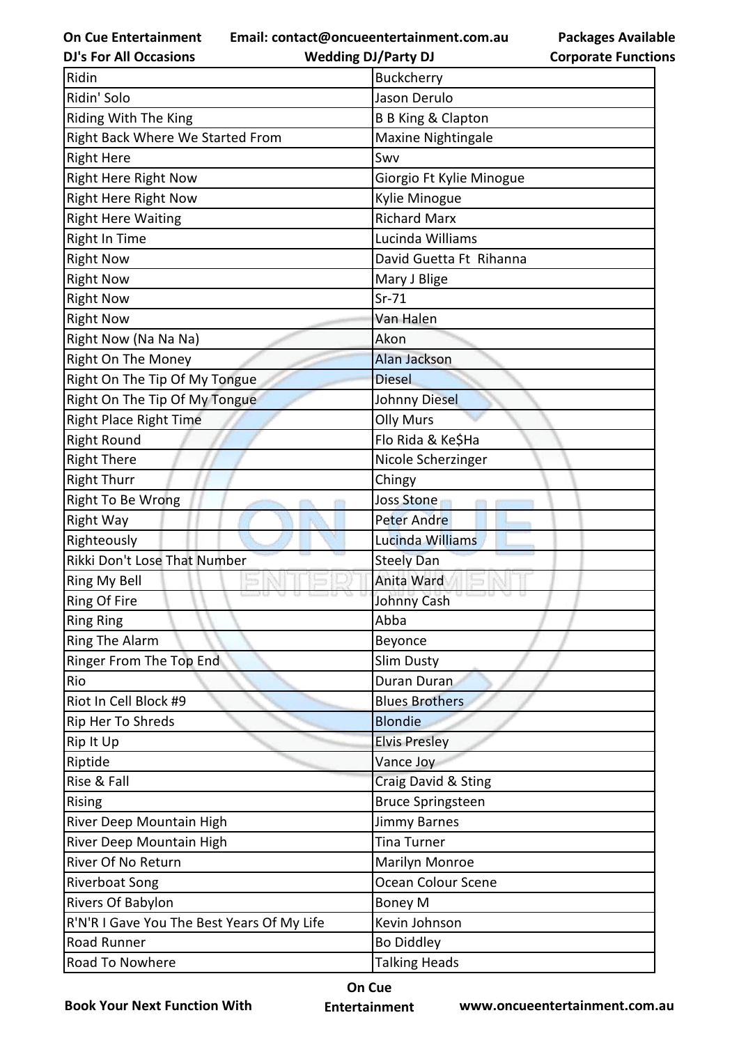| Ridin | Buckcherry |
|---|---|
| Ridin' Solo | Jason Derulo |
| Riding With The King | B B King & Clapton |
| Right Back Where We Started From | Maxine Nightingale |
| Right Here | Swv |
| Right Here Right Now | Giorgio Ft Kylie Minogue |
| Right Here Right Now | Kylie Minogue |
| Right Here Waiting | Richard Marx |
| Right In Time | Lucinda Williams |
| Right Now | David Guetta Ft  Rihanna |
| Right Now | Mary J Blige |
| Right Now | Sr-71 |
| Right Now | Van Halen |
| Right Now (Na Na Na) | Akon |
| Right On The Money | Alan Jackson |
| Right On The Tip Of My Tongue | Diesel |
| Right On The Tip Of My Tongue | Johnny Diesel |
| Right Place Right Time | Olly Murs |
| Right Round | Flo Rida & Ke$Ha |
| Right There | Nicole Scherzinger |
| Right Thurr | Chingy |
| Right To Be Wrong | Joss Stone |
| Right Way | Peter Andre |
| Righteously | Lucinda Williams |
| Rikki Don't Lose That Number | Steely Dan |
| Ring My Bell | Anita Ward |
| Ring Of Fire | Johnny Cash |
| Ring Ring | Abba |
| Ring The Alarm | Beyonce |
| Ringer From The Top End | Slim Dusty |
| Rio | Duran Duran |
| Riot In Cell Block #9 | Blues Brothers |
| Rip Her To Shreds | Blondie |
| Rip It Up | Elvis Presley |
| Riptide | Vance Joy |
| Rise & Fall | Craig David & Sting |
| Rising | Bruce Springsteen |
| River Deep Mountain High | Jimmy Barnes |
| River Deep Mountain High | Tina Turner |
| River Of No Return | Marilyn Monroe |
| Riverboat Song | Ocean Colour Scene |
| Rivers Of Babylon | Boney M |
| R'N'R I Gave You The Best Years Of My Life | Kevin Johnson |
| Road Runner | Bo Diddley |
| Road To Nowhere | Talking Heads |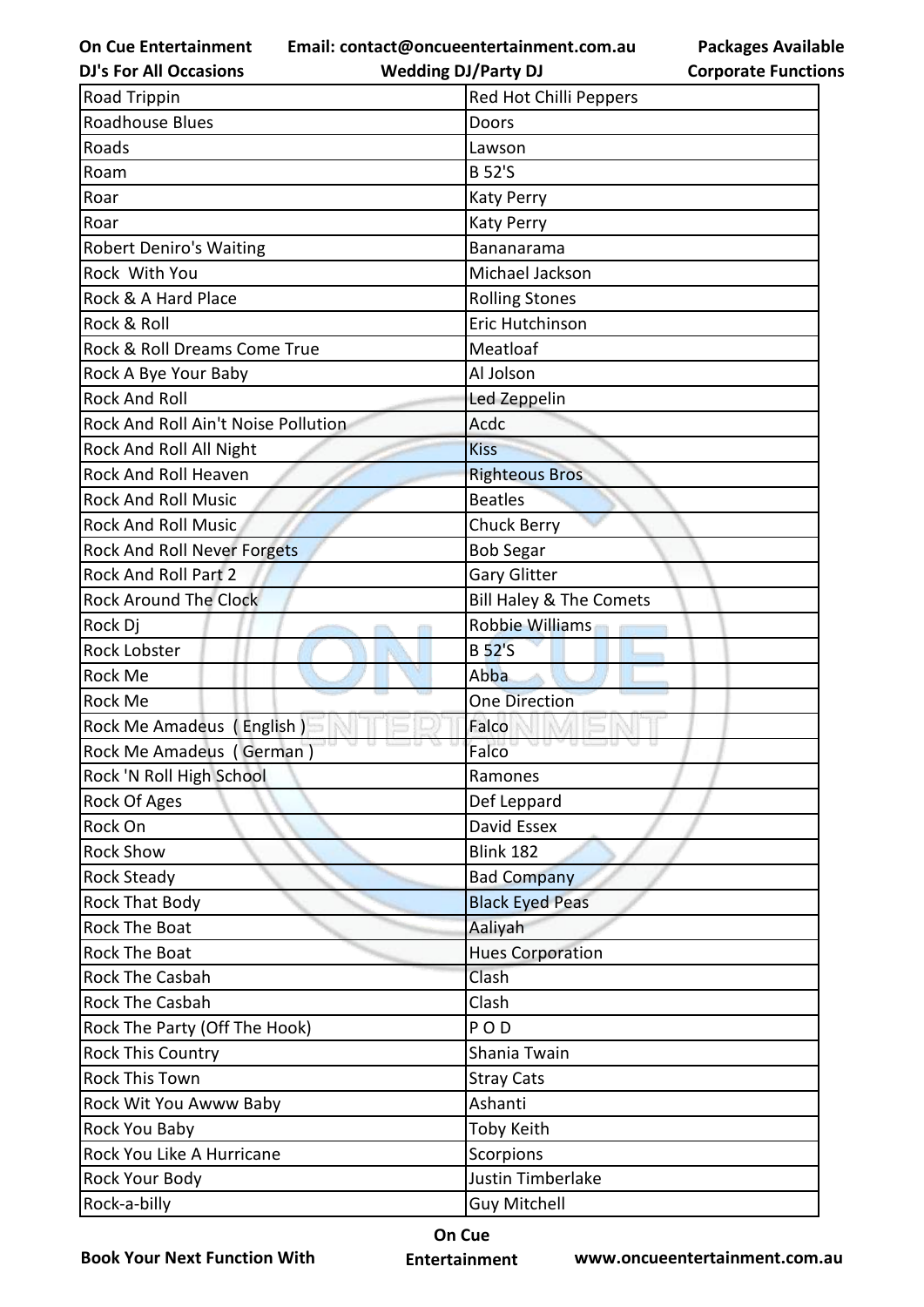| Road Trippin | Red Hot Chilli Peppers |
|---|---|
| Roadhouse Blues | Doors |
| Roads | Lawson |
| Roam | B 52'S |
| Roar | Katy Perry |
| Roar | Katy Perry |
| Robert Deniro's Waiting | Bananarama |
| Rock  With You | Michael Jackson |
| Rock & A Hard Place | Rolling Stones |
| Rock & Roll | Eric Hutchinson |
| Rock & Roll Dreams Come True | Meatloaf |
| Rock A Bye Your Baby | Al Jolson |
| Rock And Roll | Led Zeppelin |
| Rock And Roll Ain't Noise Pollution | Acdc |
| Rock And Roll All Night | Kiss |
| Rock And Roll Heaven | Righteous Bros |
| Rock And Roll Music | Beatles |
| Rock And Roll Music | Chuck Berry |
| Rock And Roll Never Forgets | Bob Segar |
| Rock And Roll Part 2 | Gary Glitter |
| Rock Around The Clock | Bill Haley & The Comets |
| Rock Dj | Robbie Williams |
| Rock Lobster | B 52'S |
| Rock Me | Abba |
| Rock Me | One Direction |
| Rock Me Amadeus  ( English ) | Falco |
| Rock Me Amadeus  ( German ) | Falco |
| Rock 'N Roll High School | Ramones |
| Rock Of Ages | Def Leppard |
| Rock On | David Essex |
| Rock Show | Blink 182 |
| Rock Steady | Bad Company |
| Rock That Body | Black Eyed Peas |
| Rock The Boat | Aaliyah |
| Rock The Boat | Hues Corporation |
| Rock The Casbah | Clash |
| Rock The Casbah | Clash |
| Rock The Party (Off The Hook) | P O D |
| Rock This Country | Shania Twain |
| Rock This Town | Stray Cats |
| Rock Wit You Awww Baby | Ashanti |
| Rock You Baby | Toby Keith |
| Rock You Like A Hurricane | Scorpions |
| Rock Your Body | Justin Timberlake |
| Rock-a-billy | Guy Mitchell |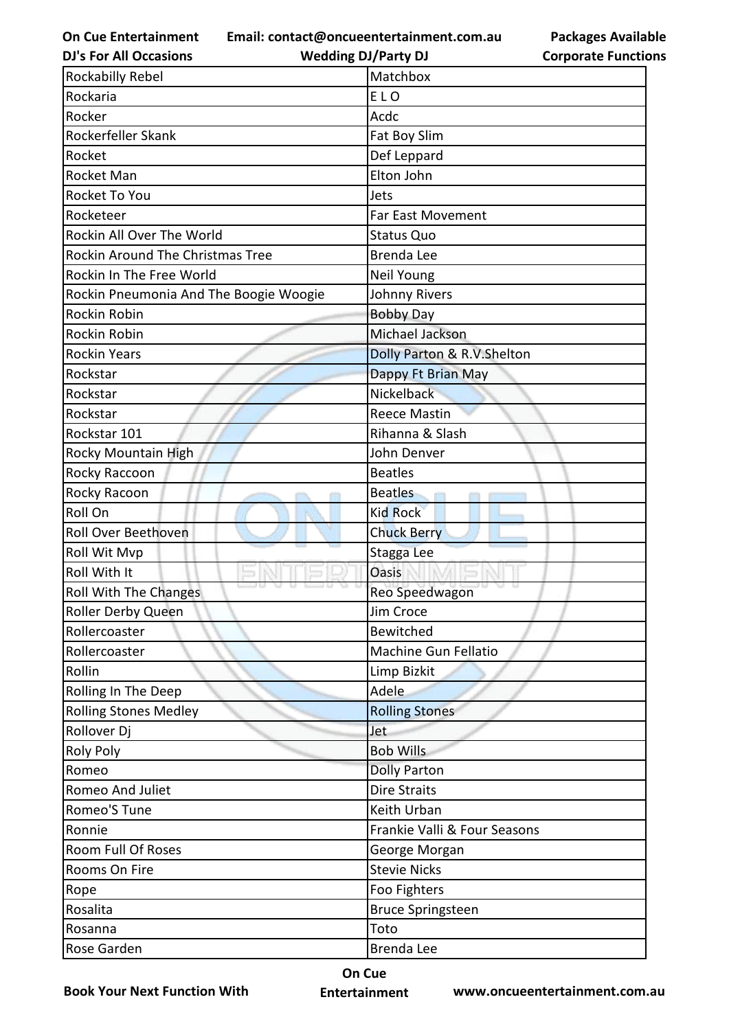| Rockabilly Rebel | Matchbox |
|---|---|
| Rockaria | E L O |
| Rocker | Acdc |
| Rockerfeller Skank | Fat Boy Slim |
| Rocket | Def Leppard |
| Rocket Man | Elton John |
| Rocket To You | Jets |
| Rocketeer | Far East Movement |
| Rockin All Over The World | Status Quo |
| Rockin Around The Christmas Tree | Brenda Lee |
| Rockin In The Free World | Neil Young |
| Rockin Pneumonia And The Boogie Woogie | Johnny Rivers |
| Rockin Robin | Bobby Day |
| Rockin Robin | Michael Jackson |
| Rockin Years | Dolly Parton & R.V.Shelton |
| Rockstar | Dappy Ft Brian May |
| Rockstar | Nickelback |
| Rockstar | Reece Mastin |
| Rockstar 101 | Rihanna & Slash |
| Rocky Mountain High | John Denver |
| Rocky Raccoon | Beatles |
| Rocky Racoon | Beatles |
| Roll On | Kid Rock |
| Roll Over Beethoven | Chuck Berry |
| Roll Wit Mvp | Stagga Lee |
| Roll With It | Oasis |
| Roll With The Changes | Reo Speedwagon |
| Roller Derby Queen | Jim Croce |
| Rollercoaster | Bewitched |
| Rollercoaster | Machine Gun Fellatio |
| Rollin | Limp Bizkit |
| Rolling In The Deep | Adele |
| Rolling Stones Medley | Rolling Stones |
| Rollover Dj | Jet |
| Roly Poly | Bob Wills |
| Romeo | Dolly Parton |
| Romeo And Juliet | Dire Straits |
| Romeo'S Tune | Keith Urban |
| Ronnie | Frankie Valli & Four Seasons |
| Room Full Of Roses | George Morgan |
| Rooms On Fire | Stevie Nicks |
| Rope | Foo Fighters |
| Rosalita | Bruce Springsteen |
| Rosanna | Toto |
| Rose Garden | Brenda Lee |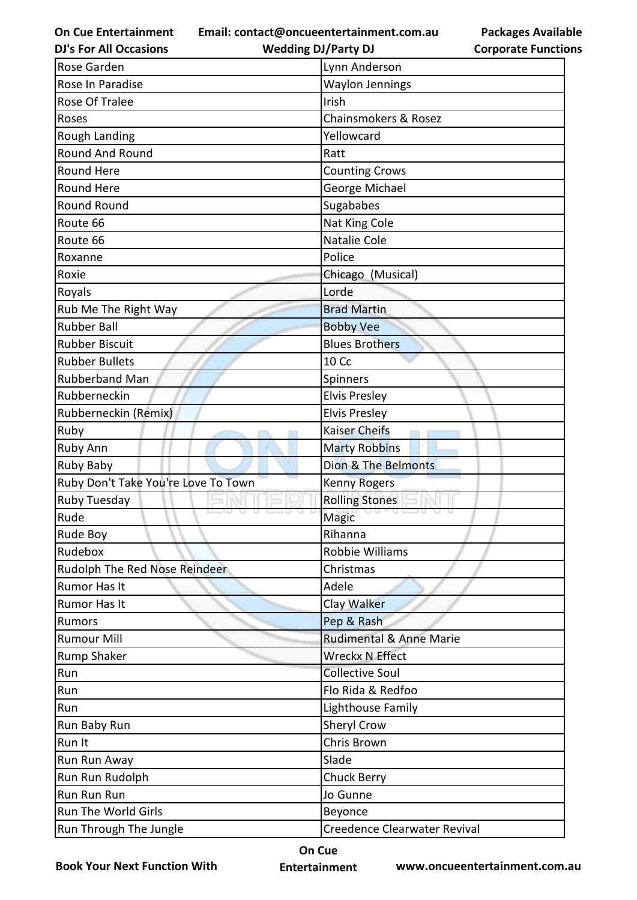| Rose Garden | Lynn Anderson |
|---|---|
| Rose In Paradise | Waylon Jennings |
| Rose Of Tralee | Irish |
| Roses | Chainsmokers & Rosez |
| Rough Landing | Yellowcard |
| Round And Round | Ratt |
| Round Here | Counting Crows |
| Round Here | George Michael |
| Round Round | Sugababes |
| Route 66 | Nat King Cole |
| Route 66 | Natalie Cole |
| Roxanne | Police |
| Roxie | Chicago (Musical) |
| Royals | Lorde |
| Rub Me The Right Way | Brad Martin |
| Rubber Ball | Bobby Vee |
| Rubber Biscuit | Blues Brothers |
| Rubber Bullets | 10 Cc |
| Rubberband Man | Spinners |
| Rubberneckin | Elvis Presley |
| Rubberneckin (Remix) | Elvis Presley |
| Ruby | Kaiser Cheifs |
| Ruby Ann | Marty Robbins |
| Ruby Baby | Dion & The Belmonts |
| Ruby Don't Take You're Love To Town | Kenny Rogers |
| Ruby Tuesday | Rolling Stones |
| Rude | Magic |
| Rude Boy | Rihanna |
| Rudebox | Robbie Williams |
| Rudolph The Red Nose Reindeer | Christmas |
| Rumor Has It | Adele |
| Rumor Has It | Clay Walker |
| Rumors | Pep & Rash |
| Rumour Mill | Rudimental & Anne Marie |
| Rump Shaker | Wreckx N Effect |
| Run | Collective Soul |
| Run | Flo Rida & Redfoo |
| Run | Lighthouse Family |
| Run Baby Run | Sheryl Crow |
| Run It | Chris Brown |
| Run Run Away | Slade |
| Run Run Rudolph | Chuck Berry |
| Run Run Run | Jo Gunne |
| Run The World Girls | Beyonce |
| Run Through The Jungle | Creedence Clearwater Revival |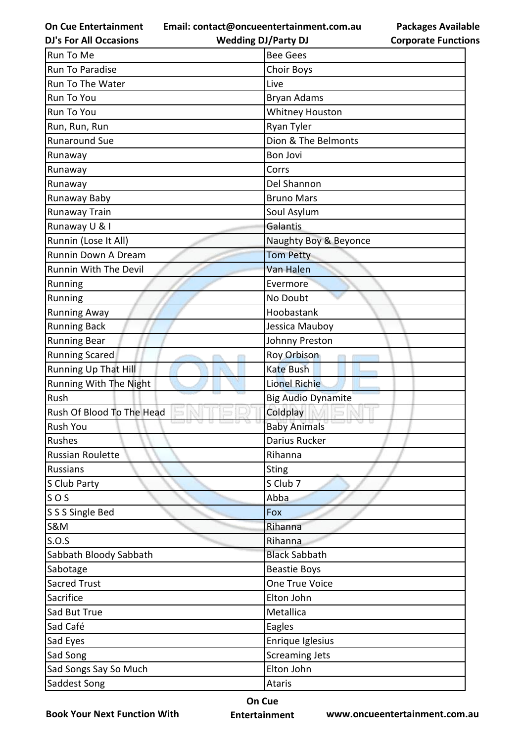| Run To Me | Bee Gees |
|---|---|
| Run To Paradise | Choir Boys |
| Run To The Water | Live |
| Run To You | Bryan Adams |
| Run To You | Whitney Houston |
| Run, Run, Run | Ryan Tyler |
| Runaround Sue | Dion & The Belmonts |
| Runaway | Bon Jovi |
| Runaway | Corrs |
| Runaway | Del Shannon |
| Runaway Baby | Bruno Mars |
| Runaway Train | Soul Asylum |
| Runaway U & I | Galantis |
| Runnin (Lose It All) | Naughty Boy & Beyonce |
| Runnin Down A Dream | Tom Petty |
| Runnin With The Devil | Van Halen |
| Running | Evermore |
| Running | No Doubt |
| Running Away | Hoobastank |
| Running Back | Jessica Mauboy |
| Running Bear | Johnny Preston |
| Running Scared | Roy Orbison |
| Running Up That Hill | Kate Bush |
| Running With The Night | Lionel Richie |
| Rush | Big Audio Dynamite |
| Rush Of Blood To The Head | Coldplay |
| Rush You | Baby Animals |
| Rushes | Darius Rucker |
| Russian Roulette | Rihanna |
| Russians | Sting |
| S Club Party | S Club 7 |
| S O S | Abba |
| S S S Single Bed | Fox |
| S&M | Rihanna |
| S.O.S | Rihanna |
| Sabbath Bloody Sabbath | Black Sabbath |
| Sabotage | Beastie Boys |
| Sacred Trust | One True Voice |
| Sacrifice | Elton John |
| Sad But True | Metallica |
| Sad Café | Eagles |
| Sad Eyes | Enrique Iglesius |
| Sad Song | Screaming Jets |
| Sad Songs Say So Much | Elton John |
| Saddest Song | Ataris |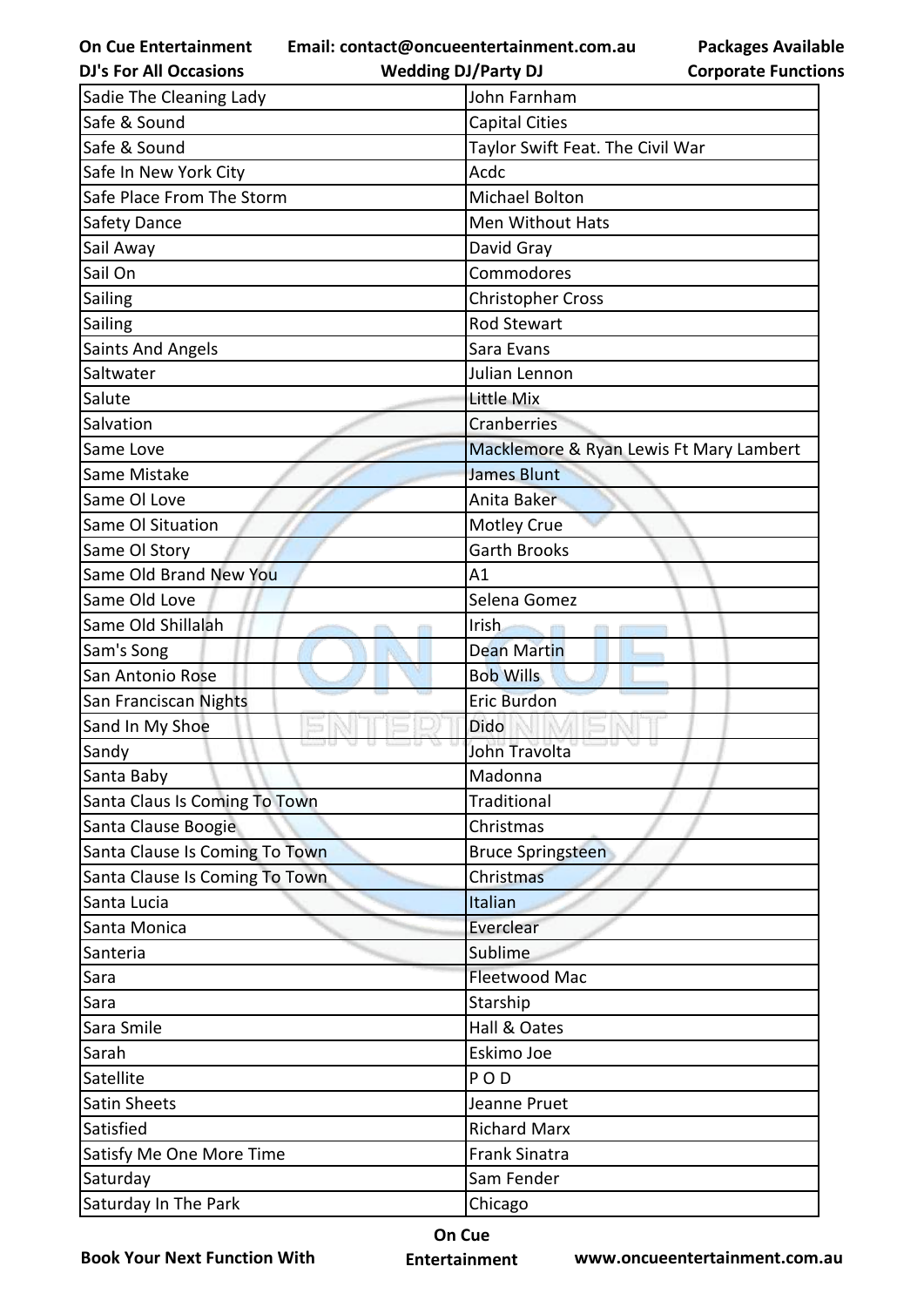| Sadie The Cleaning Lady | John Farnham |
|---|---|
| Safe & Sound | Capital Cities |
| Safe & Sound | Taylor Swift Feat. The Civil War |
| Safe In New York City | Acdc |
| Safe Place From The Storm | Michael Bolton |
| Safety Dance | Men Without Hats |
| Sail Away | David Gray |
| Sail On | Commodores |
| Sailing | Christopher Cross |
| Sailing | Rod Stewart |
| Saints And Angels | Sara Evans |
| Saltwater | Julian Lennon |
| Salute | Little Mix |
| Salvation | Cranberries |
| Same Love | Macklemore & Ryan Lewis Ft Mary Lambert |
| Same Mistake | James Blunt |
| Same Ol Love | Anita Baker |
| Same Ol Situation | Motley Crue |
| Same Ol Story | Garth Brooks |
| Same Old Brand New You | A1 |
| Same Old Love | Selena Gomez |
| Same Old Shillalah | Irish |
| Sam's Song | Dean Martin |
| San Antonio Rose | Bob Wills |
| San Franciscan Nights | Eric Burdon |
| Sand In My Shoe | Dido |
| Sandy | John Travolta |
| Santa Baby | Madonna |
| Santa Claus Is Coming To Town | Traditional |
| Santa Clause Boogie | Christmas |
| Santa Clause Is Coming To Town | Bruce Springsteen |
| Santa Clause Is Coming To Town | Christmas |
| Santa Lucia | Italian |
| Santa Monica | Everclear |
| Santeria | Sublime |
| Sara | Fleetwood Mac |
| Sara | Starship |
| Sara Smile | Hall & Oates |
| Sarah | Eskimo Joe |
| Satellite | P O D |
| Satin Sheets | Jeanne Pruet |
| Satisfied | Richard Marx |
| Satisfy Me One More Time | Frank Sinatra |
| Saturday | Sam Fender |
| Saturday In The Park | Chicago |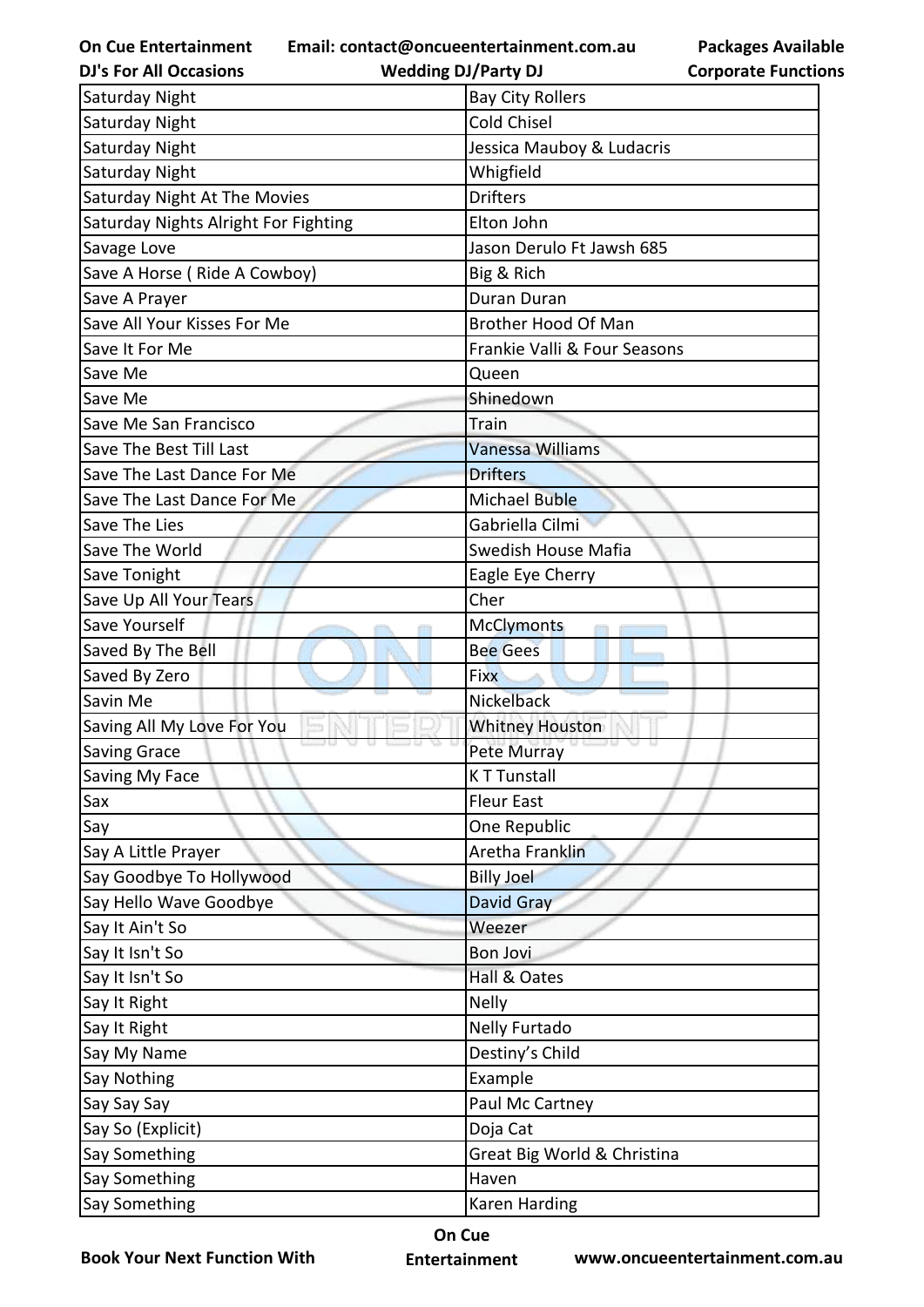| Saturday Night | Bay City Rollers |
|---|---|
| Saturday Night | Cold Chisel |
| Saturday Night | Jessica Mauboy & Ludacris |
| Saturday Night | Whigfield |
| Saturday Night At The Movies | Drifters |
| Saturday Nights Alright For Fighting | Elton John |
| Savage Love | Jason Derulo Ft Jawsh 685 |
| Save A Horse ( Ride A Cowboy) | Big & Rich |
| Save A Prayer | Duran Duran |
| Save All Your Kisses For Me | Brother Hood Of Man |
| Save It For Me | Frankie Valli & Four Seasons |
| Save Me | Queen |
| Save Me | Shinedown |
| Save Me San Francisco | Train |
| Save The Best Till Last | Vanessa Williams |
| Save The Last Dance For Me | Drifters |
| Save The Last Dance For Me | Michael Buble |
| Save The Lies | Gabriella Cilmi |
| Save The World | Swedish House Mafia |
| Save Tonight | Eagle Eye Cherry |
| Save Up All Your Tears | Cher |
| Save Yourself | McClymonts |
| Saved By The Bell | Bee Gees |
| Saved By Zero | Fixx |
| Savin Me | Nickelback |
| Saving All My Love For You | Whitney Houston |
| Saving Grace | Pete Murray |
| Saving My Face | K T Tunstall |
| Sax | Fleur East |
| Say | One Republic |
| Say A Little Prayer | Aretha Franklin |
| Say Goodbye To Hollywood | Billy Joel |
| Say Hello Wave Goodbye | David Gray |
| Say It Ain't So | Weezer |
| Say It Isn't So | Bon Jovi |
| Say It Isn't So | Hall & Oates |
| Say It Right | Nelly |
| Say It Right | Nelly Furtado |
| Say My Name | Destiny's Child |
| Say Nothing | Example |
| Say Say Say | Paul Mc Cartney |
| Say So (Explicit) | Doja Cat |
| Say Something | Great Big World & Christina |
| Say Something | Haven |
| Say Something | Karen Harding |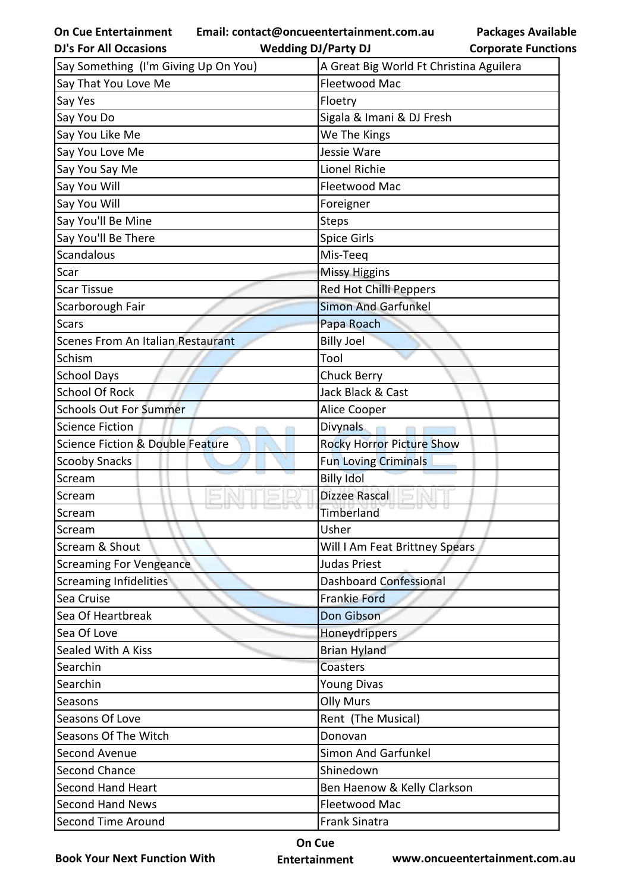| Say Something (I'm Giving Up On You) | A Great Big World Ft Christina Aguilera |
|---|---|
| Say That You Love Me | Fleetwood Mac |
| Say Yes | Floetry |
| Say You Do | Sigala & Imani & DJ Fresh |
| Say You Like Me | We The Kings |
| Say You Love Me | Jessie Ware |
| Say You Say Me | Lionel Richie |
| Say You Will | Fleetwood Mac |
| Say You Will | Foreigner |
| Say You'll Be Mine | Steps |
| Say You'll Be There | Spice Girls |
| Scandalous | Mis-Teeq |
| Scar | Missy Higgins |
| Scar Tissue | Red Hot Chilli Peppers |
| Scarborough Fair | Simon And Garfunkel |
| Scars | Papa Roach |
| Scenes From An Italian Restaurant | Billy Joel |
| Schism | Tool |
| School Days | Chuck Berry |
| School Of Rock | Jack Black & Cast |
| Schools Out For Summer | Alice Cooper |
| Science Fiction | Divynals |
| Science Fiction & Double Feature | Rocky Horror Picture Show |
| Scooby Snacks | Fun Loving Criminals |
| Scream | Billy Idol |
| Scream | Dizzee Rascal |
| Scream | Timberland |
| Scream | Usher |
| Scream & Shout | Will I Am Feat Brittney Spears |
| Screaming For Vengeance | Judas Priest |
| Screaming Infidelities | Dashboard Confessional |
| Sea Cruise | Frankie Ford |
| Sea Of Heartbreak | Don Gibson |
| Sea Of Love | Honeydrippers |
| Sealed With A Kiss | Brian Hyland |
| Searchin | Coasters |
| Searchin | Young Divas |
| Seasons | Olly Murs |
| Seasons Of Love | Rent (The Musical) |
| Seasons Of The Witch | Donovan |
| Second Avenue | Simon And Garfunkel |
| Second Chance | Shinedown |
| Second Hand Heart | Ben Haenow & Kelly Clarkson |
| Second Hand News | Fleetwood Mac |
| Second Time Around | Frank Sinatra |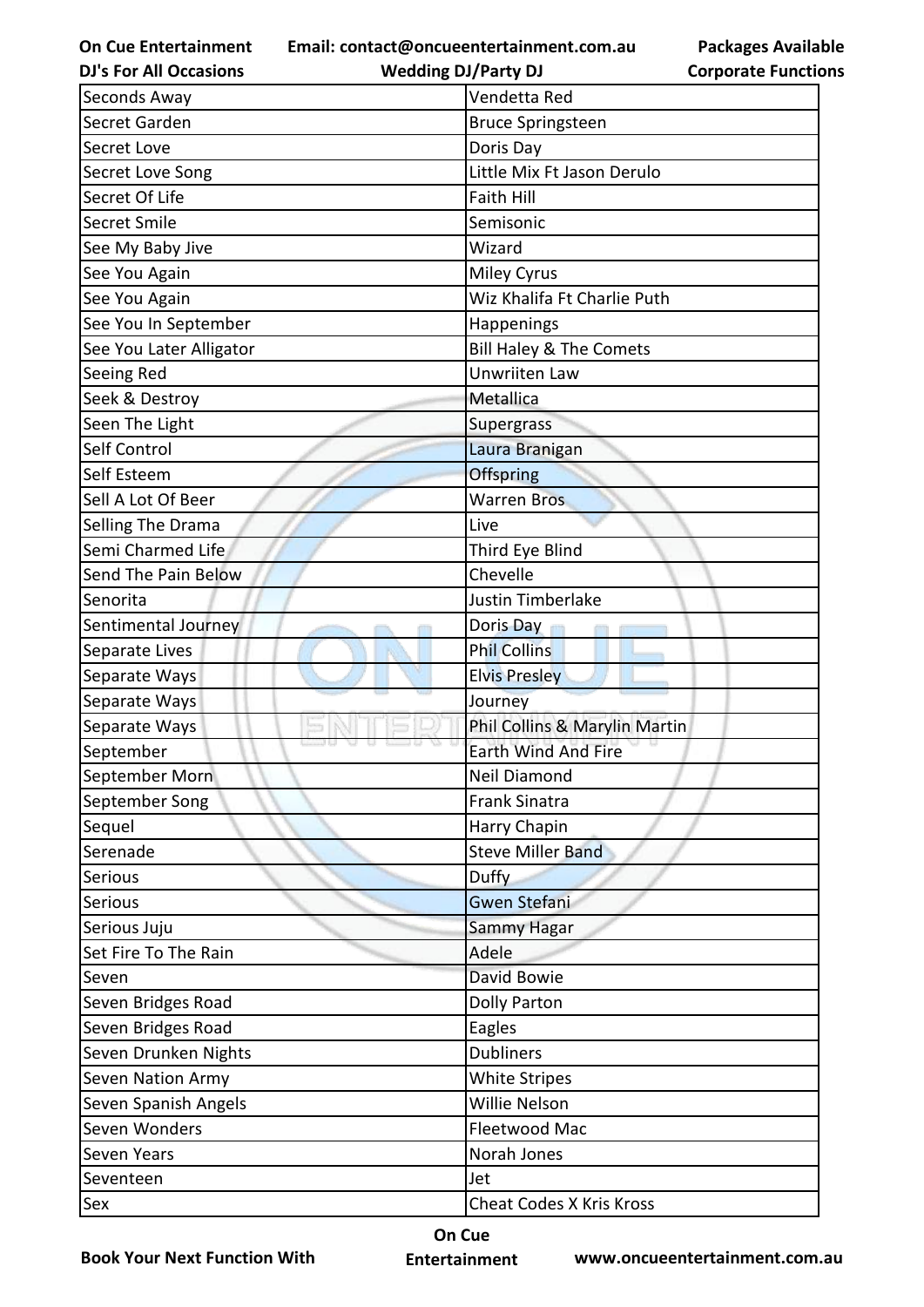| Seconds Away | Vendetta Red |
|---|---|
| Secret Garden | Bruce Springsteen |
| Secret Love | Doris Day |
| Secret Love Song | Little Mix Ft Jason Derulo |
| Secret Of Life | Faith Hill |
| Secret Smile | Semisonic |
| See My Baby Jive | Wizard |
| See You Again | Miley Cyrus |
| See You Again | Wiz Khalifa Ft Charlie Puth |
| See You In September | Happenings |
| See You Later Alligator | Bill Haley & The Comets |
| Seeing Red | Unwriiten Law |
| Seek & Destroy | Metallica |
| Seen The Light | Supergrass |
| Self Control | Laura Branigan |
| Self Esteem | Offspring |
| Sell A Lot Of Beer | Warren Bros |
| Selling The Drama | Live |
| Semi Charmed Life | Third Eye Blind |
| Send The Pain Below | Chevelle |
| Senorita | Justin Timberlake |
| Sentimental Journey | Doris Day |
| Separate Lives | Phil Collins |
| Separate Ways | Elvis Presley |
| Separate Ways | Journey |
| Separate Ways | Phil Collins & Marylin Martin |
| September | Earth Wind And Fire |
| September Morn | Neil Diamond |
| September Song | Frank Sinatra |
| Sequel | Harry Chapin |
| Serenade | Steve Miller Band |
| Serious | Duffy |
| Serious | Gwen Stefani |
| Serious Juju | Sammy Hagar |
| Set Fire To The Rain | Adele |
| Seven | David Bowie |
| Seven Bridges Road | Dolly Parton |
| Seven Bridges Road | Eagles |
| Seven Drunken Nights | Dubliners |
| Seven Nation Army | White Stripes |
| Seven Spanish Angels | Willie Nelson |
| Seven Wonders | Fleetwood Mac |
| Seven Years | Norah Jones |
| Seventeen | Jet |
| Sex | Cheat Codes X Kris Kross |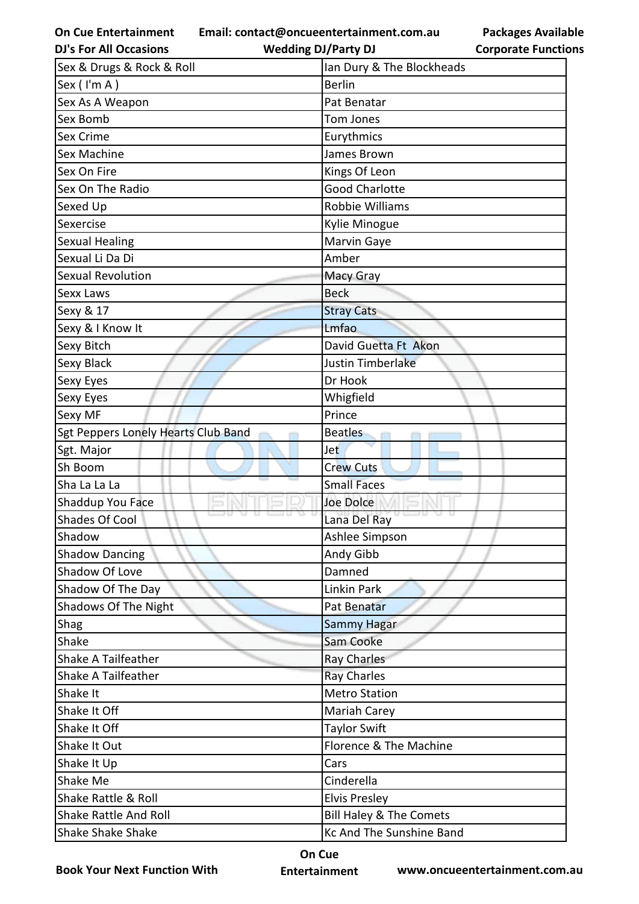| Sex & Drugs & Rock & Roll | Ian Dury & The Blockheads |
|---|---|
| Sex ( I'm A ) | Berlin |
| Sex As A Weapon | Pat Benatar |
| Sex Bomb | Tom Jones |
| Sex Crime | Eurythmics |
| Sex Machine | James Brown |
| Sex On Fire | Kings Of Leon |
| Sex On The Radio | Good Charlotte |
| Sexed Up | Robbie Williams |
| Sexercise | Kylie Minogue |
| Sexual Healing | Marvin Gaye |
| Sexual Li Da Di | Amber |
| Sexual Revolution | Macy Gray |
| Sexx Laws | Beck |
| Sexy & 17 | Stray Cats |
| Sexy & I Know It | Lmfao |
| Sexy Bitch | David Guetta Ft Akon |
| Sexy Black | Justin Timberlake |
| Sexy Eyes | Dr Hook |
| Sexy Eyes | Whigfield |
| Sexy MF | Prince |
| Sgt Peppers Lonely Hearts Club Band | Beatles |
| Sgt. Major | Jet |
| Sh Boom | Crew Cuts |
| Sha La La La | Small Faces |
| Shaddup You Face | Joe Dolce |
| Shades Of Cool | Lana Del Ray |
| Shadow | Ashlee Simpson |
| Shadow Dancing | Andy Gibb |
| Shadow Of Love | Damned |
| Shadow Of The Day | Linkin Park |
| Shadows Of The Night | Pat Benatar |
| Shag | Sammy Hagar |
| Shake | Sam Cooke |
| Shake A Tailfeather | Ray Charles |
| Shake A Tailfeather | Ray Charles |
| Shake It | Metro Station |
| Shake It Off | Mariah Carey |
| Shake It Off | Taylor Swift |
| Shake It Out | Florence & The Machine |
| Shake It Up | Cars |
| Shake Me | Cinderella |
| Shake Rattle & Roll | Elvis Presley |
| Shake Rattle And Roll | Bill Haley & The Comets |
| Shake Shake Shake | Kc And The Sunshine Band |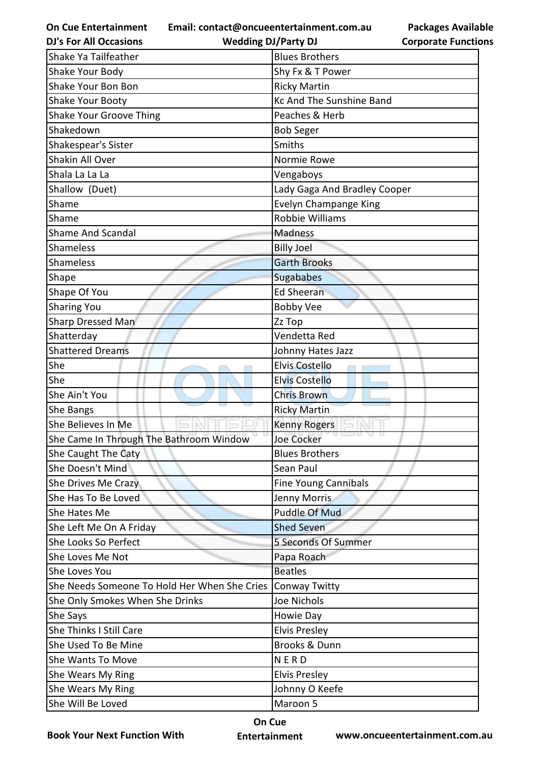| Shake Ya Tailfeather | Blues Brothers |
|---|---|
| Shake Your Body | Shy Fx & T Power |
| Shake Your Bon Bon | Ricky Martin |
| Shake Your Booty | Kc And The Sunshine Band |
| Shake Your Groove Thing | Peaches & Herb |
| Shakedown | Bob Seger |
| Shakespear's Sister | Smiths |
| Shakin All Over | Normie Rowe |
| Shala La La La | Vengaboys |
| Shallow  (Duet) | Lady Gaga And Bradley Cooper |
| Shame | Evelyn Champange King |
| Shame | Robbie Williams |
| Shame And Scandal | Madness |
| Shameless | Billy Joel |
| Shameless | Garth Brooks |
| Shape | Sugababes |
| Shape Of You | Ed Sheeran |
| Sharing You | Bobby Vee |
| Sharp Dressed Man | Zz Top |
| Shatterday | Vendetta Red |
| Shattered Dreams | Johnny Hates Jazz |
| She | Elvis Costello |
| She | Elvis Costello |
| She Ain't You | Chris Brown |
| She Bangs | Ricky Martin |
| She Believes In Me | Kenny Rogers |
| She Came In Through The Bathroom Window | Joe Cocker |
| She Caught The Caty | Blues Brothers |
| She Doesn't Mind | Sean Paul |
| She Drives Me Crazy | Fine Young Cannibals |
| She Has To Be Loved | Jenny Morris |
| She Hates Me | Puddle Of Mud |
| She Left Me On A Friday | Shed Seven |
| She Looks So Perfect | 5 Seconds Of Summer |
| She Loves Me Not | Papa Roach |
| She Loves You | Beatles |
| She Needs Someone To Hold Her When She Cries | Conway Twitty |
| She Only Smokes When She Drinks | Joe Nichols |
| She Says | Howie Day |
| She Thinks I Still Care | Elvis Presley |
| She Used To Be Mine | Brooks & Dunn |
| She Wants To Move | N E R D |
| She Wears My Ring | Elvis Presley |
| She Wears My Ring | Johnny O Keefe |
| She Will Be Loved | Maroon 5 |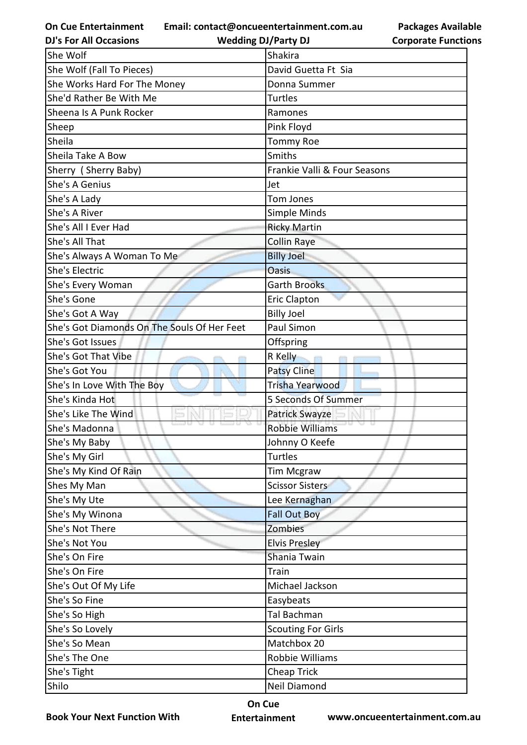| She Wolf | Shakira |
|---|---|
| She Wolf (Fall To Pieces) | David Guetta Ft Sia |
| She Works Hard For The Money | Donna Summer |
| She'd Rather Be With Me | Turtles |
| Sheena Is A Punk Rocker | Ramones |
| Sheep | Pink Floyd |
| Sheila | Tommy Roe |
| Sheila Take A Bow | Smiths |
| Sherry ( Sherry Baby) | Frankie Valli & Four Seasons |
| She's A Genius | Jet |
| She's A Lady | Tom Jones |
| She's A River | Simple Minds |
| She's All I Ever Had | Ricky Martin |
| She's All That | Collin Raye |
| She's Always A Woman To Me | Billy Joel |
| She's Electric | Oasis |
| She's Every Woman | Garth Brooks |
| She's Gone | Eric Clapton |
| She's Got A Way | Billy Joel |
| She's Got Diamonds On The Souls Of Her Feet | Paul Simon |
| She's Got Issues | Offspring |
| She's Got That Vibe | R Kelly |
| She's Got You | Patsy Cline |
| She's In Love With The Boy | Trisha Yearwood |
| She's Kinda Hot | 5 Seconds Of Summer |
| She's Like The Wind | Patrick Swayze |
| She's Madonna | Robbie Williams |
| She's My Baby | Johnny O Keefe |
| She's My Girl | Turtles |
| She's My Kind Of Rain | Tim Mcgraw |
| Shes My Man | Scissor Sisters |
| She's My Ute | Lee Kernaghan |
| She's My Winona | Fall Out Boy |
| She's Not There | Zombies |
| She's Not You | Elvis Presley |
| She's On Fire | Shania Twain |
| She's On Fire | Train |
| She's Out Of My Life | Michael Jackson |
| She's So Fine | Easybeats |
| She's So High | Tal Bachman |
| She's So Lovely | Scouting For Girls |
| She's So Mean | Matchbox 20 |
| She's The One | Robbie Williams |
| She's Tight | Cheap Trick |
| Shilo | Neil Diamond |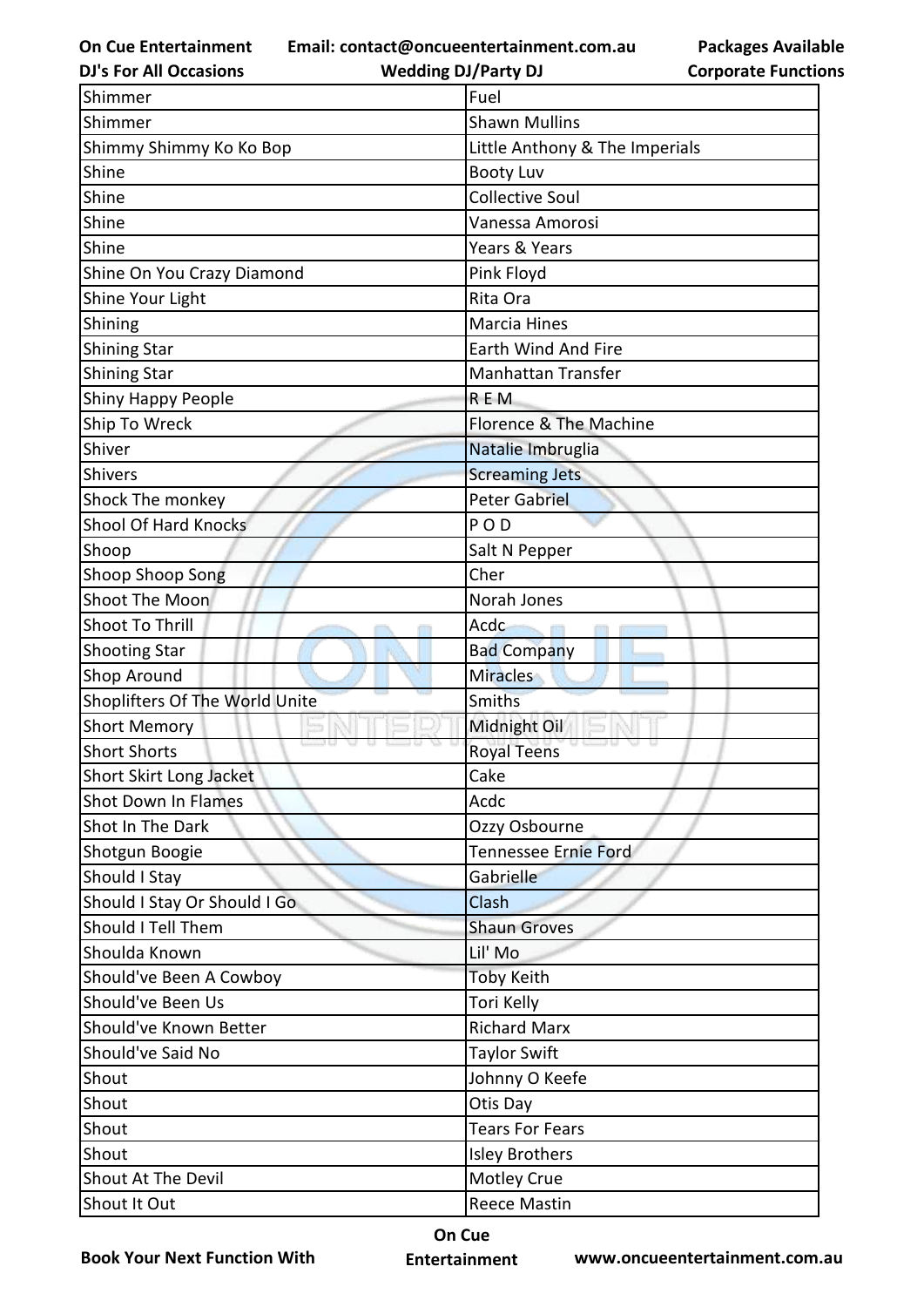| Shimmer | Fuel |
|---|---|
| Shimmer | Shawn Mullins |
| Shimmy Shimmy Ko Ko Bop | Little Anthony & The Imperials |
| Shine | Booty Luv |
| Shine | Collective Soul |
| Shine | Vanessa Amorosi |
| Shine | Years & Years |
| Shine On You Crazy Diamond | Pink Floyd |
| Shine Your Light | Rita Ora |
| Shining | Marcia Hines |
| Shining Star | Earth Wind And Fire |
| Shining Star | Manhattan Transfer |
| Shiny Happy People | R E M |
| Ship To Wreck | Florence & The Machine |
| Shiver | Natalie Imbruglia |
| Shivers | Screaming Jets |
| Shock The monkey | Peter Gabriel |
| Shool Of Hard Knocks | P O D |
| Shoop | Salt N Pepper |
| Shoop Shoop Song | Cher |
| Shoot The Moon | Norah Jones |
| Shoot To Thrill | Acdc |
| Shooting Star | Bad Company |
| Shop Around | Miracles |
| Shoplifters Of The World Unite | Smiths |
| Short Memory | Midnight Oil |
| Short Shorts | Royal Teens |
| Short Skirt Long Jacket | Cake |
| Shot Down In Flames | Acdc |
| Shot In The Dark | Ozzy Osbourne |
| Shotgun Boogie | Tennessee Ernie Ford |
| Should I Stay | Gabrielle |
| Should I Stay Or Should I Go | Clash |
| Should I Tell Them | Shaun Groves |
| Shoulda Known | Lil' Mo |
| Should've Been A Cowboy | Toby Keith |
| Should've Been Us | Tori Kelly |
| Should've Known Better | Richard Marx |
| Should've Said No | Taylor Swift |
| Shout | Johnny O Keefe |
| Shout | Otis Day |
| Shout | Tears For Fears |
| Shout | Isley Brothers |
| Shout At The Devil | Motley Crue |
| Shout It Out | Reece Mastin |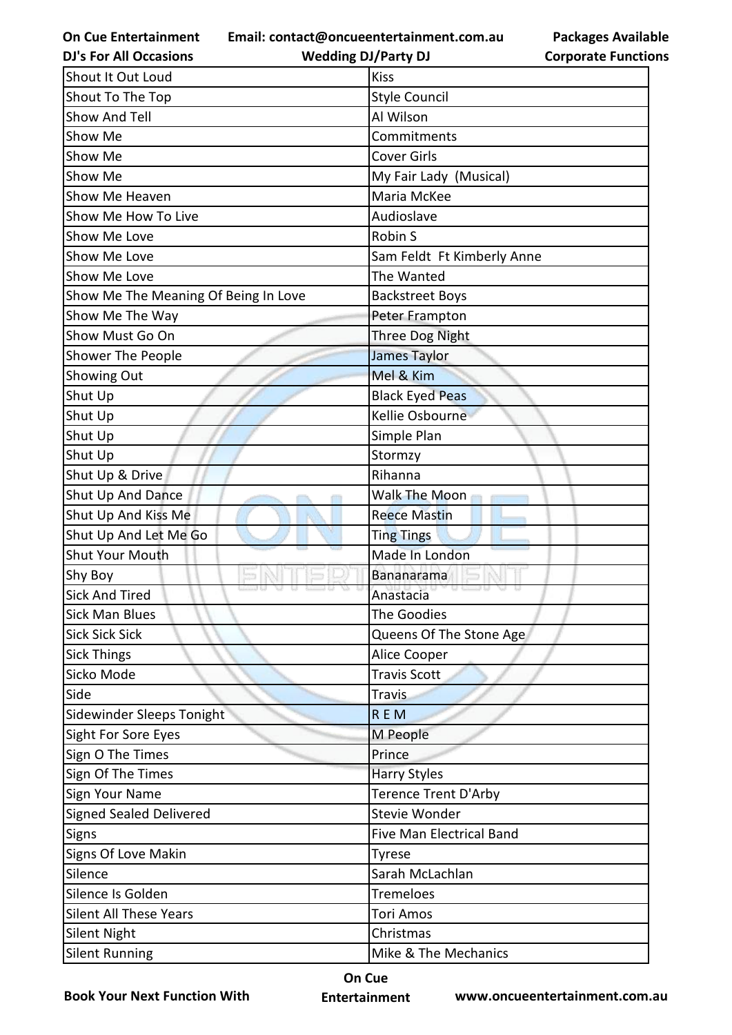| Shout It Out Loud | Kiss |
|---|---|
| Shout To The Top | Style Council |
| Show And Tell | Al Wilson |
| Show Me | Commitments |
| Show Me | Cover Girls |
| Show Me | My Fair Lady (Musical) |
| Show Me Heaven | Maria McKee |
| Show Me How To Live | Audioslave |
| Show Me Love | Robin S |
| Show Me Love | Sam Feldt Ft Kimberly Anne |
| Show Me Love | The Wanted |
| Show Me The Meaning Of Being In Love | Backstreet Boys |
| Show Me The Way | Peter Frampton |
| Show Must Go On | Three Dog Night |
| Shower The People | James Taylor |
| Showing Out | Mel & Kim |
| Shut Up | Black Eyed Peas |
| Shut Up | Kellie Osbourne |
| Shut Up | Simple Plan |
| Shut Up | Stormzy |
| Shut Up & Drive | Rihanna |
| Shut Up And Dance | Walk The Moon |
| Shut Up And Kiss Me | Reece Mastin |
| Shut Up And Let Me Go | Ting Tings |
| Shut Your Mouth | Made In London |
| Shy Boy | Bananarama |
| Sick And Tired | Anastacia |
| Sick Man Blues | The Goodies |
| Sick Sick Sick | Queens Of The Stone Age |
| Sick Things | Alice Cooper |
| Sicko Mode | Travis Scott |
| Side | Travis |
| Sidewinder Sleeps Tonight | R E M |
| Sight For Sore Eyes | M People |
| Sign O The Times | Prince |
| Sign Of The Times | Harry Styles |
| Sign Your Name | Terence Trent D'Arby |
| Signed Sealed Delivered | Stevie Wonder |
| Signs | Five Man Electrical Band |
| Signs Of Love Makin | Tyrese |
| Silence | Sarah McLachlan |
| Silence Is Golden | Tremeloes |
| Silent All These Years | Tori Amos |
| Silent Night | Christmas |
| Silent Running | Mike & The Mechanics |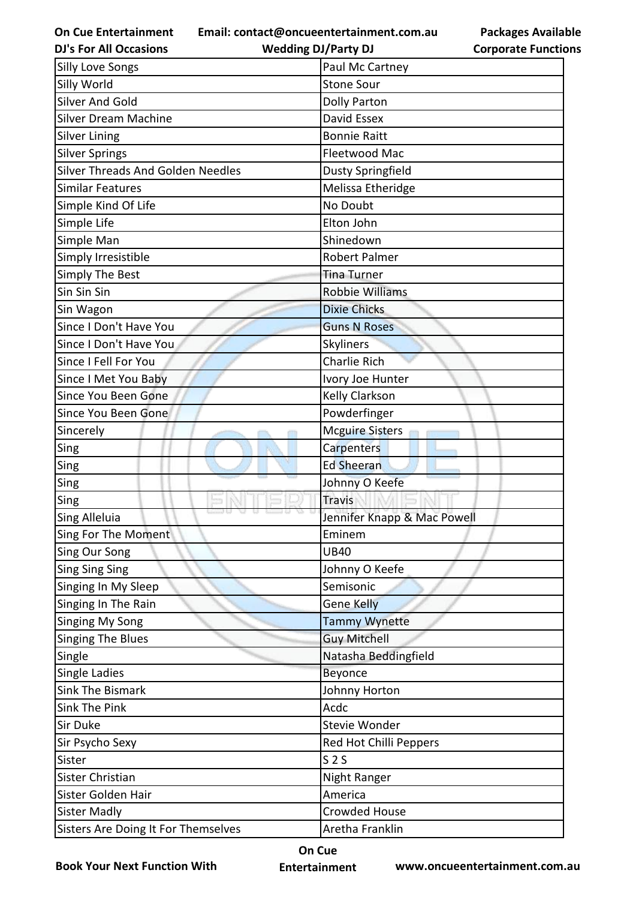| Silly Love Songs | Paul Mc Cartney |
|---|---|
| Silly World | Stone Sour |
| Silver And Gold | Dolly Parton |
| Silver Dream Machine | David Essex |
| Silver Lining | Bonnie Raitt |
| Silver Springs | Fleetwood Mac |
| Silver Threads And Golden Needles | Dusty Springfield |
| Similar Features | Melissa Etheridge |
| Simple Kind Of Life | No Doubt |
| Simple Life | Elton John |
| Simple Man | Shinedown |
| Simply Irresistible | Robert Palmer |
| Simply The Best | Tina Turner |
| Sin Sin Sin | Robbie Williams |
| Sin Wagon | Dixie Chicks |
| Since I Don't Have You | Guns N Roses |
| Since I Don't Have You | Skyliners |
| Since I Fell For You | Charlie Rich |
| Since I Met You Baby | Ivory Joe Hunter |
| Since You Been Gone | Kelly Clarkson |
| Since You Been Gone | Powderfinger |
| Sincerely | Mcguire Sisters |
| Sing | Carpenters |
| Sing | Ed Sheeran |
| Sing | Johnny O Keefe |
| Sing | Travis |
| Sing Alleluia | Jennifer Knapp & Mac Powell |
| Sing For The Moment | Eminem |
| Sing Our Song | UB40 |
| Sing Sing Sing | Johnny O Keefe |
| Singing In My Sleep | Semisonic |
| Singing In The Rain | Gene Kelly |
| Singing My Song | Tammy Wynette |
| Singing The Blues | Guy Mitchell |
| Single | Natasha Beddingfield |
| Single Ladies | Beyonce |
| Sink The Bismark | Johnny Horton |
| Sink The Pink | Acdc |
| Sir Duke | Stevie Wonder |
| Sir Psycho Sexy | Red Hot Chilli Peppers |
| Sister | S 2 S |
| Sister Christian | Night Ranger |
| Sister Golden Hair | America |
| Sister Madly | Crowded House |
| Sisters Are Doing It For Themselves | Aretha Franklin |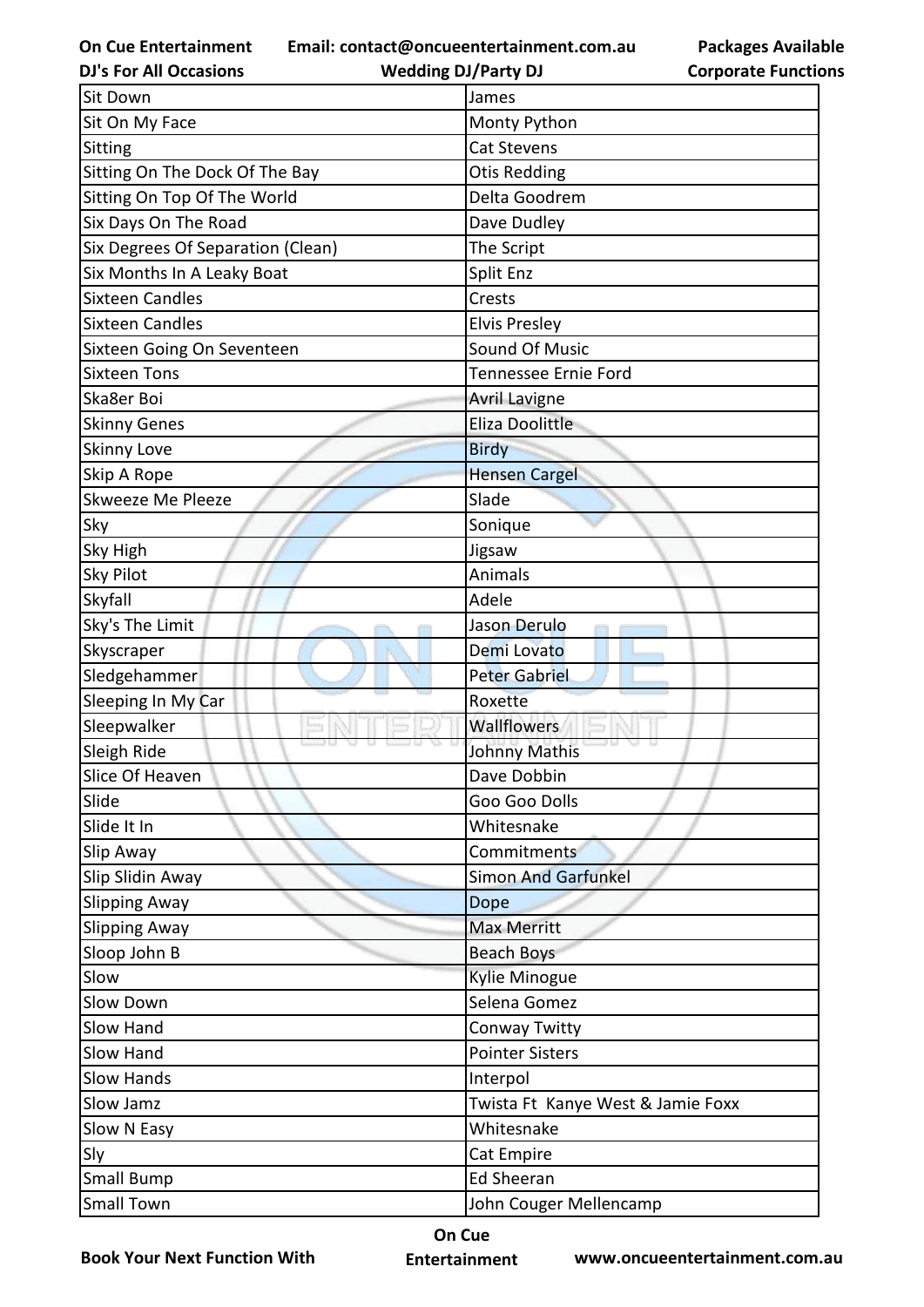| Sit Down | James |
|---|---|
| Sit On My Face | Monty Python |
| Sitting | Cat Stevens |
| Sitting On The Dock Of The Bay | Otis Redding |
| Sitting On Top Of The World | Delta Goodrem |
| Six Days On The Road | Dave Dudley |
| Six Degrees Of Separation (Clean) | The Script |
| Six Months In A Leaky Boat | Split Enz |
| Sixteen Candles | Crests |
| Sixteen Candles | Elvis Presley |
| Sixteen Going On Seventeen | Sound Of Music |
| Sixteen Tons | Tennessee Ernie Ford |
| Ska8er Boi | Avril Lavigne |
| Skinny Genes | Eliza Doolittle |
| Skinny Love | Birdy |
| Skip A Rope | Hensen Cargel |
| Skweeze Me Pleeze | Slade |
| Sky | Sonique |
| Sky High | Jigsaw |
| Sky Pilot | Animals |
| Skyfall | Adele |
| Sky's The Limit | Jason Derulo |
| Skyscraper | Demi Lovato |
| Sledgehammer | Peter Gabriel |
| Sleeping In My Car | Roxette |
| Sleepwalker | Wallflowers |
| Sleigh Ride | Johnny Mathis |
| Slice Of Heaven | Dave Dobbin |
| Slide | Goo Goo Dolls |
| Slide It In | Whitesnake |
| Slip Away | Commitments |
| Slip Slidin Away | Simon And Garfunkel |
| Slipping Away | Dope |
| Slipping Away | Max Merritt |
| Sloop John B | Beach Boys |
| Slow | Kylie Minogue |
| Slow Down | Selena Gomez |
| Slow Hand | Conway Twitty |
| Slow Hand | Pointer Sisters |
| Slow Hands | Interpol |
| Slow Jamz | Twista Ft  Kanye West & Jamie Foxx |
| Slow N Easy | Whitesnake |
| Sly | Cat Empire |
| Small Bump | Ed Sheeran |
| Small Town | John Couger Mellencamp |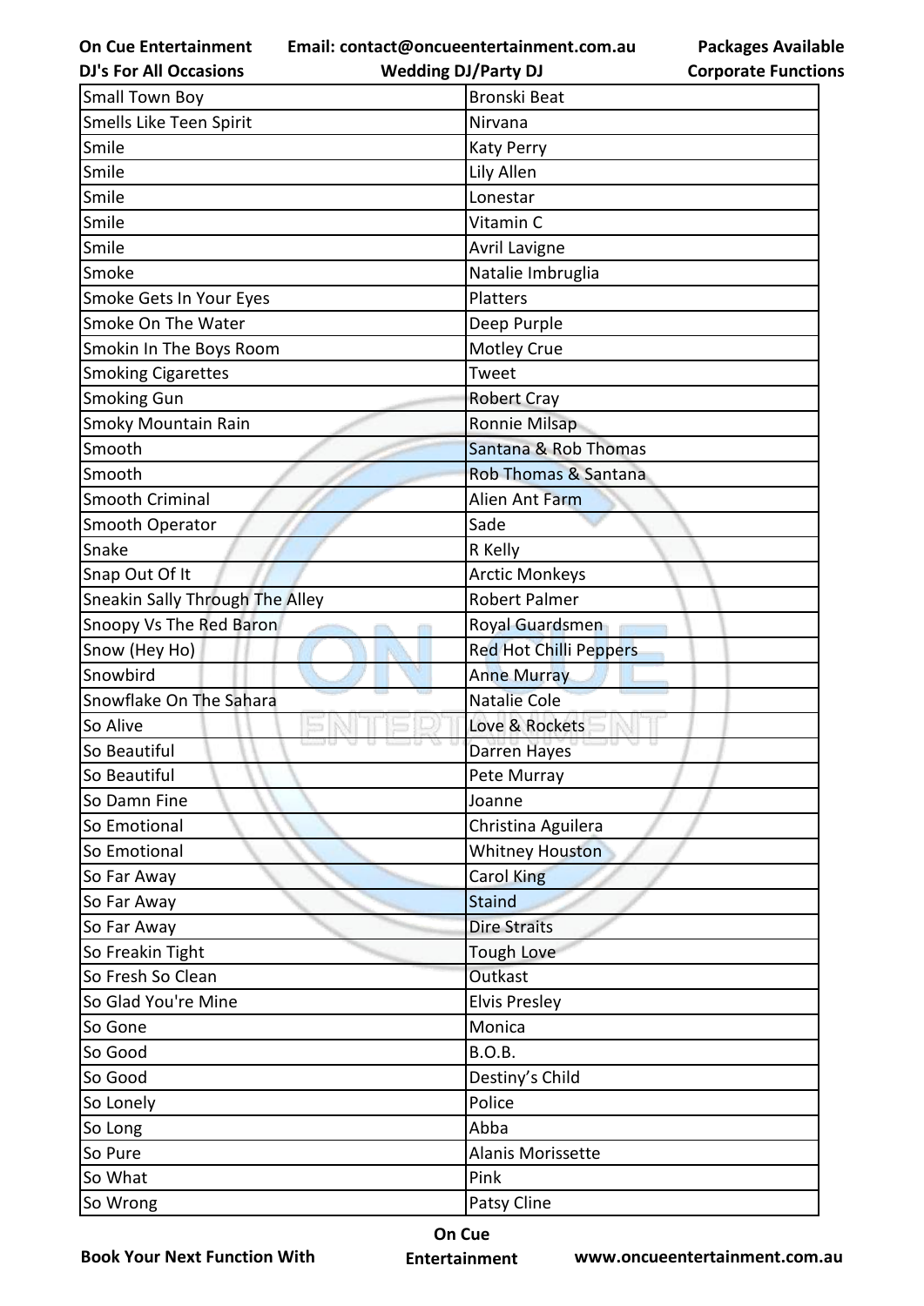| Small Town Boy | Bronski Beat |
|---|---|
| Smells Like Teen Spirit | Nirvana |
| Smile | Katy Perry |
| Smile | Lily Allen |
| Smile | Lonestar |
| Smile | Vitamin C |
| Smile | Avril Lavigne |
| Smoke | Natalie Imbruglia |
| Smoke Gets In Your Eyes | Platters |
| Smoke On The Water | Deep Purple |
| Smokin In The Boys Room | Motley Crue |
| Smoking Cigarettes | Tweet |
| Smoking Gun | Robert Cray |
| Smoky Mountain Rain | Ronnie Milsap |
| Smooth | Santana & Rob Thomas |
| Smooth | Rob Thomas & Santana |
| Smooth Criminal | Alien Ant Farm |
| Smooth Operator | Sade |
| Snake | R Kelly |
| Snap Out Of It | Arctic Monkeys |
| Sneakin Sally Through The Alley | Robert Palmer |
| Snoopy Vs The Red Baron | Royal Guardsmen |
| Snow (Hey Ho) | Red Hot Chilli Peppers |
| Snowbird | Anne Murray |
| Snowflake On The Sahara | Natalie Cole |
| So Alive | Love & Rockets |
| So Beautiful | Darren Hayes |
| So Beautiful | Pete Murray |
| So Damn Fine | Joanne |
| So Emotional | Christina Aguilera |
| So Emotional | Whitney Houston |
| So Far Away | Carol King |
| So Far Away | Staind |
| So Far Away | Dire Straits |
| So Freakin Tight | Tough Love |
| So Fresh So Clean | Outkast |
| So Glad You're Mine | Elvis Presley |
| So Gone | Monica |
| So Good | B.O.B. |
| So Good | Destiny's Child |
| So Lonely | Police |
| So Long | Abba |
| So Pure | Alanis Morissette |
| So What | Pink |
| So Wrong | Patsy Cline |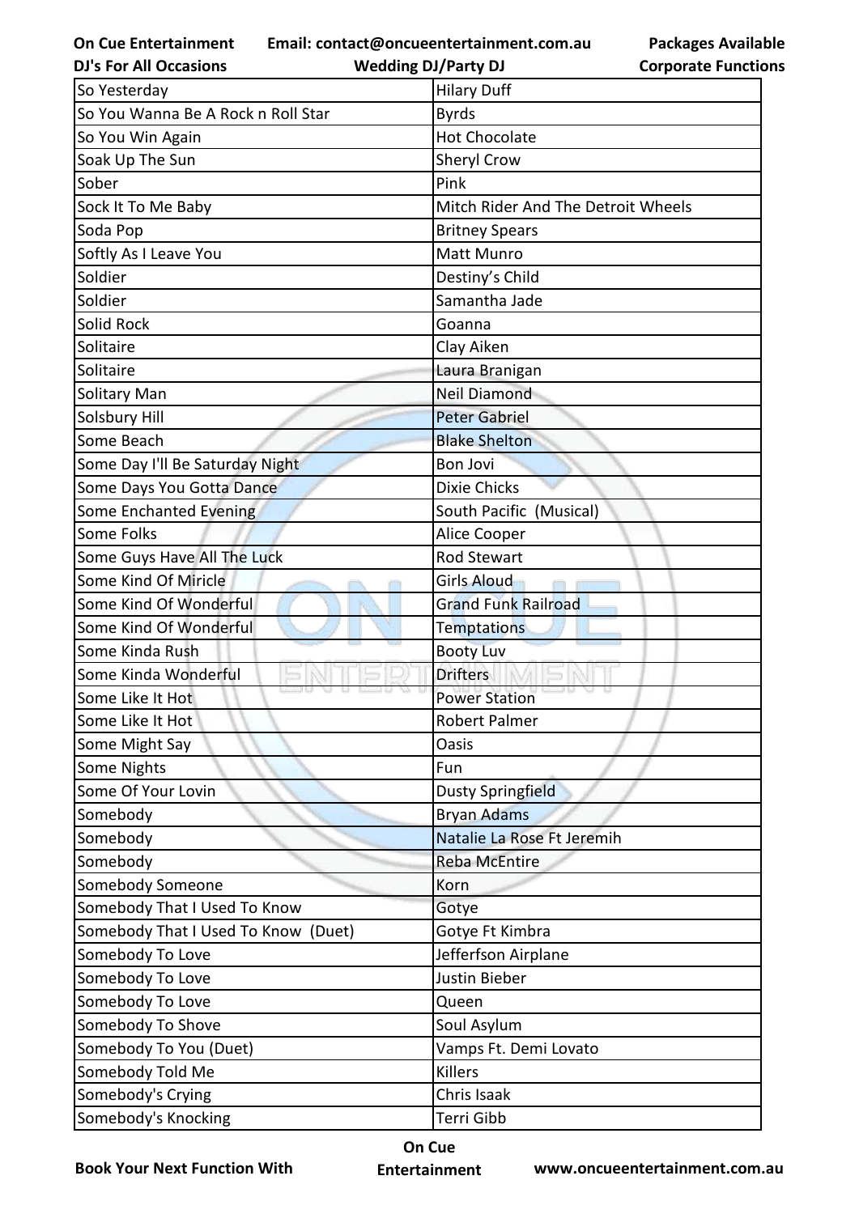| So Yesterday | Hilary Duff |
|---|---|
| So You Wanna Be A Rock n Roll Star | Byrds |
| So You Win Again | Hot Chocolate |
| Soak Up The Sun | Sheryl Crow |
| Sober | Pink |
| Sock It To Me Baby | Mitch Rider And The Detroit Wheels |
| Soda Pop | Britney Spears |
| Softly As I Leave You | Matt Munro |
| Soldier | Destiny's Child |
| Soldier | Samantha Jade |
| Solid Rock | Goanna |
| Solitaire | Clay Aiken |
| Solitaire | Laura Branigan |
| Solitary Man | Neil Diamond |
| Solsbury Hill | Peter Gabriel |
| Some Beach | Blake Shelton |
| Some Day I'll Be Saturday Night | Bon Jovi |
| Some Days You Gotta Dance | Dixie Chicks |
| Some Enchanted Evening | South Pacific  (Musical) |
| Some Folks | Alice Cooper |
| Some Guys Have All The Luck | Rod Stewart |
| Some Kind Of Miricle | Girls Aloud |
| Some Kind Of Wonderful | Grand Funk Railroad |
| Some Kind Of Wonderful | Temptations |
| Some Kinda Rush | Booty Luv |
| Some Kinda Wonderful | Drifters |
| Some Like It Hot | Power Station |
| Some Like It Hot | Robert Palmer |
| Some Might Say | Oasis |
| Some Nights | Fun |
| Some Of Your Lovin | Dusty Springfield |
| Somebody | Bryan Adams |
| Somebody | Natalie La Rose Ft Jeremih |
| Somebody | Reba McEntire |
| Somebody Someone | Korn |
| Somebody That I Used To Know | Gotye |
| Somebody That I Used To Know  (Duet) | Gotye Ft Kimbra |
| Somebody To Love | Jeffersfon Airplane |
| Somebody To Love | Justin Bieber |
| Somebody To Love | Queen |
| Somebody To Shove | Soul Asylum |
| Somebody To You (Duet) | Vamps Ft. Demi Lovato |
| Somebody Told Me | Killers |
| Somebody's Crying | Chris Isaak |
| Somebody's Knocking | Terri Gibb |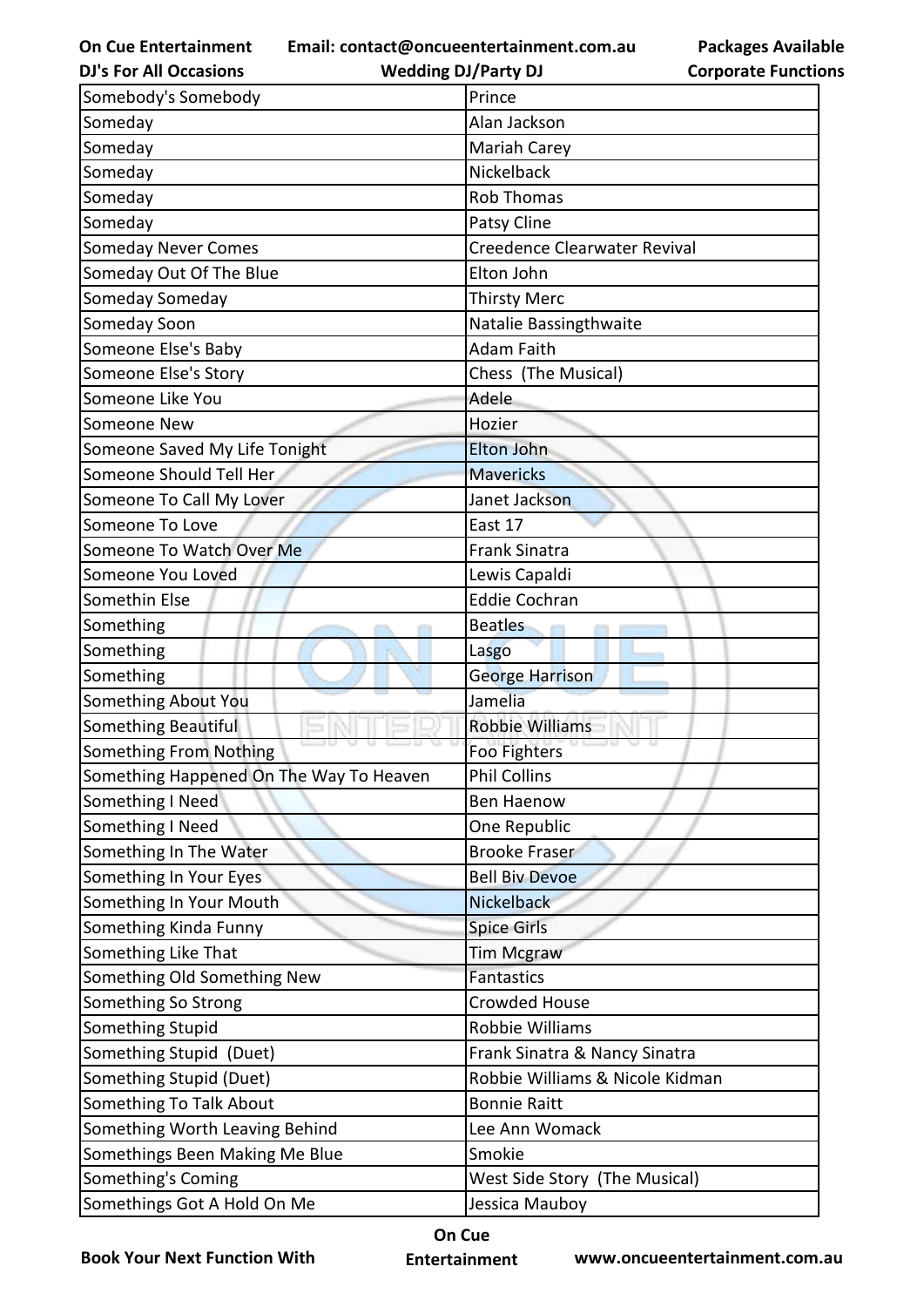| Somebody's Somebody | Prince |
|---|---|
| Someday | Alan Jackson |
| Someday | Mariah Carey |
| Someday | Nickelback |
| Someday | Rob Thomas |
| Someday | Patsy Cline |
| Someday Never Comes | Creedence Clearwater Revival |
| Someday Out Of The Blue | Elton John |
| Someday Someday | Thirsty Merc |
| Someday Soon | Natalie Bassingthwaite |
| Someone Else's Baby | Adam Faith |
| Someone Else's Story | Chess (The Musical) |
| Someone Like You | Adele |
| Someone New | Hozier |
| Someone Saved My Life Tonight | Elton John |
| Someone Should Tell Her | Mavericks |
| Someone To Call My Lover | Janet Jackson |
| Someone To Love | East 17 |
| Someone To Watch Over Me | Frank Sinatra |
| Someone You Loved | Lewis Capaldi |
| Somethin Else | Eddie Cochran |
| Something | Beatles |
| Something | Lasgo |
| Something | George Harrison |
| Something About You | Jamelia |
| Something Beautiful | Robbie Williams |
| Something From Nothing | Foo Fighters |
| Something Happened On The Way To Heaven | Phil Collins |
| Something I Need | Ben Haenow |
| Something I Need | One Republic |
| Something In The Water | Brooke Fraser |
| Something In Your Eyes | Bell Biv Devoe |
| Something In Your Mouth | Nickelback |
| Something Kinda Funny | Spice Girls |
| Something Like That | Tim Mcgraw |
| Something Old Something New | Fantastics |
| Something So Strong | Crowded House |
| Something Stupid | Robbie Williams |
| Something Stupid (Duet) | Frank Sinatra & Nancy Sinatra |
| Something Stupid (Duet) | Robbie Williams & Nicole Kidman |
| Something To Talk About | Bonnie Raitt |
| Something Worth Leaving Behind | Lee Ann Womack |
| Somethings Been Making Me Blue | Smokie |
| Something's Coming | West Side Story (The Musical) |
| Somethings Got A Hold On Me | Jessica Mauboy |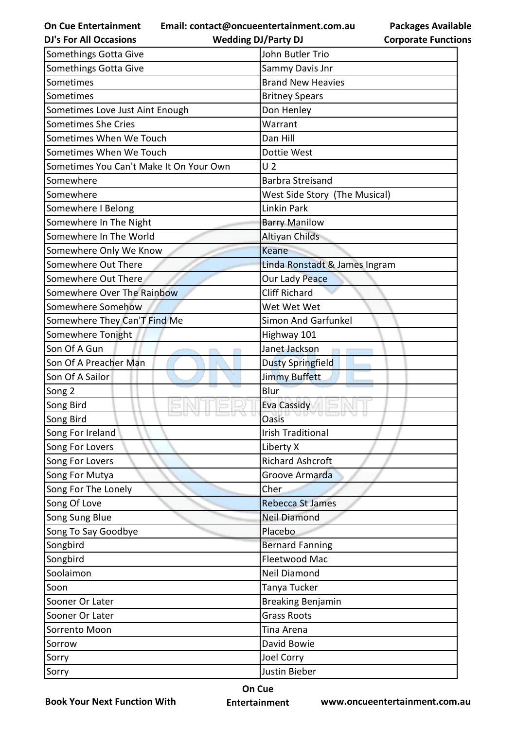| Somethings Gotta Give | John Butler Trio |
|---|---|
| Somethings Gotta Give | Sammy Davis Jnr |
| Sometimes | Brand New Heavies |
| Sometimes | Britney Spears |
| Sometimes Love Just Aint Enough | Don Henley |
| Sometimes She Cries | Warrant |
| Sometimes When We Touch | Dan Hill |
| Sometimes When We Touch | Dottie West |
| Sometimes You Can't Make It On Your Own | U 2 |
| Somewhere | Barbra Streisand |
| Somewhere | West Side Story (The Musical) |
| Somewhere I Belong | Linkin Park |
| Somewhere In The Night | Barry Manilow |
| Somewhere In The World | Altiyan Childs |
| Somewhere Only We Know | Keane |
| Somewhere Out There | Linda Ronstadt & James Ingram |
| Somewhere Out There | Our Lady Peace |
| Somewhere Over The Rainbow | Cliff Richard |
| Somewhere Somehow | Wet Wet Wet |
| Somewhere They Can'T Find Me | Simon And Garfunkel |
| Somewhere Tonight | Highway 101 |
| Son Of A Gun | Janet Jackson |
| Son Of A Preacher Man | Dusty Springfield |
| Son Of A Sailor | Jimmy Buffett |
| Song 2 | Blur |
| Song Bird | Eva Cassidy |
| Song Bird | Oasis |
| Song For Ireland | Irish Traditional |
| Song For Lovers | Liberty X |
| Song For Lovers | Richard Ashcroft |
| Song For Mutya | Groove Armarda |
| Song For The Lonely | Cher |
| Song Of Love | Rebecca St James |
| Song Sung Blue | Neil Diamond |
| Song To Say Goodbye | Placebo |
| Songbird | Bernard Fanning |
| Songbird | Fleetwood Mac |
| Soolaimon | Neil Diamond |
| Soon | Tanya Tucker |
| Sooner Or Later | Breaking Benjamin |
| Sooner Or Later | Grass Roots |
| Sorrento Moon | Tina Arena |
| Sorrow | David Bowie |
| Sorry | Joel Corry |
| Sorry | Justin Bieber |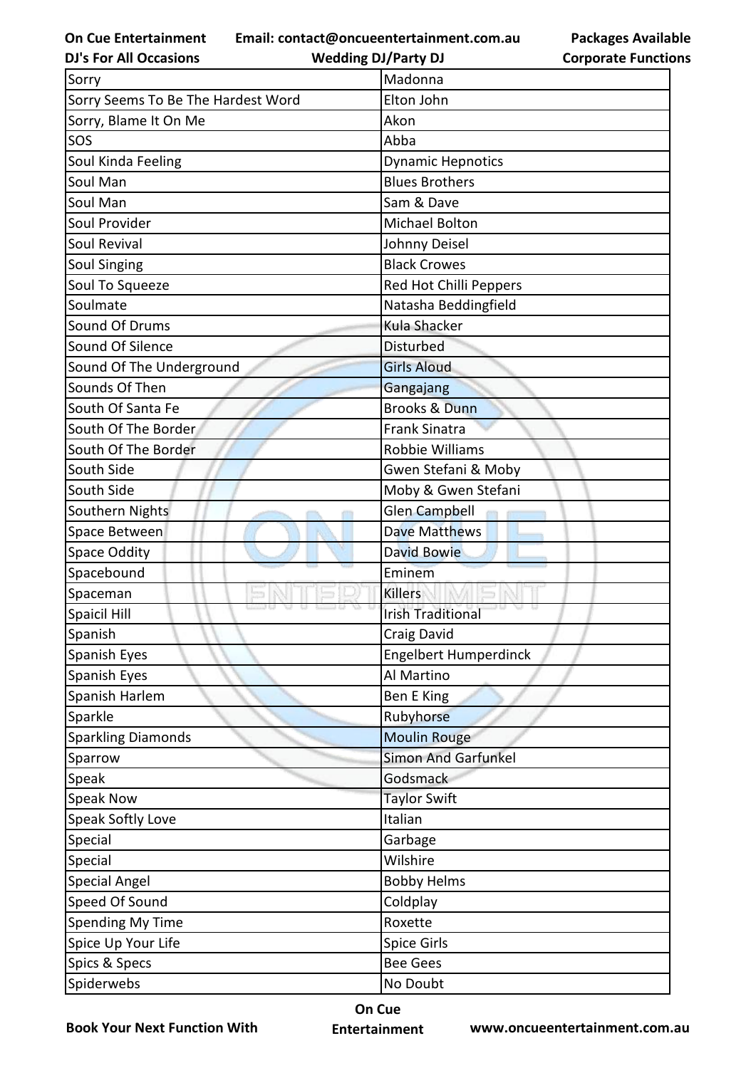| Sorry | Madonna |
|---|---|
| Sorry Seems To Be The Hardest Word | Elton John |
| Sorry, Blame It On Me | Akon |
| SOS | Abba |
| Soul Kinda Feeling | Dynamic Hepnotics |
| Soul Man | Blues Brothers |
| Soul Man | Sam & Dave |
| Soul Provider | Michael Bolton |
| Soul Revival | Johnny Deisel |
| Soul Singing | Black Crowes |
| Soul To Squeeze | Red Hot Chilli Peppers |
| Soulmate | Natasha Beddingfield |
| Sound Of Drums | Kula Shacker |
| Sound Of Silence | Disturbed |
| Sound Of The Underground | Girls Aloud |
| Sounds Of Then | Gangajang |
| South Of Santa Fe | Brooks & Dunn |
| South Of The Border | Frank Sinatra |
| South Of The Border | Robbie Williams |
| South Side | Gwen Stefani & Moby |
| South Side | Moby & Gwen Stefani |
| Southern Nights | Glen Campbell |
| Space Between | Dave Matthews |
| Space Oddity | David Bowie |
| Spacebound | Eminem |
| Spaceman | Killers |
| Spaicil Hill | Irish Traditional |
| Spanish | Craig David |
| Spanish Eyes | Engelbert Humperdinck |
| Spanish Eyes | Al Martino |
| Spanish Harlem | Ben E King |
| Sparkle | Rubyhorse |
| Sparkling Diamonds | Moulin Rouge |
| Sparrow | Simon And Garfunkel |
| Speak | Godsmack |
| Speak Now | Taylor Swift |
| Speak Softly Love | Italian |
| Special | Garbage |
| Special | Wilshire |
| Special Angel | Bobby Helms |
| Speed Of Sound | Coldplay |
| Spending My Time | Roxette |
| Spice Up Your Life | Spice Girls |
| Spics & Specs | Bee Gees |
| Spiderwebs | No Doubt |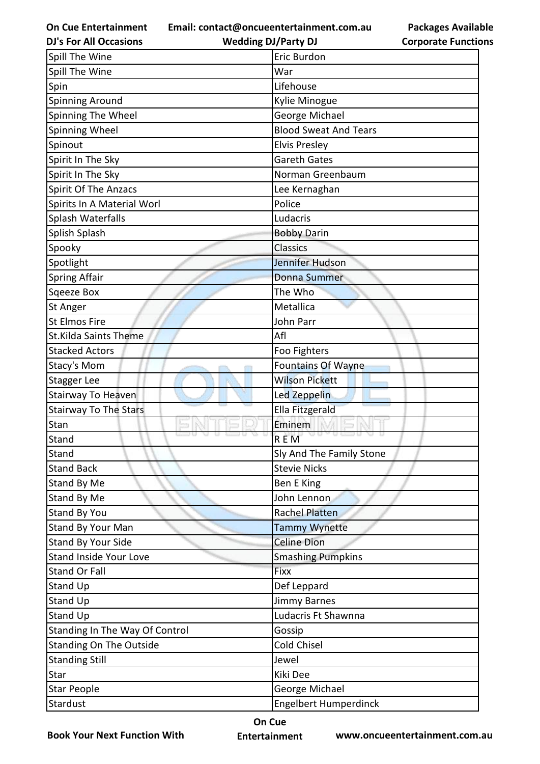| Spill The Wine | Eric Burdon |
|---|---|
| Spill The Wine | War |
| Spin | Lifehouse |
| Spinning Around | Kylie Minogue |
| Spinning The Wheel | George Michael |
| Spinning Wheel | Blood Sweat And Tears |
| Spinout | Elvis Presley |
| Spirit In The Sky | Gareth Gates |
| Spirit In The Sky | Norman Greenbaum |
| Spirit Of The Anzacs | Lee Kernaghan |
| Spirits In A Material Worl | Police |
| Splash Waterfalls | Ludacris |
| Splish Splash | Bobby Darin |
| Spooky | Classics |
| Spotlight | Jennifer Hudson |
| Spring Affair | Donna Summer |
| Sqeeze Box | The Who |
| St Anger | Metallica |
| St Elmos Fire | John Parr |
| St.Kilda Saints Theme | Afl |
| Stacked Actors | Foo Fighters |
| Stacy's Mom | Fountains Of Wayne |
| Stagger Lee | Wilson Pickett |
| Stairway To Heaven | Led Zeppelin |
| Stairway To The Stars | Ella Fitzgerald |
| Stan | Eminem |
| Stand | R E M |
| Stand | Sly And The Family Stone |
| Stand Back | Stevie Nicks |
| Stand By Me | Ben E King |
| Stand By Me | John Lennon |
| Stand By You | Rachel Platten |
| Stand By Your Man | Tammy Wynette |
| Stand By Your Side | Celine Dion |
| Stand Inside Your Love | Smashing Pumpkins |
| Stand Or Fall | Fixx |
| Stand Up | Def Leppard |
| Stand Up | Jimmy Barnes |
| Stand Up | Ludacris Ft Shawnna |
| Standing In The Way Of Control | Gossip |
| Standing On The Outside | Cold Chisel |
| Standing Still | Jewel |
| Star | Kiki Dee |
| Star People | George Michael |
| Stardust | Engelbert Humperdinck |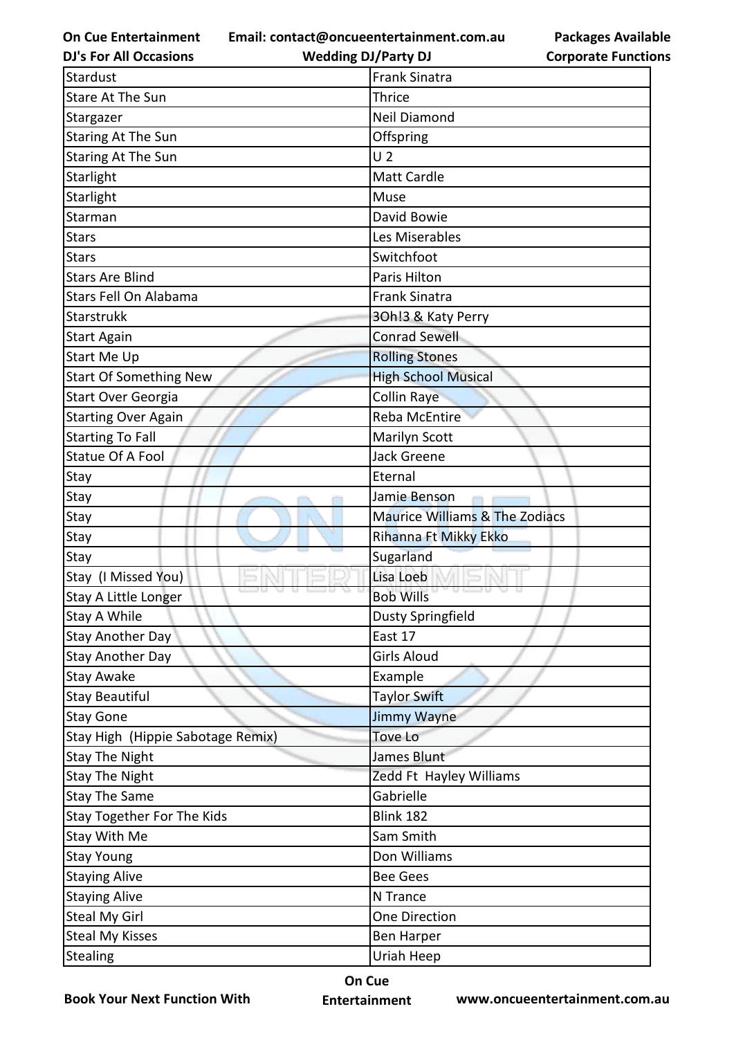| Stardust | Frank Sinatra |
|---|---|
| Stare At The Sun | Thrice |
| Stargazer | Neil Diamond |
| Staring At The Sun | Offspring |
| Staring At The Sun | U 2 |
| Starlight | Matt Cardle |
| Starlight | Muse |
| Starman | David Bowie |
| Stars | Les Miserables |
| Stars | Switchfoot |
| Stars Are Blind | Paris Hilton |
| Stars Fell On Alabama | Frank Sinatra |
| Starstrukk | 3Oh!3 & Katy Perry |
| Start Again | Conrad Sewell |
| Start Me Up | Rolling Stones |
| Start Of Something New | High School Musical |
| Start Over Georgia | Collin Raye |
| Starting Over Again | Reba McEntire |
| Starting To Fall | Marilyn Scott |
| Statue Of A Fool | Jack Greene |
| Stay | Eternal |
| Stay | Jamie Benson |
| Stay | Maurice Williams & The Zodiacs |
| Stay | Rihanna Ft Mikky Ekko |
| Stay | Sugarland |
| Stay (I Missed You) | Lisa Loeb |
| Stay A Little Longer | Bob Wills |
| Stay A While | Dusty Springfield |
| Stay Another Day | East 17 |
| Stay Another Day | Girls Aloud |
| Stay Awake | Example |
| Stay Beautiful | Taylor Swift |
| Stay Gone | Jimmy Wayne |
| Stay High (Hippie Sabotage Remix) | Tove Lo |
| Stay The Night | James Blunt |
| Stay The Night | Zedd Ft Hayley Williams |
| Stay The Same | Gabrielle |
| Stay Together For The Kids | Blink 182 |
| Stay With Me | Sam Smith |
| Stay Young | Don Williams |
| Staying Alive | Bee Gees |
| Staying Alive | N Trance |
| Steal My Girl | One Direction |
| Steal My Kisses | Ben Harper |
| Stealing | Uriah Heep |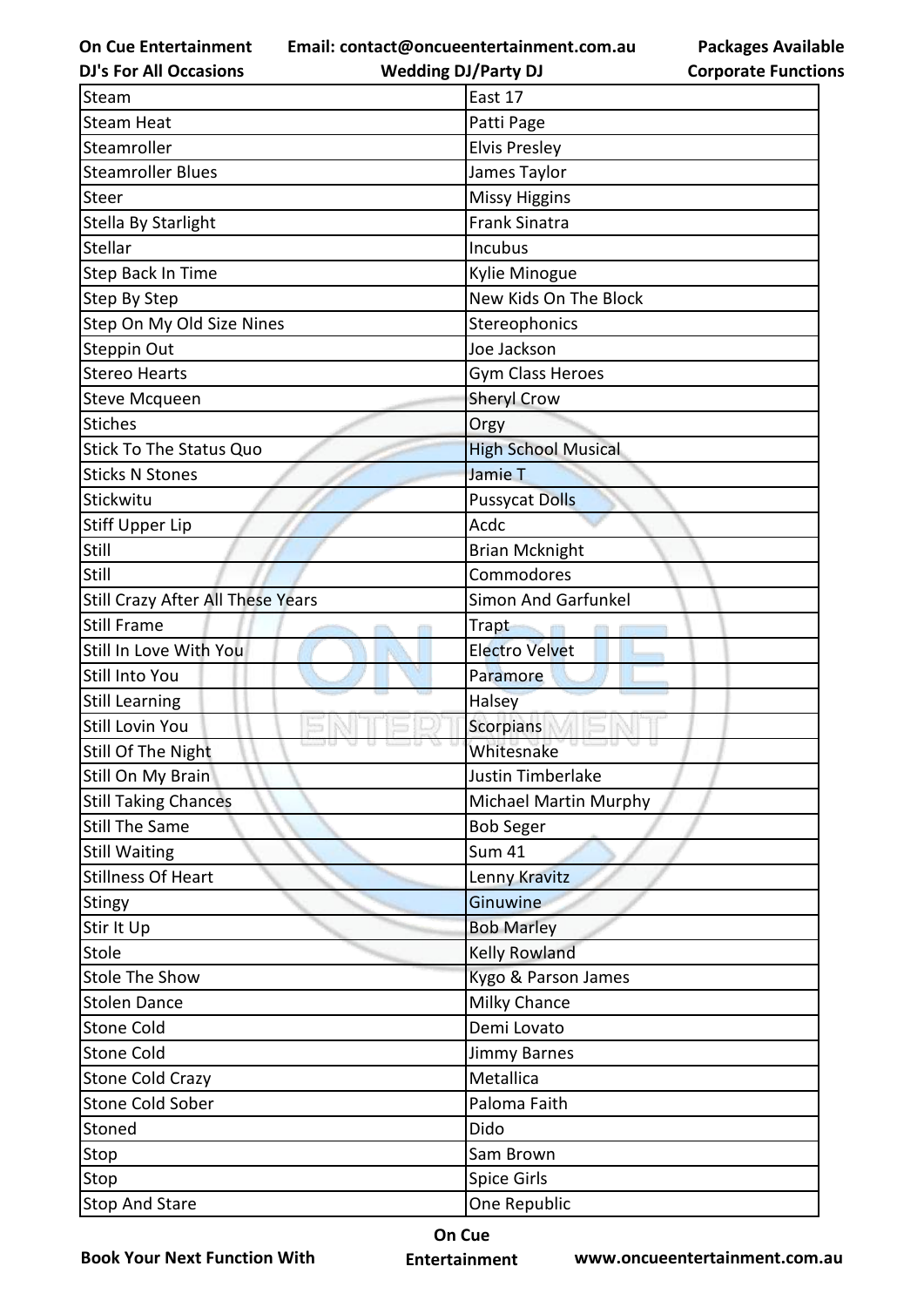| Steam | East 17 |
|---|---|
| Steam Heat | Patti Page |
| Steamroller | Elvis Presley |
| Steamroller Blues | James Taylor |
| Steer | Missy Higgins |
| Stella By Starlight | Frank Sinatra |
| Stellar | Incubus |
| Step Back In Time | Kylie Minogue |
| Step By Step | New Kids On The Block |
| Step On My Old Size Nines | Stereophonics |
| Steppin Out | Joe Jackson |
| Stereo Hearts | Gym Class Heroes |
| Steve Mcqueen | Sheryl Crow |
| Stiches | Orgy |
| Stick To The Status Quo | High School Musical |
| Sticks N Stones | Jamie T |
| Stickwitu | Pussycat Dolls |
| Stiff Upper Lip | Acdc |
| Still | Brian Mcknight |
| Still | Commodores |
| Still Crazy After All These Years | Simon And Garfunkel |
| Still Frame | Trapt |
| Still In Love With You | Electro Velvet |
| Still Into You | Paramore |
| Still Learning | Halsey |
| Still Lovin You | Scorpians |
| Still Of The Night | Whitesnake |
| Still On My Brain | Justin Timberlake |
| Still Taking Chances | Michael Martin Murphy |
| Still The Same | Bob Seger |
| Still Waiting | Sum 41 |
| Stillness Of Heart | Lenny Kravitz |
| Stingy | Ginuwine |
| Stir It Up | Bob Marley |
| Stole | Kelly Rowland |
| Stole The Show | Kygo & Parson James |
| Stolen Dance | Milky Chance |
| Stone Cold | Demi Lovato |
| Stone Cold | Jimmy Barnes |
| Stone Cold Crazy | Metallica |
| Stone Cold Sober | Paloma Faith |
| Stoned | Dido |
| Stop | Sam Brown |
| Stop | Spice Girls |
| Stop And Stare | One Republic |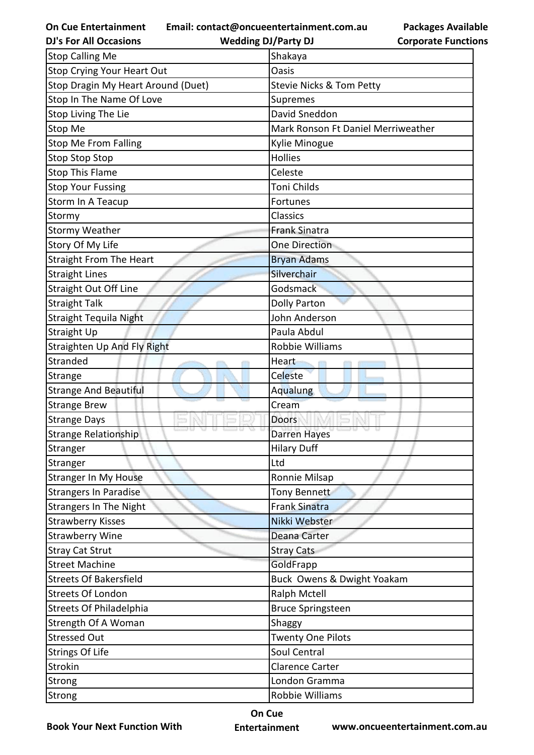| Stop Calling Me | Shakaya |
|---|---|
| Stop Crying Your Heart Out | Oasis |
| Stop Dragin My Heart Around (Duet) | Stevie Nicks & Tom Petty |
| Stop In The Name Of Love | Supremes |
| Stop Living The Lie | David Sneddon |
| Stop Me | Mark Ronson Ft Daniel Merriweather |
| Stop Me From Falling | Kylie Minogue |
| Stop Stop Stop | Hollies |
| Stop This Flame | Celeste |
| Stop Your Fussing | Toni Childs |
| Storm In A Teacup | Fortunes |
| Stormy | Classics |
| Stormy Weather | Frank Sinatra |
| Story Of My Life | One Direction |
| Straight From The Heart | Bryan Adams |
| Straight Lines | Silverchair |
| Straight Out Off Line | Godsmack |
| Straight Talk | Dolly Parton |
| Straight Tequila Night | John Anderson |
| Straight Up | Paula Abdul |
| Straighten Up And Fly Right | Robbie Williams |
| Stranded | Heart |
| Strange | Celeste |
| Strange And Beautiful | Aqualung |
| Strange Brew | Cream |
| Strange Days | Doors |
| Strange Relationship | Darren Hayes |
| Stranger | Hilary Duff |
| Stranger | Ltd |
| Stranger In My House | Ronnie Milsap |
| Strangers In Paradise | Tony Bennett |
| Strangers In The Night | Frank Sinatra |
| Strawberry Kisses | Nikki Webster |
| Strawberry Wine | Deana Carter |
| Stray Cat Strut | Stray Cats |
| Street Machine | GoldFrapp |
| Streets Of Bakersfield | Buck  Owens & Dwight Yoakam |
| Streets Of London | Ralph Mctell |
| Streets Of Philadelphia | Bruce Springsteen |
| Strength Of A Woman | Shaggy |
| Stressed Out | Twenty One Pilots |
| Strings Of Life | Soul Central |
| Strokin | Clarence Carter |
| Strong | London Gramma |
| Strong | Robbie Williams |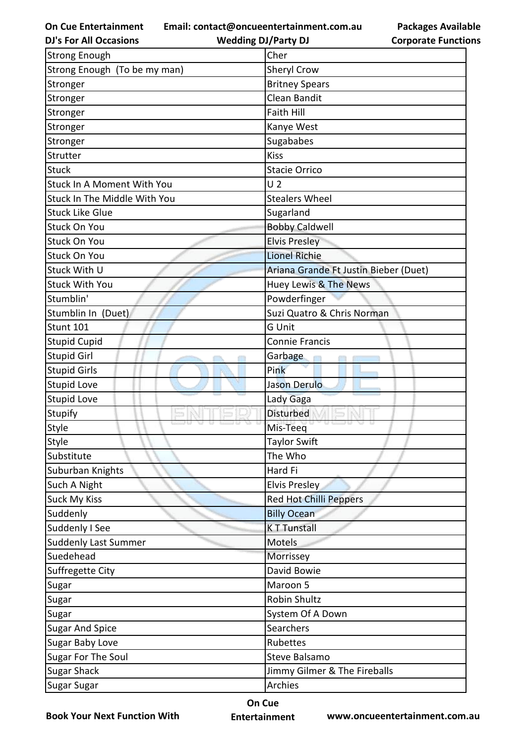| Strong Enough | Cher |
|---|---|
| Strong Enough (To be my man) | Sheryl Crow |
| Stronger | Britney Spears |
| Stronger | Clean Bandit |
| Stronger | Faith Hill |
| Stronger | Kanye West |
| Stronger | Sugababes |
| Strutter | Kiss |
| Stuck | Stacie Orrico |
| Stuck In A Moment With You | U 2 |
| Stuck In The Middle With You | Stealers Wheel |
| Stuck Like Glue | Sugarland |
| Stuck On You | Bobby Caldwell |
| Stuck On You | Elvis Presley |
| Stuck On You | Lionel Richie |
| Stuck With U | Ariana Grande Ft Justin Bieber (Duet) |
| Stuck With You | Huey Lewis & The News |
| Stumblin' | Powderfinger |
| Stumblin In (Duet) | Suzi Quatro & Chris Norman |
| Stunt 101 | G Unit |
| Stupid Cupid | Connie Francis |
| Stupid Girl | Garbage |
| Stupid Girls | Pink |
| Stupid Love | Jason Derulo |
| Stupid Love | Lady Gaga |
| Stupify | Disturbed |
| Style | Mis-Teeq |
| Style | Taylor Swift |
| Substitute | The Who |
| Suburban Knights | Hard Fi |
| Such A Night | Elvis Presley |
| Suck My Kiss | Red Hot Chilli Peppers |
| Suddenly | Billy Ocean |
| Suddenly I See | K T Tunstall |
| Suddenly Last Summer | Motels |
| Suedehead | Morrissey |
| Suffregette City | David Bowie |
| Sugar | Maroon 5 |
| Sugar | Robin Shultz |
| Sugar | System Of A Down |
| Sugar And Spice | Searchers |
| Sugar Baby Love | Rubettes |
| Sugar For The Soul | Steve Balsamo |
| Sugar Shack | Jimmy Gilmer & The Fireballs |
| Sugar Sugar | Archies |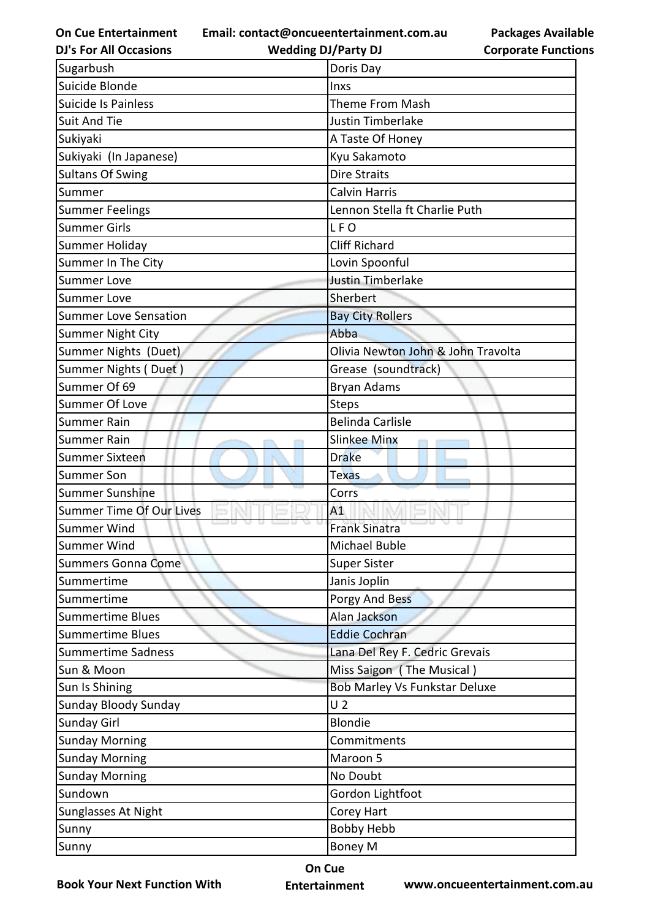| Sugarbush | Doris Day |
|---|---|
| Suicide Blonde | Inxs |
| Suicide Is Painless | Theme From Mash |
| Suit And Tie | Justin Timberlake |
| Sukiyaki | A Taste Of Honey |
| Sukiyaki  (In Japanese) | Kyu Sakamoto |
| Sultans Of Swing | Dire Straits |
| Summer | Calvin Harris |
| Summer Feelings | Lennon Stella ft Charlie Puth |
| Summer Girls | L F O |
| Summer Holiday | Cliff Richard |
| Summer In The City | Lovin Spoonful |
| Summer Love | Justin Timberlake |
| Summer Love | Sherbert |
| Summer Love Sensation | Bay City Rollers |
| Summer Night City | Abba |
| Summer Nights  (Duet) | Olivia Newton John & John Travolta |
| Summer Nights ( Duet ) | Grease  (soundtrack) |
| Summer Of 69 | Bryan Adams |
| Summer Of Love | Steps |
| Summer Rain | Belinda Carlisle |
| Summer Rain | Slinkee Minx |
| Summer Sixteen | Drake |
| Summer Son | Texas |
| Summer Sunshine | Corrs |
| Summer Time Of Our Lives | A1 |
| Summer Wind | Frank Sinatra |
| Summer Wind | Michael Buble |
| Summers Gonna Come | Super Sister |
| Summertime | Janis Joplin |
| Summertime | Porgy And Bess |
| Summertime Blues | Alan Jackson |
| Summertime Blues | Eddie Cochran |
| Summertime Sadness | Lana Del Rey F. Cedric Grevais |
| Sun & Moon | Miss Saigon  ( The Musical ) |
| Sun Is Shining | Bob Marley Vs Funkstar Deluxe |
| Sunday Bloody Sunday | U 2 |
| Sunday Girl | Blondie |
| Sunday Morning | Commitments |
| Sunday Morning | Maroon 5 |
| Sunday Morning | No Doubt |
| Sundown | Gordon Lightfoot |
| Sunglasses At Night | Corey Hart |
| Sunny | Bobby Hebb |
| Sunny | Boney M |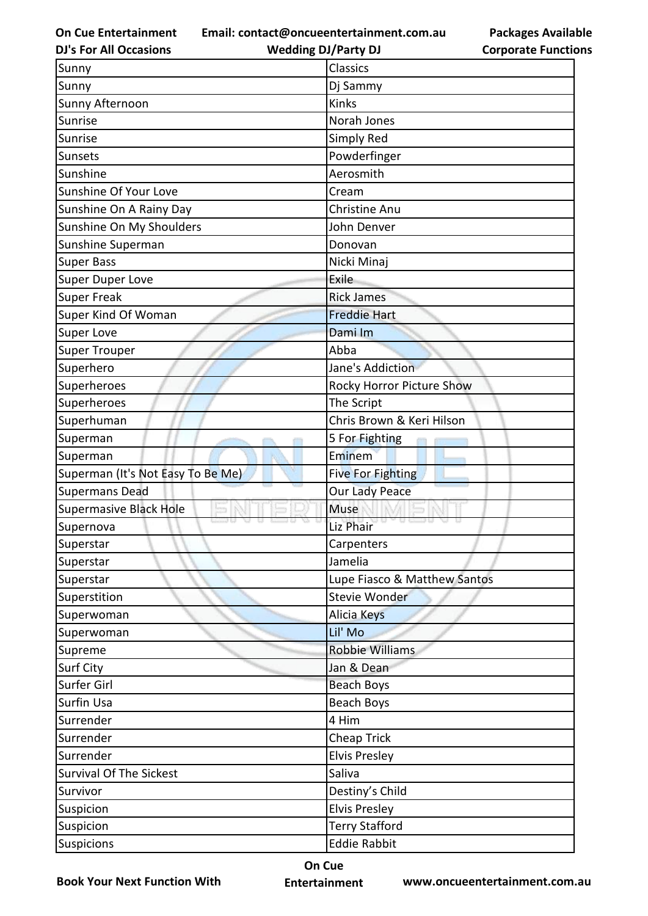| Sunny | Classics |
|---|---|
| Sunny | Dj Sammy |
| Sunny Afternoon | Kinks |
| Sunrise | Norah Jones |
| Sunrise | Simply Red |
| Sunsets | Powderfinger |
| Sunshine | Aerosmith |
| Sunshine Of Your Love | Cream |
| Sunshine On A Rainy Day | Christine Anu |
| Sunshine On My Shoulders | John Denver |
| Sunshine Superman | Donovan |
| Super Bass | Nicki Minaj |
| Super Duper Love | Exile |
| Super Freak | Rick James |
| Super Kind Of Woman | Freddie Hart |
| Super Love | Dami Im |
| Super Trouper | Abba |
| Superhero | Jane's Addiction |
| Superheroes | Rocky Horror Picture Show |
| Superheroes | The Script |
| Superhuman | Chris Brown & Keri Hilson |
| Superman | 5 For Fighting |
| Superman | Eminem |
| Superman (It's Not Easy To Be Me) | Five For Fighting |
| Supermans Dead | Our Lady Peace |
| Supermasive Black Hole | Muse |
| Supernova | Liz Phair |
| Superstar | Carpenters |
| Superstar | Jamelia |
| Superstar | Lupe Fiasco & Matthew Santos |
| Superstition | Stevie Wonder |
| Superwoman | Alicia Keys |
| Superwoman | Lil' Mo |
| Supreme | Robbie Williams |
| Surf City | Jan & Dean |
| Surfer Girl | Beach Boys |
| Surfin Usa | Beach Boys |
| Surrender | 4 Him |
| Surrender | Cheap Trick |
| Surrender | Elvis Presley |
| Survival Of The Sickest | Saliva |
| Survivor | Destiny’s Child |
| Suspicion | Elvis Presley |
| Suspicion | Terry Stafford |
| Suspicions | Eddie Rabbit |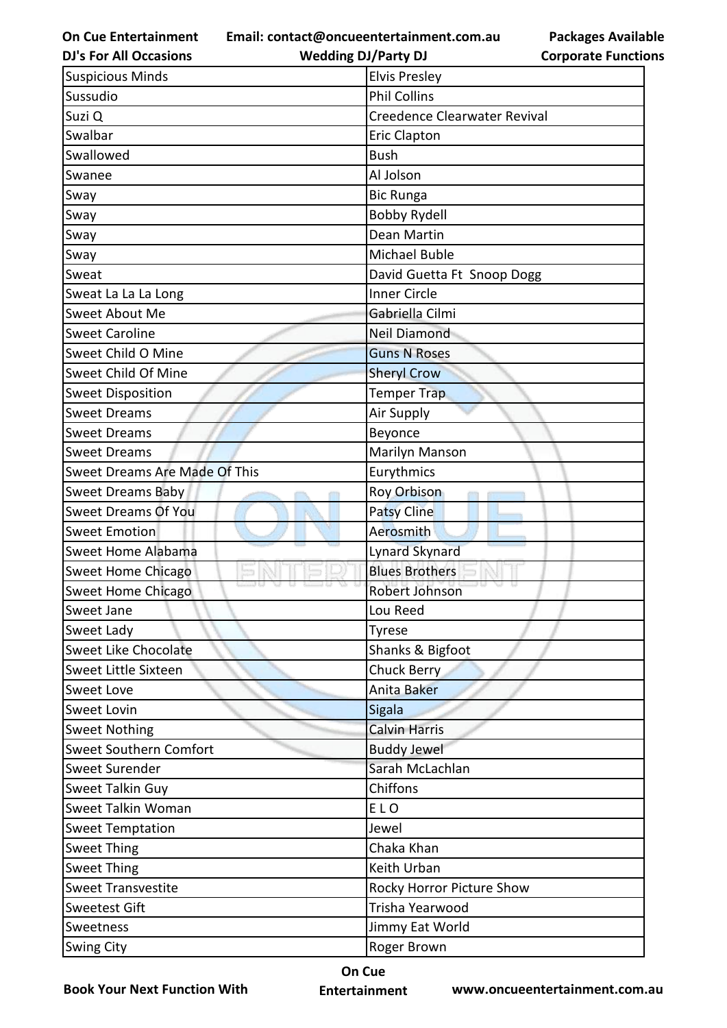| Suspicious Minds | Elvis Presley |
|---|---|
| Sussudio | Phil Collins |
| Suzi Q | Creedence Clearwater Revival |
| Swalbar | Eric Clapton |
| Swallowed | Bush |
| Swanee | Al Jolson |
| Sway | Bic Runga |
| Sway | Bobby Rydell |
| Sway | Dean Martin |
| Sway | Michael Buble |
| Sweat | David Guetta Ft  Snoop Dogg |
| Sweat La La La Long | Inner Circle |
| Sweet About Me | Gabriella Cilmi |
| Sweet Caroline | Neil Diamond |
| Sweet Child O Mine | Guns N Roses |
| Sweet Child Of Mine | Sheryl Crow |
| Sweet Disposition | Temper Trap |
| Sweet Dreams | Air Supply |
| Sweet Dreams | Beyonce |
| Sweet Dreams | Marilyn Manson |
| Sweet Dreams Are Made Of This | Eurythmics |
| Sweet Dreams Baby | Roy Orbison |
| Sweet Dreams Of You | Patsy Cline |
| Sweet Emotion | Aerosmith |
| Sweet Home Alabama | Lynard Skynard |
| Sweet Home Chicago | Blues Brothers |
| Sweet Home Chicago | Robert Johnson |
| Sweet Jane | Lou Reed |
| Sweet Lady | Tyrese |
| Sweet Like Chocolate | Shanks & Bigfoot |
| Sweet Little Sixteen | Chuck Berry |
| Sweet Love | Anita Baker |
| Sweet Lovin | Sigala |
| Sweet Nothing | Calvin Harris |
| Sweet Southern Comfort | Buddy Jewel |
| Sweet Surender | Sarah McLachlan |
| Sweet Talkin Guy | Chiffons |
| Sweet Talkin Woman | E L O |
| Sweet Temptation | Jewel |
| Sweet Thing | Chaka Khan |
| Sweet Thing | Keith Urban |
| Sweet Transvestite | Rocky Horror Picture Show |
| Sweetest Gift | Trisha Yearwood |
| Sweetness | Jimmy Eat World |
| Swing City | Roger Brown |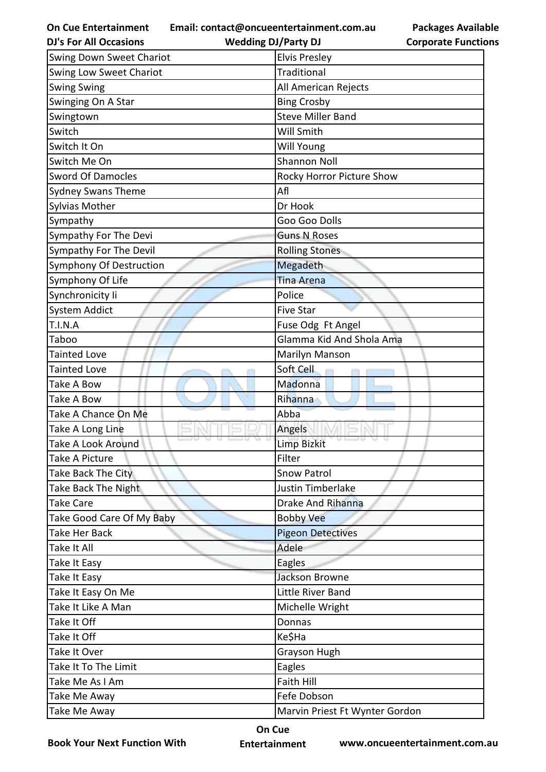| Swing Down Sweet Chariot | Elvis Presley |
|---|---|
| Swing Low Sweet Chariot | Traditional |
| Swing Swing | All American Rejects |
| Swinging On A Star | Bing Crosby |
| Swingtown | Steve Miller Band |
| Switch | Will Smith |
| Switch It On | Will Young |
| Switch Me On | Shannon Noll |
| Sword Of Damocles | Rocky Horror Picture Show |
| Sydney Swans Theme | Afl |
| Sylvias Mother | Dr Hook |
| Sympathy | Goo Goo Dolls |
| Sympathy For The Devi | Guns N Roses |
| Sympathy For The Devil | Rolling Stones |
| Symphony Of Destruction | Megadeth |
| Symphony Of Life | Tina Arena |
| Synchronicity Ii | Police |
| System Addict | Five Star |
| T.I.N.A | Fuse Odg Ft Angel |
| Taboo | Glamma Kid And Shola Ama |
| Tainted Love | Marilyn Manson |
| Tainted Love | Soft Cell |
| Take A Bow | Madonna |
| Take A Bow | Rihanna |
| Take A Chance On Me | Abba |
| Take A Long Line | Angels |
| Take A Look Around | Limp Bizkit |
| Take A Picture | Filter |
| Take Back The City | Snow Patrol |
| Take Back The Night | Justin Timberlake |
| Take Care | Drake And Rihanna |
| Take Good Care Of My Baby | Bobby Vee |
| Take Her Back | Pigeon Detectives |
| Take It All | Adele |
| Take It Easy | Eagles |
| Take It Easy | Jackson Browne |
| Take It Easy On Me | Little River Band |
| Take It Like A Man | Michelle Wright |
| Take It Off | Donnas |
| Take It Off | Ke$Ha |
| Take It Over | Grayson Hugh |
| Take It To The Limit | Eagles |
| Take Me As I Am | Faith Hill |
| Take Me Away | Fefe Dobson |
| Take Me Away | Marvin Priest Ft Wynter Gordon |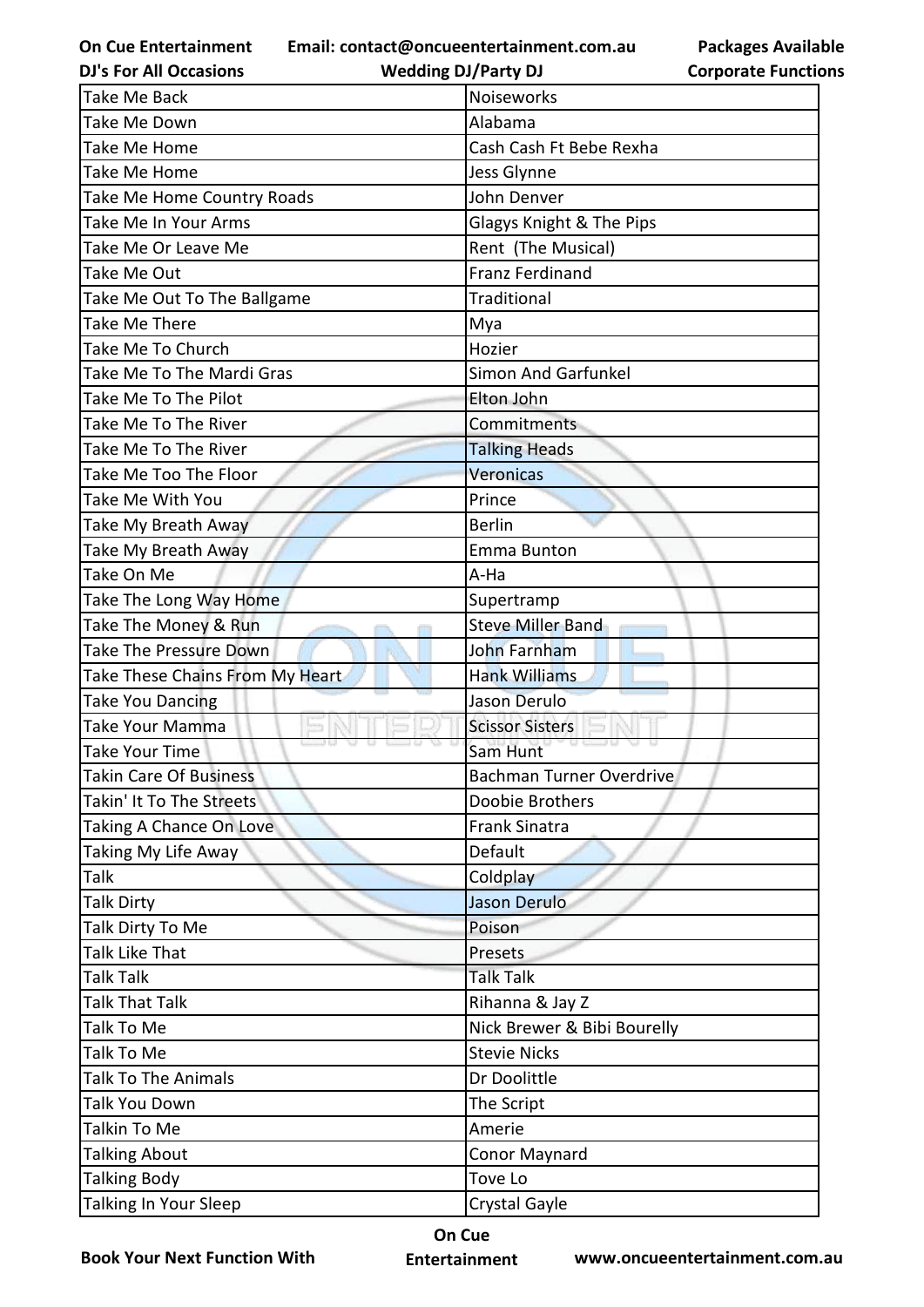| Take Me Back | Noiseworks |
|---|---|
| Take Me Down | Alabama |
| Take Me Home | Cash Cash Ft Bebe Rexha |
| Take Me Home | Jess Glynne |
| Take Me Home Country Roads | John Denver |
| Take Me In Your Arms | Glagys Knight & The Pips |
| Take Me Or Leave Me | Rent (The Musical) |
| Take Me Out | Franz Ferdinand |
| Take Me Out To The Ballgame | Traditional |
| Take Me There | Mya |
| Take Me To Church | Hozier |
| Take Me To The Mardi Gras | Simon And Garfunkel |
| Take Me To The Pilot | Elton John |
| Take Me To The River | Commitments |
| Take Me To The River | Talking Heads |
| Take Me Too The Floor | Veronicas |
| Take Me With You | Prince |
| Take My Breath Away | Berlin |
| Take My Breath Away | Emma Bunton |
| Take On Me | A-Ha |
| Take The Long Way Home | Supertramp |
| Take The Money & Run | Steve Miller Band |
| Take The Pressure Down | John Farnham |
| Take These Chains From My Heart | Hank Williams |
| Take You Dancing | Jason Derulo |
| Take Your Mamma | Scissor Sisters |
| Take Your Time | Sam Hunt |
| Takin Care Of Business | Bachman Turner Overdrive |
| Takin' It To The Streets | Doobie Brothers |
| Taking A Chance On Love | Frank Sinatra |
| Taking My Life Away | Default |
| Talk | Coldplay |
| Talk Dirty | Jason Derulo |
| Talk Dirty To Me | Poison |
| Talk Like That | Presets |
| Talk Talk | Talk Talk |
| Talk That Talk | Rihanna & Jay Z |
| Talk To Me | Nick Brewer & Bibi Bourelly |
| Talk To Me | Stevie Nicks |
| Talk To The Animals | Dr Doolittle |
| Talk You Down | The Script |
| Talkin To Me | Amerie |
| Talking About | Conor Maynard |
| Talking Body | Tove Lo |
| Talking In Your Sleep | Crystal Gayle |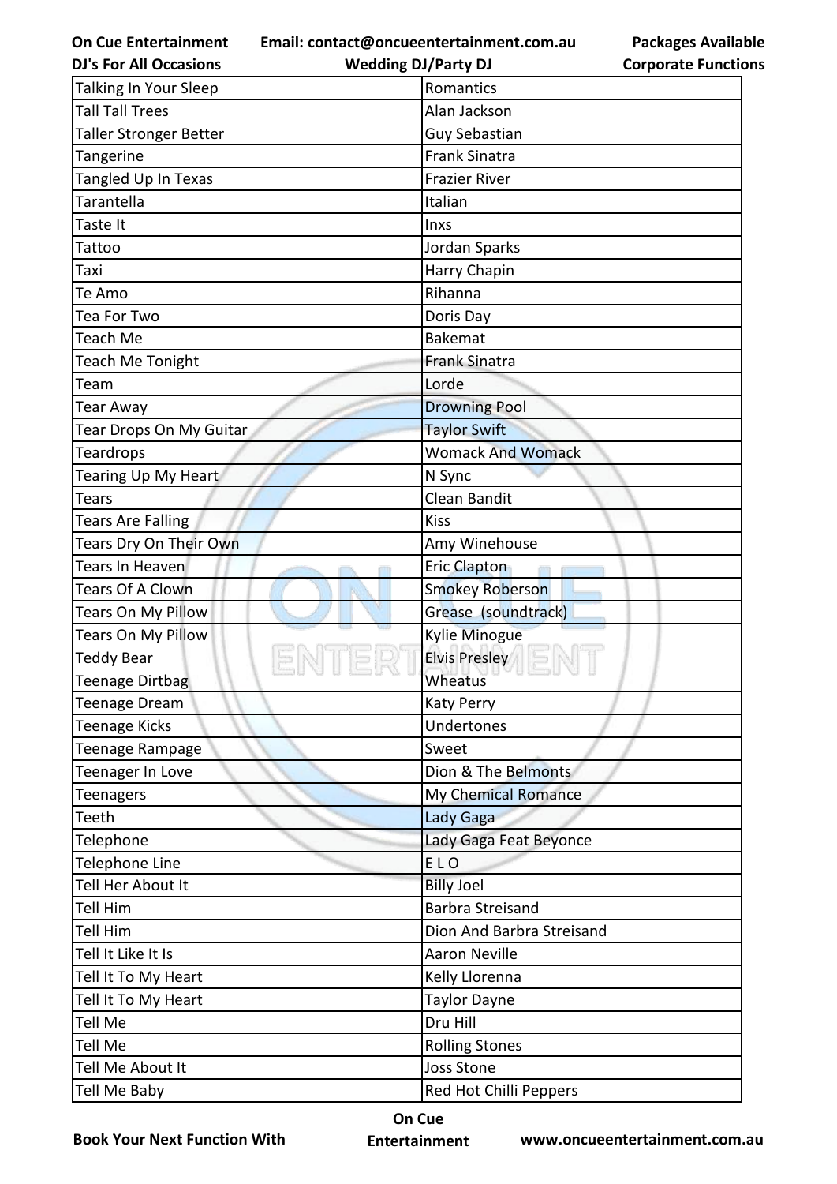| Talking In Your Sleep | Romantics |
|---|---|
| Tall Tall Trees | Alan Jackson |
| Taller Stronger Better | Guy Sebastian |
| Tangerine | Frank Sinatra |
| Tangled Up In Texas | Frazier River |
| Tarantella | Italian |
| Taste It | Inxs |
| Tattoo | Jordan Sparks |
| Taxi | Harry Chapin |
| Te Amo | Rihanna |
| Tea For Two | Doris Day |
| Teach Me | Bakemat |
| Teach Me Tonight | Frank Sinatra |
| Team | Lorde |
| Tear Away | Drowning Pool |
| Tear Drops On My Guitar | Taylor Swift |
| Teardrops | Womack And Womack |
| Tearing Up My Heart | N Sync |
| Tears | Clean Bandit |
| Tears Are Falling | Kiss |
| Tears Dry On Their Own | Amy Winehouse |
| Tears In Heaven | Eric Clapton |
| Tears Of A Clown | Smokey Roberson |
| Tears On My Pillow | Grease (soundtrack) |
| Tears On My Pillow | Kylie Minogue |
| Teddy Bear | Elvis Presley |
| Teenage Dirtbag | Wheatus |
| Teenage Dream | Katy Perry |
| Teenage Kicks | Undertones |
| Teenage Rampage | Sweet |
| Teenager In Love | Dion & The Belmonts |
| Teenagers | My Chemical Romance |
| Teeth | Lady Gaga |
| Telephone | Lady Gaga Feat Beyonce |
| Telephone Line | E L O |
| Tell Her About It | Billy Joel |
| Tell Him | Barbra Streisand |
| Tell Him | Dion And Barbra Streisand |
| Tell It Like It Is | Aaron Neville |
| Tell It To My Heart | Kelly Llorenna |
| Tell It To My Heart | Taylor Dayne |
| Tell Me | Dru Hill |
| Tell Me | Rolling Stones |
| Tell Me About It | Joss Stone |
| Tell Me Baby | Red Hot Chilli Peppers |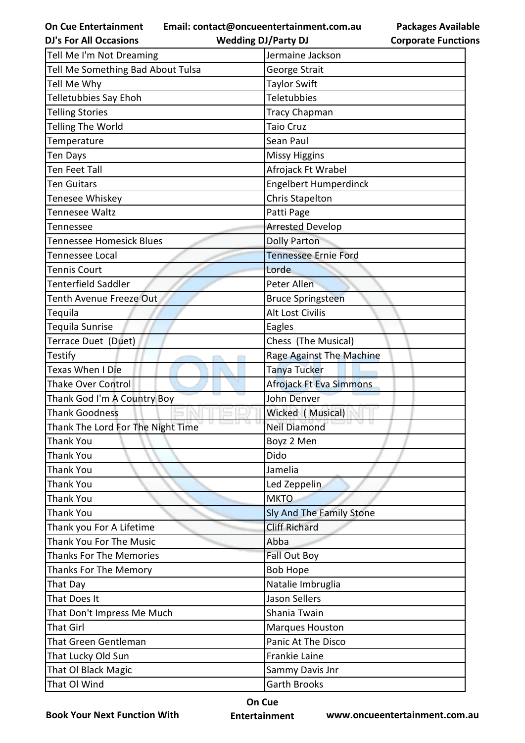| Tell Me I'm Not Dreaming | Jermaine Jackson |
|---|---|
| Tell Me Something Bad About Tulsa | George Strait |
| Tell Me Why | Taylor Swift |
| Telletubbies Say Ehoh | Teletubbies |
| Telling Stories | Tracy Chapman |
| Telling The World | Taio Cruz |
| Temperature | Sean Paul |
| Ten Days | Missy Higgins |
| Ten Feet Tall | Afrojack Ft Wrabel |
| Ten Guitars | Engelbert Humperdinck |
| Tenesee Whiskey | Chris Stapelton |
| Tennesee Waltz | Patti Page |
| Tennessee | Arrested Develop |
| Tennessee Homesick Blues | Dolly Parton |
| Tennessee Local | Tennessee Ernie Ford |
| Tennis Court | Lorde |
| Tenterfield Saddler | Peter Allen |
| Tenth Avenue Freeze Out | Bruce Springsteen |
| Tequila | Alt Lost Civilis |
| Tequila Sunrise | Eagles |
| Terrace Duet (Duet) | Chess (The Musical) |
| Testify | Rage Against The Machine |
| Texas When I Die | Tanya Tucker |
| Thake Over Control | Afrojack Ft Eva Simmons |
| Thank God I'm A Country Boy | John Denver |
| Thank Goodness | Wicked ( Musical) |
| Thank The Lord For The Night Time | Neil Diamond |
| Thank You | Boyz 2 Men |
| Thank You | Dido |
| Thank You | Jamelia |
| Thank You | Led Zeppelin |
| Thank You | MKTO |
| Thank You | Sly And The Family Stone |
| Thank you For A Lifetime | Cliff Richard |
| Thank You For The Music | Abba |
| Thanks For The Memories | Fall Out Boy |
| Thanks For The Memory | Bob Hope |
| That Day | Natalie Imbruglia |
| That Does It | Jason Sellers |
| That Don't Impress Me Much | Shania Twain |
| That Girl | Marques Houston |
| That Green Gentleman | Panic At The Disco |
| That Lucky Old Sun | Frankie Laine |
| That Ol Black Magic | Sammy Davis Jnr |
| That Ol Wind | Garth Brooks |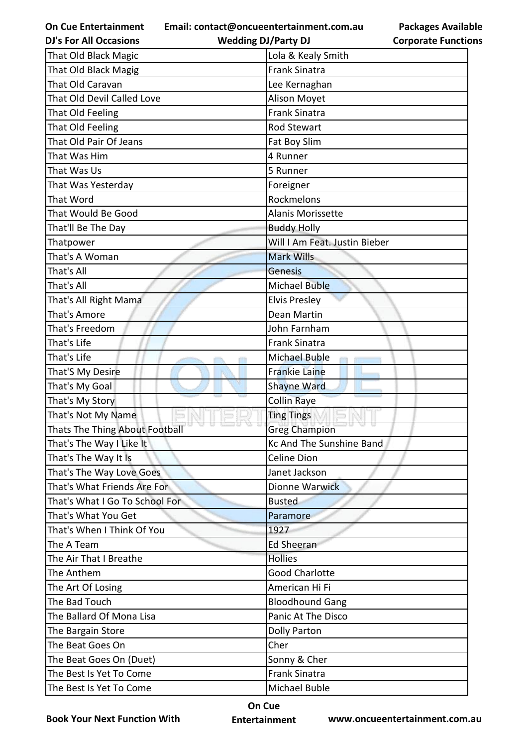| That Old Black Magic | Lola & Kealy Smith |
|---|---|
| That Old Black Magig | Frank Sinatra |
| That Old Caravan | Lee Kernaghan |
| That Old Devil Called Love | Alison Moyet |
| That Old Feeling | Frank Sinatra |
| That Old Feeling | Rod Stewart |
| That Old Pair Of Jeans | Fat Boy Slim |
| That Was Him | 4 Runner |
| That Was Us | 5 Runner |
| That Was Yesterday | Foreigner |
| That Word | Rockmelons |
| That Would Be Good | Alanis Morissette |
| That'll Be The Day | Buddy Holly |
| Thatpower | Will I Am Feat. Justin Bieber |
| That's A Woman | Mark Wills |
| That's All | Genesis |
| That's All | Michael Buble |
| That's All Right Mama | Elvis Presley |
| That's Amore | Dean Martin |
| That's Freedom | John Farnham |
| That's Life | Frank Sinatra |
| That's Life | Michael Buble |
| That'S My Desire | Frankie Laine |
| That's My Goal | Shayne Ward |
| That's My Story | Collin Raye |
| That's Not My Name | Ting Tings |
| Thats The Thing About Football | Greg Champion |
| That's The Way I Like It | Kc And The Sunshine Band |
| That's The Way It Is | Celine Dion |
| That's The Way Love Goes | Janet Jackson |
| That's What Friends Are For | Dionne Warwick |
| That's What I Go To School For | Busted |
| That's What You Get | Paramore |
| That's When I Think Of You | 1927 |
| The A Team | Ed Sheeran |
| The Air That I Breathe | Hollies |
| The Anthem | Good Charlotte |
| The Art Of Losing | American Hi Fi |
| The Bad Touch | Bloodhound Gang |
| The Ballard Of Mona Lisa | Panic At The Disco |
| The Bargain Store | Dolly Parton |
| The Beat Goes On | Cher |
| The Beat Goes On (Duet) | Sonny & Cher |
| The Best Is Yet To Come | Frank Sinatra |
| The Best Is Yet To Come | Michael Buble |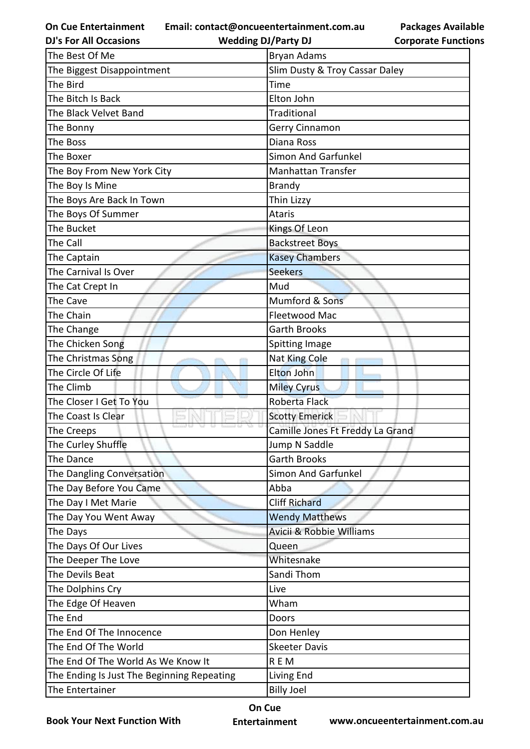| The Best Of Me | Bryan Adams |
|---|---|
| The Biggest Disappointment | Slim Dusty & Troy Cassar Daley |
| The Bird | Time |
| The Bitch Is Back | Elton John |
| The Black Velvet Band | Traditional |
| The Bonny | Gerry Cinnamon |
| The Boss | Diana Ross |
| The Boxer | Simon And Garfunkel |
| The Boy From New York City | Manhattan Transfer |
| The Boy Is Mine | Brandy |
| The Boys Are Back In Town | Thin Lizzy |
| The Boys Of Summer | Ataris |
| The Bucket | Kings Of Leon |
| The Call | Backstreet Boys |
| The Captain | Kasey Chambers |
| The Carnival Is Over | Seekers |
| The Cat Crept In | Mud |
| The Cave | Mumford & Sons |
| The Chain | Fleetwood Mac |
| The Change | Garth Brooks |
| The Chicken Song | Spitting Image |
| The Christmas Song | Nat King Cole |
| The Circle Of Life | Elton John |
| The Climb | Miley Cyrus |
| The Closer I Get To You | Roberta Flack |
| The Coast Is Clear | Scotty Emerick |
| The Creeps | Camille Jones Ft Freddy La Grand |
| The Curley Shuffle | Jump N Saddle |
| The Dance | Garth Brooks |
| The Dangling Conversation | Simon And Garfunkel |
| The Day Before You Came | Abba |
| The Day I Met Marie | Cliff Richard |
| The Day You Went Away | Wendy Matthews |
| The Days | Avicii & Robbie Williams |
| The Days Of Our Lives | Queen |
| The Deeper The Love | Whitesnake |
| The Devils Beat | Sandi Thom |
| The Dolphins Cry | Live |
| The Edge Of Heaven | Wham |
| The End | Doors |
| The End Of The Innocence | Don Henley |
| The End Of The World | Skeeter Davis |
| The End Of The World As We Know It | R E M |
| The Ending Is Just The Beginning Repeating | Living End |
| The Entertainer | Billy Joel |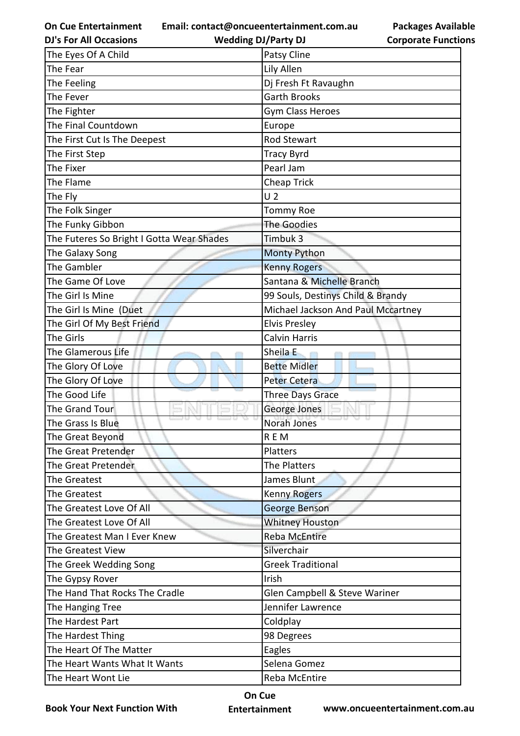| The Eyes Of A Child | Patsy Cline |
|---|---|
| The Fear | Lily Allen |
| The Feeling | Dj Fresh Ft Ravaughn |
| The Fever | Garth Brooks |
| The Fighter | Gym Class Heroes |
| The Final Countdown | Europe |
| The First Cut Is The Deepest | Rod Stewart |
| The First Step | Tracy Byrd |
| The Fixer | Pearl Jam |
| The Flame | Cheap Trick |
| The Fly | U 2 |
| The Folk Singer | Tommy Roe |
| The Funky Gibbon | The Goodies |
| The Futeres So Bright I Gotta Wear Shades | Timbuk 3 |
| The Galaxy Song | Monty Python |
| The Gambler | Kenny Rogers |
| The Game Of Love | Santana & Michelle Branch |
| The Girl Is Mine | 99 Souls, Destinys Child & Brandy |
| The Girl Is Mine (Duet | Michael Jackson And Paul Mccartney |
| The Girl Of My Best Friend | Elvis Presley |
| The Girls | Calvin Harris |
| The Glamerous Life | Sheila E |
| The Glory Of Love | Bette Midler |
| The Glory Of Love | Peter Cetera |
| The Good Life | Three Days Grace |
| The Grand Tour | George Jones |
| The Grass Is Blue | Norah Jones |
| The Great Beyond | R E M |
| The Great Pretender | Platters |
| The Great Pretender | The Platters |
| The Greatest | James Blunt |
| The Greatest | Kenny Rogers |
| The Greatest Love Of All | George Benson |
| The Greatest Love Of All | Whitney Houston |
| The Greatest Man I Ever Knew | Reba McEntire |
| The Greatest View | Silverchair |
| The Greek Wedding Song | Greek Traditional |
| The Gypsy Rover | Irish |
| The Hand That Rocks The Cradle | Glen Campbell & Steve Wariner |
| The Hanging Tree | Jennifer Lawrence |
| The Hardest Part | Coldplay |
| The Hardest Thing | 98 Degrees |
| The Heart Of The Matter | Eagles |
| The Heart Wants What It Wants | Selena Gomez |
| The Heart Wont Lie | Reba McEntire |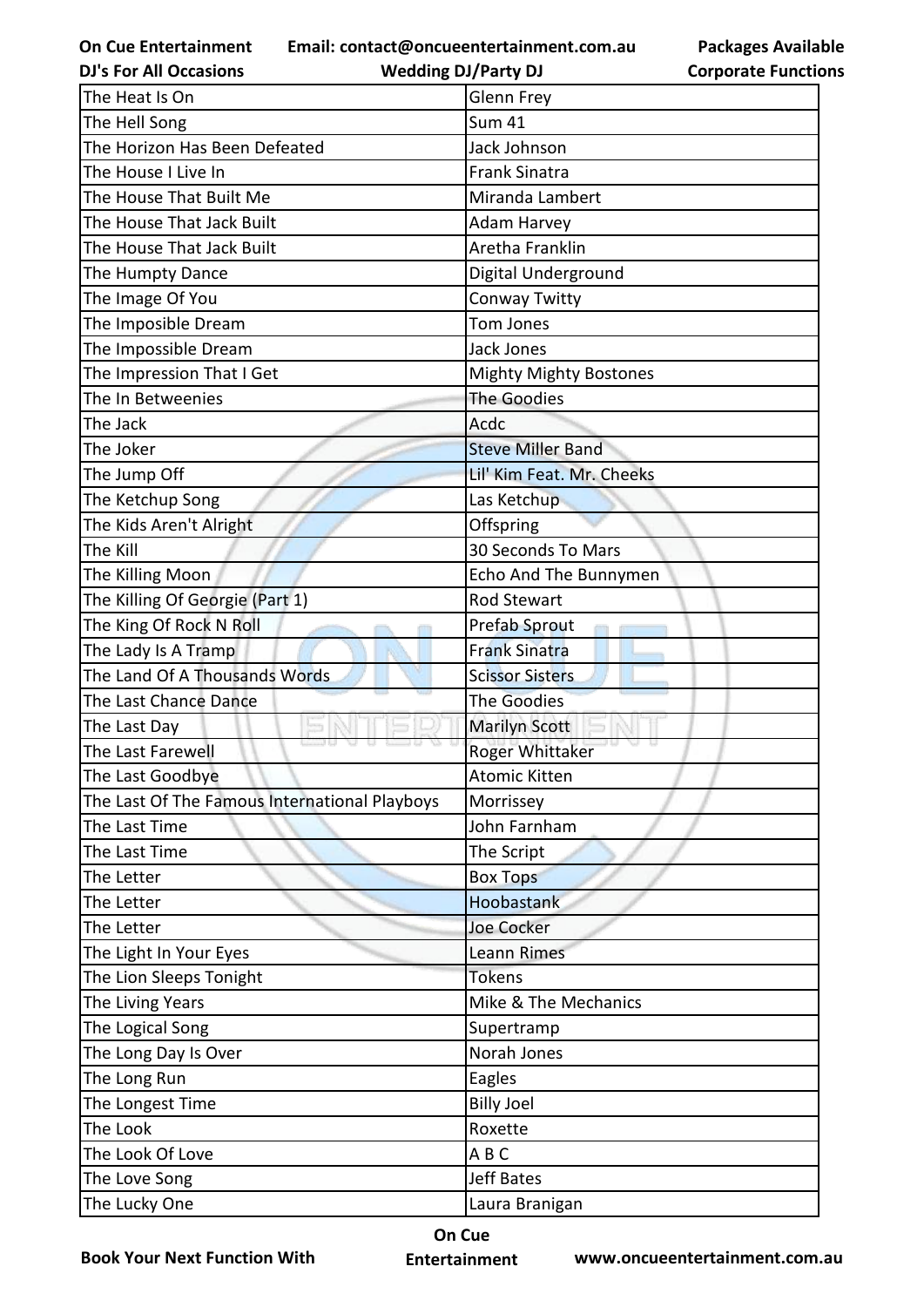| The Heat Is On | Glenn Frey |
|---|---|
| The Hell Song | Sum 41 |
| The Horizon Has Been Defeated | Jack Johnson |
| The House I Live In | Frank Sinatra |
| The House That Built Me | Miranda Lambert |
| The House That Jack Built | Adam Harvey |
| The House That Jack Built | Aretha Franklin |
| The Humpty Dance | Digital Underground |
| The Image Of You | Conway Twitty |
| The Imposible Dream | Tom Jones |
| The Impossible Dream | Jack Jones |
| The Impression That I Get | Mighty Mighty Bostones |
| The In Betweenies | The Goodies |
| The Jack | Acdc |
| The Joker | Steve Miller Band |
| The Jump Off | Lil' Kim Feat. Mr. Cheeks |
| The Ketchup Song | Las Ketchup |
| The Kids Aren't Alright | Offspring |
| The Kill | 30 Seconds To Mars |
| The Killing Moon | Echo And The Bunnymen |
| The Killing Of Georgie (Part 1) | Rod Stewart |
| The King Of Rock N Roll | Prefab Sprout |
| The Lady Is A Tramp | Frank Sinatra |
| The Land Of A Thousands Words | Scissor Sisters |
| The Last Chance Dance | The Goodies |
| The Last Day | Marilyn Scott |
| The Last Farewell | Roger Whittaker |
| The Last Goodbye | Atomic Kitten |
| The Last Of The Famous International Playboys | Morrissey |
| The Last Time | John Farnham |
| The Last Time | The Script |
| The Letter | Box Tops |
| The Letter | Hoobastank |
| The Letter | Joe Cocker |
| The Light In Your Eyes | Leann Rimes |
| The Lion Sleeps Tonight | Tokens |
| The Living Years | Mike & The Mechanics |
| The Logical Song | Supertramp |
| The Long Day Is Over | Norah Jones |
| The Long Run | Eagles |
| The Longest Time | Billy Joel |
| The Look | Roxette |
| The Look Of Love | A B C |
| The Love Song | Jeff Bates |
| The Lucky One | Laura Branigan |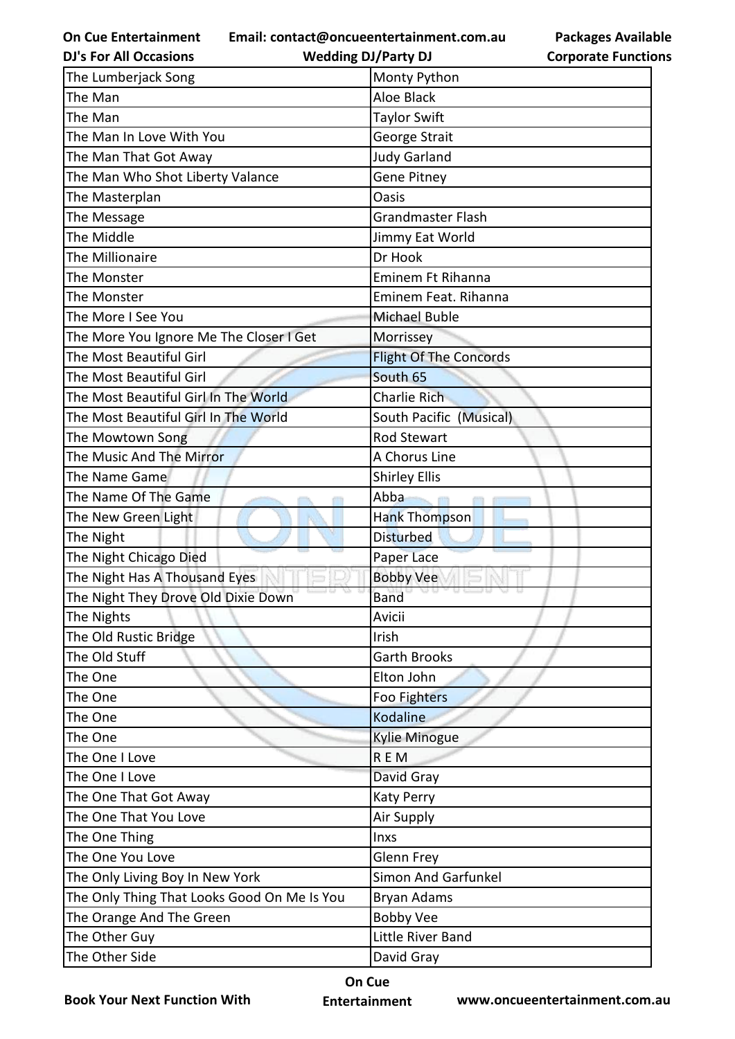| The Lumberjack Song | Monty Python |
|---|---|
| The Man | Aloe Black |
| The Man | Taylor Swift |
| The Man In Love With You | George Strait |
| The Man That Got Away | Judy Garland |
| The Man Who Shot Liberty Valance | Gene Pitney |
| The Masterplan | Oasis |
| The Message | Grandmaster Flash |
| The Middle | Jimmy Eat World |
| The Millionaire | Dr Hook |
| The Monster | Eminem Ft Rihanna |
| The Monster | Eminem Feat. Rihanna |
| The More I See You | Michael Buble |
| The More You Ignore Me The Closer I Get | Morrissey |
| The Most Beautiful Girl | Flight Of The Concords |
| The Most Beautiful Girl | South 65 |
| The Most Beautiful Girl In The World | Charlie Rich |
| The Most Beautiful Girl In The World | South Pacific (Musical) |
| The Mowtown Song | Rod Stewart |
| The Music And The Mirror | A Chorus Line |
| The Name Game | Shirley Ellis |
| The Name Of The Game | Abba |
| The New Green Light | Hank Thompson |
| The Night | Disturbed |
| The Night Chicago Died | Paper Lace |
| The Night Has A Thousand Eyes | Bobby Vee |
| The Night They Drove Old Dixie Down | Band |
| The Nights | Avicii |
| The Old Rustic Bridge | Irish |
| The Old Stuff | Garth Brooks |
| The One | Elton John |
| The One | Foo Fighters |
| The One | Kodaline |
| The One | Kylie Minogue |
| The One I Love | R E M |
| The One I Love | David Gray |
| The One That Got Away | Katy Perry |
| The One That You Love | Air Supply |
| The One Thing | Inxs |
| The One You Love | Glenn Frey |
| The Only Living Boy In New York | Simon And Garfunkel |
| The Only Thing That Looks Good On Me Is You | Bryan Adams |
| The Orange And The Green | Bobby Vee |
| The Other Guy | Little River Band |
| The Other Side | David Gray |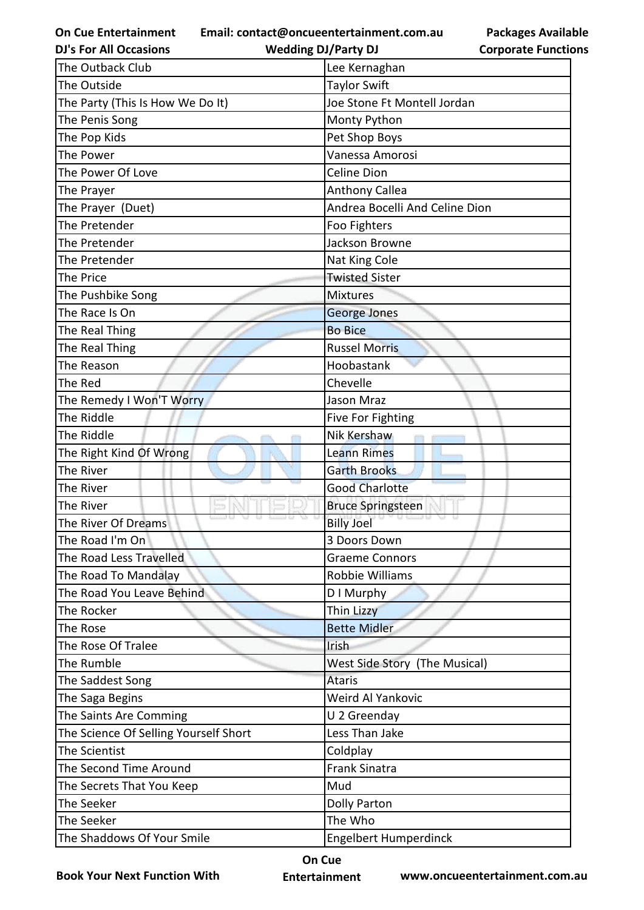| The Outback Club | Lee Kernaghan |
| --- | --- |
| The Outside | Taylor Swift |
| The Party (This Is How We Do It) | Joe Stone Ft Montell Jordan |
| The Penis Song | Monty Python |
| The Pop Kids | Pet Shop Boys |
| The Power | Vanessa Amorosi |
| The Power Of Love | Celine Dion |
| The Prayer | Anthony Callea |
| The Prayer  (Duet) | Andrea Bocelli And Celine Dion |
| The Pretender | Foo Fighters |
| The Pretender | Jackson Browne |
| The Pretender | Nat King Cole |
| The Price | Twisted Sister |
| The Pushbike Song | Mixtures |
| The Race Is On | George Jones |
| The Real Thing | Bo Bice |
| The Real Thing | Russel Morris |
| The Reason | Hoobastank |
| The Red | Chevelle |
| The Remedy I Won'T Worry | Jason Mraz |
| The Riddle | Five For Fighting |
| The Riddle | Nik Kershaw |
| The Right Kind Of Wrong | Leann Rimes |
| The River | Garth Brooks |
| The River | Good Charlotte |
| The River | Bruce Springsteen |
| The River Of Dreams | Billy Joel |
| The Road I'm On | 3 Doors Down |
| The Road Less Travelled | Graeme Connors |
| The Road To Mandalay | Robbie Williams |
| The Road You Leave Behind | D I Murphy |
| The Rocker | Thin Lizzy |
| The Rose | Bette Midler |
| The Rose Of Tralee | Irish |
| The Rumble | West Side Story  (The Musical) |
| The Saddest Song | Ataris |
| The Saga Begins | Weird Al Yankovic |
| The Saints Are Comming | U 2 Greenday |
| The Science Of Selling Yourself Short | Less Than Jake |
| The Scientist | Coldplay |
| The Second Time Around | Frank Sinatra |
| The Secrets That You Keep | Mud |
| The Seeker | Dolly Parton |
| The Seeker | The Who |
| The Shaddows Of Your Smile | Engelbert Humperdinck |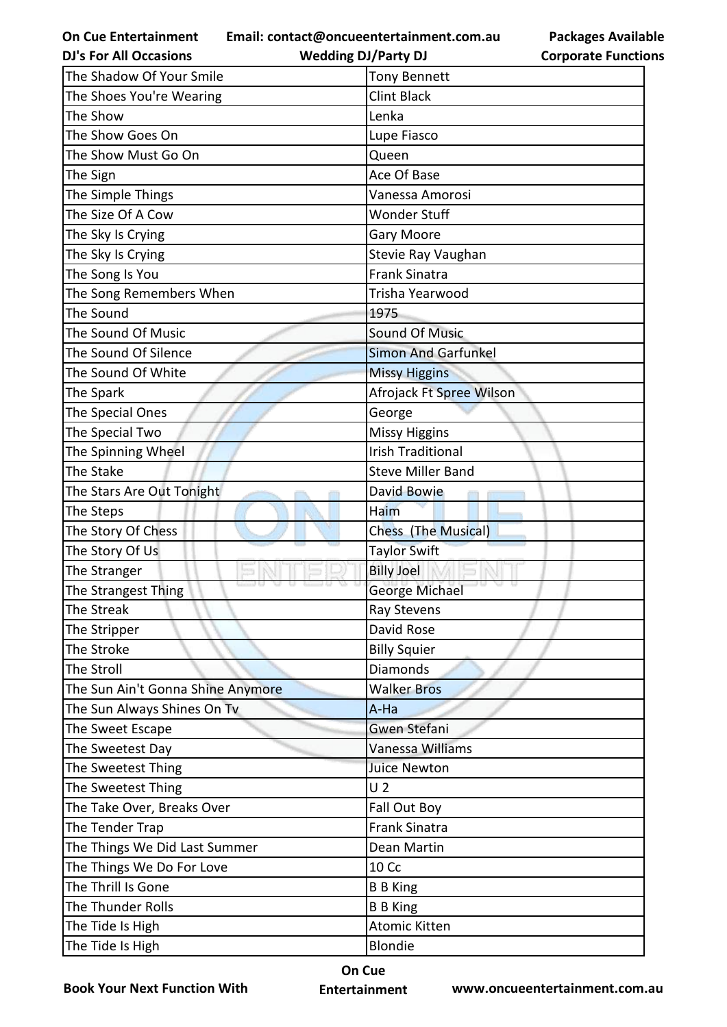| The Shadow Of Your Smile | Tony Bennett |
|---|---|
| The Shoes You're Wearing | Clint Black |
| The Show | Lenka |
| The Show Goes On | Lupe Fiasco |
| The Show Must Go On | Queen |
| The Sign | Ace Of Base |
| The Simple Things | Vanessa Amorosi |
| The Size Of A Cow | Wonder Stuff |
| The Sky Is Crying | Gary Moore |
| The Sky Is Crying | Stevie Ray Vaughan |
| The Song Is You | Frank Sinatra |
| The Song Remembers When | Trisha Yearwood |
| The Sound | 1975 |
| The Sound Of Music | Sound Of Music |
| The Sound Of Silence | Simon And Garfunkel |
| The Sound Of White | Missy Higgins |
| The Spark | Afrojack Ft Spree Wilson |
| The Special Ones | George |
| The Special Two | Missy Higgins |
| The Spinning Wheel | Irish Traditional |
| The Stake | Steve Miller Band |
| The Stars Are Out Tonight | David Bowie |
| The Steps | Haim |
| The Story Of Chess | Chess (The Musical) |
| The Story Of Us | Taylor Swift |
| The Stranger | Billy Joel |
| The Strangest Thing | George Michael |
| The Streak | Ray Stevens |
| The Stripper | David Rose |
| The Stroke | Billy Squier |
| The Stroll | Diamonds |
| The Sun Ain't Gonna Shine Anymore | Walker Bros |
| The Sun Always Shines On Tv | A-Ha |
| The Sweet Escape | Gwen Stefani |
| The Sweetest Day | Vanessa Williams |
| The Sweetest Thing | Juice Newton |
| The Sweetest Thing | U 2 |
| The Take Over, Breaks Over | Fall Out Boy |
| The Tender Trap | Frank Sinatra |
| The Things We Did Last Summer | Dean Martin |
| The Things We Do For Love | 10 Cc |
| The Thrill Is Gone | B B King |
| The Thunder Rolls | B B King |
| The Tide Is High | Atomic Kitten |
| The Tide Is High | Blondie |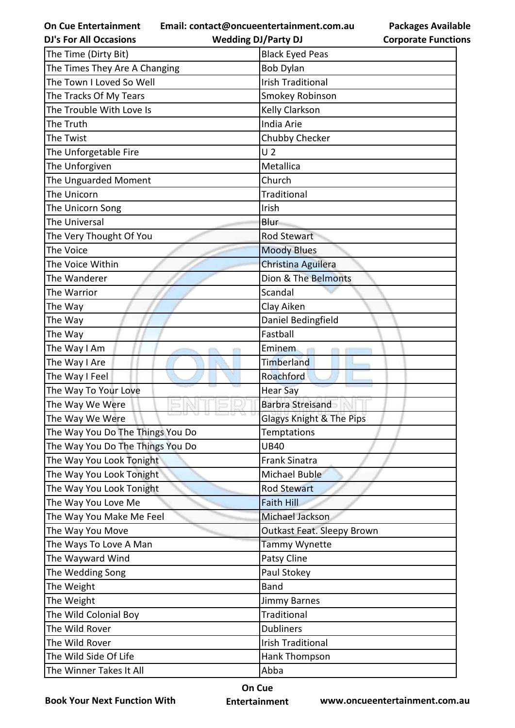| The Time (Dirty Bit) | Black Eyed Peas |
|---|---|
| The Times They Are A Changing | Bob Dylan |
| The Town I Loved So Well | Irish Traditional |
| The Tracks Of My Tears | Smokey Robinson |
| The Trouble With Love Is | Kelly Clarkson |
| The Truth | India Arie |
| The Twist | Chubby Checker |
| The Unforgetable Fire | U 2 |
| The Unforgiven | Metallica |
| The Unguarded Moment | Church |
| The Unicorn | Traditional |
| The Unicorn Song | Irish |
| The Universal | Blur |
| The Very Thought Of You | Rod Stewart |
| The Voice | Moody Blues |
| The Voice Within | Christina Aguilera |
| The Wanderer | Dion & The Belmonts |
| The Warrior | Scandal |
| The Way | Clay Aiken |
| The Way | Daniel Bedingfield |
| The Way | Fastball |
| The Way I Am | Eminem |
| The Way I Are | Timberland |
| The Way I Feel | Roachford |
| The Way To Your Love | Hear Say |
| The Way We Were | Barbra Streisand |
| The Way We Were | Glagys Knight & The Pips |
| The Way You Do The Things You Do | Temptations |
| The Way You Do The Things You Do | UB40 |
| The Way You Look Tonight | Frank Sinatra |
| The Way You Look Tonight | Michael Buble |
| The Way You Look Tonight | Rod Stewart |
| The Way You Love Me | Faith Hill |
| The Way You Make Me Feel | Michael Jackson |
| The Way You Move | Outkast Feat. Sleepy Brown |
| The Ways To Love A Man | Tammy Wynette |
| The Wayward Wind | Patsy Cline |
| The Wedding Song | Paul Stokey |
| The Weight | Band |
| The Weight | Jimmy Barnes |
| The Wild Colonial Boy | Traditional |
| The Wild Rover | Dubliners |
| The Wild Rover | Irish Traditional |
| The Wild Side Of Life | Hank Thompson |
| The Winner Takes It All | Abba |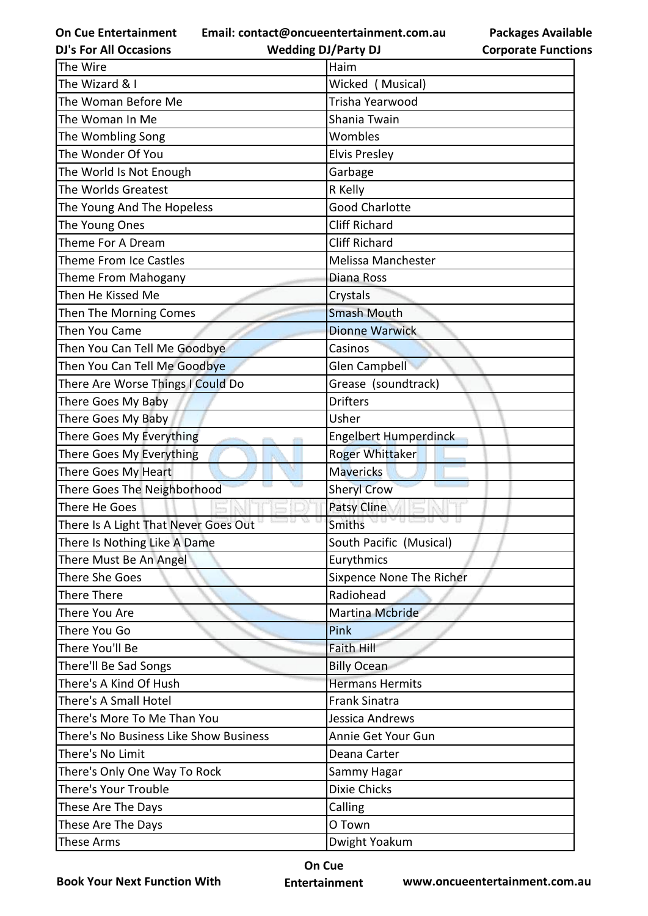| The Wire | Haim |
|---|---|
| The Wizard & I | Wicked (Musical) |
| The Woman Before Me | Trisha Yearwood |
| The Woman In Me | Shania Twain |
| The Wombling Song | Wombles |
| The Wonder Of You | Elvis Presley |
| The World Is Not Enough | Garbage |
| The Worlds Greatest | R Kelly |
| The Young And The Hopeless | Good Charlotte |
| The Young Ones | Cliff Richard |
| Theme For A Dream | Cliff Richard |
| Theme From Ice Castles | Melissa Manchester |
| Theme From Mahogany | Diana Ross |
| Then He Kissed Me | Crystals |
| Then The Morning Comes | Smash Mouth |
| Then You Came | Dionne Warwick |
| Then You Can Tell Me Goodbye | Casinos |
| Then You Can Tell Me Goodbye | Glen Campbell |
| There Are Worse Things I Could Do | Grease (soundtrack) |
| There Goes My Baby | Drifters |
| There Goes My Baby | Usher |
| There Goes My Everything | Engelbert Humperdinck |
| There Goes My Everything | Roger Whittaker |
| There Goes My Heart | Mavericks |
| There Goes The Neighborhood | Sheryl Crow |
| There He Goes | Patsy Cline |
| There Is A Light That Never Goes Out | Smiths |
| There Is Nothing Like A Dame | South Pacific (Musical) |
| There Must Be An Angel | Eurythmics |
| There She Goes | Sixpence None The Richer |
| There There | Radiohead |
| There You Are | Martina Mcbride |
| There You Go | Pink |
| There You'll Be | Faith Hill |
| There'll Be Sad Songs | Billy Ocean |
| There's A Kind Of Hush | Hermans Hermits |
| There's A Small Hotel | Frank Sinatra |
| There's More To Me Than You | Jessica Andrews |
| There's No Business Like Show Business | Annie Get Your Gun |
| There's No Limit | Deana Carter |
| There's Only One Way To Rock | Sammy Hagar |
| There's Your Trouble | Dixie Chicks |
| These Are The Days | Calling |
| These Are The Days | O Town |
| These Arms | Dwight Yoakum |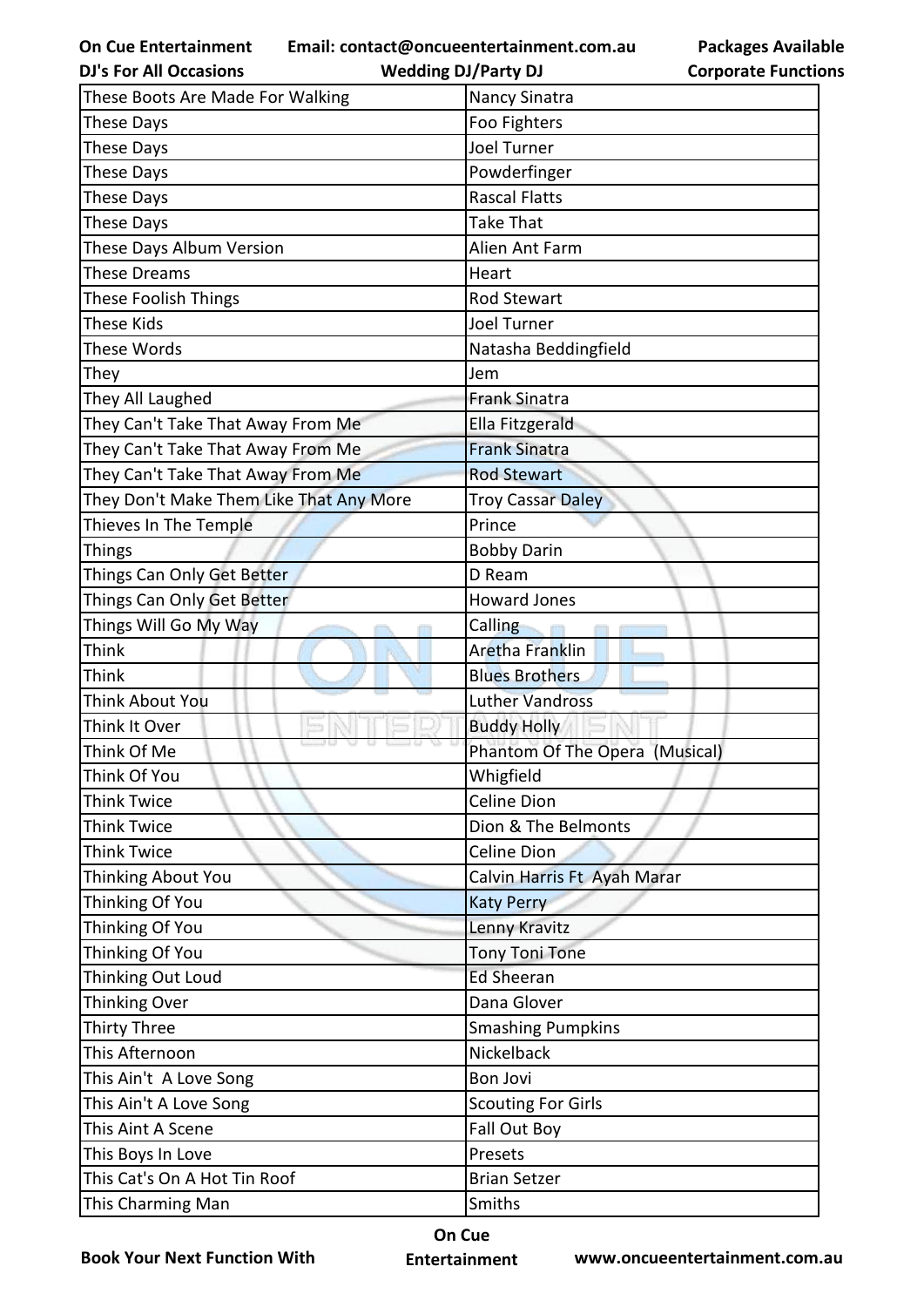| These Boots Are Made For Walking | Nancy Sinatra |
|---|---|
| These Days | Foo Fighters |
| These Days | Joel Turner |
| These Days | Powderfinger |
| These Days | Rascal Flatts |
| These Days | Take That |
| These Days Album Version | Alien Ant Farm |
| These Dreams | Heart |
| These Foolish Things | Rod Stewart |
| These Kids | Joel Turner |
| These Words | Natasha Beddingfield |
| They | Jem |
| They All Laughed | Frank Sinatra |
| They Can't Take That Away From Me | Ella Fitzgerald |
| They Can't Take That Away From Me | Frank Sinatra |
| They Can't Take That Away From Me | Rod Stewart |
| They Don't Make Them Like That Any More | Troy Cassar Daley |
| Thieves In The Temple | Prince |
| Things | Bobby Darin |
| Things Can Only Get Better | D Ream |
| Things Can Only Get Better | Howard Jones |
| Things Will Go My Way | Calling |
| Think | Aretha Franklin |
| Think | Blues Brothers |
| Think About You | Luther Vandross |
| Think It Over | Buddy Holly |
| Think Of Me | Phantom Of The Opera (Musical) |
| Think Of You | Whigfield |
| Think Twice | Celine Dion |
| Think Twice | Dion & The Belmonts |
| Think Twice | Celine Dion |
| Thinking About You | Calvin Harris Ft Ayah Marar |
| Thinking Of You | Katy Perry |
| Thinking Of You | Lenny Kravitz |
| Thinking Of You | Tony Toni Tone |
| Thinking Out Loud | Ed Sheeran |
| Thinking Over | Dana Glover |
| Thirty Three | Smashing Pumpkins |
| This Afternoon | Nickelback |
| This Ain't A Love Song | Bon Jovi |
| This Ain't A Love Song | Scouting For Girls |
| This Aint A Scene | Fall Out Boy |
| This Boys In Love | Presets |
| This Cat's On A Hot Tin Roof | Brian Setzer |
| This Charming Man | Smiths |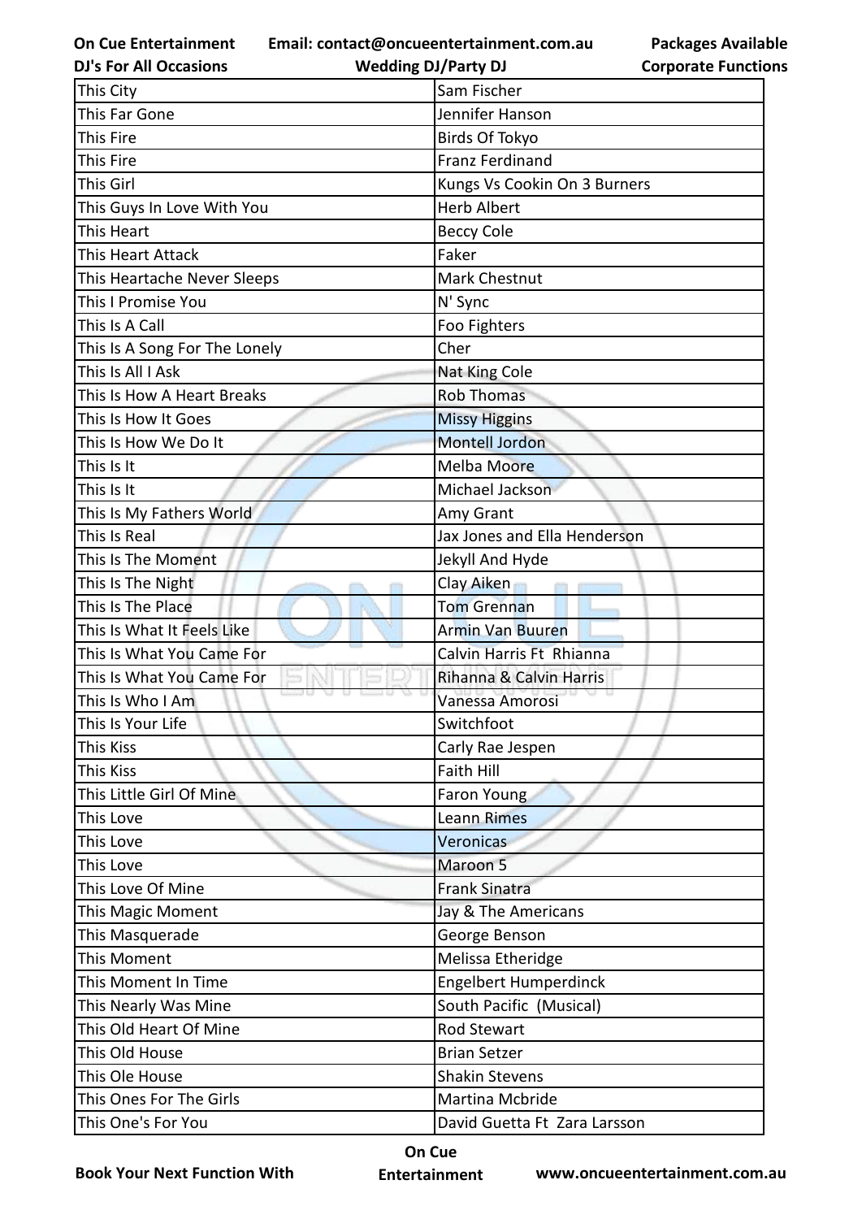| This City | Sam Fischer |
|---|---|
| This Far Gone | Jennifer Hanson |
| This Fire | Birds Of Tokyo |
| This Fire | Franz Ferdinand |
| This Girl | Kungs Vs Cookin On 3 Burners |
| This Guys In Love With You | Herb Albert |
| This Heart | Beccy Cole |
| This Heart Attack | Faker |
| This Heartache Never Sleeps | Mark Chestnut |
| This I Promise You | N' Sync |
| This Is A Call | Foo Fighters |
| This Is A Song For The Lonely | Cher |
| This Is All I Ask | Nat King Cole |
| This Is How A Heart Breaks | Rob Thomas |
| This Is How It Goes | Missy Higgins |
| This Is How We Do It | Montell Jordon |
| This Is It | Melba Moore |
| This Is It | Michael Jackson |
| This Is My Fathers World | Amy Grant |
| This Is Real | Jax Jones and Ella Henderson |
| This Is The Moment | Jekyll And Hyde |
| This Is The Night | Clay Aiken |
| This Is The Place | Tom Grennan |
| This Is What It Feels Like | Armin Van Buuren |
| This Is What You Came For | Calvin Harris Ft Rhianna |
| This Is What You Came For | Rihanna & Calvin Harris |
| This Is Who I Am | Vanessa Amorosi |
| This Is Your Life | Switchfoot |
| This Kiss | Carly Rae Jespen |
| This Kiss | Faith Hill |
| This Little Girl Of Mine | Faron Young |
| This Love | Leann Rimes |
| This Love | Veronicas |
| This Love | Maroon 5 |
| This Love Of Mine | Frank Sinatra |
| This Magic Moment | Jay & The Americans |
| This Masquerade | George Benson |
| This Moment | Melissa Etheridge |
| This Moment In Time | Engelbert Humperdinck |
| This Nearly Was Mine | South Pacific (Musical) |
| This Old Heart Of Mine | Rod Stewart |
| This Old House | Brian Setzer |
| This Ole House | Shakin Stevens |
| This Ones For The Girls | Martina Mcbride |
| This One's For You | David Guetta Ft Zara Larsson |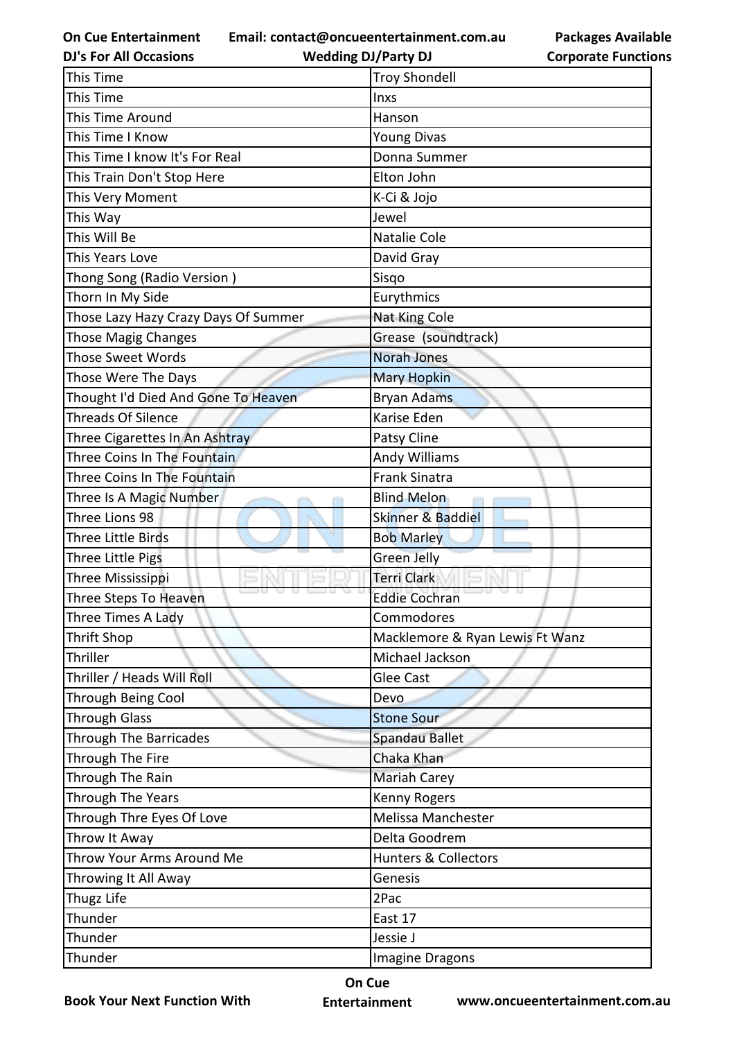| This Time | Troy Shondell |
|---|---|
| This Time | Inxs |
| This Time Around | Hanson |
| This Time I Know | Young Divas |
| This Time I know It's For Real | Donna Summer |
| This Train Don't Stop Here | Elton John |
| This Very Moment | K-Ci & Jojo |
| This Way | Jewel |
| This Will Be | Natalie Cole |
| This Years Love | David Gray |
| Thong Song (Radio Version ) | Sisqo |
| Thorn In My Side | Eurythmics |
| Those Lazy Hazy Crazy Days Of Summer | Nat King Cole |
| Those Magig Changes | Grease (soundtrack) |
| Those Sweet Words | Norah Jones |
| Those Were The Days | Mary Hopkin |
| Thought I'd Died And Gone To Heaven | Bryan Adams |
| Threads Of Silence | Karise Eden |
| Three Cigarettes In An Ashtray | Patsy Cline |
| Three Coins In The Fountain | Andy Williams |
| Three Coins In The Fountain | Frank Sinatra |
| Three Is A Magic Number | Blind Melon |
| Three Lions 98 | Skinner & Baddiel |
| Three Little Birds | Bob Marley |
| Three Little Pigs | Green Jelly |
| Three Mississippi | Terri Clark |
| Three Steps To Heaven | Eddie Cochran |
| Three Times A Lady | Commodores |
| Thrift Shop | Macklemore & Ryan Lewis Ft Wanz |
| Thriller | Michael Jackson |
| Thriller / Heads Will Roll | Glee Cast |
| Through Being Cool | Devo |
| Through Glass | Stone Sour |
| Through The Barricades | Spandau Ballet |
| Through The Fire | Chaka Khan |
| Through The Rain | Mariah Carey |
| Through The Years | Kenny Rogers |
| Through Thre Eyes Of Love | Melissa Manchester |
| Throw It Away | Delta Goodrem |
| Throw Your Arms Around Me | Hunters & Collectors |
| Throwing It All Away | Genesis |
| Thugz Life | 2Pac |
| Thunder | East 17 |
| Thunder | Jessie J |
| Thunder | Imagine Dragons |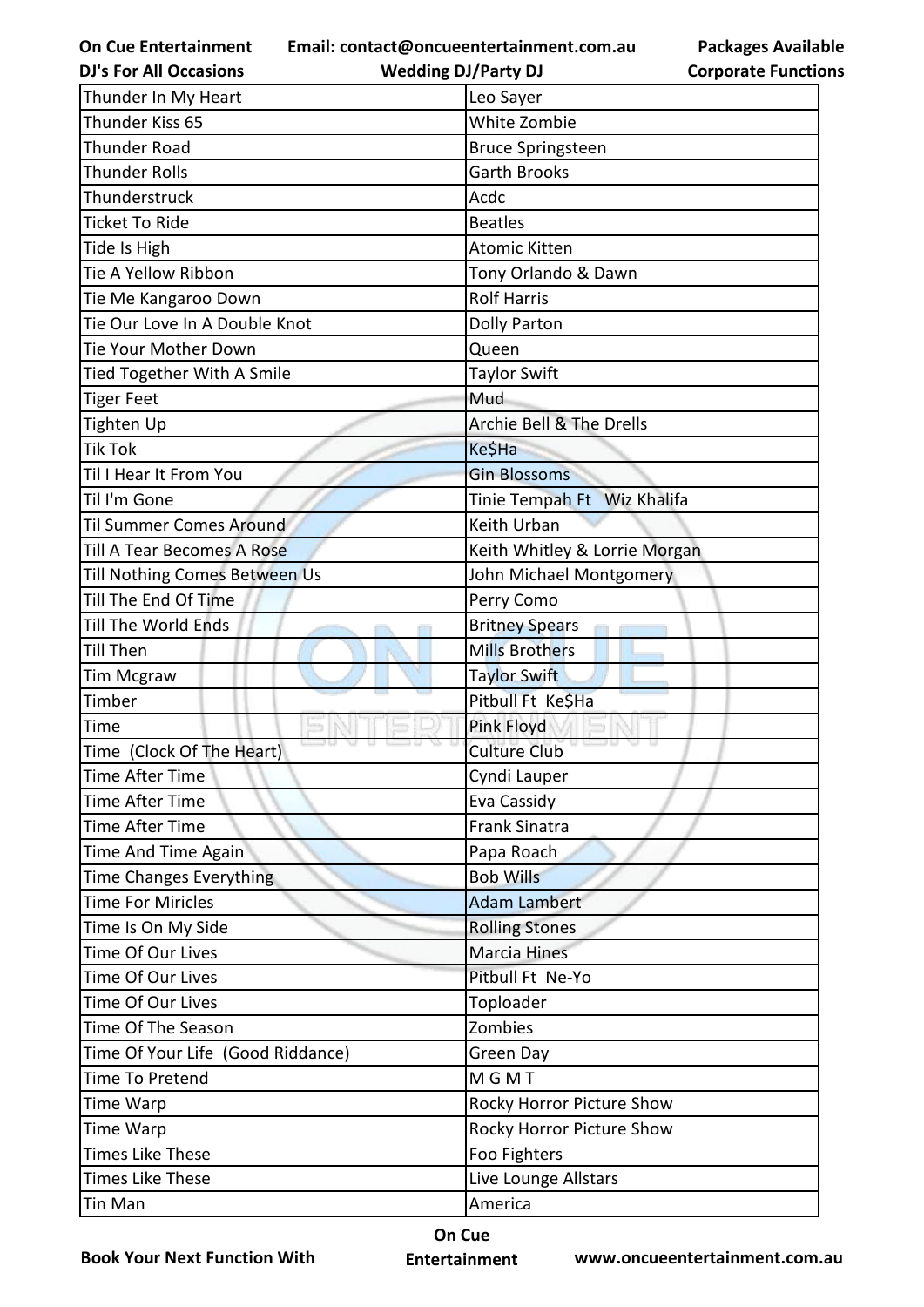| Thunder In My Heart | Leo Sayer |
|---|---|
| Thunder Kiss 65 | White Zombie |
| Thunder Road | Bruce Springsteen |
| Thunder Rolls | Garth Brooks |
| Thunderstruck | Acdc |
| Ticket To Ride | Beatles |
| Tide Is High | Atomic Kitten |
| Tie A Yellow Ribbon | Tony Orlando & Dawn |
| Tie Me Kangaroo Down | Rolf Harris |
| Tie Our Love In A Double Knot | Dolly Parton |
| Tie Your Mother Down | Queen |
| Tied Together With A Smile | Taylor Swift |
| Tiger Feet | Mud |
| Tighten Up | Archie Bell & The Drells |
| Tik Tok | Ke$Ha |
| Til I Hear It From You | Gin Blossoms |
| Til I'm Gone | Tinie Tempah Ft Wiz Khalifa |
| Til Summer Comes Around | Keith Urban |
| Till A Tear Becomes A Rose | Keith Whitley & Lorrie Morgan |
| Till Nothing Comes Between Us | John Michael Montgomery |
| Till The End Of Time | Perry Como |
| Till The World Ends | Britney Spears |
| Till Then | Mills Brothers |
| Tim Mcgraw | Taylor Swift |
| Timber | Pitbull Ft Ke$Ha |
| Time | Pink Floyd |
| Time (Clock Of The Heart) | Culture Club |
| Time After Time | Cyndi Lauper |
| Time After Time | Eva Cassidy |
| Time After Time | Frank Sinatra |
| Time And Time Again | Papa Roach |
| Time Changes Everything | Bob Wills |
| Time For Miricles | Adam Lambert |
| Time Is On My Side | Rolling Stones |
| Time Of Our Lives | Marcia Hines |
| Time Of Our Lives | Pitbull Ft Ne-Yo |
| Time Of Our Lives | Toploader |
| Time Of The Season | Zombies |
| Time Of Your Life (Good Riddance) | Green Day |
| Time To Pretend | M G M T |
| Time Warp | Rocky Horror Picture Show |
| Time Warp | Rocky Horror Picture Show |
| Times Like These | Foo Fighters |
| Times Like These | Live Lounge Allstars |
| Tin Man | America |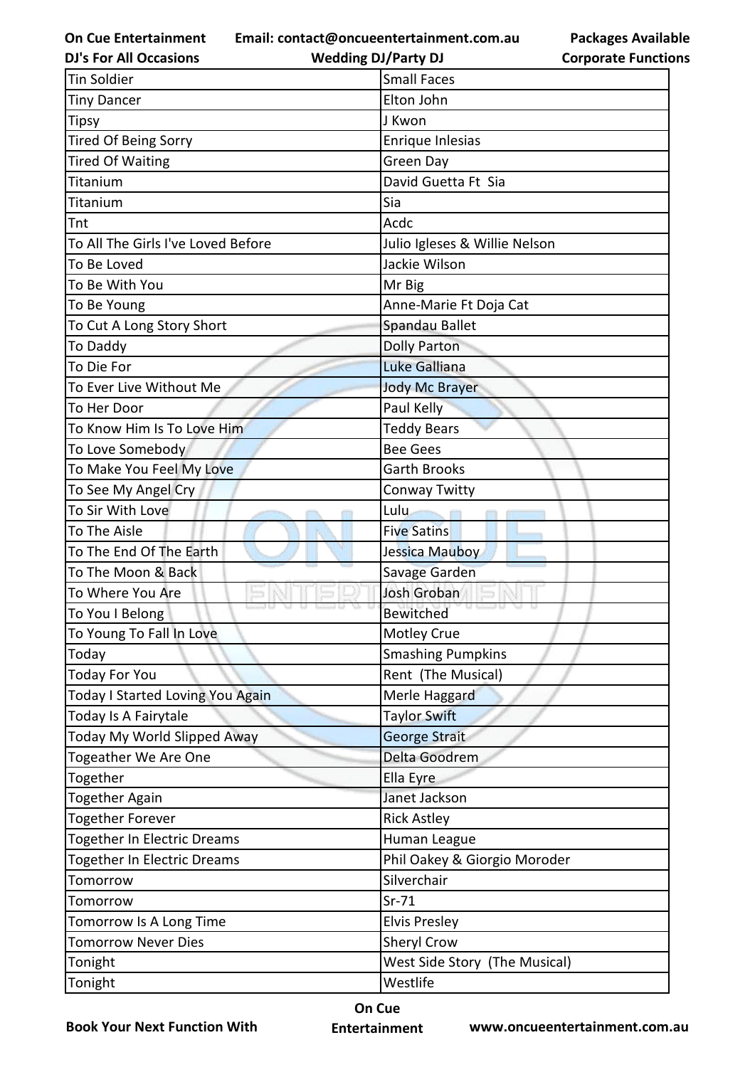| Tin Soldier | Small Faces |
|---|---|
| Tiny Dancer | Elton John |
| Tipsy | J Kwon |
| Tired Of Being Sorry | Enrique Inlesias |
| Tired Of Waiting | Green Day |
| Titanium | David Guetta Ft  Sia |
| Titanium | Sia |
| Tnt | Acdc |
| To All The Girls I've Loved Before | Julio Igleses & Willie Nelson |
| To Be Loved | Jackie Wilson |
| To Be With You | Mr Big |
| To Be Young | Anne-Marie Ft Doja Cat |
| To Cut A Long Story Short | Spandau Ballet |
| To Daddy | Dolly Parton |
| To Die For | Luke Galliana |
| To Ever Live Without Me | Jody Mc Brayer |
| To Her Door | Paul Kelly |
| To Know Him Is To Love Him | Teddy Bears |
| To Love Somebody | Bee Gees |
| To Make You Feel My Love | Garth Brooks |
| To See My Angel Cry | Conway Twitty |
| To Sir With Love | Lulu |
| To The Aisle | Five Satins |
| To The End Of The Earth | Jessica Mauboy |
| To The Moon & Back | Savage Garden |
| To Where You Are | Josh Groban |
| To You I Belong | Bewitched |
| To Young To Fall In Love | Motley Crue |
| Today | Smashing Pumpkins |
| Today For You | Rent  (The Musical) |
| Today I Started Loving You Again | Merle Haggard |
| Today Is A Fairytale | Taylor Swift |
| Today My World Slipped Away | George Strait |
| Togeather We Are One | Delta Goodrem |
| Together | Ella Eyre |
| Together Again | Janet Jackson |
| Together Forever | Rick Astley |
| Together In Electric Dreams | Human League |
| Together In Electric Dreams | Phil Oakey & Giorgio Moroder |
| Tomorrow | Silverchair |
| Tomorrow | Sr-71 |
| Tomorrow Is A Long Time | Elvis Presley |
| Tomorrow Never Dies | Sheryl Crow |
| Tonight | West Side Story  (The Musical) |
| Tonight | Westlife |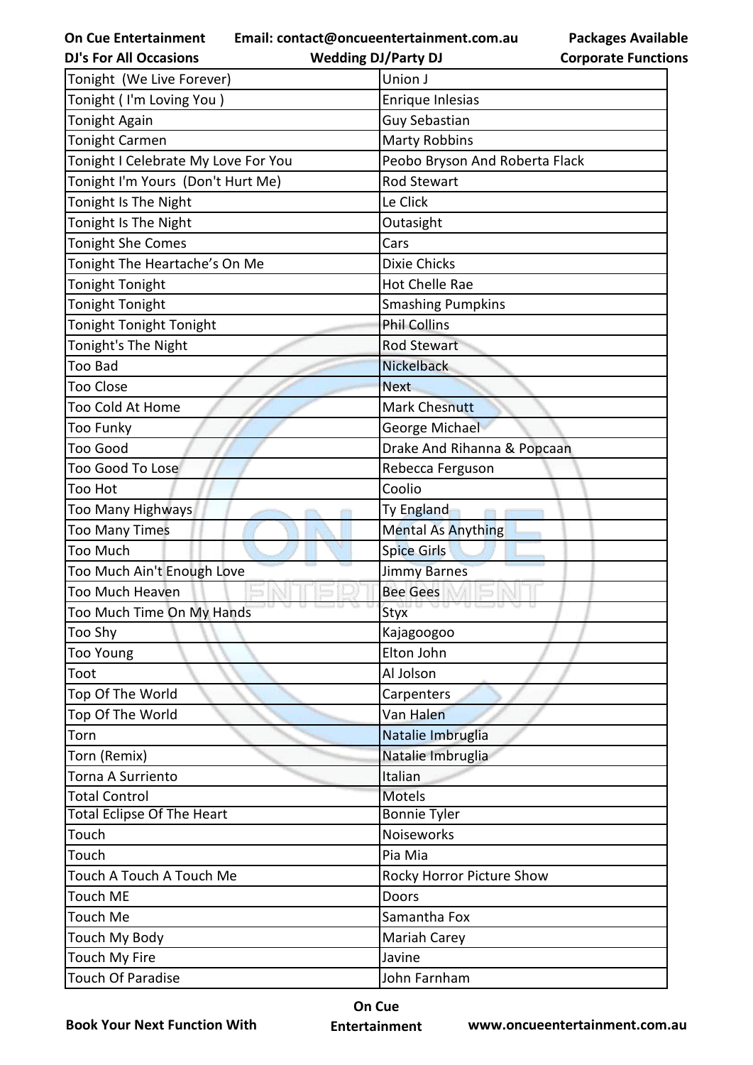| Tonight (We Live Forever) | Union J |
|---|---|
| Tonight ( I'm Loving You ) | Enrique Inlesias |
| Tonight Again | Guy Sebastian |
| Tonight Carmen | Marty Robbins |
| Tonight I Celebrate My Love For You | Peobo Bryson And Roberta Flack |
| Tonight I'm Yours (Don't Hurt Me) | Rod Stewart |
| Tonight Is The Night | Le Click |
| Tonight Is The Night | Outasight |
| Tonight She Comes | Cars |
| Tonight The Heartache's On Me | Dixie Chicks |
| Tonight Tonight | Hot Chelle Rae |
| Tonight Tonight | Smashing Pumpkins |
| Tonight Tonight Tonight | Phil Collins |
| Tonight's The Night | Rod Stewart |
| Too Bad | Nickelback |
| Too Close | Next |
| Too Cold At Home | Mark Chesnutt |
| Too Funky | George Michael |
| Too Good | Drake And Rihanna & Popcaan |
| Too Good To Lose | Rebecca Ferguson |
| Too Hot | Coolio |
| Too Many Highways | Ty England |
| Too Many Times | Mental As Anything |
| Too Much | Spice Girls |
| Too Much Ain't Enough Love | Jimmy Barnes |
| Too Much Heaven | Bee Gees |
| Too Much Time On My Hands | Styx |
| Too Shy | Kajagoogoo |
| Too Young | Elton John |
| Toot | Al Jolson |
| Top Of The World | Carpenters |
| Top Of The World | Van Halen |
| Torn | Natalie Imbruglia |
| Torn (Remix) | Natalie Imbruglia |
| Torna A Surriento | Italian |
| Total Control | Motels |
| Total Eclipse Of The Heart | Bonnie Tyler |
| Touch | Noiseworks |
| Touch | Pia Mia |
| Touch A Touch A Touch Me | Rocky Horror Picture Show |
| Touch ME | Doors |
| Touch Me | Samantha Fox |
| Touch My Body | Mariah Carey |
| Touch My Fire | Javine |
| Touch Of Paradise | John Farnham |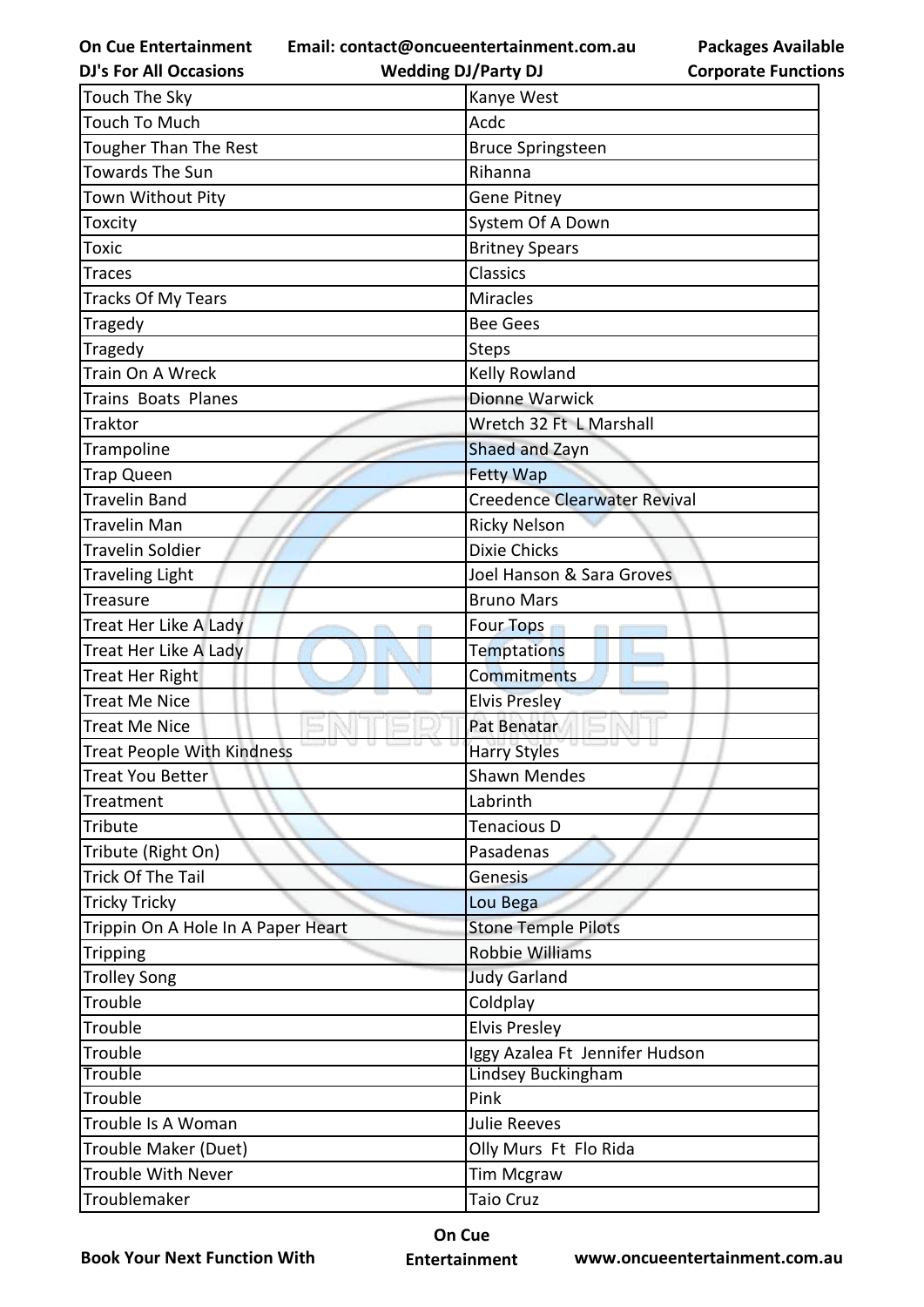| Touch The Sky | Kanye West |
|---|---|
| Touch To Much | Acdc |
| Tougher Than The Rest | Bruce Springsteen |
| Towards The Sun | Rihanna |
| Town Without Pity | Gene Pitney |
| Toxcity | System Of A Down |
| Toxic | Britney Spears |
| Traces | Classics |
| Tracks Of My Tears | Miracles |
| Tragedy | Bee Gees |
| Tragedy | Steps |
| Train On A Wreck | Kelly Rowland |
| Trains  Boats  Planes | Dionne Warwick |
| Traktor | Wretch 32 Ft  L Marshall |
| Trampoline | Shaed and Zayn |
| Trap Queen | Fetty Wap |
| Travelin Band | Creedence Clearwater Revival |
| Travelin Man | Ricky Nelson |
| Travelin Soldier | Dixie Chicks |
| Traveling Light | Joel Hanson & Sara Groves |
| Treasure | Bruno Mars |
| Treat Her Like A Lady | Four Tops |
| Treat Her Like A Lady | Temptations |
| Treat Her Right | Commitments |
| Treat Me Nice | Elvis Presley |
| Treat Me Nice | Pat Benatar |
| Treat People With Kindness | Harry Styles |
| Treat You Better | Shawn Mendes |
| Treatment | Labrinth |
| Tribute | Tenacious D |
| Tribute (Right On) | Pasadenas |
| Trick Of The Tail | Genesis |
| Tricky Tricky | Lou Bega |
| Trippin On A Hole In A Paper Heart | Stone Temple Pilots |
| Tripping | Robbie Williams |
| Trolley Song | Judy Garland |
| Trouble | Coldplay |
| Trouble | Elvis Presley |
| Trouble | Iggy Azalea Ft  Jennifer Hudson |
| Trouble | Lindsey Buckingham |
| Trouble | Pink |
| Trouble Is A Woman | Julie Reeves |
| Trouble Maker (Duet) | Olly Murs  Ft  Flo Rida |
| Trouble With Never | Tim Mcgraw |
| Troublemaker | Taio Cruz |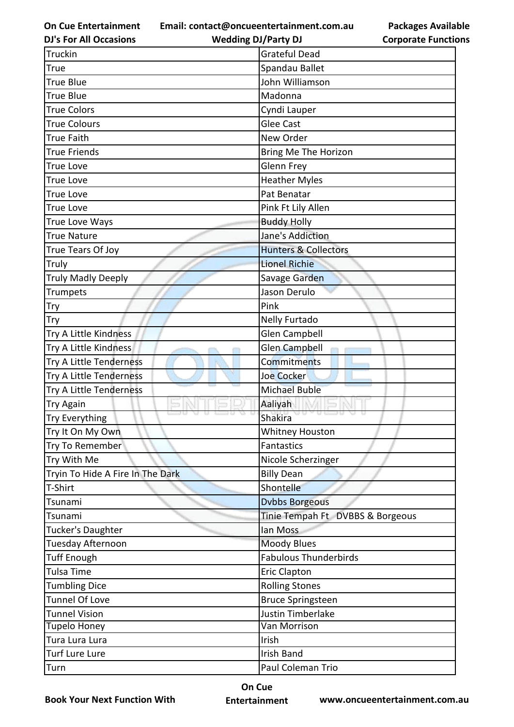| Truckin | Grateful Dead |
|---|---|
| True | Spandau Ballet |
| True Blue | John Williamson |
| True Blue | Madonna |
| True Colors | Cyndi Lauper |
| True Colours | Glee Cast |
| True Faith | New Order |
| True Friends | Bring Me The Horizon |
| True Love | Glenn Frey |
| True Love | Heather Myles |
| True Love | Pat Benatar |
| True Love | Pink Ft Lily Allen |
| True Love Ways | Buddy Holly |
| True Nature | Jane's Addiction |
| True Tears Of Joy | Hunters & Collectors |
| Truly | Lionel Richie |
| Truly Madly Deeply | Savage Garden |
| Trumpets | Jason Derulo |
| Try | Pink |
| Try | Nelly Furtado |
| Try A Little Kindness | Glen Campbell |
| Try A Little Kindness | Glen Campbell |
| Try A Little Tenderness | Commitments |
| Try A Little Tenderness | Joe Cocker |
| Try A Little Tenderness | Michael Buble |
| Try Again | Aaliyah |
| Try Everything | Shakira |
| Try It On My Own | Whitney Houston |
| Try To Remember | Fantastics |
| Try With Me | Nicole Scherzinger |
| Tryin To Hide A Fire In The Dark | Billy Dean |
| T-Shirt | Shontelle |
| Tsunami | Dvbbs Borgeous |
| Tsunami | Tinie Tempah Ft DVBBS & Borgeous |
| Tucker's Daughter | Ian Moss |
| Tuesday Afternoon | Moody Blues |
| Tuff Enough | Fabulous Thunderbirds |
| Tulsa Time | Eric Clapton |
| Tumbling Dice | Rolling Stones |
| Tunnel Of Love | Bruce Springsteen |
| Tunnel Vision | Justin Timberlake |
| Tupelo Honey | Van Morrison |
| Tura Lura Lura | Irish |
| Turf Lure Lure | Irish Band |
| Turn | Paul Coleman Trio |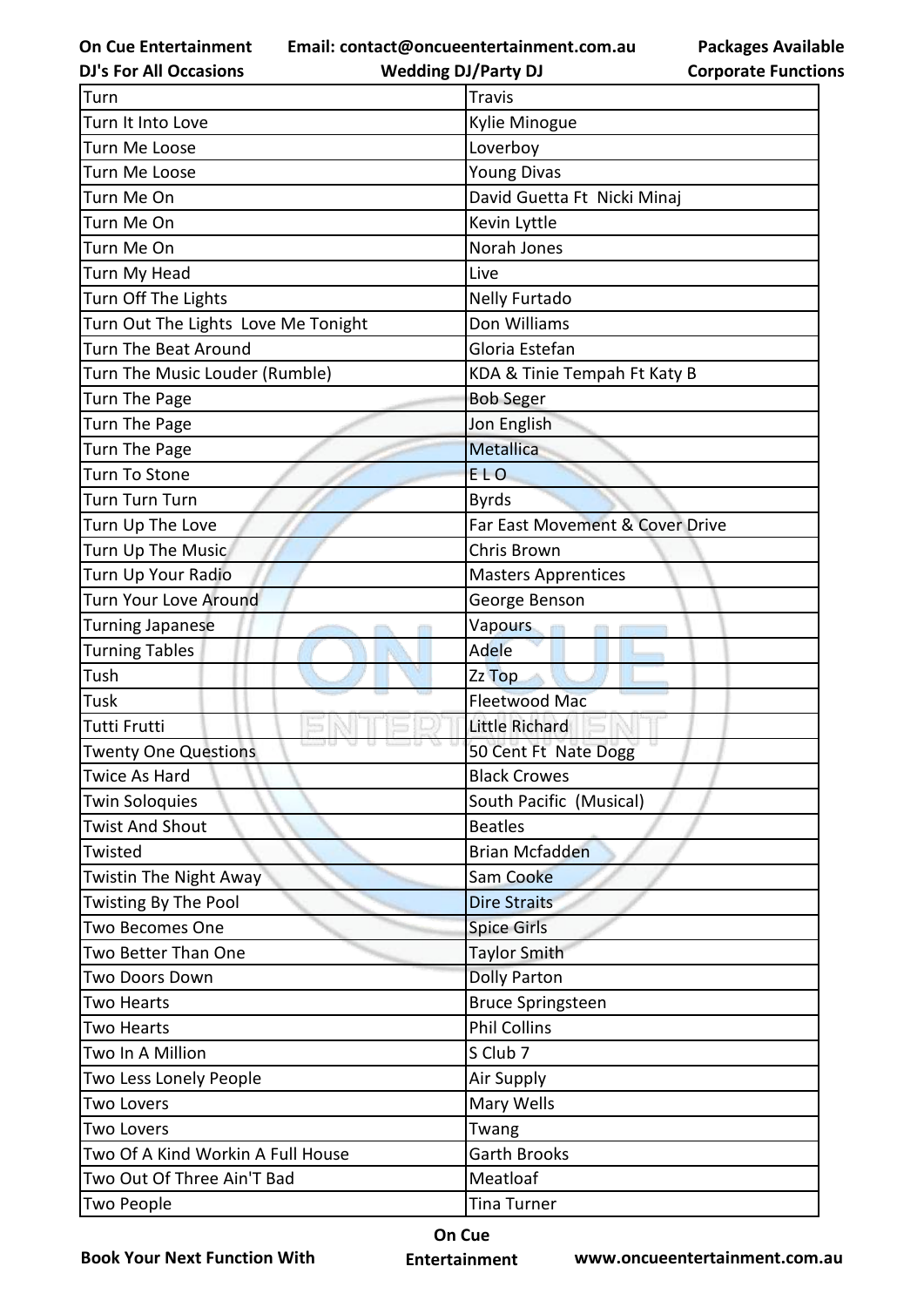| Turn | Travis |
|---|---|
| Turn It Into Love | Kylie Minogue |
| Turn Me Loose | Loverboy |
| Turn Me Loose | Young Divas |
| Turn Me On | David Guetta Ft  Nicki Minaj |
| Turn Me On | Kevin Lyttle |
| Turn Me On | Norah Jones |
| Turn My Head | Live |
| Turn Off The Lights | Nelly Furtado |
| Turn Out The Lights  Love Me Tonight | Don Williams |
| Turn The Beat Around | Gloria Estefan |
| Turn The Music Louder (Rumble) | KDA & Tinie Tempah Ft Katy B |
| Turn The Page | Bob Seger |
| Turn The Page | Jon English |
| Turn The Page | Metallica |
| Turn To Stone | E L O |
| Turn Turn Turn | Byrds |
| Turn Up The Love | Far East Movement & Cover Drive |
| Turn Up The Music | Chris Brown |
| Turn Up Your Radio | Masters Apprentices |
| Turn Your Love Around | George Benson |
| Turning Japanese | Vapours |
| Turning Tables | Adele |
| Tush | Zz Top |
| Tusk | Fleetwood Mac |
| Tutti Frutti | Little Richard |
| Twenty One Questions | 50 Cent Ft  Nate Dogg |
| Twice As Hard | Black Crowes |
| Twin Soloquies | South Pacific  (Musical) |
| Twist And Shout | Beatles |
| Twisted | Brian Mcfadden |
| Twistin The Night Away | Sam Cooke |
| Twisting By The Pool | Dire Straits |
| Two Becomes One | Spice Girls |
| Two Better Than One | Taylor Smith |
| Two Doors Down | Dolly Parton |
| Two Hearts | Bruce Springsteen |
| Two Hearts | Phil Collins |
| Two In A Million | S Club 7 |
| Two Less Lonely People | Air Supply |
| Two Lovers | Mary Wells |
| Two Lovers | Twang |
| Two Of A Kind Workin A Full House | Garth Brooks |
| Two Out Of Three Ain'T Bad | Meatloaf |
| Two People | Tina Turner |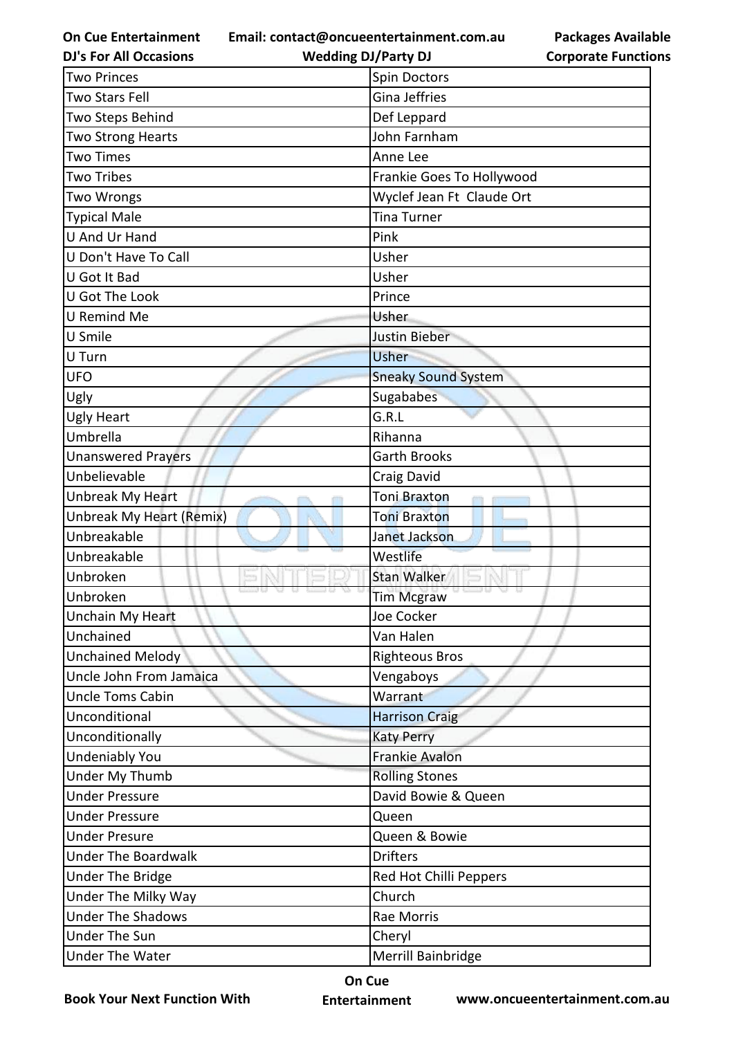| Two Princes | Spin Doctors |
|---|---|
| Two Stars Fell | Gina Jeffries |
| Two Steps Behind | Def Leppard |
| Two Strong Hearts | John Farnham |
| Two Times | Anne Lee |
| Two Tribes | Frankie Goes To Hollywood |
| Two Wrongs | Wyclef Jean Ft  Claude Ort |
| Typical Male | Tina Turner |
| U And Ur Hand | Pink |
| U Don't Have To Call | Usher |
| U Got It Bad | Usher |
| U Got The Look | Prince |
| U Remind Me | Usher |
| U Smile | Justin Bieber |
| U Turn | Usher |
| UFO | Sneaky Sound System |
| Ugly | Sugababes |
| Ugly Heart | G.R.L |
| Umbrella | Rihanna |
| Unanswered Prayers | Garth Brooks |
| Unbelievable | Craig David |
| Unbreak My Heart | Toni Braxton |
| Unbreak My Heart (Remix) | Toni Braxton |
| Unbreakable | Janet Jackson |
| Unbreakable | Westlife |
| Unbroken | Stan Walker |
| Unbroken | Tim Mcgraw |
| Unchain My Heart | Joe Cocker |
| Unchained | Van Halen |
| Unchained Melody | Righteous Bros |
| Uncle John From Jamaica | Vengaboys |
| Uncle Toms Cabin | Warrant |
| Unconditional | Harrison Craig |
| Unconditionally | Katy Perry |
| Undeniably You | Frankie Avalon |
| Under My Thumb | Rolling Stones |
| Under Pressure | David Bowie & Queen |
| Under Pressure | Queen |
| Under Presure | Queen & Bowie |
| Under The Boardwalk | Drifters |
| Under The Bridge | Red Hot Chilli Peppers |
| Under The Milky Way | Church |
| Under The Shadows | Rae Morris |
| Under The Sun | Cheryl |
| Under The Water | Merrill Bainbridge |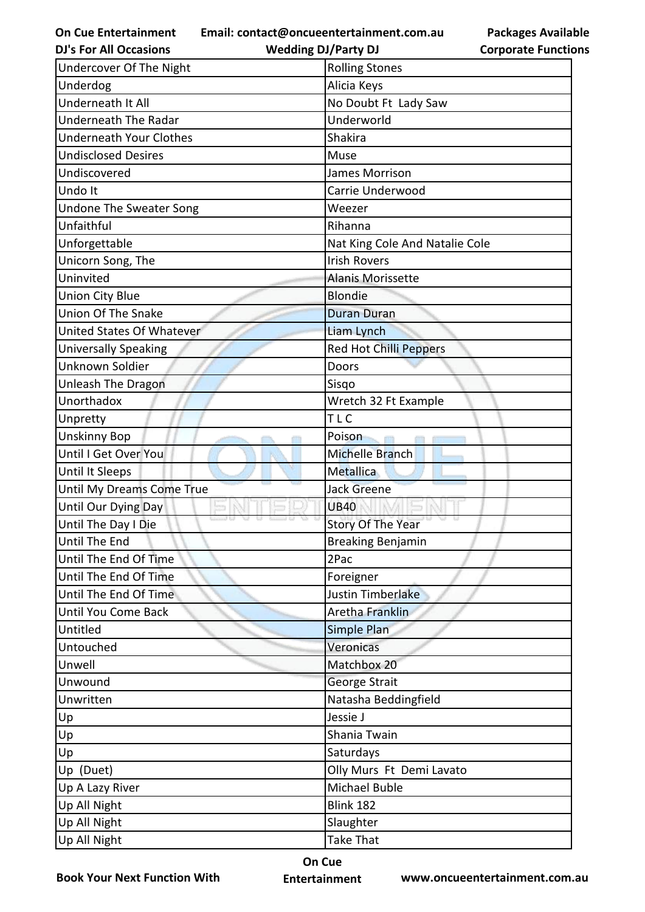| Undercover Of The Night | Rolling Stones |
|---|---|
| Underdog | Alicia Keys |
| Underneath It All | No Doubt Ft  Lady Saw |
| Underneath The Radar | Underworld |
| Underneath Your Clothes | Shakira |
| Undisclosed Desires | Muse |
| Undiscovered | James Morrison |
| Undo It | Carrie Underwood |
| Undone The Sweater Song | Weezer |
| Unfaithful | Rihanna |
| Unforgettable | Nat King Cole And Natalie Cole |
| Unicorn Song, The | Irish Rovers |
| Uninvited | Alanis Morissette |
| Union City Blue | Blondie |
| Union Of The Snake | Duran Duran |
| United States Of Whatever | Liam Lynch |
| Universally Speaking | Red Hot Chilli Peppers |
| Unknown Soldier | Doors |
| Unleash The Dragon | Sisqo |
| Unorthadox | Wretch 32 Ft Example |
| Unpretty | T L C |
| Unskinny Bop | Poison |
| Until I Get Over You | Michelle Branch |
| Until It Sleeps | Metallica |
| Until My Dreams Come True | Jack Greene |
| Until Our Dying Day | UB40 |
| Until The Day I Die | Story Of The Year |
| Until The End | Breaking Benjamin |
| Until The End Of Time | 2Pac |
| Until The End Of Time | Foreigner |
| Until The End Of Time | Justin Timberlake |
| Until You Come Back | Aretha Franklin |
| Untitled | Simple Plan |
| Untouched | Veronicas |
| Unwell | Matchbox 20 |
| Unwound | George Strait |
| Unwritten | Natasha Beddingfield |
| Up | Jessie J |
| Up | Shania Twain |
| Up | Saturdays |
| Up  (Duet) | Olly Murs  Ft  Demi Lavato |
| Up A Lazy River | Michael Buble |
| Up All Night | Blink 182 |
| Up All Night | Slaughter |
| Up All Night | Take That |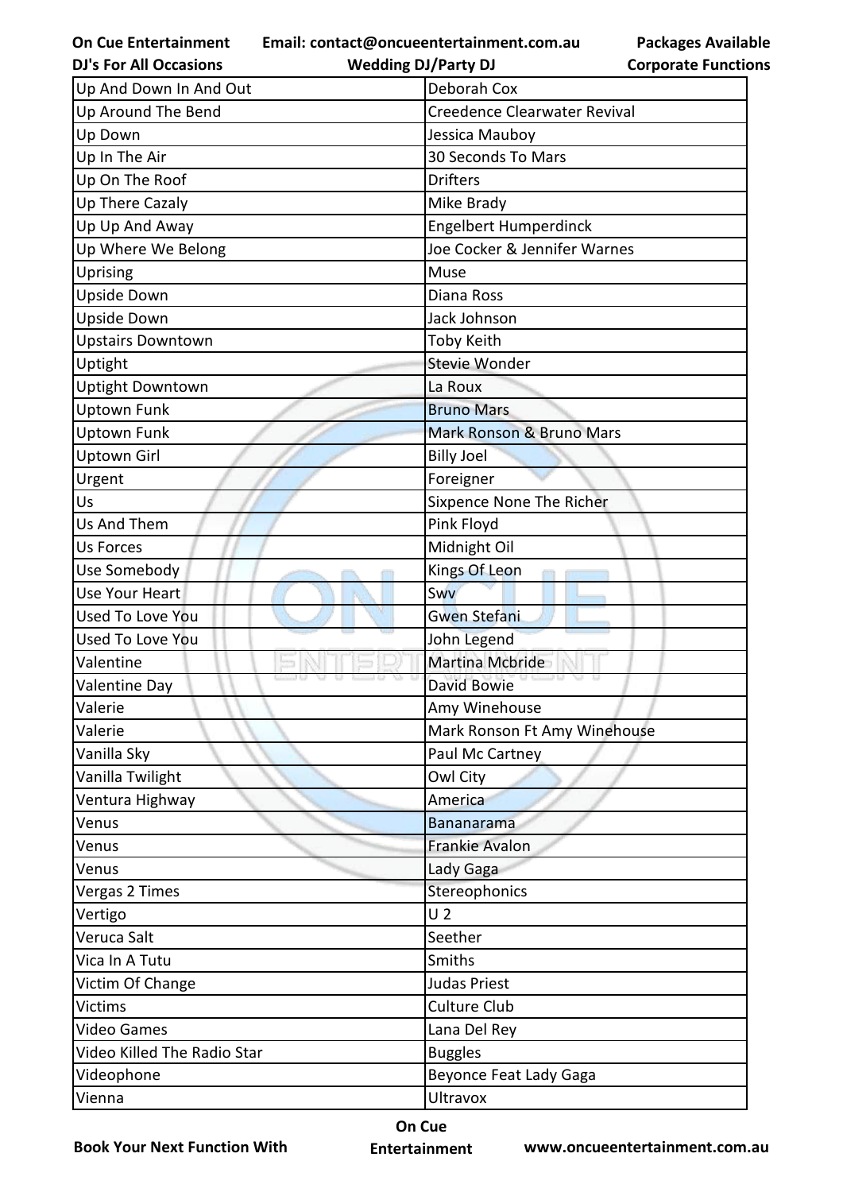| Up And Down In And Out | Deborah Cox |
|---|---|
| Up Around The Bend | Creedence Clearwater Revival |
| Up Down | Jessica Mauboy |
| Up In The Air | 30 Seconds To Mars |
| Up On The Roof | Drifters |
| Up There Cazaly | Mike Brady |
| Up Up And Away | Engelbert Humperdinck |
| Up Where We Belong | Joe Cocker & Jennifer Warnes |
| Uprising | Muse |
| Upside Down | Diana Ross |
| Upside Down | Jack Johnson |
| Upstairs Downtown | Toby Keith |
| Uptight | Stevie Wonder |
| Uptight Downtown | La Roux |
| Uptown Funk | Bruno Mars |
| Uptown Funk | Mark Ronson & Bruno Mars |
| Uptown Girl | Billy Joel |
| Urgent | Foreigner |
| Us | Sixpence None The Richer |
| Us And Them | Pink Floyd |
| Us Forces | Midnight Oil |
| Use Somebody | Kings Of Leon |
| Use Your Heart | Swv |
| Used To Love You | Gwen Stefani |
| Used To Love You | John Legend |
| Valentine | Martina Mcbride |
| Valentine Day | David Bowie |
| Valerie | Amy Winehouse |
| Valerie | Mark Ronson Ft Amy Winehouse |
| Vanilla Sky | Paul Mc Cartney |
| Vanilla Twilight | Owl City |
| Ventura Highway | America |
| Venus | Bananarama |
| Venus | Frankie Avalon |
| Venus | Lady Gaga |
| Vergas 2 Times | Stereophonics |
| Vertigo | U 2 |
| Veruca Salt | Seether |
| Vica In A Tutu | Smiths |
| Victim Of Change | Judas Priest |
| Victims | Culture Club |
| Video Games | Lana Del Rey |
| Video Killed The Radio Star | Buggles |
| Videophone | Beyonce Feat Lady Gaga |
| Vienna | Ultravox |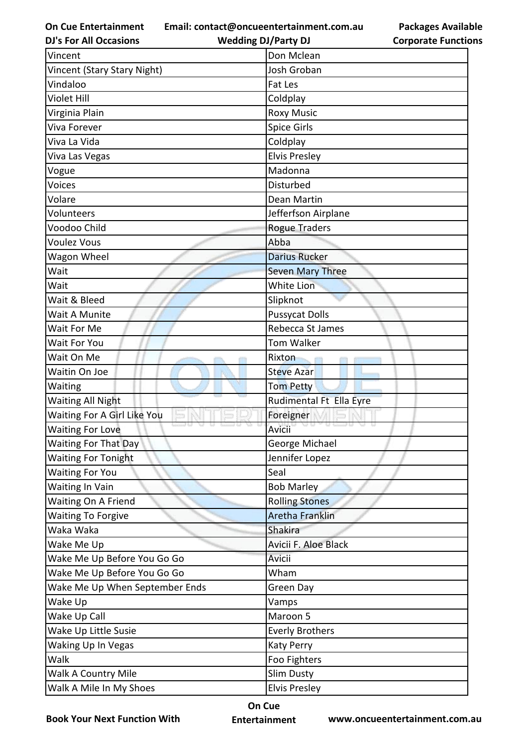| Vincent | Don Mclean |
|---|---|
| Vincent (Stary Stary Night) | Josh Groban |
| Vindaloo | Fat Les |
| Violet Hill | Coldplay |
| Virginia Plain | Roxy Music |
| Viva Forever | Spice Girls |
| Viva La Vida | Coldplay |
| Viva Las Vegas | Elvis Presley |
| Vogue | Madonna |
| Voices | Disturbed |
| Volare | Dean Martin |
| Volunteers | Jefferfson Airplane |
| Voodoo Child | Rogue Traders |
| Voulez Vous | Abba |
| Wagon Wheel | Darius Rucker |
| Wait | Seven Mary Three |
| Wait | White Lion |
| Wait & Bleed | Slipknot |
| Wait A Munite | Pussycat Dolls |
| Wait For Me | Rebecca St James |
| Wait For You | Tom Walker |
| Wait On Me | Rixton |
| Waitin On Joe | Steve Azar |
| Waiting | Tom Petty |
| Waiting All Night | Rudimental Ft Ella Eyre |
| Waiting For A Girl Like You | Foreigner |
| Waiting For Love | Avicii |
| Waiting For That Day | George Michael |
| Waiting For Tonight | Jennifer Lopez |
| Waiting For You | Seal |
| Waiting In Vain | Bob Marley |
| Waiting On A Friend | Rolling Stones |
| Waiting To Forgive | Aretha Franklin |
| Waka Waka | Shakira |
| Wake Me Up | Avicii F. Aloe Black |
| Wake Me Up Before You Go Go | Avicii |
| Wake Me Up Before You Go Go | Wham |
| Wake Me Up When September Ends | Green Day |
| Wake Up | Vamps |
| Wake Up Call | Maroon 5 |
| Wake Up Little Susie | Everly Brothers |
| Waking Up In Vegas | Katy Perry |
| Walk | Foo Fighters |
| Walk A Country Mile | Slim Dusty |
| Walk A Mile In My Shoes | Elvis Presley |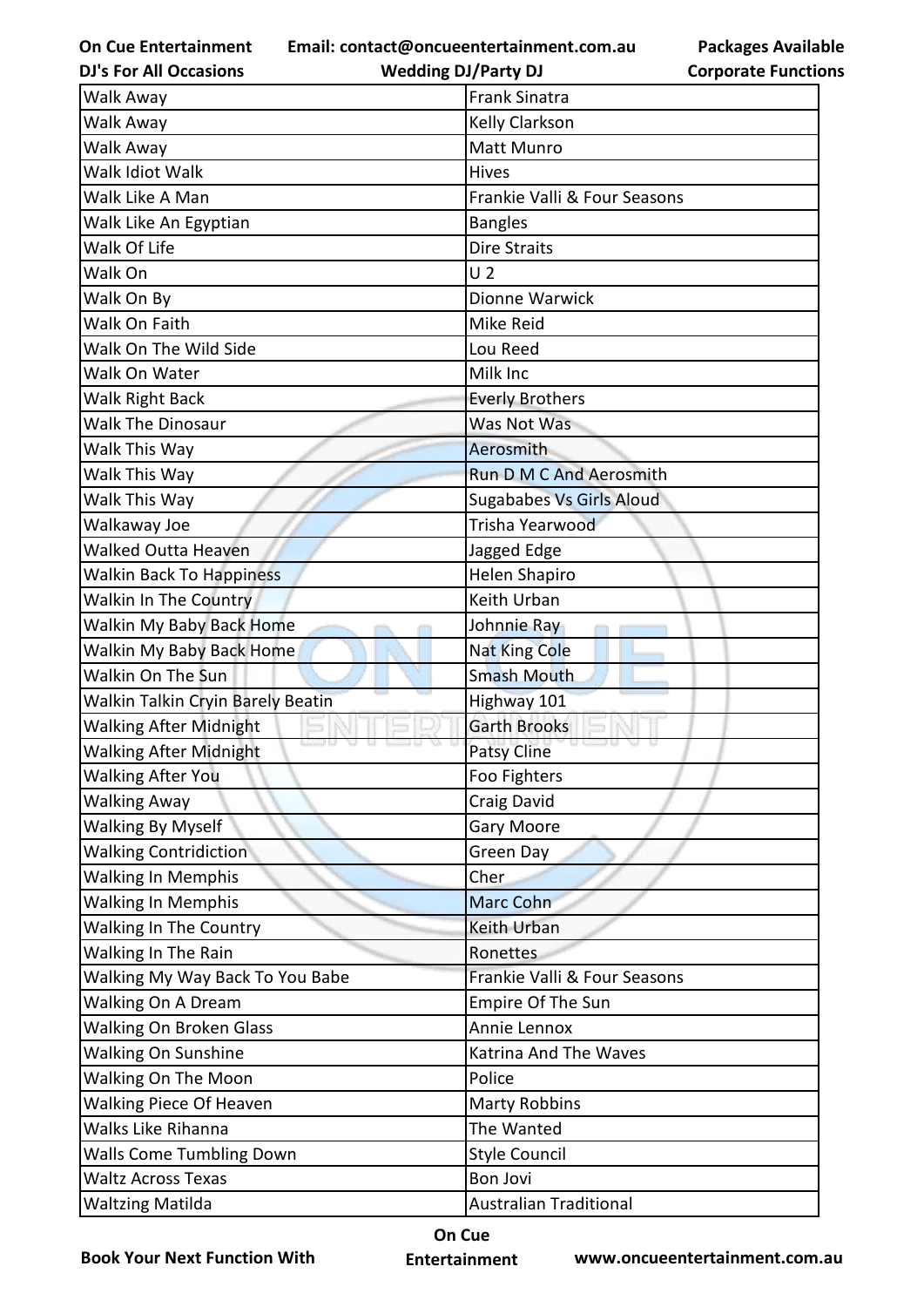| Walk Away | Frank Sinatra |
|---|---|
| Walk Away | Kelly Clarkson |
| Walk Away | Matt Munro |
| Walk Idiot Walk | Hives |
| Walk Like A Man | Frankie Valli & Four Seasons |
| Walk Like An Egyptian | Bangles |
| Walk Of Life | Dire Straits |
| Walk On | U 2 |
| Walk On By | Dionne Warwick |
| Walk On Faith | Mike Reid |
| Walk On The Wild Side | Lou Reed |
| Walk On Water | Milk Inc |
| Walk Right Back | Everly Brothers |
| Walk The Dinosaur | Was Not Was |
| Walk This Way | Aerosmith |
| Walk This Way | Run D M C And Aerosmith |
| Walk This Way | Sugababes Vs Girls Aloud |
| Walkaway Joe | Trisha Yearwood |
| Walked Outta Heaven | Jagged Edge |
| Walkin Back To Happiness | Helen Shapiro |
| Walkin In The Country | Keith Urban |
| Walkin My Baby Back Home | Johnnie Ray |
| Walkin My Baby Back Home | Nat King Cole |
| Walkin On The Sun | Smash Mouth |
| Walkin Talkin Cryin Barely Beatin | Highway 101 |
| Walking After Midnight | Garth Brooks |
| Walking After Midnight | Patsy Cline |
| Walking After You | Foo Fighters |
| Walking Away | Craig David |
| Walking By Myself | Gary Moore |
| Walking Contridiction | Green Day |
| Walking In Memphis | Cher |
| Walking In Memphis | Marc Cohn |
| Walking In The Country | Keith Urban |
| Walking In The Rain | Ronettes |
| Walking My Way Back To You Babe | Frankie Valli & Four Seasons |
| Walking On A Dream | Empire Of The Sun |
| Walking On Broken Glass | Annie Lennox |
| Walking On Sunshine | Katrina And The Waves |
| Walking On The Moon | Police |
| Walking Piece Of Heaven | Marty Robbins |
| Walks Like Rihanna | The Wanted |
| Walls Come Tumbling Down | Style Council |
| Waltz Across Texas | Bon Jovi |
| Waltzing Matilda | Australian Traditional |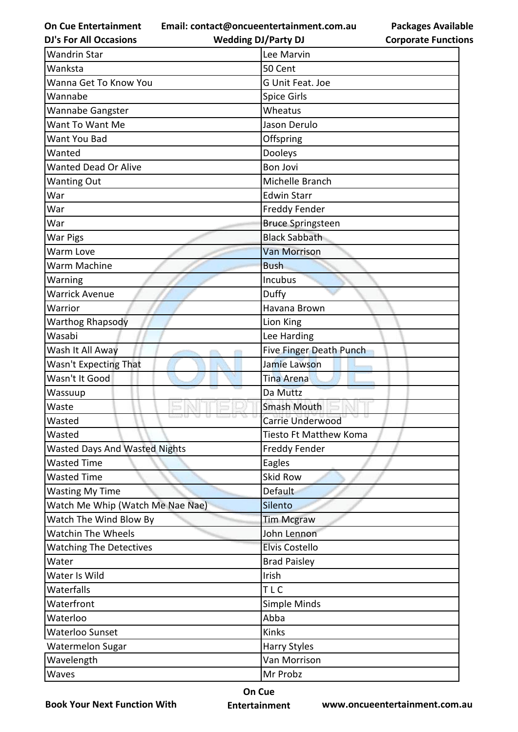| Wandrin Star | Lee Marvin |
|---|---|
| Wanksta | 50 Cent |
| Wanna Get To Know You | G Unit Feat. Joe |
| Wannabe | Spice Girls |
| Wannabe Gangster | Wheatus |
| Want To Want Me | Jason Derulo |
| Want You Bad | Offspring |
| Wanted | Dooleys |
| Wanted Dead Or Alive | Bon Jovi |
| Wanting Out | Michelle Branch |
| War | Edwin Starr |
| War | Freddy Fender |
| War | Bruce Springsteen |
| War Pigs | Black Sabbath |
| Warm Love | Van Morrison |
| Warm Machine | Bush |
| Warning | Incubus |
| Warrick Avenue | Duffy |
| Warrior | Havana Brown |
| Warthog Rhapsody | Lion King |
| Wasabi | Lee Harding |
| Wash It All Away | Five Finger Death Punch |
| Wasn't Expecting That | Jamie Lawson |
| Wasn't It Good | Tina Arena |
| Wassuup | Da Muttz |
| Waste | Smash Mouth |
| Wasted | Carrie Underwood |
| Wasted | Tiesto Ft Matthew Koma |
| Wasted Days And Wasted Nights | Freddy Fender |
| Wasted Time | Eagles |
| Wasted Time | Skid Row |
| Wasting My Time | Default |
| Watch Me Whip (Watch Me Nae Nae) | Silento |
| Watch The Wind Blow By | Tim Mcgraw |
| Watchin The Wheels | John Lennon |
| Watching The Detectives | Elvis Costello |
| Water | Brad Paisley |
| Water Is Wild | Irish |
| Waterfalls | T L C |
| Waterfront | Simple Minds |
| Waterloo | Abba |
| Waterloo Sunset | Kinks |
| Watermelon Sugar | Harry Styles |
| Wavelength | Van Morrison |
| Waves | Mr Probz |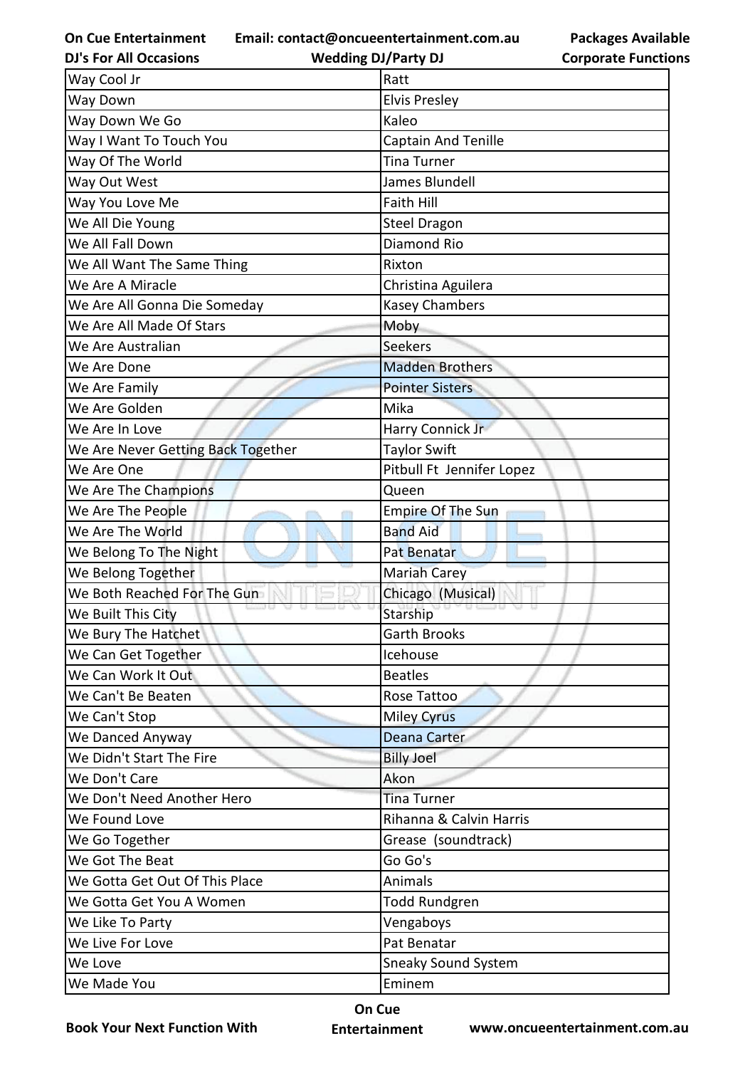| Way Cool Jr | Ratt |
|---|---|
| Way Down | Elvis Presley |
| Way Down We Go | Kaleo |
| Way I Want To Touch You | Captain And Tenille |
| Way Of The World | Tina Turner |
| Way Out West | James Blundell |
| Way You Love Me | Faith Hill |
| We All Die Young | Steel Dragon |
| We All Fall Down | Diamond Rio |
| We All Want The Same Thing | Rixton |
| We Are A Miracle | Christina Aguilera |
| We Are All Gonna Die Someday | Kasey Chambers |
| We Are All Made Of Stars | Moby |
| We Are Australian | Seekers |
| We Are Done | Madden Brothers |
| We Are Family | Pointer Sisters |
| We Are Golden | Mika |
| We Are In Love | Harry Connick Jr |
| We Are Never Getting Back Together | Taylor Swift |
| We Are One | Pitbull Ft Jennifer Lopez |
| We Are The Champions | Queen |
| We Are The People | Empire Of The Sun |
| We Are The World | Band Aid |
| We Belong To The Night | Pat Benatar |
| We Belong Together | Mariah Carey |
| We Both Reached For The Gun | Chicago (Musical) |
| We Built This City | Starship |
| We Bury The Hatchet | Garth Brooks |
| We Can Get Together | Icehouse |
| We Can Work It Out | Beatles |
| We Can't Be Beaten | Rose Tattoo |
| We Can't Stop | Miley Cyrus |
| We Danced Anyway | Deana Carter |
| We Didn't Start The Fire | Billy Joel |
| We Don't Care | Akon |
| We Don't Need Another Hero | Tina Turner |
| We Found Love | Rihanna & Calvin Harris |
| We Go Together | Grease (soundtrack) |
| We Got The Beat | Go Go's |
| We Gotta Get Out Of This Place | Animals |
| We Gotta Get You A Women | Todd Rundgren |
| We Like To Party | Vengaboys |
| We Live For Love | Pat Benatar |
| We Love | Sneaky Sound System |
| We Made You | Eminem |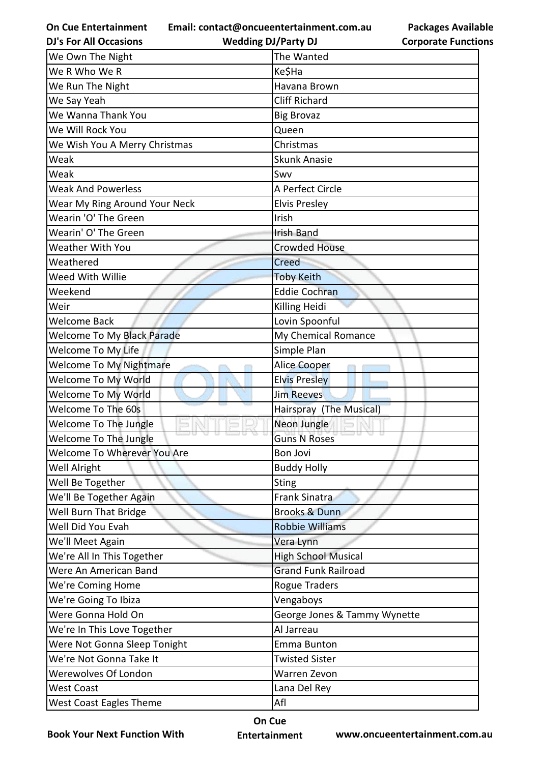| We Own The Night | The Wanted |
|---|---|
| We R Who We R | Ke$Ha |
| We Run The Night | Havana Brown |
| We Say Yeah | Cliff Richard |
| We Wanna Thank You | Big Brovaz |
| We Will Rock You | Queen |
| We Wish You A Merry Christmas | Christmas |
| Weak | Skunk Anasie |
| Weak | Swv |
| Weak And Powerless | A Perfect Circle |
| Wear My Ring Around Your Neck | Elvis Presley |
| Wearin 'O' The Green | Irish |
| Wearin' O' The Green | Irish Band |
| Weather With You | Crowded House |
| Weathered | Creed |
| Weed With Willie | Toby Keith |
| Weekend | Eddie Cochran |
| Weir | Killing Heidi |
| Welcome Back | Lovin Spoonful |
| Welcome To My Black Parade | My Chemical Romance |
| Welcome To My Life | Simple Plan |
| Welcome To My Nightmare | Alice Cooper |
| Welcome To My World | Elvis Presley |
| Welcome To My World | Jim Reeves |
| Welcome To The 60s | Hairspray  (The Musical) |
| Welcome To The Jungle | Neon Jungle |
| Welcome To The Jungle | Guns N Roses |
| Welcome To Wherever You Are | Bon Jovi |
| Well Alright | Buddy Holly |
| Well Be Together | Sting |
| We'll Be Together Again | Frank Sinatra |
| Well Burn That Bridge | Brooks & Dunn |
| Well Did You Evah | Robbie Williams |
| We'll Meet Again | Vera Lynn |
| We're All In This Together | High School Musical |
| Were An American Band | Grand Funk Railroad |
| We're Coming Home | Rogue Traders |
| We're Going To Ibiza | Vengaboys |
| Were Gonna Hold On | George Jones & Tammy Wynette |
| We're In This Love Together | Al Jarreau |
| Were Not Gonna Sleep Tonight | Emma Bunton |
| We're Not Gonna Take It | Twisted Sister |
| Werewolves Of London | Warren Zevon |
| West Coast | Lana Del Rey |
| West Coast Eagles Theme | Afl |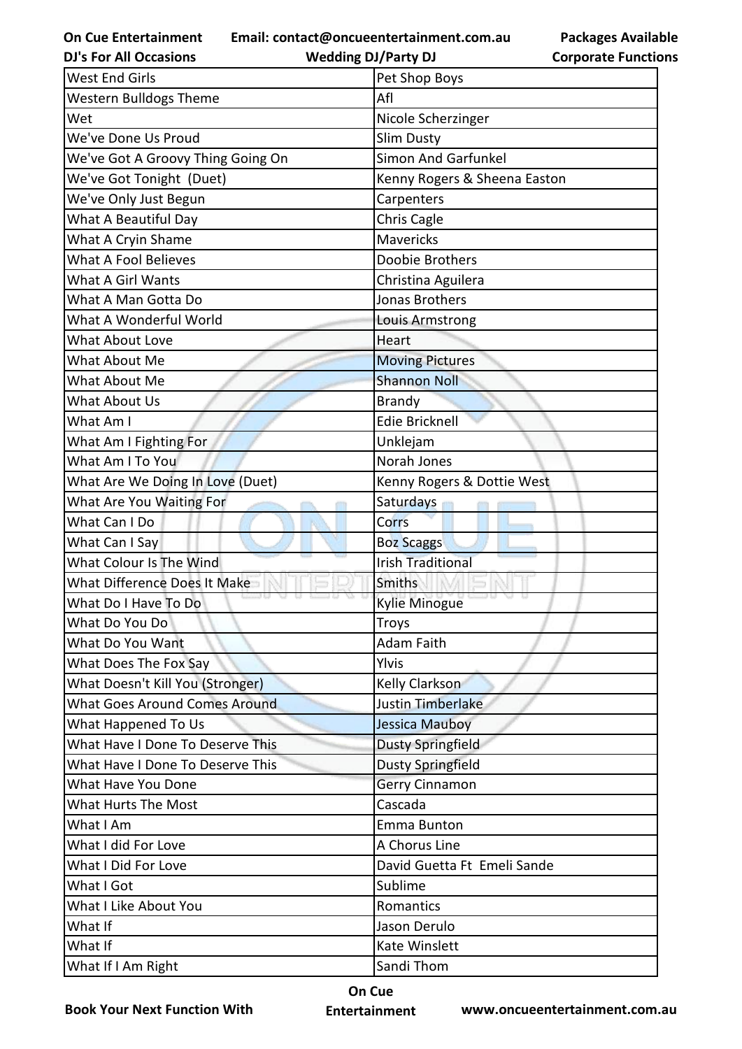| West End Girls | Pet Shop Boys |
|---|---|
| Western Bulldogs Theme | Afl |
| Wet | Nicole Scherzinger |
| We've Done Us Proud | Slim Dusty |
| We've Got A Groovy Thing Going On | Simon And Garfunkel |
| We've Got Tonight (Duet) | Kenny Rogers & Sheena Easton |
| We've Only Just Begun | Carpenters |
| What A Beautiful Day | Chris Cagle |
| What A Cryin Shame | Mavericks |
| What A Fool Believes | Doobie Brothers |
| What A Girl Wants | Christina Aguilera |
| What A Man Gotta Do | Jonas Brothers |
| What A Wonderful World | Louis Armstrong |
| What About Love | Heart |
| What About Me | Moving Pictures |
| What About Me | Shannon Noll |
| What About Us | Brandy |
| What Am I | Edie Bricknell |
| What Am I Fighting For | Unklejam |
| What Am I To You | Norah Jones |
| What Are We Doing In Love (Duet) | Kenny Rogers & Dottie West |
| What Are You Waiting For | Saturdays |
| What Can I Do | Corrs |
| What Can I Say | Boz Scaggs |
| What Colour Is The Wind | Irish Traditional |
| What Difference Does It Make | Smiths |
| What Do I Have To Do | Kylie Minogue |
| What Do You Do | Troys |
| What Do You Want | Adam Faith |
| What Does The Fox Say | Ylvis |
| What Doesn't Kill You (Stronger) | Kelly Clarkson |
| What Goes Around Comes Around | Justin Timberlake |
| What Happened To Us | Jessica Mauboy |
| What Have I Done To Deserve This | Dusty Springfield |
| What Have I Done To Deserve This | Dusty Springfield |
| What Have You Done | Gerry Cinnamon |
| What Hurts The Most | Cascada |
| What I Am | Emma Bunton |
| What I did For Love | A Chorus Line |
| What I Did For Love | David Guetta Ft Emeli Sande |
| What I Got | Sublime |
| What I Like About You | Romantics |
| What If | Jason Derulo |
| What If | Kate Winslett |
| What If I Am Right | Sandi Thom |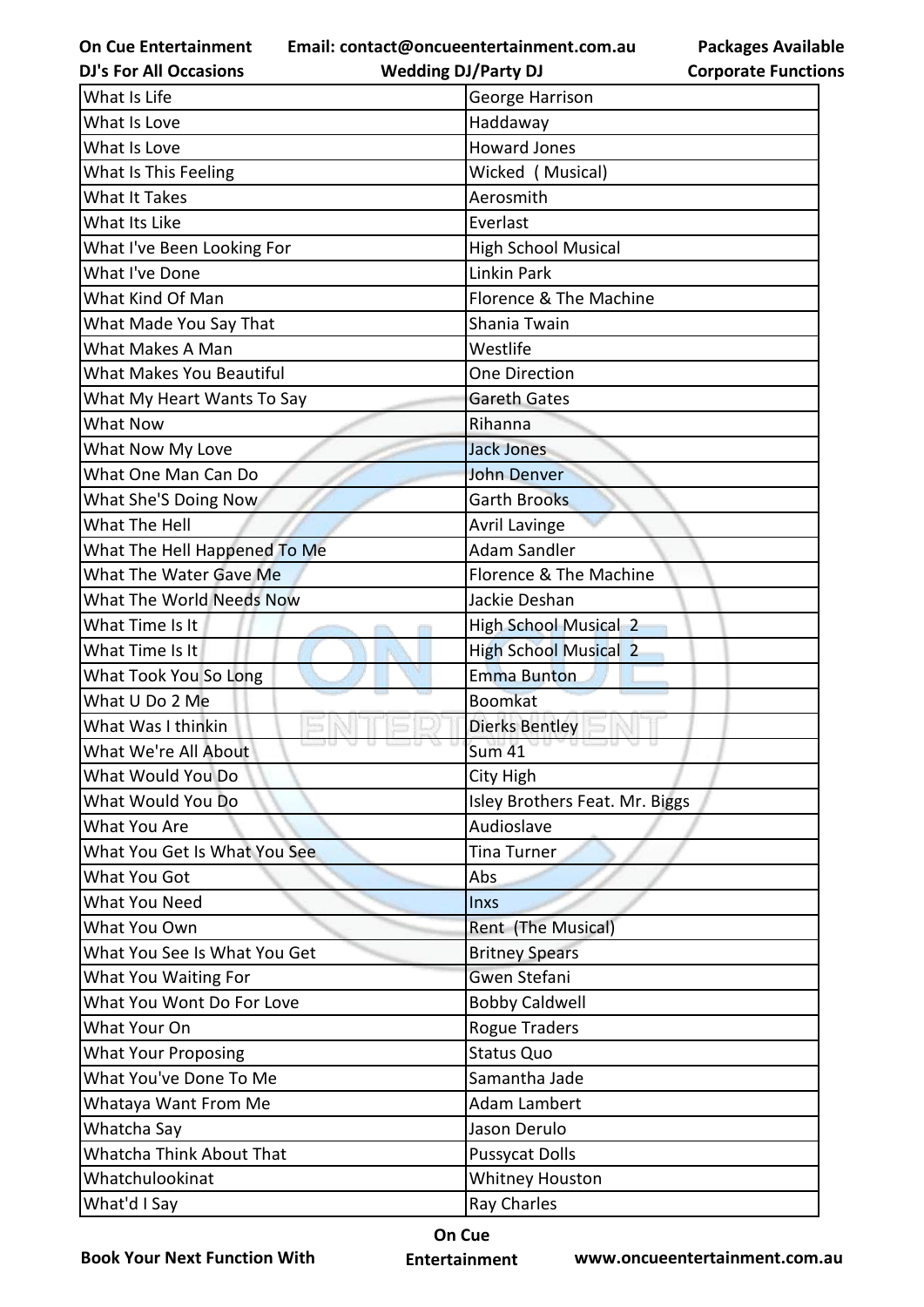| What Is Life | George Harrison |
|---|---|
| What Is Love | Haddaway |
| What Is Love | Howard Jones |
| What Is This Feeling | Wicked ( Musical) |
| What It Takes | Aerosmith |
| What Its Like | Everlast |
| What I've Been Looking For | High School Musical |
| What I've Done | Linkin Park |
| What Kind Of Man | Florence & The Machine |
| What Made You Say That | Shania Twain |
| What Makes A Man | Westlife |
| What Makes You Beautiful | One Direction |
| What My Heart Wants To Say | Gareth Gates |
| What Now | Rihanna |
| What Now My Love | Jack Jones |
| What One Man Can Do | John Denver |
| What She'S Doing Now | Garth Brooks |
| What The Hell | Avril Lavinge |
| What The Hell Happened To Me | Adam Sandler |
| What The Water Gave Me | Florence & The Machine |
| What The World Needs Now | Jackie Deshan |
| What Time Is It | High School Musical 2 |
| What Time Is It | High School Musical 2 |
| What Took You So Long | Emma Bunton |
| What U Do 2 Me | Boomkat |
| What Was I thinkin | Dierks Bentley |
| What We're All About | Sum 41 |
| What Would You Do | City High |
| What Would You Do | Isley Brothers Feat. Mr. Biggs |
| What You Are | Audioslave |
| What You Get Is What You See | Tina Turner |
| What You Got | Abs |
| What You Need | Inxs |
| What You Own | Rent (The Musical) |
| What You See Is What You Get | Britney Spears |
| What You Waiting For | Gwen Stefani |
| What You Wont Do For Love | Bobby Caldwell |
| What Your On | Rogue Traders |
| What Your Proposing | Status Quo |
| What You've Done To Me | Samantha Jade |
| Whataya Want From Me | Adam Lambert |
| Whatcha Say | Jason Derulo |
| Whatcha Think About That | Pussycat Dolls |
| Whatchulookinat | Whitney Houston |
| What'd I Say | Ray Charles |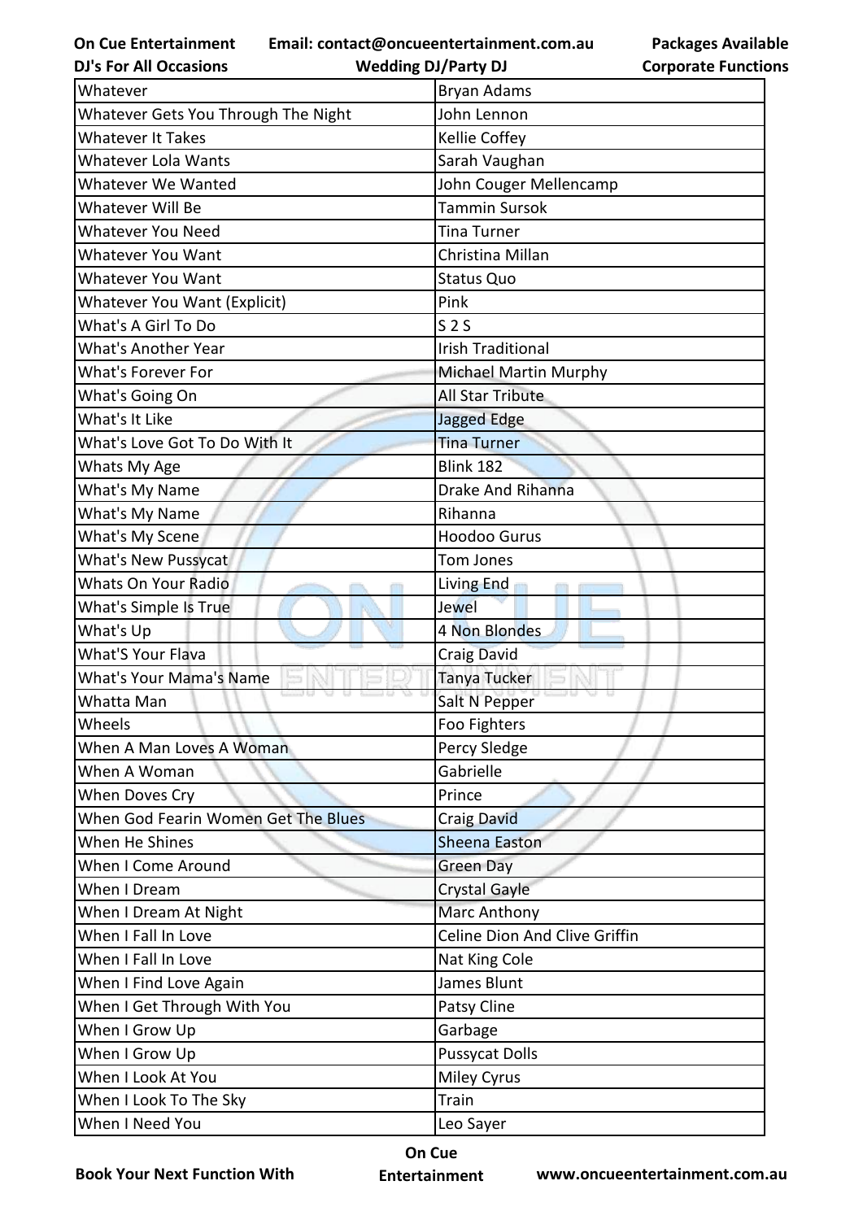| Whatever | Bryan Adams |
|---|---|
| Whatever Gets You Through The Night | John Lennon |
| Whatever It Takes | Kellie Coffey |
| Whatever Lola Wants | Sarah Vaughan |
| Whatever We Wanted | John Couger Mellencamp |
| Whatever Will Be | Tammin Sursok |
| Whatever You Need | Tina Turner |
| Whatever You Want | Christina Millan |
| Whatever You Want | Status Quo |
| Whatever You Want (Explicit) | Pink |
| What's A Girl To Do | S 2 S |
| What's Another Year | Irish Traditional |
| What's Forever For | Michael Martin Murphy |
| What's Going On | All Star Tribute |
| What's It Like | Jagged Edge |
| What's Love Got To Do With It | Tina Turner |
| Whats My Age | Blink 182 |
| What's My Name | Drake And Rihanna |
| What's My Name | Rihanna |
| What's My Scene | Hoodoo Gurus |
| What's New Pussycat | Tom Jones |
| Whats On Your Radio | Living End |
| What's Simple Is True | Jewel |
| What's Up | 4 Non Blondes |
| What'S Your Flava | Craig David |
| What's Your Mama's Name | Tanya Tucker |
| Whatta Man | Salt N Pepper |
| Wheels | Foo Fighters |
| When A Man Loves A Woman | Percy Sledge |
| When A Woman | Gabrielle |
| When Doves Cry | Prince |
| When God Fearin Women Get The Blues | Craig David |
| When He Shines | Sheena Easton |
| When I Come Around | Green Day |
| When I Dream | Crystal Gayle |
| When I Dream At Night | Marc Anthony |
| When I Fall In Love | Celine Dion And Clive Griffin |
| When I Fall In Love | Nat King Cole |
| When I Find Love Again | James Blunt |
| When I Get Through With You | Patsy Cline |
| When I Grow Up | Garbage |
| When I Grow Up | Pussycat Dolls |
| When I Look At You | Miley Cyrus |
| When I Look To The Sky | Train |
| When I Need You | Leo Sayer |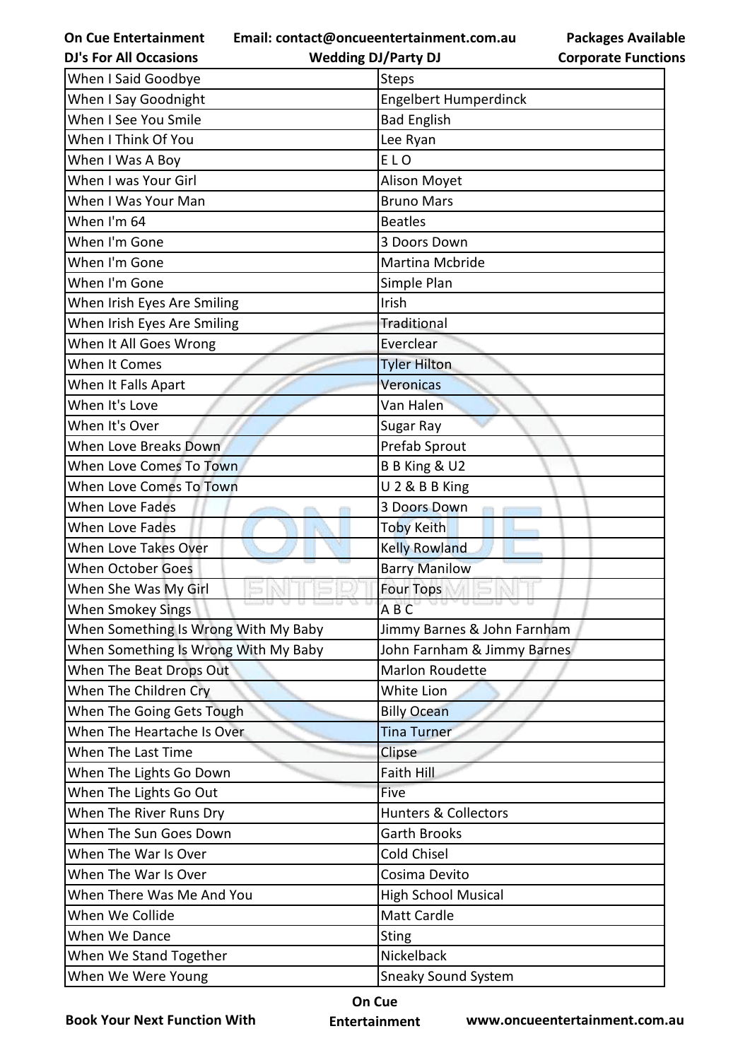| When I Said Goodbye | Steps |
|---|---|
| When I Say Goodnight | Engelbert Humperdinck |
| When I See You Smile | Bad English |
| When I Think Of You | Lee Ryan |
| When I Was A Boy | E L O |
| When I was Your Girl | Alison Moyet |
| When I Was Your Man | Bruno Mars |
| When I'm 64 | Beatles |
| When I'm Gone | 3 Doors Down |
| When I'm Gone | Martina Mcbride |
| When I'm Gone | Simple Plan |
| When Irish Eyes Are Smiling | Irish |
| When Irish Eyes Are Smiling | Traditional |
| When It All Goes Wrong | Everclear |
| When It Comes | Tyler Hilton |
| When It Falls Apart | Veronicas |
| When It's Love | Van Halen |
| When It's Over | Sugar Ray |
| When Love Breaks Down | Prefab Sprout |
| When Love Comes To Town | B B King & U2 |
| When Love Comes To Town | U 2 & B B King |
| When Love Fades | 3 Doors Down |
| When Love Fades | Toby Keith |
| When Love Takes Over | Kelly Rowland |
| When October Goes | Barry Manilow |
| When She Was My Girl | Four Tops |
| When Smokey Sings | A B C |
| When Something Is Wrong With My Baby | Jimmy Barnes & John Farnham |
| When Something Is Wrong With My Baby | John Farnham & Jimmy Barnes |
| When The Beat Drops Out | Marlon Roudette |
| When The Children Cry | White Lion |
| When The Going Gets Tough | Billy Ocean |
| When The Heartache Is Over | Tina Turner |
| When The Last Time | Clipse |
| When The Lights Go Down | Faith Hill |
| When The Lights Go Out | Five |
| When The River Runs Dry | Hunters & Collectors |
| When The Sun Goes Down | Garth Brooks |
| When The War Is Over | Cold Chisel |
| When The War Is Over | Cosima Devito |
| When There Was Me And You | High School Musical |
| When We Collide | Matt Cardle |
| When We Dance | Sting |
| When We Stand Together | Nickelback |
| When We Were Young | Sneaky Sound System |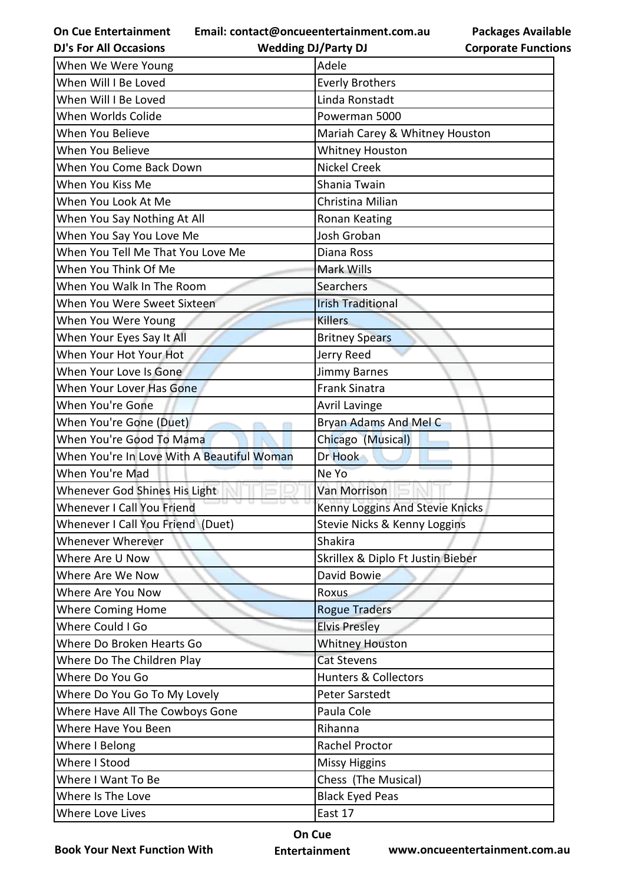| When We Were Young | Adele |
|---|---|
| When Will I Be Loved | Everly Brothers |
| When Will I Be Loved | Linda Ronstadt |
| When Worlds Colide | Powerman 5000 |
| When You Believe | Mariah Carey & Whitney Houston |
| When You Believe | Whitney Houston |
| When You Come Back Down | Nickel Creek |
| When You Kiss Me | Shania Twain |
| When You Look At Me | Christina Milian |
| When You Say Nothing At All | Ronan Keating |
| When You Say You Love Me | Josh Groban |
| When You Tell Me That You Love Me | Diana Ross |
| When You Think Of Me | Mark Wills |
| When You Walk In The Room | Searchers |
| When You Were Sweet Sixteen | Irish Traditional |
| When You Were Young | Killers |
| When Your Eyes Say It All | Britney Spears |
| When Your Hot Your Hot | Jerry Reed |
| When Your Love Is Gone | Jimmy Barnes |
| When Your Lover Has Gone | Frank Sinatra |
| When You're Gone | Avril Lavinge |
| When You're Gone (Duet) | Bryan Adams And Mel C |
| When You're Good To Mama | Chicago (Musical) |
| When You're In Love With A Beautiful Woman | Dr Hook |
| When You're Mad | Ne Yo |
| Whenever God Shines His Light | Van Morrison |
| Whenever I Call You Friend | Kenny Loggins And Stevie Knicks |
| Whenever I Call You Friend (Duet) | Stevie Nicks & Kenny Loggins |
| Whenever Wherever | Shakira |
| Where Are U Now | Skrillex & Diplo Ft Justin Bieber |
| Where Are We Now | David Bowie |
| Where Are You Now | Roxus |
| Where Coming Home | Rogue Traders |
| Where Could I Go | Elvis Presley |
| Where Do Broken Hearts Go | Whitney Houston |
| Where Do The Children Play | Cat Stevens |
| Where Do You Go | Hunters & Collectors |
| Where Do You Go To My Lovely | Peter Sarstedt |
| Where Have All The Cowboys Gone | Paula Cole |
| Where Have You Been | Rihanna |
| Where I Belong | Rachel Proctor |
| Where I Stood | Missy Higgins |
| Where I Want To Be | Chess (The Musical) |
| Where Is The Love | Black Eyed Peas |
| Where Love Lives | East 17 |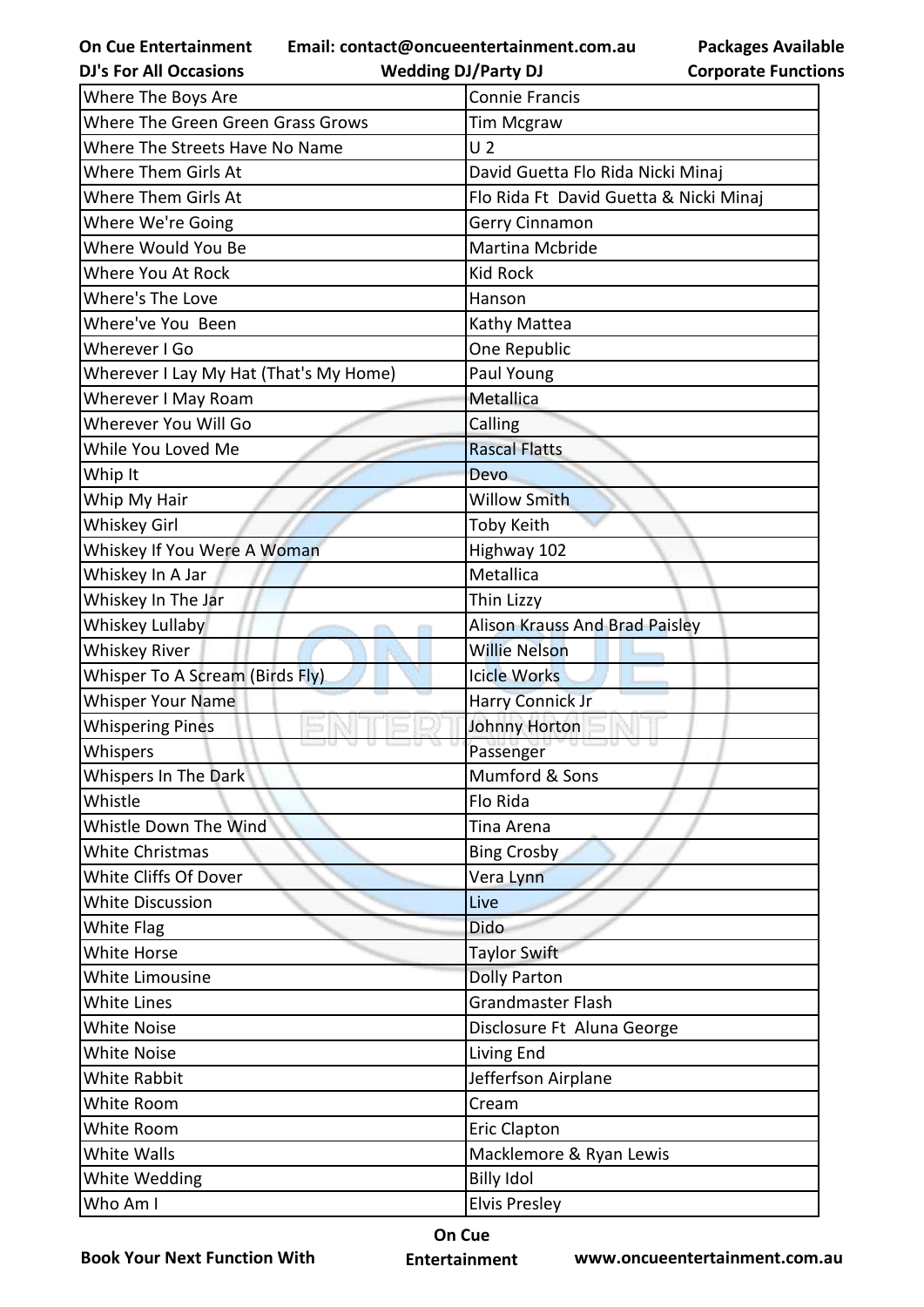| Where The Boys Are | Connie Francis |
|---|---|
| Where The Green Green Grass Grows | Tim Mcgraw |
| Where The Streets Have No Name | U 2 |
| Where Them Girls At | David Guetta Flo Rida Nicki Minaj |
| Where Them Girls At | Flo Rida Ft  David Guetta & Nicki Minaj |
| Where We're Going | Gerry Cinnamon |
| Where Would You Be | Martina Mcbride |
| Where You At Rock | Kid Rock |
| Where's The Love | Hanson |
| Where've You  Been | Kathy Mattea |
| Wherever I Go | One Republic |
| Wherever I Lay My Hat (That's My Home) | Paul Young |
| Wherever I May Roam | Metallica |
| Wherever You Will Go | Calling |
| While You Loved Me | Rascal Flatts |
| Whip It | Devo |
| Whip My Hair | Willow Smith |
| Whiskey Girl | Toby Keith |
| Whiskey If You Were A Woman | Highway 102 |
| Whiskey In A Jar | Metallica |
| Whiskey In The Jar | Thin Lizzy |
| Whiskey Lullaby | Alison Krauss And Brad Paisley |
| Whiskey River | Willie Nelson |
| Whisper To A Scream (Birds Fly) | Icicle Works |
| Whisper Your Name | Harry Connick Jr |
| Whispering Pines | Johnny Horton |
| Whispers | Passenger |
| Whispers In The Dark | Mumford & Sons |
| Whistle | Flo Rida |
| Whistle Down The Wind | Tina Arena |
| White Christmas | Bing Crosby |
| White Cliffs Of Dover | Vera Lynn |
| White Discussion | Live |
| White Flag | Dido |
| White Horse | Taylor Swift |
| White Limousine | Dolly Parton |
| White Lines | Grandmaster Flash |
| White Noise | Disclosure Ft  Aluna George |
| White Noise | Living End |
| White Rabbit | Jefferfson Airplane |
| White Room | Cream |
| White Room | Eric Clapton |
| White Walls | Macklemore & Ryan Lewis |
| White Wedding | Billy Idol |
| Who Am I | Elvis Presley |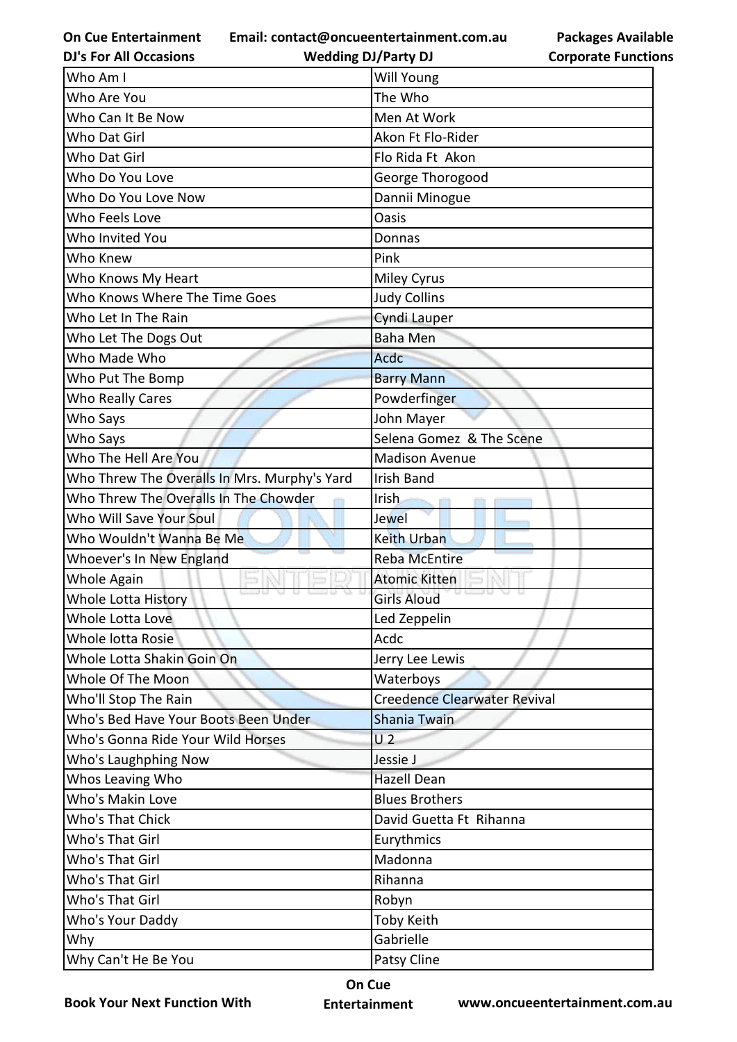| Who Am I | Will Young |
|---|---|
| Who Are You | The Who |
| Who Can It Be Now | Men At Work |
| Who Dat Girl | Akon Ft Flo-Rider |
| Who Dat Girl | Flo Rida Ft Akon |
| Who Do You Love | George Thorogood |
| Who Do You Love Now | Dannii Minogue |
| Who Feels Love | Oasis |
| Who Invited You | Donnas |
| Who Knew | Pink |
| Who Knows My Heart | Miley Cyrus |
| Who Knows Where The Time Goes | Judy Collins |
| Who Let In The Rain | Cyndi Lauper |
| Who Let The Dogs Out | Baha Men |
| Who Made Who | Acdc |
| Who Put The Bomp | Barry Mann |
| Who Really Cares | Powderfinger |
| Who Says | John Mayer |
| Who Says | Selena Gomez & The Scene |
| Who The Hell Are You | Madison Avenue |
| Who Threw The Overalls In Mrs. Murphy's Yard | Irish Band |
| Who Threw The Overalls In The Chowder | Irish |
| Who Will Save Your Soul | Jewel |
| Who Wouldn't Wanna Be Me | Keith Urban |
| Whoever's In New England | Reba McEntire |
| Whole Again | Atomic Kitten |
| Whole Lotta History | Girls Aloud |
| Whole Lotta Love | Led Zeppelin |
| Whole lotta Rosie | Acdc |
| Whole Lotta Shakin Goin On | Jerry Lee Lewis |
| Whole Of The Moon | Waterboys |
| Who'll Stop The Rain | Creedence Clearwater Revival |
| Who's Bed Have Your Boots Been Under | Shania Twain |
| Who's Gonna Ride Your Wild Horses | U 2 |
| Who's Laughphing Now | Jessie J |
| Whos Leaving Who | Hazell Dean |
| Who's Makin Love | Blues Brothers |
| Who's That Chick | David Guetta Ft Rihanna |
| Who's That Girl | Eurythmics |
| Who's That Girl | Madonna |
| Who's That Girl | Rihanna |
| Who's That Girl | Robyn |
| Who's Your Daddy | Toby Keith |
| Why | Gabrielle |
| Why Can't He Be You | Patsy Cline |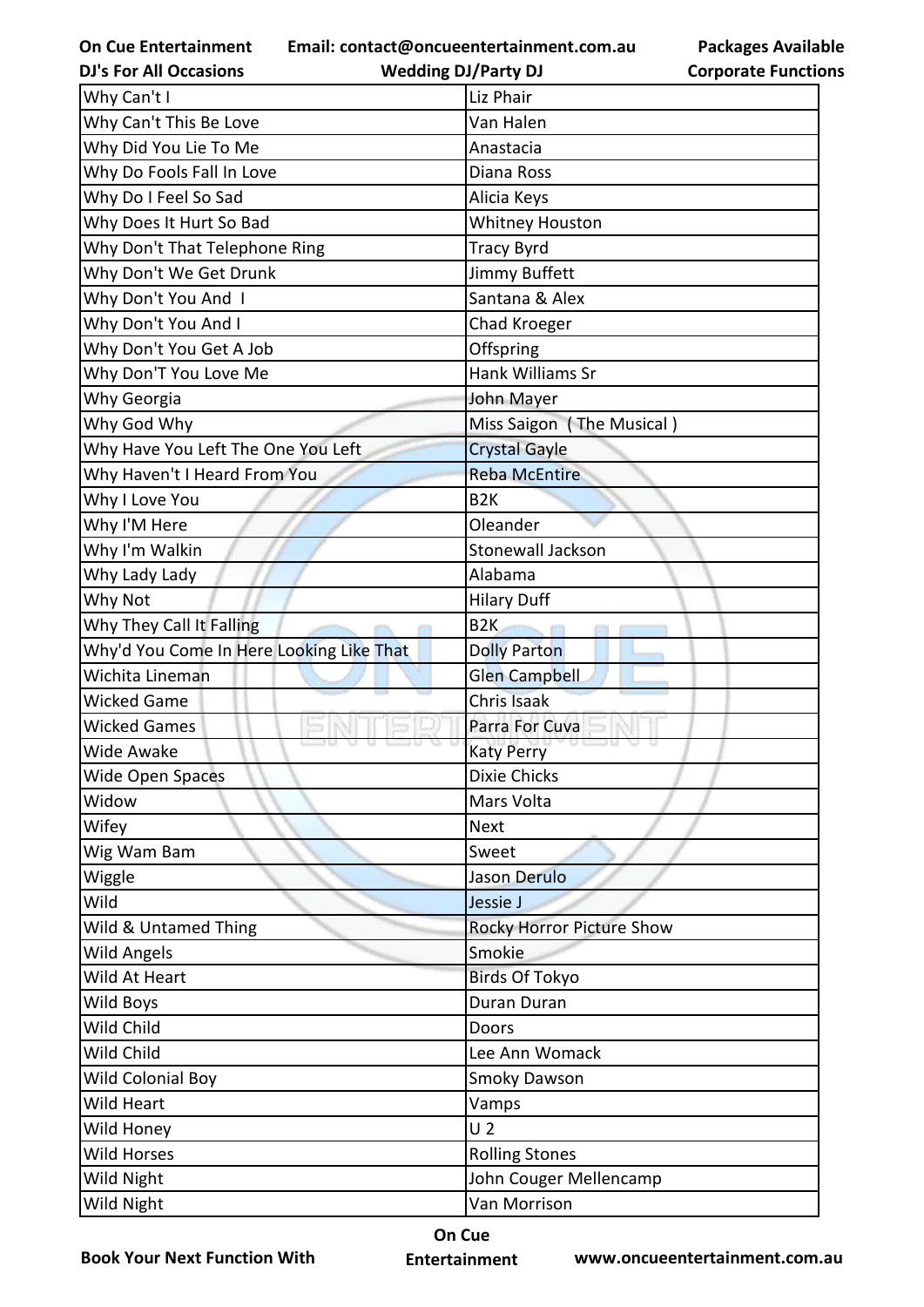| Why Can't I | Liz Phair |
|---|---|
| Why Can't This Be Love | Van Halen |
| Why Did You Lie To Me | Anastacia |
| Why Do Fools Fall In Love | Diana Ross |
| Why Do I Feel So Sad | Alicia Keys |
| Why Does It Hurt So Bad | Whitney Houston |
| Why Don't That Telephone Ring | Tracy Byrd |
| Why Don't We Get Drunk | Jimmy Buffett |
| Why Don't You And  I | Santana & Alex |
| Why Don't You And I | Chad Kroeger |
| Why Don't You Get A Job | Offspring |
| Why Don'T You Love Me | Hank Williams Sr |
| Why Georgia | John Mayer |
| Why God Why | Miss Saigon  ( The Musical ) |
| Why Have You Left The One You Left | Crystal Gayle |
| Why Haven't I Heard From You | Reba McEntire |
| Why I Love You | B2K |
| Why I'M Here | Oleander |
| Why I'm Walkin | Stonewall Jackson |
| Why Lady Lady | Alabama |
| Why Not | Hilary Duff |
| Why They Call It Falling | B2K |
| Why'd You Come In Here Looking Like That | Dolly Parton |
| Wichita Lineman | Glen Campbell |
| Wicked Game | Chris Isaak |
| Wicked Games | Parra For Cuva |
| Wide Awake | Katy Perry |
| Wide Open Spaces | Dixie Chicks |
| Widow | Mars Volta |
| Wifey | Next |
| Wig Wam Bam | Sweet |
| Wiggle | Jason Derulo |
| Wild | Jessie J |
| Wild & Untamed Thing | Rocky Horror Picture Show |
| Wild Angels | Smokie |
| Wild At Heart | Birds Of Tokyo |
| Wild Boys | Duran Duran |
| Wild Child | Doors |
| Wild Child | Lee Ann Womack |
| Wild Colonial Boy | Smoky Dawson |
| Wild Heart | Vamps |
| Wild Honey | U 2 |
| Wild Horses | Rolling Stones |
| Wild Night | John Couger Mellencamp |
| Wild Night | Van Morrison |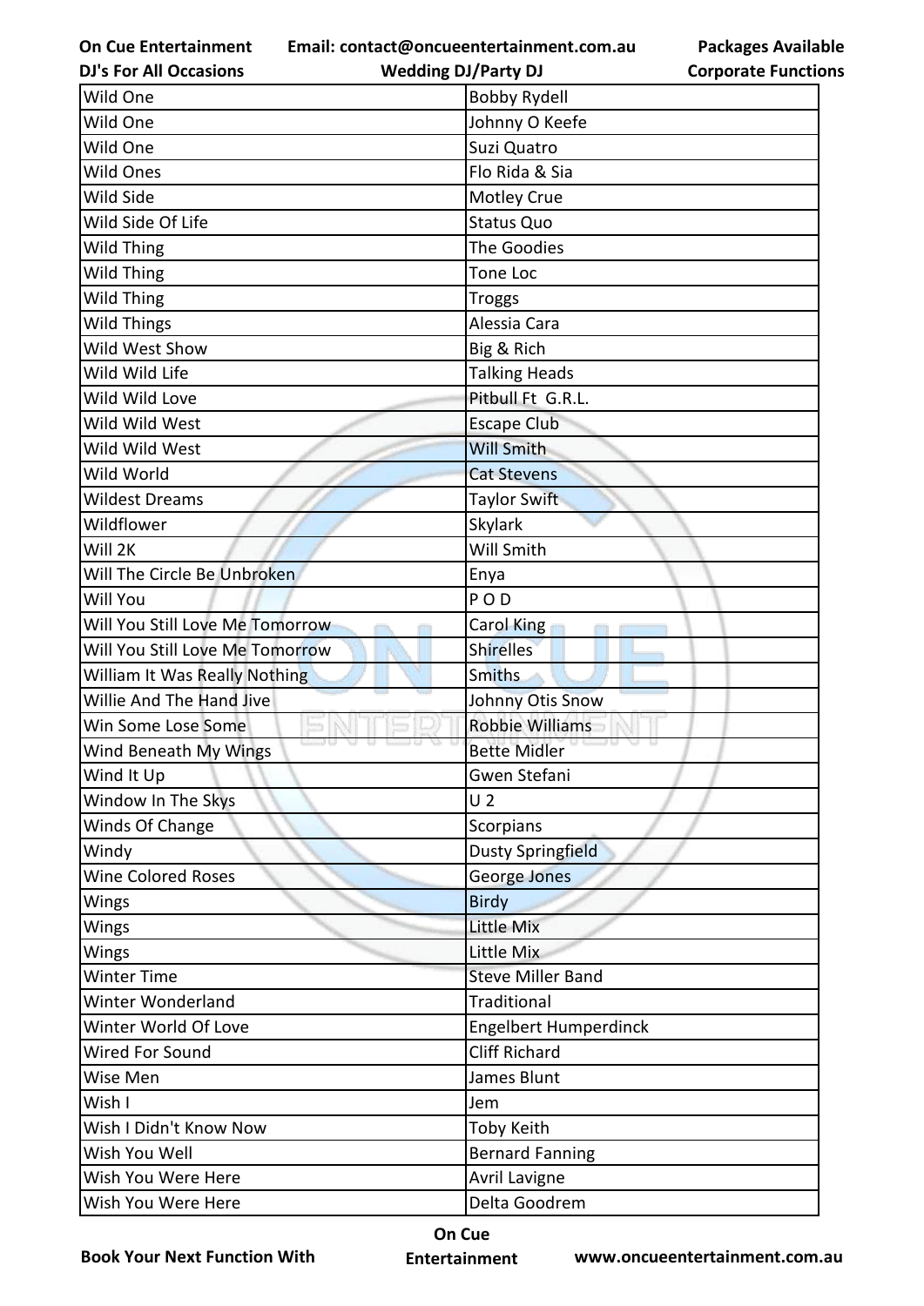| Wild One | Bobby Rydell |
|---|---|
| Wild One | Johnny O Keefe |
| Wild One | Suzi Quatro |
| Wild Ones | Flo Rida & Sia |
| Wild Side | Motley Crue |
| Wild Side Of Life | Status Quo |
| Wild Thing | The Goodies |
| Wild Thing | Tone Loc |
| Wild Thing | Troggs |
| Wild Things | Alessia Cara |
| Wild West Show | Big & Rich |
| Wild Wild Life | Talking Heads |
| Wild Wild Love | Pitbull Ft G.R.L. |
| Wild Wild West | Escape Club |
| Wild Wild West | Will Smith |
| Wild World | Cat Stevens |
| Wildest Dreams | Taylor Swift |
| Wildflower | Skylark |
| Will 2K | Will Smith |
| Will The Circle Be Unbroken | Enya |
| Will You | P O D |
| Will You Still Love Me Tomorrow | Carol King |
| Will You Still Love Me Tomorrow | Shirelles |
| William It Was Really Nothing | Smiths |
| Willie And The Hand Jive | Johnny Otis Snow |
| Win Some Lose Some | Robbie Williams |
| Wind Beneath My Wings | Bette Midler |
| Wind It Up | Gwen Stefani |
| Window In The Skys | U 2 |
| Winds Of Change | Scorpians |
| Windy | Dusty Springfield |
| Wine Colored Roses | George Jones |
| Wings | Birdy |
| Wings | Little Mix |
| Wings | Little Mix |
| Winter Time | Steve Miller Band |
| Winter Wonderland | Traditional |
| Winter World Of Love | Engelbert Humperdinck |
| Wired For Sound | Cliff Richard |
| Wise Men | James Blunt |
| Wish I | Jem |
| Wish I Didn't Know Now | Toby Keith |
| Wish You Well | Bernard Fanning |
| Wish You Were Here | Avril Lavigne |
| Wish You Were Here | Delta Goodrem |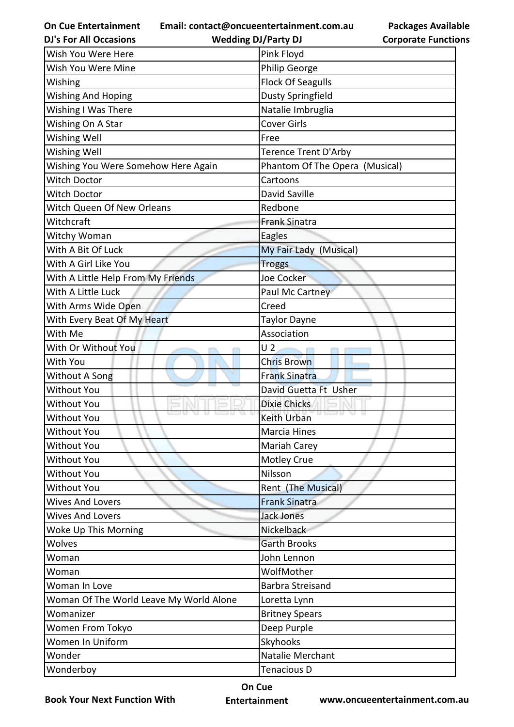| Wish You Were Here | Pink Floyd |
|---|---|
| Wish You Were Mine | Philip George |
| Wishing | Flock Of Seagulls |
| Wishing And Hoping | Dusty Springfield |
| Wishing I Was There | Natalie Imbruglia |
| Wishing On A Star | Cover Girls |
| Wishing Well | Free |
| Wishing Well | Terence Trent D'Arby |
| Wishing You Were Somehow Here Again | Phantom Of The Opera (Musical) |
| Witch Doctor | Cartoons |
| Witch Doctor | David Saville |
| Witch Queen Of New Orleans | Redbone |
| Witchcraft | Frank Sinatra |
| Witchy Woman | Eagles |
| With A Bit Of Luck | My Fair Lady (Musical) |
| With A Girl Like You | Troggs |
| With A Little Help From My Friends | Joe Cocker |
| With A Little Luck | Paul Mc Cartney |
| With Arms Wide Open | Creed |
| With Every Beat Of My Heart | Taylor Dayne |
| With Me | Association |
| With Or Without You | U 2 |
| With You | Chris Brown |
| Without A Song | Frank Sinatra |
| Without You | David Guetta Ft Usher |
| Without You | Dixie Chicks |
| Without You | Keith Urban |
| Without You | Marcia Hines |
| Without You | Mariah Carey |
| Without You | Motley Crue |
| Without You | Nilsson |
| Without You | Rent (The Musical) |
| Wives And Lovers | Frank Sinatra |
| Wives And Lovers | Jack Jones |
| Woke Up This Morning | Nickelback |
| Wolves | Garth Brooks |
| Woman | John Lennon |
| Woman | WolfMother |
| Woman In Love | Barbra Streisand |
| Woman Of The World Leave My World Alone | Loretta Lynn |
| Womanizer | Britney Spears |
| Women From Tokyo | Deep Purple |
| Women In Uniform | Skyhooks |
| Wonder | Natalie Merchant |
| Wonderboy | Tenacious D |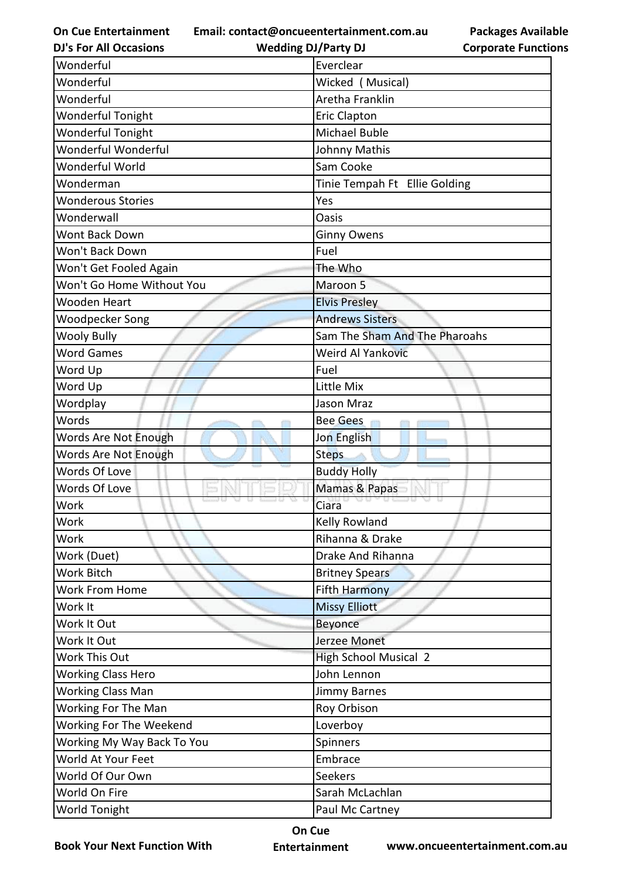| Wonderful | Everclear |
|---|---|
| Wonderful | Wicked ( Musical) |
| Wonderful | Aretha Franklin |
| Wonderful Tonight | Eric Clapton |
| Wonderful Tonight | Michael Buble |
| Wonderful Wonderful | Johnny Mathis |
| Wonderful World | Sam Cooke |
| Wonderman | Tinie Tempah Ft Ellie Golding |
| Wonderous Stories | Yes |
| Wonderwall | Oasis |
| Wont Back Down | Ginny Owens |
| Won't Back Down | Fuel |
| Won't Get Fooled Again | The Who |
| Won't Go Home Without You | Maroon 5 |
| Wooden Heart | Elvis Presley |
| Woodpecker Song | Andrews Sisters |
| Wooly Bully | Sam The Sham And The Pharoahs |
| Word Games | Weird Al Yankovic |
| Word Up | Fuel |
| Word Up | Little Mix |
| Wordplay | Jason Mraz |
| Words | Bee Gees |
| Words Are Not Enough | Jon English |
| Words Are Not Enough | Steps |
| Words Of Love | Buddy Holly |
| Words Of Love | Mamas & Papas |
| Work | Ciara |
| Work | Kelly Rowland |
| Work | Rihanna & Drake |
| Work (Duet) | Drake And Rihanna |
| Work Bitch | Britney Spears |
| Work From Home | Fifth Harmony |
| Work It | Missy Elliott |
| Work It Out | Beyonce |
| Work It Out | Jerzee Monet |
| Work This Out | High School Musical 2 |
| Working Class Hero | John Lennon |
| Working Class Man | Jimmy Barnes |
| Working For The Man | Roy Orbison |
| Working For The Weekend | Loverboy |
| Working My Way Back To You | Spinners |
| World At Your Feet | Embrace |
| World Of Our Own | Seekers |
| World On Fire | Sarah McLachlan |
| World Tonight | Paul Mc Cartney |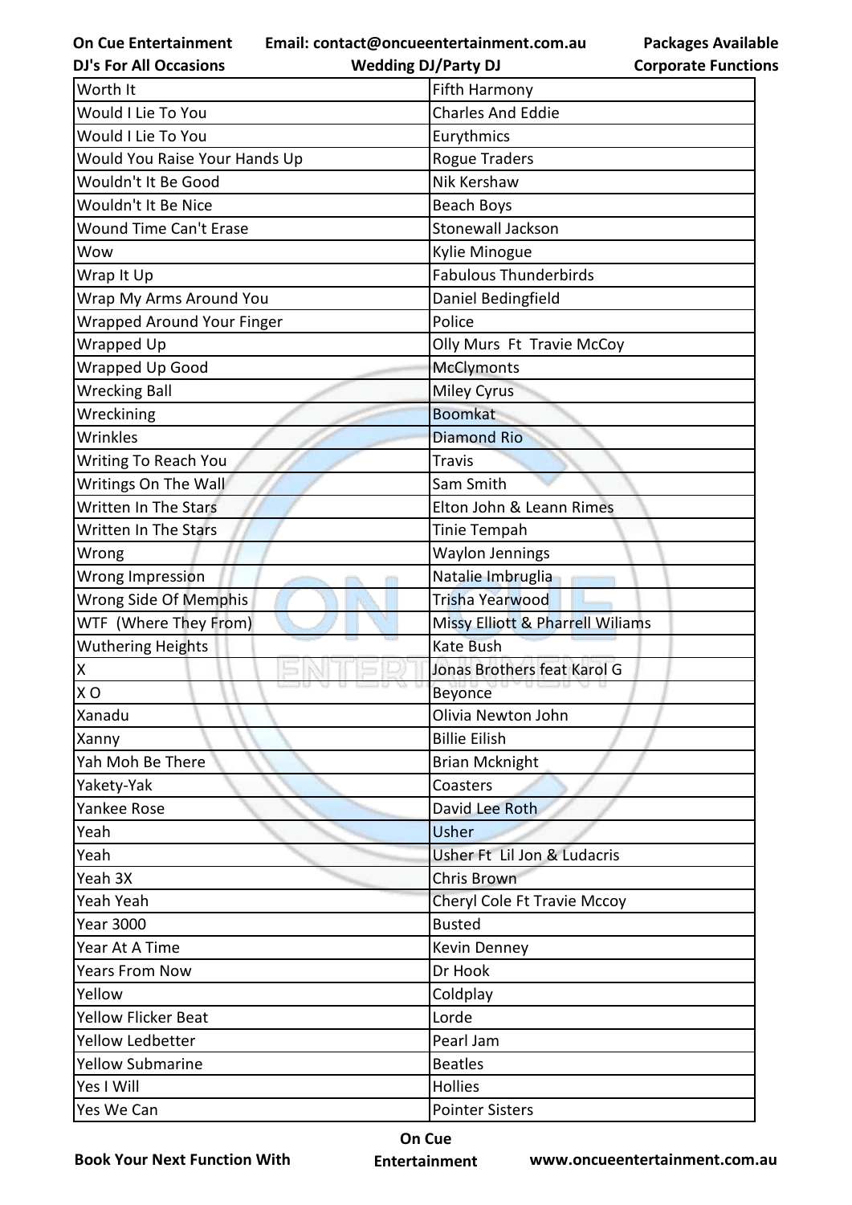| Worth It | Fifth Harmony |
|---|---|
| Would I Lie To You | Charles And Eddie |
| Would I Lie To You | Eurythmics |
| Would You Raise Your Hands Up | Rogue Traders |
| Wouldn't It Be Good | Nik Kershaw |
| Wouldn't It Be Nice | Beach Boys |
| Wound Time Can't Erase | Stonewall Jackson |
| Wow | Kylie Minogue |
| Wrap It Up | Fabulous Thunderbirds |
| Wrap My Arms Around You | Daniel Bedingfield |
| Wrapped Around Your Finger | Police |
| Wrapped Up | Olly Murs Ft Travie McCoy |
| Wrapped Up Good | McClymonts |
| Wrecking Ball | Miley Cyrus |
| Wreckining | Boomkat |
| Wrinkles | Diamond Rio |
| Writing To Reach You | Travis |
| Writings On The Wall | Sam Smith |
| Written In The Stars | Elton John & Leann Rimes |
| Written In The Stars | Tinie Tempah |
| Wrong | Waylon Jennings |
| Wrong Impression | Natalie Imbruglia |
| Wrong Side Of Memphis | Trisha Yearwood |
| WTF (Where They From) | Missy Elliott & Pharrell Wiliams |
| Wuthering Heights | Kate Bush |
| X | Jonas Brothers feat Karol G |
| X O | Beyonce |
| Xanadu | Olivia Newton John |
| Xanny | Billie Eilish |
| Yah Moh Be There | Brian Mcknight |
| Yakety-Yak | Coasters |
| Yankee Rose | David Lee Roth |
| Yeah | Usher |
| Yeah | Usher Ft Lil Jon & Ludacris |
| Yeah 3X | Chris Brown |
| Yeah Yeah | Cheryl Cole Ft Travie Mccoy |
| Year 3000 | Busted |
| Year At A Time | Kevin Denney |
| Years From Now | Dr Hook |
| Yellow | Coldplay |
| Yellow Flicker Beat | Lorde |
| Yellow Ledbetter | Pearl Jam |
| Yellow Submarine | Beatles |
| Yes I Will | Hollies |
| Yes We Can | Pointer Sisters |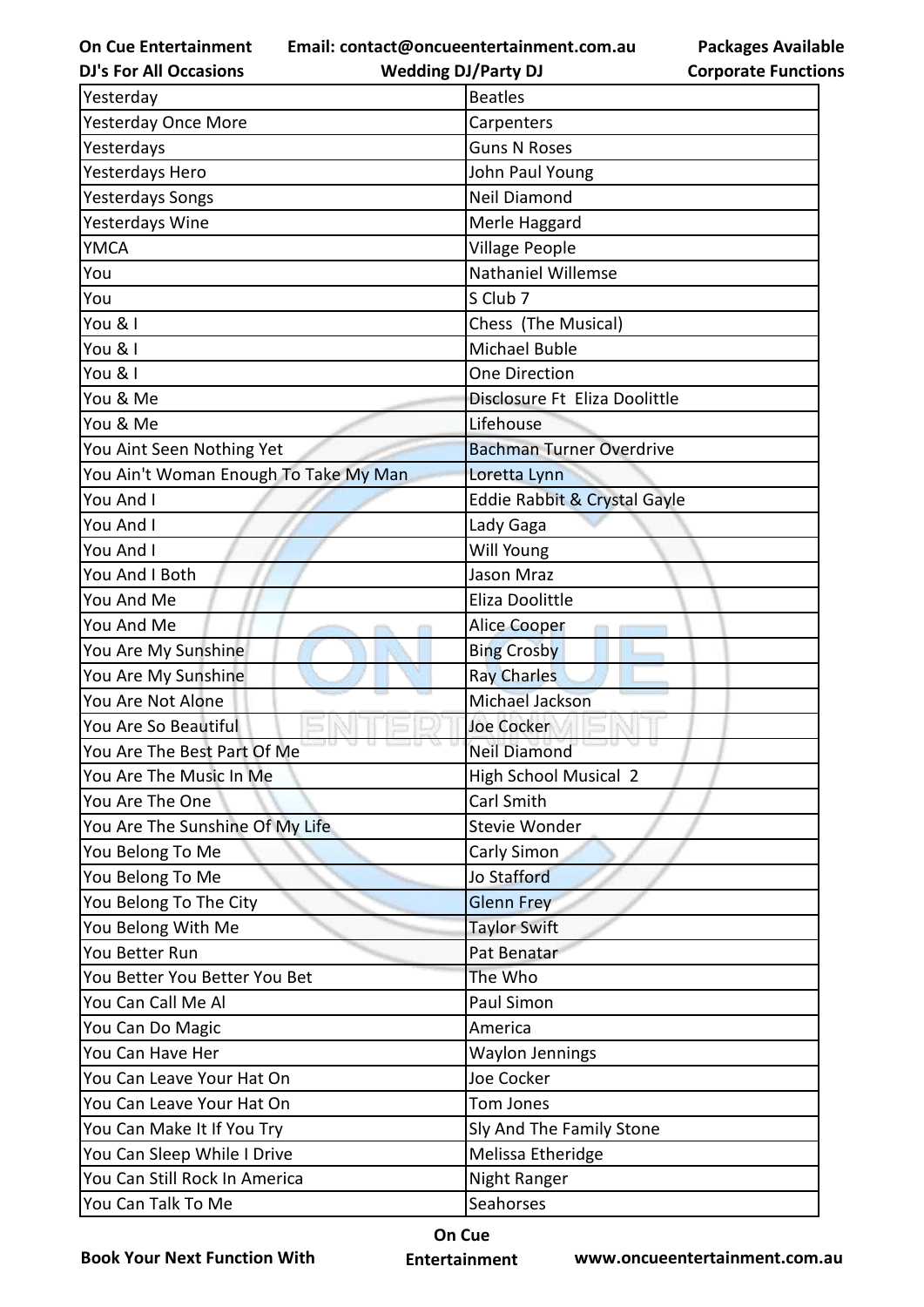| Yesterday | Beatles |
|---|---|
| Yesterday Once More | Carpenters |
| Yesterdays | Guns N Roses |
| Yesterdays Hero | John Paul Young |
| Yesterdays Songs | Neil Diamond |
| Yesterdays Wine | Merle Haggard |
| YMCA | Village People |
| You | Nathaniel Willemse |
| You | S Club 7 |
| You & I | Chess (The Musical) |
| You & I | Michael Buble |
| You & I | One Direction |
| You & Me | Disclosure Ft Eliza Doolittle |
| You & Me | Lifehouse |
| You Aint Seen Nothing Yet | Bachman Turner Overdrive |
| You Ain't Woman Enough To Take My Man | Loretta Lynn |
| You And I | Eddie Rabbit & Crystal Gayle |
| You And I | Lady Gaga |
| You And I | Will Young |
| You And I Both | Jason Mraz |
| You And Me | Eliza Doolittle |
| You And Me | Alice Cooper |
| You Are My Sunshine | Bing Crosby |
| You Are My Sunshine | Ray Charles |
| You Are Not Alone | Michael Jackson |
| You Are So Beautiful | Joe Cocker |
| You Are The Best Part Of Me | Neil Diamond |
| You Are The Music In Me | High School Musical 2 |
| You Are The One | Carl Smith |
| You Are The Sunshine Of My Life | Stevie Wonder |
| You Belong To Me | Carly Simon |
| You Belong To Me | Jo Stafford |
| You Belong To The City | Glenn Frey |
| You Belong With Me | Taylor Swift |
| You Better Run | Pat Benatar |
| You Better You Better You Bet | The Who |
| You Can Call Me Al | Paul Simon |
| You Can Do Magic | America |
| You Can Have Her | Waylon Jennings |
| You Can Leave Your Hat On | Joe Cocker |
| You Can Leave Your Hat On | Tom Jones |
| You Can Make It If You Try | Sly And The Family Stone |
| You Can Sleep While I Drive | Melissa Etheridge |
| You Can Still Rock In America | Night Ranger |
| You Can Talk To Me | Seahorses |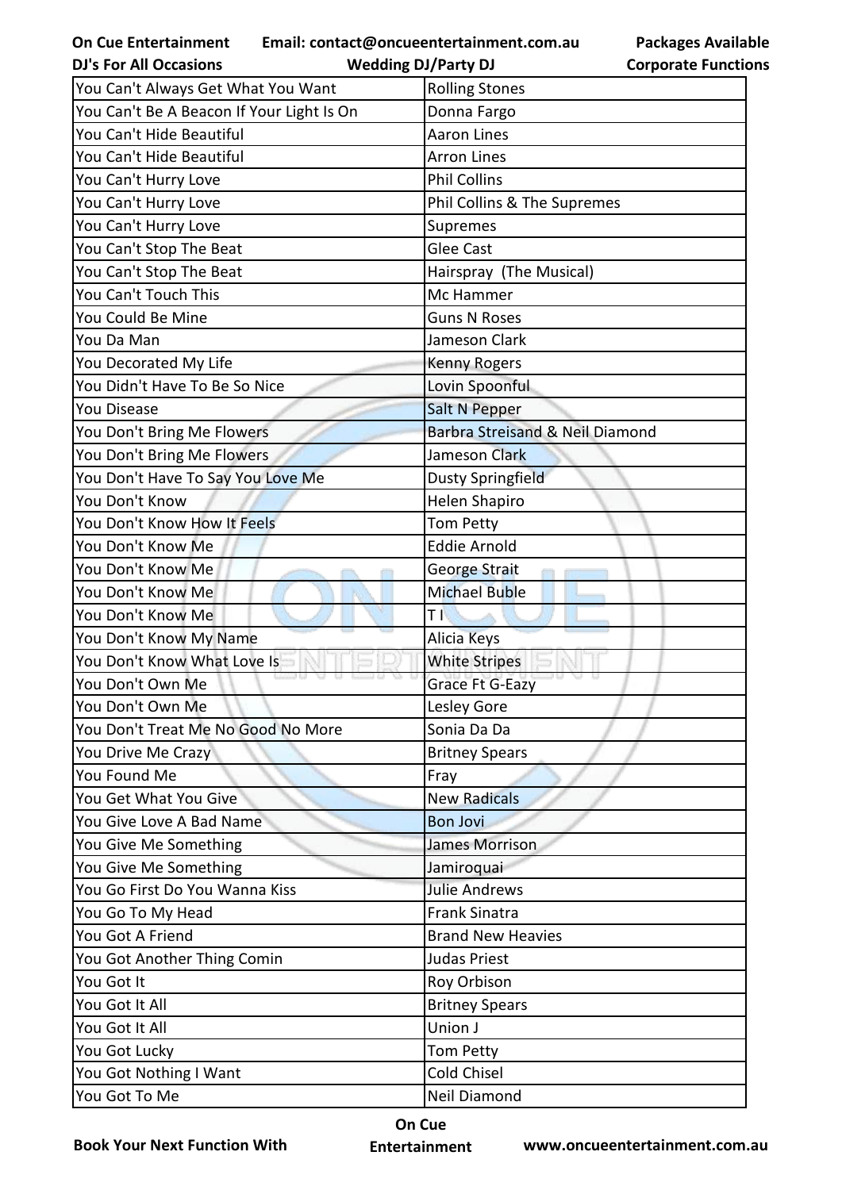| You Can't Always Get What You Want | Rolling Stones |
|---|---|
| You Can't Be A Beacon If Your Light Is On | Donna Fargo |
| You Can't Hide Beautiful | Aaron Lines |
| You Can't Hide Beautiful | Arron Lines |
| You Can't Hurry Love | Phil Collins |
| You Can't Hurry Love | Phil Collins & The Supremes |
| You Can't Hurry Love | Supremes |
| You Can't Stop The Beat | Glee Cast |
| You Can't Stop The Beat | Hairspray  (The Musical) |
| You Can't Touch This | Mc Hammer |
| You Could Be Mine | Guns N Roses |
| You Da Man | Jameson Clark |
| You Decorated My Life | Kenny Rogers |
| You Didn't Have To Be So Nice | Lovin Spoonful |
| You Disease | Salt N Pepper |
| You Don't Bring Me Flowers | Barbra Streisand & Neil Diamond |
| You Don't Bring Me Flowers | Jameson Clark |
| You Don't Have To Say You Love Me | Dusty Springfield |
| You Don't Know | Helen Shapiro |
| You Don't Know How It Feels | Tom Petty |
| You Don't Know Me | Eddie Arnold |
| You Don't Know Me | George Strait |
| You Don't Know Me | Michael Buble |
| You Don't Know Me | T I |
| You Don't Know My Name | Alicia Keys |
| You Don't Know What Love Is | White Stripes |
| You Don't Own Me | Grace Ft G-Eazy |
| You Don't Own Me | Lesley Gore |
| You Don't Treat Me No Good No More | Sonia Da Da |
| You Drive Me Crazy | Britney Spears |
| You Found Me | Fray |
| You Get What You Give | New Radicals |
| You Give Love A Bad Name | Bon Jovi |
| You Give Me Something | James Morrison |
| You Give Me Something | Jamiroquai |
| You Go First Do You Wanna Kiss | Julie Andrews |
| You Go To My Head | Frank Sinatra |
| You Got A Friend | Brand New Heavies |
| You Got Another Thing Comin | Judas Priest |
| You Got It | Roy Orbison |
| You Got It All | Britney Spears |
| You Got It All | Union J |
| You Got Lucky | Tom Petty |
| You Got Nothing I Want | Cold Chisel |
| You Got To Me | Neil Diamond |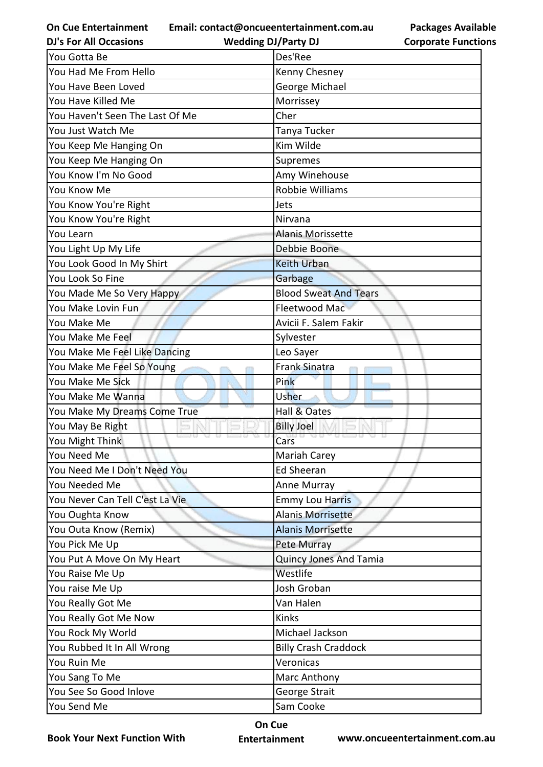| You Gotta Be | Des'Ree |
|---|---|
| You Had Me From Hello | Kenny Chesney |
| You Have Been Loved | George Michael |
| You Have Killed Me | Morrissey |
| You Haven't Seen The Last Of Me | Cher |
| You Just Watch Me | Tanya Tucker |
| You Keep Me Hanging On | Kim Wilde |
| You Keep Me Hanging On | Supremes |
| You Know I'm No Good | Amy Winehouse |
| You Know Me | Robbie Williams |
| You Know You're Right | Jets |
| You Know You're Right | Nirvana |
| You Learn | Alanis Morissette |
| You Light Up My Life | Debbie Boone |
| You Look Good In My Shirt | Keith Urban |
| You Look So Fine | Garbage |
| You Made Me So Very Happy | Blood Sweat And Tears |
| You Make Lovin Fun | Fleetwood Mac |
| You Make Me | Avicii F. Salem Fakir |
| You Make Me Feel | Sylvester |
| You Make Me Feel Like Dancing | Leo Sayer |
| You Make Me Feel So Young | Frank Sinatra |
| You Make Me Sick | Pink |
| You Make Me Wanna | Usher |
| You Make My Dreams Come True | Hall & Oates |
| You May Be Right | Billy Joel |
| You Might Think | Cars |
| You Need Me | Mariah Carey |
| You Need Me I Don't Need You | Ed Sheeran |
| You Needed Me | Anne Murray |
| You Never Can Tell C'est La Vie | Emmy Lou Harris |
| You Oughta Know | Alanis Morrisette |
| You Outa Know (Remix) | Alanis Morrisette |
| You Pick Me Up | Pete Murray |
| You Put A Move On My Heart | Quincy Jones And Tamia |
| You Raise Me Up | Westlife |
| You raise Me Up | Josh Groban |
| You Really Got Me | Van Halen |
| You Really Got Me Now | Kinks |
| You Rock My World | Michael Jackson |
| You Rubbed It In All Wrong | Billy Crash Craddock |
| You Ruin Me | Veronicas |
| You Sang To Me | Marc Anthony |
| You See So Good Inlove | George Strait |
| You Send Me | Sam Cooke |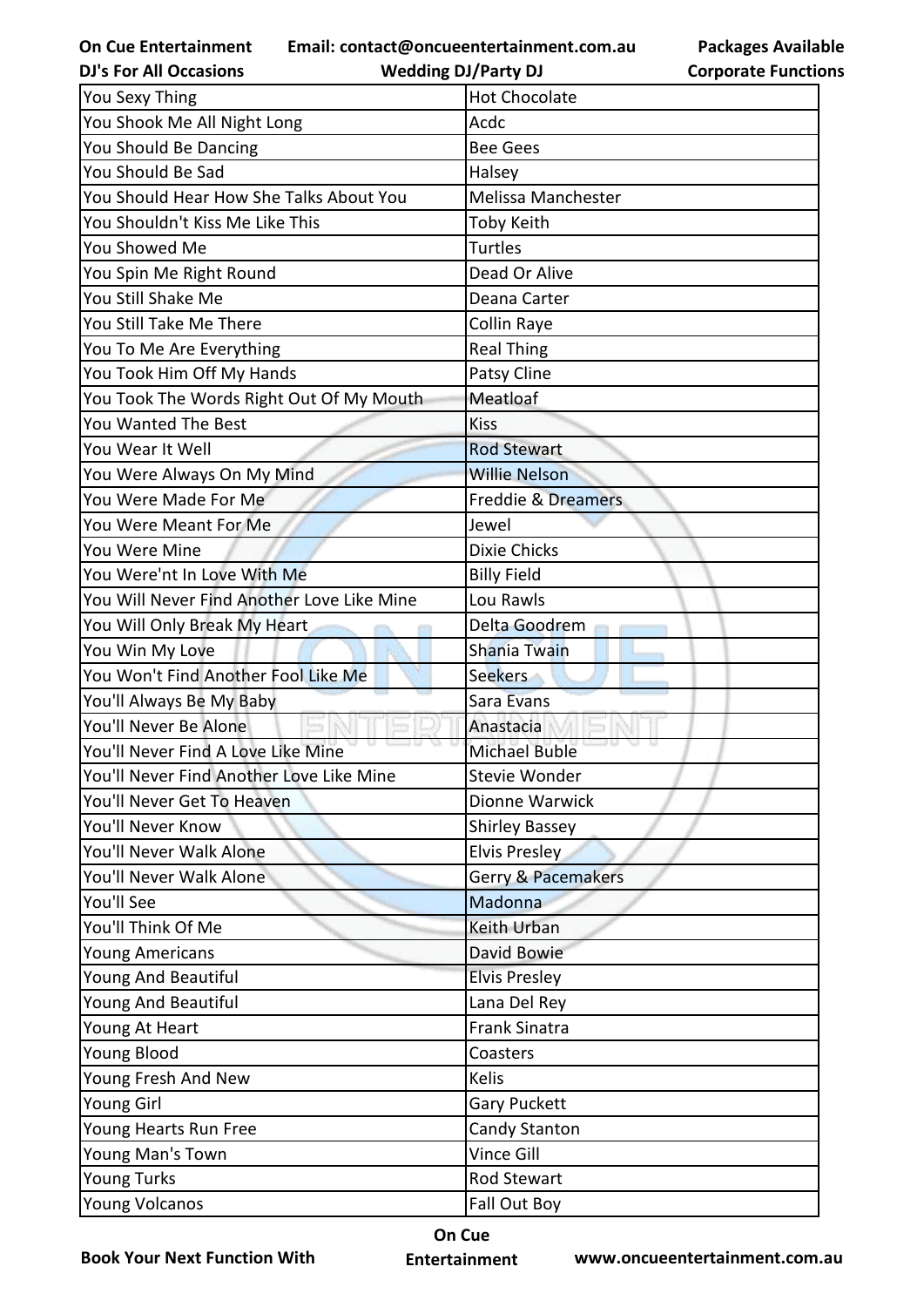| You Sexy Thing | Hot Chocolate |
|---|---|
| You Shook Me All Night Long | Acdc |
| You Should Be Dancing | Bee Gees |
| You Should Be Sad | Halsey |
| You Should Hear How She Talks About You | Melissa Manchester |
| You Shouldn't Kiss Me Like This | Toby Keith |
| You Showed Me | Turtles |
| You Spin Me Right Round | Dead Or Alive |
| You Still Shake Me | Deana Carter |
| You Still Take Me There | Collin Raye |
| You To Me Are Everything | Real Thing |
| You Took Him Off My Hands | Patsy Cline |
| You Took The Words Right Out Of My Mouth | Meatloaf |
| You Wanted The Best | Kiss |
| You Wear It Well | Rod Stewart |
| You Were Always On My Mind | Willie Nelson |
| You Were Made For Me | Freddie & Dreamers |
| You Were Meant For Me | Jewel |
| You Were Mine | Dixie Chicks |
| You Were'nt In Love With Me | Billy Field |
| You Will Never Find Another Love Like Mine | Lou Rawls |
| You Will Only Break My Heart | Delta Goodrem |
| You Win My Love | Shania Twain |
| You Won't Find Another Fool Like Me | Seekers |
| You'll Always Be My Baby | Sara Evans |
| You'll Never Be Alone | Anastacia |
| You'll Never Find A Love Like Mine | Michael Buble |
| You'll Never Find Another Love Like Mine | Stevie Wonder |
| You'll Never Get To Heaven | Dionne Warwick |
| You'll Never Know | Shirley Bassey |
| You'll Never Walk Alone | Elvis Presley |
| You'll Never Walk Alone | Gerry & Pacemakers |
| You'll See | Madonna |
| You'll Think Of Me | Keith Urban |
| Young Americans | David Bowie |
| Young And Beautiful | Elvis Presley |
| Young And Beautiful | Lana Del Rey |
| Young At Heart | Frank Sinatra |
| Young Blood | Coasters |
| Young Fresh And New | Kelis |
| Young Girl | Gary Puckett |
| Young Hearts Run Free | Candy Stanton |
| Young Man's Town | Vince Gill |
| Young Turks | Rod Stewart |
| Young Volcanos | Fall Out Boy |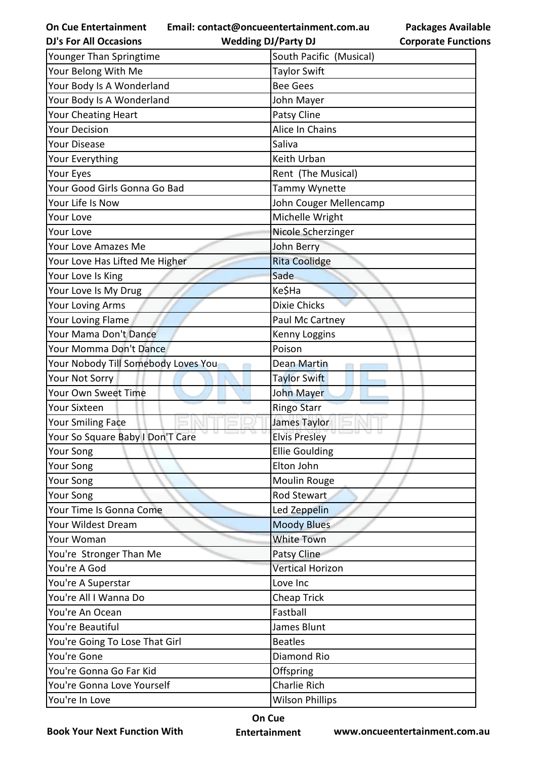| Younger Than Springtime | South Pacific  (Musical) |
|---|---|
| Your Belong With Me | Taylor Swift |
| Your Body Is A Wonderland | Bee Gees |
| Your Body Is A Wonderland | John Mayer |
| Your Cheating Heart | Patsy Cline |
| Your Decision | Alice In Chains |
| Your Disease | Saliva |
| Your Everything | Keith Urban |
| Your Eyes | Rent  (The Musical) |
| Your Good Girls Gonna Go Bad | Tammy Wynette |
| Your Life Is Now | John Couger Mellencamp |
| Your Love | Michelle Wright |
| Your Love | Nicole Scherzinger |
| Your Love Amazes Me | John Berry |
| Your Love Has Lifted Me Higher | Rita Coolidge |
| Your Love Is King | Sade |
| Your Love Is My Drug | Ke$Ha |
| Your Loving Arms | Dixie Chicks |
| Your Loving Flame | Paul Mc Cartney |
| Your Mama Don't Dance | Kenny Loggins |
| Your Momma Don't Dance | Poison |
| Your Nobody Till Somebody Loves You | Dean Martin |
| Your Not Sorry | Taylor Swift |
| Your Own Sweet Time | John Mayer |
| Your Sixteen | Ringo Starr |
| Your Smiling Face | James Taylor |
| Your So Square Baby I Don'T Care | Elvis Presley |
| Your Song | Ellie Goulding |
| Your Song | Elton John |
| Your Song | Moulin Rouge |
| Your Song | Rod Stewart |
| Your Time Is Gonna Come | Led Zeppelin |
| Your Wildest Dream | Moody Blues |
| Your Woman | White Town |
| You're  Stronger Than Me | Patsy Cline |
| You're A God | Vertical Horizon |
| You're A Superstar | Love Inc |
| You're All I Wanna Do | Cheap Trick |
| You're An Ocean | Fastball |
| You're Beautiful | James Blunt |
| You're Going To Lose That Girl | Beatles |
| You're Gone | Diamond Rio |
| You're Gonna Go Far Kid | Offspring |
| You're Gonna Love Yourself | Charlie Rich |
| You're In Love | Wilson Phillips |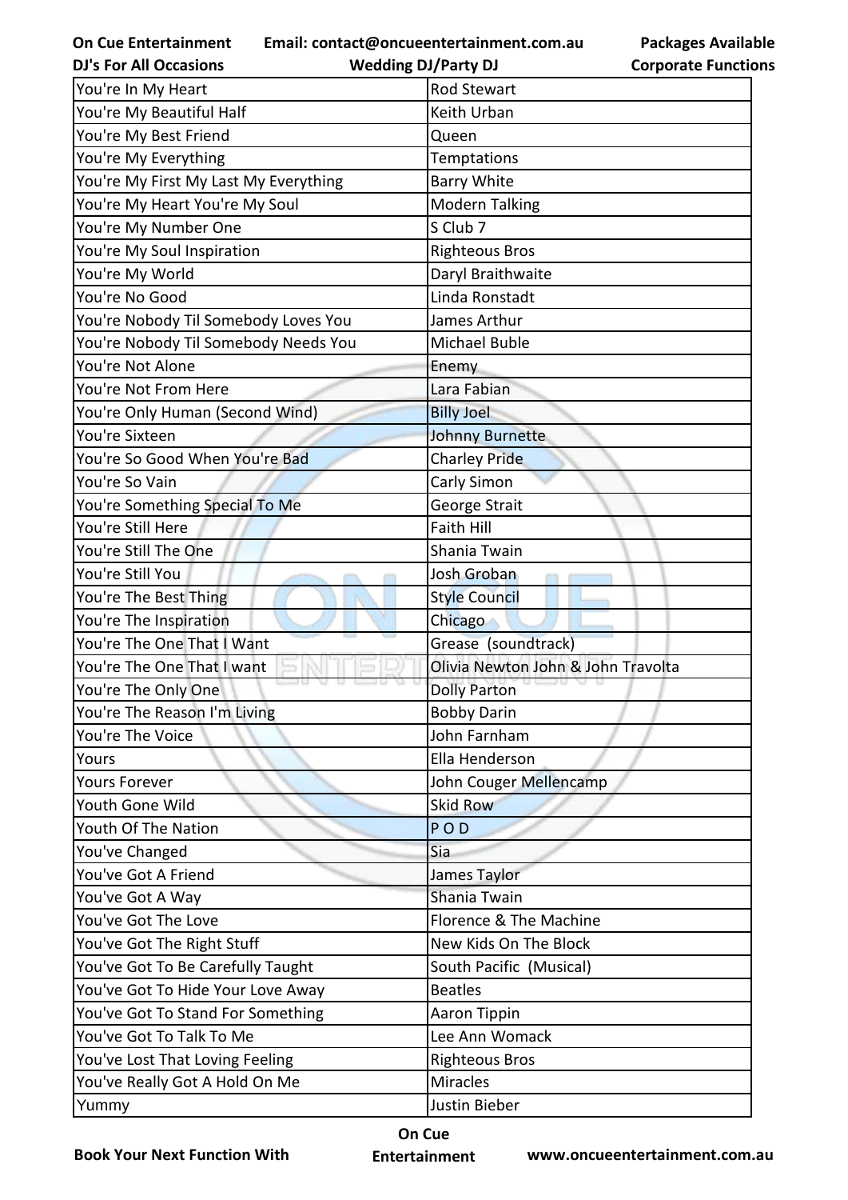| You're In My Heart | Rod Stewart |
|---|---|
| You're My Beautiful Half | Keith Urban |
| You're My Best Friend | Queen |
| You're My Everything | Temptations |
| You're My First My Last My Everything | Barry White |
| You're My Heart You're My Soul | Modern Talking |
| You're My Number One | S Club 7 |
| You're My Soul Inspiration | Righteous Bros |
| You're My World | Daryl Braithwaite |
| You're No Good | Linda Ronstadt |
| You're Nobody Til Somebody Loves You | James Arthur |
| You're Nobody Til Somebody Needs You | Michael Buble |
| You're Not Alone | Enemy |
| You're Not From Here | Lara Fabian |
| You're Only Human (Second Wind) | Billy Joel |
| You're Sixteen | Johnny Burnette |
| You're So Good When You're Bad | Charley Pride |
| You're So Vain | Carly Simon |
| You're Something Special To Me | George Strait |
| You're Still Here | Faith Hill |
| You're Still The One | Shania Twain |
| You're Still You | Josh Groban |
| You're The Best Thing | Style Council |
| You're The Inspiration | Chicago |
| You're The One That I Want | Grease (soundtrack) |
| You're The One That I want | Olivia Newton John & John Travolta |
| You're The Only One | Dolly Parton |
| You're The Reason I'm Living | Bobby Darin |
| You're The Voice | John Farnham |
| Yours | Ella Henderson |
| Yours Forever | John Couger Mellencamp |
| Youth Gone Wild | Skid Row |
| Youth Of The Nation | P O D |
| You've Changed | Sia |
| You've Got A Friend | James Taylor |
| You've Got A Way | Shania Twain |
| You've Got The Love | Florence & The Machine |
| You've Got The Right Stuff | New Kids On The Block |
| You've Got To Be Carefully Taught | South Pacific (Musical) |
| You've Got To Hide Your Love Away | Beatles |
| You've Got To Stand For Something | Aaron Tippin |
| You've Got To Talk To Me | Lee Ann Womack |
| You've Lost That Loving Feeling | Righteous Bros |
| You've Really Got A Hold On Me | Miracles |
| Yummy | Justin Bieber |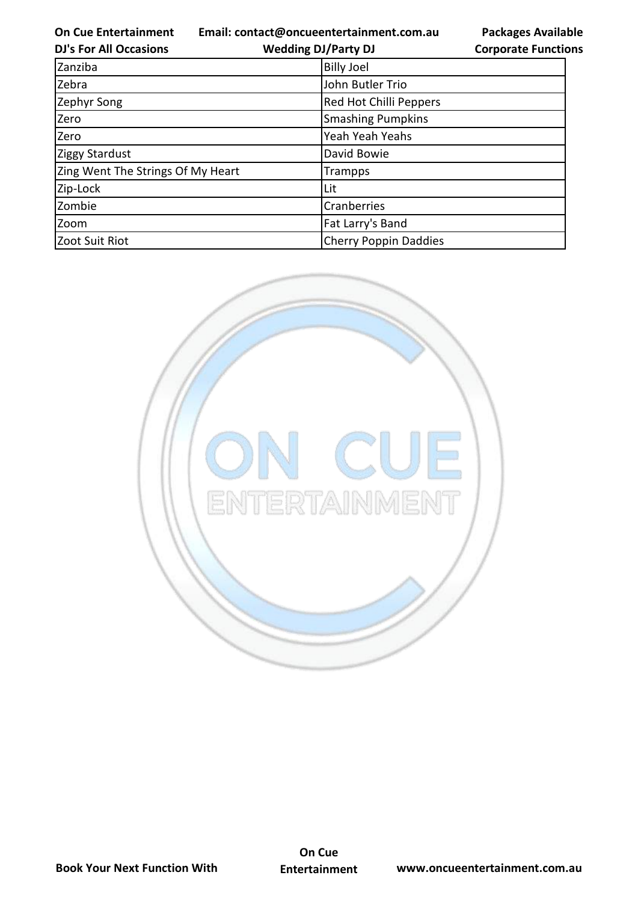| | |
|---|---|
| Zanziba | Billy Joel |
| Zebra | John Butler Trio |
| Zephyr Song | Red Hot Chilli Peppers |
| Zero | Smashing Pumpkins |
| Zero | Yeah Yeah Yeahs |
| Ziggy Stardust | David Bowie |
| Zing Went The Strings Of My Heart | Trampps |
| Zip-Lock | Lit |
| Zombie | Cranberries |
| Zoom | Fat Larry's Band |
| Zoot Suit Riot | Cherry Poppin Daddies |